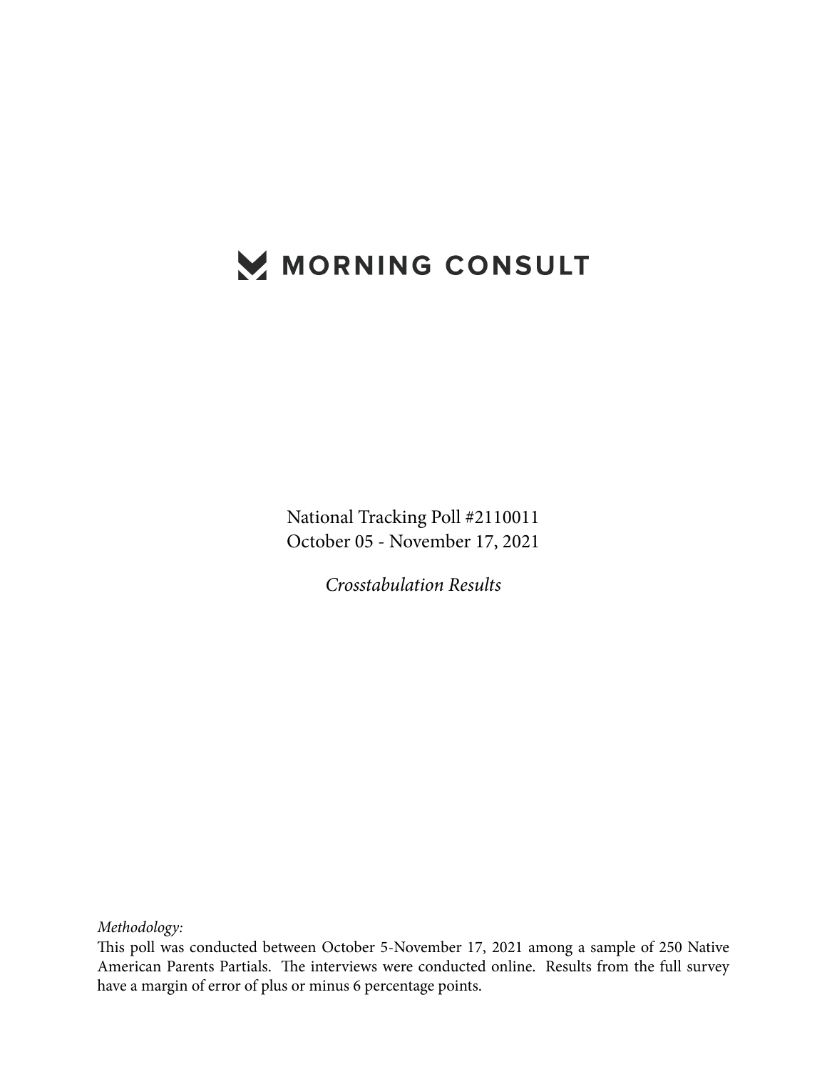# MORNING CONSULT

National Tracking Poll #2110011
October 05 - November 17, 2021

*Crosstabulation Results*

*Methodology:*
This poll was conducted between October 5-November 17, 2021 among a sample of 250 Native American Parents Partials. The interviews were conducted online. Results from the full survey have a margin of error of plus or minus 6 percentage points.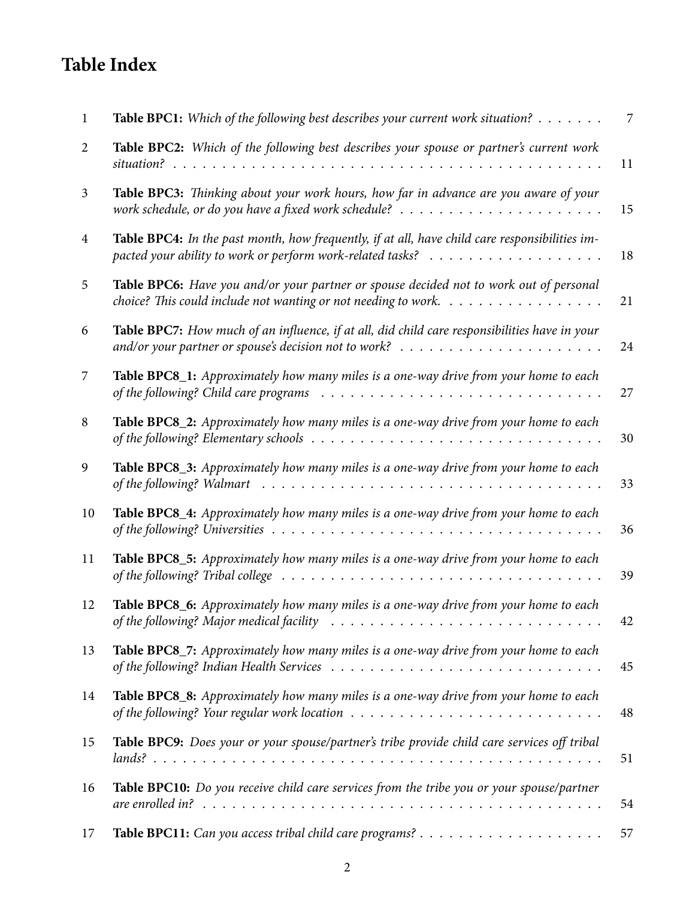# Table Index

| | | |
|---|---|---|
| 1 | **Table BPC1:** *Which of the following best describes your current work situation?* | 7 |
| 2 | **Table BPC2:** *Which of the following best describes your spouse or partner's current work situation?* | 11 |
| 3 | **Table BPC3:** *Thinking about your work hours, how far in advance are you aware of your work schedule, or do you have a fixed work schedule?* | 15 |
| 4 | **Table BPC4:** *In the past month, how frequently, if at all, have child care responsibilities impacted your ability to work or perform work-related tasks?* | 18 |
| 5 | **Table BPC6:** *Have you and/or your partner or spouse decided not to work out of personal choice? This could include not wanting or not needing to work.* | 21 |
| 6 | **Table BPC7:** *How much of an influence, if at all, did child care responsibilities have in your and/or your partner or spouse's decision not to work?* | 24 |
| 7 | **Table BPC8_1:** *Approximately how many miles is a one-way drive from your home to each of the following? Child care programs* | 27 |
| 8 | **Table BPC8_2:** *Approximately how many miles is a one-way drive from your home to each of the following? Elementary schools* | 30 |
| 9 | **Table BPC8_3:** *Approximately how many miles is a one-way drive from your home to each of the following? Walmart* | 33 |
| 10 | **Table BPC8_4:** *Approximately how many miles is a one-way drive from your home to each of the following? Universities* | 36 |
| 11 | **Table BPC8_5:** *Approximately how many miles is a one-way drive from your home to each of the following? Tribal college* | 39 |
| 12 | **Table BPC8_6:** *Approximately how many miles is a one-way drive from your home to each of the following? Major medical facility* | 42 |
| 13 | **Table BPC8_7:** *Approximately how many miles is a one-way drive from your home to each of the following? Indian Health Services* | 45 |
| 14 | **Table BPC8_8:** *Approximately how many miles is a one-way drive from your home to each of the following? Your regular work location* | 48 |
| 15 | **Table BPC9:** *Does your or your spouse/partner's tribe provide child care services off tribal lands?* | 51 |
| 16 | **Table BPC10:** *Do you receive child care services from the tribe you or your spouse/partner are enrolled in?* | 54 |
| 17 | **Table BPC11:** *Can you access tribal child care programs?* | 57 |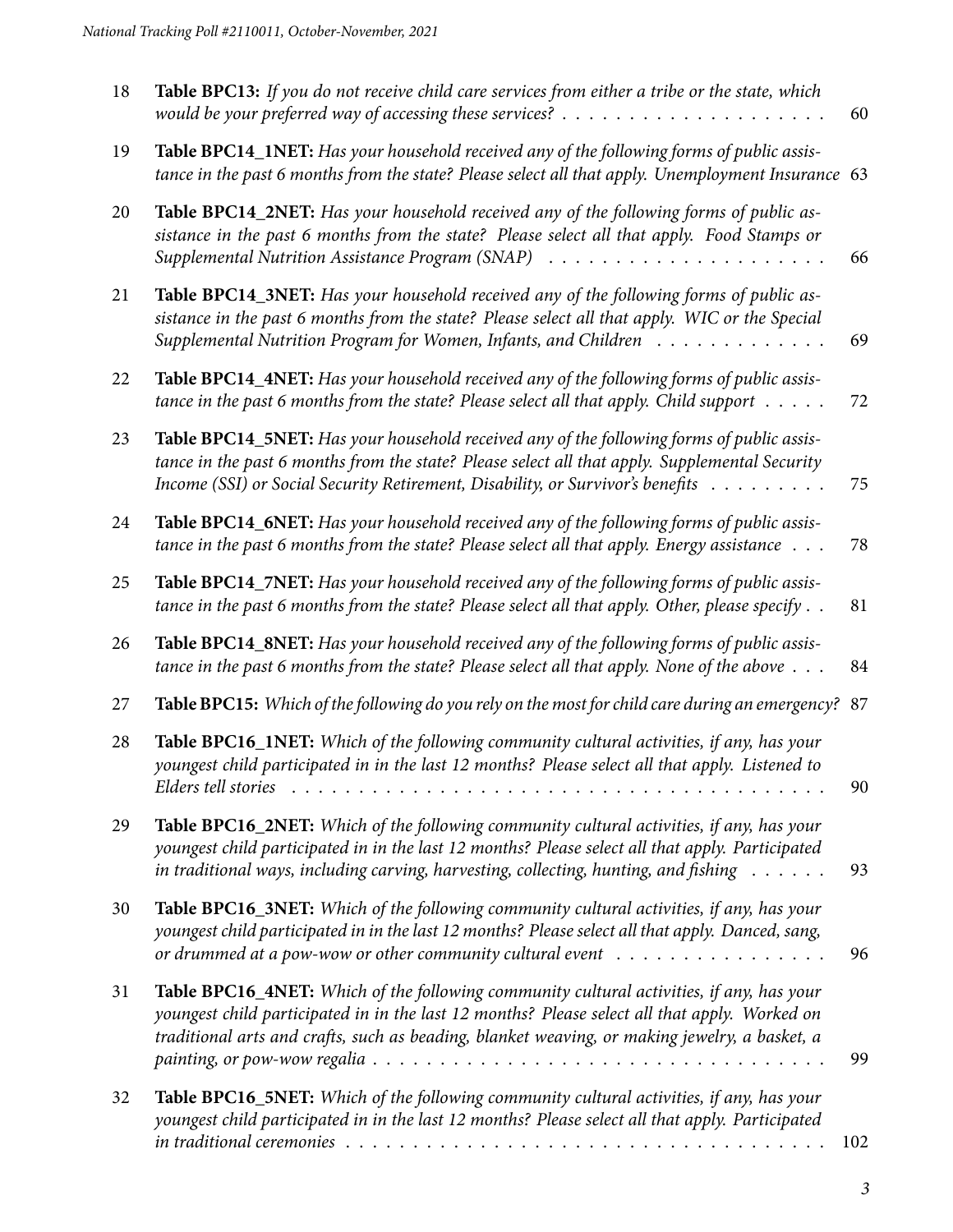| | | |
|---|---|---|
| 18 | **Table BPC13:** *If you do not receive child care services from either a tribe or the state, which would be your preferred way of accessing these services?* | 60 |
| 19 | **Table BPC14_1NET:** *Has your household received any of the following forms of public assistance in the past 6 months from the state? Please select all that apply. Unemployment Insurance* | 63 |
| 20 | **Table BPC14_2NET:** *Has your household received any of the following forms of public assistance in the past 6 months from the state? Please select all that apply. Food Stamps or Supplemental Nutrition Assistance Program (SNAP)* | 66 |
| 21 | **Table BPC14_3NET:** *Has your household received any of the following forms of public assistance in the past 6 months from the state? Please select all that apply. WIC or the Special Supplemental Nutrition Program for Women, Infants, and Children* | 69 |
| 22 | **Table BPC14_4NET:** *Has your household received any of the following forms of public assistance in the past 6 months from the state? Please select all that apply. Child support* | 72 |
| 23 | **Table BPC14_5NET:** *Has your household received any of the following forms of public assistance in the past 6 months from the state? Please select all that apply. Supplemental Security Income (SSI) or Social Security Retirement, Disability, or Survivor's benefits* | 75 |
| 24 | **Table BPC14_6NET:** *Has your household received any of the following forms of public assistance in the past 6 months from the state? Please select all that apply. Energy assistance* | 78 |
| 25 | **Table BPC14_7NET:** *Has your household received any of the following forms of public assistance in the past 6 months from the state? Please select all that apply. Other, please specify* | 81 |
| 26 | **Table BPC14_8NET:** *Has your household received any of the following forms of public assistance in the past 6 months from the state? Please select all that apply. None of the above* | 84 |
| 27 | **Table BPC15:** *Which of the following do you rely on the most for child care during an emergency?* | 87 |
| 28 | **Table BPC16_1NET:** *Which of the following community cultural activities, if any, has your youngest child participated in in the last 12 months? Please select all that apply. Listened to Elders tell stories* | 90 |
| 29 | **Table BPC16_2NET:** *Which of the following community cultural activities, if any, has your youngest child participated in in the last 12 months? Please select all that apply. Participated in traditional ways, including carving, harvesting, collecting, hunting, and fishing* | 93 |
| 30 | **Table BPC16_3NET:** *Which of the following community cultural activities, if any, has your youngest child participated in in the last 12 months? Please select all that apply. Danced, sang, or drummed at a pow-wow or other community cultural event* | 96 |
| 31 | **Table BPC16_4NET:** *Which of the following community cultural activities, if any, has your youngest child participated in in the last 12 months? Please select all that apply. Worked on traditional arts and crafts, such as beading, blanket weaving, or making jewelry, a basket, a painting, or pow-wow regalia* | 99 |
| 32 | **Table BPC16_5NET:** *Which of the following community cultural activities, if any, has your youngest child participated in in the last 12 months? Please select all that apply. Participated in traditional ceremonies* | 102 |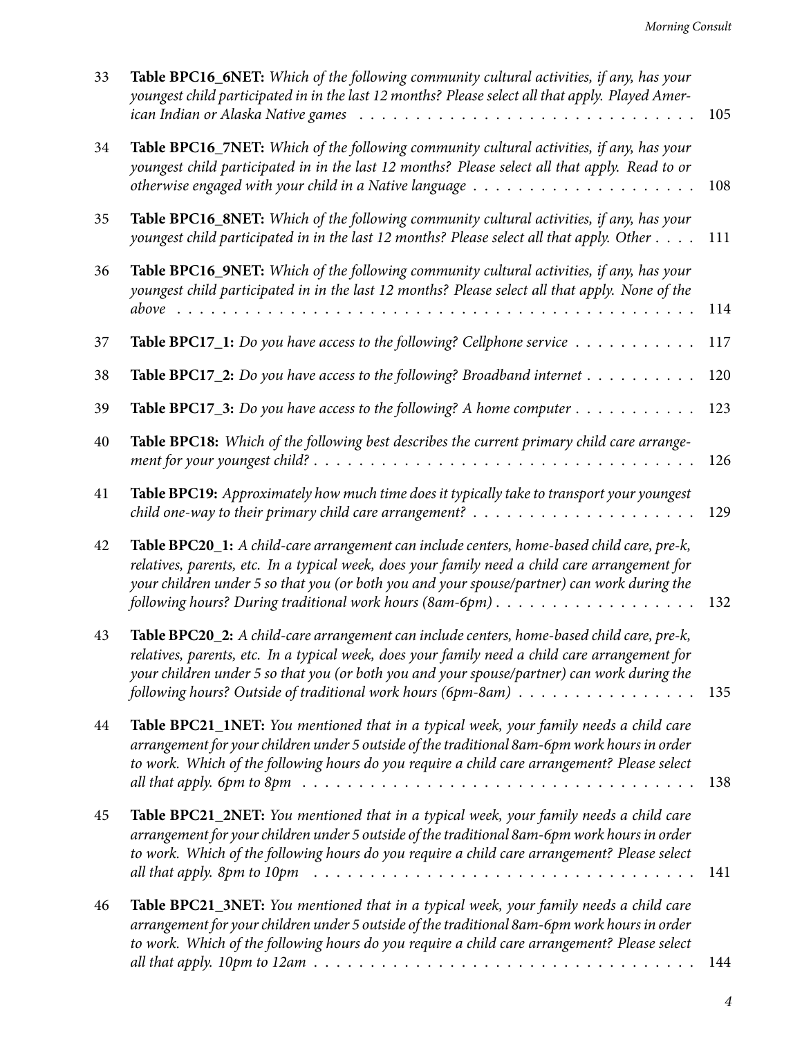| | | |
|---|---|---|
| 33 | **Table BPC16_6NET:** *Which of the following community cultural activities, if any, has your youngest child participated in in the last 12 months? Please select all that apply. Played American Indian or Alaska Native games* | 105 |
| 34 | **Table BPC16_7NET:** *Which of the following community cultural activities, if any, has your youngest child participated in in the last 12 months? Please select all that apply. Read to or otherwise engaged with your child in a Native language* | 108 |
| 35 | **Table BPC16_8NET:** *Which of the following community cultural activities, if any, has your youngest child participated in in the last 12 months? Please select all that apply. Other* | 111 |
| 36 | **Table BPC16_9NET:** *Which of the following community cultural activities, if any, has your youngest child participated in in the last 12 months? Please select all that apply. None of the above* | 114 |
| 37 | **Table BPC17_1:** *Do you have access to the following? Cellphone service* | 117 |
| 38 | **Table BPC17_2:** *Do you have access to the following? Broadband internet* | 120 |
| 39 | **Table BPC17_3:** *Do you have access to the following? A home computer* | 123 |
| 40 | **Table BPC18:** *Which of the following best describes the current primary child care arrangement for your youngest child?* | 126 |
| 41 | **Table BPC19:** *Approximately how much time does it typically take to transport your youngest child one-way to their primary child care arrangement?* | 129 |
| 42 | **Table BPC20_1:** *A child-care arrangement can include centers, home-based child care, pre-k, relatives, parents, etc. In a typical week, does your family need a child care arrangement for your children under 5 so that you (or both you and your spouse/partner) can work during the following hours? During traditional work hours (8am-6pm)* | 132 |
| 43 | **Table BPC20_2:** *A child-care arrangement can include centers, home-based child care, pre-k, relatives, parents, etc. In a typical week, does your family need a child care arrangement for your children under 5 so that you (or both you and your spouse/partner) can work during the following hours? Outside of traditional work hours (6pm-8am)* | 135 |
| 44 | **Table BPC21_1NET:** *You mentioned that in a typical week, your family needs a child care arrangement for your children under 5 outside of the traditional 8am-6pm work hours in order to work. Which of the following hours do you require a child care arrangement? Please select all that apply. 6pm to 8pm* | 138 |
| 45 | **Table BPC21_2NET:** *You mentioned that in a typical week, your family needs a child care arrangement for your children under 5 outside of the traditional 8am-6pm work hours in order to work. Which of the following hours do you require a child care arrangement? Please select all that apply. 8pm to 10pm* | 141 |
| 46 | **Table BPC21_3NET:** *You mentioned that in a typical week, your family needs a child care arrangement for your children under 5 outside of the traditional 8am-6pm work hours in order to work. Which of the following hours do you require a child care arrangement? Please select all that apply. 10pm to 12am* | 144 |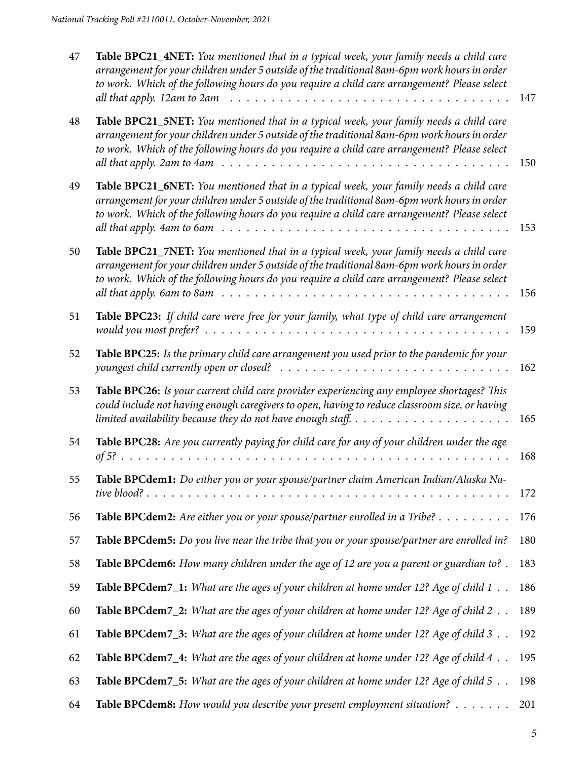| | | |
|---|---|---|
| 47 | **Table BPC21_4NET:** *You mentioned that in a typical week, your family needs a child care arrangement for your children under 5 outside of the traditional 8am-6pm work hours in order to work. Which of the following hours do you require a child care arrangement? Please select all that apply. 12am to 2am* | 147 |
| 48 | **Table BPC21_5NET:** *You mentioned that in a typical week, your family needs a child care arrangement for your children under 5 outside of the traditional 8am-6pm work hours in order to work. Which of the following hours do you require a child care arrangement? Please select all that apply. 2am to 4am* | 150 |
| 49 | **Table BPC21_6NET:** *You mentioned that in a typical week, your family needs a child care arrangement for your children under 5 outside of the traditional 8am-6pm work hours in order to work. Which of the following hours do you require a child care arrangement? Please select all that apply. 4am to 6am* | 153 |
| 50 | **Table BPC21_7NET:** *You mentioned that in a typical week, your family needs a child care arrangement for your children under 5 outside of the traditional 8am-6pm work hours in order to work. Which of the following hours do you require a child care arrangement? Please select all that apply. 6am to 8am* | 156 |
| 51 | **Table BPC23:** *If child care were free for your family, what type of child care arrangement would you most prefer?* | 159 |
| 52 | **Table BPC25:** *Is the primary child care arrangement you used prior to the pandemic for your youngest child currently open or closed?* | 162 |
| 53 | **Table BPC26:** *Is your current child care provider experiencing any employee shortages? This could include not having enough caregivers to open, having to reduce classroom size, or having limited availability because they do not have enough staff.* | 165 |
| 54 | **Table BPC28:** *Are you currently paying for child care for any of your children under the age of 5?* | 168 |
| 55 | **Table BPCdem1:** *Do either you or your spouse/partner claim American Indian/Alaska Native blood?* | 172 |
| 56 | **Table BPCdem2:** *Are either you or your spouse/partner enrolled in a Tribe?* | 176 |
| 57 | **Table BPCdem5:** *Do you live near the tribe that you or your spouse/partner are enrolled in?* | 180 |
| 58 | **Table BPCdem6:** *How many children under the age of 12 are you a parent or guardian to?* | 183 |
| 59 | **Table BPCdem7_1:** *What are the ages of your children at home under 12? Age of child 1* | 186 |
| 60 | **Table BPCdem7_2:** *What are the ages of your children at home under 12? Age of child 2* | 189 |
| 61 | **Table BPCdem7_3:** *What are the ages of your children at home under 12? Age of child 3* | 192 |
| 62 | **Table BPCdem7_4:** *What are the ages of your children at home under 12? Age of child 4* | 195 |
| 63 | **Table BPCdem7_5:** *What are the ages of your children at home under 12? Age of child 5* | 198 |
| 64 | **Table BPCdem8:** *How would you describe your present employment situation?* | 201 |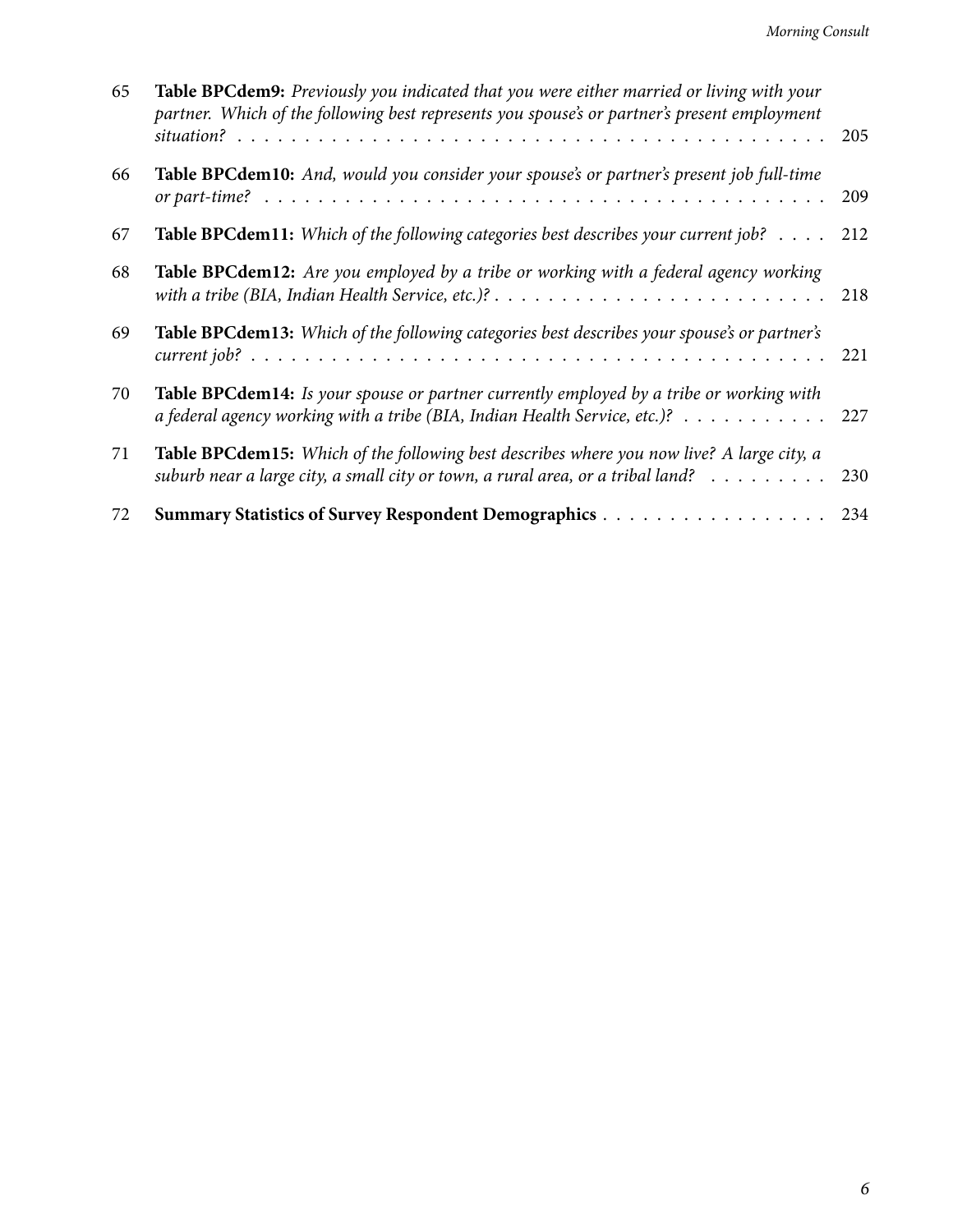65 **Table BPCdem9:** *Previously you indicated that you were either married or living with your partner. Which of the following best represents you spouse's or partner's present employment situation?* . . . . . . . . . . . . . . . . . . . . . . . . . . . . . . . . . . . . . . . . . . . . . . 205

66 **Table BPCdem10:** *And, would you consider your spouse's or partner's present job full-time or part-time?* . . . . . . . . . . . . . . . . . . . . . . . . . . . . . . . . . . . . . . . . . . . . . . 209

67 **Table BPCdem11:** *Which of the following categories best describes your current job?* . . . . 212

68 **Table BPCdem12:** *Are you employed by a tribe or working with a federal agency working with a tribe (BIA, Indian Health Service, etc.)?* . . . . . . . . . . . . . . . . . . . . . . . . . 218

69 **Table BPCdem13:** *Which of the following categories best describes your spouse's or partner's current job?* . . . . . . . . . . . . . . . . . . . . . . . . . . . . . . . . . . . . . . . . . . . . . . 221

70 **Table BPCdem14:** *Is your spouse or partner currently employed by a tribe or working with a federal agency working with a tribe (BIA, Indian Health Service, etc.)?* . . . . . . . . . . . 227

71 **Table BPCdem15:** *Which of the following best describes where you now live? A large city, a suburb near a large city, a small city or town, a rural area, or a tribal land?* . . . . . . . . . 230

72 **Summary Statistics of Survey Respondent Demographics** . . . . . . . . . . . . . . . . . 234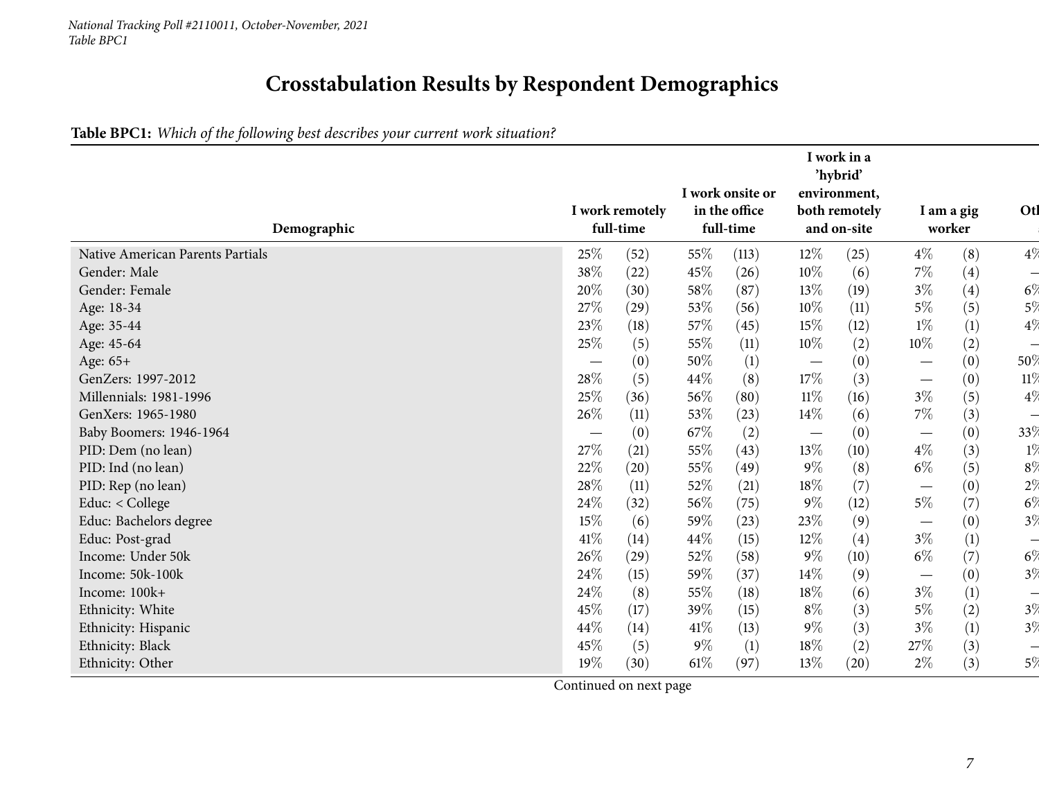*National Tracking Poll #2110011, October-November, 2021*
*Table BPC1*

# Crosstabulation Results by Respondent Demographics

**Table BPC1:** *Which of the following best describes your current work situation?*

| Demographic | I work remotely full-time | | I work onsite or in the office full-time | | I work in a 'hybrid' environment, both remotely and on-site | | I am a gig worker | | Oth |
|---|---|---|---|---|---|---|---|---|---|
| Native American Parents Partials | 25% | (52) | 55% | (113) | 12% | (25) | 4% | (8) | 4% |
| Gender: Male | 38% | (22) | 45% | (26) | 10% | (6) | 7% | (4) | – |
| Gender: Female | 20% | (30) | 58% | (87) | 13% | (19) | 3% | (4) | 6% |
| Age: 18-34 | 27% | (29) | 53% | (56) | 10% | (11) | 5% | (5) | 5% |
| Age: 35-44 | 23% | (18) | 57% | (45) | 15% | (12) | 1% | (1) | 4% |
| Age: 45-64 | 25% | (5) | 55% | (11) | 10% | (2) | 10% | (2) | – |
| Age: 65+ | — | (0) | 50% | (1) | — | (0) | — | (0) | 50% |
| GenZers: 1997-2012 | 28% | (5) | 44% | (8) | 17% | (3) | — | (0) | 11% |
| Millennials: 1981-1996 | 25% | (36) | 56% | (80) | 11% | (16) | 3% | (5) | 4% |
| GenXers: 1965-1980 | 26% | (11) | 53% | (23) | 14% | (6) | 7% | (3) | – |
| Baby Boomers: 1946-1964 | — | (0) | 67% | (2) | — | (0) | — | (0) | 33% |
| PID: Dem (no lean) | 27% | (21) | 55% | (43) | 13% | (10) | 4% | (3) | 1% |
| PID: Ind (no lean) | 22% | (20) | 55% | (49) | 9% | (8) | 6% | (5) | 8% |
| PID: Rep (no lean) | 28% | (11) | 52% | (21) | 18% | (7) | — | (0) | 2% |
| Educ: < College | 24% | (32) | 56% | (75) | 9% | (12) | 5% | (7) | 6% |
| Educ: Bachelors degree | 15% | (6) | 59% | (23) | 23% | (9) | — | (0) | 3% |
| Educ: Post-grad | 41% | (14) | 44% | (15) | 12% | (4) | 3% | (1) | – |
| Income: Under 50k | 26% | (29) | 52% | (58) | 9% | (10) | 6% | (7) | 6% |
| Income: 50k-100k | 24% | (15) | 59% | (37) | 14% | (9) | — | (0) | 3% |
| Income: 100k+ | 24% | (8) | 55% | (18) | 18% | (6) | 3% | (1) | – |
| Ethnicity: White | 45% | (17) | 39% | (15) | 8% | (3) | 5% | (2) | 3% |
| Ethnicity: Hispanic | 44% | (14) | 41% | (13) | 9% | (3) | 3% | (1) | 3% |
| Ethnicity: Black | 45% | (5) | 9% | (1) | 18% | (2) | 27% | (3) | – |
| Ethnicity: Other | 19% | (30) | 61% | (97) | 13% | (20) | 2% | (3) | 5% |

Continued on next page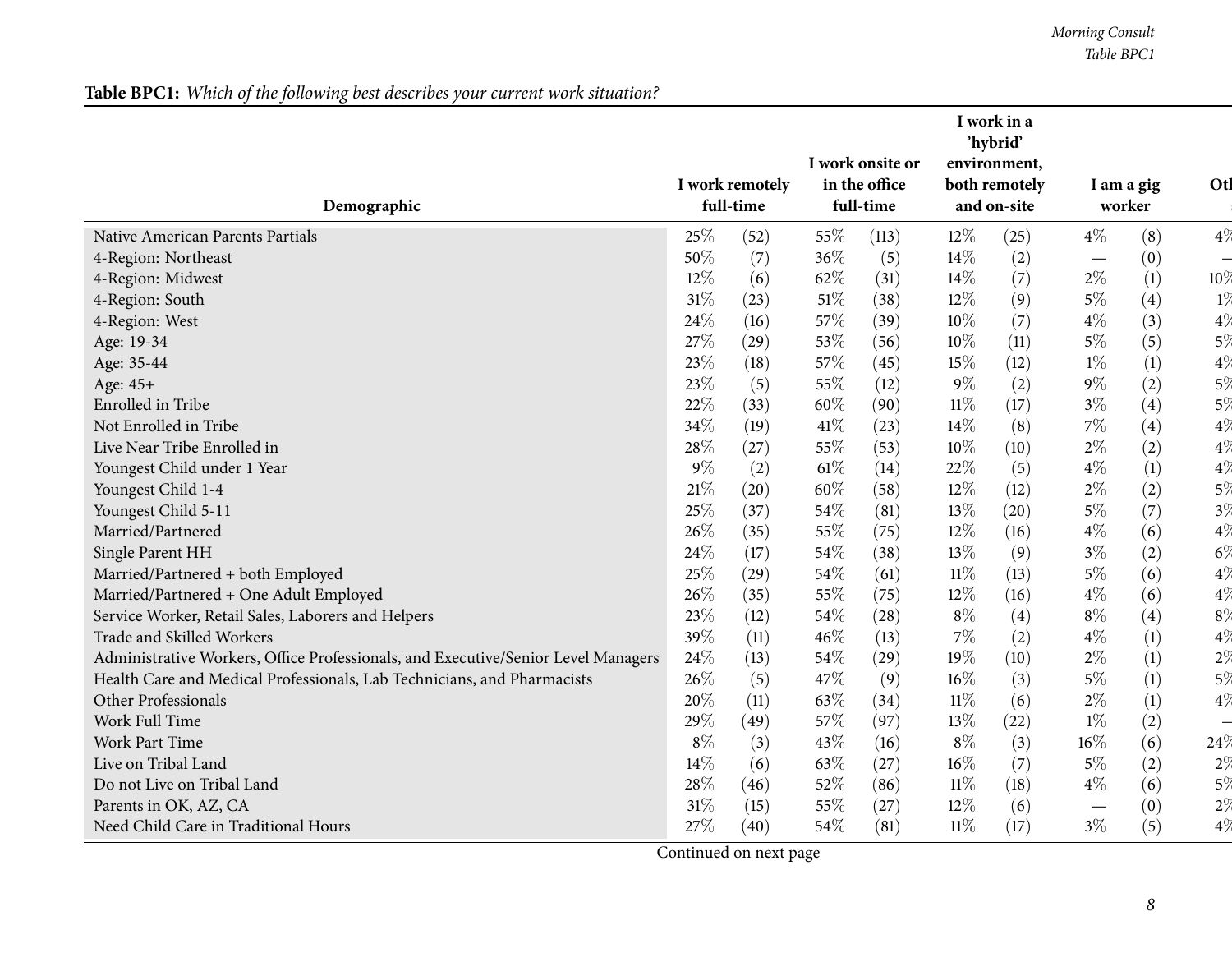**Table BPC1:** *Which of the following best describes your current work situation?*

| Demographic | I work remotely full-time | | I work onsite or in the office full-time | | I work in a 'hybrid' environment, both remotely and on-site | | I am a gig worker | | Otl |
|---|---|---|---|---|---|---|---|---|---|
| Native American Parents Partials | 25% | (52) | 55% | (113) | 12% | (25) | 4% | (8) | 4% |
| 4-Region: Northeast | 50% | (7) | 36% | (5) | 14% | (2) | — | (0) | — |
| 4-Region: Midwest | 12% | (6) | 62% | (31) | 14% | (7) | 2% | (1) | 10% |
| 4-Region: South | 31% | (23) | 51% | (38) | 12% | (9) | 5% | (4) | 1% |
| 4-Region: West | 24% | (16) | 57% | (39) | 10% | (7) | 4% | (3) | 4% |
| Age: 19-34 | 27% | (29) | 53% | (56) | 10% | (11) | 5% | (5) | 5% |
| Age: 35-44 | 23% | (18) | 57% | (45) | 15% | (12) | 1% | (1) | 4% |
| Age: 45+ | 23% | (5) | 55% | (12) | 9% | (2) | 9% | (2) | 5% |
| Enrolled in Tribe | 22% | (33) | 60% | (90) | 11% | (17) | 3% | (4) | 5% |
| Not Enrolled in Tribe | 34% | (19) | 41% | (23) | 14% | (8) | 7% | (4) | 4% |
| Live Near Tribe Enrolled in | 28% | (27) | 55% | (53) | 10% | (10) | 2% | (2) | 4% |
| Youngest Child under 1 Year | 9% | (2) | 61% | (14) | 22% | (5) | 4% | (1) | 4% |
| Youngest Child 1-4 | 21% | (20) | 60% | (58) | 12% | (12) | 2% | (2) | 5% |
| Youngest Child 5-11 | 25% | (37) | 54% | (81) | 13% | (20) | 5% | (7) | 3% |
| Married/Partnered | 26% | (35) | 55% | (75) | 12% | (16) | 4% | (6) | 4% |
| Single Parent HH | 24% | (17) | 54% | (38) | 13% | (9) | 3% | (2) | 6% |
| Married/Partnered + both Employed | 25% | (29) | 54% | (61) | 11% | (13) | 5% | (6) | 4% |
| Married/Partnered + One Adult Employed | 26% | (35) | 55% | (75) | 12% | (16) | 4% | (6) | 4% |
| Service Worker, Retail Sales, Laborers and Helpers | 23% | (12) | 54% | (28) | 8% | (4) | 8% | (4) | 8% |
| Trade and Skilled Workers | 39% | (11) | 46% | (13) | 7% | (2) | 4% | (1) | 4% |
| Administrative Workers, Office Professionals, and Executive/Senior Level Managers | 24% | (13) | 54% | (29) | 19% | (10) | 2% | (1) | 2% |
| Health Care and Medical Professionals, Lab Technicians, and Pharmacists | 26% | (5) | 47% | (9) | 16% | (3) | 5% | (1) | 5% |
| Other Professionals | 20% | (11) | 63% | (34) | 11% | (6) | 2% | (1) | 4% |
| Work Full Time | 29% | (49) | 57% | (97) | 13% | (22) | 1% | (2) | — |
| Work Part Time | 8% | (3) | 43% | (16) | 8% | (3) | 16% | (6) | 24% |
| Live on Tribal Land | 14% | (6) | 63% | (27) | 16% | (7) | 5% | (2) | 2% |
| Do not Live on Tribal Land | 28% | (46) | 52% | (86) | 11% | (18) | 4% | (6) | 5% |
| Parents in OK, AZ, CA | 31% | (15) | 55% | (27) | 12% | (6) | — | (0) | 2% |
| Need Child Care in Traditional Hours | 27% | (40) | 54% | (81) | 11% | (17) | 3% | (5) | 4% |

Continued on next page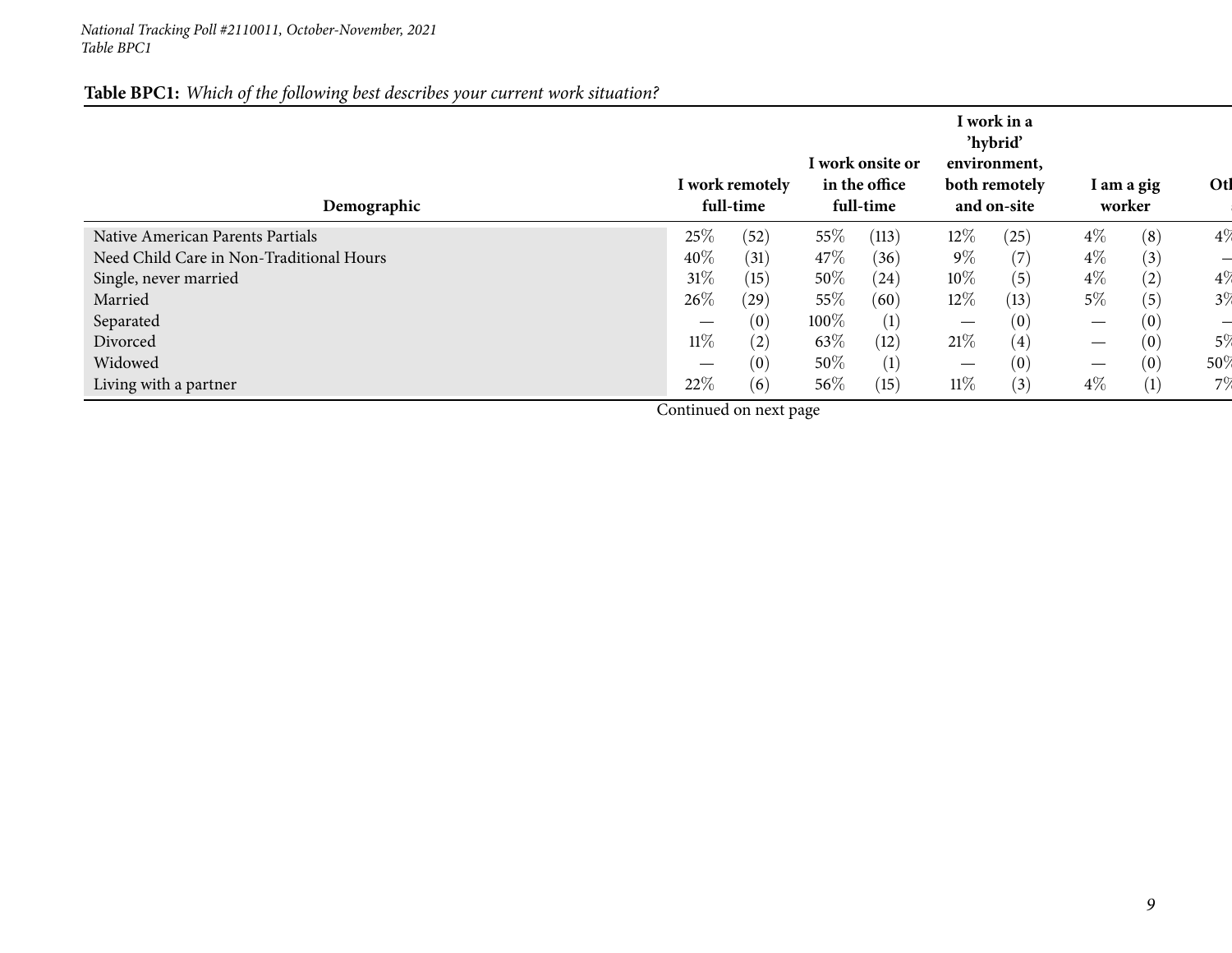**Table BPC1:** *Which of the following best describes your current work situation?*

| Demographic | I work remotely full-time | | I work onsite or in the office full-time | | I work in a 'hybrid' environment, both remotely and on-site | | I am a gig worker | | Otl |
|---|---|---|---|---|---|---|---|---|---|
| Native American Parents Partials | 25% | (52) | 55% | (113) | 12% | (25) | 4% | (8) | 4% |
| Need Child Care in Non-Traditional Hours | 40% | (31) | 47% | (36) | 9% | (7) | 4% | (3) | — |
| Single, never married | 31% | (15) | 50% | (24) | 10% | (5) | 4% | (2) | 4% |
| Married | 26% | (29) | 55% | (60) | 12% | (13) | 5% | (5) | 3% |
| Separated | — | (0) | 100% | (1) | — | (0) | — | (0) | — |
| Divorced | 11% | (2) | 63% | (12) | 21% | (4) | — | (0) | 5% |
| Widowed | — | (0) | 50% | (1) | — | (0) | — | (0) | 50% |
| Living with a partner | 22% | (6) | 56% | (15) | 11% | (3) | 4% | (1) | 7% |

Continued on next page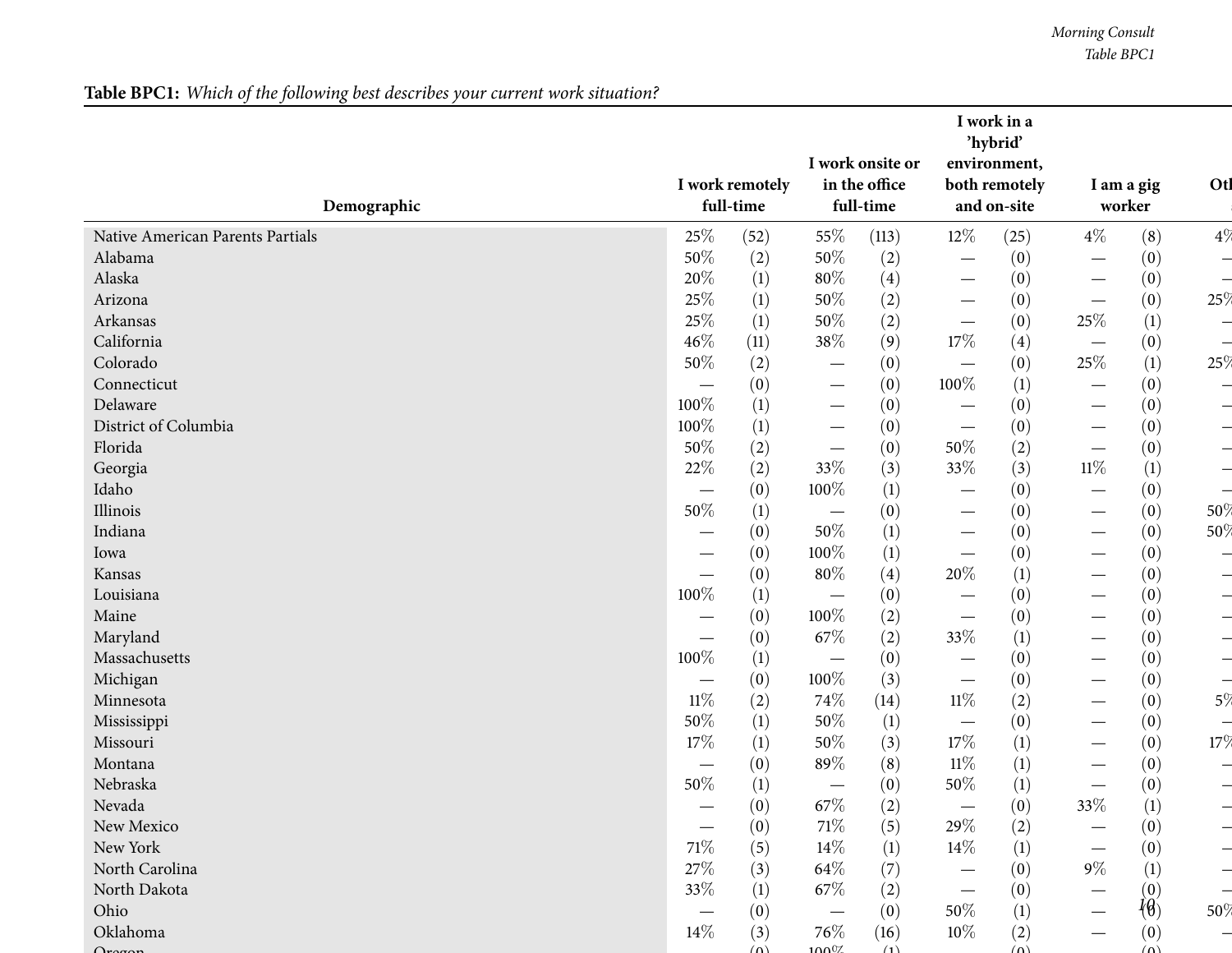**Table BPC1:** *Which of the following best describes your current work situation?*

| Demographic | I work remotely full-time | | I work onsite or in the office full-time | | I work in a 'hybrid' environment, both remotely and on-site | | I am a gig worker | | Oth |
|---|---|---|---|---|---|---|---|---|---|
| Native American Parents Partials | 25% | (52) | 55% | (113) | 12% | (25) | 4% | (8) | 4% |
| Alabama | 50% | (2) | 50% | (2) | — | (0) | — | (0) | — |
| Alaska | 20% | (1) | 80% | (4) | — | (0) | — | (0) | — |
| Arizona | 25% | (1) | 50% | (2) | — | (0) | — | (0) | 25% |
| Arkansas | 25% | (1) | 50% | (2) | — | (0) | 25% | (1) | — |
| California | 46% | (11) | 38% | (9) | 17% | (4) | — | (0) | — |
| Colorado | 50% | (2) | — | (0) | — | (0) | 25% | (1) | 25% |
| Connecticut | — | (0) | — | (0) | 100% | (1) | — | (0) | — |
| Delaware | 100% | (1) | — | (0) | — | (0) | — | (0) | — |
| District of Columbia | 100% | (1) | — | (0) | — | (0) | — | (0) | — |
| Florida | 50% | (2) | — | (0) | 50% | (2) | — | (0) | — |
| Georgia | 22% | (2) | 33% | (3) | 33% | (3) | 11% | (1) | — |
| Idaho | — | (0) | 100% | (1) | — | (0) | — | (0) | — |
| Illinois | 50% | (1) | — | (0) | — | (0) | — | (0) | 50% |
| Indiana | — | (0) | 50% | (1) | — | (0) | — | (0) | 50% |
| Iowa | — | (0) | 100% | (1) | — | (0) | — | (0) | — |
| Kansas | — | (0) | 80% | (4) | 20% | (1) | — | (0) | — |
| Louisiana | 100% | (1) | — | (0) | — | (0) | — | (0) | — |
| Maine | — | (0) | 100% | (2) | — | (0) | — | (0) | — |
| Maryland | — | (0) | 67% | (2) | 33% | (1) | — | (0) | — |
| Massachusetts | 100% | (1) | — | (0) | — | (0) | — | (0) | — |
| Michigan | — | (0) | 100% | (3) | — | (0) | — | (0) | — |
| Minnesota | 11% | (2) | 74% | (14) | 11% | (2) | — | (0) | 5% |
| Mississippi | 50% | (1) | 50% | (1) | — | (0) | — | (0) | — |
| Missouri | 17% | (1) | 50% | (3) | 17% | (1) | — | (0) | 17% |
| Montana | — | (0) | 89% | (8) | 11% | (1) | — | (0) | — |
| Nebraska | 50% | (1) | — | (0) | 50% | (1) | — | (0) | — |
| Nevada | — | (0) | 67% | (2) | — | (0) | 33% | (1) | — |
| New Mexico | — | (0) | 71% | (5) | 29% | (2) | — | (0) | — |
| New York | 71% | (5) | 14% | (1) | 14% | (1) | — | (0) | — |
| North Carolina | 27% | (3) | 64% | (7) | — | (0) | 9% | (1) | — |
| North Dakota | 33% | (1) | 67% | (2) | — | (0) | — | (0) | — |
| Ohio | — | (0) | — | (0) | 50% | (1) | — | (0) | 50% |
| Oklahoma | 14% | (3) | 76% | (16) | 10% | (2) | — | (0) | — |
| Oregon | — | (0) | 100% | (1) | — | (0) | — | (0) | |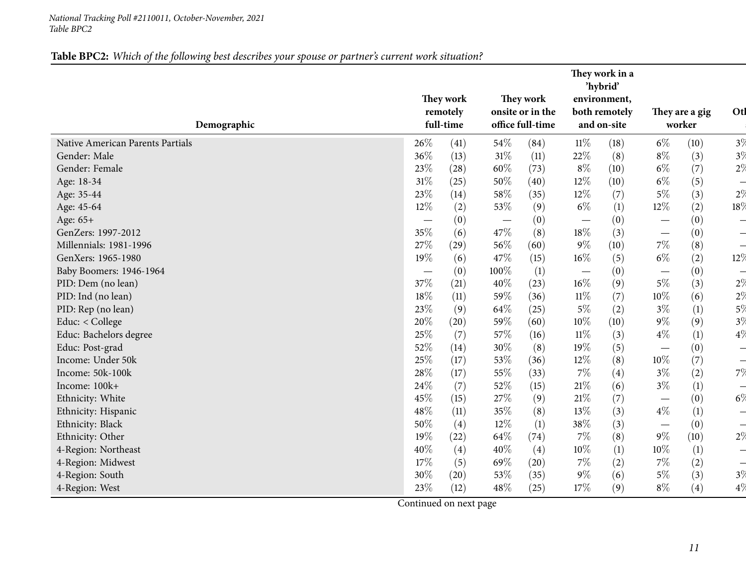*National Tracking Poll #2110011, October-November, 2021*
*Table BPC2*

**Table BPC2:** *Which of the following best describes your spouse or partner's current work situation?*

| Demographic | They work remotely full-time | | They work onsite or in the office full-time | | They work in a 'hybrid' environment, both remotely and on-site | | They are a gig worker | | Oth |
|---|---|---|---|---|---|---|---|---|---|
| Native American Parents Partials | 26% | (41) | 54% | (84) | 11% | (18) | 6% | (10) | 3% |
| Gender: Male | 36% | (13) | 31% | (11) | 22% | (8) | 8% | (3) | 3% |
| Gender: Female | 23% | (28) | 60% | (73) | 8% | (10) | 6% | (7) | 2% |
| Age: 18-34 | 31% | (25) | 50% | (40) | 12% | (10) | 6% | (5) | — |
| Age: 35-44 | 23% | (14) | 58% | (35) | 12% | (7) | 5% | (3) | 2% |
| Age: 45-64 | 12% | (2) | 53% | (9) | 6% | (1) | 12% | (2) | 18% |
| Age: 65+ | — | (0) | — | (0) | — | (0) | — | (0) | — |
| GenZers: 1997-2012 | 35% | (6) | 47% | (8) | 18% | (3) | — | (0) | — |
| Millennials: 1981-1996 | 27% | (29) | 56% | (60) | 9% | (10) | 7% | (8) | — |
| GenXers: 1965-1980 | 19% | (6) | 47% | (15) | 16% | (5) | 6% | (2) | 12% |
| Baby Boomers: 1946-1964 | — | (0) | 100% | (1) | — | (0) | — | (0) | — |
| PID: Dem (no lean) | 37% | (21) | 40% | (23) | 16% | (9) | 5% | (3) | 2% |
| PID: Ind (no lean) | 18% | (11) | 59% | (36) | 11% | (7) | 10% | (6) | 2% |
| PID: Rep (no lean) | 23% | (9) | 64% | (25) | 5% | (2) | 3% | (1) | 5% |
| Educ: < College | 20% | (20) | 59% | (60) | 10% | (10) | 9% | (9) | 3% |
| Educ: Bachelors degree | 25% | (7) | 57% | (16) | 11% | (3) | 4% | (1) | 4% |
| Educ: Post-grad | 52% | (14) | 30% | (8) | 19% | (5) | — | (0) | — |
| Income: Under 50k | 25% | (17) | 53% | (36) | 12% | (8) | 10% | (7) | — |
| Income: 50k-100k | 28% | (17) | 55% | (33) | 7% | (4) | 3% | (2) | 7% |
| Income: 100k+ | 24% | (7) | 52% | (15) | 21% | (6) | 3% | (1) | — |
| Ethnicity: White | 45% | (15) | 27% | (9) | 21% | (7) | — | (0) | 6% |
| Ethnicity: Hispanic | 48% | (11) | 35% | (8) | 13% | (3) | 4% | (1) | — |
| Ethnicity: Black | 50% | (4) | 12% | (1) | 38% | (3) | — | (0) | — |
| Ethnicity: Other | 19% | (22) | 64% | (74) | 7% | (8) | 9% | (10) | 2% |
| 4-Region: Northeast | 40% | (4) | 40% | (4) | 10% | (1) | 10% | (1) | — |
| 4-Region: Midwest | 17% | (5) | 69% | (20) | 7% | (2) | 7% | (2) | — |
| 4-Region: South | 30% | (20) | 53% | (35) | 9% | (6) | 5% | (3) | 3% |
| 4-Region: West | 23% | (12) | 48% | (25) | 17% | (9) | 8% | (4) | 4% |

Continued on next page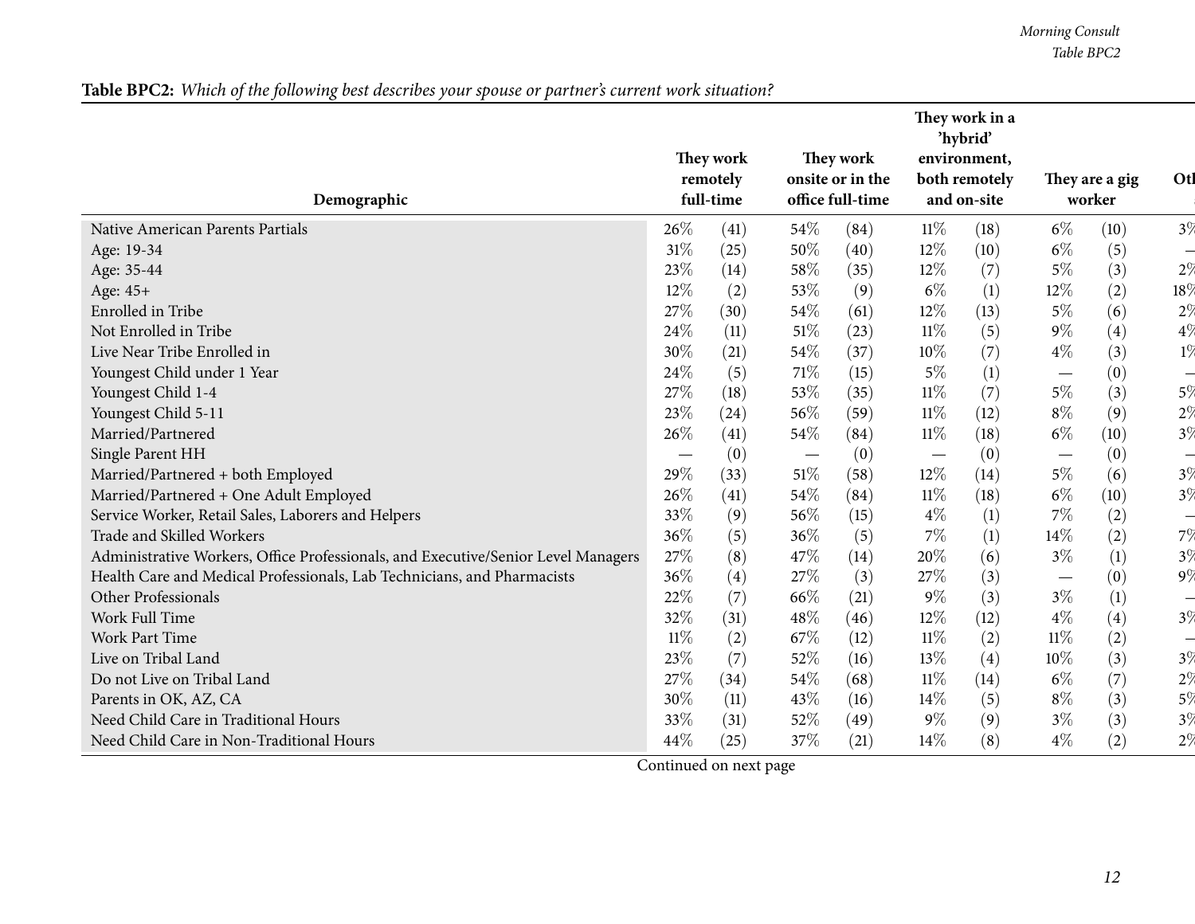**Table BPC2:** *Which of the following best describes your spouse or partner's current work situation?*

| Demographic | They work remotely full-time | | They work onsite or in the office full-time | | They work in a 'hybrid' environment, both remotely and on-site | | They are a gig worker | | Ot |
|---|---|---|---|---|---|---|---|---|---|
| Native American Parents Partials | 26% | (41) | 54% | (84) | 11% | (18) | 6% | (10) | 3% |
| Age: 19-34 | 31% | (25) | 50% | (40) | 12% | (10) | 6% | (5) | — |
| Age: 35-44 | 23% | (14) | 58% | (35) | 12% | (7) | 5% | (3) | 2% |
| Age: 45+ | 12% | (2) | 53% | (9) | 6% | (1) | 12% | (2) | 18% |
| Enrolled in Tribe | 27% | (30) | 54% | (61) | 12% | (13) | 5% | (6) | 2% |
| Not Enrolled in Tribe | 24% | (11) | 51% | (23) | 11% | (5) | 9% | (4) | 4% |
| Live Near Tribe Enrolled in | 30% | (21) | 54% | (37) | 10% | (7) | 4% | (3) | 1% |
| Youngest Child under 1 Year | 24% | (5) | 71% | (15) | 5% | (1) | — | (0) | — |
| Youngest Child 1-4 | 27% | (18) | 53% | (35) | 11% | (7) | 5% | (3) | 5% |
| Youngest Child 5-11 | 23% | (24) | 56% | (59) | 11% | (12) | 8% | (9) | 2% |
| Married/Partnered | 26% | (41) | 54% | (84) | 11% | (18) | 6% | (10) | 3% |
| Single Parent HH | — | (0) | — | (0) | — | (0) | — | (0) | — |
| Married/Partnered + both Employed | 29% | (33) | 51% | (58) | 12% | (14) | 5% | (6) | 3% |
| Married/Partnered + One Adult Employed | 26% | (41) | 54% | (84) | 11% | (18) | 6% | (10) | 3% |
| Service Worker, Retail Sales, Laborers and Helpers | 33% | (9) | 56% | (15) | 4% | (1) | 7% | (2) | — |
| Trade and Skilled Workers | 36% | (5) | 36% | (5) | 7% | (1) | 14% | (2) | 7% |
| Administrative Workers, Office Professionals, and Executive/Senior Level Managers | 27% | (8) | 47% | (14) | 20% | (6) | 3% | (1) | 3% |
| Health Care and Medical Professionals, Lab Technicians, and Pharmacists | 36% | (4) | 27% | (3) | 27% | (3) | — | (0) | 9% |
| Other Professionals | 22% | (7) | 66% | (21) | 9% | (3) | 3% | (1) | — |
| Work Full Time | 32% | (31) | 48% | (46) | 12% | (12) | 4% | (4) | 3% |
| Work Part Time | 11% | (2) | 67% | (12) | 11% | (2) | 11% | (2) | — |
| Live on Tribal Land | 23% | (7) | 52% | (16) | 13% | (4) | 10% | (3) | 3% |
| Do not Live on Tribal Land | 27% | (34) | 54% | (68) | 11% | (14) | 6% | (7) | 2% |
| Parents in OK, AZ, CA | 30% | (11) | 43% | (16) | 14% | (5) | 8% | (3) | 5% |
| Need Child Care in Traditional Hours | 33% | (31) | 52% | (49) | 9% | (9) | 3% | (3) | 3% |
| Need Child Care in Non-Traditional Hours | 44% | (25) | 37% | (21) | 14% | (8) | 4% | (2) | 2% |

Continued on next page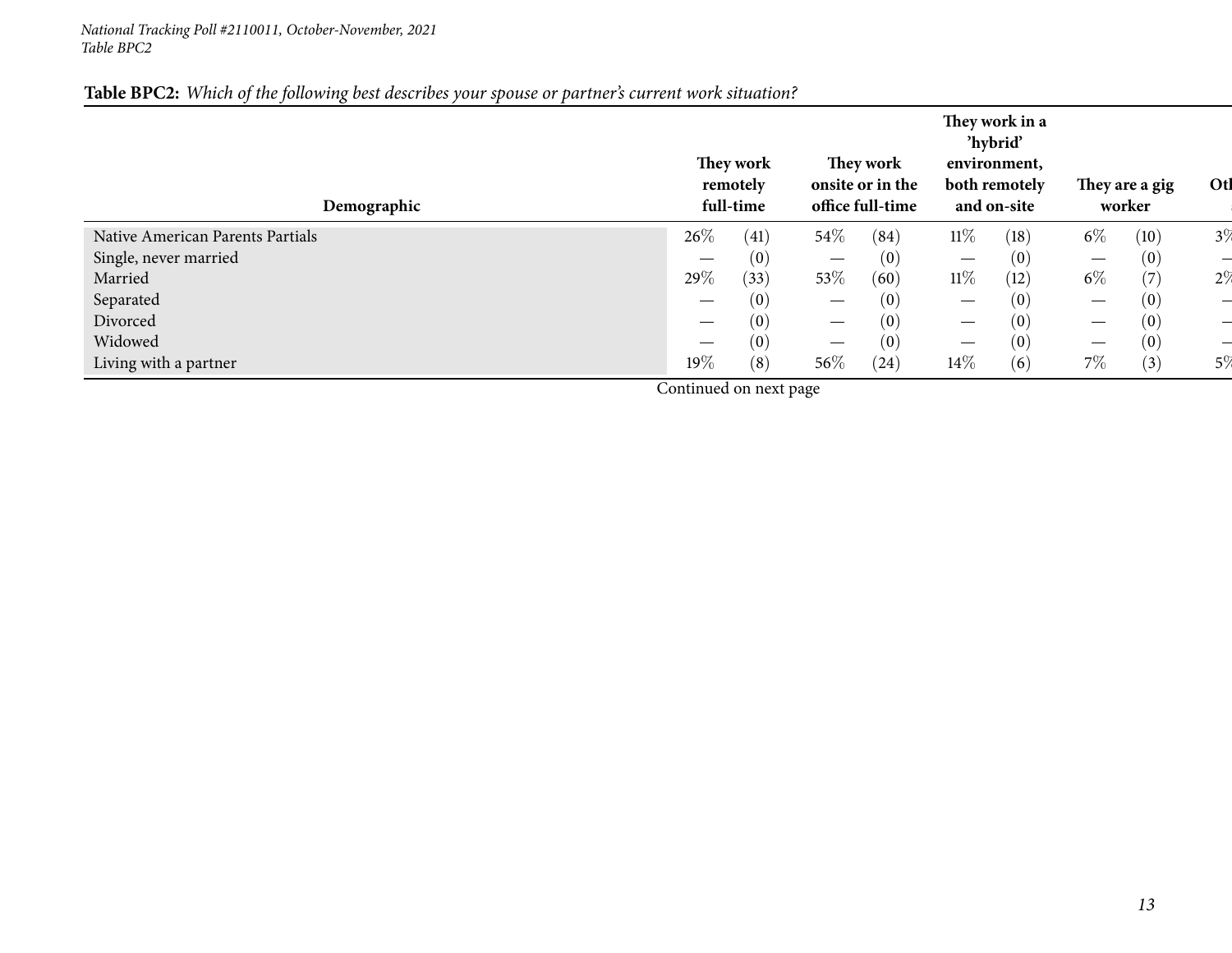National Tracking Poll #2110011, October-November, 2021
Table BPC2

**Table BPC2:** *Which of the following best describes your spouse or partner's current work situation?*

| Demographic | They work remotely full-time | | They work onsite or in the office full-time | | They work in a 'hybrid' environment, both remotely and on-site | | They are a gig worker | | Oth |
|---|---|---|---|---|---|---|---|---|---|
| Native American Parents Partials | 26% | (41) | 54% | (84) | 11% | (18) | 6% | (10) | 3% |
| Single, never married | — | (0) | — | (0) | — | (0) | — | (0) | – |
| Married | 29% | (33) | 53% | (60) | 11% | (12) | 6% | (7) | 2% |
| Separated | — | (0) | — | (0) | — | (0) | — | (0) | – |
| Divorced | — | (0) | — | (0) | — | (0) | — | (0) | – |
| Widowed | — | (0) | — | (0) | — | (0) | — | (0) | – |
| Living with a partner | 19% | (8) | 56% | (24) | 14% | (6) | 7% | (3) | 5% |

Continued on next page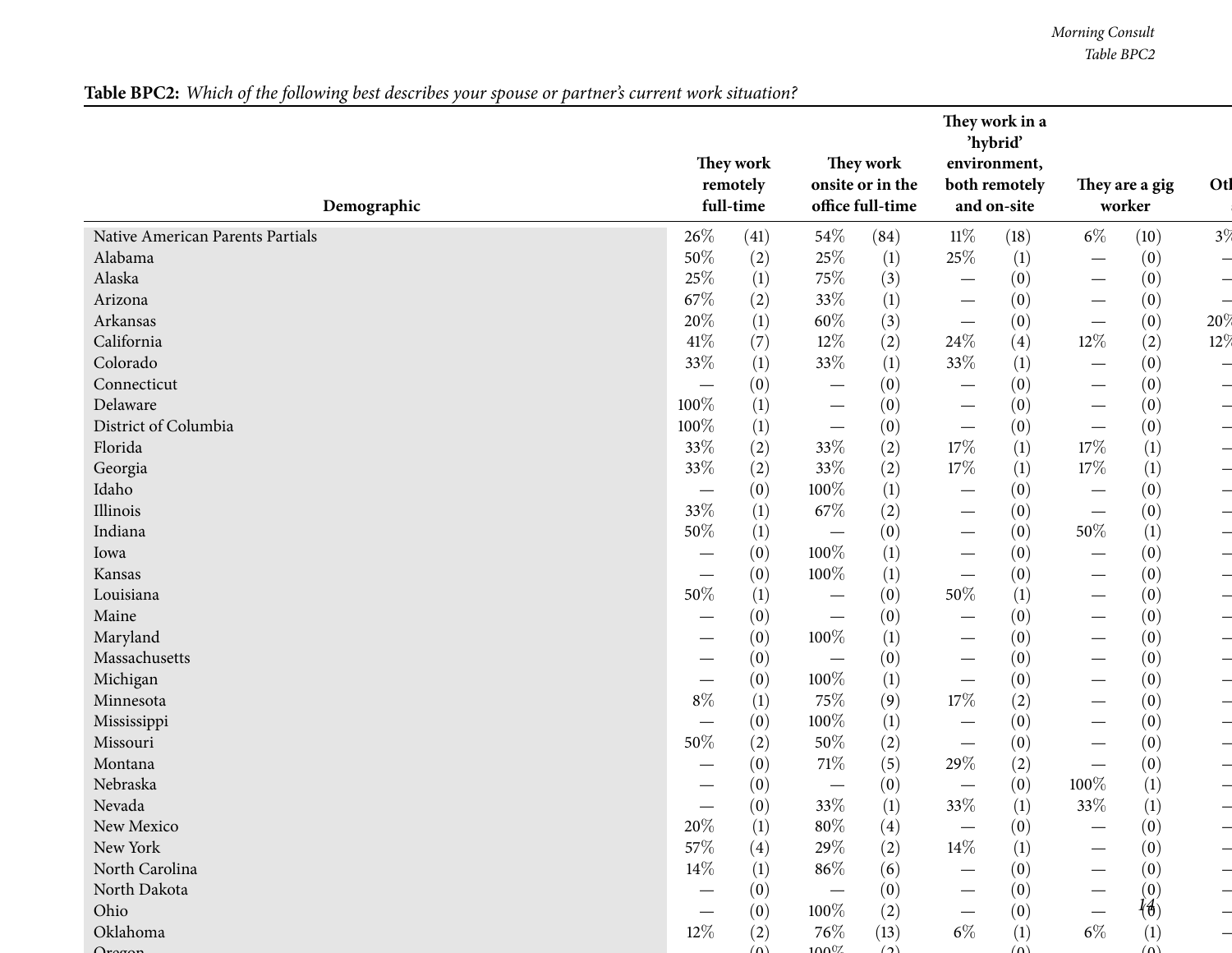**Table BPC2:** *Which of the following best describes your spouse or partner's current work situation?*

| Demographic | They work remotely full-time | | They work onsite or in the office full-time | | They work in a 'hybrid' environment, both remotely and on-site | | They are a gig worker | | Oth |
|---|---|---|---|---|---|---|---|---|---|
| Native American Parents Partials | 26% | (41) | 54% | (84) | 11% | (18) | 6% | (10) | 3% |
| Alabama | 50% | (2) | 25% | (1) | 25% | (1) | — | (0) | — |
| Alaska | 25% | (1) | 75% | (3) | — | (0) | — | (0) | — |
| Arizona | 67% | (2) | 33% | (1) | — | (0) | — | (0) | — |
| Arkansas | 20% | (1) | 60% | (3) | — | (0) | — | (0) | 20% |
| California | 41% | (7) | 12% | (2) | 24% | (4) | 12% | (2) | 12% |
| Colorado | 33% | (1) | 33% | (1) | 33% | (1) | — | (0) | — |
| Connecticut | — | (0) | — | (0) | — | (0) | — | (0) | — |
| Delaware | 100% | (1) | — | (0) | — | (0) | — | (0) | — |
| District of Columbia | 100% | (1) | — | (0) | — | (0) | — | (0) | — |
| Florida | 33% | (2) | 33% | (2) | 17% | (1) | 17% | (1) | — |
| Georgia | 33% | (2) | 33% | (2) | 17% | (1) | 17% | (1) | — |
| Idaho | — | (0) | 100% | (1) | — | (0) | — | (0) | — |
| Illinois | 33% | (1) | 67% | (2) | — | (0) | — | (0) | — |
| Indiana | 50% | (1) | — | (0) | — | (0) | 50% | (1) | — |
| Iowa | — | (0) | 100% | (1) | — | (0) | — | (0) | — |
| Kansas | — | (0) | 100% | (1) | — | (0) | — | (0) | — |
| Louisiana | 50% | (1) | — | (0) | 50% | (1) | — | (0) | — |
| Maine | — | (0) | — | (0) | — | (0) | — | (0) | — |
| Maryland | — | (0) | 100% | (1) | — | (0) | — | (0) | — |
| Massachusetts | — | (0) | — | (0) | — | (0) | — | (0) | — |
| Michigan | — | (0) | 100% | (1) | — | (0) | — | (0) | — |
| Minnesota | 8% | (1) | 75% | (9) | 17% | (2) | — | (0) | — |
| Mississippi | — | (0) | 100% | (1) | — | (0) | — | (0) | — |
| Missouri | 50% | (2) | 50% | (2) | — | (0) | — | (0) | — |
| Montana | — | (0) | 71% | (5) | 29% | (2) | — | (0) | — |
| Nebraska | — | (0) | — | (0) | — | (0) | 100% | (1) | — |
| Nevada | — | (0) | 33% | (1) | 33% | (1) | 33% | (1) | — |
| New Mexico | 20% | (1) | 80% | (4) | — | (0) | — | (0) | — |
| New York | 57% | (4) | 29% | (2) | 14% | (1) | — | (0) | — |
| North Carolina | 14% | (1) | 86% | (6) | — | (0) | — | (0) | — |
| North Dakota | — | (0) | — | (0) | — | (0) | — | (0) | — |
| Ohio | — | (0) | 100% | (2) | — | (0) | — | (0) | — |
| Oklahoma | 12% | (2) | 76% | (13) | 6% | (1) | 6% | (1) | — |
| Oregon | — | (0) | 100% | (2) | — | (0) | — | (0) | |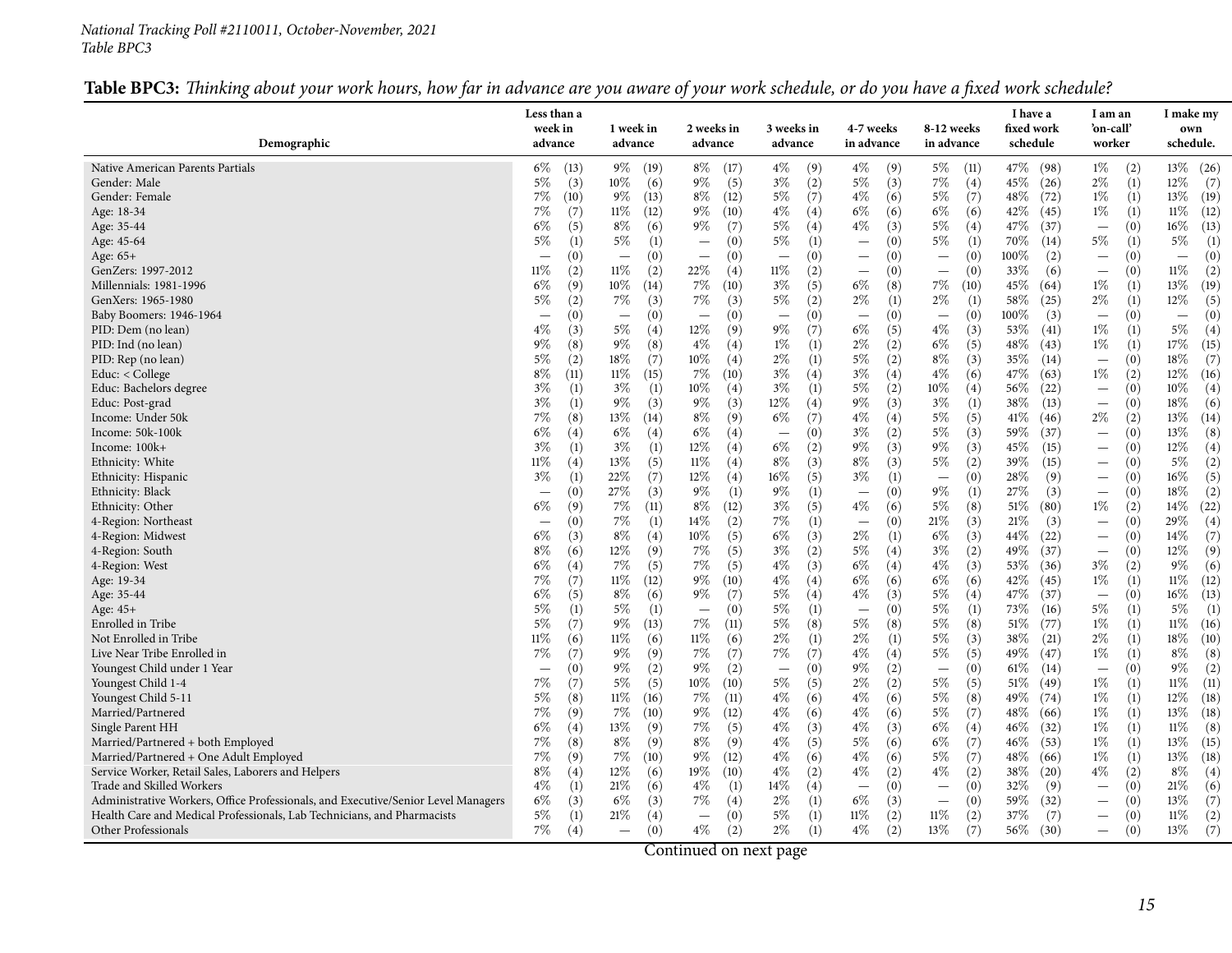*National Tracking Poll #2110011, October-November, 2021*
*Table BPC3*

**Table BPC3:** *Thinking about your work hours, how far in advance are you aware of your work schedule, or do you have a fixed work schedule?*

| Demographic | Less than a week in advance | | 1 week in advance | | 2 weeks in advance | | 3 weeks in advance | | 4-7 weeks in advance | | 8-12 weeks in advance | | I have a fixed work schedule | | I am an 'on-call' worker | | I make my own schedule. | |
|---|---|---|---|---|---|---|---|---|---|---|---|---|---|---|---|---|---|---|
| Native American Parents Partials | 6% | (13) | 9% | (19) | 8% | (17) | 4% | (9) | 4% | (9) | 5% | (11) | 47% | (98) | 1% | (2) | 13% | (26) |
| Gender: Male | 5% | (3) | 10% | (6) | 9% | (5) | 3% | (2) | 5% | (3) | 7% | (4) | 45% | (26) | 2% | (1) | 12% | (7) |
| Gender: Female | 7% | (10) | 9% | (13) | 8% | (12) | 5% | (7) | 4% | (6) | 5% | (7) | 48% | (72) | 1% | (1) | 13% | (19) |
| Age: 18-34 | 7% | (7) | 11% | (12) | 9% | (10) | 4% | (4) | 6% | (6) | 6% | (6) | 42% | (45) | 1% | (1) | 11% | (12) |
| Age: 35-44 | 6% | (5) | 8% | (6) | 9% | (7) | 5% | (4) | 4% | (3) | 5% | (4) | 47% | (37) | — | (0) | 16% | (13) |
| Age: 45-64 | 5% | (1) | 5% | (1) | — | (0) | 5% | (1) | — | (0) | 5% | (1) | 70% | (14) | 5% | (1) | 5% | (1) |
| Age: 65+ | — | (0) | — | (0) | — | (0) | — | (0) | — | (0) | — | (0) | 100% | (2) | — | (0) | — | (0) |
| GenZers: 1997-2012 | 11% | (2) | 11% | (2) | 22% | (4) | 11% | (2) | — | (0) | — | (0) | 33% | (6) | — | (0) | 11% | (2) |
| Millennials: 1981-1996 | 6% | (9) | 10% | (14) | 7% | (10) | 3% | (5) | 6% | (8) | 7% | (10) | 45% | (64) | 1% | (1) | 13% | (19) |
| GenXers: 1965-1980 | 5% | (2) | 7% | (3) | 7% | (3) | 5% | (2) | 2% | (1) | 2% | (1) | 58% | (25) | 2% | (1) | 12% | (5) |
| Baby Boomers: 1946-1964 | — | (0) | — | (0) | — | (0) | — | (0) | — | (0) | — | (0) | 100% | (3) | — | (0) | — | (0) |
| PID: Dem (no lean) | 4% | (3) | 5% | (4) | 12% | (9) | 9% | (7) | 6% | (5) | 4% | (3) | 53% | (41) | 1% | (1) | 5% | (4) |
| PID: Ind (no lean) | 9% | (8) | 9% | (8) | 4% | (4) | 1% | (1) | 2% | (2) | 6% | (5) | 48% | (43) | 1% | (1) | 17% | (15) |
| PID: Rep (no lean) | 5% | (2) | 18% | (7) | 10% | (4) | 2% | (1) | 5% | (2) | 8% | (3) | 35% | (14) | — | (0) | 18% | (7) |
| Educ: < College | 8% | (11) | 11% | (15) | 7% | (10) | 3% | (4) | 3% | (4) | 4% | (6) | 47% | (63) | 1% | (2) | 12% | (16) |
| Educ: Bachelors degree | 3% | (1) | 3% | (1) | 10% | (4) | 3% | (1) | 5% | (2) | 10% | (4) | 56% | (22) | — | (0) | 10% | (4) |
| Educ: Post-grad | 3% | (1) | 9% | (3) | 9% | (3) | 12% | (4) | 9% | (3) | 3% | (1) | 38% | (13) | — | (0) | 18% | (6) |
| Income: Under 50k | 7% | (8) | 13% | (14) | 8% | (9) | 6% | (7) | 4% | (4) | 5% | (5) | 41% | (46) | 2% | (2) | 13% | (14) |
| Income: 50k-100k | 6% | (4) | 6% | (4) | 6% | (4) | — | (0) | 3% | (2) | 5% | (3) | 59% | (37) | — | (0) | 13% | (8) |
| Income: 100k+ | 3% | (1) | 3% | (1) | 12% | (4) | 6% | (2) | 9% | (3) | 9% | (3) | 45% | (15) | — | (0) | 12% | (4) |
| Ethnicity: White | 11% | (4) | 13% | (5) | 11% | (4) | 8% | (3) | 8% | (3) | 5% | (2) | 39% | (15) | — | (0) | 5% | (2) |
| Ethnicity: Hispanic | 3% | (1) | 22% | (7) | 12% | (4) | 16% | (5) | 3% | (1) | — | (0) | 28% | (9) | — | (0) | 16% | (5) |
| Ethnicity: Black | — | (0) | 27% | (3) | 9% | (1) | 9% | (1) | — | (0) | 9% | (1) | 27% | (3) | — | (0) | 18% | (2) |
| Ethnicity: Other | 6% | (9) | 7% | (11) | 8% | (12) | 3% | (5) | 4% | (6) | 5% | (8) | 51% | (80) | 1% | (2) | 14% | (22) |
| 4-Region: Northeast | — | (0) | 7% | (1) | 14% | (2) | 7% | (1) | — | (0) | 21% | (3) | 21% | (3) | — | (0) | 29% | (4) |
| 4-Region: Midwest | 6% | (3) | 8% | (4) | 10% | (5) | 6% | (3) | 2% | (1) | 6% | (3) | 44% | (22) | — | (0) | 14% | (7) |
| 4-Region: South | 8% | (6) | 12% | (9) | 7% | (5) | 3% | (2) | 5% | (4) | 3% | (2) | 49% | (37) | — | (0) | 12% | (9) |
| 4-Region: West | 6% | (4) | 7% | (5) | 7% | (5) | 4% | (3) | 6% | (4) | 4% | (3) | 53% | (36) | 3% | (2) | 9% | (6) |
| Age: 19-34 | 7% | (7) | 11% | (12) | 9% | (10) | 4% | (4) | 6% | (6) | 6% | (6) | 42% | (45) | 1% | (1) | 11% | (12) |
| Age: 35-44 | 6% | (5) | 8% | (6) | 9% | (7) | 5% | (4) | 4% | (3) | 5% | (4) | 47% | (37) | — | (0) | 16% | (13) |
| Age: 45+ | 5% | (1) | 5% | (1) | — | (0) | 5% | (1) | — | (0) | 5% | (1) | 73% | (16) | 5% | (1) | 5% | (1) |
| Enrolled in Tribe | 5% | (7) | 9% | (13) | 7% | (11) | 5% | (8) | 5% | (8) | 5% | (8) | 51% | (77) | 1% | (1) | 11% | (16) |
| Not Enrolled in Tribe | 11% | (6) | 11% | (6) | 11% | (6) | 2% | (1) | 2% | (1) | 5% | (3) | 38% | (21) | 2% | (1) | 18% | (10) |
| Live Near Tribe Enrolled in | 7% | (7) | 9% | (9) | 7% | (7) | 7% | (7) | 4% | (4) | 5% | (5) | 49% | (47) | 1% | (1) | 8% | (8) |
| Youngest Child under 1 Year | — | (0) | 9% | (2) | 9% | (2) | — | (0) | 9% | (2) | — | (0) | 61% | (14) | — | (0) | 9% | (2) |
| Youngest Child 1-4 | 7% | (7) | 5% | (5) | 10% | (10) | 5% | (5) | 2% | (2) | 5% | (5) | 51% | (49) | 1% | (1) | 11% | (11) |
| Youngest Child 5-11 | 5% | (8) | 11% | (16) | 7% | (11) | 4% | (6) | 4% | (6) | 5% | (8) | 49% | (74) | 1% | (1) | 12% | (18) |
| Married/Partnered | 7% | (9) | 7% | (10) | 9% | (12) | 4% | (6) | 4% | (6) | 5% | (7) | 48% | (66) | 1% | (1) | 13% | (18) |
| Single Parent HH | 6% | (4) | 13% | (9) | 7% | (5) | 4% | (3) | 4% | (3) | 6% | (4) | 46% | (32) | 1% | (1) | 11% | (8) |
| Married/Partnered + both Employed | 7% | (8) | 8% | (9) | 8% | (9) | 4% | (5) | 5% | (6) | 6% | (7) | 46% | (53) | 1% | (1) | 13% | (15) |
| Married/Partnered + One Adult Employed | 7% | (9) | 7% | (10) | 9% | (12) | 4% | (6) | 4% | (6) | 5% | (7) | 48% | (66) | 1% | (1) | 13% | (18) |
| Service Worker, Retail Sales, Laborers and Helpers | 8% | (4) | 12% | (6) | 19% | (10) | 4% | (2) | 4% | (2) | 4% | (2) | 38% | (20) | 4% | (2) | 8% | (4) |
| Trade and Skilled Workers | 4% | (1) | 21% | (6) | 4% | (1) | 14% | (4) | — | (0) | — | (0) | 32% | (9) | — | (0) | 21% | (6) |
| Administrative Workers, Office Professionals, and Executive/Senior Level Managers | 6% | (3) | 6% | (3) | 7% | (4) | 2% | (1) | 6% | (3) | — | (0) | 59% | (32) | — | (0) | 13% | (7) |
| Health Care and Medical Professionals, Lab Technicians, and Pharmacists | 5% | (1) | 21% | (4) | — | (0) | 5% | (1) | 11% | (2) | 11% | (2) | 37% | (7) | — | (0) | 11% | (2) |
| Other Professionals | 7% | (4) | — | (0) | 4% | (2) | 2% | (1) | 4% | (2) | 13% | (7) | 56% | (30) | — | (0) | 13% | (7) |

Continued on next page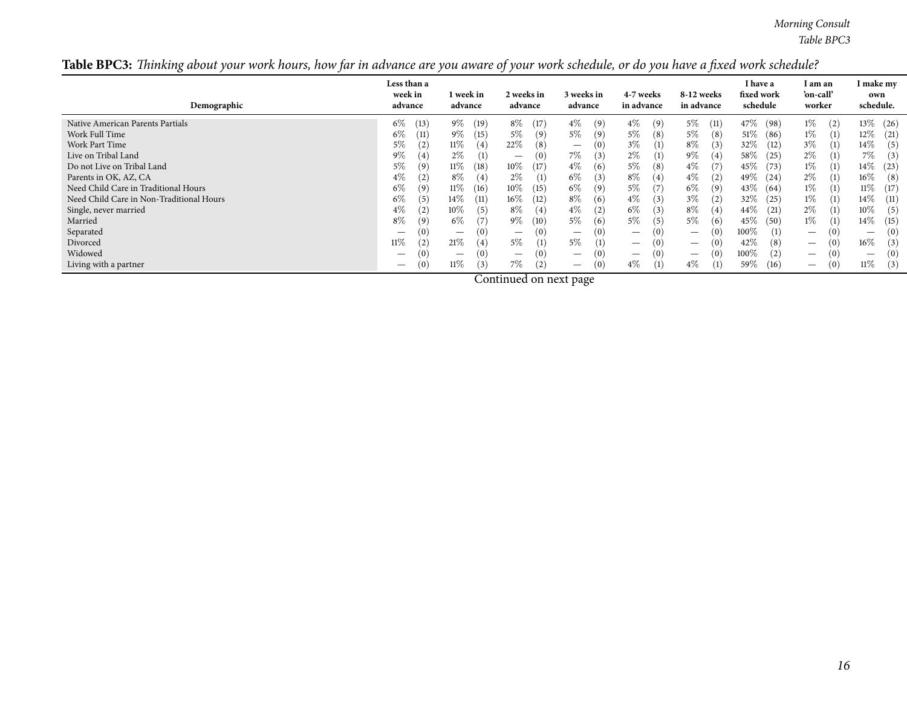**Table BPC3:** *Thinking about your work hours, how far in advance are you aware of your work schedule, or do you have a fixed work schedule?*

| Demographic | Less than a week in advance | | 1 week in advance | | 2 weeks in advance | | 3 weeks in advance | | 4-7 weeks in advance | | 8-12 weeks in advance | | I have a fixed work schedule | | I am an 'on-call' worker | | I make my own schedule. | |
|---|---|---|---|---|---|---|---|---|---|---|---|---|---|---|---|---|---|---|
| Native American Parents Partials | 6% | (13) | 9% | (19) | 8% | (17) | 4% | (9) | 4% | (9) | 5% | (11) | 47% | (98) | 1% | (2) | 13% | (26) |
| Work Full Time | 6% | (11) | 9% | (15) | 5% | (9) | 5% | (9) | 5% | (8) | 5% | (8) | 51% | (86) | 1% | (1) | 12% | (21) |
| Work Part Time | 5% | (2) | 11% | (4) | 22% | (8) | — | (0) | 3% | (1) | 8% | (3) | 32% | (12) | 3% | (1) | 14% | (5) |
| Live on Tribal Land | 9% | (4) | 2% | (1) | — | (0) | 7% | (3) | 2% | (1) | 9% | (4) | 58% | (25) | 2% | (1) | 7% | (3) |
| Do not Live on Tribal Land | 5% | (9) | 11% | (18) | 10% | (17) | 4% | (6) | 5% | (8) | 4% | (7) | 45% | (73) | 1% | (1) | 14% | (23) |
| Parents in OK, AZ, CA | 4% | (2) | 8% | (4) | 2% | (1) | 6% | (3) | 8% | (4) | 4% | (2) | 49% | (24) | 2% | (1) | 16% | (8) |
| Need Child Care in Traditional Hours | 6% | (9) | 11% | (16) | 10% | (15) | 6% | (9) | 5% | (7) | 6% | (9) | 43% | (64) | 1% | (1) | 11% | (17) |
| Need Child Care in Non-Traditional Hours | 6% | (5) | 14% | (11) | 16% | (12) | 8% | (6) | 4% | (3) | 3% | (2) | 32% | (25) | 1% | (1) | 14% | (11) |
| Single, never married | 4% | (2) | 10% | (5) | 8% | (4) | 4% | (2) | 6% | (3) | 8% | (4) | 44% | (21) | 2% | (1) | 10% | (5) |
| Married | 8% | (9) | 6% | (7) | 9% | (10) | 5% | (6) | 5% | (5) | 5% | (6) | 45% | (50) | 1% | (1) | 14% | (15) |
| Separated | — | (0) | — | (0) | — | (0) | — | (0) | — | (0) | — | (0) | 100% | (1) | — | (0) | — | (0) |
| Divorced | 11% | (2) | 21% | (4) | 5% | (1) | 5% | (1) | — | (0) | — | (0) | 42% | (8) | — | (0) | 16% | (3) |
| Widowed | — | (0) | — | (0) | — | (0) | — | (0) | — | (0) | — | (0) | 100% | (2) | — | (0) | — | (0) |
| Living with a partner | — | (0) | 11% | (3) | 7% | (2) | — | (0) | 4% | (1) | 4% | (1) | 59% | (16) | — | (0) | 11% | (3) |

Continued on next page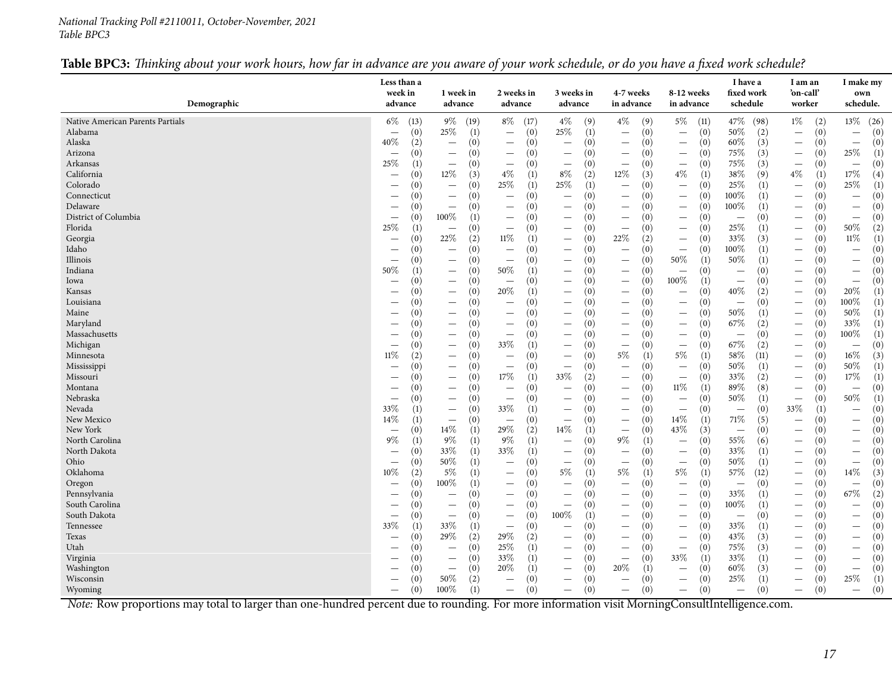*National Tracking Poll #2110011, October-November, 2021*
*Table BPC3*

**Table BPC3:** *Thinking about your work hours, how far in advance are you aware of your work schedule, or do you have a fixed work schedule?*

| Demographic | Less than a week in advance | 1 week in advance | 2 weeks in advance | 3 weeks in advance | 4-7 weeks in advance | 8-12 weeks in advance | I have a fixed work schedule | I am an 'on-call' worker | I make my own schedule. |
|---|---|---|---|---|---|---|---|---|---|
| Native American Parents Partials | 6% (13) | 9% (19) | 8% (17) | 4% (9) | 4% (9) | 5% (11) | 47% (98) | 1% (2) | 13% (26) |
| Alabama | — (0) | 25% (1) | — (0) | 25% (1) | — (0) | — (0) | 50% (2) | — (0) | — (0) |
| Alaska | 40% (2) | — (0) | — (0) | — (0) | — (0) | — (0) | 60% (3) | — (0) | — (0) |
| Arizona | — (0) | — (0) | — (0) | — (0) | — (0) | — (0) | 75% (3) | — (0) | 25% (1) |
| Arkansas | 25% (1) | — (0) | — (0) | — (0) | — (0) | — (0) | 75% (3) | — (0) | — (0) |
| California | — (0) | 12% (3) | 4% (1) | 8% (2) | 12% (3) | 4% (1) | 38% (9) | 4% (1) | 17% (4) |
| Colorado | — (0) | — (0) | 25% (1) | 25% (1) | — (0) | — (0) | 25% (1) | — (0) | 25% (1) |
| Connecticut | — (0) | — (0) | — (0) | — (0) | — (0) | — (0) | 100% (1) | — (0) | — (0) |
| Delaware | — (0) | — (0) | — (0) | — (0) | — (0) | — (0) | 100% (1) | — (0) | — (0) |
| District of Columbia | — (0) | 100% (1) | — (0) | — (0) | — (0) | — (0) | — (0) | — (0) | — (0) |
| Florida | 25% (1) | — (0) | — (0) | — (0) | — (0) | — (0) | 25% (1) | — (0) | 50% (2) |
| Georgia | — (0) | 22% (2) | 11% (1) | — (0) | 22% (2) | — (0) | 33% (3) | — (0) | 11% (1) |
| Idaho | — (0) | — (0) | — (0) | — (0) | — (0) | — (0) | 100% (1) | — (0) | — (0) |
| Illinois | — (0) | — (0) | — (0) | — (0) | — (0) | 50% (1) | 50% (1) | — (0) | — (0) |
| Indiana | 50% (1) | — (0) | 50% (1) | — (0) | — (0) | — (0) | — (0) | — (0) | — (0) |
| Iowa | — (0) | — (0) | — (0) | — (0) | — (0) | 100% (1) | — (0) | — (0) | — (0) |
| Kansas | — (0) | — (0) | 20% (1) | — (0) | — (0) | — (0) | 40% (2) | — (0) | 20% (1) |
| Louisiana | — (0) | — (0) | — (0) | — (0) | — (0) | — (0) | — (0) | — (0) | 100% (1) |
| Maine | — (0) | — (0) | — (0) | — (0) | — (0) | — (0) | 50% (1) | — (0) | 50% (1) |
| Maryland | — (0) | — (0) | — (0) | — (0) | — (0) | — (0) | 67% (2) | — (0) | 33% (1) |
| Massachusetts | — (0) | — (0) | — (0) | — (0) | — (0) | — (0) | — (0) | — (0) | 100% (1) |
| Michigan | — (0) | — (0) | 33% (1) | — (0) | — (0) | — (0) | 67% (2) | — (0) | — (0) |
| Minnesota | 11% (2) | — (0) | — (0) | — (0) | 5% (1) | 5% (1) | 58% (11) | — (0) | 16% (3) |
| Mississippi | — (0) | — (0) | — (0) | — (0) | — (0) | — (0) | 50% (1) | — (0) | 50% (1) |
| Missouri | — (0) | — (0) | 17% (1) | 33% (2) | — (0) | — (0) | 33% (2) | — (0) | 17% (1) |
| Montana | — (0) | — (0) | — (0) | — (0) | — (0) | 11% (1) | 89% (8) | — (0) | — (0) |
| Nebraska | — (0) | — (0) | — (0) | — (0) | — (0) | — (0) | 50% (1) | — (0) | 50% (1) |
| Nevada | 33% (1) | — (0) | 33% (1) | — (0) | — (0) | — (0) | — (0) | 33% (1) | — (0) |
| New Mexico | 14% (1) | — (0) | — (0) | — (0) | — (0) | 14% (1) | 71% (5) | — (0) | — (0) |
| New York | — (0) | 14% (1) | 29% (2) | 14% (1) | — (0) | 43% (3) | — (0) | — (0) | — (0) |
| North Carolina | 9% (1) | 9% (1) | 9% (1) | — (0) | 9% (1) | — (0) | 55% (6) | — (0) | — (0) |
| North Dakota | — (0) | 33% (1) | 33% (1) | — (0) | — (0) | — (0) | 33% (1) | — (0) | — (0) |
| Ohio | — (0) | 50% (1) | — (0) | — (0) | — (0) | — (0) | 50% (1) | — (0) | — (0) |
| Oklahoma | 10% (2) | 5% (1) | — (0) | 5% (1) | 5% (1) | 5% (1) | 57% (12) | — (0) | 14% (3) |
| Oregon | — (0) | 100% (1) | — (0) | — (0) | — (0) | — (0) | — (0) | — (0) | — (0) |
| Pennsylvania | — (0) | — (0) | — (0) | — (0) | — (0) | — (0) | 33% (1) | — (0) | 67% (2) |
| South Carolina | — (0) | — (0) | — (0) | — (0) | — (0) | — (0) | 100% (1) | — (0) | — (0) |
| South Dakota | — (0) | — (0) | — (0) | 100% (1) | — (0) | — (0) | — (0) | — (0) | — (0) |
| Tennessee | 33% (1) | 33% (1) | — (0) | — (0) | — (0) | — (0) | 33% (1) | — (0) | — (0) |
| Texas | — (0) | 29% (2) | 29% (2) | — (0) | — (0) | — (0) | 43% (3) | — (0) | — (0) |
| Utah | — (0) | — (0) | 25% (1) | — (0) | — (0) | — (0) | 75% (3) | — (0) | — (0) |
| Virginia | — (0) | — (0) | 33% (1) | — (0) | — (0) | 33% (1) | 33% (1) | — (0) | — (0) |
| Washington | — (0) | — (0) | 20% (1) | — (0) | 20% (1) | — (0) | 60% (3) | — (0) | — (0) |
| Wisconsin | — (0) | 50% (2) | — (0) | — (0) | — (0) | — (0) | 25% (1) | — (0) | 25% (1) |
| Wyoming | — (0) | 100% (1) | — (0) | — (0) | — (0) | — (0) | — (0) | — (0) | — (0) |

*Note:* Row proportions may total to larger than one-hundred percent due to rounding. For more information visit MorningConsultIntelligence.com.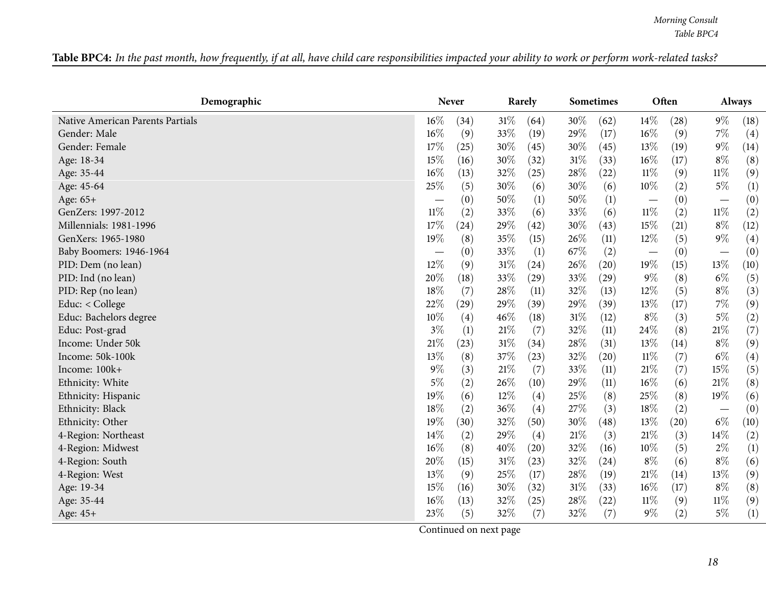**Table BPC4:** *In the past month, how frequently, if at all, have child care responsibilities impacted your ability to work or perform work-related tasks?*

| Demographic | Never | | Rarely | | Sometimes | | Often | | Always | |
|---|---|---|---|---|---|---|---|---|---|---|
| Native American Parents Partials | 16% | (34) | 31% | (64) | 30% | (62) | 14% | (28) | 9% | (18) |
| Gender: Male | 16% | (9) | 33% | (19) | 29% | (17) | 16% | (9) | 7% | (4) |
| Gender: Female | 17% | (25) | 30% | (45) | 30% | (45) | 13% | (19) | 9% | (14) |
| Age: 18-34 | 15% | (16) | 30% | (32) | 31% | (33) | 16% | (17) | 8% | (8) |
| Age: 35-44 | 16% | (13) | 32% | (25) | 28% | (22) | 11% | (9) | 11% | (9) |
| Age: 45-64 | 25% | (5) | 30% | (6) | 30% | (6) | 10% | (2) | 5% | (1) |
| Age: 65+ | — | (0) | 50% | (1) | 50% | (1) | — | (0) | — | (0) |
| GenZers: 1997-2012 | 11% | (2) | 33% | (6) | 33% | (6) | 11% | (2) | 11% | (2) |
| Millennials: 1981-1996 | 17% | (24) | 29% | (42) | 30% | (43) | 15% | (21) | 8% | (12) |
| GenXers: 1965-1980 | 19% | (8) | 35% | (15) | 26% | (11) | 12% | (5) | 9% | (4) |
| Baby Boomers: 1946-1964 | — | (0) | 33% | (1) | 67% | (2) | — | (0) | — | (0) |
| PID: Dem (no lean) | 12% | (9) | 31% | (24) | 26% | (20) | 19% | (15) | 13% | (10) |
| PID: Ind (no lean) | 20% | (18) | 33% | (29) | 33% | (29) | 9% | (8) | 6% | (5) |
| PID: Rep (no lean) | 18% | (7) | 28% | (11) | 32% | (13) | 12% | (5) | 8% | (3) |
| Educ: < College | 22% | (29) | 29% | (39) | 29% | (39) | 13% | (17) | 7% | (9) |
| Educ: Bachelors degree | 10% | (4) | 46% | (18) | 31% | (12) | 8% | (3) | 5% | (2) |
| Educ: Post-grad | 3% | (1) | 21% | (7) | 32% | (11) | 24% | (8) | 21% | (7) |
| Income: Under 50k | 21% | (23) | 31% | (34) | 28% | (31) | 13% | (14) | 8% | (9) |
| Income: 50k-100k | 13% | (8) | 37% | (23) | 32% | (20) | 11% | (7) | 6% | (4) |
| Income: 100k+ | 9% | (3) | 21% | (7) | 33% | (11) | 21% | (7) | 15% | (5) |
| Ethnicity: White | 5% | (2) | 26% | (10) | 29% | (11) | 16% | (6) | 21% | (8) |
| Ethnicity: Hispanic | 19% | (6) | 12% | (4) | 25% | (8) | 25% | (8) | 19% | (6) |
| Ethnicity: Black | 18% | (2) | 36% | (4) | 27% | (3) | 18% | (2) | — | (0) |
| Ethnicity: Other | 19% | (30) | 32% | (50) | 30% | (48) | 13% | (20) | 6% | (10) |
| 4-Region: Northeast | 14% | (2) | 29% | (4) | 21% | (3) | 21% | (3) | 14% | (2) |
| 4-Region: Midwest | 16% | (8) | 40% | (20) | 32% | (16) | 10% | (5) | 2% | (1) |
| 4-Region: South | 20% | (15) | 31% | (23) | 32% | (24) | 8% | (6) | 8% | (6) |
| 4-Region: West | 13% | (9) | 25% | (17) | 28% | (19) | 21% | (14) | 13% | (9) |
| Age: 19-34 | 15% | (16) | 30% | (32) | 31% | (33) | 16% | (17) | 8% | (8) |
| Age: 35-44 | 16% | (13) | 32% | (25) | 28% | (22) | 11% | (9) | 11% | (9) |
| Age: 45+ | 23% | (5) | 32% | (7) | 32% | (7) | 9% | (2) | 5% | (1) |

Continued on next page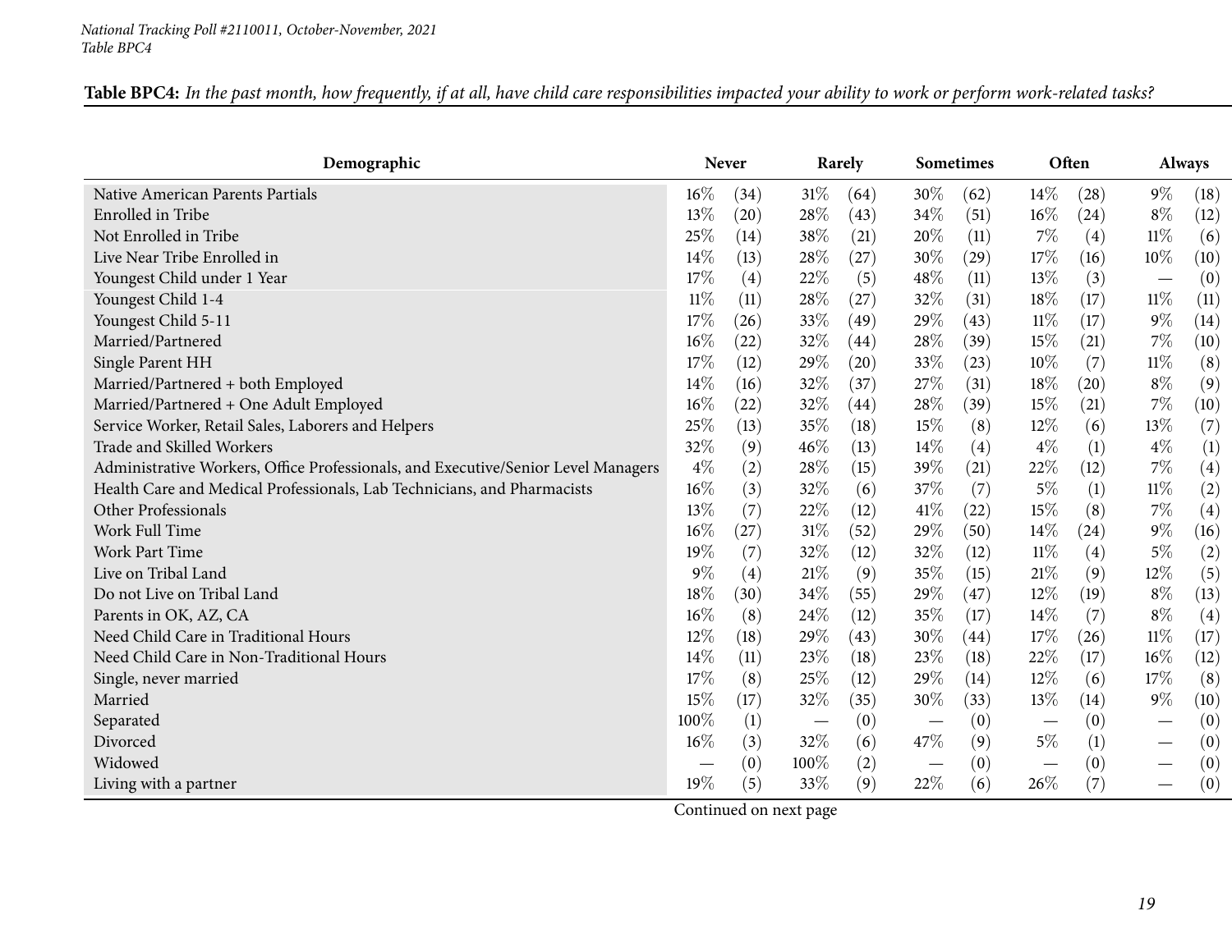*National Tracking Poll #2110011, October-November, 2021*
*Table BPC4*

**Table BPC4:** *In the past month, how frequently, if at all, have child care responsibilities impacted your ability to work or perform work-related tasks?*

| Demographic | Never | | Rarely | | Sometimes | | Often | | Always | |
|---|---|---|---|---|---|---|---|---|---|---|
| Native American Parents Partials | 16% | (34) | 31% | (64) | 30% | (62) | 14% | (28) | 9% | (18) |
| Enrolled in Tribe | 13% | (20) | 28% | (43) | 34% | (51) | 16% | (24) | 8% | (12) |
| Not Enrolled in Tribe | 25% | (14) | 38% | (21) | 20% | (11) | 7% | (4) | 11% | (6) |
| Live Near Tribe Enrolled in | 14% | (13) | 28% | (27) | 30% | (29) | 17% | (16) | 10% | (10) |
| Youngest Child under 1 Year | 17% | (4) | 22% | (5) | 48% | (11) | 13% | (3) | — | (0) |
| Youngest Child 1-4 | 11% | (11) | 28% | (27) | 32% | (31) | 18% | (17) | 11% | (11) |
| Youngest Child 5-11 | 17% | (26) | 33% | (49) | 29% | (43) | 11% | (17) | 9% | (14) |
| Married/Partnered | 16% | (22) | 32% | (44) | 28% | (39) | 15% | (21) | 7% | (10) |
| Single Parent HH | 17% | (12) | 29% | (20) | 33% | (23) | 10% | (7) | 11% | (8) |
| Married/Partnered + both Employed | 14% | (16) | 32% | (37) | 27% | (31) | 18% | (20) | 8% | (9) |
| Married/Partnered + One Adult Employed | 16% | (22) | 32% | (44) | 28% | (39) | 15% | (21) | 7% | (10) |
| Service Worker, Retail Sales, Laborers and Helpers | 25% | (13) | 35% | (18) | 15% | (8) | 12% | (6) | 13% | (7) |
| Trade and Skilled Workers | 32% | (9) | 46% | (13) | 14% | (4) | 4% | (1) | 4% | (1) |
| Administrative Workers, Office Professionals, and Executive/Senior Level Managers | 4% | (2) | 28% | (15) | 39% | (21) | 22% | (12) | 7% | (4) |
| Health Care and Medical Professionals, Lab Technicians, and Pharmacists | 16% | (3) | 32% | (6) | 37% | (7) | 5% | (1) | 11% | (2) |
| Other Professionals | 13% | (7) | 22% | (12) | 41% | (22) | 15% | (8) | 7% | (4) |
| Work Full Time | 16% | (27) | 31% | (52) | 29% | (50) | 14% | (24) | 9% | (16) |
| Work Part Time | 19% | (7) | 32% | (12) | 32% | (12) | 11% | (4) | 5% | (2) |
| Live on Tribal Land | 9% | (4) | 21% | (9) | 35% | (15) | 21% | (9) | 12% | (5) |
| Do not Live on Tribal Land | 18% | (30) | 34% | (55) | 29% | (47) | 12% | (19) | 8% | (13) |
| Parents in OK, AZ, CA | 16% | (8) | 24% | (12) | 35% | (17) | 14% | (7) | 8% | (4) |
| Need Child Care in Traditional Hours | 12% | (18) | 29% | (43) | 30% | (44) | 17% | (26) | 11% | (17) |
| Need Child Care in Non-Traditional Hours | 14% | (11) | 23% | (18) | 23% | (18) | 22% | (17) | 16% | (12) |
| Single, never married | 17% | (8) | 25% | (12) | 29% | (14) | 12% | (6) | 17% | (8) |
| Married | 15% | (17) | 32% | (35) | 30% | (33) | 13% | (14) | 9% | (10) |
| Separated | 100% | (1) | — | (0) | — | (0) | — | (0) | — | (0) |
| Divorced | 16% | (3) | 32% | (6) | 47% | (9) | 5% | (1) | — | (0) |
| Widowed | — | (0) | 100% | (2) | — | (0) | — | (0) | — | (0) |
| Living with a partner | 19% | (5) | 33% | (9) | 22% | (6) | 26% | (7) | — | (0) |

Continued on next page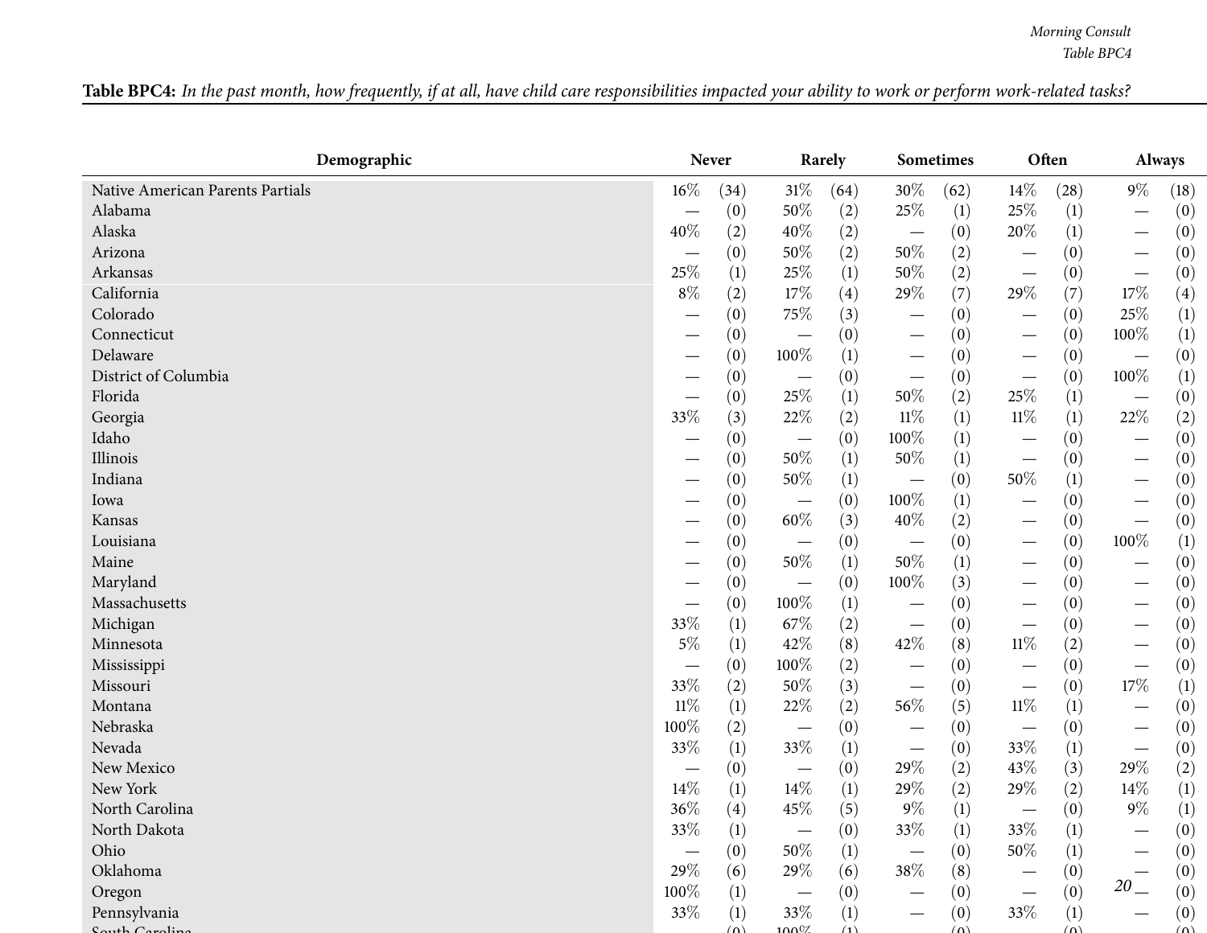**Table BPC4:** *In the past month, how frequently, if at all, have child care responsibilities impacted your ability to work or perform work-related tasks?*

| Demographic | Never | | Rarely | | Sometimes | | Often | | Always | |
|---|---|---|---|---|---|---|---|---|---|---|
| Native American Parents Partials | 16% | (34) | 31% | (64) | 30% | (62) | 14% | (28) | 9% | (18) |
| Alabama | — | (0) | 50% | (2) | 25% | (1) | 25% | (1) | — | (0) |
| Alaska | 40% | (2) | 40% | (2) | — | (0) | 20% | (1) | — | (0) |
| Arizona | — | (0) | 50% | (2) | 50% | (2) | — | (0) | — | (0) |
| Arkansas | 25% | (1) | 25% | (1) | 50% | (2) | — | (0) | — | (0) |
| California | 8% | (2) | 17% | (4) | 29% | (7) | 29% | (7) | 17% | (4) |
| Colorado | — | (0) | 75% | (3) | — | (0) | — | (0) | 25% | (1) |
| Connecticut | — | (0) | — | (0) | — | (0) | — | (0) | 100% | (1) |
| Delaware | — | (0) | 100% | (1) | — | (0) | — | (0) | — | (0) |
| District of Columbia | — | (0) | — | (0) | — | (0) | — | (0) | 100% | (1) |
| Florida | — | (0) | 25% | (1) | 50% | (2) | 25% | (1) | — | (0) |
| Georgia | 33% | (3) | 22% | (2) | 11% | (1) | 11% | (1) | 22% | (2) |
| Idaho | — | (0) | — | (0) | 100% | (1) | — | (0) | — | (0) |
| Illinois | — | (0) | 50% | (1) | 50% | (1) | — | (0) | — | (0) |
| Indiana | — | (0) | 50% | (1) | — | (0) | 50% | (1) | — | (0) |
| Iowa | — | (0) | — | (0) | 100% | (1) | — | (0) | — | (0) |
| Kansas | — | (0) | 60% | (3) | 40% | (2) | — | (0) | — | (0) |
| Louisiana | — | (0) | — | (0) | — | (0) | — | (0) | 100% | (1) |
| Maine | — | (0) | 50% | (1) | 50% | (1) | — | (0) | — | (0) |
| Maryland | — | (0) | — | (0) | 100% | (3) | — | (0) | — | (0) |
| Massachusetts | — | (0) | 100% | (1) | — | (0) | — | (0) | — | (0) |
| Michigan | 33% | (1) | 67% | (2) | — | (0) | — | (0) | — | (0) |
| Minnesota | 5% | (1) | 42% | (8) | 42% | (8) | 11% | (2) | — | (0) |
| Mississippi | — | (0) | 100% | (2) | — | (0) | — | (0) | — | (0) |
| Missouri | 33% | (2) | 50% | (3) | — | (0) | — | (0) | 17% | (1) |
| Montana | 11% | (1) | 22% | (2) | 56% | (5) | 11% | (1) | — | (0) |
| Nebraska | 100% | (2) | — | (0) | — | (0) | — | (0) | — | (0) |
| Nevada | 33% | (1) | 33% | (1) | — | (0) | 33% | (1) | — | (0) |
| New Mexico | — | (0) | — | (0) | 29% | (2) | 43% | (3) | 29% | (2) |
| New York | 14% | (1) | 14% | (1) | 29% | (2) | 29% | (2) | 14% | (1) |
| North Carolina | 36% | (4) | 45% | (5) | 9% | (1) | — | (0) | 9% | (1) |
| North Dakota | 33% | (1) | — | (0) | 33% | (1) | 33% | (1) | — | (0) |
| Ohio | — | (0) | 50% | (1) | — | (0) | 50% | (1) | — | (0) |
| Oklahoma | 29% | (6) | 29% | (6) | 38% | (8) | — | (0) | — | (0) |
| Oregon | 100% | (1) | — | (0) | — | (0) | — | (0) | — | (0) |
| Pennsylvania | 33% | (1) | 33% | (1) | — | (0) | 33% | (1) | — | (0) |
| South Carolina | — | (0) | 100% | (1) | — | (0) | — | (0) | — | (0) |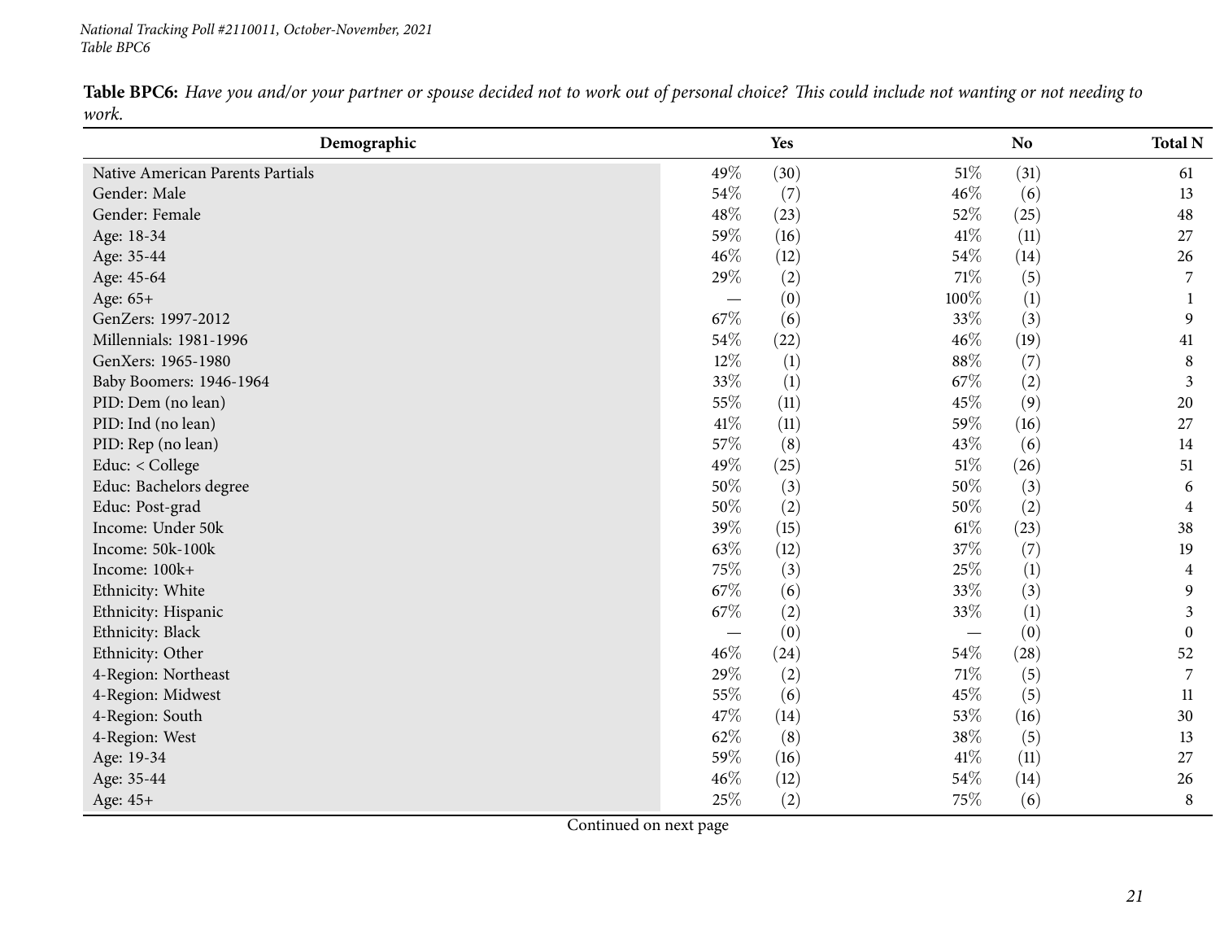**Table BPC6:** *Have you and/or your partner or spouse decided not to work out of personal choice? This could include not wanting or not needing to work.*

| Demographic | Yes | | No | | Total N |
|---|---|---|---|---|---|
| Native American Parents Partials | 49% | (30) | 51% | (31) | 61 |
| Gender: Male | 54% | (7) | 46% | (6) | 13 |
| Gender: Female | 48% | (23) | 52% | (25) | 48 |
| Age: 18-34 | 59% | (16) | 41% | (11) | 27 |
| Age: 35-44 | 46% | (12) | 54% | (14) | 26 |
| Age: 45-64 | 29% | (2) | 71% | (5) | 7 |
| Age: 65+ | — | (0) | 100% | (1) | 1 |
| GenZers: 1997-2012 | 67% | (6) | 33% | (3) | 9 |
| Millennials: 1981-1996 | 54% | (22) | 46% | (19) | 41 |
| GenXers: 1965-1980 | 12% | (1) | 88% | (7) | 8 |
| Baby Boomers: 1946-1964 | 33% | (1) | 67% | (2) | 3 |
| PID: Dem (no lean) | 55% | (11) | 45% | (9) | 20 |
| PID: Ind (no lean) | 41% | (11) | 59% | (16) | 27 |
| PID: Rep (no lean) | 57% | (8) | 43% | (6) | 14 |
| Educ: < College | 49% | (25) | 51% | (26) | 51 |
| Educ: Bachelors degree | 50% | (3) | 50% | (3) | 6 |
| Educ: Post-grad | 50% | (2) | 50% | (2) | 4 |
| Income: Under 50k | 39% | (15) | 61% | (23) | 38 |
| Income: 50k-100k | 63% | (12) | 37% | (7) | 19 |
| Income: 100k+ | 75% | (3) | 25% | (1) | 4 |
| Ethnicity: White | 67% | (6) | 33% | (3) | 9 |
| Ethnicity: Hispanic | 67% | (2) | 33% | (1) | 3 |
| Ethnicity: Black | — | (0) | — | (0) | 0 |
| Ethnicity: Other | 46% | (24) | 54% | (28) | 52 |
| 4-Region: Northeast | 29% | (2) | 71% | (5) | 7 |
| 4-Region: Midwest | 55% | (6) | 45% | (5) | 11 |
| 4-Region: South | 47% | (14) | 53% | (16) | 30 |
| 4-Region: West | 62% | (8) | 38% | (5) | 13 |
| Age: 19-34 | 59% | (16) | 41% | (11) | 27 |
| Age: 35-44 | 46% | (12) | 54% | (14) | 26 |
| Age: 45+ | 25% | (2) | 75% | (6) | 8 |

Continued on next page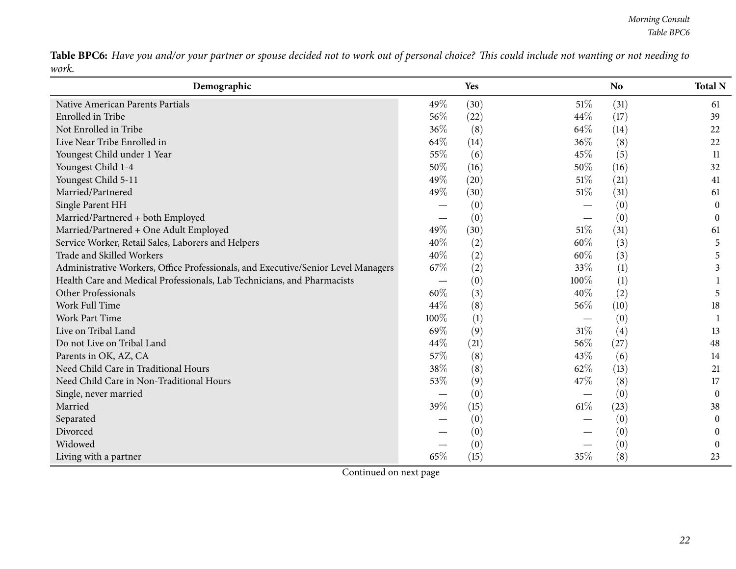**Table BPC6:** *Have you and/or your partner or spouse decided not to work out of personal choice? This could include not wanting or not needing to work.*

| Demographic | Yes | | No | | Total N |
|---|---|---|---|---|---|
| Native American Parents Partials | 49% | (30) | 51% | (31) | 61 |
| Enrolled in Tribe | 56% | (22) | 44% | (17) | 39 |
| Not Enrolled in Tribe | 36% | (8) | 64% | (14) | 22 |
| Live Near Tribe Enrolled in | 64% | (14) | 36% | (8) | 22 |
| Youngest Child under 1 Year | 55% | (6) | 45% | (5) | 11 |
| Youngest Child 1-4 | 50% | (16) | 50% | (16) | 32 |
| Youngest Child 5-11 | 49% | (20) | 51% | (21) | 41 |
| Married/Partnered | 49% | (30) | 51% | (31) | 61 |
| Single Parent HH | — | (0) | — | (0) | 0 |
| Married/Partnered + both Employed | — | (0) | — | (0) | 0 |
| Married/Partnered + One Adult Employed | 49% | (30) | 51% | (31) | 61 |
| Service Worker, Retail Sales, Laborers and Helpers | 40% | (2) | 60% | (3) | 5 |
| Trade and Skilled Workers | 40% | (2) | 60% | (3) | 5 |
| Administrative Workers, Office Professionals, and Executive/Senior Level Managers | 67% | (2) | 33% | (1) | 3 |
| Health Care and Medical Professionals, Lab Technicians, and Pharmacists | — | (0) | 100% | (1) | 1 |
| Other Professionals | 60% | (3) | 40% | (2) | 5 |
| Work Full Time | 44% | (8) | 56% | (10) | 18 |
| Work Part Time | 100% | (1) | — | (0) | 1 |
| Live on Tribal Land | 69% | (9) | 31% | (4) | 13 |
| Do not Live on Tribal Land | 44% | (21) | 56% | (27) | 48 |
| Parents in OK, AZ, CA | 57% | (8) | 43% | (6) | 14 |
| Need Child Care in Traditional Hours | 38% | (8) | 62% | (13) | 21 |
| Need Child Care in Non-Traditional Hours | 53% | (9) | 47% | (8) | 17 |
| Single, never married | — | (0) | — | (0) | 0 |
| Married | 39% | (15) | 61% | (23) | 38 |
| Separated | — | (0) | — | (0) | 0 |
| Divorced | — | (0) | — | (0) | 0 |
| Widowed | — | (0) | — | (0) | 0 |
| Living with a partner | 65% | (15) | 35% | (8) | 23 |

Continued on next page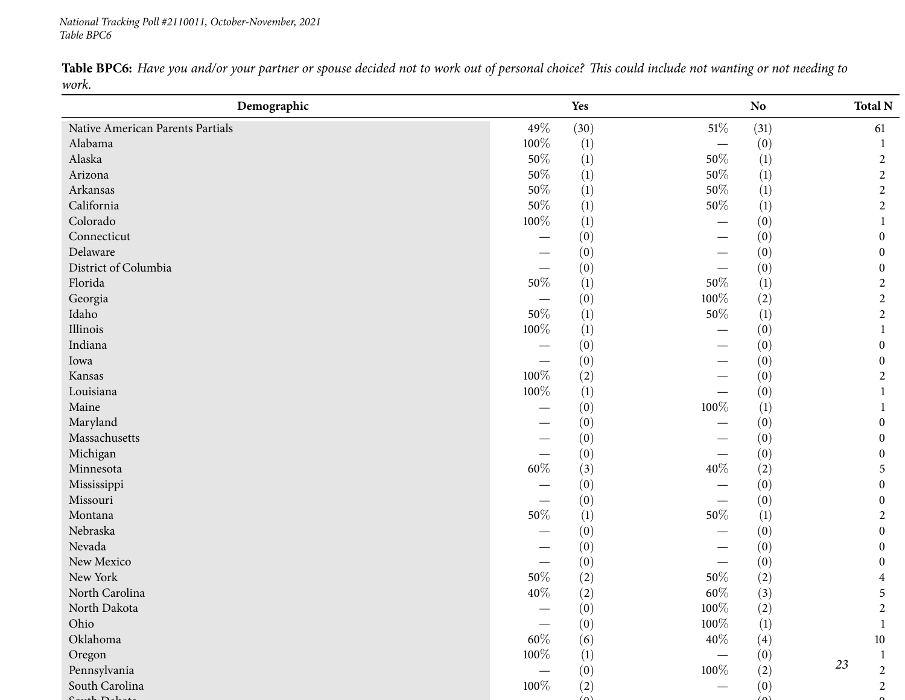**Table BPC6:** *Have you and/or your partner or spouse decided not to work out of personal choice? This could include not wanting or not needing to work.*

| Demographic | Yes | | No | | Total N |
|---|---|---|---|---|---|
| Native American Parents Partials | 49% | (30) | 51% | (31) | 61 |
| Alabama | 100% | (1) | — | (0) | 1 |
| Alaska | 50% | (1) | 50% | (1) | 2 |
| Arizona | 50% | (1) | 50% | (1) | 2 |
| Arkansas | 50% | (1) | 50% | (1) | 2 |
| California | 50% | (1) | 50% | (1) | 2 |
| Colorado | 100% | (1) | — | (0) | 1 |
| Connecticut | — | (0) | — | (0) | 0 |
| Delaware | — | (0) | — | (0) | 0 |
| District of Columbia | — | (0) | — | (0) | 0 |
| Florida | 50% | (1) | 50% | (1) | 2 |
| Georgia | — | (0) | 100% | (2) | 2 |
| Idaho | 50% | (1) | 50% | (1) | 2 |
| Illinois | 100% | (1) | — | (0) | 1 |
| Indiana | — | (0) | — | (0) | 0 |
| Iowa | — | (0) | — | (0) | 0 |
| Kansas | 100% | (2) | — | (0) | 2 |
| Louisiana | 100% | (1) | — | (0) | 1 |
| Maine | — | (0) | 100% | (1) | 1 |
| Maryland | — | (0) | — | (0) | 0 |
| Massachusetts | — | (0) | — | (0) | 0 |
| Michigan | — | (0) | — | (0) | 0 |
| Minnesota | 60% | (3) | 40% | (2) | 5 |
| Mississippi | — | (0) | — | (0) | 0 |
| Missouri | — | (0) | — | (0) | 0 |
| Montana | 50% | (1) | 50% | (1) | 2 |
| Nebraska | — | (0) | — | (0) | 0 |
| Nevada | — | (0) | — | (0) | 0 |
| New Mexico | — | (0) | — | (0) | 0 |
| New York | 50% | (2) | 50% | (2) | 4 |
| North Carolina | 40% | (2) | 60% | (3) | 5 |
| North Dakota | — | (0) | 100% | (2) | 2 |
| Ohio | — | (0) | 100% | (1) | 1 |
| Oklahoma | 60% | (6) | 40% | (4) | 10 |
| Oregon | 100% | (1) | — | (0) | 1 |
| Pennsylvania | — | (0) | 100% | (2) | 2 |
| South Carolina | 100% | (2) | — | (0) | 2 |
| South Dakota | — | (0) | — | (0) | 0 |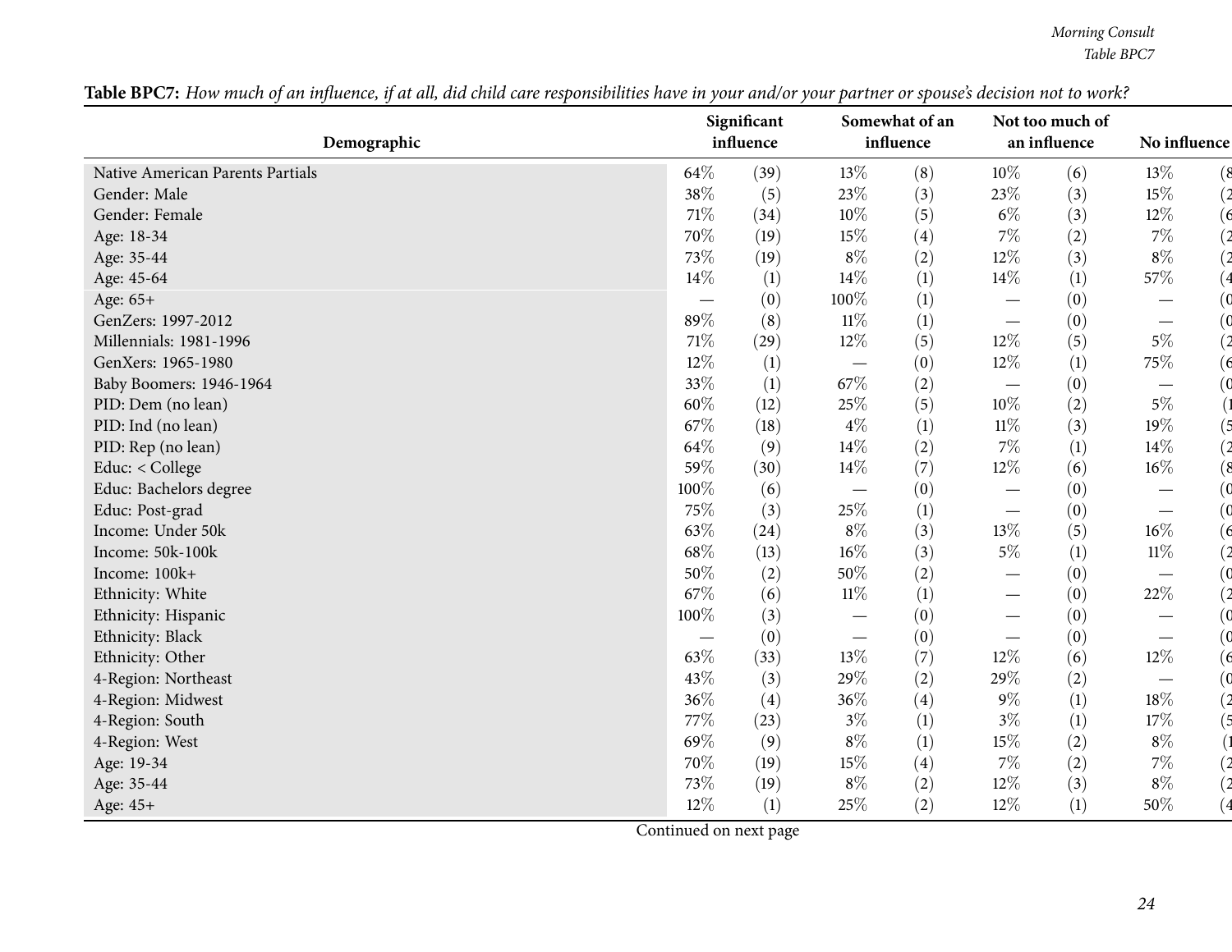**Table BPC7:** *How much of an influence, if at all, did child care responsibilities have in your and/or your partner or spouse's decision not to work?*

| Demographic | Significant influence | | Somewhat of an influence | | Not too much of an influence | | No influence | |
|---|---|---|---|---|---|---|---|---|
| Native American Parents Partials | 64% | (39) | 13% | (8) | 10% | (6) | 13% | (8 |
| Gender: Male | 38% | (5) | 23% | (3) | 23% | (3) | 15% | (2 |
| Gender: Female | 71% | (34) | 10% | (5) | 6% | (3) | 12% | (6 |
| Age: 18-34 | 70% | (19) | 15% | (4) | 7% | (2) | 7% | (2 |
| Age: 35-44 | 73% | (19) | 8% | (2) | 12% | (3) | 8% | (2 |
| Age: 45-64 | 14% | (1) | 14% | (1) | 14% | (1) | 57% | (4 |
| Age: 65+ | — | (0) | 100% | (1) | — | (0) | — | (0 |
| GenZers: 1997-2012 | 89% | (8) | 11% | (1) | — | (0) | — | (0 |
| Millennials: 1981-1996 | 71% | (29) | 12% | (5) | 12% | (5) | 5% | (2 |
| GenXers: 1965-1980 | 12% | (1) | — | (0) | 12% | (1) | 75% | (6 |
| Baby Boomers: 1946-1964 | 33% | (1) | 67% | (2) | — | (0) | — | (0 |
| PID: Dem (no lean) | 60% | (12) | 25% | (5) | 10% | (2) | 5% | (1 |
| PID: Ind (no lean) | 67% | (18) | 4% | (1) | 11% | (3) | 19% | (5 |
| PID: Rep (no lean) | 64% | (9) | 14% | (2) | 7% | (1) | 14% | (2 |
| Educ: < College | 59% | (30) | 14% | (7) | 12% | (6) | 16% | (8 |
| Educ: Bachelors degree | 100% | (6) | — | (0) | — | (0) | — | (0 |
| Educ: Post-grad | 75% | (3) | 25% | (1) | — | (0) | — | (0 |
| Income: Under 50k | 63% | (24) | 8% | (3) | 13% | (5) | 16% | (6 |
| Income: 50k-100k | 68% | (13) | 16% | (3) | 5% | (1) | 11% | (2 |
| Income: 100k+ | 50% | (2) | 50% | (2) | — | (0) | — | (0 |
| Ethnicity: White | 67% | (6) | 11% | (1) | — | (0) | 22% | (2 |
| Ethnicity: Hispanic | 100% | (3) | — | (0) | — | (0) | — | (0 |
| Ethnicity: Black | — | (0) | — | (0) | — | (0) | — | (0 |
| Ethnicity: Other | 63% | (33) | 13% | (7) | 12% | (6) | 12% | (6 |
| 4-Region: Northeast | 43% | (3) | 29% | (2) | 29% | (2) | — | (0 |
| 4-Region: Midwest | 36% | (4) | 36% | (4) | 9% | (1) | 18% | (2 |
| 4-Region: South | 77% | (23) | 3% | (1) | 3% | (1) | 17% | (5 |
| 4-Region: West | 69% | (9) | 8% | (1) | 15% | (2) | 8% | (1 |
| Age: 19-34 | 70% | (19) | 15% | (4) | 7% | (2) | 7% | (2 |
| Age: 35-44 | 73% | (19) | 8% | (2) | 12% | (3) | 8% | (2 |
| Age: 45+ | 12% | (1) | 25% | (2) | 12% | (1) | 50% | (4 |

Continued on next page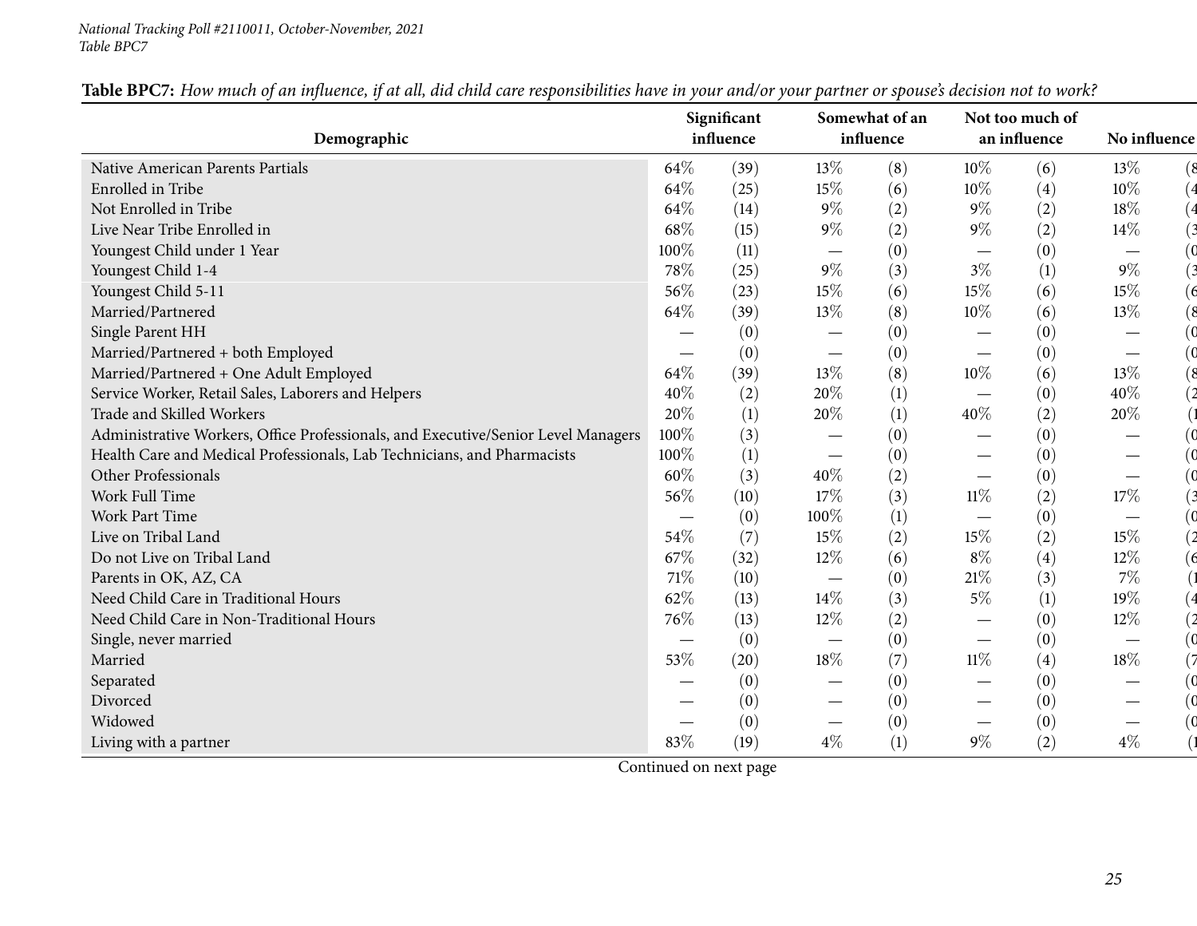**Table BPC7:** *How much of an influence, if at all, did child care responsibilities have in your and/or your partner or spouse's decision not to work?*

| Demographic | Significant influence | | Somewhat of an influence | | Not too much of an influence | | No influence | |
|---|---|---|---|---|---|---|---|---|
| Native American Parents Partials | 64% | (39) | 13% | (8) | 10% | (6) | 13% | (8 |
| Enrolled in Tribe | 64% | (25) | 15% | (6) | 10% | (4) | 10% | (4 |
| Not Enrolled in Tribe | 64% | (14) | 9% | (2) | 9% | (2) | 18% | (4 |
| Live Near Tribe Enrolled in | 68% | (15) | 9% | (2) | 9% | (2) | 14% | (3 |
| Youngest Child under 1 Year | 100% | (11) | — | (0) | — | (0) | — | (0 |
| Youngest Child 1-4 | 78% | (25) | 9% | (3) | 3% | (1) | 9% | (3 |
| Youngest Child 5-11 | 56% | (23) | 15% | (6) | 15% | (6) | 15% | (6 |
| Married/Partnered | 64% | (39) | 13% | (8) | 10% | (6) | 13% | (8 |
| Single Parent HH | — | (0) | — | (0) | — | (0) | — | (0 |
| Married/Partnered + both Employed | — | (0) | — | (0) | — | (0) | — | (0 |
| Married/Partnered + One Adult Employed | 64% | (39) | 13% | (8) | 10% | (6) | 13% | (8 |
| Service Worker, Retail Sales, Laborers and Helpers | 40% | (2) | 20% | (1) | — | (0) | 40% | (2 |
| Trade and Skilled Workers | 20% | (1) | 20% | (1) | 40% | (2) | 20% | (1 |
| Administrative Workers, Office Professionals, and Executive/Senior Level Managers | 100% | (3) | — | (0) | — | (0) | — | (0 |
| Health Care and Medical Professionals, Lab Technicians, and Pharmacists | 100% | (1) | — | (0) | — | (0) | — | (0 |
| Other Professionals | 60% | (3) | 40% | (2) | — | (0) | — | (0 |
| Work Full Time | 56% | (10) | 17% | (3) | 11% | (2) | 17% | (3 |
| Work Part Time | — | (0) | 100% | (1) | — | (0) | — | (0 |
| Live on Tribal Land | 54% | (7) | 15% | (2) | 15% | (2) | 15% | (2 |
| Do not Live on Tribal Land | 67% | (32) | 12% | (6) | 8% | (4) | 12% | (6 |
| Parents in OK, AZ, CA | 71% | (10) | — | (0) | 21% | (3) | 7% | (1 |
| Need Child Care in Traditional Hours | 62% | (13) | 14% | (3) | 5% | (1) | 19% | (4 |
| Need Child Care in Non-Traditional Hours | 76% | (13) | 12% | (2) | — | (0) | 12% | (2 |
| Single, never married | — | (0) | — | (0) | — | (0) | — | (0 |
| Married | 53% | (20) | 18% | (7) | 11% | (4) | 18% | (7 |
| Separated | — | (0) | — | (0) | — | (0) | — | (0 |
| Divorced | — | (0) | — | (0) | — | (0) | — | (0 |
| Widowed | — | (0) | — | (0) | — | (0) | — | (0 |
| Living with a partner | 83% | (19) | 4% | (1) | 9% | (2) | 4% | (1 |

Continued on next page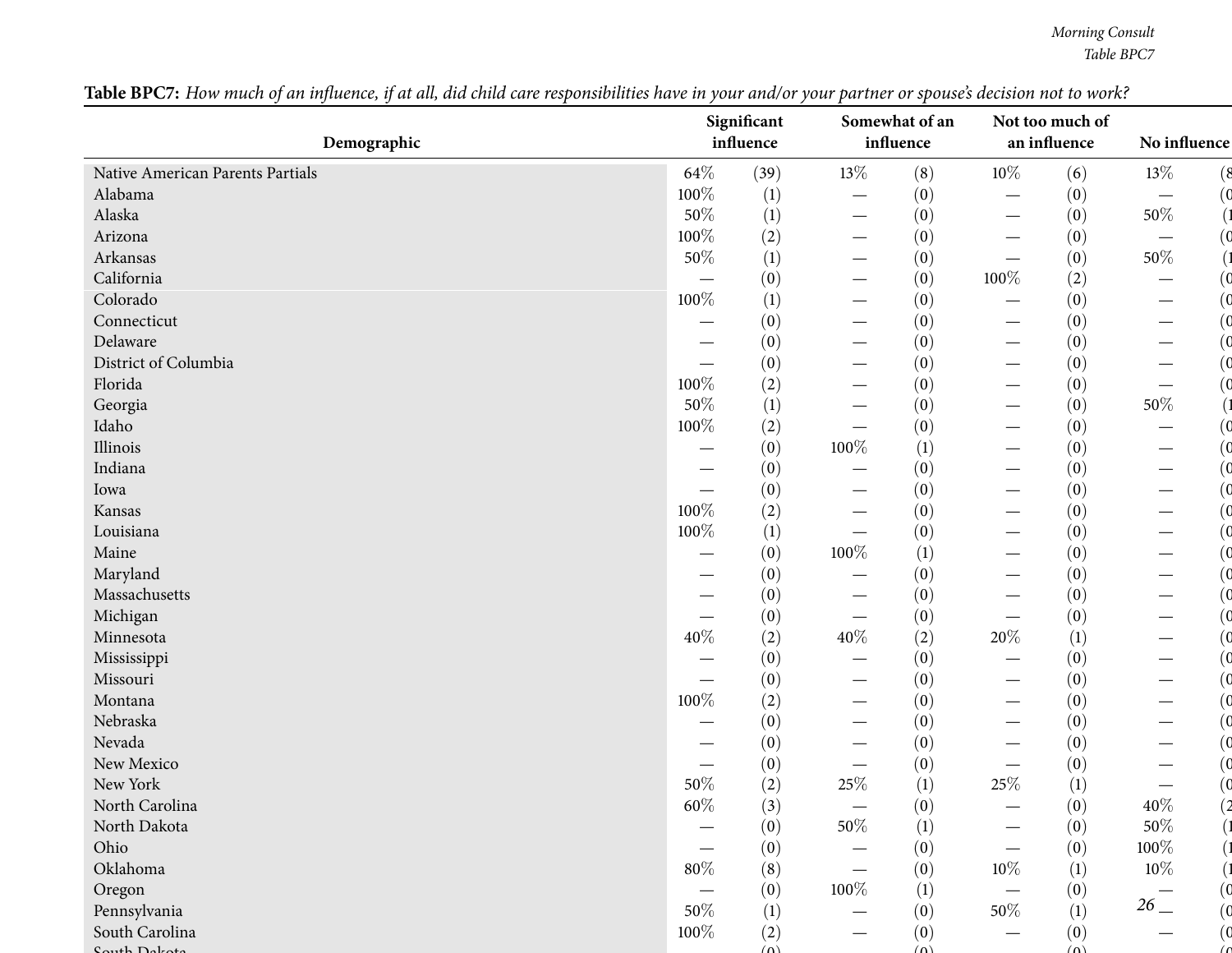**Table BPC7:** *How much of an influence, if at all, did child care responsibilities have in your and/or your partner or spouse's decision not to work?*

| Demographic | Significant influence | | Somewhat of an influence | | Not too much of an influence | | No influence | |
|---|---|---|---|---|---|---|---|---|
| Native American Parents Partials | 64% | (39) | 13% | (8) | 10% | (6) | 13% | (8 |
| Alabama | 100% | (1) | — | (0) | — | (0) | — | (0 |
| Alaska | 50% | (1) | — | (0) | — | (0) | 50% | (1 |
| Arizona | 100% | (2) | — | (0) | — | (0) | — | (0 |
| Arkansas | 50% | (1) | — | (0) | — | (0) | 50% | (1 |
| California | — | (0) | — | (0) | 100% | (2) | — | (0 |
| Colorado | 100% | (1) | — | (0) | — | (0) | — | (0 |
| Connecticut | — | (0) | — | (0) | — | (0) | — | (0 |
| Delaware | — | (0) | — | (0) | — | (0) | — | (0 |
| District of Columbia | — | (0) | — | (0) | — | (0) | — | (0 |
| Florida | 100% | (2) | — | (0) | — | (0) | — | (0 |
| Georgia | 50% | (1) | — | (0) | — | (0) | 50% | (1 |
| Idaho | 100% | (2) | — | (0) | — | (0) | — | (0 |
| Illinois | — | (0) | 100% | (1) | — | (0) | — | (0 |
| Indiana | — | (0) | — | (0) | — | (0) | — | (0 |
| Iowa | — | (0) | — | (0) | — | (0) | — | (0 |
| Kansas | 100% | (2) | — | (0) | — | (0) | — | (0 |
| Louisiana | 100% | (1) | — | (0) | — | (0) | — | (0 |
| Maine | — | (0) | 100% | (1) | — | (0) | — | (0 |
| Maryland | — | (0) | — | (0) | — | (0) | — | (0 |
| Massachusetts | — | (0) | — | (0) | — | (0) | — | (0 |
| Michigan | — | (0) | — | (0) | — | (0) | — | (0 |
| Minnesota | 40% | (2) | 40% | (2) | 20% | (1) | — | (0 |
| Mississippi | — | (0) | — | (0) | — | (0) | — | (0 |
| Missouri | — | (0) | — | (0) | — | (0) | — | (0 |
| Montana | 100% | (2) | — | (0) | — | (0) | — | (0 |
| Nebraska | — | (0) | — | (0) | — | (0) | — | (0 |
| Nevada | — | (0) | — | (0) | — | (0) | — | (0 |
| New Mexico | — | (0) | — | (0) | — | (0) | — | (0 |
| New York | 50% | (2) | 25% | (1) | 25% | (1) | — | (0 |
| North Carolina | 60% | (3) | — | (0) | — | (0) | 40% | (2 |
| North Dakota | — | (0) | 50% | (1) | — | (0) | 50% | (1 |
| Ohio | — | (0) | — | (0) | — | (0) | 100% | (1 |
| Oklahoma | 80% | (8) | — | (0) | 10% | (1) | 10% | (1 |
| Oregon | — | (0) | 100% | (1) | — | (0) | — | (0 |
| Pennsylvania | 50% | (1) | — | (0) | 50% | (1) | — | (0 |
| South Carolina | 100% | (2) | — | (0) | — | (0) | — | (0 |
| South Dakota | | (0) | | (0) | | (0) | | (0 |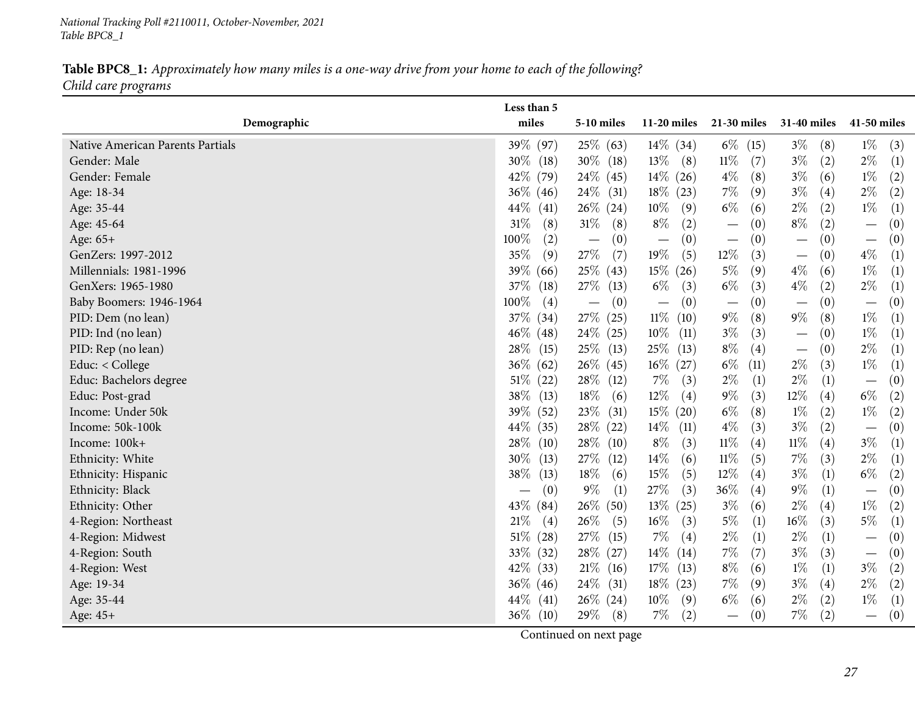**Table BPC8_1:** *Approximately how many miles is a one-way drive from your home to each of the following?*
*Child care programs*

| Demographic | Less than 5 miles | 5-10 miles | 11-20 miles | 21-30 miles | 31-40 miles | 41-50 miles |
|---|---|---|---|---|---|---|
| Native American Parents Partials | 39% (97) | 25% (63) | 14% (34) | 6% (15) | 3% (8) | 1% (3) |
| Gender: Male | 30% (18) | 30% (18) | 13% (8) | 11% (7) | 3% (2) | 2% (1) |
| Gender: Female | 42% (79) | 24% (45) | 14% (26) | 4% (8) | 3% (6) | 1% (2) |
| Age: 18-34 | 36% (46) | 24% (31) | 18% (23) | 7% (9) | 3% (4) | 2% (2) |
| Age: 35-44 | 44% (41) | 26% (24) | 10% (9) | 6% (6) | 2% (2) | 1% (1) |
| Age: 45-64 | 31% (8) | 31% (8) | 8% (2) | — (0) | 8% (2) | — (0) |
| Age: 65+ | 100% (2) | — (0) | — (0) | — (0) | — (0) | — (0) |
| GenZers: 1997-2012 | 35% (9) | 27% (7) | 19% (5) | 12% (3) | — (0) | 4% (1) |
| Millennials: 1981-1996 | 39% (66) | 25% (43) | 15% (26) | 5% (9) | 4% (6) | 1% (1) |
| GenXers: 1965-1980 | 37% (18) | 27% (13) | 6% (3) | 6% (3) | 4% (2) | 2% (1) |
| Baby Boomers: 1946-1964 | 100% (4) | — (0) | — (0) | — (0) | — (0) | — (0) |
| PID: Dem (no lean) | 37% (34) | 27% (25) | 11% (10) | 9% (8) | 9% (8) | 1% (1) |
| PID: Ind (no lean) | 46% (48) | 24% (25) | 10% (11) | 3% (3) | — (0) | 1% (1) |
| PID: Rep (no lean) | 28% (15) | 25% (13) | 25% (13) | 8% (4) | — (0) | 2% (1) |
| Educ: < College | 36% (62) | 26% (45) | 16% (27) | 6% (11) | 2% (3) | 1% (1) |
| Educ: Bachelors degree | 51% (22) | 28% (12) | 7% (3) | 2% (1) | 2% (1) | — (0) |
| Educ: Post-grad | 38% (13) | 18% (6) | 12% (4) | 9% (3) | 12% (4) | 6% (2) |
| Income: Under 50k | 39% (52) | 23% (31) | 15% (20) | 6% (8) | 1% (2) | 1% (2) |
| Income: 50k-100k | 44% (35) | 28% (22) | 14% (11) | 4% (3) | 3% (2) | — (0) |
| Income: 100k+ | 28% (10) | 28% (10) | 8% (3) | 11% (4) | 11% (4) | 3% (1) |
| Ethnicity: White | 30% (13) | 27% (12) | 14% (6) | 11% (5) | 7% (3) | 2% (1) |
| Ethnicity: Hispanic | 38% (13) | 18% (6) | 15% (5) | 12% (4) | 3% (1) | 6% (2) |
| Ethnicity: Black | — (0) | 9% (1) | 27% (3) | 36% (4) | 9% (1) | — (0) |
| Ethnicity: Other | 43% (84) | 26% (50) | 13% (25) | 3% (6) | 2% (4) | 1% (2) |
| 4-Region: Northeast | 21% (4) | 26% (5) | 16% (3) | 5% (1) | 16% (3) | 5% (1) |
| 4-Region: Midwest | 51% (28) | 27% (15) | 7% (4) | 2% (1) | 2% (1) | — (0) |
| 4-Region: South | 33% (32) | 28% (27) | 14% (14) | 7% (7) | 3% (3) | — (0) |
| 4-Region: West | 42% (33) | 21% (16) | 17% (13) | 8% (6) | 1% (1) | 3% (2) |
| Age: 19-34 | 36% (46) | 24% (31) | 18% (23) | 7% (9) | 3% (4) | 2% (2) |
| Age: 35-44 | 44% (41) | 26% (24) | 10% (9) | 6% (6) | 2% (2) | 1% (1) |
| Age: 45+ | 36% (10) | 29% (8) | 7% (2) | — (0) | 7% (2) | — (0) |

Continued on next page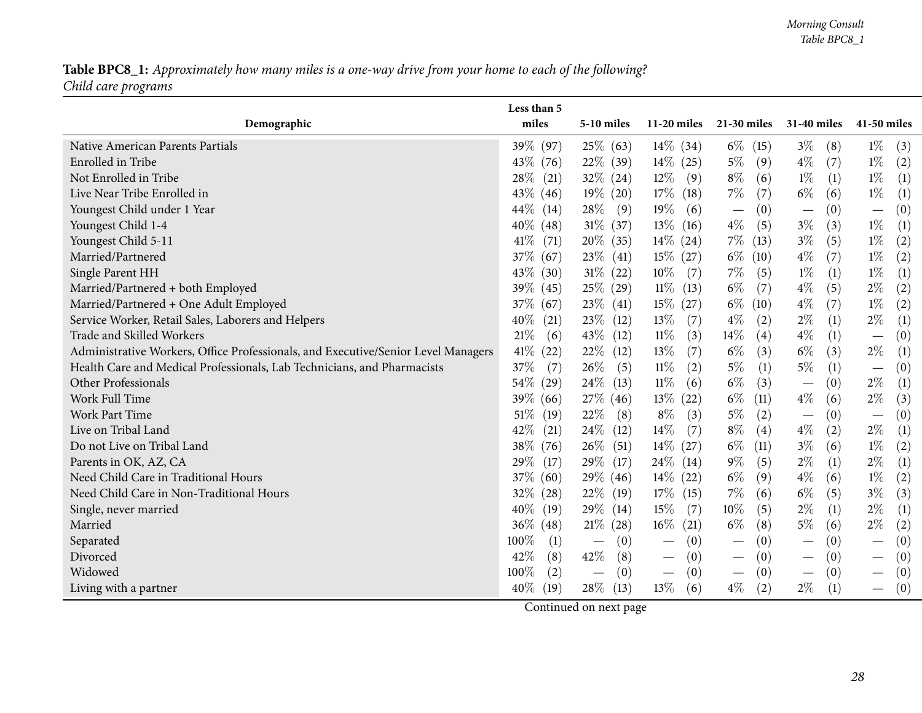**Table BPC8_1:** *Approximately how many miles is a one-way drive from your home to each of the following?*
*Child care programs*

| Demographic | Less than 5 miles | 5-10 miles | 11-20 miles | 21-30 miles | 31-40 miles | 41-50 miles |
|---|---|---|---|---|---|---|
| Native American Parents Partials | 39% (97) | 25% (63) | 14% (34) | 6% (15) | 3% (8) | 1% (3) |
| Enrolled in Tribe | 43% (76) | 22% (39) | 14% (25) | 5% (9) | 4% (7) | 1% (2) |
| Not Enrolled in Tribe | 28% (21) | 32% (24) | 12% (9) | 8% (6) | 1% (1) | 1% (1) |
| Live Near Tribe Enrolled in | 43% (46) | 19% (20) | 17% (18) | 7% (7) | 6% (6) | 1% (1) |
| Youngest Child under 1 Year | 44% (14) | 28% (9) | 19% (6) | — (0) | — (0) | — (0) |
| Youngest Child 1-4 | 40% (48) | 31% (37) | 13% (16) | 4% (5) | 3% (3) | 1% (1) |
| Youngest Child 5-11 | 41% (71) | 20% (35) | 14% (24) | 7% (13) | 3% (5) | 1% (2) |
| Married/Partnered | 37% (67) | 23% (41) | 15% (27) | 6% (10) | 4% (7) | 1% (2) |
| Single Parent HH | 43% (30) | 31% (22) | 10% (7) | 7% (5) | 1% (1) | 1% (1) |
| Married/Partnered + both Employed | 39% (45) | 25% (29) | 11% (13) | 6% (7) | 4% (5) | 2% (2) |
| Married/Partnered + One Adult Employed | 37% (67) | 23% (41) | 15% (27) | 6% (10) | 4% (7) | 1% (2) |
| Service Worker, Retail Sales, Laborers and Helpers | 40% (21) | 23% (12) | 13% (7) | 4% (2) | 2% (1) | 2% (1) |
| Trade and Skilled Workers | 21% (6) | 43% (12) | 11% (3) | 14% (4) | 4% (1) | — (0) |
| Administrative Workers, Office Professionals, and Executive/Senior Level Managers | 41% (22) | 22% (12) | 13% (7) | 6% (3) | 6% (3) | 2% (1) |
| Health Care and Medical Professionals, Lab Technicians, and Pharmacists | 37% (7) | 26% (5) | 11% (2) | 5% (1) | 5% (1) | — (0) |
| Other Professionals | 54% (29) | 24% (13) | 11% (6) | 6% (3) | — (0) | 2% (1) |
| Work Full Time | 39% (66) | 27% (46) | 13% (22) | 6% (11) | 4% (6) | 2% (3) |
| Work Part Time | 51% (19) | 22% (8) | 8% (3) | 5% (2) | — (0) | — (0) |
| Live on Tribal Land | 42% (21) | 24% (12) | 14% (7) | 8% (4) | 4% (2) | 2% (1) |
| Do not Live on Tribal Land | 38% (76) | 26% (51) | 14% (27) | 6% (11) | 3% (6) | 1% (2) |
| Parents in OK, AZ, CA | 29% (17) | 29% (17) | 24% (14) | 9% (5) | 2% (1) | 2% (1) |
| Need Child Care in Traditional Hours | 37% (60) | 29% (46) | 14% (22) | 6% (9) | 4% (6) | 1% (2) |
| Need Child Care in Non-Traditional Hours | 32% (28) | 22% (19) | 17% (15) | 7% (6) | 6% (5) | 3% (3) |
| Single, never married | 40% (19) | 29% (14) | 15% (7) | 10% (5) | 2% (1) | 2% (1) |
| Married | 36% (48) | 21% (28) | 16% (21) | 6% (8) | 5% (6) | 2% (2) |
| Separated | 100% (1) | — (0) | — (0) | — (0) | — (0) | — (0) |
| Divorced | 42% (8) | 42% (8) | — (0) | — (0) | — (0) | — (0) |
| Widowed | 100% (2) | — (0) | — (0) | — (0) | — (0) | — (0) |
| Living with a partner | 40% (19) | 28% (13) | 13% (6) | 4% (2) | 2% (1) | — (0) |

Continued on next page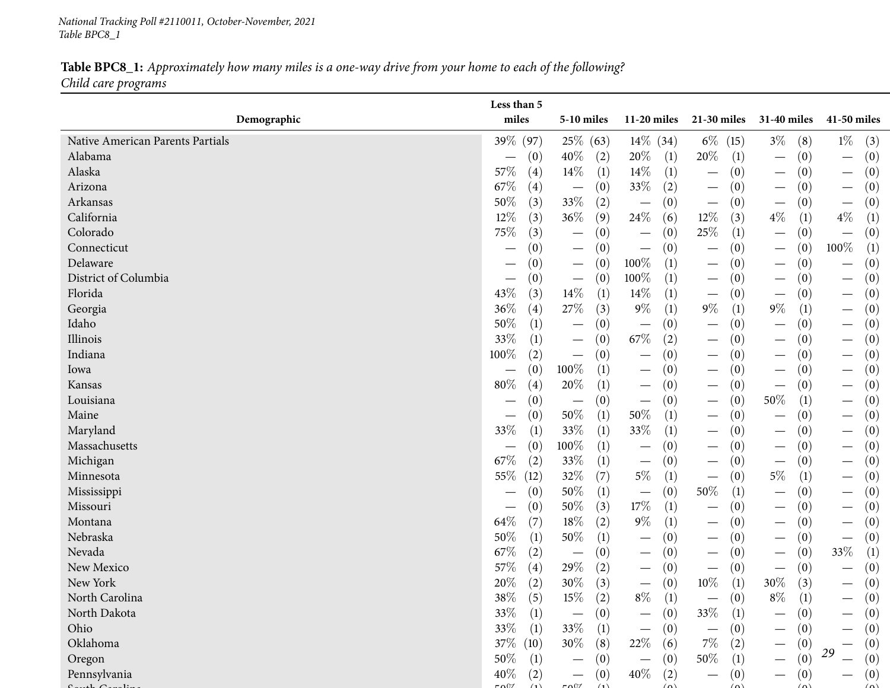**Table BPC8_1:** *Approximately how many miles is a one-way drive from your home to each of the following? Child care programs*

| Demographic | Less than 5 miles | 5-10 miles | 11-20 miles | 21-30 miles | 31-40 miles | 41-50 miles |
|---|---|---|---|---|---|---|
| Native American Parents Partials | 39% (97) | 25% (63) | 14% (34) | 6% (15) | 3% (8) | 1% (3) |
| Alabama | — (0) | 40% (2) | 20% (1) | 20% (1) | — (0) | — (0) |
| Alaska | 57% (4) | 14% (1) | 14% (1) | — (0) | — (0) | — (0) |
| Arizona | 67% (4) | — (0) | 33% (2) | — (0) | — (0) | — (0) |
| Arkansas | 50% (3) | 33% (2) | — (0) | — (0) | — (0) | — (0) |
| California | 12% (3) | 36% (9) | 24% (6) | 12% (3) | 4% (1) | 4% (1) |
| Colorado | 75% (3) | — (0) | — (0) | 25% (1) | — (0) | — (0) |
| Connecticut | — (0) | — (0) | — (0) | — (0) | — (0) | 100% (1) |
| Delaware | — (0) | — (0) | 100% (1) | — (0) | — (0) | — (0) |
| District of Columbia | — (0) | — (0) | 100% (1) | — (0) | — (0) | — (0) |
| Florida | 43% (3) | 14% (1) | 14% (1) | — (0) | — (0) | — (0) |
| Georgia | 36% (4) | 27% (3) | 9% (1) | 9% (1) | 9% (1) | — (0) |
| Idaho | 50% (1) | — (0) | — (0) | — (0) | — (0) | — (0) |
| Illinois | 33% (1) | — (0) | 67% (2) | — (0) | — (0) | — (0) |
| Indiana | 100% (2) | — (0) | — (0) | — (0) | — (0) | — (0) |
| Iowa | — (0) | 100% (1) | — (0) | — (0) | — (0) | — (0) |
| Kansas | 80% (4) | 20% (1) | — (0) | — (0) | — (0) | — (0) |
| Louisiana | — (0) | — (0) | — (0) | — (0) | 50% (1) | — (0) |
| Maine | — (0) | 50% (1) | 50% (1) | — (0) | — (0) | — (0) |
| Maryland | 33% (1) | 33% (1) | 33% (1) | — (0) | — (0) | — (0) |
| Massachusetts | — (0) | 100% (1) | — (0) | — (0) | — (0) | — (0) |
| Michigan | 67% (2) | 33% (1) | — (0) | — (0) | — (0) | — (0) |
| Minnesota | 55% (12) | 32% (7) | 5% (1) | — (0) | 5% (1) | — (0) |
| Mississippi | — (0) | 50% (1) | — (0) | 50% (1) | — (0) | — (0) |
| Missouri | — (0) | 50% (3) | 17% (1) | — (0) | — (0) | — (0) |
| Montana | 64% (7) | 18% (2) | 9% (1) | — (0) | — (0) | — (0) |
| Nebraska | 50% (1) | 50% (1) | — (0) | — (0) | — (0) | — (0) |
| Nevada | 67% (2) | — (0) | — (0) | — (0) | — (0) | 33% (1) |
| New Mexico | 57% (4) | 29% (2) | — (0) | — (0) | — (0) | — (0) |
| New York | 20% (2) | 30% (3) | — (0) | 10% (1) | 30% (3) | — (0) |
| North Carolina | 38% (5) | 15% (2) | 8% (1) | — (0) | 8% (1) | — (0) |
| North Dakota | 33% (1) | — (0) | — (0) | 33% (1) | — (0) | — (0) |
| Ohio | 33% (1) | 33% (1) | — (0) | — (0) | — (0) | — (0) |
| Oklahoma | 37% (10) | 30% (8) | 22% (6) | 7% (2) | — (0) | — (0) |
| Oregon | 50% (1) | — (0) | — (0) | 50% (1) | — (0) | — (0) |
| Pennsylvania | 40% (2) | — (0) | 40% (2) | — (0) | — (0) | — (0) |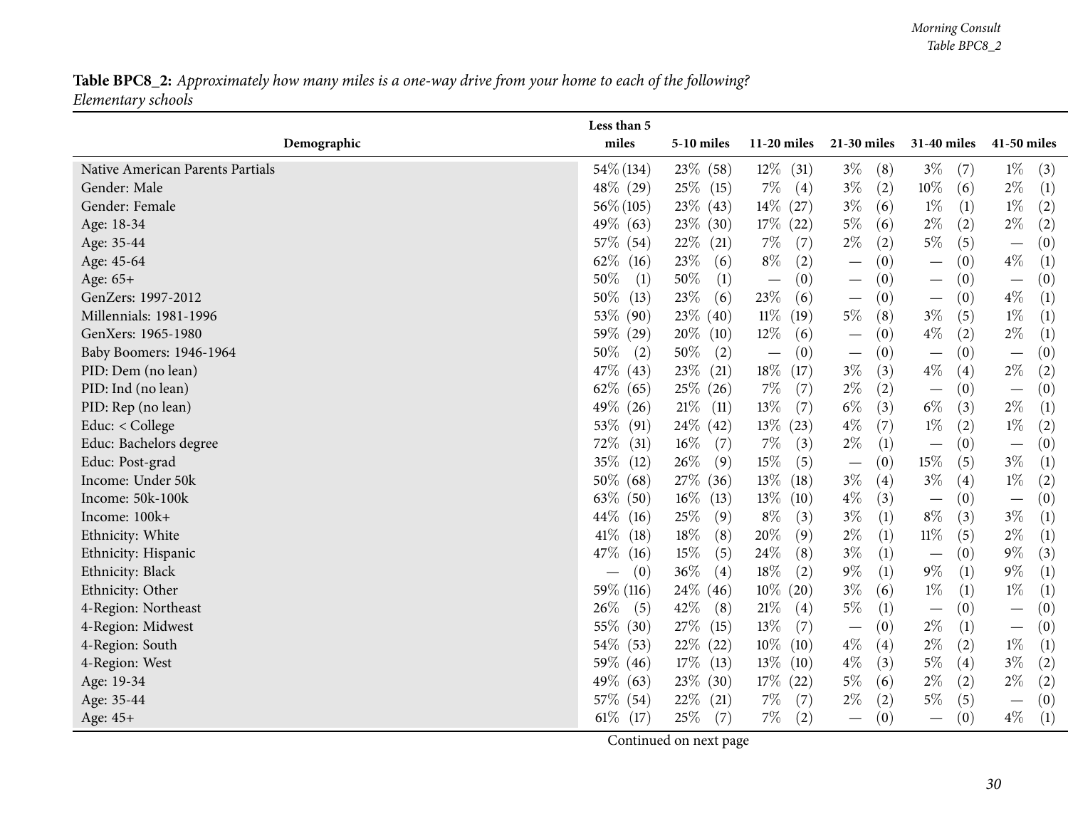**Table BPC8_2:** *Approximately how many miles is a one-way drive from your home to each of the following? Elementary schools*

| Demographic | Less than 5 miles | 5-10 miles | 11-20 miles | 21-30 miles | 31-40 miles | 41-50 miles |
|---|---|---|---|---|---|---|
| Native American Parents Partials | 54% (134) | 23% (58) | 12% (31) | 3% (8) | 3% (7) | 1% (3) |
| Gender: Male | 48% (29) | 25% (15) | 7% (4) | 3% (2) | 10% (6) | 2% (1) |
| Gender: Female | 56% (105) | 23% (43) | 14% (27) | 3% (6) | 1% (1) | 1% (2) |
| Age: 18-34 | 49% (63) | 23% (30) | 17% (22) | 5% (6) | 2% (2) | 2% (2) |
| Age: 35-44 | 57% (54) | 22% (21) | 7% (7) | 2% (2) | 5% (5) | — (0) |
| Age: 45-64 | 62% (16) | 23% (6) | 8% (2) | — (0) | — (0) | 4% (1) |
| Age: 65+ | 50% (1) | 50% (1) | — (0) | — (0) | — (0) | — (0) |
| GenZers: 1997-2012 | 50% (13) | 23% (6) | 23% (6) | — (0) | — (0) | 4% (1) |
| Millennials: 1981-1996 | 53% (90) | 23% (40) | 11% (19) | 5% (8) | 3% (5) | 1% (1) |
| GenXers: 1965-1980 | 59% (29) | 20% (10) | 12% (6) | — (0) | 4% (2) | 2% (1) |
| Baby Boomers: 1946-1964 | 50% (2) | 50% (2) | — (0) | — (0) | — (0) | — (0) |
| PID: Dem (no lean) | 47% (43) | 23% (21) | 18% (17) | 3% (3) | 4% (4) | 2% (2) |
| PID: Ind (no lean) | 62% (65) | 25% (26) | 7% (7) | 2% (2) | — (0) | — (0) |
| PID: Rep (no lean) | 49% (26) | 21% (11) | 13% (7) | 6% (3) | 6% (3) | 2% (1) |
| Educ: < College | 53% (91) | 24% (42) | 13% (23) | 4% (7) | 1% (2) | 1% (2) |
| Educ: Bachelors degree | 72% (31) | 16% (7) | 7% (3) | 2% (1) | — (0) | — (0) |
| Educ: Post-grad | 35% (12) | 26% (9) | 15% (5) | — (0) | 15% (5) | 3% (1) |
| Income: Under 50k | 50% (68) | 27% (36) | 13% (18) | 3% (4) | 3% (4) | 1% (2) |
| Income: 50k-100k | 63% (50) | 16% (13) | 13% (10) | 4% (3) | — (0) | — (0) |
| Income: 100k+ | 44% (16) | 25% (9) | 8% (3) | 3% (1) | 8% (3) | 3% (1) |
| Ethnicity: White | 41% (18) | 18% (8) | 20% (9) | 2% (1) | 11% (5) | 2% (1) |
| Ethnicity: Hispanic | 47% (16) | 15% (5) | 24% (8) | 3% (1) | — (0) | 9% (3) |
| Ethnicity: Black | — (0) | 36% (4) | 18% (2) | 9% (1) | 9% (1) | 9% (1) |
| Ethnicity: Other | 59% (116) | 24% (46) | 10% (20) | 3% (6) | 1% (1) | 1% (1) |
| 4-Region: Northeast | 26% (5) | 42% (8) | 21% (4) | 5% (1) | — (0) | — (0) |
| 4-Region: Midwest | 55% (30) | 27% (15) | 13% (7) | — (0) | 2% (1) | — (0) |
| 4-Region: South | 54% (53) | 22% (22) | 10% (10) | 4% (4) | 2% (2) | 1% (1) |
| 4-Region: West | 59% (46) | 17% (13) | 13% (10) | 4% (3) | 5% (4) | 3% (2) |
| Age: 19-34 | 49% (63) | 23% (30) | 17% (22) | 5% (6) | 2% (2) | 2% (2) |
| Age: 35-44 | 57% (54) | 22% (21) | 7% (7) | 2% (2) | 5% (5) | — (0) |
| Age: 45+ | 61% (17) | 25% (7) | 7% (2) | — (0) | — (0) | 4% (1) |

Continued on next page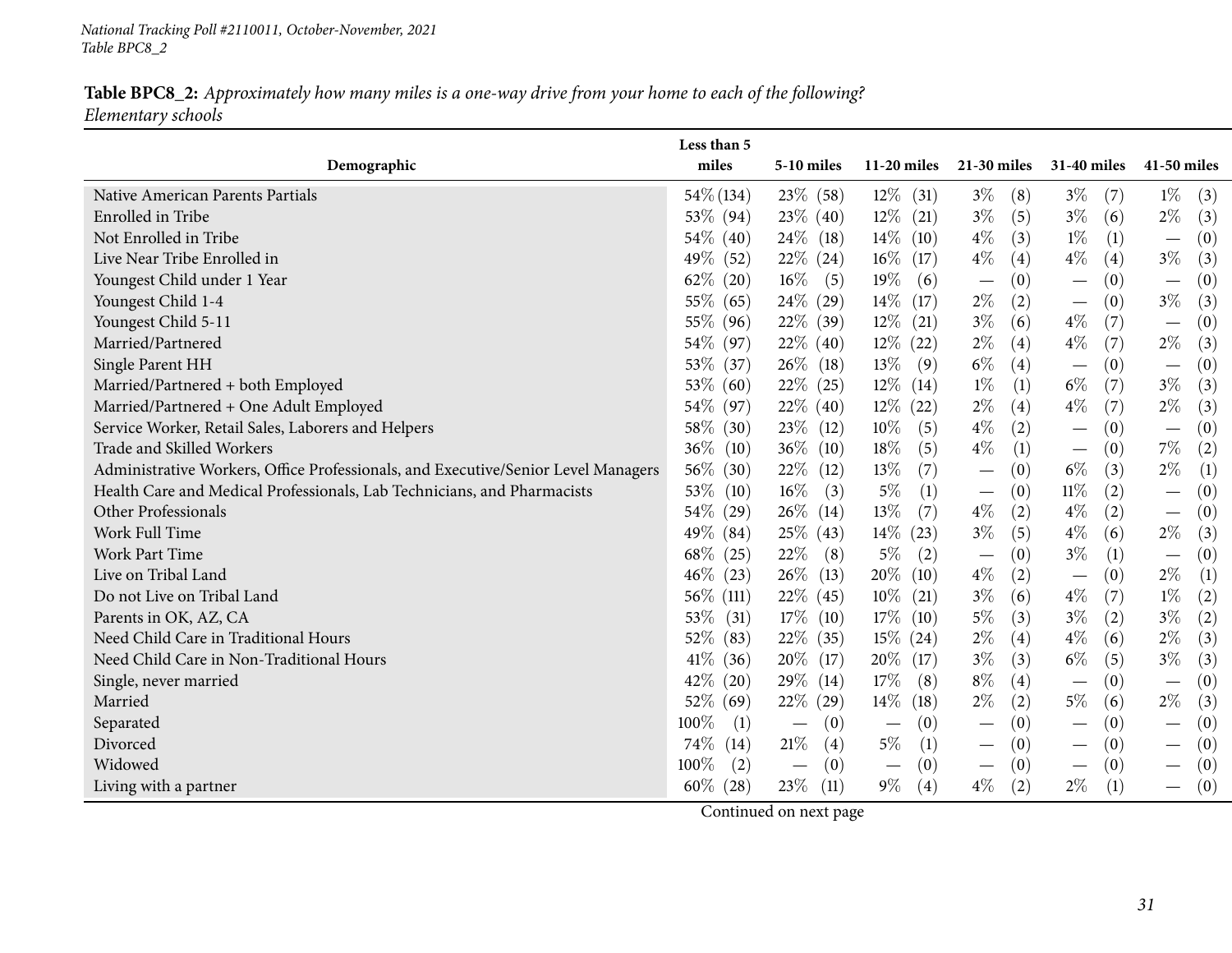*National Tracking Poll #2110011, October-November, 2021*
*Table BPC8_2*

**Table BPC8_2:** *Approximately how many miles is a one-way drive from your home to each of the following? Elementary schools*

| Demographic | Less than 5 miles | 5-10 miles | 11-20 miles | 21-30 miles | 31-40 miles | 41-50 miles |
|---|---|---|---|---|---|---|
| Native American Parents Partials | 54% (134) | 23% (58) | 12% (31) | 3% (8) | 3% (7) | 1% (3) |
| Enrolled in Tribe | 53% (94) | 23% (40) | 12% (21) | 3% (5) | 3% (6) | 2% (3) |
| Not Enrolled in Tribe | 54% (40) | 24% (18) | 14% (10) | 4% (3) | 1% (1) | — (0) |
| Live Near Tribe Enrolled in | 49% (52) | 22% (24) | 16% (17) | 4% (4) | 4% (4) | 3% (3) |
| Youngest Child under 1 Year | 62% (20) | 16% (5) | 19% (6) | — (0) | — (0) | — (0) |
| Youngest Child 1-4 | 55% (65) | 24% (29) | 14% (17) | 2% (2) | — (0) | 3% (3) |
| Youngest Child 5-11 | 55% (96) | 22% (39) | 12% (21) | 3% (6) | 4% (7) | — (0) |
| Married/Partnered | 54% (97) | 22% (40) | 12% (22) | 2% (4) | 4% (7) | 2% (3) |
| Single Parent HH | 53% (37) | 26% (18) | 13% (9) | 6% (4) | — (0) | — (0) |
| Married/Partnered + both Employed | 53% (60) | 22% (25) | 12% (14) | 1% (1) | 6% (7) | 3% (3) |
| Married/Partnered + One Adult Employed | 54% (97) | 22% (40) | 12% (22) | 2% (4) | 4% (7) | 2% (3) |
| Service Worker, Retail Sales, Laborers and Helpers | 58% (30) | 23% (12) | 10% (5) | 4% (2) | — (0) | — (0) |
| Trade and Skilled Workers | 36% (10) | 36% (10) | 18% (5) | 4% (1) | — (0) | 7% (2) |
| Administrative Workers, Office Professionals, and Executive/Senior Level Managers | 56% (30) | 22% (12) | 13% (7) | — (0) | 6% (3) | 2% (1) |
| Health Care and Medical Professionals, Lab Technicians, and Pharmacists | 53% (10) | 16% (3) | 5% (1) | — (0) | 11% (2) | — (0) |
| Other Professionals | 54% (29) | 26% (14) | 13% (7) | 4% (2) | 4% (2) | — (0) |
| Work Full Time | 49% (84) | 25% (43) | 14% (23) | 3% (5) | 4% (6) | 2% (3) |
| Work Part Time | 68% (25) | 22% (8) | 5% (2) | — (0) | 3% (1) | — (0) |
| Live on Tribal Land | 46% (23) | 26% (13) | 20% (10) | 4% (2) | — (0) | 2% (1) |
| Do not Live on Tribal Land | 56% (111) | 22% (45) | 10% (21) | 3% (6) | 4% (7) | 1% (2) |
| Parents in OK, AZ, CA | 53% (31) | 17% (10) | 17% (10) | 5% (3) | 3% (2) | 3% (2) |
| Need Child Care in Traditional Hours | 52% (83) | 22% (35) | 15% (24) | 2% (4) | 4% (6) | 2% (3) |
| Need Child Care in Non-Traditional Hours | 41% (36) | 20% (17) | 20% (17) | 3% (3) | 6% (5) | 3% (3) |
| Single, never married | 42% (20) | 29% (14) | 17% (8) | 8% (4) | — (0) | — (0) |
| Married | 52% (69) | 22% (29) | 14% (18) | 2% (2) | 5% (6) | 2% (3) |
| Separated | 100% (1) | — (0) | — (0) | — (0) | — (0) | — (0) |
| Divorced | 74% (14) | 21% (4) | 5% (1) | — (0) | — (0) | — (0) |
| Widowed | 100% (2) | — (0) | — (0) | — (0) | — (0) | — (0) |
| Living with a partner | 60% (28) | 23% (11) | 9% (4) | 4% (2) | 2% (1) | — (0) |

Continued on next page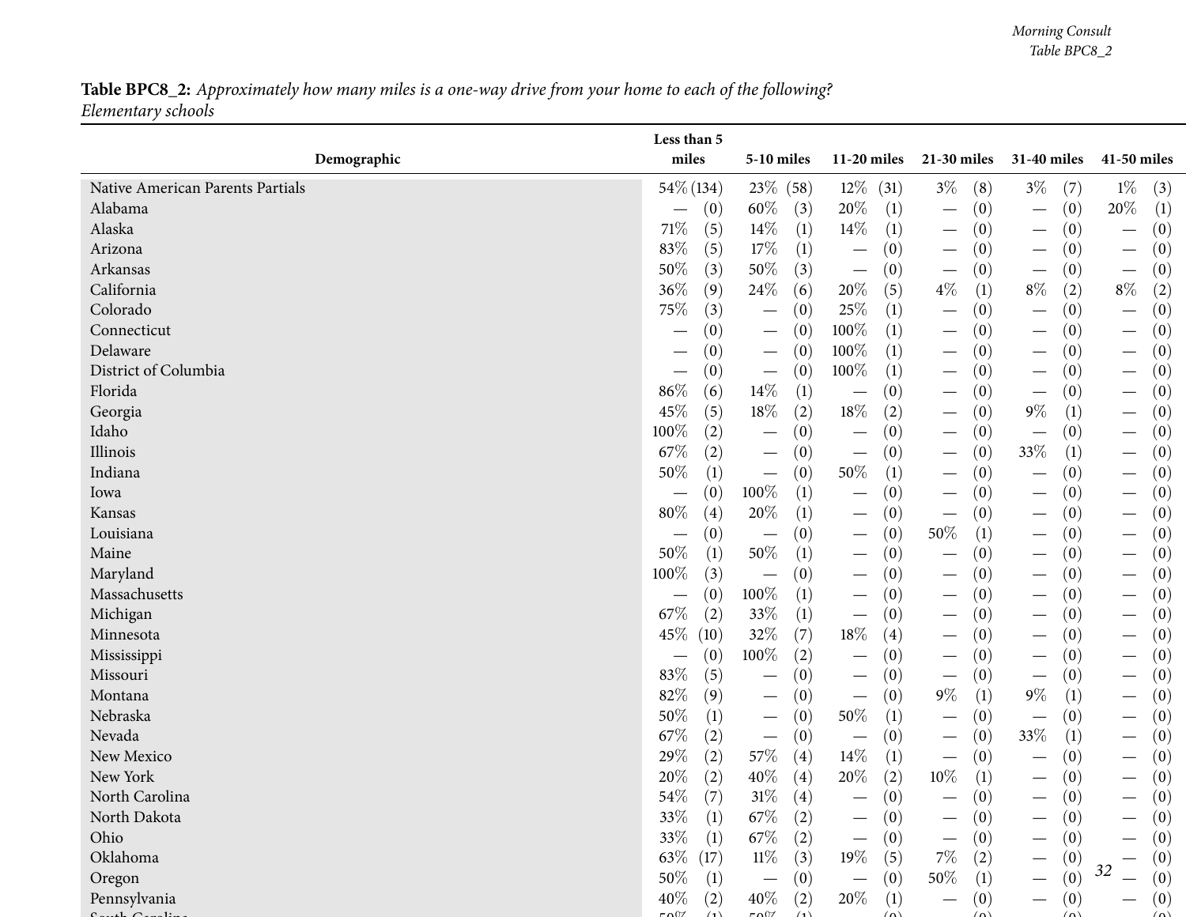**Table BPC8_2:** *Approximately how many miles is a one-way drive from your home to each of the following?*
*Elementary schools*

| Demographic | Less than 5 miles | 5-10 miles | 11-20 miles | 21-30 miles | 31-40 miles | 41-50 miles |
|---|---|---|---|---|---|---|
| Native American Parents Partials | 54% (134) | 23% (58) | 12% (31) | 3% (8) | 3% (7) | 1% (3) |
| Alabama | — (0) | 60% (3) | 20% (1) | — (0) | — (0) | 20% (1) |
| Alaska | 71% (5) | 14% (1) | 14% (1) | — (0) | — (0) | — (0) |
| Arizona | 83% (5) | 17% (1) | — (0) | — (0) | — (0) | — (0) |
| Arkansas | 50% (3) | 50% (3) | — (0) | — (0) | — (0) | — (0) |
| California | 36% (9) | 24% (6) | 20% (5) | 4% (1) | 8% (2) | 8% (2) |
| Colorado | 75% (3) | — (0) | 25% (1) | — (0) | — (0) | — (0) |
| Connecticut | — (0) | — (0) | 100% (1) | — (0) | — (0) | — (0) |
| Delaware | — (0) | — (0) | 100% (1) | — (0) | — (0) | — (0) |
| District of Columbia | — (0) | — (0) | 100% (1) | — (0) | — (0) | — (0) |
| Florida | 86% (6) | 14% (1) | — (0) | — (0) | — (0) | — (0) |
| Georgia | 45% (5) | 18% (2) | 18% (2) | — (0) | 9% (1) | — (0) |
| Idaho | 100% (2) | — (0) | — (0) | — (0) | — (0) | — (0) |
| Illinois | 67% (2) | — (0) | — (0) | — (0) | 33% (1) | — (0) |
| Indiana | 50% (1) | — (0) | 50% (1) | — (0) | — (0) | — (0) |
| Iowa | — (0) | 100% (1) | — (0) | — (0) | — (0) | — (0) |
| Kansas | 80% (4) | 20% (1) | — (0) | — (0) | — (0) | — (0) |
| Louisiana | — (0) | — (0) | — (0) | 50% (1) | — (0) | — (0) |
| Maine | 50% (1) | 50% (1) | — (0) | — (0) | — (0) | — (0) |
| Maryland | 100% (3) | — (0) | — (0) | — (0) | — (0) | — (0) |
| Massachusetts | — (0) | 100% (1) | — (0) | — (0) | — (0) | — (0) |
| Michigan | 67% (2) | 33% (1) | — (0) | — (0) | — (0) | — (0) |
| Minnesota | 45% (10) | 32% (7) | 18% (4) | — (0) | — (0) | — (0) |
| Mississippi | — (0) | 100% (2) | — (0) | — (0) | — (0) | — (0) |
| Missouri | 83% (5) | — (0) | — (0) | — (0) | — (0) | — (0) |
| Montana | 82% (9) | — (0) | — (0) | 9% (1) | 9% (1) | — (0) |
| Nebraska | 50% (1) | — (0) | 50% (1) | — (0) | — (0) | — (0) |
| Nevada | 67% (2) | — (0) | — (0) | — (0) | 33% (1) | — (0) |
| New Mexico | 29% (2) | 57% (4) | 14% (1) | — (0) | — (0) | — (0) |
| New York | 20% (2) | 40% (4) | 20% (2) | 10% (1) | — (0) | — (0) |
| North Carolina | 54% (7) | 31% (4) | — (0) | — (0) | — (0) | — (0) |
| North Dakota | 33% (1) | 67% (2) | — (0) | — (0) | — (0) | — (0) |
| Ohio | 33% (1) | 67% (2) | — (0) | — (0) | — (0) | — (0) |
| Oklahoma | 63% (17) | 11% (3) | 19% (5) | 7% (2) | — (0) | — (0) |
| Oregon | 50% (1) | — (0) | — (0) | 50% (1) | — (0) | — (0) |
| Pennsylvania | 40% (2) | 40% (2) | 20% (1) | — (0) | — (0) | — (0) |
| South Carolina | 50% (1) | 50% (1) | — (0) | — (0) | — (0) | — (0) |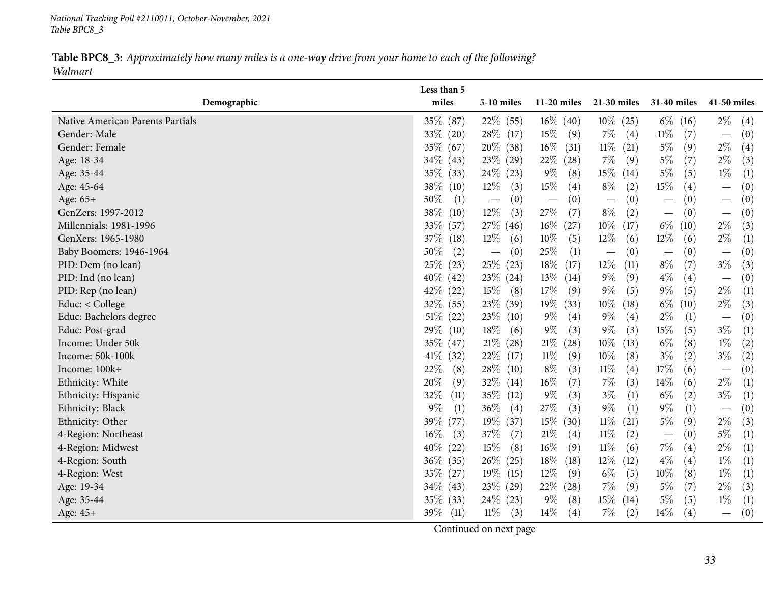*National Tracking Poll #2110011, October-November, 2021*
*Table BPC8_3*

**Table BPC8_3:** *Approximately how many miles is a one-way drive from your home to each of the following?*
*Walmart*

| Demographic | Less than 5 miles | 5-10 miles | 11-20 miles | 21-30 miles | 31-40 miles | 41-50 miles |
|---|---|---|---|---|---|---|
| Native American Parents Partials | 35% (87) | 22% (55) | 16% (40) | 10% (25) | 6% (16) | 2% (4) |
| Gender: Male | 33% (20) | 28% (17) | 15% (9) | 7% (4) | 11% (7) | — (0) |
| Gender: Female | 35% (67) | 20% (38) | 16% (31) | 11% (21) | 5% (9) | 2% (4) |
| Age: 18-34 | 34% (43) | 23% (29) | 22% (28) | 7% (9) | 5% (7) | 2% (3) |
| Age: 35-44 | 35% (33) | 24% (23) | 9% (8) | 15% (14) | 5% (5) | 1% (1) |
| Age: 45-64 | 38% (10) | 12% (3) | 15% (4) | 8% (2) | 15% (4) | — (0) |
| Age: 65+ | 50% (1) | — (0) | — (0) | — (0) | — (0) | — (0) |
| GenZers: 1997-2012 | 38% (10) | 12% (3) | 27% (7) | 8% (2) | — (0) | — (0) |
| Millennials: 1981-1996 | 33% (57) | 27% (46) | 16% (27) | 10% (17) | 6% (10) | 2% (3) |
| GenXers: 1965-1980 | 37% (18) | 12% (6) | 10% (5) | 12% (6) | 12% (6) | 2% (1) |
| Baby Boomers: 1946-1964 | 50% (2) | — (0) | 25% (1) | — (0) | — (0) | — (0) |
| PID: Dem (no lean) | 25% (23) | 25% (23) | 18% (17) | 12% (11) | 8% (7) | 3% (3) |
| PID: Ind (no lean) | 40% (42) | 23% (24) | 13% (14) | 9% (9) | 4% (4) | — (0) |
| PID: Rep (no lean) | 42% (22) | 15% (8) | 17% (9) | 9% (5) | 9% (5) | 2% (1) |
| Educ: < College | 32% (55) | 23% (39) | 19% (33) | 10% (18) | 6% (10) | 2% (3) |
| Educ: Bachelors degree | 51% (22) | 23% (10) | 9% (4) | 9% (4) | 2% (1) | — (0) |
| Educ: Post-grad | 29% (10) | 18% (6) | 9% (3) | 9% (3) | 15% (5) | 3% (1) |
| Income: Under 50k | 35% (47) | 21% (28) | 21% (28) | 10% (13) | 6% (8) | 1% (2) |
| Income: 50k-100k | 41% (32) | 22% (17) | 11% (9) | 10% (8) | 3% (2) | 3% (2) |
| Income: 100k+ | 22% (8) | 28% (10) | 8% (3) | 11% (4) | 17% (6) | — (0) |
| Ethnicity: White | 20% (9) | 32% (14) | 16% (7) | 7% (3) | 14% (6) | 2% (1) |
| Ethnicity: Hispanic | 32% (11) | 35% (12) | 9% (3) | 3% (1) | 6% (2) | 3% (1) |
| Ethnicity: Black | 9% (1) | 36% (4) | 27% (3) | 9% (1) | 9% (1) | — (0) |
| Ethnicity: Other | 39% (77) | 19% (37) | 15% (30) | 11% (21) | 5% (9) | 2% (3) |
| 4-Region: Northeast | 16% (3) | 37% (7) | 21% (4) | 11% (2) | — (0) | 5% (1) |
| 4-Region: Midwest | 40% (22) | 15% (8) | 16% (9) | 11% (6) | 7% (4) | 2% (1) |
| 4-Region: South | 36% (35) | 26% (25) | 18% (18) | 12% (12) | 4% (4) | 1% (1) |
| 4-Region: West | 35% (27) | 19% (15) | 12% (9) | 6% (5) | 10% (8) | 1% (1) |
| Age: 19-34 | 34% (43) | 23% (29) | 22% (28) | 7% (9) | 5% (7) | 2% (3) |
| Age: 35-44 | 35% (33) | 24% (23) | 9% (8) | 15% (14) | 5% (5) | 1% (1) |
| Age: 45+ | 39% (11) | 11% (3) | 14% (4) | 7% (2) | 14% (4) | — (0) |

Continued on next page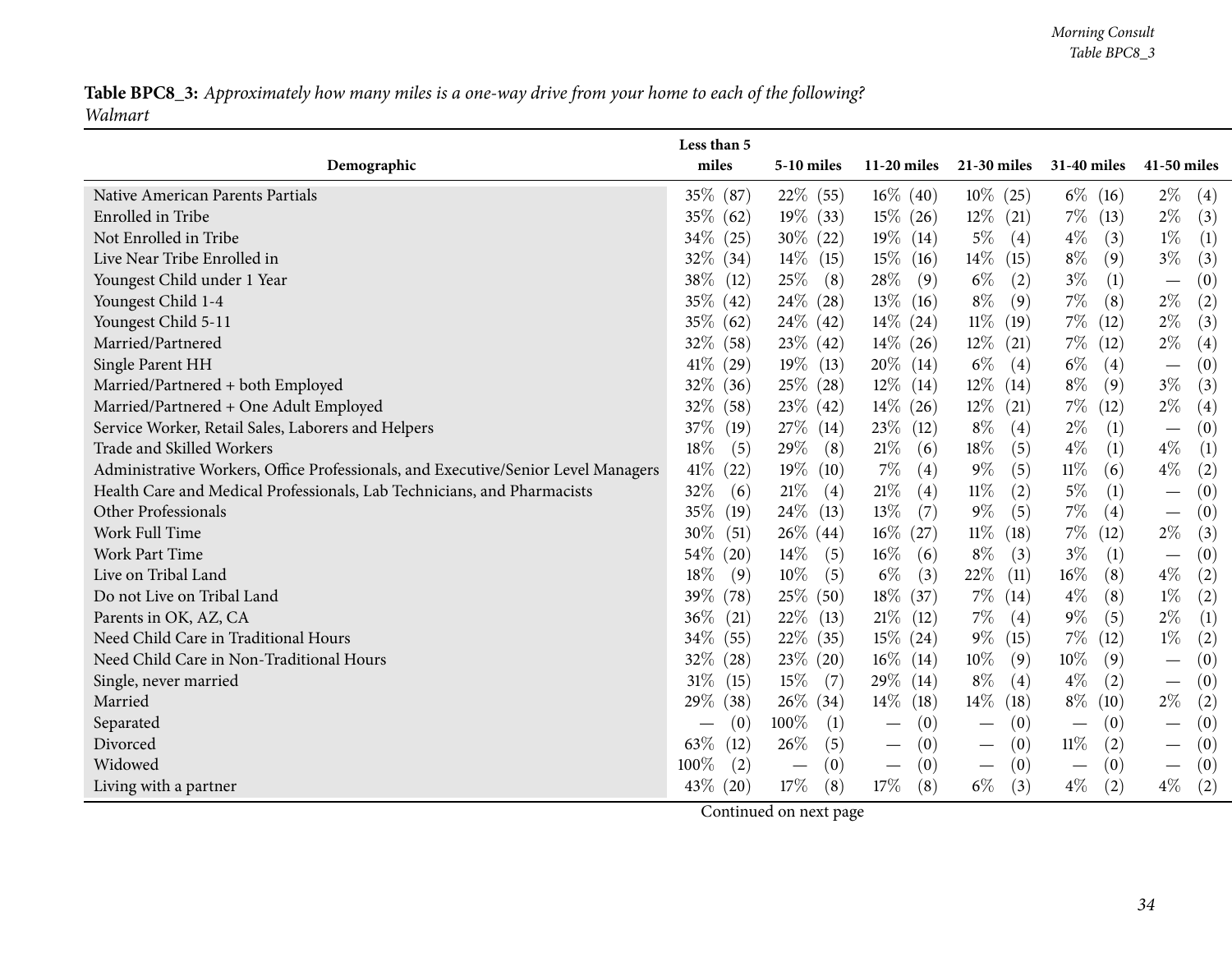**Table BPC8_3:** *Approximately how many miles is a one-way drive from your home to each of the following?*
*Walmart*

| Demographic | Less than 5 miles | 5-10 miles | 11-20 miles | 21-30 miles | 31-40 miles | 41-50 miles |
|---|---|---|---|---|---|---|
| Native American Parents Partials | 35% (87) | 22% (55) | 16% (40) | 10% (25) | 6% (16) | 2% (4) |
| Enrolled in Tribe | 35% (62) | 19% (33) | 15% (26) | 12% (21) | 7% (13) | 2% (3) |
| Not Enrolled in Tribe | 34% (25) | 30% (22) | 19% (14) | 5% (4) | 4% (3) | 1% (1) |
| Live Near Tribe Enrolled in | 32% (34) | 14% (15) | 15% (16) | 14% (15) | 8% (9) | 3% (3) |
| Youngest Child under 1 Year | 38% (12) | 25% (8) | 28% (9) | 6% (2) | 3% (1) | — (0) |
| Youngest Child 1-4 | 35% (42) | 24% (28) | 13% (16) | 8% (9) | 7% (8) | 2% (2) |
| Youngest Child 5-11 | 35% (62) | 24% (42) | 14% (24) | 11% (19) | 7% (12) | 2% (3) |
| Married/Partnered | 32% (58) | 23% (42) | 14% (26) | 12% (21) | 7% (12) | 2% (4) |
| Single Parent HH | 41% (29) | 19% (13) | 20% (14) | 6% (4) | 6% (4) | — (0) |
| Married/Partnered + both Employed | 32% (36) | 25% (28) | 12% (14) | 12% (14) | 8% (9) | 3% (3) |
| Married/Partnered + One Adult Employed | 32% (58) | 23% (42) | 14% (26) | 12% (21) | 7% (12) | 2% (4) |
| Service Worker, Retail Sales, Laborers and Helpers | 37% (19) | 27% (14) | 23% (12) | 8% (4) | 2% (1) | — (0) |
| Trade and Skilled Workers | 18% (5) | 29% (8) | 21% (6) | 18% (5) | 4% (1) | 4% (1) |
| Administrative Workers, Office Professionals, and Executive/Senior Level Managers | 41% (22) | 19% (10) | 7% (4) | 9% (5) | 11% (6) | 4% (2) |
| Health Care and Medical Professionals, Lab Technicians, and Pharmacists | 32% (6) | 21% (4) | 21% (4) | 11% (2) | 5% (1) | — (0) |
| Other Professionals | 35% (19) | 24% (13) | 13% (7) | 9% (5) | 7% (4) | — (0) |
| Work Full Time | 30% (51) | 26% (44) | 16% (27) | 11% (18) | 7% (12) | 2% (3) |
| Work Part Time | 54% (20) | 14% (5) | 16% (6) | 8% (3) | 3% (1) | — (0) |
| Live on Tribal Land | 18% (9) | 10% (5) | 6% (3) | 22% (11) | 16% (8) | 4% (2) |
| Do not Live on Tribal Land | 39% (78) | 25% (50) | 18% (37) | 7% (14) | 4% (8) | 1% (2) |
| Parents in OK, AZ, CA | 36% (21) | 22% (13) | 21% (12) | 7% (4) | 9% (5) | 2% (1) |
| Need Child Care in Traditional Hours | 34% (55) | 22% (35) | 15% (24) | 9% (15) | 7% (12) | 1% (2) |
| Need Child Care in Non-Traditional Hours | 32% (28) | 23% (20) | 16% (14) | 10% (9) | 10% (9) | — (0) |
| Single, never married | 31% (15) | 15% (7) | 29% (14) | 8% (4) | 4% (2) | — (0) |
| Married | 29% (38) | 26% (34) | 14% (18) | 14% (18) | 8% (10) | 2% (2) |
| Separated | — (0) | 100% (1) | — (0) | — (0) | — (0) | — (0) |
| Divorced | 63% (12) | 26% (5) | — (0) | — (0) | 11% (2) | — (0) |
| Widowed | 100% (2) | — (0) | — (0) | — (0) | — (0) | — (0) |
| Living with a partner | 43% (20) | 17% (8) | 17% (8) | 6% (3) | 4% (2) | 4% (2) |

Continued on next page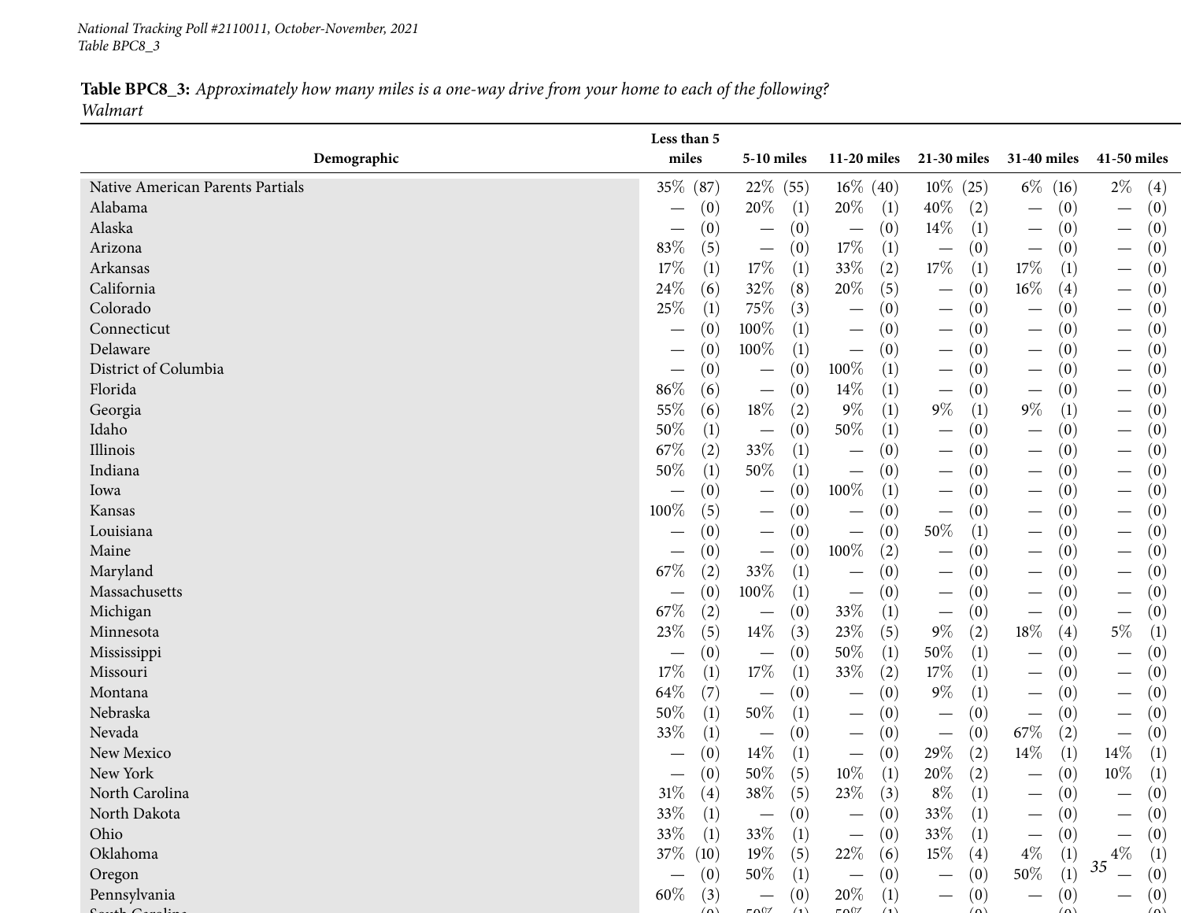**Table BPC8_3:** *Approximately how many miles is a one-way drive from your home to each of the following?*
*Walmart*

| Demographic | Less than 5 miles | 5-10 miles | 11-20 miles | 21-30 miles | 31-40 miles | 41-50 miles |
|---|---|---|---|---|---|---|
| Native American Parents Partials | 35% (87) | 22% (55) | 16% (40) | 10% (25) | 6% (16) | 2% (4) |
| Alabama | — (0) | 20% (1) | 20% (1) | 40% (2) | — (0) | — (0) |
| Alaska | — (0) | — (0) | — (0) | 14% (1) | — (0) | — (0) |
| Arizona | 83% (5) | — (0) | 17% (1) | — (0) | — (0) | — (0) |
| Arkansas | 17% (1) | 17% (1) | 33% (2) | 17% (1) | 17% (1) | — (0) |
| California | 24% (6) | 32% (8) | 20% (5) | — (0) | 16% (4) | — (0) |
| Colorado | 25% (1) | 75% (3) | — (0) | — (0) | — (0) | — (0) |
| Connecticut | — (0) | 100% (1) | — (0) | — (0) | — (0) | — (0) |
| Delaware | — (0) | 100% (1) | — (0) | — (0) | — (0) | — (0) |
| District of Columbia | — (0) | — (0) | 100% (1) | — (0) | — (0) | — (0) |
| Florida | 86% (6) | — (0) | 14% (1) | — (0) | — (0) | — (0) |
| Georgia | 55% (6) | 18% (2) | 9% (1) | 9% (1) | 9% (1) | — (0) |
| Idaho | 50% (1) | — (0) | 50% (1) | — (0) | — (0) | — (0) |
| Illinois | 67% (2) | 33% (1) | — (0) | — (0) | — (0) | — (0) |
| Indiana | 50% (1) | 50% (1) | — (0) | — (0) | — (0) | — (0) |
| Iowa | — (0) | — (0) | 100% (1) | — (0) | — (0) | — (0) |
| Kansas | 100% (5) | — (0) | — (0) | — (0) | — (0) | — (0) |
| Louisiana | — (0) | — (0) | — (0) | 50% (1) | — (0) | — (0) |
| Maine | — (0) | — (0) | 100% (2) | — (0) | — (0) | — (0) |
| Maryland | 67% (2) | 33% (1) | — (0) | — (0) | — (0) | — (0) |
| Massachusetts | — (0) | 100% (1) | — (0) | — (0) | — (0) | — (0) |
| Michigan | 67% (2) | — (0) | 33% (1) | — (0) | — (0) | — (0) |
| Minnesota | 23% (5) | 14% (3) | 23% (5) | 9% (2) | 18% (4) | 5% (1) |
| Mississippi | — (0) | — (0) | 50% (1) | 50% (1) | — (0) | — (0) |
| Missouri | 17% (1) | 17% (1) | 33% (2) | 17% (1) | — (0) | — (0) |
| Montana | 64% (7) | — (0) | — (0) | 9% (1) | — (0) | — (0) |
| Nebraska | 50% (1) | 50% (1) | — (0) | — (0) | — (0) | — (0) |
| Nevada | 33% (1) | — (0) | — (0) | — (0) | 67% (2) | — (0) |
| New Mexico | — (0) | 14% (1) | — (0) | 29% (2) | 14% (1) | 14% (1) |
| New York | — (0) | 50% (5) | 10% (1) | 20% (2) | — (0) | 10% (1) |
| North Carolina | 31% (4) | 38% (5) | 23% (3) | 8% (1) | — (0) | — (0) |
| North Dakota | 33% (1) | — (0) | — (0) | 33% (1) | — (0) | — (0) |
| Ohio | 33% (1) | 33% (1) | — (0) | 33% (1) | — (0) | — (0) |
| Oklahoma | 37% (10) | 19% (5) | 22% (6) | 15% (4) | 4% (1) | 4% (1) |
| Oregon | — (0) | 50% (1) | — (0) | — (0) | 50% (1) | — (0) |
| Pennsylvania | 60% (3) | — (0) | 20% (1) | — (0) | — (0) | — (0) |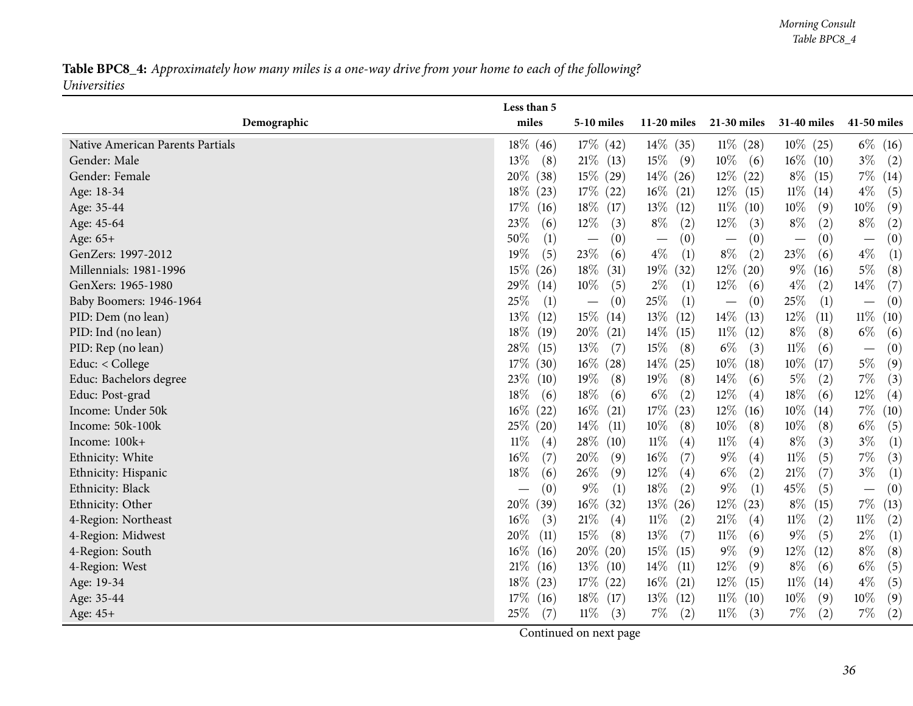**Table BPC8_4:** *Approximately how many miles is a one-way drive from your home to each of the following?*
*Universities*

| Demographic | Less than 5 miles | 5-10 miles | 11-20 miles | 21-30 miles | 31-40 miles | 41-50 miles |
|---|---|---|---|---|---|---|
| Native American Parents Partials | 18% (46) | 17% (42) | 14% (35) | 11% (28) | 10% (25) | 6% (16) |
| Gender: Male | 13% (8) | 21% (13) | 15% (9) | 10% (6) | 16% (10) | 3% (2) |
| Gender: Female | 20% (38) | 15% (29) | 14% (26) | 12% (22) | 8% (15) | 7% (14) |
| Age: 18-34 | 18% (23) | 17% (22) | 16% (21) | 12% (15) | 11% (14) | 4% (5) |
| Age: 35-44 | 17% (16) | 18% (17) | 13% (12) | 11% (10) | 10% (9) | 10% (9) |
| Age: 45-64 | 23% (6) | 12% (3) | 8% (2) | 12% (3) | 8% (2) | 8% (2) |
| Age: 65+ | 50% (1) | — (0) | — (0) | — (0) | — (0) | — (0) |
| GenZers: 1997-2012 | 19% (5) | 23% (6) | 4% (1) | 8% (2) | 23% (6) | 4% (1) |
| Millennials: 1981-1996 | 15% (26) | 18% (31) | 19% (32) | 12% (20) | 9% (16) | 5% (8) |
| GenXers: 1965-1980 | 29% (14) | 10% (5) | 2% (1) | 12% (6) | 4% (2) | 14% (7) |
| Baby Boomers: 1946-1964 | 25% (1) | — (0) | 25% (1) | — (0) | 25% (1) | — (0) |
| PID: Dem (no lean) | 13% (12) | 15% (14) | 13% (12) | 14% (13) | 12% (11) | 11% (10) |
| PID: Ind (no lean) | 18% (19) | 20% (21) | 14% (15) | 11% (12) | 8% (8) | 6% (6) |
| PID: Rep (no lean) | 28% (15) | 13% (7) | 15% (8) | 6% (3) | 11% (6) | — (0) |
| Educ: < College | 17% (30) | 16% (28) | 14% (25) | 10% (18) | 10% (17) | 5% (9) |
| Educ: Bachelors degree | 23% (10) | 19% (8) | 19% (8) | 14% (6) | 5% (2) | 7% (3) |
| Educ: Post-grad | 18% (6) | 18% (6) | 6% (2) | 12% (4) | 18% (6) | 12% (4) |
| Income: Under 50k | 16% (22) | 16% (21) | 17% (23) | 12% (16) | 10% (14) | 7% (10) |
| Income: 50k-100k | 25% (20) | 14% (11) | 10% (8) | 10% (8) | 10% (8) | 6% (5) |
| Income: 100k+ | 11% (4) | 28% (10) | 11% (4) | 11% (4) | 8% (3) | 3% (1) |
| Ethnicity: White | 16% (7) | 20% (9) | 16% (7) | 9% (4) | 11% (5) | 7% (3) |
| Ethnicity: Hispanic | 18% (6) | 26% (9) | 12% (4) | 6% (2) | 21% (7) | 3% (1) |
| Ethnicity: Black | — (0) | 9% (1) | 18% (2) | 9% (1) | 45% (5) | — (0) |
| Ethnicity: Other | 20% (39) | 16% (32) | 13% (26) | 12% (23) | 8% (15) | 7% (13) |
| 4-Region: Northeast | 16% (3) | 21% (4) | 11% (2) | 21% (4) | 11% (2) | 11% (2) |
| 4-Region: Midwest | 20% (11) | 15% (8) | 13% (7) | 11% (6) | 9% (5) | 2% (1) |
| 4-Region: South | 16% (16) | 20% (20) | 15% (15) | 9% (9) | 12% (12) | 8% (8) |
| 4-Region: West | 21% (16) | 13% (10) | 14% (11) | 12% (9) | 8% (6) | 6% (5) |
| Age: 19-34 | 18% (23) | 17% (22) | 16% (21) | 12% (15) | 11% (14) | 4% (5) |
| Age: 35-44 | 17% (16) | 18% (17) | 13% (12) | 11% (10) | 10% (9) | 10% (9) |
| Age: 45+ | 25% (7) | 11% (3) | 7% (2) | 11% (3) | 7% (2) | 7% (2) |

Continued on next page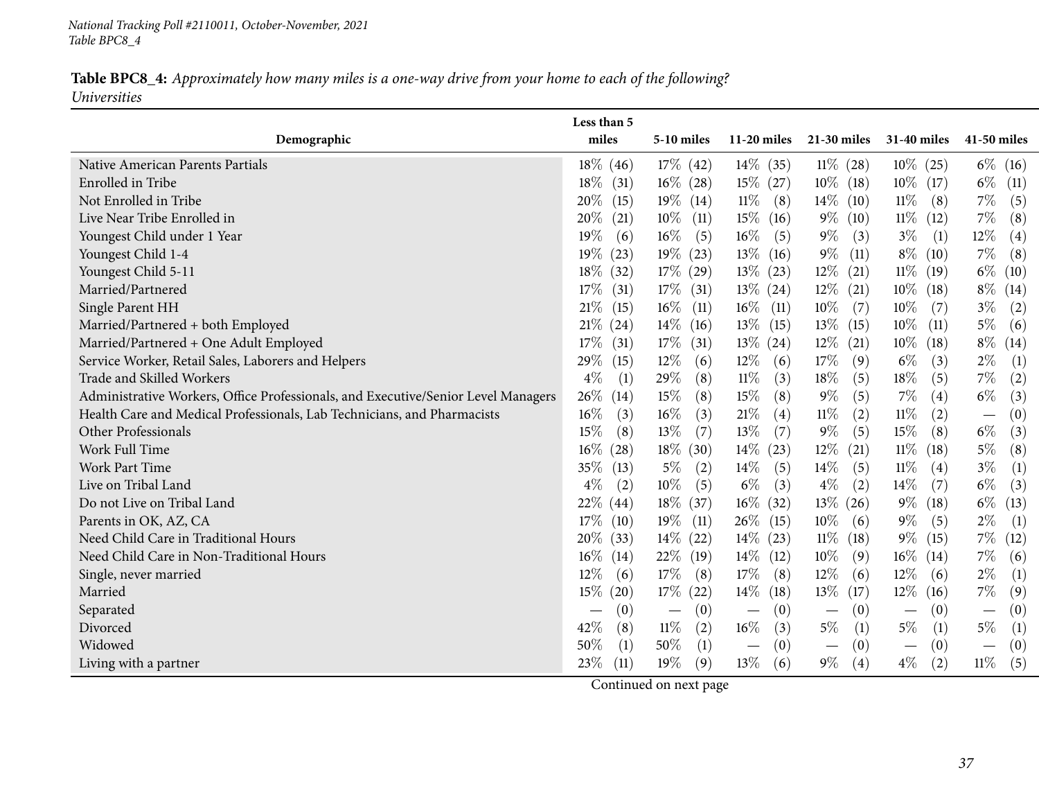National Tracking Poll #2110011, October-November, 2021
Table BPC8_4

**Table BPC8_4:** *Approximately how many miles is a one-way drive from your home to each of the following?*
*Universities*

| Demographic | Less than 5 miles | 5-10 miles | 11-20 miles | 21-30 miles | 31-40 miles | 41-50 miles |
|---|---|---|---|---|---|---|
| Native American Parents Partials | 18% (46) | 17% (42) | 14% (35) | 11% (28) | 10% (25) | 6% (16) |
| Enrolled in Tribe | 18% (31) | 16% (28) | 15% (27) | 10% (18) | 10% (17) | 6% (11) |
| Not Enrolled in Tribe | 20% (15) | 19% (14) | 11% (8) | 14% (10) | 11% (8) | 7% (5) |
| Live Near Tribe Enrolled in | 20% (21) | 10% (11) | 15% (16) | 9% (10) | 11% (12) | 7% (8) |
| Youngest Child under 1 Year | 19% (6) | 16% (5) | 16% (5) | 9% (3) | 3% (1) | 12% (4) |
| Youngest Child 1-4 | 19% (23) | 19% (23) | 13% (16) | 9% (11) | 8% (10) | 7% (8) |
| Youngest Child 5-11 | 18% (32) | 17% (29) | 13% (23) | 12% (21) | 11% (19) | 6% (10) |
| Married/Partnered | 17% (31) | 17% (31) | 13% (24) | 12% (21) | 10% (18) | 8% (14) |
| Single Parent HH | 21% (15) | 16% (11) | 16% (11) | 10% (7) | 10% (7) | 3% (2) |
| Married/Partnered + both Employed | 21% (24) | 14% (16) | 13% (15) | 13% (15) | 10% (11) | 5% (6) |
| Married/Partnered + One Adult Employed | 17% (31) | 17% (31) | 13% (24) | 12% (21) | 10% (18) | 8% (14) |
| Service Worker, Retail Sales, Laborers and Helpers | 29% (15) | 12% (6) | 12% (6) | 17% (9) | 6% (3) | 2% (1) |
| Trade and Skilled Workers | 4% (1) | 29% (8) | 11% (3) | 18% (5) | 18% (5) | 7% (2) |
| Administrative Workers, Office Professionals, and Executive/Senior Level Managers | 26% (14) | 15% (8) | 15% (8) | 9% (5) | 7% (4) | 6% (3) |
| Health Care and Medical Professionals, Lab Technicians, and Pharmacists | 16% (3) | 16% (3) | 21% (4) | 11% (2) | 11% (2) | — (0) |
| Other Professionals | 15% (8) | 13% (7) | 13% (7) | 9% (5) | 15% (8) | 6% (3) |
| Work Full Time | 16% (28) | 18% (30) | 14% (23) | 12% (21) | 11% (18) | 5% (8) |
| Work Part Time | 35% (13) | 5% (2) | 14% (5) | 14% (5) | 11% (4) | 3% (1) |
| Live on Tribal Land | 4% (2) | 10% (5) | 6% (3) | 4% (2) | 14% (7) | 6% (3) |
| Do not Live on Tribal Land | 22% (44) | 18% (37) | 16% (32) | 13% (26) | 9% (18) | 6% (13) |
| Parents in OK, AZ, CA | 17% (10) | 19% (11) | 26% (15) | 10% (6) | 9% (5) | 2% (1) |
| Need Child Care in Traditional Hours | 20% (33) | 14% (22) | 14% (23) | 11% (18) | 9% (15) | 7% (12) |
| Need Child Care in Non-Traditional Hours | 16% (14) | 22% (19) | 14% (12) | 10% (9) | 16% (14) | 7% (6) |
| Single, never married | 12% (6) | 17% (8) | 17% (8) | 12% (6) | 12% (6) | 2% (1) |
| Married | 15% (20) | 17% (22) | 14% (18) | 13% (17) | 12% (16) | 7% (9) |
| Separated | — (0) | — (0) | — (0) | — (0) | — (0) | — (0) |
| Divorced | 42% (8) | 11% (2) | 16% (3) | 5% (1) | 5% (1) | 5% (1) |
| Widowed | 50% (1) | 50% (1) | — (0) | — (0) | — (0) | — (0) |
| Living with a partner | 23% (11) | 19% (9) | 13% (6) | 9% (4) | 4% (2) | 11% (5) |

Continued on next page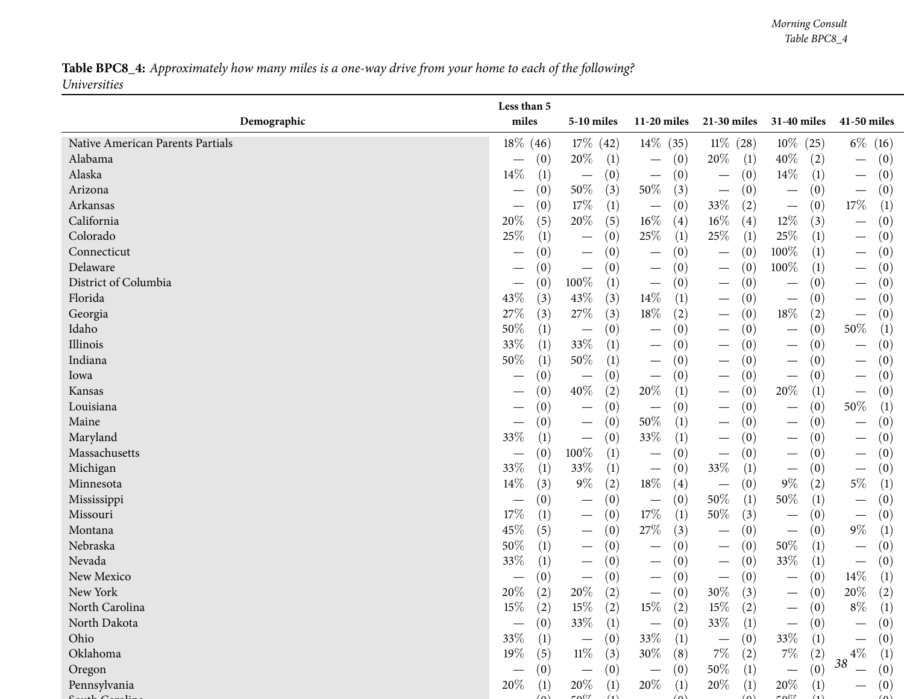**Table BPC8_4:** *Approximately how many miles is a one-way drive from your home to each of the following? Universities*

| Demographic | Less than 5 miles | 5-10 miles | 11-20 miles | 21-30 miles | 31-40 miles | 41-50 miles |
|---|---|---|---|---|---|---|
| Native American Parents Partials | 18% (46) | 17% (42) | 14% (35) | 11% (28) | 10% (25) | 6% (16) |
| Alabama | — (0) | 20% (1) | — (0) | 20% (1) | 40% (2) | — (0) |
| Alaska | 14% (1) | — (0) | — (0) | — (0) | 14% (1) | — (0) |
| Arizona | — (0) | 50% (3) | 50% (3) | — (0) | — (0) | — (0) |
| Arkansas | — (0) | 17% (1) | — (0) | 33% (2) | — (0) | 17% (1) |
| California | 20% (5) | 20% (5) | 16% (4) | 16% (4) | 12% (3) | — (0) |
| Colorado | 25% (1) | — (0) | 25% (1) | 25% (1) | 25% (1) | — (0) |
| Connecticut | — (0) | — (0) | — (0) | — (0) | 100% (1) | — (0) |
| Delaware | — (0) | — (0) | — (0) | — (0) | 100% (1) | — (0) |
| District of Columbia | — (0) | 100% (1) | — (0) | — (0) | — (0) | — (0) |
| Florida | 43% (3) | 43% (3) | 14% (1) | — (0) | — (0) | — (0) |
| Georgia | 27% (3) | 27% (3) | 18% (2) | — (0) | 18% (2) | — (0) |
| Idaho | 50% (1) | — (0) | — (0) | — (0) | — (0) | 50% (1) |
| Illinois | 33% (1) | 33% (1) | — (0) | — (0) | — (0) | — (0) |
| Indiana | 50% (1) | 50% (1) | — (0) | — (0) | — (0) | — (0) |
| Iowa | — (0) | — (0) | — (0) | — (0) | — (0) | — (0) |
| Kansas | — (0) | 40% (2) | 20% (1) | — (0) | 20% (1) | — (0) |
| Louisiana | — (0) | — (0) | — (0) | — (0) | — (0) | 50% (1) |
| Maine | — (0) | — (0) | 50% (1) | — (0) | — (0) | — (0) |
| Maryland | 33% (1) | — (0) | 33% (1) | — (0) | — (0) | — (0) |
| Massachusetts | — (0) | 100% (1) | — (0) | — (0) | — (0) | — (0) |
| Michigan | 33% (1) | 33% (1) | — (0) | 33% (1) | — (0) | — (0) |
| Minnesota | 14% (3) | 9% (2) | 18% (4) | — (0) | 9% (2) | 5% (1) |
| Mississippi | — (0) | — (0) | — (0) | 50% (1) | 50% (1) | — (0) |
| Missouri | 17% (1) | — (0) | 17% (1) | 50% (3) | — (0) | — (0) |
| Montana | 45% (5) | — (0) | 27% (3) | — (0) | — (0) | 9% (1) |
| Nebraska | 50% (1) | — (0) | — (0) | — (0) | 50% (1) | — (0) |
| Nevada | 33% (1) | — (0) | — (0) | — (0) | 33% (1) | — (0) |
| New Mexico | — (0) | — (0) | — (0) | — (0) | — (0) | 14% (1) |
| New York | 20% (2) | 20% (2) | — (0) | 30% (3) | — (0) | 20% (2) |
| North Carolina | 15% (2) | 15% (2) | 15% (2) | 15% (2) | — (0) | 8% (1) |
| North Dakota | — (0) | 33% (1) | — (0) | 33% (1) | — (0) | — (0) |
| Ohio | 33% (1) | — (0) | 33% (1) | — (0) | 33% (1) | — (0) |
| Oklahoma | 19% (5) | 11% (3) | 30% (8) | 7% (2) | 7% (2) | 4% (1) |
| Oregon | — (0) | — (0) | — (0) | 50% (1) | — (0) | — (0) |
| Pennsylvania | 20% (1) | 20% (1) | 20% (1) | 20% (1) | 20% (1) | — (0) |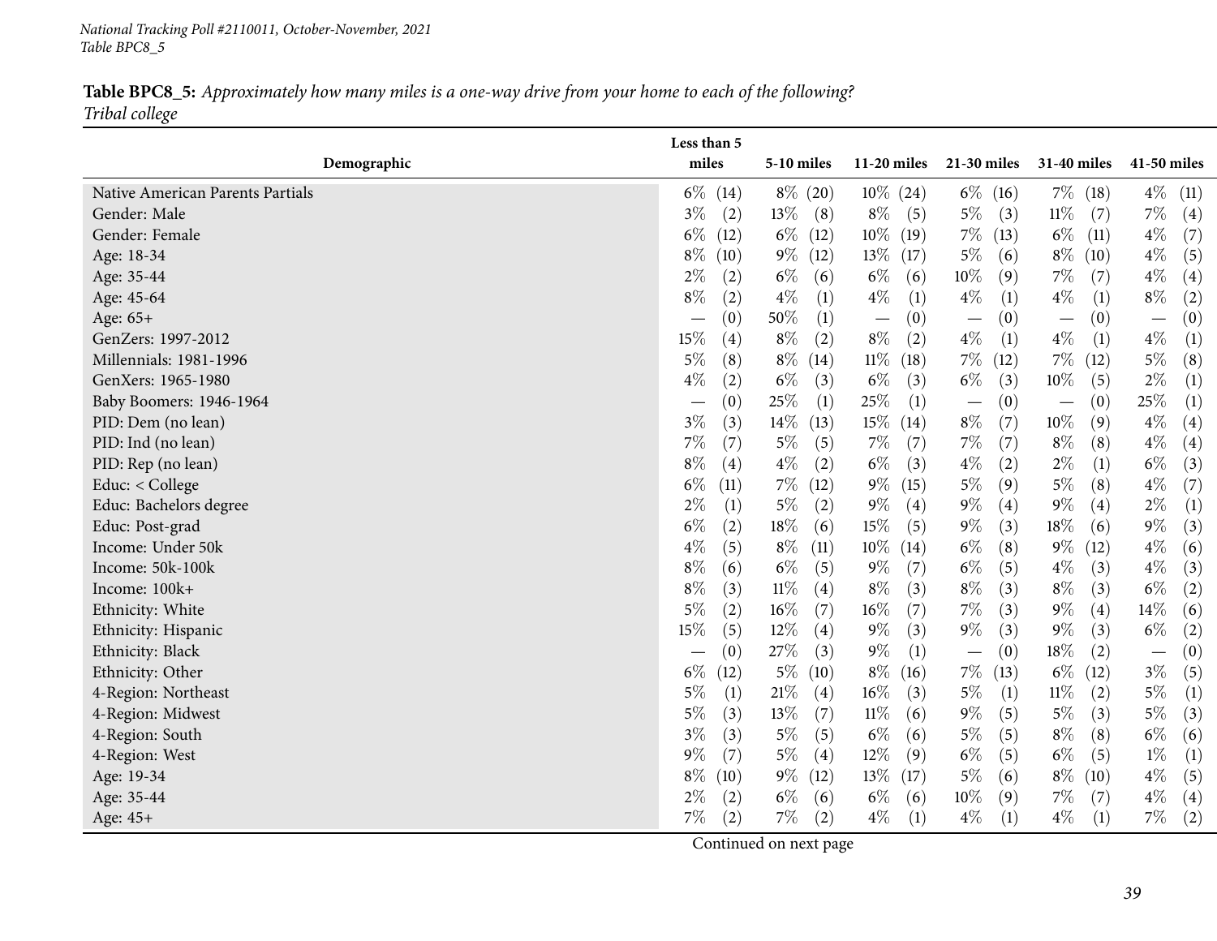*National Tracking Poll #2110011, October-November, 2021*
*Table BPC8_5*

**Table BPC8_5:** *Approximately how many miles is a one-way drive from your home to each of the following?*
*Tribal college*

| Demographic | Less than 5 miles | 5-10 miles | 11-20 miles | 21-30 miles | 31-40 miles | 41-50 miles |
|---|---|---|---|---|---|---|
| Native American Parents Partials | 6% (14) | 8% (20) | 10% (24) | 6% (16) | 7% (18) | 4% (11) |
| Gender: Male | 3% (2) | 13% (8) | 8% (5) | 5% (3) | 11% (7) | 7% (4) |
| Gender: Female | 6% (12) | 6% (12) | 10% (19) | 7% (13) | 6% (11) | 4% (7) |
| Age: 18-34 | 8% (10) | 9% (12) | 13% (17) | 5% (6) | 8% (10) | 4% (5) |
| Age: 35-44 | 2% (2) | 6% (6) | 6% (6) | 10% (9) | 7% (7) | 4% (4) |
| Age: 45-64 | 8% (2) | 4% (1) | 4% (1) | 4% (1) | 4% (1) | 8% (2) |
| Age: 65+ | — (0) | 50% (1) | — (0) | — (0) | — (0) | — (0) |
| GenZers: 1997-2012 | 15% (4) | 8% (2) | 8% (2) | 4% (1) | 4% (1) | 4% (1) |
| Millennials: 1981-1996 | 5% (8) | 8% (14) | 11% (18) | 7% (12) | 7% (12) | 5% (8) |
| GenXers: 1965-1980 | 4% (2) | 6% (3) | 6% (3) | 6% (3) | 10% (5) | 2% (1) |
| Baby Boomers: 1946-1964 | — (0) | 25% (1) | 25% (1) | — (0) | — (0) | 25% (1) |
| PID: Dem (no lean) | 3% (3) | 14% (13) | 15% (14) | 8% (7) | 10% (9) | 4% (4) |
| PID: Ind (no lean) | 7% (7) | 5% (5) | 7% (7) | 7% (7) | 8% (8) | 4% (4) |
| PID: Rep (no lean) | 8% (4) | 4% (2) | 6% (3) | 4% (2) | 2% (1) | 6% (3) |
| Educ: < College | 6% (11) | 7% (12) | 9% (15) | 5% (9) | 5% (8) | 4% (7) |
| Educ: Bachelors degree | 2% (1) | 5% (2) | 9% (4) | 9% (4) | 9% (4) | 2% (1) |
| Educ: Post-grad | 6% (2) | 18% (6) | 15% (5) | 9% (3) | 18% (6) | 9% (3) |
| Income: Under 50k | 4% (5) | 8% (11) | 10% (14) | 6% (8) | 9% (12) | 4% (6) |
| Income: 50k-100k | 8% (6) | 6% (5) | 9% (7) | 6% (5) | 4% (3) | 4% (3) |
| Income: 100k+ | 8% (3) | 11% (4) | 8% (3) | 8% (3) | 8% (3) | 6% (2) |
| Ethnicity: White | 5% (2) | 16% (7) | 16% (7) | 7% (3) | 9% (4) | 14% (6) |
| Ethnicity: Hispanic | 15% (5) | 12% (4) | 9% (3) | 9% (3) | 9% (3) | 6% (2) |
| Ethnicity: Black | — (0) | 27% (3) | 9% (1) | — (0) | 18% (2) | — (0) |
| Ethnicity: Other | 6% (12) | 5% (10) | 8% (16) | 7% (13) | 6% (12) | 3% (5) |
| 4-Region: Northeast | 5% (1) | 21% (4) | 16% (3) | 5% (1) | 11% (2) | 5% (1) |
| 4-Region: Midwest | 5% (3) | 13% (7) | 11% (6) | 9% (5) | 5% (3) | 5% (3) |
| 4-Region: South | 3% (3) | 5% (5) | 6% (6) | 5% (5) | 8% (8) | 6% (6) |
| 4-Region: West | 9% (7) | 5% (4) | 12% (9) | 6% (5) | 6% (5) | 1% (1) |
| Age: 19-34 | 8% (10) | 9% (12) | 13% (17) | 5% (6) | 8% (10) | 4% (5) |
| Age: 35-44 | 2% (2) | 6% (6) | 6% (6) | 10% (9) | 7% (7) | 4% (4) |
| Age: 45+ | 7% (2) | 7% (2) | 4% (1) | 4% (1) | 4% (1) | 7% (2) |

Continued on next page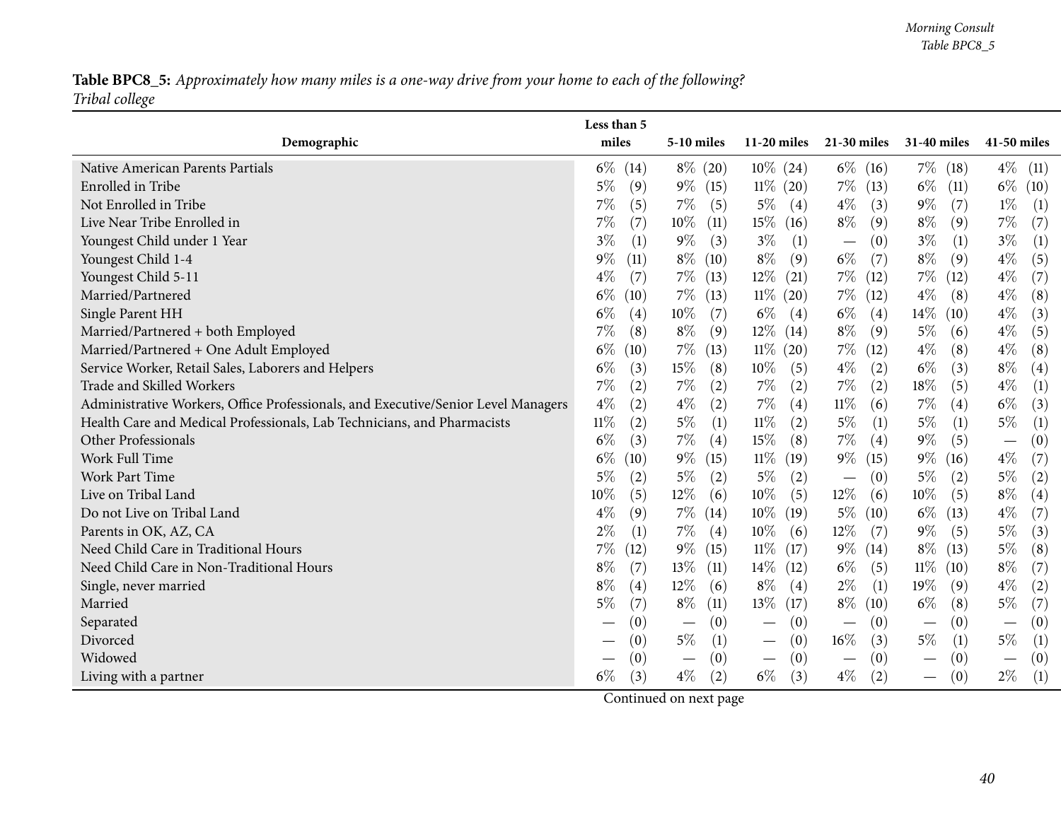**Table BPC8_5:** *Approximately how many miles is a one-way drive from your home to each of the following? Tribal college*

| Demographic | Less than 5 miles | 5-10 miles | 11-20 miles | 21-30 miles | 31-40 miles | 41-50 miles |
|---|---|---|---|---|---|---|
| Native American Parents Partials | 6% (14) | 8% (20) | 10% (24) | 6% (16) | 7% (18) | 4% (11) |
| Enrolled in Tribe | 5% (9) | 9% (15) | 11% (20) | 7% (13) | 6% (11) | 6% (10) |
| Not Enrolled in Tribe | 7% (5) | 7% (5) | 5% (4) | 4% (3) | 9% (7) | 1% (1) |
| Live Near Tribe Enrolled in | 7% (7) | 10% (11) | 15% (16) | 8% (9) | 8% (9) | 7% (7) |
| Youngest Child under 1 Year | 3% (1) | 9% (3) | 3% (1) | — (0) | 3% (1) | 3% (1) |
| Youngest Child 1-4 | 9% (11) | 8% (10) | 8% (9) | 6% (7) | 8% (9) | 4% (5) |
| Youngest Child 5-11 | 4% (7) | 7% (13) | 12% (21) | 7% (12) | 7% (12) | 4% (7) |
| Married/Partnered | 6% (10) | 7% (13) | 11% (20) | 7% (12) | 4% (8) | 4% (8) |
| Single Parent HH | 6% (4) | 10% (7) | 6% (4) | 6% (4) | 14% (10) | 4% (3) |
| Married/Partnered + both Employed | 7% (8) | 8% (9) | 12% (14) | 8% (9) | 5% (6) | 4% (5) |
| Married/Partnered + One Adult Employed | 6% (10) | 7% (13) | 11% (20) | 7% (12) | 4% (8) | 4% (8) |
| Service Worker, Retail Sales, Laborers and Helpers | 6% (3) | 15% (8) | 10% (5) | 4% (2) | 6% (3) | 8% (4) |
| Trade and Skilled Workers | 7% (2) | 7% (2) | 7% (2) | 7% (2) | 18% (5) | 4% (1) |
| Administrative Workers, Office Professionals, and Executive/Senior Level Managers | 4% (2) | 4% (2) | 7% (4) | 11% (6) | 7% (4) | 6% (3) |
| Health Care and Medical Professionals, Lab Technicians, and Pharmacists | 11% (2) | 5% (1) | 11% (2) | 5% (1) | 5% (1) | 5% (1) |
| Other Professionals | 6% (3) | 7% (4) | 15% (8) | 7% (4) | 9% (5) | — (0) |
| Work Full Time | 6% (10) | 9% (15) | 11% (19) | 9% (15) | 9% (16) | 4% (7) |
| Work Part Time | 5% (2) | 5% (2) | 5% (2) | — (0) | 5% (2) | 5% (2) |
| Live on Tribal Land | 10% (5) | 12% (6) | 10% (5) | 12% (6) | 10% (5) | 8% (4) |
| Do not Live on Tribal Land | 4% (9) | 7% (14) | 10% (19) | 5% (10) | 6% (13) | 4% (7) |
| Parents in OK, AZ, CA | 2% (1) | 7% (4) | 10% (6) | 12% (7) | 9% (5) | 5% (3) |
| Need Child Care in Traditional Hours | 7% (12) | 9% (15) | 11% (17) | 9% (14) | 8% (13) | 5% (8) |
| Need Child Care in Non-Traditional Hours | 8% (7) | 13% (11) | 14% (12) | 6% (5) | 11% (10) | 8% (7) |
| Single, never married | 8% (4) | 12% (6) | 8% (4) | 2% (1) | 19% (9) | 4% (2) |
| Married | 5% (7) | 8% (11) | 13% (17) | 8% (10) | 6% (8) | 5% (7) |
| Separated | — (0) | — (0) | — (0) | — (0) | — (0) | — (0) |
| Divorced | — (0) | 5% (1) | — (0) | 16% (3) | 5% (1) | 5% (1) |
| Widowed | — (0) | — (0) | — (0) | — (0) | — (0) | — (0) |
| Living with a partner | 6% (3) | 4% (2) | 6% (3) | 4% (2) | — (0) | 2% (1) |

Continued on next page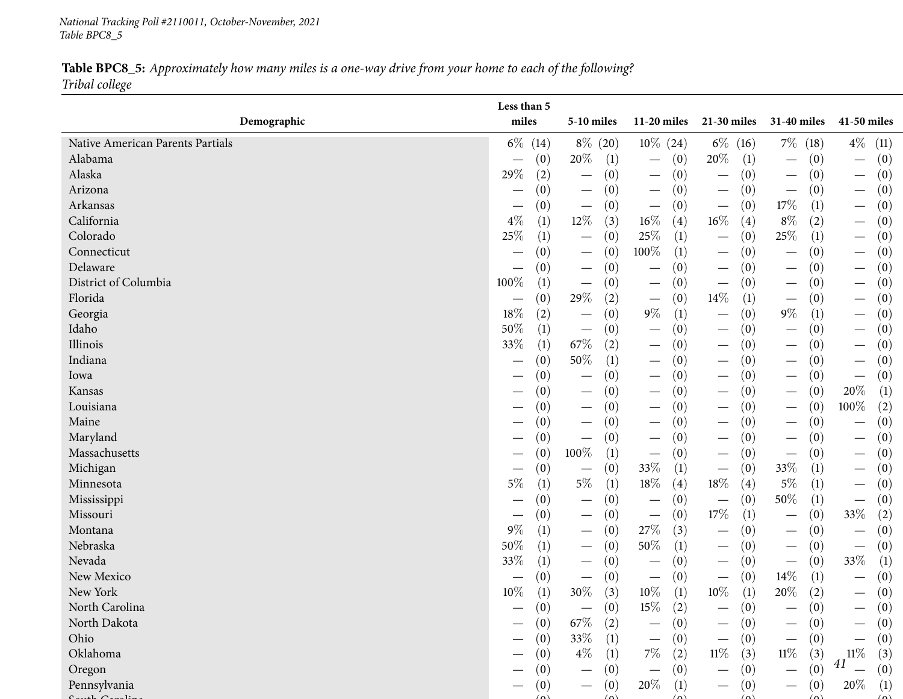**Table BPC8_5:** *Approximately how many miles is a one-way drive from your home to each of the following?*
*Tribal college*

| Demographic | Less than 5 miles | 5-10 miles | 11-20 miles | 21-30 miles | 31-40 miles | 41-50 miles |
|---|---|---|---|---|---|---|
| Native American Parents Partials | 6% (14) | 8% (20) | 10% (24) | 6% (16) | 7% (18) | 4% (11) |
| Alabama | — (0) | 20% (1) | — (0) | 20% (1) | — (0) | — (0) |
| Alaska | 29% (2) | — (0) | — (0) | — (0) | — (0) | — (0) |
| Arizona | — (0) | — (0) | — (0) | — (0) | — (0) | — (0) |
| Arkansas | — (0) | — (0) | — (0) | — (0) | 17% (1) | — (0) |
| California | 4% (1) | 12% (3) | 16% (4) | 16% (4) | 8% (2) | — (0) |
| Colorado | 25% (1) | — (0) | 25% (1) | — (0) | 25% (1) | — (0) |
| Connecticut | — (0) | — (0) | 100% (1) | — (0) | — (0) | — (0) |
| Delaware | — (0) | — (0) | — (0) | — (0) | — (0) | — (0) |
| District of Columbia | 100% (1) | — (0) | — (0) | — (0) | — (0) | — (0) |
| Florida | — (0) | 29% (2) | — (0) | 14% (1) | — (0) | — (0) |
| Georgia | 18% (2) | — (0) | 9% (1) | — (0) | 9% (1) | — (0) |
| Idaho | 50% (1) | — (0) | — (0) | — (0) | — (0) | — (0) |
| Illinois | 33% (1) | 67% (2) | — (0) | — (0) | — (0) | — (0) |
| Indiana | — (0) | 50% (1) | — (0) | — (0) | — (0) | — (0) |
| Iowa | — (0) | — (0) | — (0) | — (0) | — (0) | — (0) |
| Kansas | — (0) | — (0) | — (0) | — (0) | — (0) | 20% (1) |
| Louisiana | — (0) | — (0) | — (0) | — (0) | — (0) | 100% (2) |
| Maine | — (0) | — (0) | — (0) | — (0) | — (0) | — (0) |
| Maryland | — (0) | — (0) | — (0) | — (0) | — (0) | — (0) |
| Massachusetts | — (0) | 100% (1) | — (0) | — (0) | — (0) | — (0) |
| Michigan | — (0) | — (0) | 33% (1) | — (0) | 33% (1) | — (0) |
| Minnesota | 5% (1) | 5% (1) | 18% (4) | 18% (4) | 5% (1) | — (0) |
| Mississippi | — (0) | — (0) | — (0) | — (0) | 50% (1) | — (0) |
| Missouri | — (0) | — (0) | — (0) | 17% (1) | — (0) | 33% (2) |
| Montana | 9% (1) | — (0) | 27% (3) | — (0) | — (0) | — (0) |
| Nebraska | 50% (1) | — (0) | 50% (1) | — (0) | — (0) | — (0) |
| Nevada | 33% (1) | — (0) | — (0) | — (0) | — (0) | 33% (1) |
| New Mexico | — (0) | — (0) | — (0) | — (0) | 14% (1) | — (0) |
| New York | 10% (1) | 30% (3) | 10% (1) | 10% (1) | 20% (2) | — (0) |
| North Carolina | — (0) | — (0) | 15% (2) | — (0) | — (0) | — (0) |
| North Dakota | — (0) | 67% (2) | — (0) | — (0) | — (0) | — (0) |
| Ohio | — (0) | 33% (1) | — (0) | — (0) | — (0) | — (0) |
| Oklahoma | — (0) | 4% (1) | 7% (2) | 11% (3) | 11% (3) | 11% (3) |
| Oregon | — (0) | — (0) | — (0) | — (0) | — (0) | — (0) |
| Pennsylvania | — (0) | — (0) | 20% (1) | — (0) | — (0) | 20% (1) |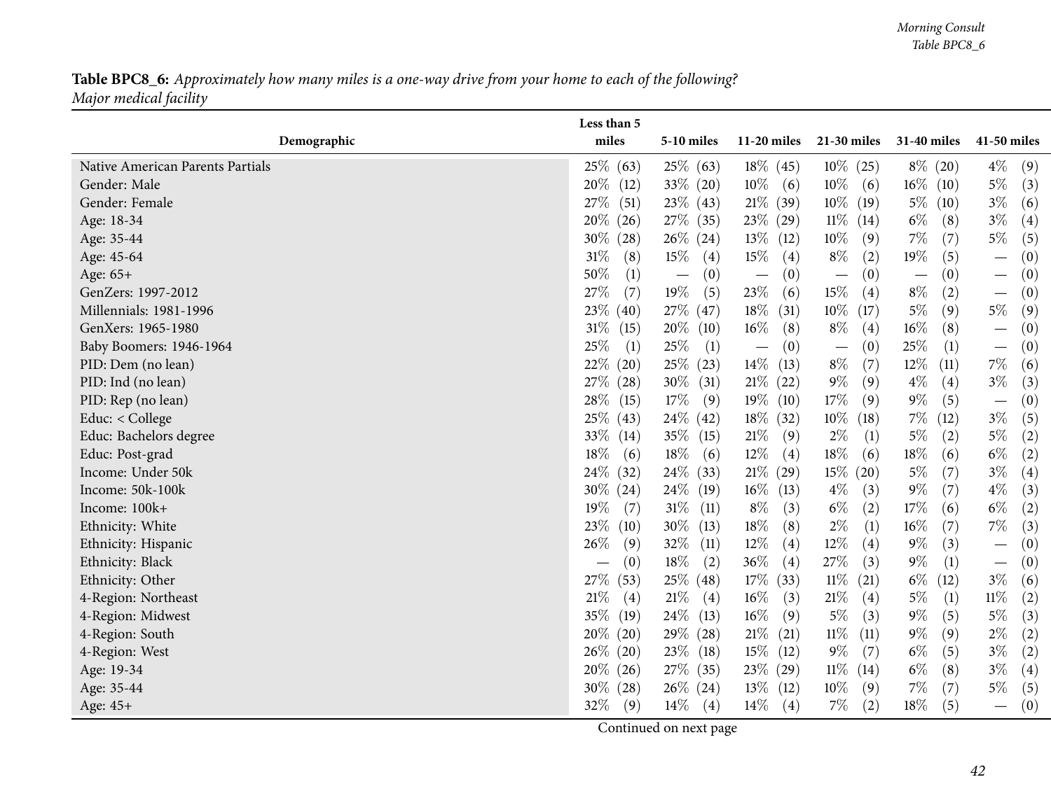**Table BPC8_6:** *Approximately how many miles is a one-way drive from your home to each of the following?*
*Major medical facility*

| Demographic | Less than 5 miles | 5-10 miles | 11-20 miles | 21-30 miles | 31-40 miles | 41-50 miles |
|---|---|---|---|---|---|---|
| Native American Parents Partials | 25% (63) | 25% (63) | 18% (45) | 10% (25) | 8% (20) | 4% (9) |
| Gender: Male | 20% (12) | 33% (20) | 10% (6) | 10% (6) | 16% (10) | 5% (3) |
| Gender: Female | 27% (51) | 23% (43) | 21% (39) | 10% (19) | 5% (10) | 3% (6) |
| Age: 18-34 | 20% (26) | 27% (35) | 23% (29) | 11% (14) | 6% (8) | 3% (4) |
| Age: 35-44 | 30% (28) | 26% (24) | 13% (12) | 10% (9) | 7% (7) | 5% (5) |
| Age: 45-64 | 31% (8) | 15% (4) | 15% (4) | 8% (2) | 19% (5) | — (0) |
| Age: 65+ | 50% (1) | — (0) | — (0) | — (0) | — (0) | — (0) |
| GenZers: 1997-2012 | 27% (7) | 19% (5) | 23% (6) | 15% (4) | 8% (2) | — (0) |
| Millennials: 1981-1996 | 23% (40) | 27% (47) | 18% (31) | 10% (17) | 5% (9) | 5% (9) |
| GenXers: 1965-1980 | 31% (15) | 20% (10) | 16% (8) | 8% (4) | 16% (8) | — (0) |
| Baby Boomers: 1946-1964 | 25% (1) | 25% (1) | — (0) | — (0) | 25% (1) | — (0) |
| PID: Dem (no lean) | 22% (20) | 25% (23) | 14% (13) | 8% (7) | 12% (11) | 7% (6) |
| PID: Ind (no lean) | 27% (28) | 30% (31) | 21% (22) | 9% (9) | 4% (4) | 3% (3) |
| PID: Rep (no lean) | 28% (15) | 17% (9) | 19% (10) | 17% (9) | 9% (5) | — (0) |
| Educ: < College | 25% (43) | 24% (42) | 18% (32) | 10% (18) | 7% (12) | 3% (5) |
| Educ: Bachelors degree | 33% (14) | 35% (15) | 21% (9) | 2% (1) | 5% (2) | 5% (2) |
| Educ: Post-grad | 18% (6) | 18% (6) | 12% (4) | 18% (6) | 18% (6) | 6% (2) |
| Income: Under 50k | 24% (32) | 24% (33) | 21% (29) | 15% (20) | 5% (7) | 3% (4) |
| Income: 50k-100k | 30% (24) | 24% (19) | 16% (13) | 4% (3) | 9% (7) | 4% (3) |
| Income: 100k+ | 19% (7) | 31% (11) | 8% (3) | 6% (2) | 17% (6) | 6% (2) |
| Ethnicity: White | 23% (10) | 30% (13) | 18% (8) | 2% (1) | 16% (7) | 7% (3) |
| Ethnicity: Hispanic | 26% (9) | 32% (11) | 12% (4) | 12% (4) | 9% (3) | — (0) |
| Ethnicity: Black | — (0) | 18% (2) | 36% (4) | 27% (3) | 9% (1) | — (0) |
| Ethnicity: Other | 27% (53) | 25% (48) | 17% (33) | 11% (21) | 6% (12) | 3% (6) |
| 4-Region: Northeast | 21% (4) | 21% (4) | 16% (3) | 21% (4) | 5% (1) | 11% (2) |
| 4-Region: Midwest | 35% (19) | 24% (13) | 16% (9) | 5% (3) | 9% (5) | 5% (3) |
| 4-Region: South | 20% (20) | 29% (28) | 21% (21) | 11% (11) | 9% (9) | 2% (2) |
| 4-Region: West | 26% (20) | 23% (18) | 15% (12) | 9% (7) | 6% (5) | 3% (2) |
| Age: 19-34 | 20% (26) | 27% (35) | 23% (29) | 11% (14) | 6% (8) | 3% (4) |
| Age: 35-44 | 30% (28) | 26% (24) | 13% (12) | 10% (9) | 7% (7) | 5% (5) |
| Age: 45+ | 32% (9) | 14% (4) | 14% (4) | 7% (2) | 18% (5) | — (0) |

Continued on next page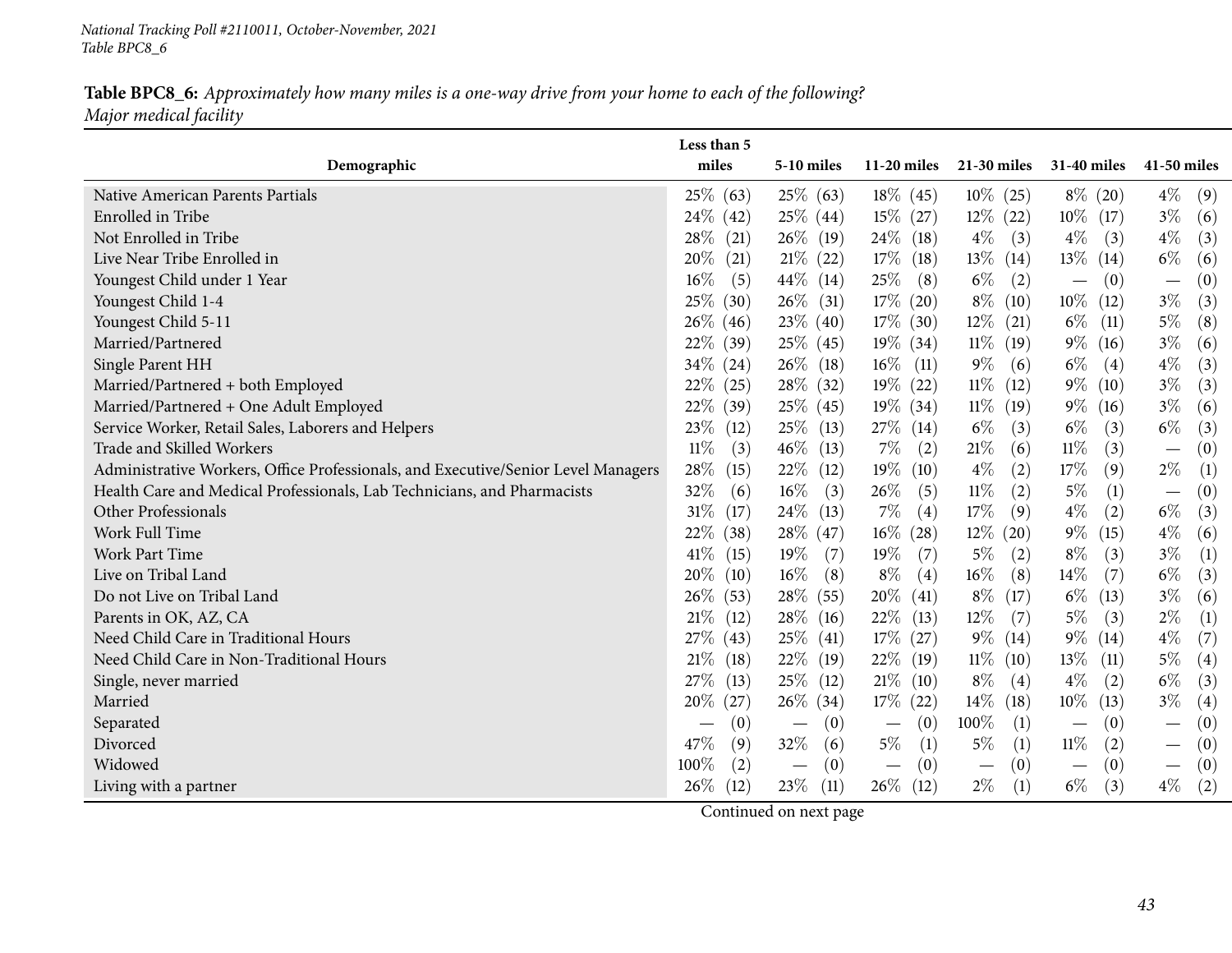*National Tracking Poll #2110011, October-November, 2021*
*Table BPC8_6*

**Table BPC8_6:** *Approximately how many miles is a one-way drive from your home to each of the following? Major medical facility*

| Demographic | Less than 5 miles | 5-10 miles | 11-20 miles | 21-30 miles | 31-40 miles | 41-50 miles |
|---|---|---|---|---|---|---|
| Native American Parents Partials | 25% (63) | 25% (63) | 18% (45) | 10% (25) | 8% (20) | 4% (9) |
| Enrolled in Tribe | 24% (42) | 25% (44) | 15% (27) | 12% (22) | 10% (17) | 3% (6) |
| Not Enrolled in Tribe | 28% (21) | 26% (19) | 24% (18) | 4% (3) | 4% (3) | 4% (3) |
| Live Near Tribe Enrolled in | 20% (21) | 21% (22) | 17% (18) | 13% (14) | 13% (14) | 6% (6) |
| Youngest Child under 1 Year | 16% (5) | 44% (14) | 25% (8) | 6% (2) | — (0) | — (0) |
| Youngest Child 1-4 | 25% (30) | 26% (31) | 17% (20) | 8% (10) | 10% (12) | 3% (3) |
| Youngest Child 5-11 | 26% (46) | 23% (40) | 17% (30) | 12% (21) | 6% (11) | 5% (8) |
| Married/Partnered | 22% (39) | 25% (45) | 19% (34) | 11% (19) | 9% (16) | 3% (6) |
| Single Parent HH | 34% (24) | 26% (18) | 16% (11) | 9% (6) | 6% (4) | 4% (3) |
| Married/Partnered + both Employed | 22% (25) | 28% (32) | 19% (22) | 11% (12) | 9% (10) | 3% (3) |
| Married/Partnered + One Adult Employed | 22% (39) | 25% (45) | 19% (34) | 11% (19) | 9% (16) | 3% (6) |
| Service Worker, Retail Sales, Laborers and Helpers | 23% (12) | 25% (13) | 27% (14) | 6% (3) | 6% (3) | 6% (3) |
| Trade and Skilled Workers | 11% (3) | 46% (13) | 7% (2) | 21% (6) | 11% (3) | — (0) |
| Administrative Workers, Office Professionals, and Executive/Senior Level Managers | 28% (15) | 22% (12) | 19% (10) | 4% (2) | 17% (9) | 2% (1) |
| Health Care and Medical Professionals, Lab Technicians, and Pharmacists | 32% (6) | 16% (3) | 26% (5) | 11% (2) | 5% (1) | — (0) |
| Other Professionals | 31% (17) | 24% (13) | 7% (4) | 17% (9) | 4% (2) | 6% (3) |
| Work Full Time | 22% (38) | 28% (47) | 16% (28) | 12% (20) | 9% (15) | 4% (6) |
| Work Part Time | 41% (15) | 19% (7) | 19% (7) | 5% (2) | 8% (3) | 3% (1) |
| Live on Tribal Land | 20% (10) | 16% (8) | 8% (4) | 16% (8) | 14% (7) | 6% (3) |
| Do not Live on Tribal Land | 26% (53) | 28% (55) | 20% (41) | 8% (17) | 6% (13) | 3% (6) |
| Parents in OK, AZ, CA | 21% (12) | 28% (16) | 22% (13) | 12% (7) | 5% (3) | 2% (1) |
| Need Child Care in Traditional Hours | 27% (43) | 25% (41) | 17% (27) | 9% (14) | 9% (14) | 4% (7) |
| Need Child Care in Non-Traditional Hours | 21% (18) | 22% (19) | 22% (19) | 11% (10) | 13% (11) | 5% (4) |
| Single, never married | 27% (13) | 25% (12) | 21% (10) | 8% (4) | 4% (2) | 6% (3) |
| Married | 20% (27) | 26% (34) | 17% (22) | 14% (18) | 10% (13) | 3% (4) |
| Separated | — (0) | — (0) | — (0) | 100% (1) | — (0) | — (0) |
| Divorced | 47% (9) | 32% (6) | 5% (1) | 5% (1) | 11% (2) | — (0) |
| Widowed | 100% (2) | — (0) | — (0) | — (0) | — (0) | — (0) |
| Living with a partner | 26% (12) | 23% (11) | 26% (12) | 2% (1) | 6% (3) | 4% (2) |

Continued on next page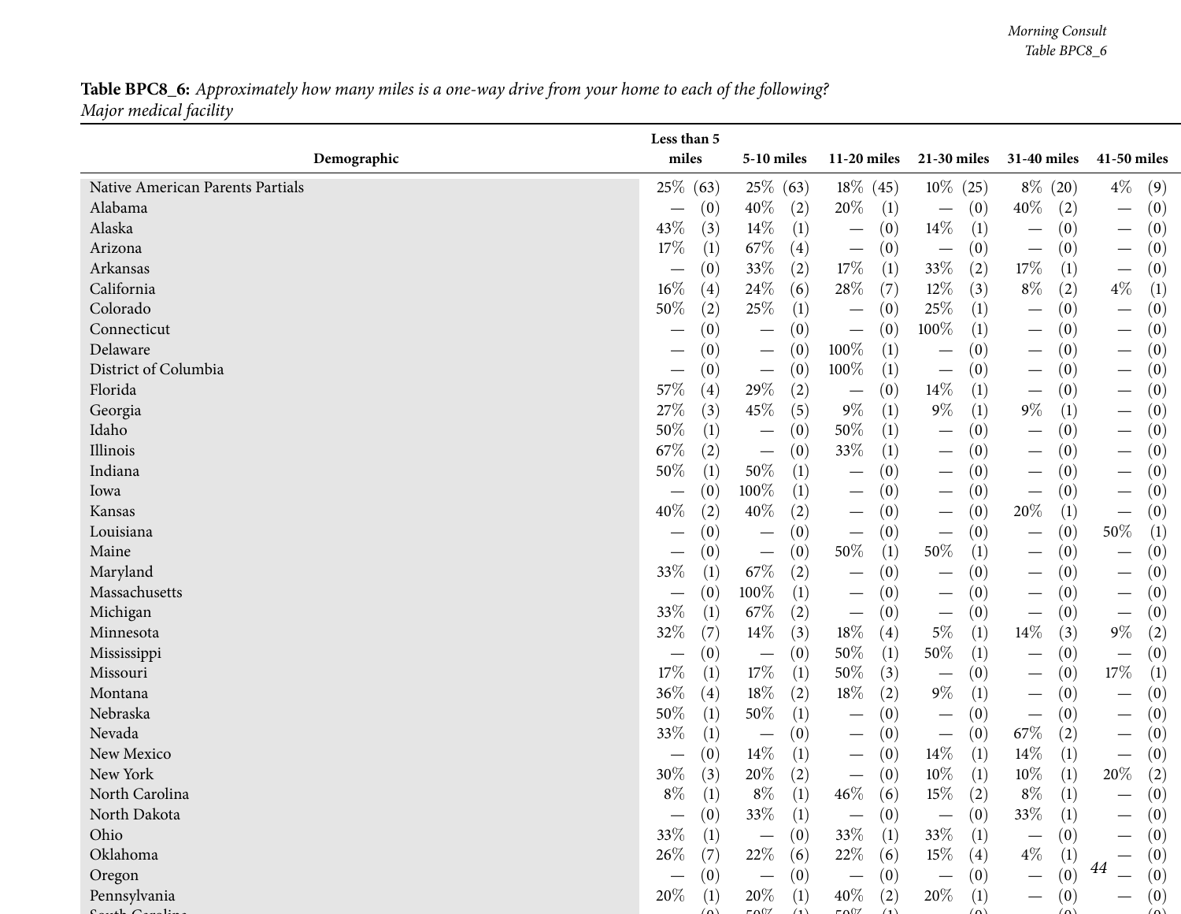**Table BPC8_6:** *Approximately how many miles is a one-way drive from your home to each of the following? Major medical facility*

| Demographic | Less than 5 miles | 5-10 miles | 11-20 miles | 21-30 miles | 31-40 miles | 41-50 miles |
|---|---|---|---|---|---|---|
| Native American Parents Partials | 25% (63) | 25% (63) | 18% (45) | 10% (25) | 8% (20) | 4% (9) |
| Alabama | — (0) | 40% (2) | 20% (1) | — (0) | 40% (2) | — (0) |
| Alaska | 43% (3) | 14% (1) | — (0) | 14% (1) | — (0) | — (0) |
| Arizona | 17% (1) | 67% (4) | — (0) | — (0) | — (0) | — (0) |
| Arkansas | — (0) | 33% (2) | 17% (1) | 33% (2) | 17% (1) | — (0) |
| California | 16% (4) | 24% (6) | 28% (7) | 12% (3) | 8% (2) | 4% (1) |
| Colorado | 50% (2) | 25% (1) | — (0) | 25% (1) | — (0) | — (0) |
| Connecticut | — (0) | — (0) | — (0) | 100% (1) | — (0) | — (0) |
| Delaware | — (0) | — (0) | 100% (1) | — (0) | — (0) | — (0) |
| District of Columbia | — (0) | — (0) | 100% (1) | — (0) | — (0) | — (0) |
| Florida | 57% (4) | 29% (2) | — (0) | 14% (1) | — (0) | — (0) |
| Georgia | 27% (3) | 45% (5) | 9% (1) | 9% (1) | 9% (1) | — (0) |
| Idaho | 50% (1) | — (0) | 50% (1) | — (0) | — (0) | — (0) |
| Illinois | 67% (2) | — (0) | 33% (1) | — (0) | — (0) | — (0) |
| Indiana | 50% (1) | 50% (1) | — (0) | — (0) | — (0) | — (0) |
| Iowa | — (0) | 100% (1) | — (0) | — (0) | — (0) | — (0) |
| Kansas | 40% (2) | 40% (2) | — (0) | — (0) | 20% (1) | — (0) |
| Louisiana | — (0) | — (0) | — (0) | — (0) | — (0) | 50% (1) |
| Maine | — (0) | — (0) | 50% (1) | 50% (1) | — (0) | — (0) |
| Maryland | 33% (1) | 67% (2) | — (0) | — (0) | — (0) | — (0) |
| Massachusetts | — (0) | 100% (1) | — (0) | — (0) | — (0) | — (0) |
| Michigan | 33% (1) | 67% (2) | — (0) | — (0) | — (0) | — (0) |
| Minnesota | 32% (7) | 14% (3) | 18% (4) | 5% (1) | 14% (3) | 9% (2) |
| Mississippi | — (0) | — (0) | 50% (1) | 50% (1) | — (0) | — (0) |
| Missouri | 17% (1) | 17% (1) | 50% (3) | — (0) | — (0) | 17% (1) |
| Montana | 36% (4) | 18% (2) | 18% (2) | 9% (1) | — (0) | — (0) |
| Nebraska | 50% (1) | 50% (1) | — (0) | — (0) | — (0) | — (0) |
| Nevada | 33% (1) | — (0) | — (0) | — (0) | 67% (2) | — (0) |
| New Mexico | — (0) | 14% (1) | — (0) | 14% (1) | 14% (1) | — (0) |
| New York | 30% (3) | 20% (2) | — (0) | 10% (1) | 10% (1) | 20% (2) |
| North Carolina | 8% (1) | 8% (1) | 46% (6) | 15% (2) | 8% (1) | — (0) |
| North Dakota | — (0) | 33% (1) | — (0) | — (0) | 33% (1) | — (0) |
| Ohio | 33% (1) | — (0) | 33% (1) | 33% (1) | — (0) | — (0) |
| Oklahoma | 26% (7) | 22% (6) | 22% (6) | 15% (4) | 4% (1) | — (0) |
| Oregon | — (0) | — (0) | — (0) | — (0) | — (0) | — (0) |
| Pennsylvania | 20% (1) | 20% (1) | 40% (2) | 20% (1) | — (0) | — (0) |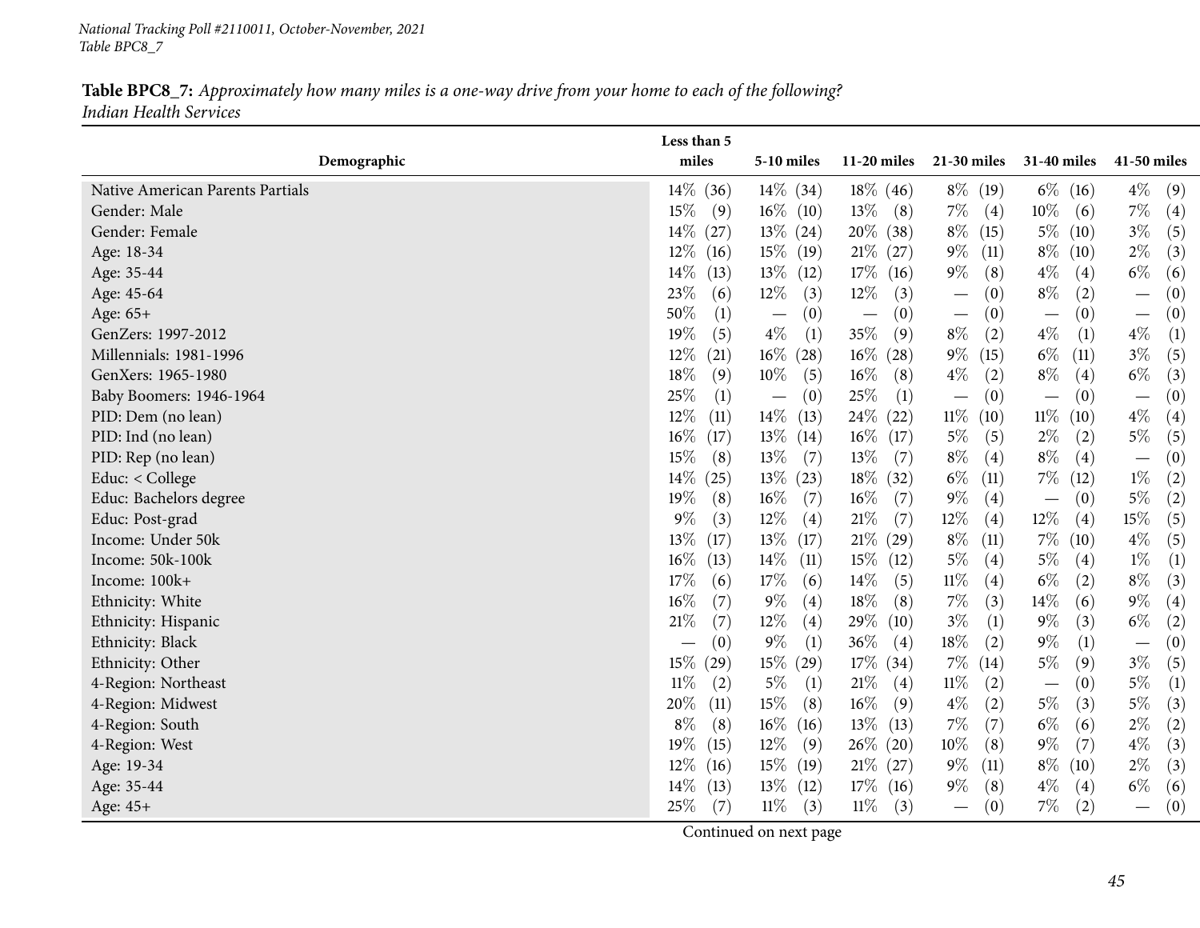*National Tracking Poll #2110011, October-November, 2021*
*Table BPC8_7*

**Table BPC8_7:** *Approximately how many miles is a one-way drive from your home to each of the following?*
*Indian Health Services*

| Demographic | Less than 5 miles | 5-10 miles | 11-20 miles | 21-30 miles | 31-40 miles | 41-50 miles |
|---|---|---|---|---|---|---|
| Native American Parents Partials | 14% (36) | 14% (34) | 18% (46) | 8% (19) | 6% (16) | 4% (9) |
| Gender: Male | 15% (9) | 16% (10) | 13% (8) | 7% (4) | 10% (6) | 7% (4) |
| Gender: Female | 14% (27) | 13% (24) | 20% (38) | 8% (15) | 5% (10) | 3% (5) |
| Age: 18-34 | 12% (16) | 15% (19) | 21% (27) | 9% (11) | 8% (10) | 2% (3) |
| Age: 35-44 | 14% (13) | 13% (12) | 17% (16) | 9% (8) | 4% (4) | 6% (6) |
| Age: 45-64 | 23% (6) | 12% (3) | 12% (3) | — (0) | 8% (2) | — (0) |
| Age: 65+ | 50% (1) | — (0) | — (0) | — (0) | — (0) | — (0) |
| GenZers: 1997-2012 | 19% (5) | 4% (1) | 35% (9) | 8% (2) | 4% (1) | 4% (1) |
| Millennials: 1981-1996 | 12% (21) | 16% (28) | 16% (28) | 9% (15) | 6% (11) | 3% (5) |
| GenXers: 1965-1980 | 18% (9) | 10% (5) | 16% (8) | 4% (2) | 8% (4) | 6% (3) |
| Baby Boomers: 1946-1964 | 25% (1) | — (0) | 25% (1) | — (0) | — (0) | — (0) |
| PID: Dem (no lean) | 12% (11) | 14% (13) | 24% (22) | 11% (10) | 11% (10) | 4% (4) |
| PID: Ind (no lean) | 16% (17) | 13% (14) | 16% (17) | 5% (5) | 2% (2) | 5% (5) |
| PID: Rep (no lean) | 15% (8) | 13% (7) | 13% (7) | 8% (4) | 8% (4) | — (0) |
| Educ: < College | 14% (25) | 13% (23) | 18% (32) | 6% (11) | 7% (12) | 1% (2) |
| Educ: Bachelors degree | 19% (8) | 16% (7) | 16% (7) | 9% (4) | — (0) | 5% (2) |
| Educ: Post-grad | 9% (3) | 12% (4) | 21% (7) | 12% (4) | 12% (4) | 15% (5) |
| Income: Under 50k | 13% (17) | 13% (17) | 21% (29) | 8% (11) | 7% (10) | 4% (5) |
| Income: 50k-100k | 16% (13) | 14% (11) | 15% (12) | 5% (4) | 5% (4) | 1% (1) |
| Income: 100k+ | 17% (6) | 17% (6) | 14% (5) | 11% (4) | 6% (2) | 8% (3) |
| Ethnicity: White | 16% (7) | 9% (4) | 18% (8) | 7% (3) | 14% (6) | 9% (4) |
| Ethnicity: Hispanic | 21% (7) | 12% (4) | 29% (10) | 3% (1) | 9% (3) | 6% (2) |
| Ethnicity: Black | — (0) | 9% (1) | 36% (4) | 18% (2) | 9% (1) | — (0) |
| Ethnicity: Other | 15% (29) | 15% (29) | 17% (34) | 7% (14) | 5% (9) | 3% (5) |
| 4-Region: Northeast | 11% (2) | 5% (1) | 21% (4) | 11% (2) | — (0) | 5% (1) |
| 4-Region: Midwest | 20% (11) | 15% (8) | 16% (9) | 4% (2) | 5% (3) | 5% (3) |
| 4-Region: South | 8% (8) | 16% (16) | 13% (13) | 7% (7) | 6% (6) | 2% (2) |
| 4-Region: West | 19% (15) | 12% (9) | 26% (20) | 10% (8) | 9% (7) | 4% (3) |
| Age: 19-34 | 12% (16) | 15% (19) | 21% (27) | 9% (11) | 8% (10) | 2% (3) |
| Age: 35-44 | 14% (13) | 13% (12) | 17% (16) | 9% (8) | 4% (4) | 6% (6) |
| Age: 45+ | 25% (7) | 11% (3) | 11% (3) | — (0) | 7% (2) | — (0) |

Continued on next page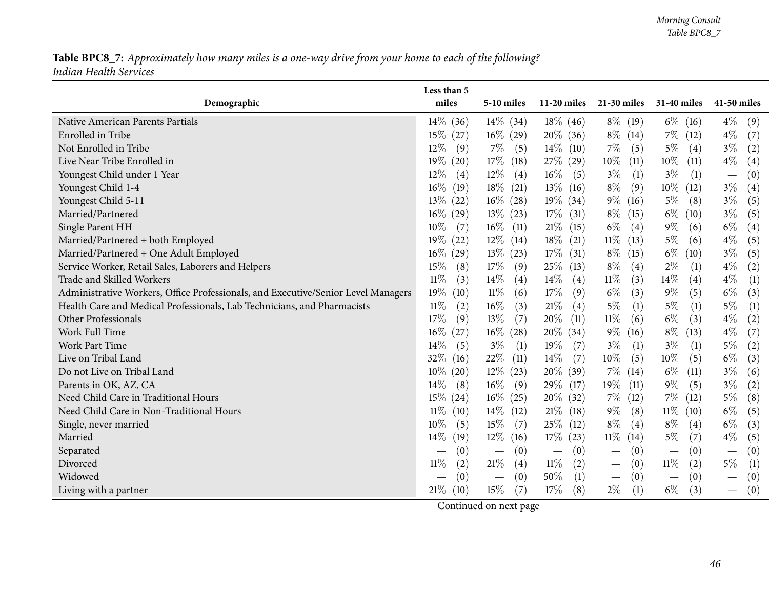**Table BPC8_7:** *Approximately how many miles is a one-way drive from your home to each of the following? Indian Health Services*

| Demographic | Less than 5 miles | 5-10 miles | 11-20 miles | 21-30 miles | 31-40 miles | 41-50 miles |
|---|---|---|---|---|---|---|
| Native American Parents Partials | 14% (36) | 14% (34) | 18% (46) | 8% (19) | 6% (16) | 4% (9) |
| Enrolled in Tribe | 15% (27) | 16% (29) | 20% (36) | 8% (14) | 7% (12) | 4% (7) |
| Not Enrolled in Tribe | 12% (9) | 7% (5) | 14% (10) | 7% (5) | 5% (4) | 3% (2) |
| Live Near Tribe Enrolled in | 19% (20) | 17% (18) | 27% (29) | 10% (11) | 10% (11) | 4% (4) |
| Youngest Child under 1 Year | 12% (4) | 12% (4) | 16% (5) | 3% (1) | 3% (1) | — (0) |
| Youngest Child 1-4 | 16% (19) | 18% (21) | 13% (16) | 8% (9) | 10% (12) | 3% (4) |
| Youngest Child 5-11 | 13% (22) | 16% (28) | 19% (34) | 9% (16) | 5% (8) | 3% (5) |
| Married/Partnered | 16% (29) | 13% (23) | 17% (31) | 8% (15) | 6% (10) | 3% (5) |
| Single Parent HH | 10% (7) | 16% (11) | 21% (15) | 6% (4) | 9% (6) | 6% (4) |
| Married/Partnered + both Employed | 19% (22) | 12% (14) | 18% (21) | 11% (13) | 5% (6) | 4% (5) |
| Married/Partnered + One Adult Employed | 16% (29) | 13% (23) | 17% (31) | 8% (15) | 6% (10) | 3% (5) |
| Service Worker, Retail Sales, Laborers and Helpers | 15% (8) | 17% (9) | 25% (13) | 8% (4) | 2% (1) | 4% (2) |
| Trade and Skilled Workers | 11% (3) | 14% (4) | 14% (4) | 11% (3) | 14% (4) | 4% (1) |
| Administrative Workers, Office Professionals, and Executive/Senior Level Managers | 19% (10) | 11% (6) | 17% (9) | 6% (3) | 9% (5) | 6% (3) |
| Health Care and Medical Professionals, Lab Technicians, and Pharmacists | 11% (2) | 16% (3) | 21% (4) | 5% (1) | 5% (1) | 5% (1) |
| Other Professionals | 17% (9) | 13% (7) | 20% (11) | 11% (6) | 6% (3) | 4% (2) |
| Work Full Time | 16% (27) | 16% (28) | 20% (34) | 9% (16) | 8% (13) | 4% (7) |
| Work Part Time | 14% (5) | 3% (1) | 19% (7) | 3% (1) | 3% (1) | 5% (2) |
| Live on Tribal Land | 32% (16) | 22% (11) | 14% (7) | 10% (5) | 10% (5) | 6% (3) |
| Do not Live on Tribal Land | 10% (20) | 12% (23) | 20% (39) | 7% (14) | 6% (11) | 3% (6) |
| Parents in OK, AZ, CA | 14% (8) | 16% (9) | 29% (17) | 19% (11) | 9% (5) | 3% (2) |
| Need Child Care in Traditional Hours | 15% (24) | 16% (25) | 20% (32) | 7% (12) | 7% (12) | 5% (8) |
| Need Child Care in Non-Traditional Hours | 11% (10) | 14% (12) | 21% (18) | 9% (8) | 11% (10) | 6% (5) |
| Single, never married | 10% (5) | 15% (7) | 25% (12) | 8% (4) | 8% (4) | 6% (3) |
| Married | 14% (19) | 12% (16) | 17% (23) | 11% (14) | 5% (7) | 4% (5) |
| Separated | — (0) | — (0) | — (0) | — (0) | — (0) | — (0) |
| Divorced | 11% (2) | 21% (4) | 11% (2) | — (0) | 11% (2) | 5% (1) |
| Widowed | — (0) | — (0) | 50% (1) | — (0) | — (0) | — (0) |
| Living with a partner | 21% (10) | 15% (7) | 17% (8) | 2% (1) | 6% (3) | — (0) |

Continued on next page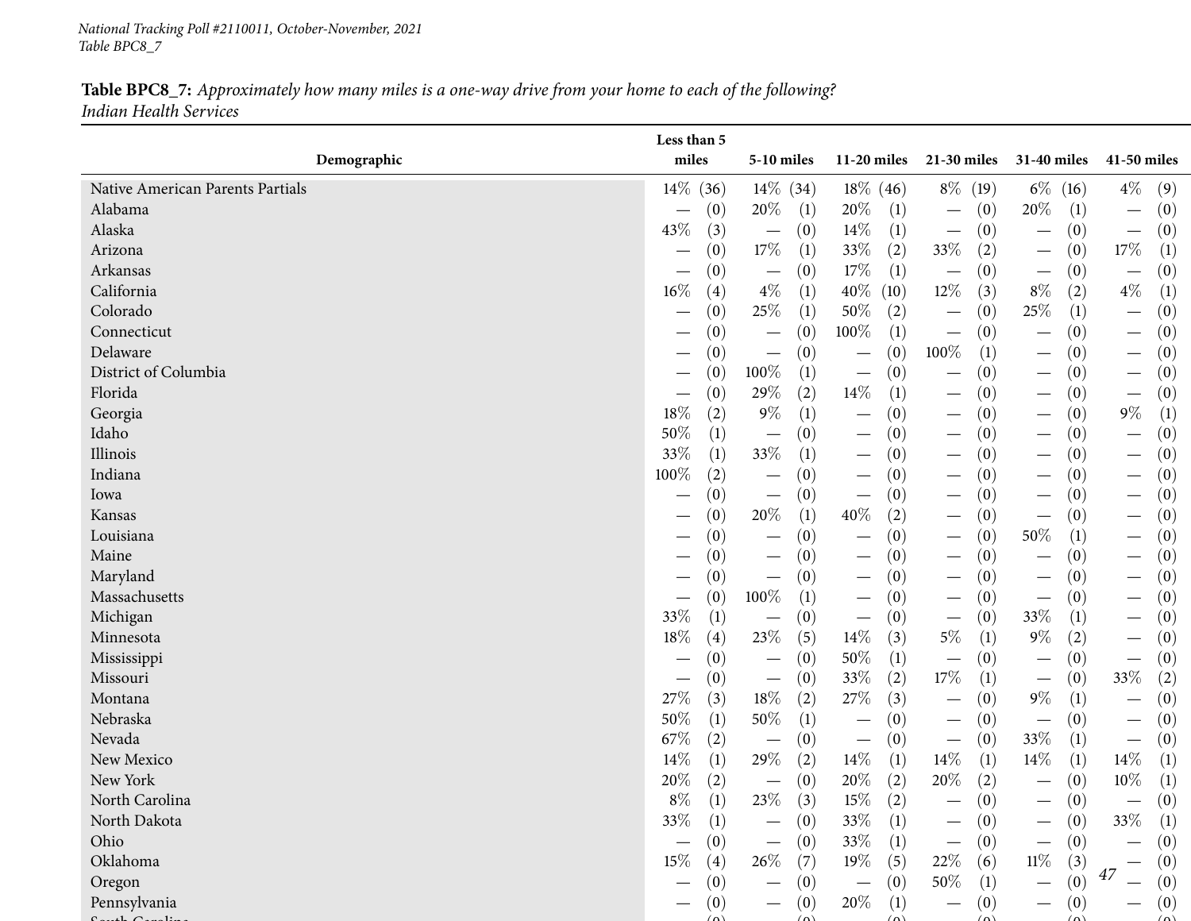**Table BPC8_7:** *Approximately how many miles is a one-way drive from your home to each of the following?*
*Indian Health Services*

| Demographic | Less than 5 miles | 5-10 miles | 11-20 miles | 21-30 miles | 31-40 miles | 41-50 miles |
|---|---|---|---|---|---|---|
| Native American Parents Partials | 14% (36) | 14% (34) | 18% (46) | 8% (19) | 6% (16) | 4% (9) |
| Alabama | — (0) | 20% (1) | 20% (1) | — (0) | 20% (1) | — (0) |
| Alaska | 43% (3) | — (0) | 14% (1) | — (0) | — (0) | — (0) |
| Arizona | — (0) | 17% (1) | 33% (2) | 33% (2) | — (0) | 17% (1) |
| Arkansas | — (0) | — (0) | 17% (1) | — (0) | — (0) | — (0) |
| California | 16% (4) | 4% (1) | 40% (10) | 12% (3) | 8% (2) | 4% (1) |
| Colorado | — (0) | 25% (1) | 50% (2) | — (0) | 25% (1) | — (0) |
| Connecticut | — (0) | — (0) | 100% (1) | — (0) | — (0) | — (0) |
| Delaware | — (0) | — (0) | — (0) | 100% (1) | — (0) | — (0) |
| District of Columbia | — (0) | 100% (1) | — (0) | — (0) | — (0) | — (0) |
| Florida | — (0) | 29% (2) | 14% (1) | — (0) | — (0) | — (0) |
| Georgia | 18% (2) | 9% (1) | — (0) | — (0) | — (0) | 9% (1) |
| Idaho | 50% (1) | — (0) | — (0) | — (0) | — (0) | — (0) |
| Illinois | 33% (1) | 33% (1) | — (0) | — (0) | — (0) | — (0) |
| Indiana | 100% (2) | — (0) | — (0) | — (0) | — (0) | — (0) |
| Iowa | — (0) | — (0) | — (0) | — (0) | — (0) | — (0) |
| Kansas | — (0) | 20% (1) | 40% (2) | — (0) | — (0) | — (0) |
| Louisiana | — (0) | — (0) | — (0) | — (0) | 50% (1) | — (0) |
| Maine | — (0) | — (0) | — (0) | — (0) | — (0) | — (0) |
| Maryland | — (0) | — (0) | — (0) | — (0) | — (0) | — (0) |
| Massachusetts | — (0) | 100% (1) | — (0) | — (0) | — (0) | — (0) |
| Michigan | 33% (1) | — (0) | — (0) | — (0) | 33% (1) | — (0) |
| Minnesota | 18% (4) | 23% (5) | 14% (3) | 5% (1) | 9% (2) | — (0) |
| Mississippi | — (0) | — (0) | 50% (1) | — (0) | — (0) | — (0) |
| Missouri | — (0) | — (0) | 33% (2) | 17% (1) | — (0) | 33% (2) |
| Montana | 27% (3) | 18% (2) | 27% (3) | — (0) | 9% (1) | — (0) |
| Nebraska | 50% (1) | 50% (1) | — (0) | — (0) | — (0) | — (0) |
| Nevada | 67% (2) | — (0) | — (0) | — (0) | 33% (1) | — (0) |
| New Mexico | 14% (1) | 29% (2) | 14% (1) | 14% (1) | 14% (1) | 14% (1) |
| New York | 20% (2) | — (0) | 20% (2) | 20% (2) | — (0) | 10% (1) |
| North Carolina | 8% (1) | 23% (3) | 15% (2) | — (0) | — (0) | — (0) |
| North Dakota | 33% (1) | — (0) | 33% (1) | — (0) | — (0) | 33% (1) |
| Ohio | — (0) | — (0) | 33% (1) | — (0) | — (0) | — (0) |
| Oklahoma | 15% (4) | 26% (7) | 19% (5) | 22% (6) | 11% (3) | — (0) |
| Oregon | — (0) | — (0) | — (0) | 50% (1) | — (0) | — (0) |
| Pennsylvania | — (0) | — (0) | 20% (1) | — (0) | — (0) | — (0) |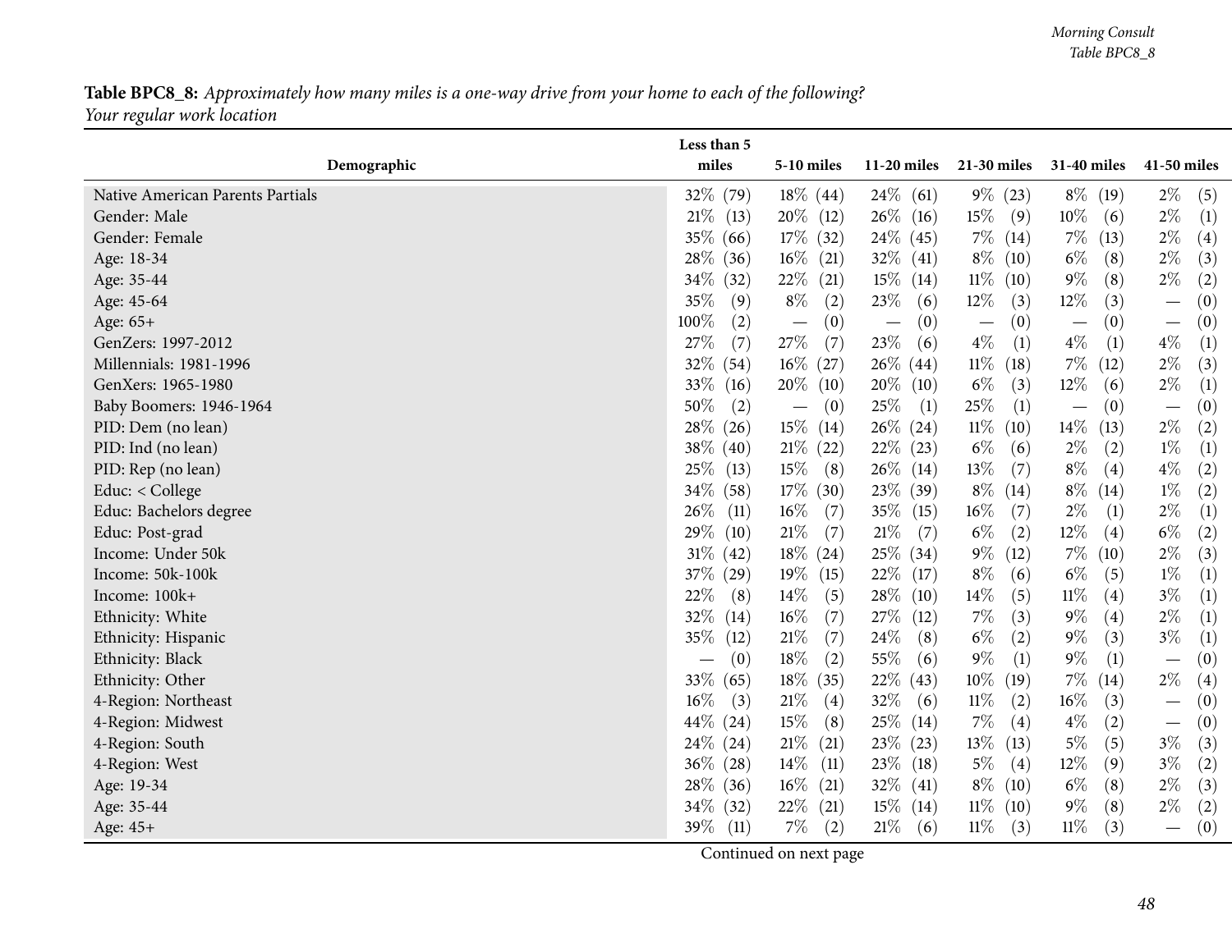**Table BPC8_8:** *Approximately how many miles is a one-way drive from your home to each of the following? Your regular work location*

| Demographic | Less than 5 miles | 5-10 miles | 11-20 miles | 21-30 miles | 31-40 miles | 41-50 miles |
|---|---|---|---|---|---|---|
| Native American Parents Partials | 32% (79) | 18% (44) | 24% (61) | 9% (23) | 8% (19) | 2% (5) |
| Gender: Male | 21% (13) | 20% (12) | 26% (16) | 15% (9) | 10% (6) | 2% (1) |
| Gender: Female | 35% (66) | 17% (32) | 24% (45) | 7% (14) | 7% (13) | 2% (4) |
| Age: 18-34 | 28% (36) | 16% (21) | 32% (41) | 8% (10) | 6% (8) | 2% (3) |
| Age: 35-44 | 34% (32) | 22% (21) | 15% (14) | 11% (10) | 9% (8) | 2% (2) |
| Age: 45-64 | 35% (9) | 8% (2) | 23% (6) | 12% (3) | 12% (3) | — (0) |
| Age: 65+ | 100% (2) | — (0) | — (0) | — (0) | — (0) | — (0) |
| GenZers: 1997-2012 | 27% (7) | 27% (7) | 23% (6) | 4% (1) | 4% (1) | 4% (1) |
| Millennials: 1981-1996 | 32% (54) | 16% (27) | 26% (44) | 11% (18) | 7% (12) | 2% (3) |
| GenXers: 1965-1980 | 33% (16) | 20% (10) | 20% (10) | 6% (3) | 12% (6) | 2% (1) |
| Baby Boomers: 1946-1964 | 50% (2) | — (0) | 25% (1) | 25% (1) | — (0) | — (0) |
| PID: Dem (no lean) | 28% (26) | 15% (14) | 26% (24) | 11% (10) | 14% (13) | 2% (2) |
| PID: Ind (no lean) | 38% (40) | 21% (22) | 22% (23) | 6% (6) | 2% (2) | 1% (1) |
| PID: Rep (no lean) | 25% (13) | 15% (8) | 26% (14) | 13% (7) | 8% (4) | 4% (2) |
| Educ: < College | 34% (58) | 17% (30) | 23% (39) | 8% (14) | 8% (14) | 1% (2) |
| Educ: Bachelors degree | 26% (11) | 16% (7) | 35% (15) | 16% (7) | 2% (1) | 2% (1) |
| Educ: Post-grad | 29% (10) | 21% (7) | 21% (7) | 6% (2) | 12% (4) | 6% (2) |
| Income: Under 50k | 31% (42) | 18% (24) | 25% (34) | 9% (12) | 7% (10) | 2% (3) |
| Income: 50k-100k | 37% (29) | 19% (15) | 22% (17) | 8% (6) | 6% (5) | 1% (1) |
| Income: 100k+ | 22% (8) | 14% (5) | 28% (10) | 14% (5) | 11% (4) | 3% (1) |
| Ethnicity: White | 32% (14) | 16% (7) | 27% (12) | 7% (3) | 9% (4) | 2% (1) |
| Ethnicity: Hispanic | 35% (12) | 21% (7) | 24% (8) | 6% (2) | 9% (3) | 3% (1) |
| Ethnicity: Black | — (0) | 18% (2) | 55% (6) | 9% (1) | 9% (1) | — (0) |
| Ethnicity: Other | 33% (65) | 18% (35) | 22% (43) | 10% (19) | 7% (14) | 2% (4) |
| 4-Region: Northeast | 16% (3) | 21% (4) | 32% (6) | 11% (2) | 16% (3) | — (0) |
| 4-Region: Midwest | 44% (24) | 15% (8) | 25% (14) | 7% (4) | 4% (2) | — (0) |
| 4-Region: South | 24% (24) | 21% (21) | 23% (23) | 13% (13) | 5% (5) | 3% (3) |
| 4-Region: West | 36% (28) | 14% (11) | 23% (18) | 5% (4) | 12% (9) | 3% (2) |
| Age: 19-34 | 28% (36) | 16% (21) | 32% (41) | 8% (10) | 6% (8) | 2% (3) |
| Age: 35-44 | 34% (32) | 22% (21) | 15% (14) | 11% (10) | 9% (8) | 2% (2) |
| Age: 45+ | 39% (11) | 7% (2) | 21% (6) | 11% (3) | 11% (3) | — (0) |

Continued on next page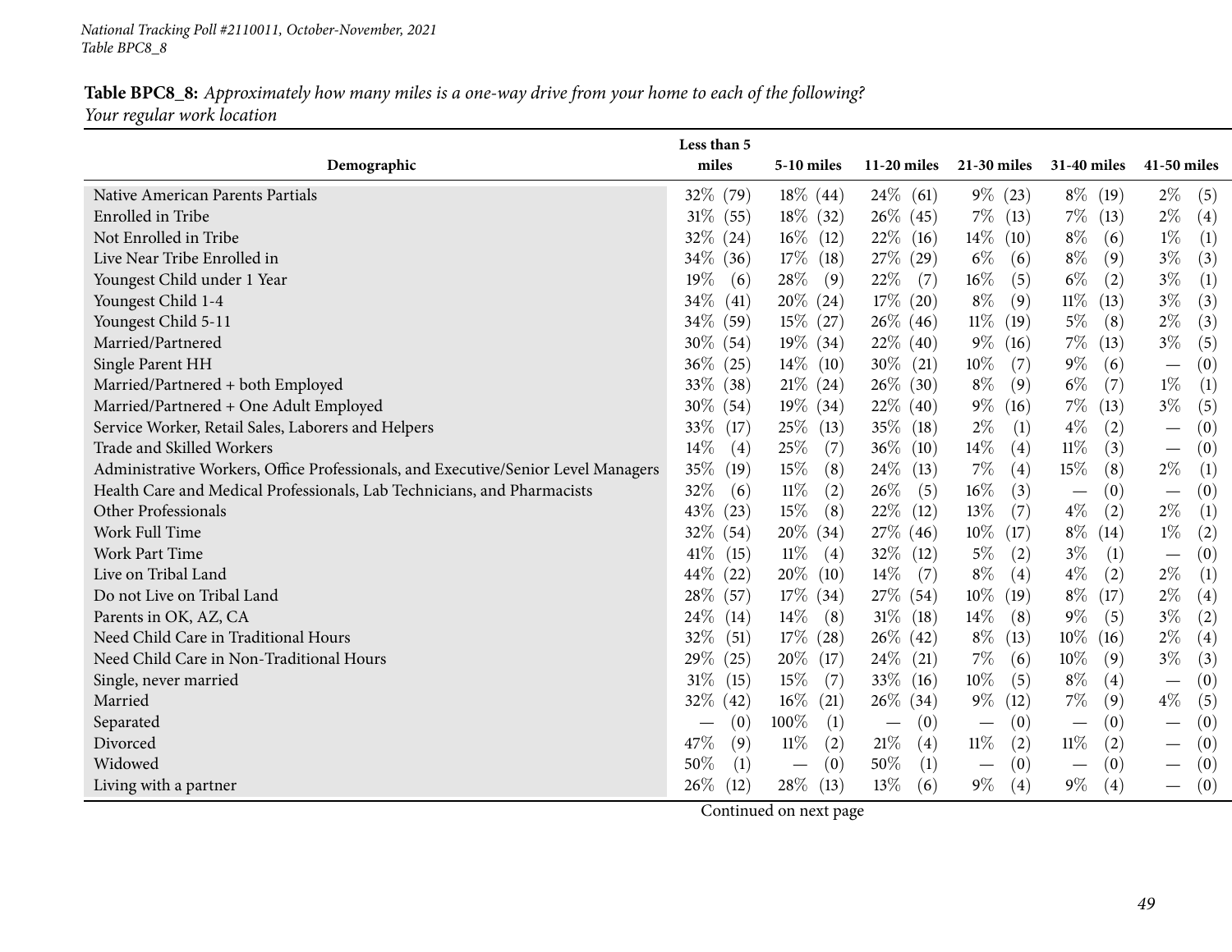**Table BPC8_8:** *Approximately how many miles is a one-way drive from your home to each of the following?*
*Your regular work location*

| Demographic | Less than 5 miles | 5-10 miles | 11-20 miles | 21-30 miles | 31-40 miles | 41-50 miles |
|---|---|---|---|---|---|---|
| Native American Parents Partials | 32% (79) | 18% (44) | 24% (61) | 9% (23) | 8% (19) | 2% (5) |
| Enrolled in Tribe | 31% (55) | 18% (32) | 26% (45) | 7% (13) | 7% (13) | 2% (4) |
| Not Enrolled in Tribe | 32% (24) | 16% (12) | 22% (16) | 14% (10) | 8% (6) | 1% (1) |
| Live Near Tribe Enrolled in | 34% (36) | 17% (18) | 27% (29) | 6% (6) | 8% (9) | 3% (3) |
| Youngest Child under 1 Year | 19% (6) | 28% (9) | 22% (7) | 16% (5) | 6% (2) | 3% (1) |
| Youngest Child 1-4 | 34% (41) | 20% (24) | 17% (20) | 8% (9) | 11% (13) | 3% (3) |
| Youngest Child 5-11 | 34% (59) | 15% (27) | 26% (46) | 11% (19) | 5% (8) | 2% (3) |
| Married/Partnered | 30% (54) | 19% (34) | 22% (40) | 9% (16) | 7% (13) | 3% (5) |
| Single Parent HH | 36% (25) | 14% (10) | 30% (21) | 10% (7) | 9% (6) | — (0) |
| Married/Partnered + both Employed | 33% (38) | 21% (24) | 26% (30) | 8% (9) | 6% (7) | 1% (1) |
| Married/Partnered + One Adult Employed | 30% (54) | 19% (34) | 22% (40) | 9% (16) | 7% (13) | 3% (5) |
| Service Worker, Retail Sales, Laborers and Helpers | 33% (17) | 25% (13) | 35% (18) | 2% (1) | 4% (2) | — (0) |
| Trade and Skilled Workers | 14% (4) | 25% (7) | 36% (10) | 14% (4) | 11% (3) | — (0) |
| Administrative Workers, Office Professionals, and Executive/Senior Level Managers | 35% (19) | 15% (8) | 24% (13) | 7% (4) | 15% (8) | 2% (1) |
| Health Care and Medical Professionals, Lab Technicians, and Pharmacists | 32% (6) | 11% (2) | 26% (5) | 16% (3) | — (0) | — (0) |
| Other Professionals | 43% (23) | 15% (8) | 22% (12) | 13% (7) | 4% (2) | 2% (1) |
| Work Full Time | 32% (54) | 20% (34) | 27% (46) | 10% (17) | 8% (14) | 1% (2) |
| Work Part Time | 41% (15) | 11% (4) | 32% (12) | 5% (2) | 3% (1) | — (0) |
| Live on Tribal Land | 44% (22) | 20% (10) | 14% (7) | 8% (4) | 4% (2) | 2% (1) |
| Do not Live on Tribal Land | 28% (57) | 17% (34) | 27% (54) | 10% (19) | 8% (17) | 2% (4) |
| Parents in OK, AZ, CA | 24% (14) | 14% (8) | 31% (18) | 14% (8) | 9% (5) | 3% (2) |
| Need Child Care in Traditional Hours | 32% (51) | 17% (28) | 26% (42) | 8% (13) | 10% (16) | 2% (4) |
| Need Child Care in Non-Traditional Hours | 29% (25) | 20% (17) | 24% (21) | 7% (6) | 10% (9) | 3% (3) |
| Single, never married | 31% (15) | 15% (7) | 33% (16) | 10% (5) | 8% (4) | — (0) |
| Married | 32% (42) | 16% (21) | 26% (34) | 9% (12) | 7% (9) | 4% (5) |
| Separated | — (0) | 100% (1) | — (0) | — (0) | — (0) | — (0) |
| Divorced | 47% (9) | 11% (2) | 21% (4) | 11% (2) | 11% (2) | — (0) |
| Widowed | 50% (1) | — (0) | 50% (1) | — (0) | — (0) | — (0) |
| Living with a partner | 26% (12) | 28% (13) | 13% (6) | 9% (4) | 9% (4) | — (0) |

Continued on next page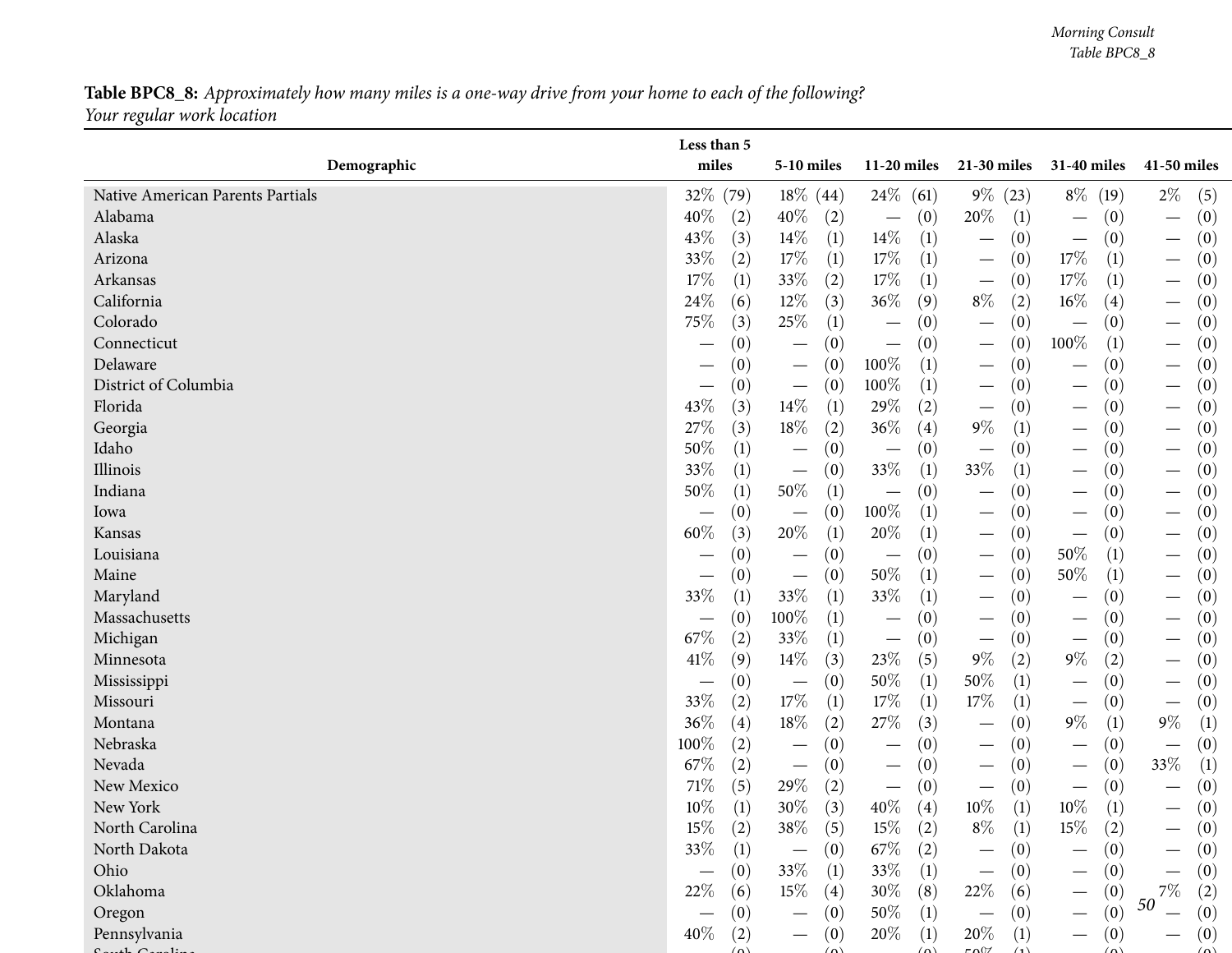**Table BPC8_8:** *Approximately how many miles is a one-way drive from your home to each of the following?*
*Your regular work location*

| Demographic | Less than 5 miles | | 5-10 miles | | 11-20 miles | | 21-30 miles | | 31-40 miles | | 41-50 miles | |
|---|---|---|---|---|---|---|---|---|---|---|---|---|
| Native American Parents Partials | 32% | (79) | 18% | (44) | 24% | (61) | 9% | (23) | 8% | (19) | 2% | (5) |
| Alabama | 40% | (2) | 40% | (2) | — | (0) | 20% | (1) | — | (0) | — | (0) |
| Alaska | 43% | (3) | 14% | (1) | 14% | (1) | — | (0) | — | (0) | — | (0) |
| Arizona | 33% | (2) | 17% | (1) | 17% | (1) | — | (0) | 17% | (1) | — | (0) |
| Arkansas | 17% | (1) | 33% | (2) | 17% | (1) | — | (0) | 17% | (1) | — | (0) |
| California | 24% | (6) | 12% | (3) | 36% | (9) | 8% | (2) | 16% | (4) | — | (0) |
| Colorado | 75% | (3) | 25% | (1) | — | (0) | — | (0) | — | (0) | — | (0) |
| Connecticut | — | (0) | — | (0) | — | (0) | — | (0) | 100% | (1) | — | (0) |
| Delaware | — | (0) | — | (0) | 100% | (1) | — | (0) | — | (0) | — | (0) |
| District of Columbia | — | (0) | — | (0) | 100% | (1) | — | (0) | — | (0) | — | (0) |
| Florida | 43% | (3) | 14% | (1) | 29% | (2) | — | (0) | — | (0) | — | (0) |
| Georgia | 27% | (3) | 18% | (2) | 36% | (4) | 9% | (1) | — | (0) | — | (0) |
| Idaho | 50% | (1) | — | (0) | — | (0) | — | (0) | — | (0) | — | (0) |
| Illinois | 33% | (1) | — | (0) | 33% | (1) | 33% | (1) | — | (0) | — | (0) |
| Indiana | 50% | (1) | 50% | (1) | — | (0) | — | (0) | — | (0) | — | (0) |
| Iowa | — | (0) | — | (0) | 100% | (1) | — | (0) | — | (0) | — | (0) |
| Kansas | 60% | (3) | 20% | (1) | 20% | (1) | — | (0) | — | (0) | — | (0) |
| Louisiana | — | (0) | — | (0) | — | (0) | — | (0) | 50% | (1) | — | (0) |
| Maine | — | (0) | — | (0) | 50% | (1) | — | (0) | 50% | (1) | — | (0) |
| Maryland | 33% | (1) | 33% | (1) | 33% | (1) | — | (0) | — | (0) | — | (0) |
| Massachusetts | — | (0) | 100% | (1) | — | (0) | — | (0) | — | (0) | — | (0) |
| Michigan | 67% | (2) | 33% | (1) | — | (0) | — | (0) | — | (0) | — | (0) |
| Minnesota | 41% | (9) | 14% | (3) | 23% | (5) | 9% | (2) | 9% | (2) | — | (0) |
| Mississippi | — | (0) | — | (0) | 50% | (1) | 50% | (1) | — | (0) | — | (0) |
| Missouri | 33% | (2) | 17% | (1) | 17% | (1) | 17% | (1) | — | (0) | — | (0) |
| Montana | 36% | (4) | 18% | (2) | 27% | (3) | — | (0) | 9% | (1) | 9% | (1) |
| Nebraska | 100% | (2) | — | (0) | — | (0) | — | (0) | — | (0) | — | (0) |
| Nevada | 67% | (2) | — | (0) | — | (0) | — | (0) | — | (0) | 33% | (1) |
| New Mexico | 71% | (5) | 29% | (2) | — | (0) | — | (0) | — | (0) | — | (0) |
| New York | 10% | (1) | 30% | (3) | 40% | (4) | 10% | (1) | 10% | (1) | — | (0) |
| North Carolina | 15% | (2) | 38% | (5) | 15% | (2) | 8% | (1) | 15% | (2) | — | (0) |
| North Dakota | 33% | (1) | — | (0) | 67% | (2) | — | (0) | — | (0) | — | (0) |
| Ohio | — | (0) | 33% | (1) | 33% | (1) | — | (0) | — | (0) | — | (0) |
| Oklahoma | 22% | (6) | 15% | (4) | 30% | (8) | 22% | (6) | — | (0) | 7% | (2) |
| Oregon | — | (0) | — | (0) | 50% | (1) | — | (0) | — | (0) | — | (0) |
| Pennsylvania | 40% | (2) | — | (0) | 20% | (1) | 20% | (1) | — | (0) | — | (0) |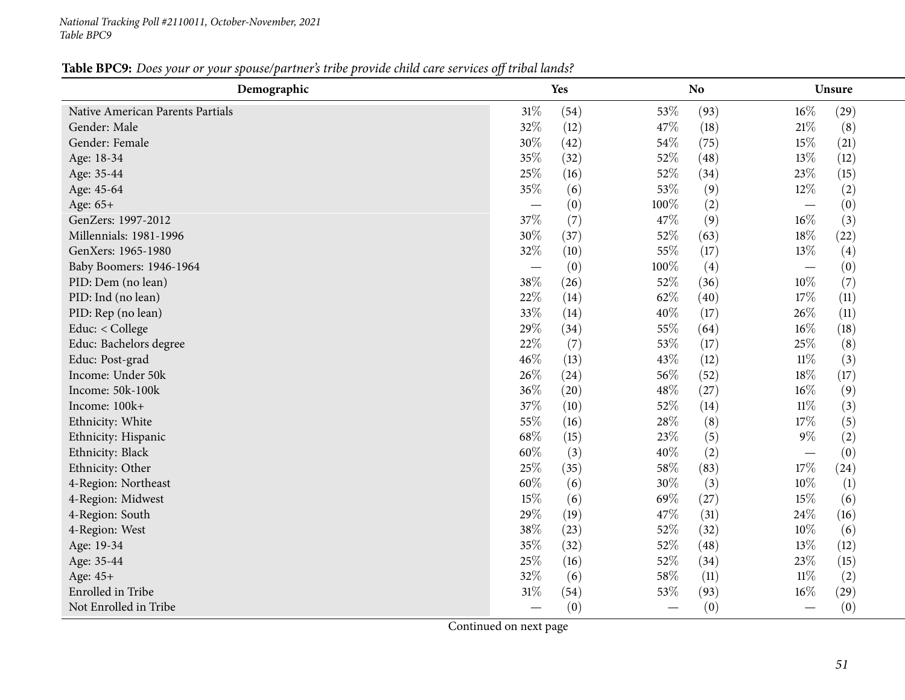**Table BPC9:** *Does your or your spouse/partner's tribe provide child care services off tribal lands?*

| Demographic | Yes | | No | | Unsure | |
|---|---|---|---|---|---|---|
| Native American Parents Partials | 31% | (54) | 53% | (93) | 16% | (29) |
| Gender: Male | 32% | (12) | 47% | (18) | 21% | (8) |
| Gender: Female | 30% | (42) | 54% | (75) | 15% | (21) |
| Age: 18-34 | 35% | (32) | 52% | (48) | 13% | (12) |
| Age: 35-44 | 25% | (16) | 52% | (34) | 23% | (15) |
| Age: 45-64 | 35% | (6) | 53% | (9) | 12% | (2) |
| Age: 65+ | — | (0) | 100% | (2) | — | (0) |
| GenZers: 1997-2012 | 37% | (7) | 47% | (9) | 16% | (3) |
| Millennials: 1981-1996 | 30% | (37) | 52% | (63) | 18% | (22) |
| GenXers: 1965-1980 | 32% | (10) | 55% | (17) | 13% | (4) |
| Baby Boomers: 1946-1964 | — | (0) | 100% | (4) | — | (0) |
| PID: Dem (no lean) | 38% | (26) | 52% | (36) | 10% | (7) |
| PID: Ind (no lean) | 22% | (14) | 62% | (40) | 17% | (11) |
| PID: Rep (no lean) | 33% | (14) | 40% | (17) | 26% | (11) |
| Educ: < College | 29% | (34) | 55% | (64) | 16% | (18) |
| Educ: Bachelors degree | 22% | (7) | 53% | (17) | 25% | (8) |
| Educ: Post-grad | 46% | (13) | 43% | (12) | 11% | (3) |
| Income: Under 50k | 26% | (24) | 56% | (52) | 18% | (17) |
| Income: 50k-100k | 36% | (20) | 48% | (27) | 16% | (9) |
| Income: 100k+ | 37% | (10) | 52% | (14) | 11% | (3) |
| Ethnicity: White | 55% | (16) | 28% | (8) | 17% | (5) |
| Ethnicity: Hispanic | 68% | (15) | 23% | (5) | 9% | (2) |
| Ethnicity: Black | 60% | (3) | 40% | (2) | — | (0) |
| Ethnicity: Other | 25% | (35) | 58% | (83) | 17% | (24) |
| 4-Region: Northeast | 60% | (6) | 30% | (3) | 10% | (1) |
| 4-Region: Midwest | 15% | (6) | 69% | (27) | 15% | (6) |
| 4-Region: South | 29% | (19) | 47% | (31) | 24% | (16) |
| 4-Region: West | 38% | (23) | 52% | (32) | 10% | (6) |
| Age: 19-34 | 35% | (32) | 52% | (48) | 13% | (12) |
| Age: 35-44 | 25% | (16) | 52% | (34) | 23% | (15) |
| Age: 45+ | 32% | (6) | 58% | (11) | 11% | (2) |
| Enrolled in Tribe | 31% | (54) | 53% | (93) | 16% | (29) |
| Not Enrolled in Tribe | — | (0) | — | (0) | — | (0) |

Continued on next page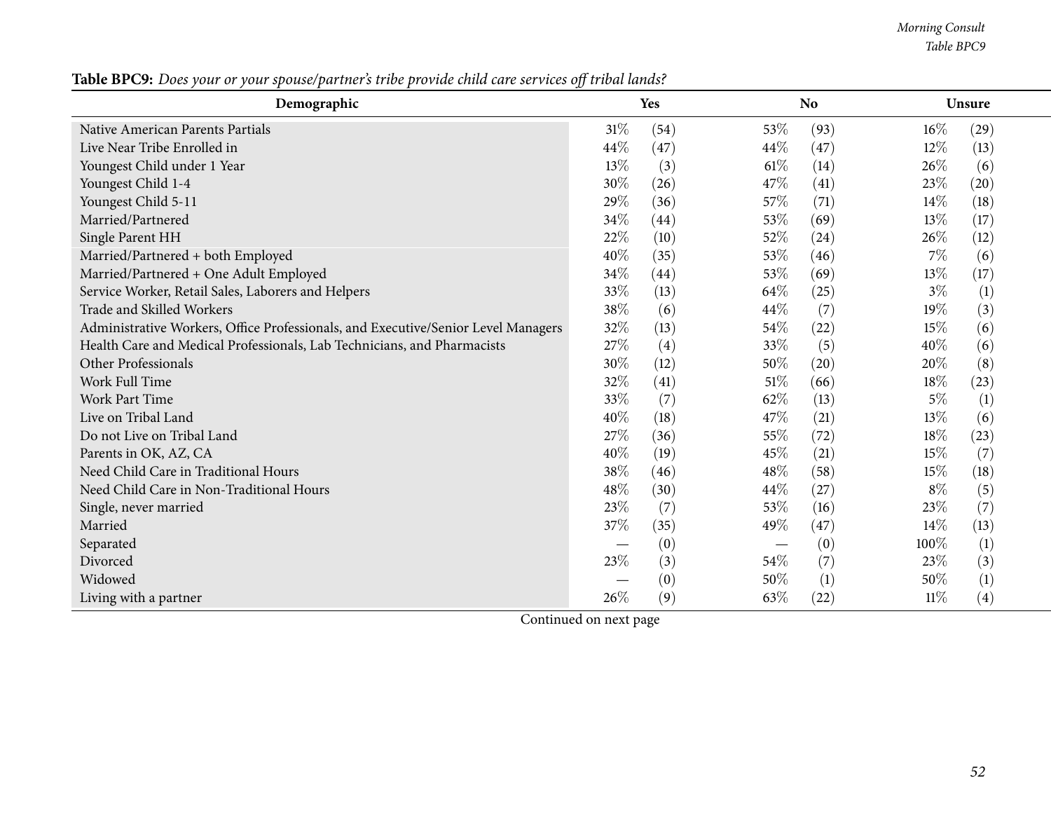**Table BPC9:** *Does your or your spouse/partner's tribe provide child care services off tribal lands?*

| Demographic | Yes | | No | | Unsure | |
|---|---|---|---|---|---|---|
| Native American Parents Partials | 31% | (54) | 53% | (93) | 16% | (29) |
| Live Near Tribe Enrolled in | 44% | (47) | 44% | (47) | 12% | (13) |
| Youngest Child under 1 Year | 13% | (3) | 61% | (14) | 26% | (6) |
| Youngest Child 1-4 | 30% | (26) | 47% | (41) | 23% | (20) |
| Youngest Child 5-11 | 29% | (36) | 57% | (71) | 14% | (18) |
| Married/Partnered | 34% | (44) | 53% | (69) | 13% | (17) |
| Single Parent HH | 22% | (10) | 52% | (24) | 26% | (12) |
| Married/Partnered + both Employed | 40% | (35) | 53% | (46) | 7% | (6) |
| Married/Partnered + One Adult Employed | 34% | (44) | 53% | (69) | 13% | (17) |
| Service Worker, Retail Sales, Laborers and Helpers | 33% | (13) | 64% | (25) | 3% | (1) |
| Trade and Skilled Workers | 38% | (6) | 44% | (7) | 19% | (3) |
| Administrative Workers, Office Professionals, and Executive/Senior Level Managers | 32% | (13) | 54% | (22) | 15% | (6) |
| Health Care and Medical Professionals, Lab Technicians, and Pharmacists | 27% | (4) | 33% | (5) | 40% | (6) |
| Other Professionals | 30% | (12) | 50% | (20) | 20% | (8) |
| Work Full Time | 32% | (41) | 51% | (66) | 18% | (23) |
| Work Part Time | 33% | (7) | 62% | (13) | 5% | (1) |
| Live on Tribal Land | 40% | (18) | 47% | (21) | 13% | (6) |
| Do not Live on Tribal Land | 27% | (36) | 55% | (72) | 18% | (23) |
| Parents in OK, AZ, CA | 40% | (19) | 45% | (21) | 15% | (7) |
| Need Child Care in Traditional Hours | 38% | (46) | 48% | (58) | 15% | (18) |
| Need Child Care in Non-Traditional Hours | 48% | (30) | 44% | (27) | 8% | (5) |
| Single, never married | 23% | (7) | 53% | (16) | 23% | (7) |
| Married | 37% | (35) | 49% | (47) | 14% | (13) |
| Separated | — | (0) | — | (0) | 100% | (1) |
| Divorced | 23% | (3) | 54% | (7) | 23% | (3) |
| Widowed | — | (0) | 50% | (1) | 50% | (1) |
| Living with a partner | 26% | (9) | 63% | (22) | 11% | (4) |

Continued on next page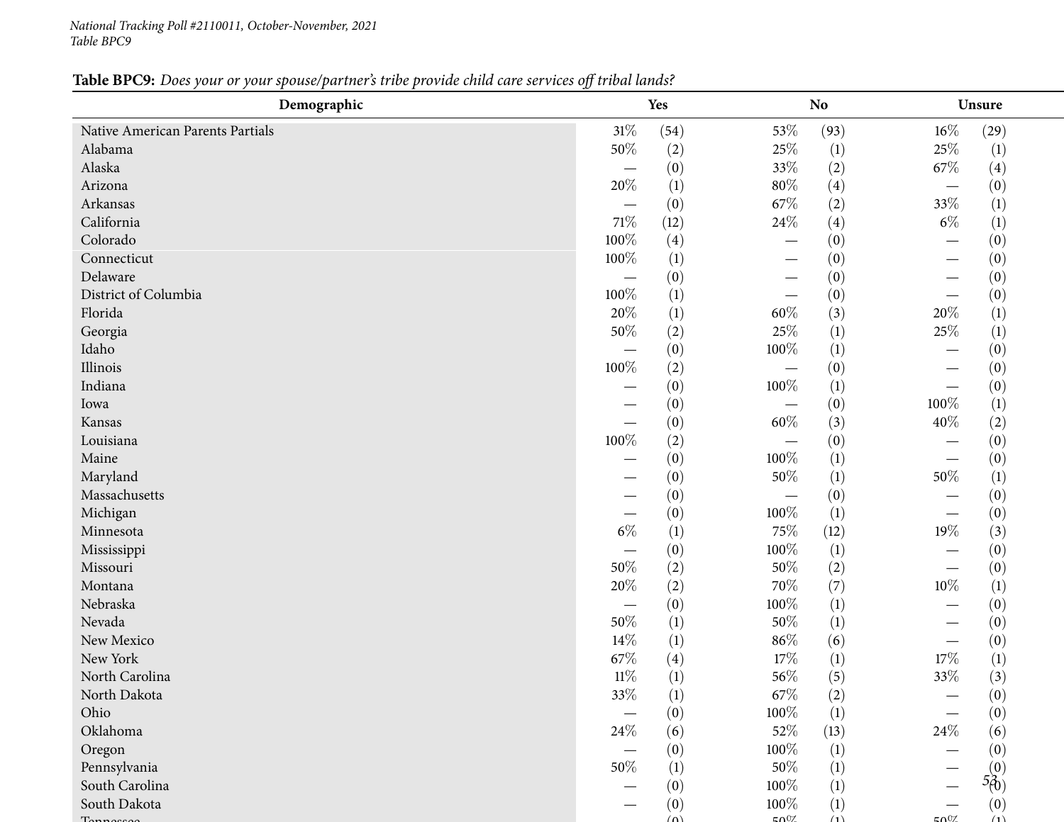**Table BPC9:** *Does your or your spouse/partner's tribe provide child care services off tribal lands?*

| Demographic | Yes | | No | | Unsure | |
|---|---|---|---|---|---|---|
| Native American Parents Partials | 31% | (54) | 53% | (93) | 16% | (29) |
| Alabama | 50% | (2) | 25% | (1) | 25% | (1) |
| Alaska | — | (0) | 33% | (2) | 67% | (4) |
| Arizona | 20% | (1) | 80% | (4) | — | (0) |
| Arkansas | — | (0) | 67% | (2) | 33% | (1) |
| California | 71% | (12) | 24% | (4) | 6% | (1) |
| Colorado | 100% | (4) | — | (0) | — | (0) |
| Connecticut | 100% | (1) | — | (0) | — | (0) |
| Delaware | — | (0) | — | (0) | — | (0) |
| District of Columbia | 100% | (1) | — | (0) | — | (0) |
| Florida | 20% | (1) | 60% | (3) | 20% | (1) |
| Georgia | 50% | (2) | 25% | (1) | 25% | (1) |
| Idaho | — | (0) | 100% | (1) | — | (0) |
| Illinois | 100% | (2) | — | (0) | — | (0) |
| Indiana | — | (0) | 100% | (1) | — | (0) |
| Iowa | — | (0) | — | (0) | 100% | (1) |
| Kansas | — | (0) | 60% | (3) | 40% | (2) |
| Louisiana | 100% | (2) | — | (0) | — | (0) |
| Maine | — | (0) | 100% | (1) | — | (0) |
| Maryland | — | (0) | 50% | (1) | 50% | (1) |
| Massachusetts | — | (0) | — | (0) | — | (0) |
| Michigan | — | (0) | 100% | (1) | — | (0) |
| Minnesota | 6% | (1) | 75% | (12) | 19% | (3) |
| Mississippi | — | (0) | 100% | (1) | — | (0) |
| Missouri | 50% | (2) | 50% | (2) | — | (0) |
| Montana | 20% | (2) | 70% | (7) | 10% | (1) |
| Nebraska | — | (0) | 100% | (1) | — | (0) |
| Nevada | 50% | (1) | 50% | (1) | — | (0) |
| New Mexico | 14% | (1) | 86% | (6) | — | (0) |
| New York | 67% | (4) | 17% | (1) | 17% | (1) |
| North Carolina | 11% | (1) | 56% | (5) | 33% | (3) |
| North Dakota | 33% | (1) | 67% | (2) | — | (0) |
| Ohio | — | (0) | 100% | (1) | — | (0) |
| Oklahoma | 24% | (6) | 52% | (13) | 24% | (6) |
| Oregon | — | (0) | 100% | (1) | — | (0) |
| Pennsylvania | 50% | (1) | 50% | (1) | — | (0) |
| South Carolina | — | (0) | 100% | (1) | — | (0) |
| South Dakota | — | (0) | 100% | (1) | — | (0) |
| Tennessee | — | (0) | 50% | (1) | 50% | (1) |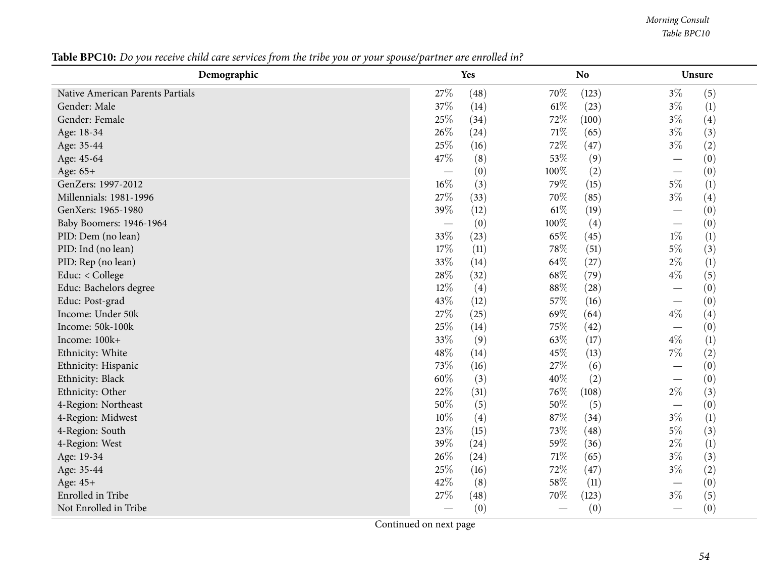**Table BPC10:** *Do you receive child care services from the tribe you or your spouse/partner are enrolled in?*

| Demographic | Yes | | No | | Unsure | |
|---|---|---|---|---|---|---|
| Native American Parents Partials | 27% | (48) | 70% | (123) | 3% | (5) |
| Gender: Male | 37% | (14) | 61% | (23) | 3% | (1) |
| Gender: Female | 25% | (34) | 72% | (100) | 3% | (4) |
| Age: 18-34 | 26% | (24) | 71% | (65) | 3% | (3) |
| Age: 35-44 | 25% | (16) | 72% | (47) | 3% | (2) |
| Age: 45-64 | 47% | (8) | 53% | (9) | — | (0) |
| Age: 65+ | — | (0) | 100% | (2) | — | (0) |
| GenZers: 1997-2012 | 16% | (3) | 79% | (15) | 5% | (1) |
| Millennials: 1981-1996 | 27% | (33) | 70% | (85) | 3% | (4) |
| GenXers: 1965-1980 | 39% | (12) | 61% | (19) | — | (0) |
| Baby Boomers: 1946-1964 | — | (0) | 100% | (4) | — | (0) |
| PID: Dem (no lean) | 33% | (23) | 65% | (45) | 1% | (1) |
| PID: Ind (no lean) | 17% | (11) | 78% | (51) | 5% | (3) |
| PID: Rep (no lean) | 33% | (14) | 64% | (27) | 2% | (1) |
| Educ: < College | 28% | (32) | 68% | (79) | 4% | (5) |
| Educ: Bachelors degree | 12% | (4) | 88% | (28) | — | (0) |
| Educ: Post-grad | 43% | (12) | 57% | (16) | — | (0) |
| Income: Under 50k | 27% | (25) | 69% | (64) | 4% | (4) |
| Income: 50k-100k | 25% | (14) | 75% | (42) | — | (0) |
| Income: 100k+ | 33% | (9) | 63% | (17) | 4% | (1) |
| Ethnicity: White | 48% | (14) | 45% | (13) | 7% | (2) |
| Ethnicity: Hispanic | 73% | (16) | 27% | (6) | — | (0) |
| Ethnicity: Black | 60% | (3) | 40% | (2) | — | (0) |
| Ethnicity: Other | 22% | (31) | 76% | (108) | 2% | (3) |
| 4-Region: Northeast | 50% | (5) | 50% | (5) | — | (0) |
| 4-Region: Midwest | 10% | (4) | 87% | (34) | 3% | (1) |
| 4-Region: South | 23% | (15) | 73% | (48) | 5% | (3) |
| 4-Region: West | 39% | (24) | 59% | (36) | 2% | (1) |
| Age: 19-34 | 26% | (24) | 71% | (65) | 3% | (3) |
| Age: 35-44 | 25% | (16) | 72% | (47) | 3% | (2) |
| Age: 45+ | 42% | (8) | 58% | (11) | — | (0) |
| Enrolled in Tribe | 27% | (48) | 70% | (123) | 3% | (5) |
| Not Enrolled in Tribe | — | (0) | — | (0) | — | (0) |

Continued on next page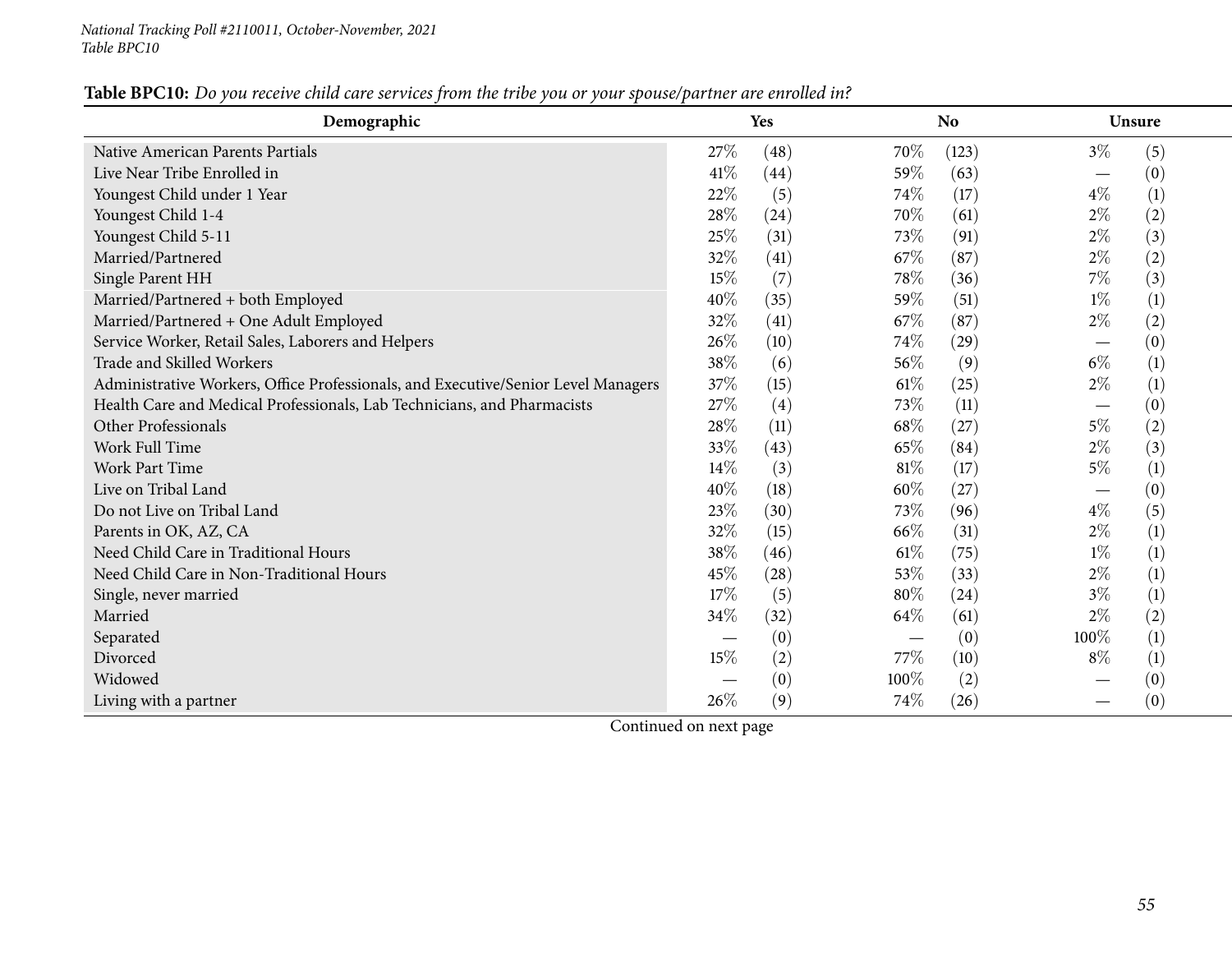**Table BPC10:** *Do you receive child care services from the tribe you or your spouse/partner are enrolled in?*

| Demographic | Yes | | No | | Unsure | |
|---|---|---|---|---|---|---|
| Native American Parents Partials | 27% | (48) | 70% | (123) | 3% | (5) |
| Live Near Tribe Enrolled in | 41% | (44) | 59% | (63) | — | (0) |
| Youngest Child under 1 Year | 22% | (5) | 74% | (17) | 4% | (1) |
| Youngest Child 1-4 | 28% | (24) | 70% | (61) | 2% | (2) |
| Youngest Child 5-11 | 25% | (31) | 73% | (91) | 2% | (3) |
| Married/Partnered | 32% | (41) | 67% | (87) | 2% | (2) |
| Single Parent HH | 15% | (7) | 78% | (36) | 7% | (3) |
| Married/Partnered + both Employed | 40% | (35) | 59% | (51) | 1% | (1) |
| Married/Partnered + One Adult Employed | 32% | (41) | 67% | (87) | 2% | (2) |
| Service Worker, Retail Sales, Laborers and Helpers | 26% | (10) | 74% | (29) | — | (0) |
| Trade and Skilled Workers | 38% | (6) | 56% | (9) | 6% | (1) |
| Administrative Workers, Office Professionals, and Executive/Senior Level Managers | 37% | (15) | 61% | (25) | 2% | (1) |
| Health Care and Medical Professionals, Lab Technicians, and Pharmacists | 27% | (4) | 73% | (11) | — | (0) |
| Other Professionals | 28% | (11) | 68% | (27) | 5% | (2) |
| Work Full Time | 33% | (43) | 65% | (84) | 2% | (3) |
| Work Part Time | 14% | (3) | 81% | (17) | 5% | (1) |
| Live on Tribal Land | 40% | (18) | 60% | (27) | — | (0) |
| Do not Live on Tribal Land | 23% | (30) | 73% | (96) | 4% | (5) |
| Parents in OK, AZ, CA | 32% | (15) | 66% | (31) | 2% | (1) |
| Need Child Care in Traditional Hours | 38% | (46) | 61% | (75) | 1% | (1) |
| Need Child Care in Non-Traditional Hours | 45% | (28) | 53% | (33) | 2% | (1) |
| Single, never married | 17% | (5) | 80% | (24) | 3% | (1) |
| Married | 34% | (32) | 64% | (61) | 2% | (2) |
| Separated | — | (0) | — | (0) | 100% | (1) |
| Divorced | 15% | (2) | 77% | (10) | 8% | (1) |
| Widowed | — | (0) | 100% | (2) | — | (0) |
| Living with a partner | 26% | (9) | 74% | (26) | — | (0) |

Continued on next page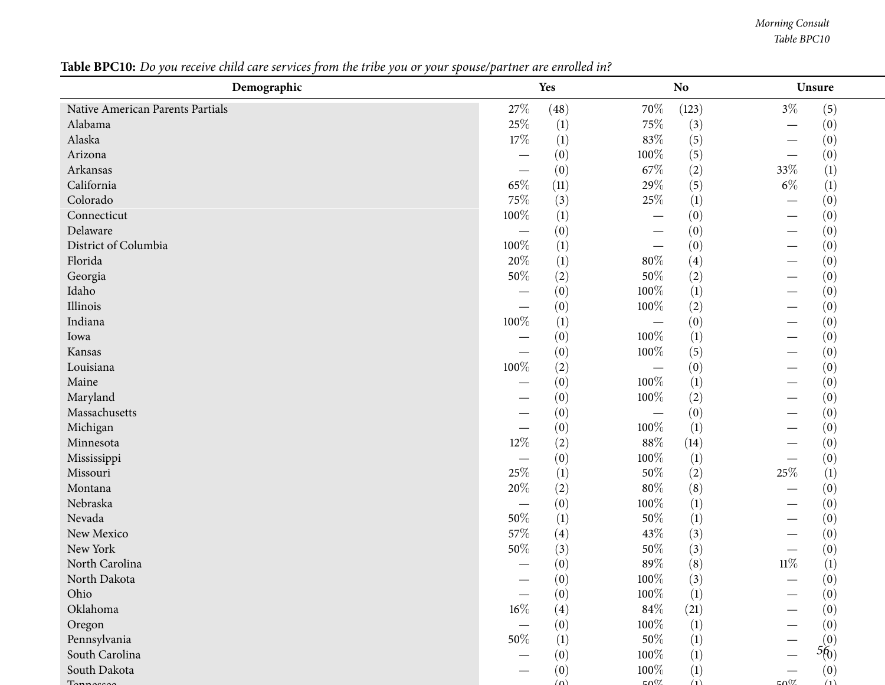**Table BPC10:** *Do you receive child care services from the tribe you or your spouse/partner are enrolled in?*

| Demographic | Yes | | No | | Unsure | |
|---|---|---|---|---|---|---|
| Native American Parents Partials | 27% | (48) | 70% | (123) | 3% | (5) |
| Alabama | 25% | (1) | 75% | (3) | — | (0) |
| Alaska | 17% | (1) | 83% | (5) | — | (0) |
| Arizona | — | (0) | 100% | (5) | — | (0) |
| Arkansas | — | (0) | 67% | (2) | 33% | (1) |
| California | 65% | (11) | 29% | (5) | 6% | (1) |
| Colorado | 75% | (3) | 25% | (1) | — | (0) |
| Connecticut | 100% | (1) | — | (0) | — | (0) |
| Delaware | — | (0) | — | (0) | — | (0) |
| District of Columbia | 100% | (1) | — | (0) | — | (0) |
| Florida | 20% | (1) | 80% | (4) | — | (0) |
| Georgia | 50% | (2) | 50% | (2) | — | (0) |
| Idaho | — | (0) | 100% | (1) | — | (0) |
| Illinois | — | (0) | 100% | (2) | — | (0) |
| Indiana | 100% | (1) | — | (0) | — | (0) |
| Iowa | — | (0) | 100% | (1) | — | (0) |
| Kansas | — | (0) | 100% | (5) | — | (0) |
| Louisiana | 100% | (2) | — | (0) | — | (0) |
| Maine | — | (0) | 100% | (1) | — | (0) |
| Maryland | — | (0) | 100% | (2) | — | (0) |
| Massachusetts | — | (0) | — | (0) | — | (0) |
| Michigan | — | (0) | 100% | (1) | — | (0) |
| Minnesota | 12% | (2) | 88% | (14) | — | (0) |
| Mississippi | — | (0) | 100% | (1) | — | (0) |
| Missouri | 25% | (1) | 50% | (2) | 25% | (1) |
| Montana | 20% | (2) | 80% | (8) | — | (0) |
| Nebraska | — | (0) | 100% | (1) | — | (0) |
| Nevada | 50% | (1) | 50% | (1) | — | (0) |
| New Mexico | 57% | (4) | 43% | (3) | — | (0) |
| New York | 50% | (3) | 50% | (3) | — | (0) |
| North Carolina | — | (0) | 89% | (8) | 11% | (1) |
| North Dakota | — | (0) | 100% | (3) | — | (0) |
| Ohio | — | (0) | 100% | (1) | — | (0) |
| Oklahoma | 16% | (4) | 84% | (21) | — | (0) |
| Oregon | — | (0) | 100% | (1) | — | (0) |
| Pennsylvania | 50% | (1) | 50% | (1) | — | (0) |
| South Carolina | — | (0) | 100% | (1) | — | (0) |
| South Dakota | — | (0) | 100% | (1) | — | (0) |
| Tennessee | — | (0) | 50% | (1) | 50% | (1) |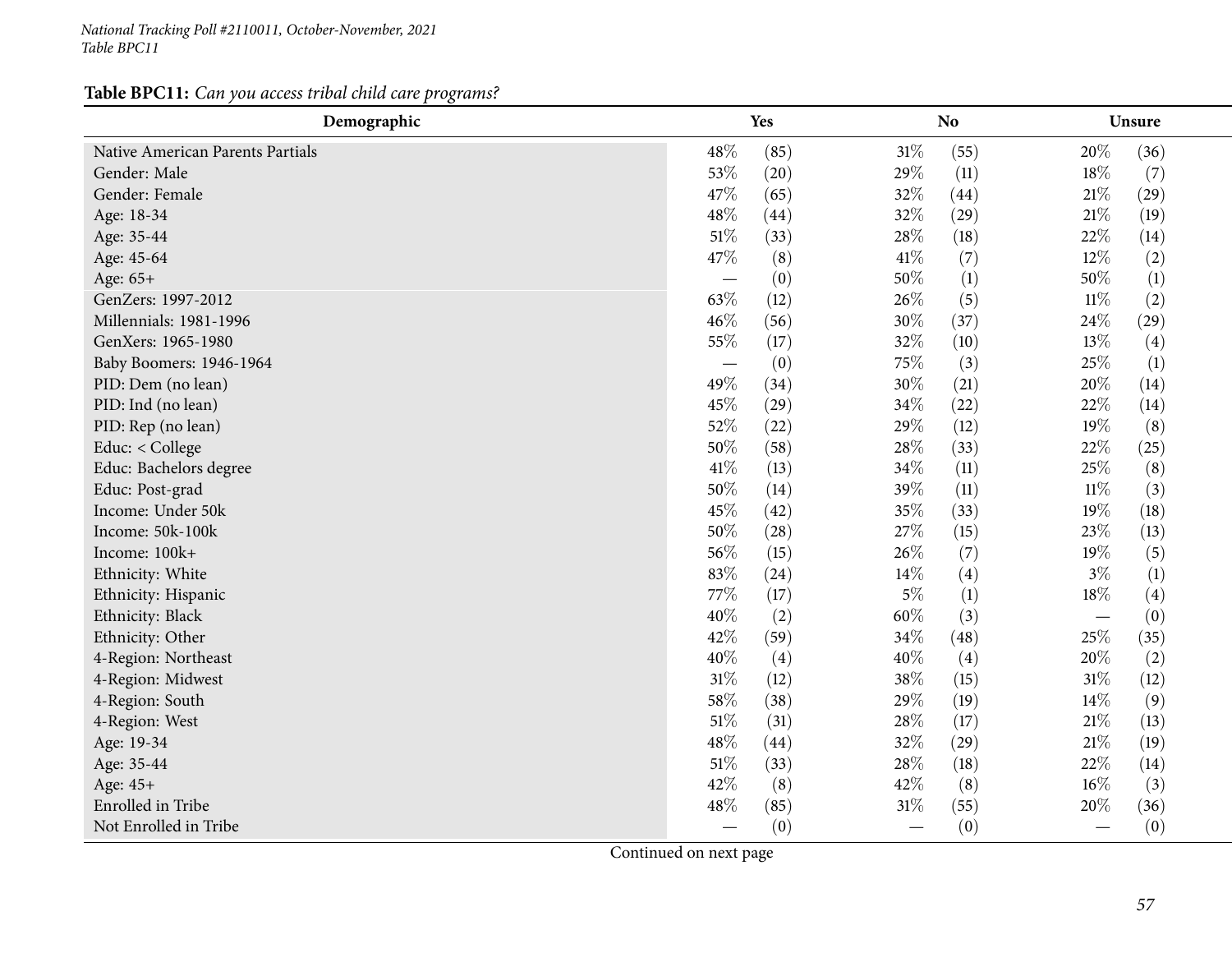**Table BPC11:** *Can you access tribal child care programs?*

| Demographic | Yes | | No | | Unsure | |
|---|---|---|---|---|---|---|
| Native American Parents Partials | 48% | (85) | 31% | (55) | 20% | (36) |
| Gender: Male | 53% | (20) | 29% | (11) | 18% | (7) |
| Gender: Female | 47% | (65) | 32% | (44) | 21% | (29) |
| Age: 18-34 | 48% | (44) | 32% | (29) | 21% | (19) |
| Age: 35-44 | 51% | (33) | 28% | (18) | 22% | (14) |
| Age: 45-64 | 47% | (8) | 41% | (7) | 12% | (2) |
| Age: 65+ | — | (0) | 50% | (1) | 50% | (1) |
| GenZers: 1997-2012 | 63% | (12) | 26% | (5) | 11% | (2) |
| Millennials: 1981-1996 | 46% | (56) | 30% | (37) | 24% | (29) |
| GenXers: 1965-1980 | 55% | (17) | 32% | (10) | 13% | (4) |
| Baby Boomers: 1946-1964 | — | (0) | 75% | (3) | 25% | (1) |
| PID: Dem (no lean) | 49% | (34) | 30% | (21) | 20% | (14) |
| PID: Ind (no lean) | 45% | (29) | 34% | (22) | 22% | (14) |
| PID: Rep (no lean) | 52% | (22) | 29% | (12) | 19% | (8) |
| Educ: < College | 50% | (58) | 28% | (33) | 22% | (25) |
| Educ: Bachelors degree | 41% | (13) | 34% | (11) | 25% | (8) |
| Educ: Post-grad | 50% | (14) | 39% | (11) | 11% | (3) |
| Income: Under 50k | 45% | (42) | 35% | (33) | 19% | (18) |
| Income: 50k-100k | 50% | (28) | 27% | (15) | 23% | (13) |
| Income: 100k+ | 56% | (15) | 26% | (7) | 19% | (5) |
| Ethnicity: White | 83% | (24) | 14% | (4) | 3% | (1) |
| Ethnicity: Hispanic | 77% | (17) | 5% | (1) | 18% | (4) |
| Ethnicity: Black | 40% | (2) | 60% | (3) | — | (0) |
| Ethnicity: Other | 42% | (59) | 34% | (48) | 25% | (35) |
| 4-Region: Northeast | 40% | (4) | 40% | (4) | 20% | (2) |
| 4-Region: Midwest | 31% | (12) | 38% | (15) | 31% | (12) |
| 4-Region: South | 58% | (38) | 29% | (19) | 14% | (9) |
| 4-Region: West | 51% | (31) | 28% | (17) | 21% | (13) |
| Age: 19-34 | 48% | (44) | 32% | (29) | 21% | (19) |
| Age: 35-44 | 51% | (33) | 28% | (18) | 22% | (14) |
| Age: 45+ | 42% | (8) | 42% | (8) | 16% | (3) |
| Enrolled in Tribe | 48% | (85) | 31% | (55) | 20% | (36) |
| Not Enrolled in Tribe | — | (0) | — | (0) | — | (0) |

Continued on next page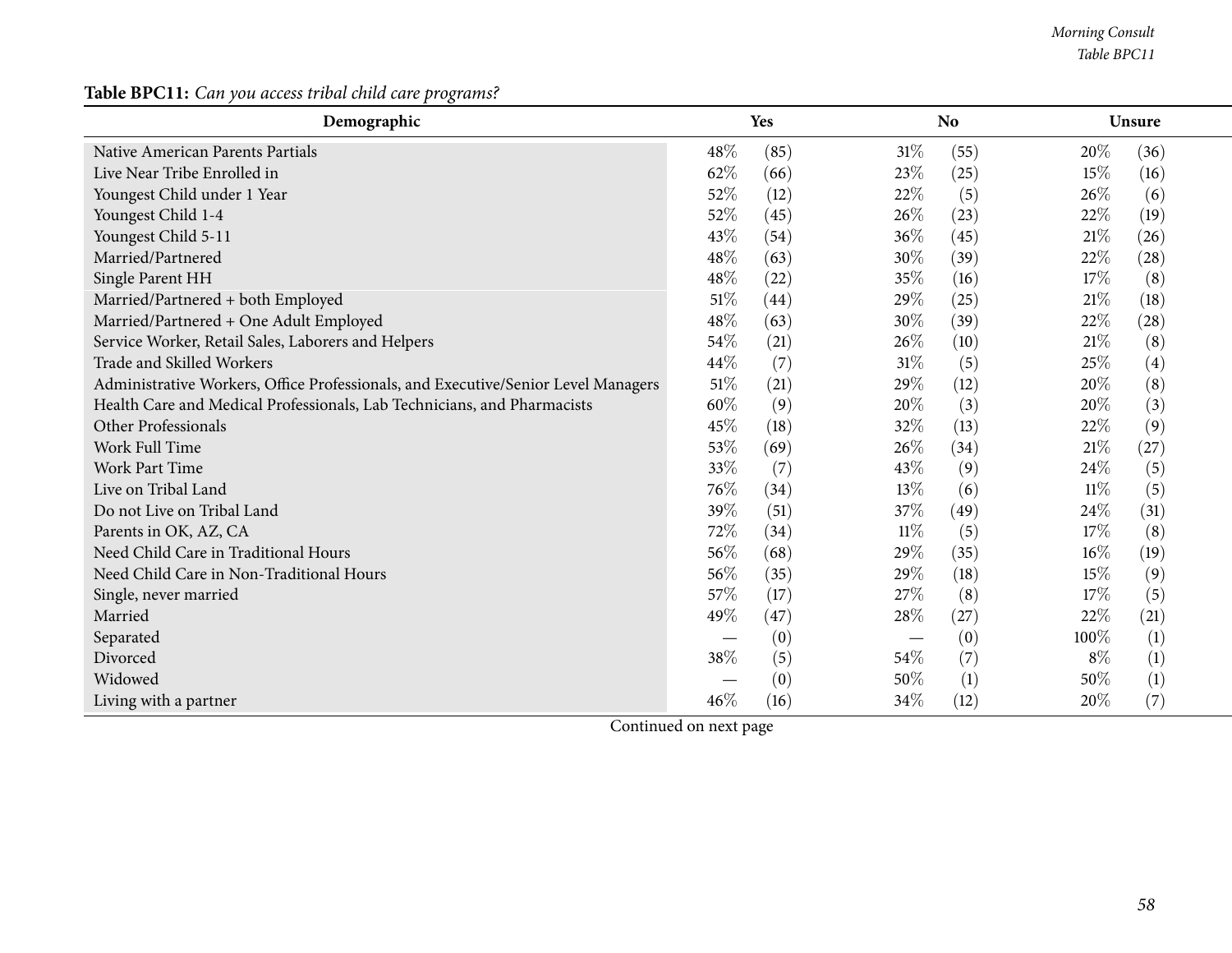**Table BPC11:** *Can you access tribal child care programs?*

| Demographic | Yes | | No | | Unsure | |
|---|---|---|---|---|---|---|
| Native American Parents Partials | 48% | (85) | 31% | (55) | 20% | (36) |
| Live Near Tribe Enrolled in | 62% | (66) | 23% | (25) | 15% | (16) |
| Youngest Child under 1 Year | 52% | (12) | 22% | (5) | 26% | (6) |
| Youngest Child 1-4 | 52% | (45) | 26% | (23) | 22% | (19) |
| Youngest Child 5-11 | 43% | (54) | 36% | (45) | 21% | (26) |
| Married/Partnered | 48% | (63) | 30% | (39) | 22% | (28) |
| Single Parent HH | 48% | (22) | 35% | (16) | 17% | (8) |
| Married/Partnered + both Employed | 51% | (44) | 29% | (25) | 21% | (18) |
| Married/Partnered + One Adult Employed | 48% | (63) | 30% | (39) | 22% | (28) |
| Service Worker, Retail Sales, Laborers and Helpers | 54% | (21) | 26% | (10) | 21% | (8) |
| Trade and Skilled Workers | 44% | (7) | 31% | (5) | 25% | (4) |
| Administrative Workers, Office Professionals, and Executive/Senior Level Managers | 51% | (21) | 29% | (12) | 20% | (8) |
| Health Care and Medical Professionals, Lab Technicians, and Pharmacists | 60% | (9) | 20% | (3) | 20% | (3) |
| Other Professionals | 45% | (18) | 32% | (13) | 22% | (9) |
| Work Full Time | 53% | (69) | 26% | (34) | 21% | (27) |
| Work Part Time | 33% | (7) | 43% | (9) | 24% | (5) |
| Live on Tribal Land | 76% | (34) | 13% | (6) | 11% | (5) |
| Do not Live on Tribal Land | 39% | (51) | 37% | (49) | 24% | (31) |
| Parents in OK, AZ, CA | 72% | (34) | 11% | (5) | 17% | (8) |
| Need Child Care in Traditional Hours | 56% | (68) | 29% | (35) | 16% | (19) |
| Need Child Care in Non-Traditional Hours | 56% | (35) | 29% | (18) | 15% | (9) |
| Single, never married | 57% | (17) | 27% | (8) | 17% | (5) |
| Married | 49% | (47) | 28% | (27) | 22% | (21) |
| Separated | — | (0) | — | (0) | 100% | (1) |
| Divorced | 38% | (5) | 54% | (7) | 8% | (1) |
| Widowed | — | (0) | 50% | (1) | 50% | (1) |
| Living with a partner | 46% | (16) | 34% | (12) | 20% | (7) |

Continued on next page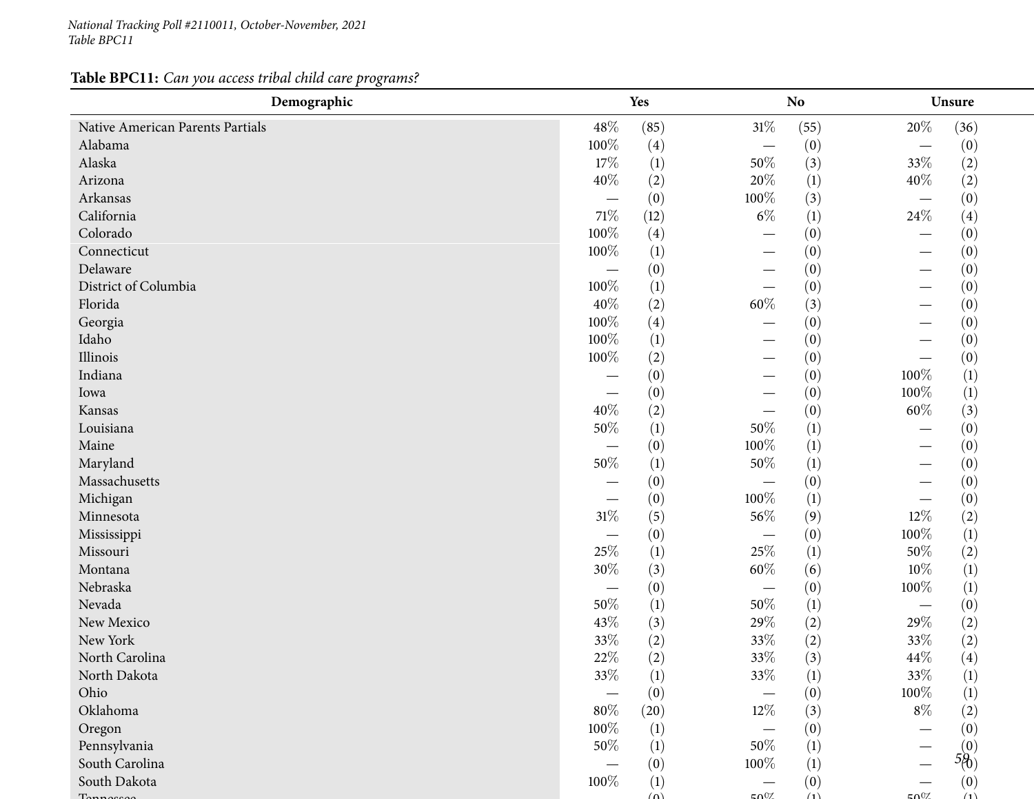**Table BPC11:** *Can you access tribal child care programs?*

| Demographic | Yes | | No | | Unsure | |
|---|---|---|---|---|---|---|
| Native American Parents Partials | 48% | (85) | 31% | (55) | 20% | (36) |
| Alabama | 100% | (4) | — | (0) | — | (0) |
| Alaska | 17% | (1) | 50% | (3) | 33% | (2) |
| Arizona | 40% | (2) | 20% | (1) | 40% | (2) |
| Arkansas | — | (0) | 100% | (3) | — | (0) |
| California | 71% | (12) | 6% | (1) | 24% | (4) |
| Colorado | 100% | (4) | — | (0) | — | (0) |
| Connecticut | 100% | (1) | — | (0) | — | (0) |
| Delaware | — | (0) | — | (0) | — | (0) |
| District of Columbia | 100% | (1) | — | (0) | — | (0) |
| Florida | 40% | (2) | 60% | (3) | — | (0) |
| Georgia | 100% | (4) | — | (0) | — | (0) |
| Idaho | 100% | (1) | — | (0) | — | (0) |
| Illinois | 100% | (2) | — | (0) | — | (0) |
| Indiana | — | (0) | — | (0) | 100% | (1) |
| Iowa | — | (0) | — | (0) | 100% | (1) |
| Kansas | 40% | (2) | — | (0) | 60% | (3) |
| Louisiana | 50% | (1) | 50% | (1) | — | (0) |
| Maine | — | (0) | 100% | (1) | — | (0) |
| Maryland | 50% | (1) | 50% | (1) | — | (0) |
| Massachusetts | — | (0) | — | (0) | — | (0) |
| Michigan | — | (0) | 100% | (1) | — | (0) |
| Minnesota | 31% | (5) | 56% | (9) | 12% | (2) |
| Mississippi | — | (0) | — | (0) | 100% | (1) |
| Missouri | 25% | (1) | 25% | (1) | 50% | (2) |
| Montana | 30% | (3) | 60% | (6) | 10% | (1) |
| Nebraska | — | (0) | — | (0) | 100% | (1) |
| Nevada | 50% | (1) | 50% | (1) | — | (0) |
| New Mexico | 43% | (3) | 29% | (2) | 29% | (2) |
| New York | 33% | (2) | 33% | (2) | 33% | (2) |
| North Carolina | 22% | (2) | 33% | (3) | 44% | (4) |
| North Dakota | 33% | (1) | 33% | (1) | 33% | (1) |
| Ohio | — | (0) | — | (0) | 100% | (1) |
| Oklahoma | 80% | (20) | 12% | (3) | 8% | (2) |
| Oregon | 100% | (1) | — | (0) | — | (0) |
| Pennsylvania | 50% | (1) | 50% | (1) | — | (0) |
| South Carolina | — | (0) | 100% | (1) | — | (0) |
| South Dakota | 100% | (1) | — | (0) | — | (0) |
| Tennessee | — | (0) | 50% | (1) | 50% | (1) |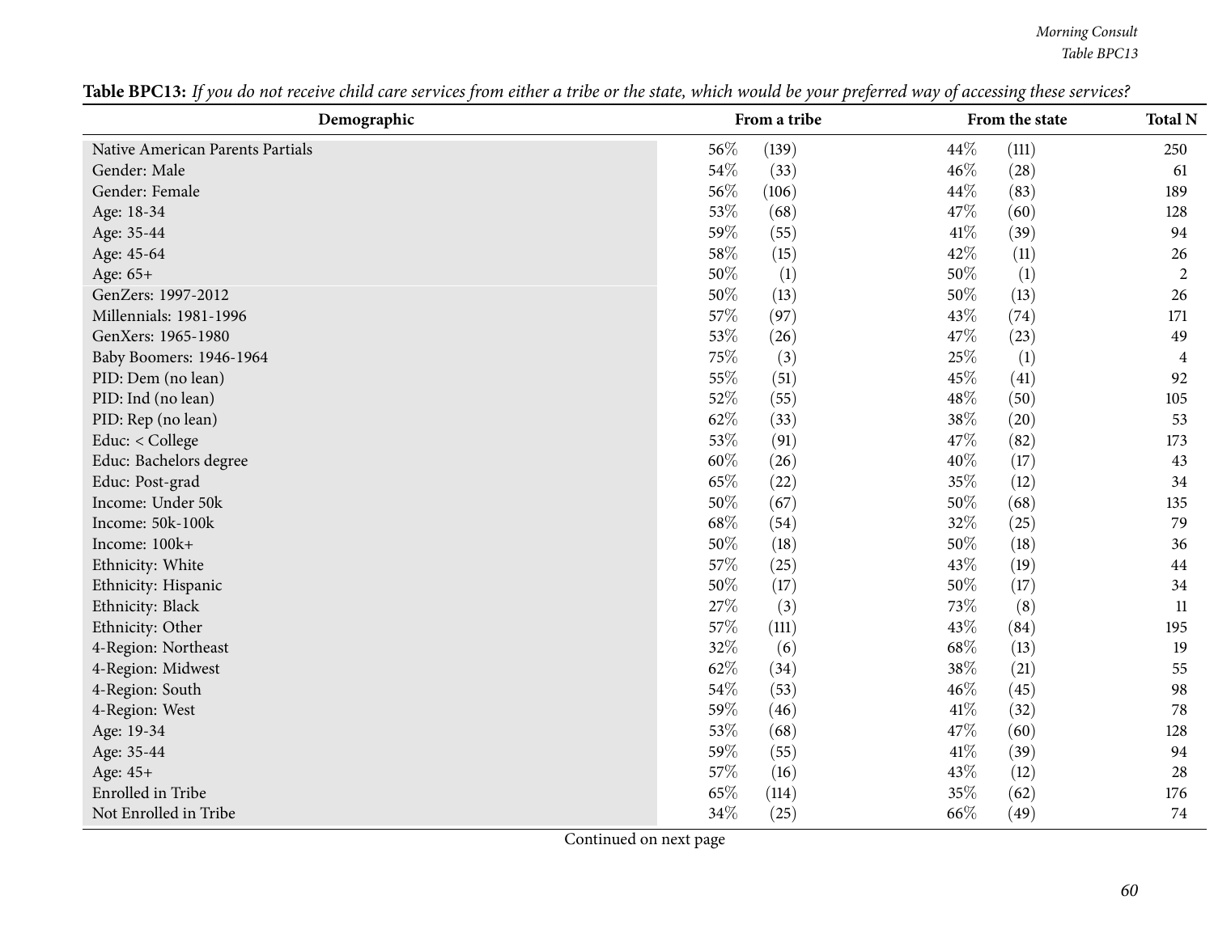**Table BPC13:** *If you do not receive child care services from either a tribe or the state, which would be your preferred way of accessing these services?*

| Demographic | From a tribe | | From the state | | Total N |
|---|---|---|---|---|---|
| Native American Parents Partials | 56% | (139) | 44% | (111) | 250 |
| Gender: Male | 54% | (33) | 46% | (28) | 61 |
| Gender: Female | 56% | (106) | 44% | (83) | 189 |
| Age: 18-34 | 53% | (68) | 47% | (60) | 128 |
| Age: 35-44 | 59% | (55) | 41% | (39) | 94 |
| Age: 45-64 | 58% | (15) | 42% | (11) | 26 |
| Age: 65+ | 50% | (1) | 50% | (1) | 2 |
| GenZers: 1997-2012 | 50% | (13) | 50% | (13) | 26 |
| Millennials: 1981-1996 | 57% | (97) | 43% | (74) | 171 |
| GenXers: 1965-1980 | 53% | (26) | 47% | (23) | 49 |
| Baby Boomers: 1946-1964 | 75% | (3) | 25% | (1) | 4 |
| PID: Dem (no lean) | 55% | (51) | 45% | (41) | 92 |
| PID: Ind (no lean) | 52% | (55) | 48% | (50) | 105 |
| PID: Rep (no lean) | 62% | (33) | 38% | (20) | 53 |
| Educ: < College | 53% | (91) | 47% | (82) | 173 |
| Educ: Bachelors degree | 60% | (26) | 40% | (17) | 43 |
| Educ: Post-grad | 65% | (22) | 35% | (12) | 34 |
| Income: Under 50k | 50% | (67) | 50% | (68) | 135 |
| Income: 50k-100k | 68% | (54) | 32% | (25) | 79 |
| Income: 100k+ | 50% | (18) | 50% | (18) | 36 |
| Ethnicity: White | 57% | (25) | 43% | (19) | 44 |
| Ethnicity: Hispanic | 50% | (17) | 50% | (17) | 34 |
| Ethnicity: Black | 27% | (3) | 73% | (8) | 11 |
| Ethnicity: Other | 57% | (111) | 43% | (84) | 195 |
| 4-Region: Northeast | 32% | (6) | 68% | (13) | 19 |
| 4-Region: Midwest | 62% | (34) | 38% | (21) | 55 |
| 4-Region: South | 54% | (53) | 46% | (45) | 98 |
| 4-Region: West | 59% | (46) | 41% | (32) | 78 |
| Age: 19-34 | 53% | (68) | 47% | (60) | 128 |
| Age: 35-44 | 59% | (55) | 41% | (39) | 94 |
| Age: 45+ | 57% | (16) | 43% | (12) | 28 |
| Enrolled in Tribe | 65% | (114) | 35% | (62) | 176 |
| Not Enrolled in Tribe | 34% | (25) | 66% | (49) | 74 |

Continued on next page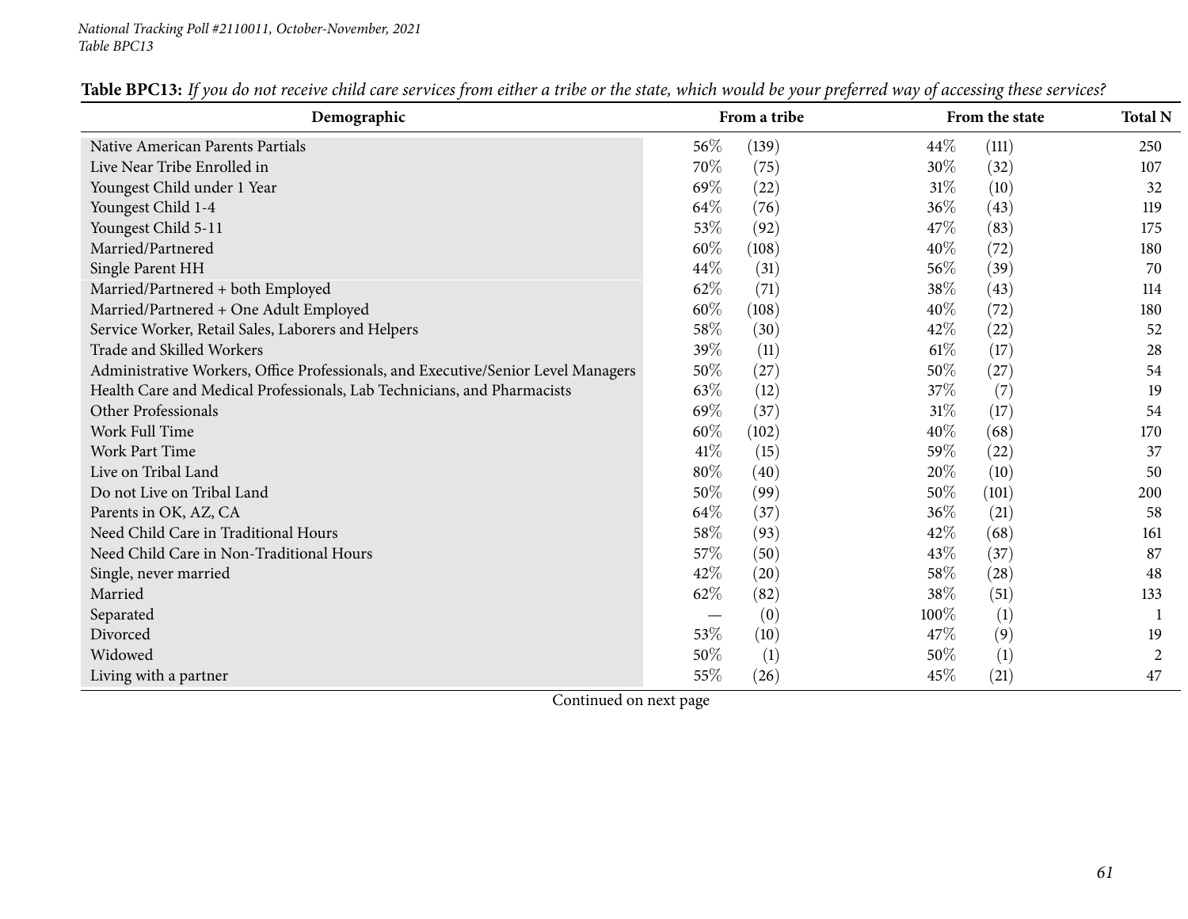**Table BPC13:** *If you do not receive child care services from either a tribe or the state, which would be your preferred way of accessing these services?*

| Demographic | From a tribe | | From the state | | Total N |
|---|---|---|---|---|---|
| Native American Parents Partials | 56% | (139) | 44% | (111) | 250 |
| Live Near Tribe Enrolled in | 70% | (75) | 30% | (32) | 107 |
| Youngest Child under 1 Year | 69% | (22) | 31% | (10) | 32 |
| Youngest Child 1-4 | 64% | (76) | 36% | (43) | 119 |
| Youngest Child 5-11 | 53% | (92) | 47% | (83) | 175 |
| Married/Partnered | 60% | (108) | 40% | (72) | 180 |
| Single Parent HH | 44% | (31) | 56% | (39) | 70 |
| Married/Partnered + both Employed | 62% | (71) | 38% | (43) | 114 |
| Married/Partnered + One Adult Employed | 60% | (108) | 40% | (72) | 180 |
| Service Worker, Retail Sales, Laborers and Helpers | 58% | (30) | 42% | (22) | 52 |
| Trade and Skilled Workers | 39% | (11) | 61% | (17) | 28 |
| Administrative Workers, Office Professionals, and Executive/Senior Level Managers | 50% | (27) | 50% | (27) | 54 |
| Health Care and Medical Professionals, Lab Technicians, and Pharmacists | 63% | (12) | 37% | (7) | 19 |
| Other Professionals | 69% | (37) | 31% | (17) | 54 |
| Work Full Time | 60% | (102) | 40% | (68) | 170 |
| Work Part Time | 41% | (15) | 59% | (22) | 37 |
| Live on Tribal Land | 80% | (40) | 20% | (10) | 50 |
| Do not Live on Tribal Land | 50% | (99) | 50% | (101) | 200 |
| Parents in OK, AZ, CA | 64% | (37) | 36% | (21) | 58 |
| Need Child Care in Traditional Hours | 58% | (93) | 42% | (68) | 161 |
| Need Child Care in Non-Traditional Hours | 57% | (50) | 43% | (37) | 87 |
| Single, never married | 42% | (20) | 58% | (28) | 48 |
| Married | 62% | (82) | 38% | (51) | 133 |
| Separated | — | (0) | 100% | (1) | 1 |
| Divorced | 53% | (10) | 47% | (9) | 19 |
| Widowed | 50% | (1) | 50% | (1) | 2 |
| Living with a partner | 55% | (26) | 45% | (21) | 47 |

Continued on next page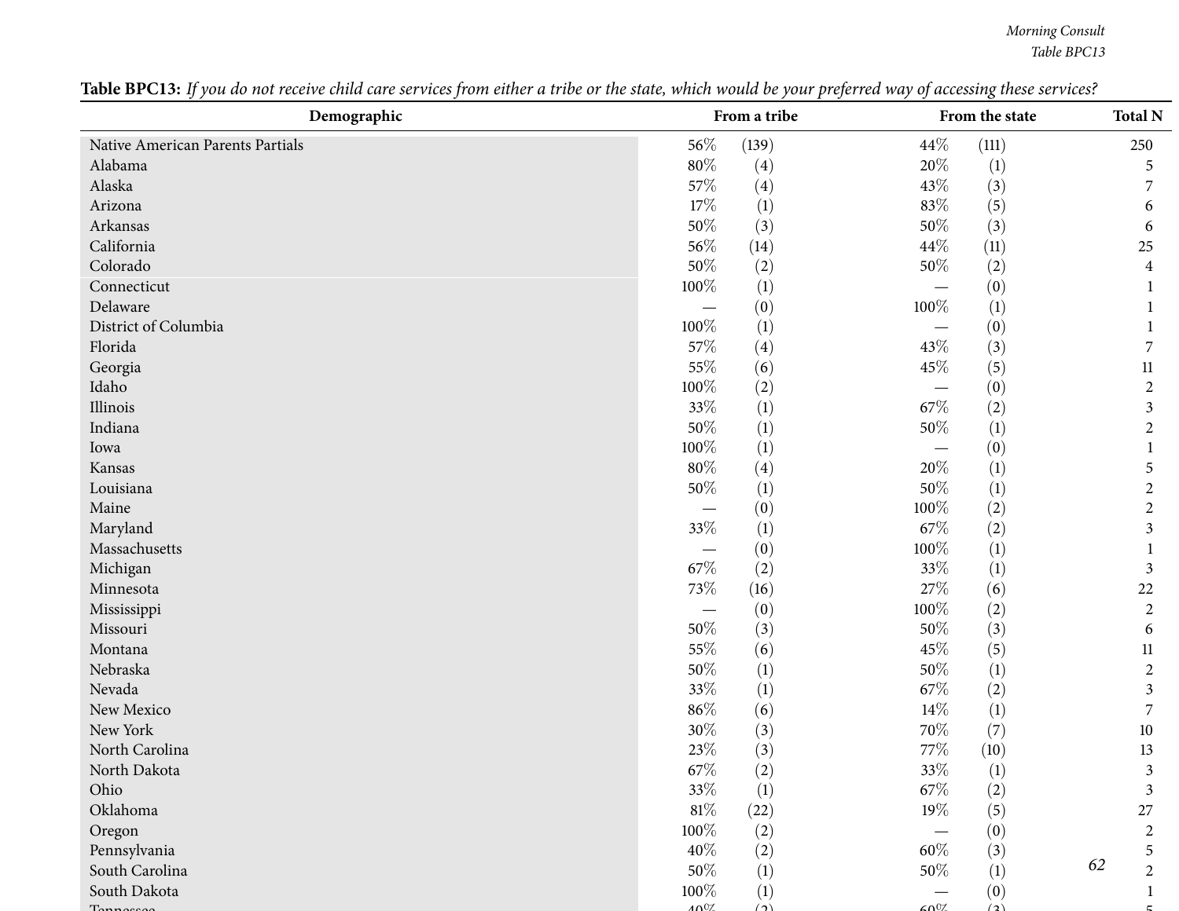**Table BPC13:** *If you do not receive child care services from either a tribe or the state, which would be your preferred way of accessing these services?*

| Demographic | From a tribe | | From the state | | Total N |
|---|---|---|---|---|---|
| Native American Parents Partials | 56% | (139) | 44% | (111) | 250 |
| Alabama | 80% | (4) | 20% | (1) | 5 |
| Alaska | 57% | (4) | 43% | (3) | 7 |
| Arizona | 17% | (1) | 83% | (5) | 6 |
| Arkansas | 50% | (3) | 50% | (3) | 6 |
| California | 56% | (14) | 44% | (11) | 25 |
| Colorado | 50% | (2) | 50% | (2) | 4 |
| Connecticut | 100% | (1) | — | (0) | 1 |
| Delaware | — | (0) | 100% | (1) | 1 |
| District of Columbia | 100% | (1) | — | (0) | 1 |
| Florida | 57% | (4) | 43% | (3) | 7 |
| Georgia | 55% | (6) | 45% | (5) | 11 |
| Idaho | 100% | (2) | — | (0) | 2 |
| Illinois | 33% | (1) | 67% | (2) | 3 |
| Indiana | 50% | (1) | 50% | (1) | 2 |
| Iowa | 100% | (1) | — | (0) | 1 |
| Kansas | 80% | (4) | 20% | (1) | 5 |
| Louisiana | 50% | (1) | 50% | (1) | 2 |
| Maine | — | (0) | 100% | (2) | 2 |
| Maryland | 33% | (1) | 67% | (2) | 3 |
| Massachusetts | — | (0) | 100% | (1) | 1 |
| Michigan | 67% | (2) | 33% | (1) | 3 |
| Minnesota | 73% | (16) | 27% | (6) | 22 |
| Mississippi | — | (0) | 100% | (2) | 2 |
| Missouri | 50% | (3) | 50% | (3) | 6 |
| Montana | 55% | (6) | 45% | (5) | 11 |
| Nebraska | 50% | (1) | 50% | (1) | 2 |
| Nevada | 33% | (1) | 67% | (2) | 3 |
| New Mexico | 86% | (6) | 14% | (1) | 7 |
| New York | 30% | (3) | 70% | (7) | 10 |
| North Carolina | 23% | (3) | 77% | (10) | 13 |
| North Dakota | 67% | (2) | 33% | (1) | 3 |
| Ohio | 33% | (1) | 67% | (2) | 3 |
| Oklahoma | 81% | (22) | 19% | (5) | 27 |
| Oregon | 100% | (2) | — | (0) | 2 |
| Pennsylvania | 40% | (2) | 60% | (3) | 5 |
| South Carolina | 50% | (1) | 50% | (1) | 2 |
| South Dakota | 100% | (1) | — | (0) | 1 |
| Tennessee | 40% | (2) | 60% | (3) | 5 |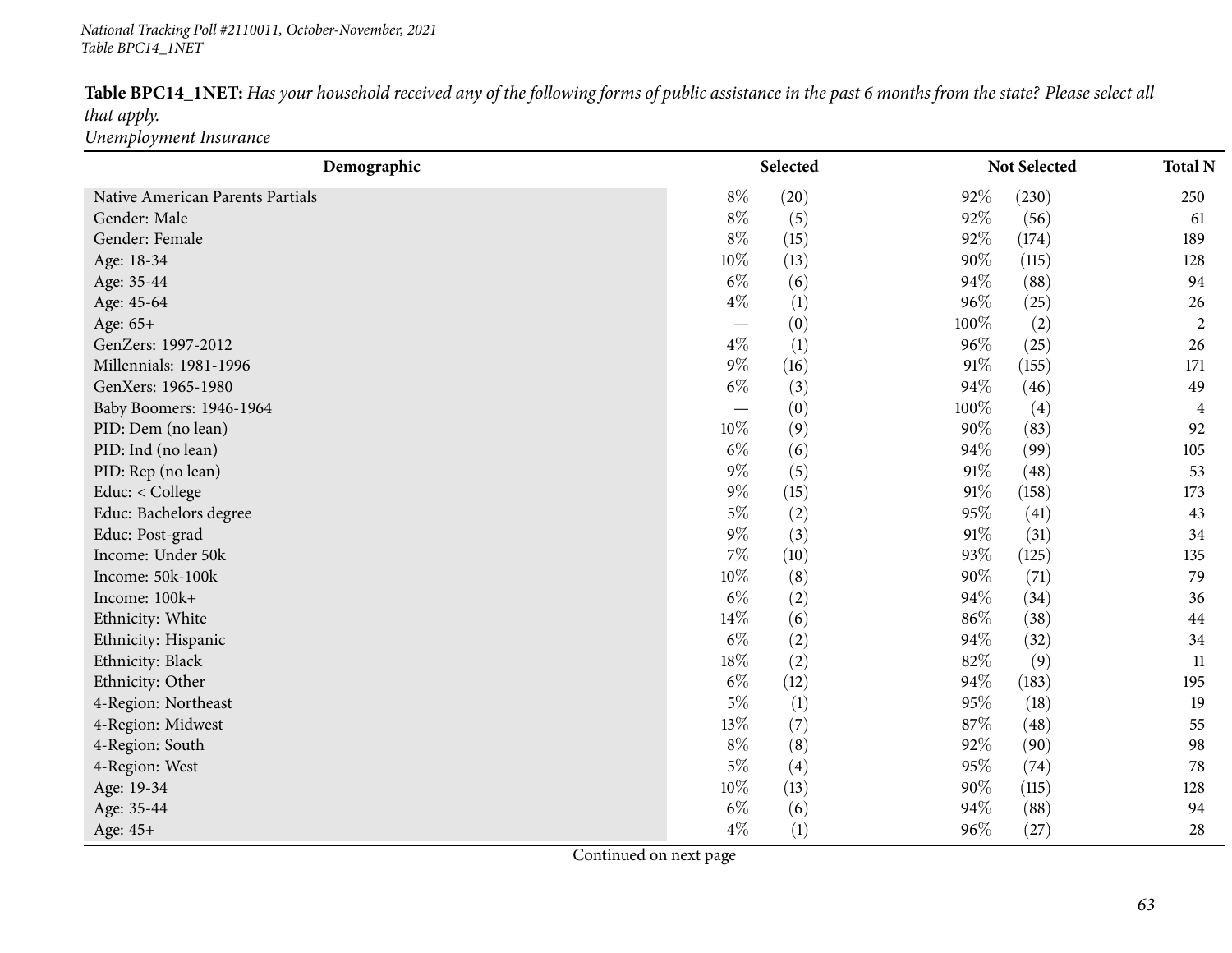**Table BPC14_1NET:** *Has your household received any of the following forms of public assistance in the past 6 months from the state? Please select all that apply.*
*Unemployment Insurance*

| Demographic | Selected | | Not Selected | | Total N |
|---|---|---|---|---|---|
| Native American Parents Partials | 8% | (20) | 92% | (230) | 250 |
| Gender: Male | 8% | (5) | 92% | (56) | 61 |
| Gender: Female | 8% | (15) | 92% | (174) | 189 |
| Age: 18-34 | 10% | (13) | 90% | (115) | 128 |
| Age: 35-44 | 6% | (6) | 94% | (88) | 94 |
| Age: 45-64 | 4% | (1) | 96% | (25) | 26 |
| Age: 65+ | — | (0) | 100% | (2) | 2 |
| GenZers: 1997-2012 | 4% | (1) | 96% | (25) | 26 |
| Millennials: 1981-1996 | 9% | (16) | 91% | (155) | 171 |
| GenXers: 1965-1980 | 6% | (3) | 94% | (46) | 49 |
| Baby Boomers: 1946-1964 | — | (0) | 100% | (4) | 4 |
| PID: Dem (no lean) | 10% | (9) | 90% | (83) | 92 |
| PID: Ind (no lean) | 6% | (6) | 94% | (99) | 105 |
| PID: Rep (no lean) | 9% | (5) | 91% | (48) | 53 |
| Educ: < College | 9% | (15) | 91% | (158) | 173 |
| Educ: Bachelors degree | 5% | (2) | 95% | (41) | 43 |
| Educ: Post-grad | 9% | (3) | 91% | (31) | 34 |
| Income: Under 50k | 7% | (10) | 93% | (125) | 135 |
| Income: 50k-100k | 10% | (8) | 90% | (71) | 79 |
| Income: 100k+ | 6% | (2) | 94% | (34) | 36 |
| Ethnicity: White | 14% | (6) | 86% | (38) | 44 |
| Ethnicity: Hispanic | 6% | (2) | 94% | (32) | 34 |
| Ethnicity: Black | 18% | (2) | 82% | (9) | 11 |
| Ethnicity: Other | 6% | (12) | 94% | (183) | 195 |
| 4-Region: Northeast | 5% | (1) | 95% | (18) | 19 |
| 4-Region: Midwest | 13% | (7) | 87% | (48) | 55 |
| 4-Region: South | 8% | (8) | 92% | (90) | 98 |
| 4-Region: West | 5% | (4) | 95% | (74) | 78 |
| Age: 19-34 | 10% | (13) | 90% | (115) | 128 |
| Age: 35-44 | 6% | (6) | 94% | (88) | 94 |
| Age: 45+ | 4% | (1) | 96% | (27) | 28 |

Continued on next page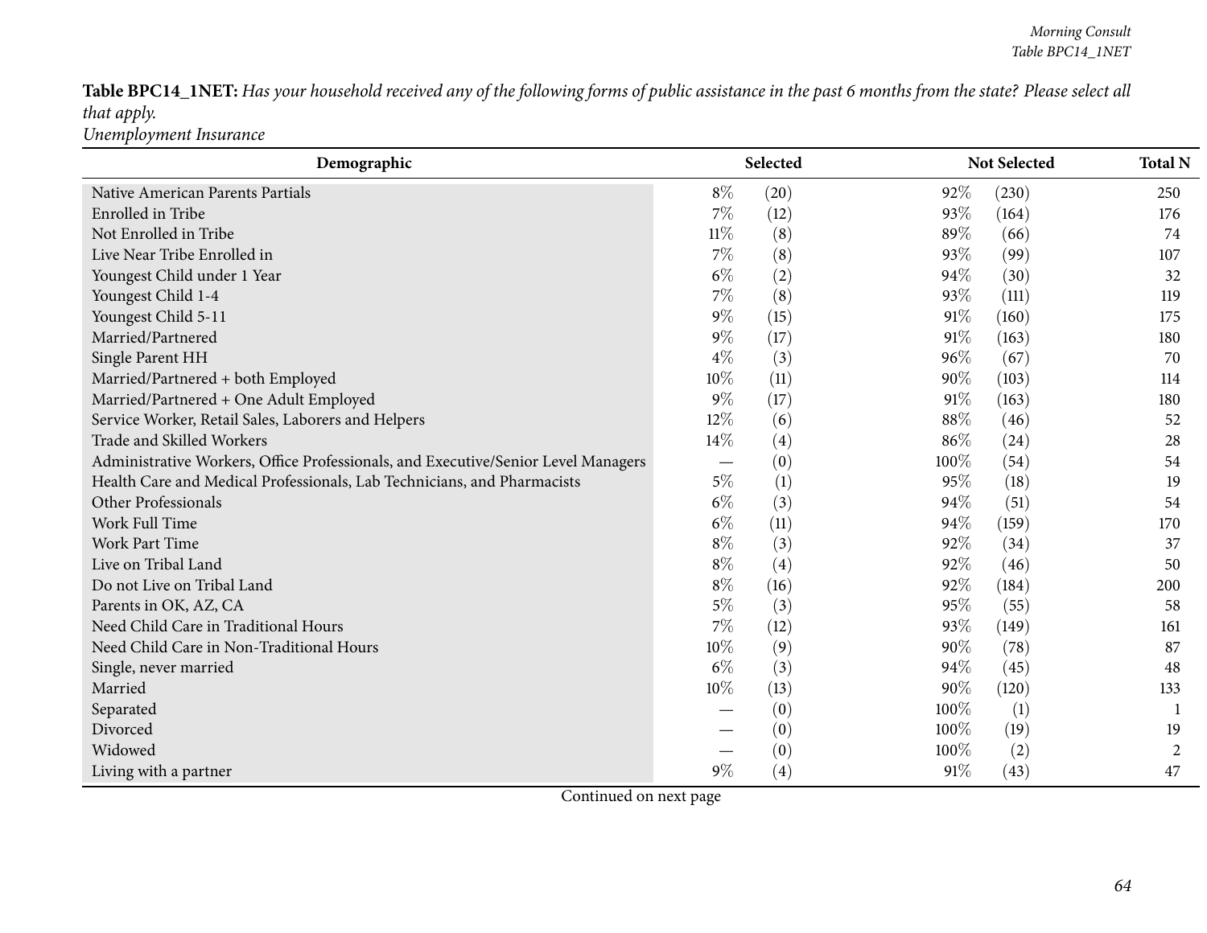**Table BPC14_1NET:** *Has your household received any of the following forms of public assistance in the past 6 months from the state? Please select all that apply.*
*Unemployment Insurance*

| Demographic | Selected | | Not Selected | | Total N |
|---|---|---|---|---|---|
| Native American Parents Partials | 8% | (20) | 92% | (230) | 250 |
| Enrolled in Tribe | 7% | (12) | 93% | (164) | 176 |
| Not Enrolled in Tribe | 11% | (8) | 89% | (66) | 74 |
| Live Near Tribe Enrolled in | 7% | (8) | 93% | (99) | 107 |
| Youngest Child under 1 Year | 6% | (2) | 94% | (30) | 32 |
| Youngest Child 1-4 | 7% | (8) | 93% | (111) | 119 |
| Youngest Child 5-11 | 9% | (15) | 91% | (160) | 175 |
| Married/Partnered | 9% | (17) | 91% | (163) | 180 |
| Single Parent HH | 4% | (3) | 96% | (67) | 70 |
| Married/Partnered + both Employed | 10% | (11) | 90% | (103) | 114 |
| Married/Partnered + One Adult Employed | 9% | (17) | 91% | (163) | 180 |
| Service Worker, Retail Sales, Laborers and Helpers | 12% | (6) | 88% | (46) | 52 |
| Trade and Skilled Workers | 14% | (4) | 86% | (24) | 28 |
| Administrative Workers, Office Professionals, and Executive/Senior Level Managers | — | (0) | 100% | (54) | 54 |
| Health Care and Medical Professionals, Lab Technicians, and Pharmacists | 5% | (1) | 95% | (18) | 19 |
| Other Professionals | 6% | (3) | 94% | (51) | 54 |
| Work Full Time | 6% | (11) | 94% | (159) | 170 |
| Work Part Time | 8% | (3) | 92% | (34) | 37 |
| Live on Tribal Land | 8% | (4) | 92% | (46) | 50 |
| Do not Live on Tribal Land | 8% | (16) | 92% | (184) | 200 |
| Parents in OK, AZ, CA | 5% | (3) | 95% | (55) | 58 |
| Need Child Care in Traditional Hours | 7% | (12) | 93% | (149) | 161 |
| Need Child Care in Non-Traditional Hours | 10% | (9) | 90% | (78) | 87 |
| Single, never married | 6% | (3) | 94% | (45) | 48 |
| Married | 10% | (13) | 90% | (120) | 133 |
| Separated | — | (0) | 100% | (1) | 1 |
| Divorced | — | (0) | 100% | (19) | 19 |
| Widowed | — | (0) | 100% | (2) | 2 |
| Living with a partner | 9% | (4) | 91% | (43) | 47 |

Continued on next page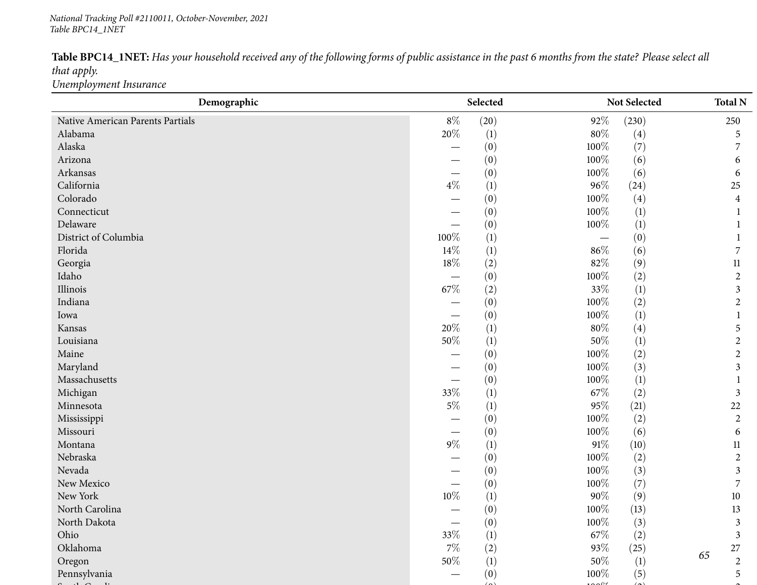**Table BPC14_1NET:** *Has your household received any of the following forms of public assistance in the past 6 months from the state? Please select all that apply.*
*Unemployment Insurance*

| Demographic | Selected | | Not Selected | | Total N |
|---|---|---|---|---|---|
| Native American Parents Partials | 8% | (20) | 92% | (230) | 250 |
| Alabama | 20% | (1) | 80% | (4) | 5 |
| Alaska | — | (0) | 100% | (7) | 7 |
| Arizona | — | (0) | 100% | (6) | 6 |
| Arkansas | — | (0) | 100% | (6) | 6 |
| California | 4% | (1) | 96% | (24) | 25 |
| Colorado | — | (0) | 100% | (4) | 4 |
| Connecticut | — | (0) | 100% | (1) | 1 |
| Delaware | — | (0) | 100% | (1) | 1 |
| District of Columbia | 100% | (1) | — | (0) | 1 |
| Florida | 14% | (1) | 86% | (6) | 7 |
| Georgia | 18% | (2) | 82% | (9) | 11 |
| Idaho | — | (0) | 100% | (2) | 2 |
| Illinois | 67% | (2) | 33% | (1) | 3 |
| Indiana | — | (0) | 100% | (2) | 2 |
| Iowa | — | (0) | 100% | (1) | 1 |
| Kansas | 20% | (1) | 80% | (4) | 5 |
| Louisiana | 50% | (1) | 50% | (1) | 2 |
| Maine | — | (0) | 100% | (2) | 2 |
| Maryland | — | (0) | 100% | (3) | 3 |
| Massachusetts | — | (0) | 100% | (1) | 1 |
| Michigan | 33% | (1) | 67% | (2) | 3 |
| Minnesota | 5% | (1) | 95% | (21) | 22 |
| Mississippi | — | (0) | 100% | (2) | 2 |
| Missouri | — | (0) | 100% | (6) | 6 |
| Montana | 9% | (1) | 91% | (10) | 11 |
| Nebraska | — | (0) | 100% | (2) | 2 |
| Nevada | — | (0) | 100% | (3) | 3 |
| New Mexico | — | (0) | 100% | (7) | 7 |
| New York | 10% | (1) | 90% | (9) | 10 |
| North Carolina | — | (0) | 100% | (13) | 13 |
| North Dakota | — | (0) | 100% | (3) | 3 |
| Ohio | 33% | (1) | 67% | (2) | 3 |
| Oklahoma | 7% | (2) | 93% | (25) | 27 |
| Oregon | 50% | (1) | 50% | (1) | 2 |
| Pennsylvania | — | (0) | 100% | (5) | 5 |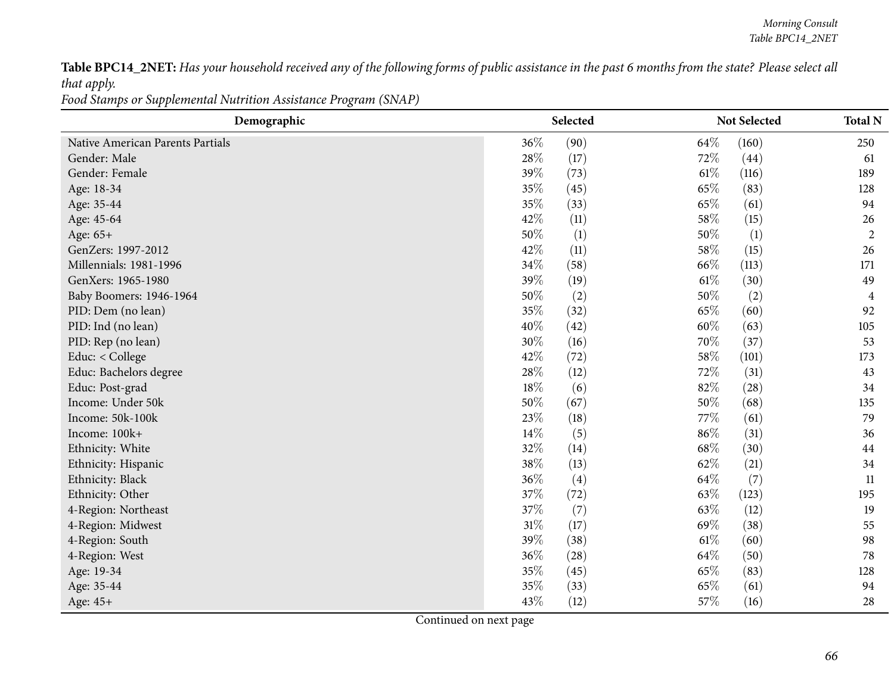**Table BPC14_2NET:** *Has your household received any of the following forms of public assistance in the past 6 months from the state? Please select all that apply.*

*Food Stamps or Supplemental Nutrition Assistance Program (SNAP)*

| Demographic | Selected | | Not Selected | | Total N |
|---|---|---|---|---|---|
| Native American Parents Partials | 36% | (90) | 64% | (160) | 250 |
| Gender: Male | 28% | (17) | 72% | (44) | 61 |
| Gender: Female | 39% | (73) | 61% | (116) | 189 |
| Age: 18-34 | 35% | (45) | 65% | (83) | 128 |
| Age: 35-44 | 35% | (33) | 65% | (61) | 94 |
| Age: 45-64 | 42% | (11) | 58% | (15) | 26 |
| Age: 65+ | 50% | (1) | 50% | (1) | 2 |
| GenZers: 1997-2012 | 42% | (11) | 58% | (15) | 26 |
| Millennials: 1981-1996 | 34% | (58) | 66% | (113) | 171 |
| GenXers: 1965-1980 | 39% | (19) | 61% | (30) | 49 |
| Baby Boomers: 1946-1964 | 50% | (2) | 50% | (2) | 4 |
| PID: Dem (no lean) | 35% | (32) | 65% | (60) | 92 |
| PID: Ind (no lean) | 40% | (42) | 60% | (63) | 105 |
| PID: Rep (no lean) | 30% | (16) | 70% | (37) | 53 |
| Educ: < College | 42% | (72) | 58% | (101) | 173 |
| Educ: Bachelors degree | 28% | (12) | 72% | (31) | 43 |
| Educ: Post-grad | 18% | (6) | 82% | (28) | 34 |
| Income: Under 50k | 50% | (67) | 50% | (68) | 135 |
| Income: 50k-100k | 23% | (18) | 77% | (61) | 79 |
| Income: 100k+ | 14% | (5) | 86% | (31) | 36 |
| Ethnicity: White | 32% | (14) | 68% | (30) | 44 |
| Ethnicity: Hispanic | 38% | (13) | 62% | (21) | 34 |
| Ethnicity: Black | 36% | (4) | 64% | (7) | 11 |
| Ethnicity: Other | 37% | (72) | 63% | (123) | 195 |
| 4-Region: Northeast | 37% | (7) | 63% | (12) | 19 |
| 4-Region: Midwest | 31% | (17) | 69% | (38) | 55 |
| 4-Region: South | 39% | (38) | 61% | (60) | 98 |
| 4-Region: West | 36% | (28) | 64% | (50) | 78 |
| Age: 19-34 | 35% | (45) | 65% | (83) | 128 |
| Age: 35-44 | 35% | (33) | 65% | (61) | 94 |
| Age: 45+ | 43% | (12) | 57% | (16) | 28 |

Continued on next page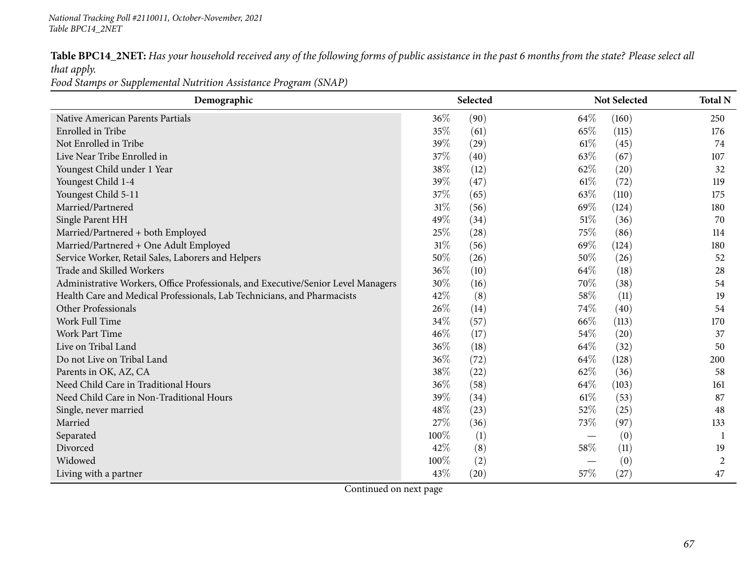**Table BPC14_2NET:** *Has your household received any of the following forms of public assistance in the past 6 months from the state? Please select all that apply.*

*Food Stamps or Supplemental Nutrition Assistance Program (SNAP)*

| Demographic | Selected | | Not Selected | | Total N |
|---|---|---|---|---|---|
| Native American Parents Partials | 36% | (90) | 64% | (160) | 250 |
| Enrolled in Tribe | 35% | (61) | 65% | (115) | 176 |
| Not Enrolled in Tribe | 39% | (29) | 61% | (45) | 74 |
| Live Near Tribe Enrolled in | 37% | (40) | 63% | (67) | 107 |
| Youngest Child under 1 Year | 38% | (12) | 62% | (20) | 32 |
| Youngest Child 1-4 | 39% | (47) | 61% | (72) | 119 |
| Youngest Child 5-11 | 37% | (65) | 63% | (110) | 175 |
| Married/Partnered | 31% | (56) | 69% | (124) | 180 |
| Single Parent HH | 49% | (34) | 51% | (36) | 70 |
| Married/Partnered + both Employed | 25% | (28) | 75% | (86) | 114 |
| Married/Partnered + One Adult Employed | 31% | (56) | 69% | (124) | 180 |
| Service Worker, Retail Sales, Laborers and Helpers | 50% | (26) | 50% | (26) | 52 |
| Trade and Skilled Workers | 36% | (10) | 64% | (18) | 28 |
| Administrative Workers, Office Professionals, and Executive/Senior Level Managers | 30% | (16) | 70% | (38) | 54 |
| Health Care and Medical Professionals, Lab Technicians, and Pharmacists | 42% | (8) | 58% | (11) | 19 |
| Other Professionals | 26% | (14) | 74% | (40) | 54 |
| Work Full Time | 34% | (57) | 66% | (113) | 170 |
| Work Part Time | 46% | (17) | 54% | (20) | 37 |
| Live on Tribal Land | 36% | (18) | 64% | (32) | 50 |
| Do not Live on Tribal Land | 36% | (72) | 64% | (128) | 200 |
| Parents in OK, AZ, CA | 38% | (22) | 62% | (36) | 58 |
| Need Child Care in Traditional Hours | 36% | (58) | 64% | (103) | 161 |
| Need Child Care in Non-Traditional Hours | 39% | (34) | 61% | (53) | 87 |
| Single, never married | 48% | (23) | 52% | (25) | 48 |
| Married | 27% | (36) | 73% | (97) | 133 |
| Separated | 100% | (1) | — | (0) | 1 |
| Divorced | 42% | (8) | 58% | (11) | 19 |
| Widowed | 100% | (2) | — | (0) | 2 |
| Living with a partner | 43% | (20) | 57% | (27) | 47 |

Continued on next page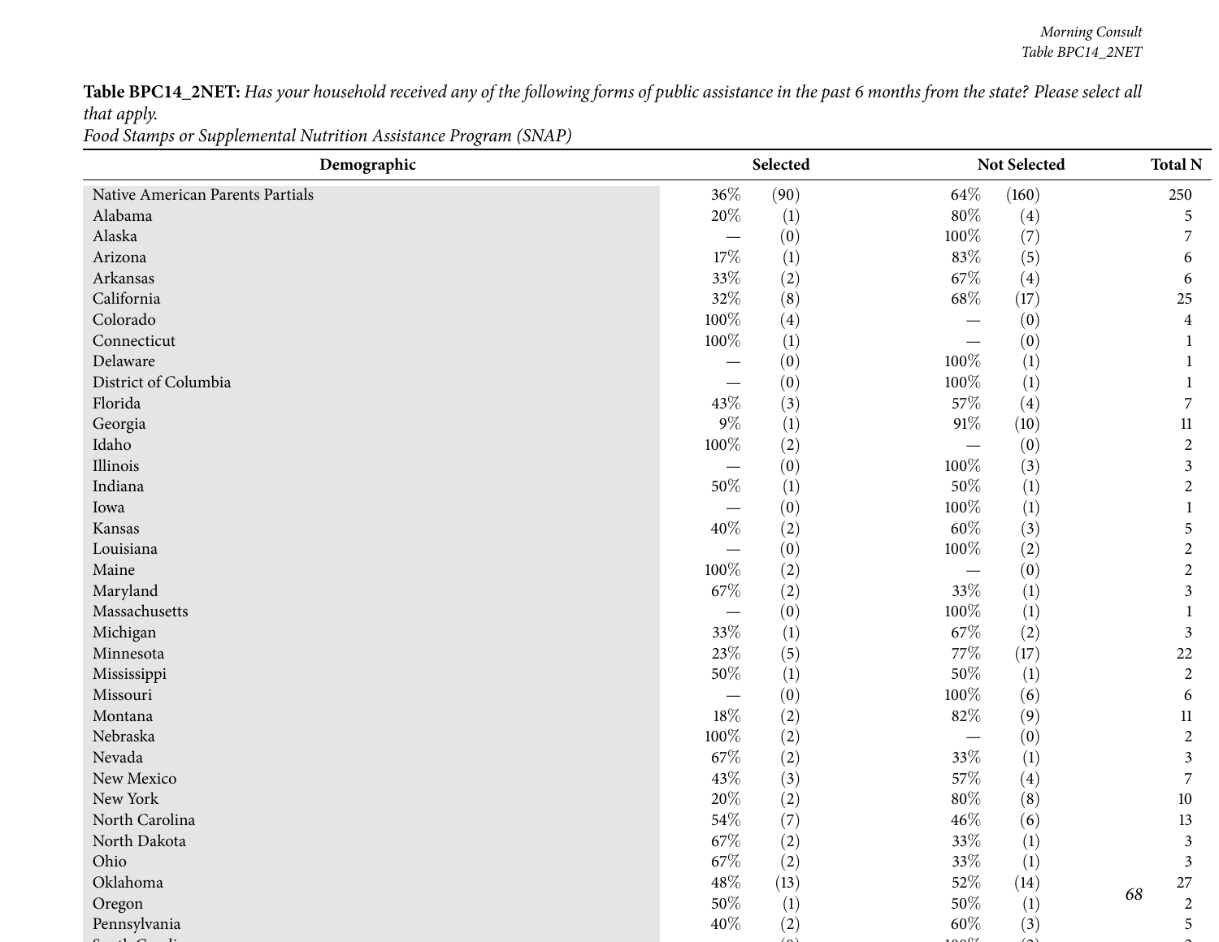**Table BPC14_2NET:** *Has your household received any of the following forms of public assistance in the past 6 months from the state? Please select all that apply.*
*Food Stamps or Supplemental Nutrition Assistance Program (SNAP)*

| Demographic | Selected | | Not Selected | | Total N |
|---|---|---|---|---|---|
| Native American Parents Partials | 36% | (90) | 64% | (160) | 250 |
| Alabama | 20% | (1) | 80% | (4) | 5 |
| Alaska | — | (0) | 100% | (7) | 7 |
| Arizona | 17% | (1) | 83% | (5) | 6 |
| Arkansas | 33% | (2) | 67% | (4) | 6 |
| California | 32% | (8) | 68% | (17) | 25 |
| Colorado | 100% | (4) | — | (0) | 4 |
| Connecticut | 100% | (1) | — | (0) | 1 |
| Delaware | — | (0) | 100% | (1) | 1 |
| District of Columbia | — | (0) | 100% | (1) | 1 |
| Florida | 43% | (3) | 57% | (4) | 7 |
| Georgia | 9% | (1) | 91% | (10) | 11 |
| Idaho | 100% | (2) | — | (0) | 2 |
| Illinois | — | (0) | 100% | (3) | 3 |
| Indiana | 50% | (1) | 50% | (1) | 2 |
| Iowa | — | (0) | 100% | (1) | 1 |
| Kansas | 40% | (2) | 60% | (3) | 5 |
| Louisiana | — | (0) | 100% | (2) | 2 |
| Maine | 100% | (2) | — | (0) | 2 |
| Maryland | 67% | (2) | 33% | (1) | 3 |
| Massachusetts | — | (0) | 100% | (1) | 1 |
| Michigan | 33% | (1) | 67% | (2) | 3 |
| Minnesota | 23% | (5) | 77% | (17) | 22 |
| Mississippi | 50% | (1) | 50% | (1) | 2 |
| Missouri | — | (0) | 100% | (6) | 6 |
| Montana | 18% | (2) | 82% | (9) | 11 |
| Nebraska | 100% | (2) | — | (0) | 2 |
| Nevada | 67% | (2) | 33% | (1) | 3 |
| New Mexico | 43% | (3) | 57% | (4) | 7 |
| New York | 20% | (2) | 80% | (8) | 10 |
| North Carolina | 54% | (7) | 46% | (6) | 13 |
| North Dakota | 67% | (2) | 33% | (1) | 3 |
| Ohio | 67% | (2) | 33% | (1) | 3 |
| Oklahoma | 48% | (13) | 52% | (14) | 27 |
| Oregon | 50% | (1) | 50% | (1) | 2 |
| Pennsylvania | 40% | (2) | 60% | (3) | 5 |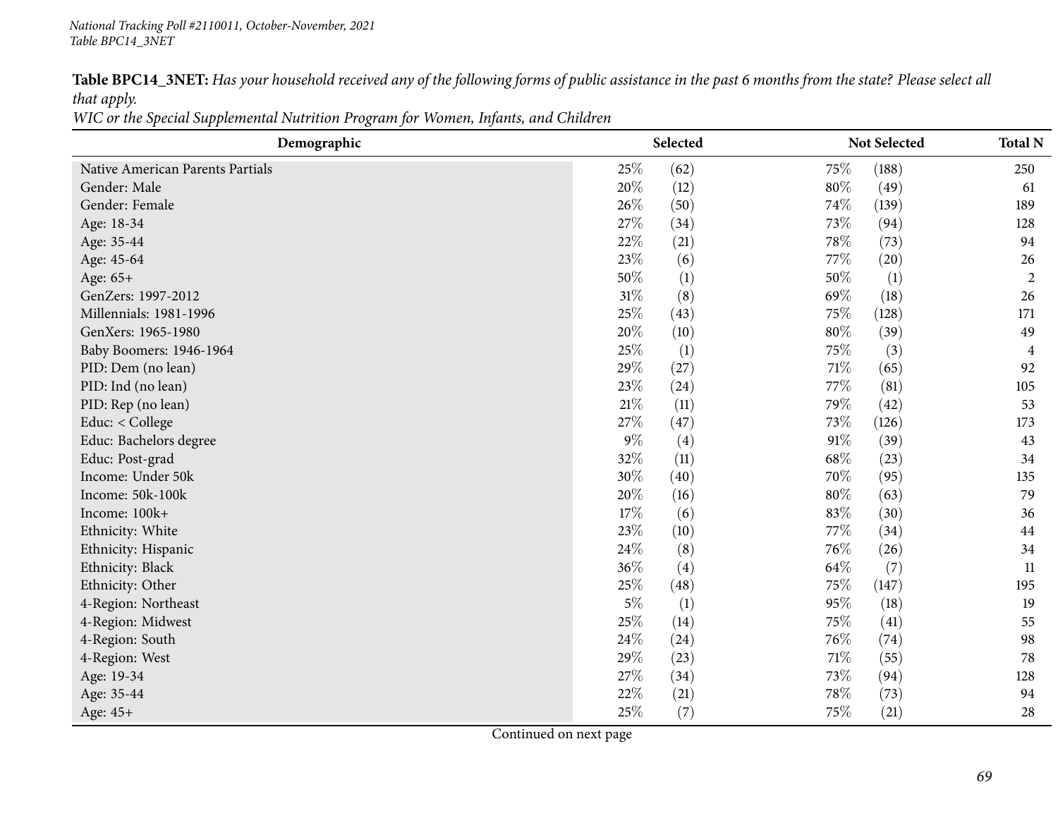**Table BPC14_3NET:** *Has your household received any of the following forms of public assistance in the past 6 months from the state? Please select all that apply.*
*WIC or the Special Supplemental Nutrition Program for Women, Infants, and Children*

| Demographic | Selected | | Not Selected | | Total N |
|---|---|---|---|---|---|
| Native American Parents Partials | 25% | (62) | 75% | (188) | 250 |
| Gender: Male | 20% | (12) | 80% | (49) | 61 |
| Gender: Female | 26% | (50) | 74% | (139) | 189 |
| Age: 18-34 | 27% | (34) | 73% | (94) | 128 |
| Age: 35-44 | 22% | (21) | 78% | (73) | 94 |
| Age: 45-64 | 23% | (6) | 77% | (20) | 26 |
| Age: 65+ | 50% | (1) | 50% | (1) | 2 |
| GenZers: 1997-2012 | 31% | (8) | 69% | (18) | 26 |
| Millennials: 1981-1996 | 25% | (43) | 75% | (128) | 171 |
| GenXers: 1965-1980 | 20% | (10) | 80% | (39) | 49 |
| Baby Boomers: 1946-1964 | 25% | (1) | 75% | (3) | 4 |
| PID: Dem (no lean) | 29% | (27) | 71% | (65) | 92 |
| PID: Ind (no lean) | 23% | (24) | 77% | (81) | 105 |
| PID: Rep (no lean) | 21% | (11) | 79% | (42) | 53 |
| Educ: < College | 27% | (47) | 73% | (126) | 173 |
| Educ: Bachelors degree | 9% | (4) | 91% | (39) | 43 |
| Educ: Post-grad | 32% | (11) | 68% | (23) | 34 |
| Income: Under 50k | 30% | (40) | 70% | (95) | 135 |
| Income: 50k-100k | 20% | (16) | 80% | (63) | 79 |
| Income: 100k+ | 17% | (6) | 83% | (30) | 36 |
| Ethnicity: White | 23% | (10) | 77% | (34) | 44 |
| Ethnicity: Hispanic | 24% | (8) | 76% | (26) | 34 |
| Ethnicity: Black | 36% | (4) | 64% | (7) | 11 |
| Ethnicity: Other | 25% | (48) | 75% | (147) | 195 |
| 4-Region: Northeast | 5% | (1) | 95% | (18) | 19 |
| 4-Region: Midwest | 25% | (14) | 75% | (41) | 55 |
| 4-Region: South | 24% | (24) | 76% | (74) | 98 |
| 4-Region: West | 29% | (23) | 71% | (55) | 78 |
| Age: 19-34 | 27% | (34) | 73% | (94) | 128 |
| Age: 35-44 | 22% | (21) | 78% | (73) | 94 |
| Age: 45+ | 25% | (7) | 75% | (21) | 28 |

Continued on next page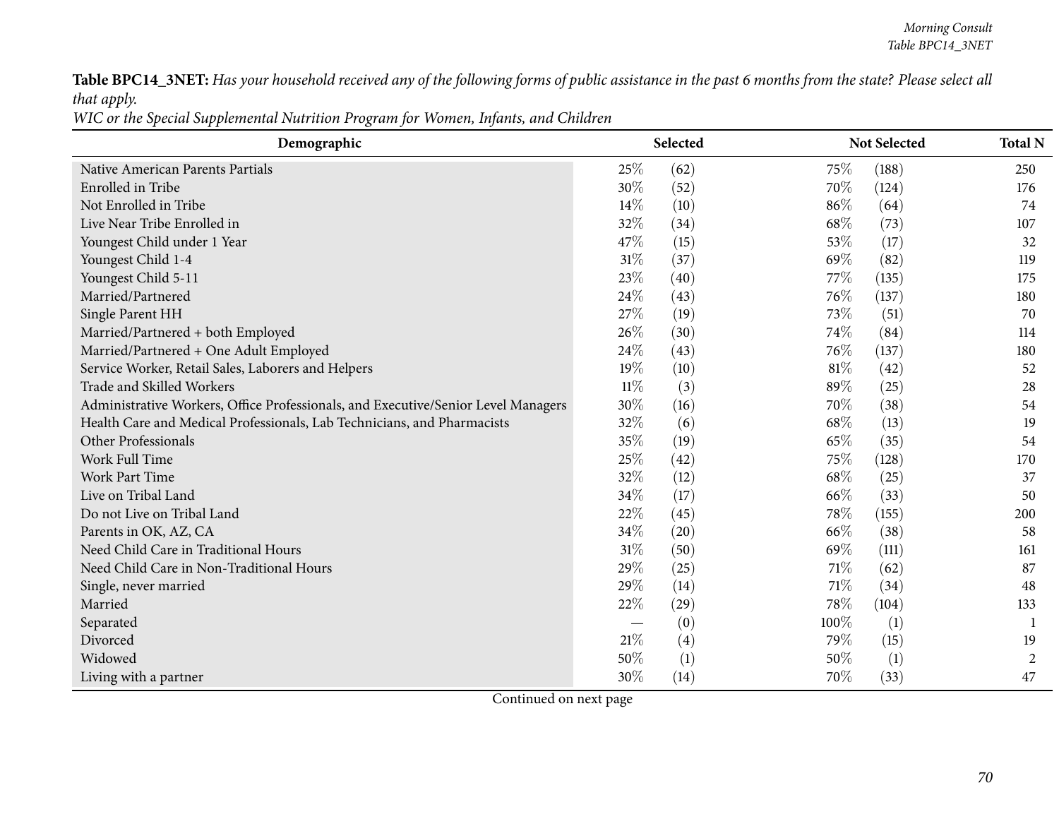**Table BPC14_3NET:** *Has your household received any of the following forms of public assistance in the past 6 months from the state? Please select all that apply.*

*WIC or the Special Supplemental Nutrition Program for Women, Infants, and Children*

| Demographic | Selected | | Not Selected | | Total N |
|---|---|---|---|---|---|
| Native American Parents Partials | 25% | (62) | 75% | (188) | 250 |
| Enrolled in Tribe | 30% | (52) | 70% | (124) | 176 |
| Not Enrolled in Tribe | 14% | (10) | 86% | (64) | 74 |
| Live Near Tribe Enrolled in | 32% | (34) | 68% | (73) | 107 |
| Youngest Child under 1 Year | 47% | (15) | 53% | (17) | 32 |
| Youngest Child 1-4 | 31% | (37) | 69% | (82) | 119 |
| Youngest Child 5-11 | 23% | (40) | 77% | (135) | 175 |
| Married/Partnered | 24% | (43) | 76% | (137) | 180 |
| Single Parent HH | 27% | (19) | 73% | (51) | 70 |
| Married/Partnered + both Employed | 26% | (30) | 74% | (84) | 114 |
| Married/Partnered + One Adult Employed | 24% | (43) | 76% | (137) | 180 |
| Service Worker, Retail Sales, Laborers and Helpers | 19% | (10) | 81% | (42) | 52 |
| Trade and Skilled Workers | 11% | (3) | 89% | (25) | 28 |
| Administrative Workers, Office Professionals, and Executive/Senior Level Managers | 30% | (16) | 70% | (38) | 54 |
| Health Care and Medical Professionals, Lab Technicians, and Pharmacists | 32% | (6) | 68% | (13) | 19 |
| Other Professionals | 35% | (19) | 65% | (35) | 54 |
| Work Full Time | 25% | (42) | 75% | (128) | 170 |
| Work Part Time | 32% | (12) | 68% | (25) | 37 |
| Live on Tribal Land | 34% | (17) | 66% | (33) | 50 |
| Do not Live on Tribal Land | 22% | (45) | 78% | (155) | 200 |
| Parents in OK, AZ, CA | 34% | (20) | 66% | (38) | 58 |
| Need Child Care in Traditional Hours | 31% | (50) | 69% | (111) | 161 |
| Need Child Care in Non-Traditional Hours | 29% | (25) | 71% | (62) | 87 |
| Single, never married | 29% | (14) | 71% | (34) | 48 |
| Married | 22% | (29) | 78% | (104) | 133 |
| Separated | — | (0) | 100% | (1) | 1 |
| Divorced | 21% | (4) | 79% | (15) | 19 |
| Widowed | 50% | (1) | 50% | (1) | 2 |
| Living with a partner | 30% | (14) | 70% | (33) | 47 |

Continued on next page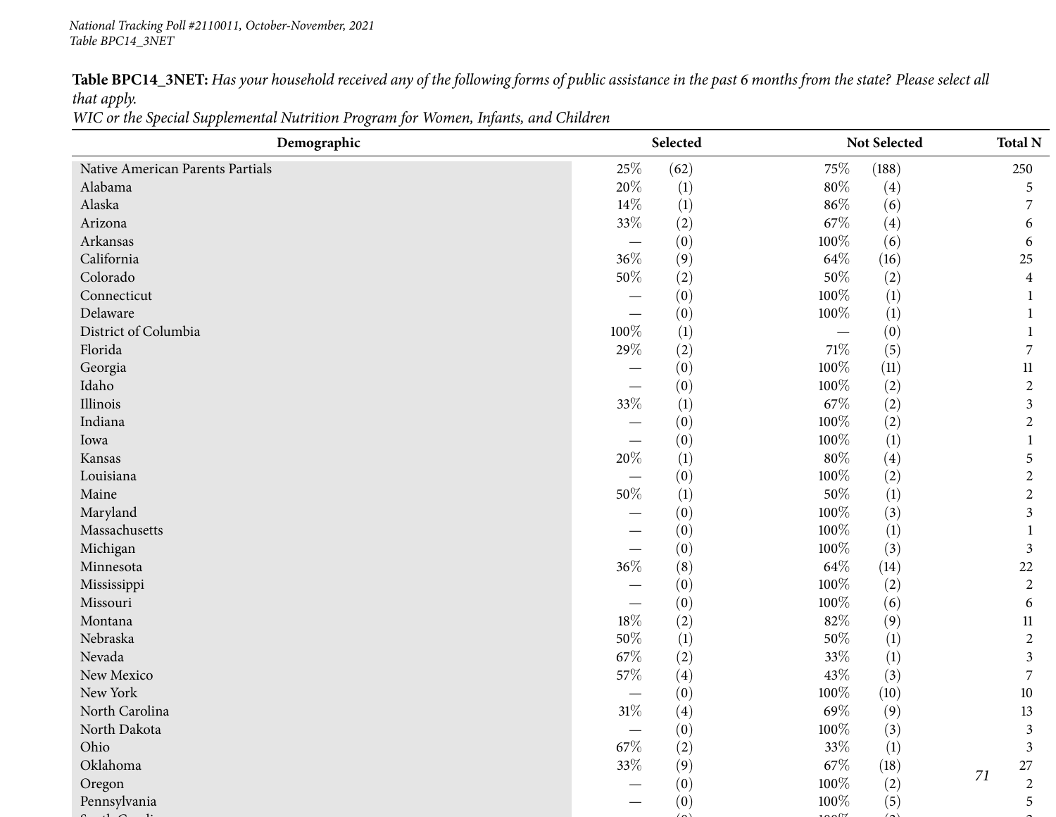**Table BPC14_3NET:** *Has your household received any of the following forms of public assistance in the past 6 months from the state? Please select all that apply.*
*WIC or the Special Supplemental Nutrition Program for Women, Infants, and Children*

| Demographic | Selected | | Not Selected | | Total N |
|---|---|---|---|---|---|
| Native American Parents Partials | 25% | (62) | 75% | (188) | 250 |
| Alabama | 20% | (1) | 80% | (4) | 5 |
| Alaska | 14% | (1) | 86% | (6) | 7 |
| Arizona | 33% | (2) | 67% | (4) | 6 |
| Arkansas | — | (0) | 100% | (6) | 6 |
| California | 36% | (9) | 64% | (16) | 25 |
| Colorado | 50% | (2) | 50% | (2) | 4 |
| Connecticut | — | (0) | 100% | (1) | 1 |
| Delaware | — | (0) | 100% | (1) | 1 |
| District of Columbia | 100% | (1) | — | (0) | 1 |
| Florida | 29% | (2) | 71% | (5) | 7 |
| Georgia | — | (0) | 100% | (11) | 11 |
| Idaho | — | (0) | 100% | (2) | 2 |
| Illinois | 33% | (1) | 67% | (2) | 3 |
| Indiana | — | (0) | 100% | (2) | 2 |
| Iowa | — | (0) | 100% | (1) | 1 |
| Kansas | 20% | (1) | 80% | (4) | 5 |
| Louisiana | — | (0) | 100% | (2) | 2 |
| Maine | 50% | (1) | 50% | (1) | 2 |
| Maryland | — | (0) | 100% | (3) | 3 |
| Massachusetts | — | (0) | 100% | (1) | 1 |
| Michigan | — | (0) | 100% | (3) | 3 |
| Minnesota | 36% | (8) | 64% | (14) | 22 |
| Mississippi | — | (0) | 100% | (2) | 2 |
| Missouri | — | (0) | 100% | (6) | 6 |
| Montana | 18% | (2) | 82% | (9) | 11 |
| Nebraska | 50% | (1) | 50% | (1) | 2 |
| Nevada | 67% | (2) | 33% | (1) | 3 |
| New Mexico | 57% | (4) | 43% | (3) | 7 |
| New York | — | (0) | 100% | (10) | 10 |
| North Carolina | 31% | (4) | 69% | (9) | 13 |
| North Dakota | — | (0) | 100% | (3) | 3 |
| Ohio | 67% | (2) | 33% | (1) | 3 |
| Oklahoma | 33% | (9) | 67% | (18) | 27 |
| Oregon | — | (0) | 100% | (2) | 2 |
| Pennsylvania | — | (0) | 100% | (5) | 5 |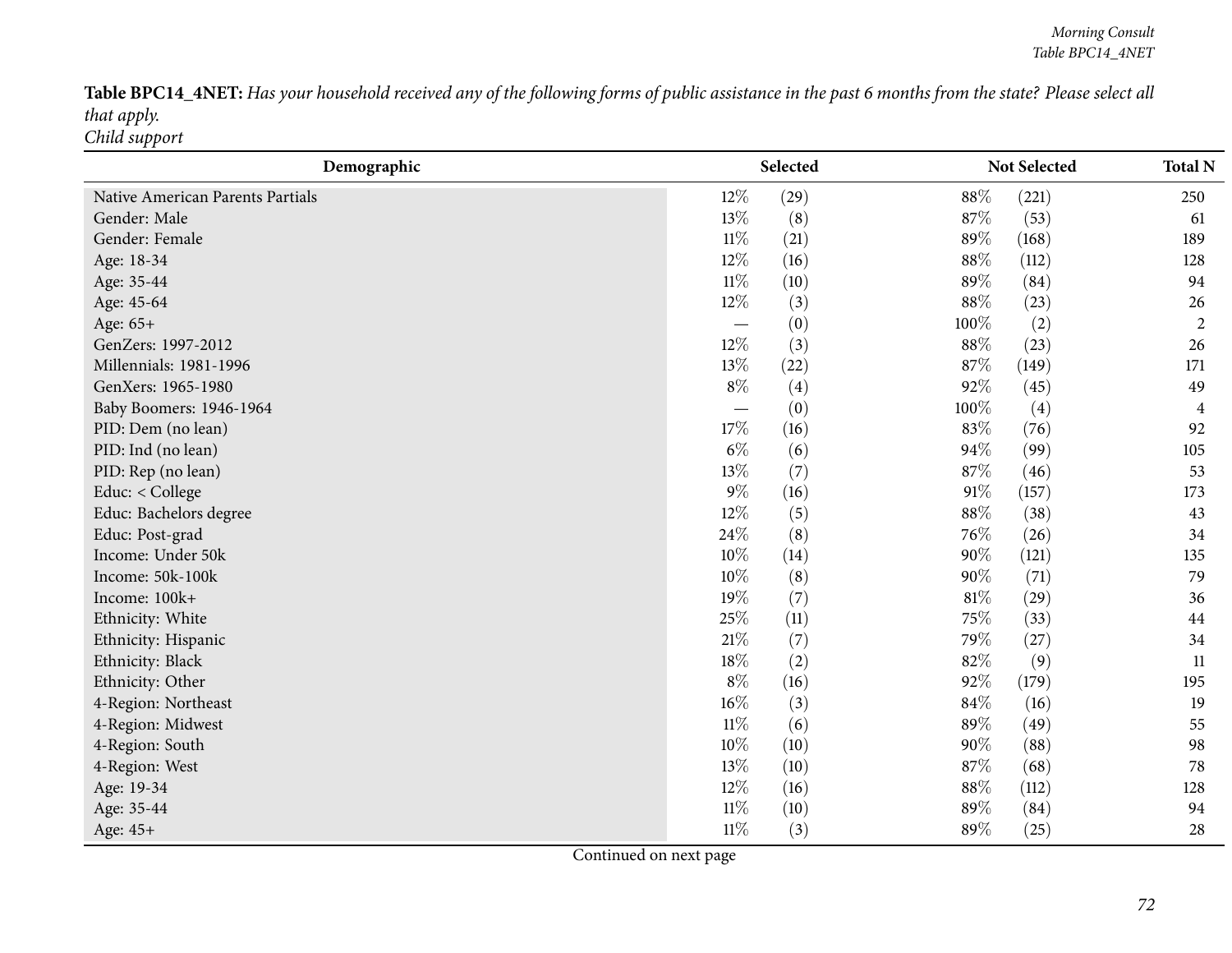**Table BPC14_4NET:** *Has your household received any of the following forms of public assistance in the past 6 months from the state? Please select all that apply.*
*Child support*

| Demographic | Selected | | Not Selected | | Total N |
|---|---|---|---|---|---|
| Native American Parents Partials | 12% | (29) | 88% | (221) | 250 |
| Gender: Male | 13% | (8) | 87% | (53) | 61 |
| Gender: Female | 11% | (21) | 89% | (168) | 189 |
| Age: 18-34 | 12% | (16) | 88% | (112) | 128 |
| Age: 35-44 | 11% | (10) | 89% | (84) | 94 |
| Age: 45-64 | 12% | (3) | 88% | (23) | 26 |
| Age: 65+ | — | (0) | 100% | (2) | 2 |
| GenZers: 1997-2012 | 12% | (3) | 88% | (23) | 26 |
| Millennials: 1981-1996 | 13% | (22) | 87% | (149) | 171 |
| GenXers: 1965-1980 | 8% | (4) | 92% | (45) | 49 |
| Baby Boomers: 1946-1964 | — | (0) | 100% | (4) | 4 |
| PID: Dem (no lean) | 17% | (16) | 83% | (76) | 92 |
| PID: Ind (no lean) | 6% | (6) | 94% | (99) | 105 |
| PID: Rep (no lean) | 13% | (7) | 87% | (46) | 53 |
| Educ: < College | 9% | (16) | 91% | (157) | 173 |
| Educ: Bachelors degree | 12% | (5) | 88% | (38) | 43 |
| Educ: Post-grad | 24% | (8) | 76% | (26) | 34 |
| Income: Under 50k | 10% | (14) | 90% | (121) | 135 |
| Income: 50k-100k | 10% | (8) | 90% | (71) | 79 |
| Income: 100k+ | 19% | (7) | 81% | (29) | 36 |
| Ethnicity: White | 25% | (11) | 75% | (33) | 44 |
| Ethnicity: Hispanic | 21% | (7) | 79% | (27) | 34 |
| Ethnicity: Black | 18% | (2) | 82% | (9) | 11 |
| Ethnicity: Other | 8% | (16) | 92% | (179) | 195 |
| 4-Region: Northeast | 16% | (3) | 84% | (16) | 19 |
| 4-Region: Midwest | 11% | (6) | 89% | (49) | 55 |
| 4-Region: South | 10% | (10) | 90% | (88) | 98 |
| 4-Region: West | 13% | (10) | 87% | (68) | 78 |
| Age: 19-34 | 12% | (16) | 88% | (112) | 128 |
| Age: 35-44 | 11% | (10) | 89% | (84) | 94 |
| Age: 45+ | 11% | (3) | 89% | (25) | 28 |

Continued on next page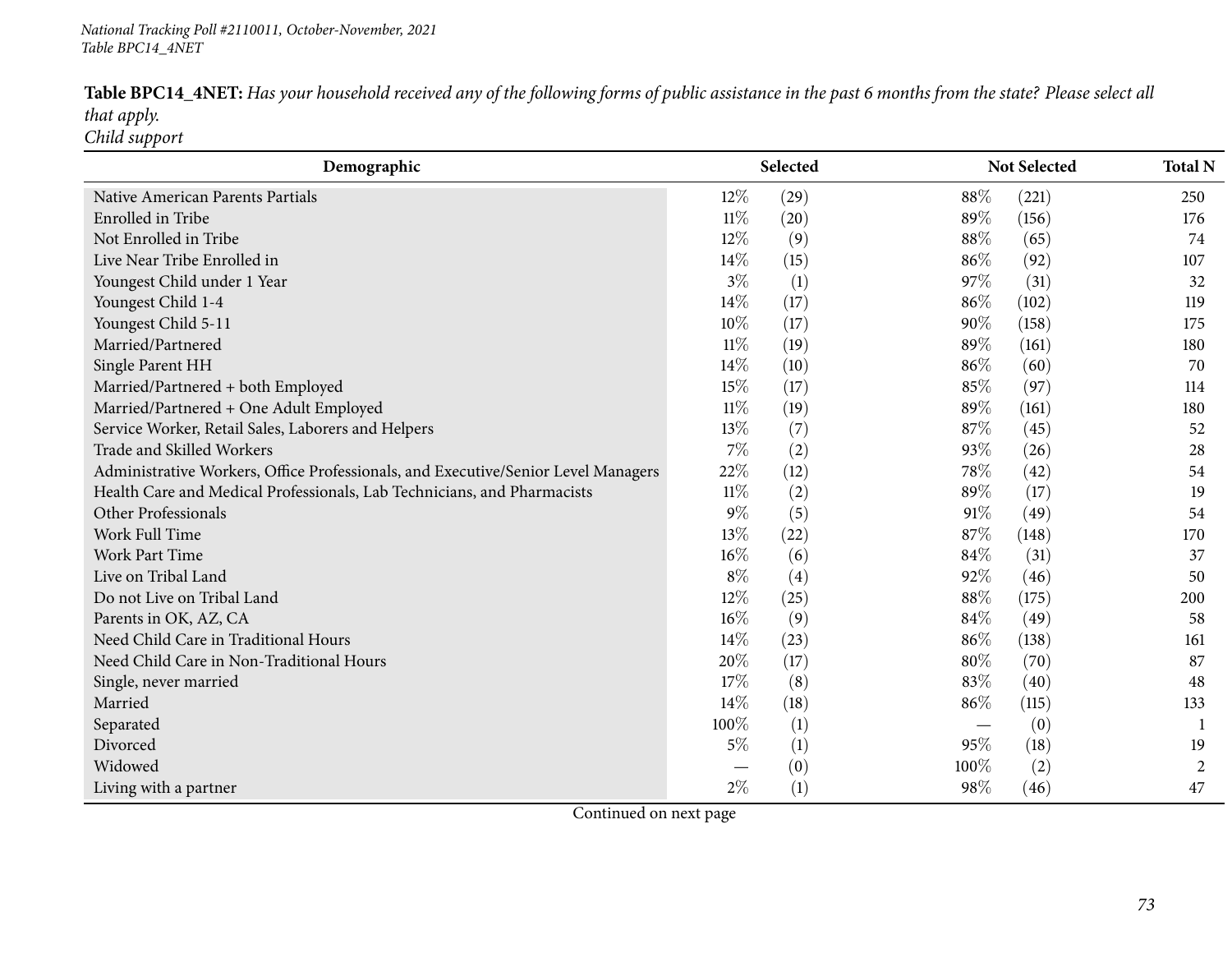**Table BPC14_4NET:** *Has your household received any of the following forms of public assistance in the past 6 months from the state? Please select all that apply.*
*Child support*

| Demographic | Selected | | Not Selected | | Total N |
|---|---|---|---|---|---|
| Native American Parents Partials | 12% | (29) | 88% | (221) | 250 |
| Enrolled in Tribe | 11% | (20) | 89% | (156) | 176 |
| Not Enrolled in Tribe | 12% | (9) | 88% | (65) | 74 |
| Live Near Tribe Enrolled in | 14% | (15) | 86% | (92) | 107 |
| Youngest Child under 1 Year | 3% | (1) | 97% | (31) | 32 |
| Youngest Child 1-4 | 14% | (17) | 86% | (102) | 119 |
| Youngest Child 5-11 | 10% | (17) | 90% | (158) | 175 |
| Married/Partnered | 11% | (19) | 89% | (161) | 180 |
| Single Parent HH | 14% | (10) | 86% | (60) | 70 |
| Married/Partnered + both Employed | 15% | (17) | 85% | (97) | 114 |
| Married/Partnered + One Adult Employed | 11% | (19) | 89% | (161) | 180 |
| Service Worker, Retail Sales, Laborers and Helpers | 13% | (7) | 87% | (45) | 52 |
| Trade and Skilled Workers | 7% | (2) | 93% | (26) | 28 |
| Administrative Workers, Office Professionals, and Executive/Senior Level Managers | 22% | (12) | 78% | (42) | 54 |
| Health Care and Medical Professionals, Lab Technicians, and Pharmacists | 11% | (2) | 89% | (17) | 19 |
| Other Professionals | 9% | (5) | 91% | (49) | 54 |
| Work Full Time | 13% | (22) | 87% | (148) | 170 |
| Work Part Time | 16% | (6) | 84% | (31) | 37 |
| Live on Tribal Land | 8% | (4) | 92% | (46) | 50 |
| Do not Live on Tribal Land | 12% | (25) | 88% | (175) | 200 |
| Parents in OK, AZ, CA | 16% | (9) | 84% | (49) | 58 |
| Need Child Care in Traditional Hours | 14% | (23) | 86% | (138) | 161 |
| Need Child Care in Non-Traditional Hours | 20% | (17) | 80% | (70) | 87 |
| Single, never married | 17% | (8) | 83% | (40) | 48 |
| Married | 14% | (18) | 86% | (115) | 133 |
| Separated | 100% | (1) | — | (0) | 1 |
| Divorced | 5% | (1) | 95% | (18) | 19 |
| Widowed | — | (0) | 100% | (2) | 2 |
| Living with a partner | 2% | (1) | 98% | (46) | 47 |

Continued on next page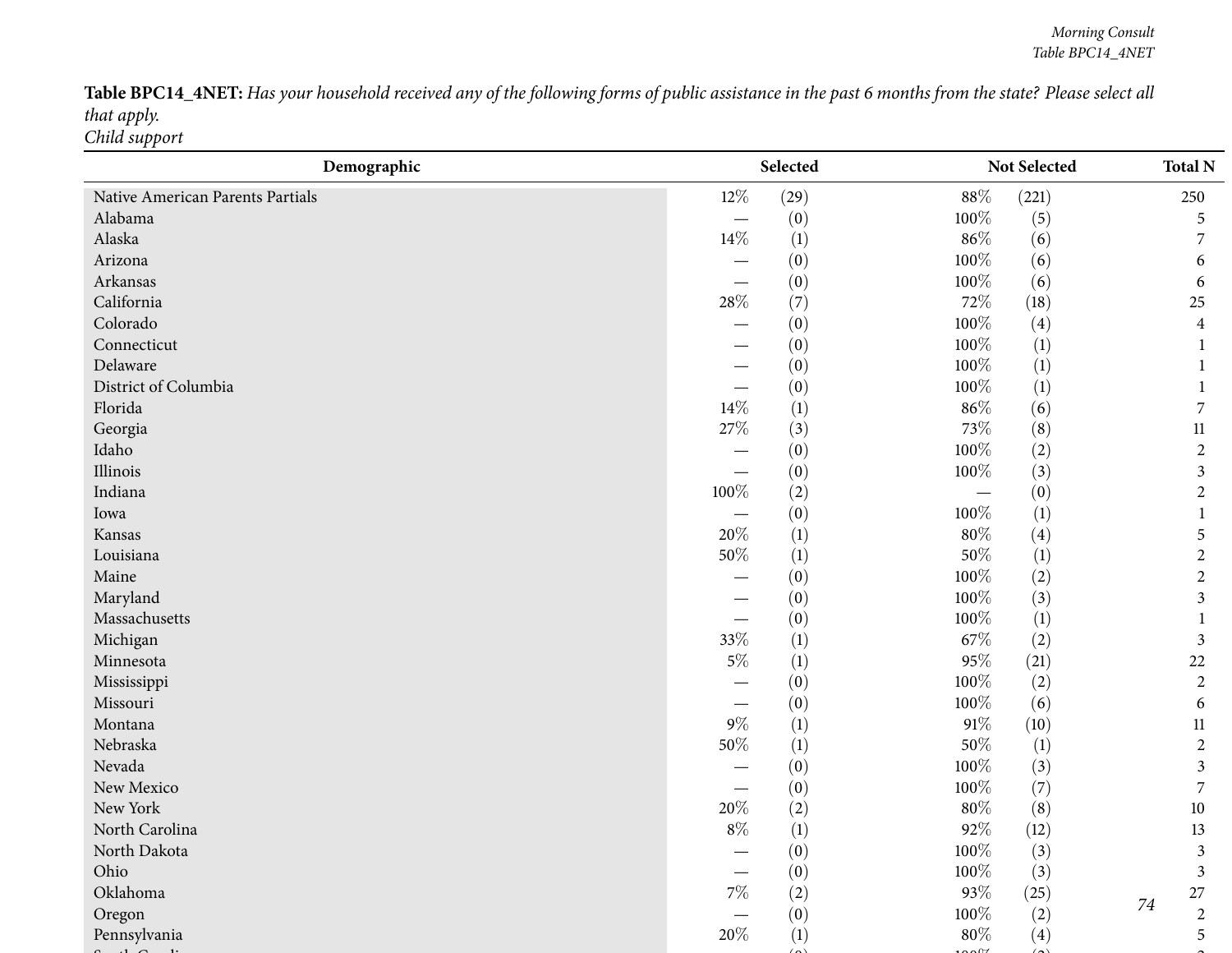**Table BPC14_4NET:** *Has your household received any of the following forms of public assistance in the past 6 months from the state? Please select all that apply.*
*Child support*

| Demographic | Selected | | Not Selected | | Total N |
|---|---|---|---|---|---|
| Native American Parents Partials | 12% | (29) | 88% | (221) | 250 |
| Alabama | — | (0) | 100% | (5) | 5 |
| Alaska | 14% | (1) | 86% | (6) | 7 |
| Arizona | — | (0) | 100% | (6) | 6 |
| Arkansas | — | (0) | 100% | (6) | 6 |
| California | 28% | (7) | 72% | (18) | 25 |
| Colorado | — | (0) | 100% | (4) | 4 |
| Connecticut | — | (0) | 100% | (1) | 1 |
| Delaware | — | (0) | 100% | (1) | 1 |
| District of Columbia | — | (0) | 100% | (1) | 1 |
| Florida | 14% | (1) | 86% | (6) | 7 |
| Georgia | 27% | (3) | 73% | (8) | 11 |
| Idaho | — | (0) | 100% | (2) | 2 |
| Illinois | — | (0) | 100% | (3) | 3 |
| Indiana | 100% | (2) | — | (0) | 2 |
| Iowa | — | (0) | 100% | (1) | 1 |
| Kansas | 20% | (1) | 80% | (4) | 5 |
| Louisiana | 50% | (1) | 50% | (1) | 2 |
| Maine | — | (0) | 100% | (2) | 2 |
| Maryland | — | (0) | 100% | (3) | 3 |
| Massachusetts | — | (0) | 100% | (1) | 1 |
| Michigan | 33% | (1) | 67% | (2) | 3 |
| Minnesota | 5% | (1) | 95% | (21) | 22 |
| Mississippi | — | (0) | 100% | (2) | 2 |
| Missouri | — | (0) | 100% | (6) | 6 |
| Montana | 9% | (1) | 91% | (10) | 11 |
| Nebraska | 50% | (1) | 50% | (1) | 2 |
| Nevada | — | (0) | 100% | (3) | 3 |
| New Mexico | — | (0) | 100% | (7) | 7 |
| New York | 20% | (2) | 80% | (8) | 10 |
| North Carolina | 8% | (1) | 92% | (12) | 13 |
| North Dakota | — | (0) | 100% | (3) | 3 |
| Ohio | — | (0) | 100% | (3) | 3 |
| Oklahoma | 7% | (2) | 93% | (25) | 27 |
| Oregon | — | (0) | 100% | (2) | 2 |
| Pennsylvania | 20% | (1) | 80% | (4) | 5 |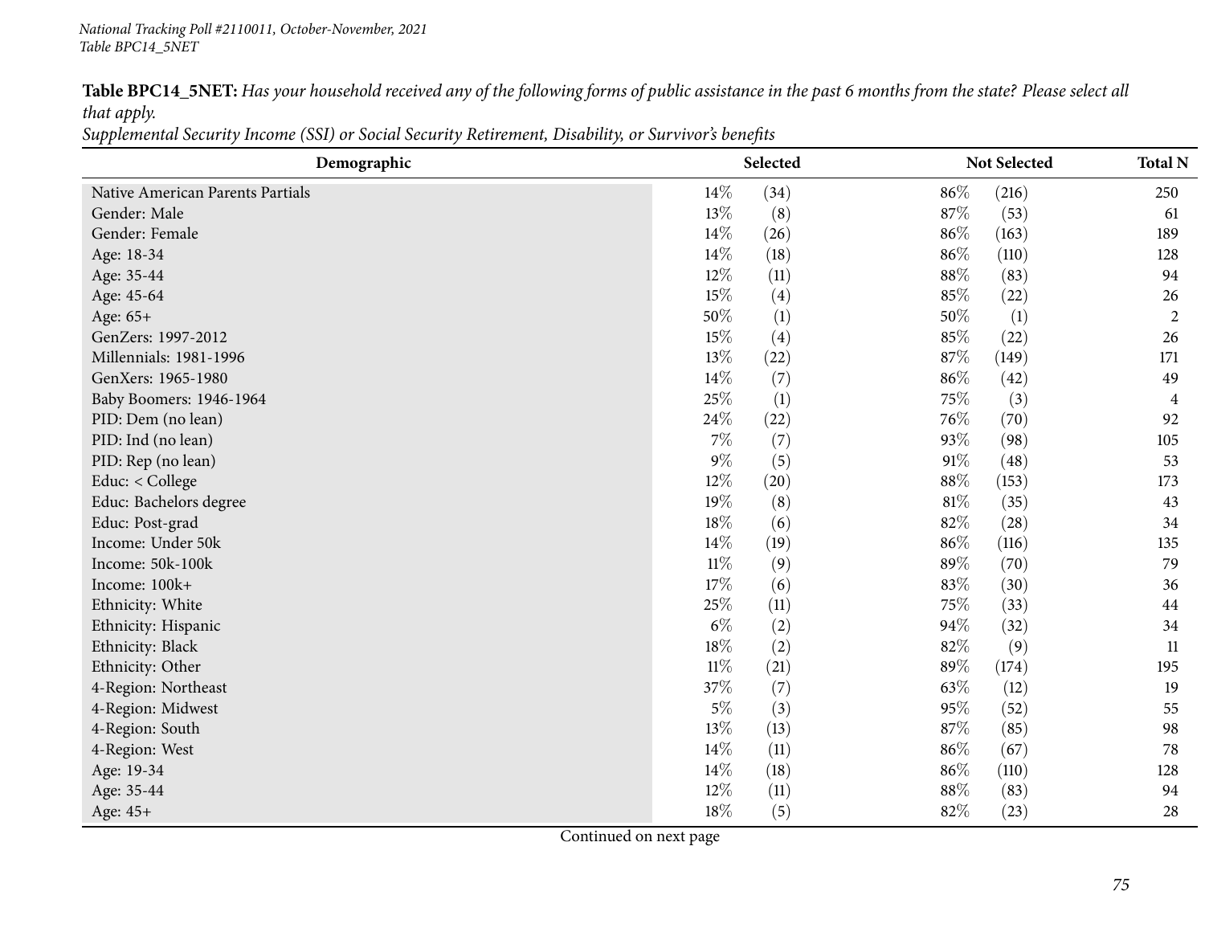**Table BPC14_5NET:** *Has your household received any of the following forms of public assistance in the past 6 months from the state? Please select all that apply.*

*Supplemental Security Income (SSI) or Social Security Retirement, Disability, or Survivor's benefits*

| Demographic | Selected | | Not Selected | | Total N |
|---|---|---|---|---|---|
| Native American Parents Partials | 14% | (34) | 86% | (216) | 250 |
| Gender: Male | 13% | (8) | 87% | (53) | 61 |
| Gender: Female | 14% | (26) | 86% | (163) | 189 |
| Age: 18-34 | 14% | (18) | 86% | (110) | 128 |
| Age: 35-44 | 12% | (11) | 88% | (83) | 94 |
| Age: 45-64 | 15% | (4) | 85% | (22) | 26 |
| Age: 65+ | 50% | (1) | 50% | (1) | 2 |
| GenZers: 1997-2012 | 15% | (4) | 85% | (22) | 26 |
| Millennials: 1981-1996 | 13% | (22) | 87% | (149) | 171 |
| GenXers: 1965-1980 | 14% | (7) | 86% | (42) | 49 |
| Baby Boomers: 1946-1964 | 25% | (1) | 75% | (3) | 4 |
| PID: Dem (no lean) | 24% | (22) | 76% | (70) | 92 |
| PID: Ind (no lean) | 7% | (7) | 93% | (98) | 105 |
| PID: Rep (no lean) | 9% | (5) | 91% | (48) | 53 |
| Educ: < College | 12% | (20) | 88% | (153) | 173 |
| Educ: Bachelors degree | 19% | (8) | 81% | (35) | 43 |
| Educ: Post-grad | 18% | (6) | 82% | (28) | 34 |
| Income: Under 50k | 14% | (19) | 86% | (116) | 135 |
| Income: 50k-100k | 11% | (9) | 89% | (70) | 79 |
| Income: 100k+ | 17% | (6) | 83% | (30) | 36 |
| Ethnicity: White | 25% | (11) | 75% | (33) | 44 |
| Ethnicity: Hispanic | 6% | (2) | 94% | (32) | 34 |
| Ethnicity: Black | 18% | (2) | 82% | (9) | 11 |
| Ethnicity: Other | 11% | (21) | 89% | (174) | 195 |
| 4-Region: Northeast | 37% | (7) | 63% | (12) | 19 |
| 4-Region: Midwest | 5% | (3) | 95% | (52) | 55 |
| 4-Region: South | 13% | (13) | 87% | (85) | 98 |
| 4-Region: West | 14% | (11) | 86% | (67) | 78 |
| Age: 19-34 | 14% | (18) | 86% | (110) | 128 |
| Age: 35-44 | 12% | (11) | 88% | (83) | 94 |
| Age: 45+ | 18% | (5) | 82% | (23) | 28 |

Continued on next page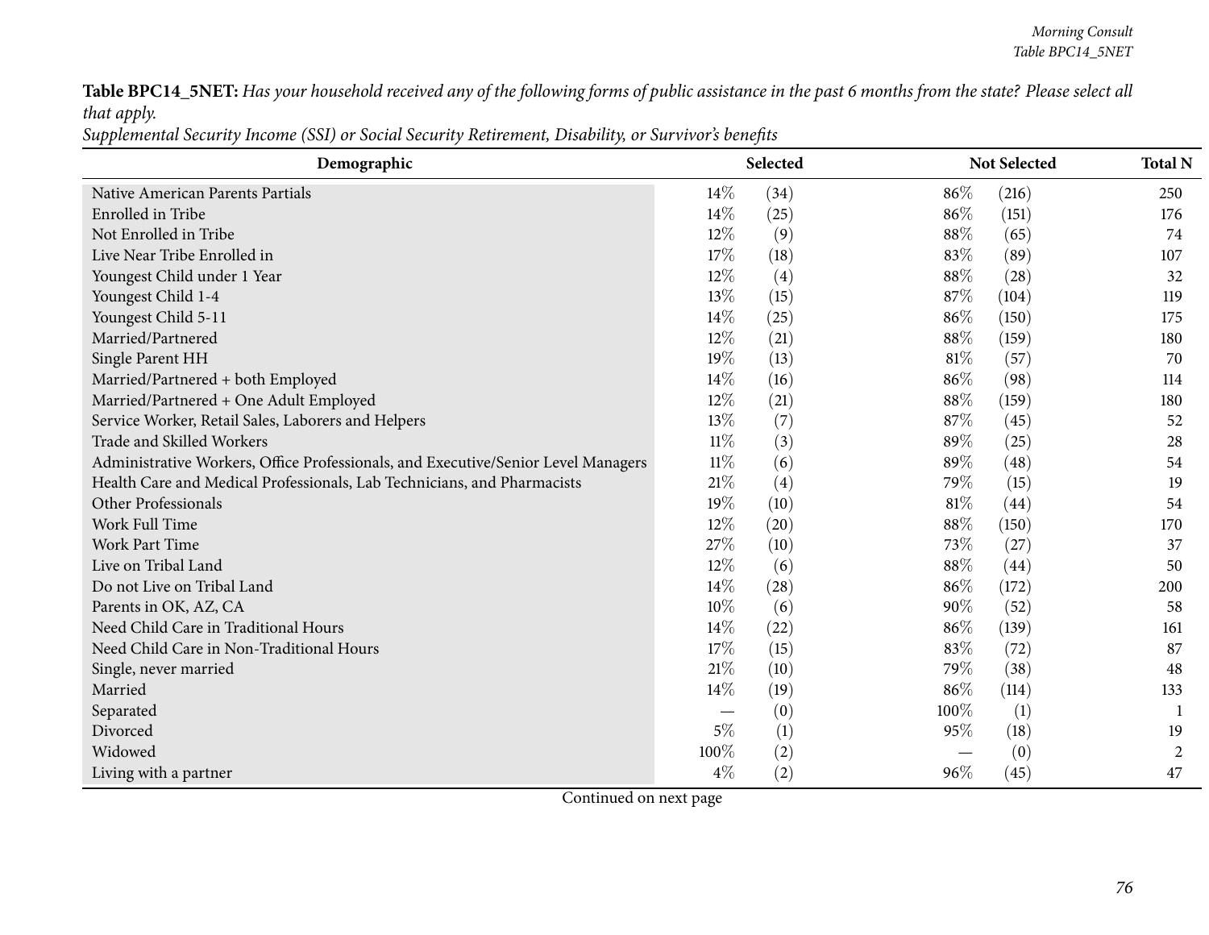**Table BPC14_5NET:** *Has your household received any of the following forms of public assistance in the past 6 months from the state? Please select all that apply.*

*Supplemental Security Income (SSI) or Social Security Retirement, Disability, or Survivor's benefits*

| Demographic | Selected | | Not Selected | | Total N |
|---|---|---|---|---|---|
| Native American Parents Partials | 14% | (34) | 86% | (216) | 250 |
| Enrolled in Tribe | 14% | (25) | 86% | (151) | 176 |
| Not Enrolled in Tribe | 12% | (9) | 88% | (65) | 74 |
| Live Near Tribe Enrolled in | 17% | (18) | 83% | (89) | 107 |
| Youngest Child under 1 Year | 12% | (4) | 88% | (28) | 32 |
| Youngest Child 1-4 | 13% | (15) | 87% | (104) | 119 |
| Youngest Child 5-11 | 14% | (25) | 86% | (150) | 175 |
| Married/Partnered | 12% | (21) | 88% | (159) | 180 |
| Single Parent HH | 19% | (13) | 81% | (57) | 70 |
| Married/Partnered + both Employed | 14% | (16) | 86% | (98) | 114 |
| Married/Partnered + One Adult Employed | 12% | (21) | 88% | (159) | 180 |
| Service Worker, Retail Sales, Laborers and Helpers | 13% | (7) | 87% | (45) | 52 |
| Trade and Skilled Workers | 11% | (3) | 89% | (25) | 28 |
| Administrative Workers, Office Professionals, and Executive/Senior Level Managers | 11% | (6) | 89% | (48) | 54 |
| Health Care and Medical Professionals, Lab Technicians, and Pharmacists | 21% | (4) | 79% | (15) | 19 |
| Other Professionals | 19% | (10) | 81% | (44) | 54 |
| Work Full Time | 12% | (20) | 88% | (150) | 170 |
| Work Part Time | 27% | (10) | 73% | (27) | 37 |
| Live on Tribal Land | 12% | (6) | 88% | (44) | 50 |
| Do not Live on Tribal Land | 14% | (28) | 86% | (172) | 200 |
| Parents in OK, AZ, CA | 10% | (6) | 90% | (52) | 58 |
| Need Child Care in Traditional Hours | 14% | (22) | 86% | (139) | 161 |
| Need Child Care in Non-Traditional Hours | 17% | (15) | 83% | (72) | 87 |
| Single, never married | 21% | (10) | 79% | (38) | 48 |
| Married | 14% | (19) | 86% | (114) | 133 |
| Separated | — | (0) | 100% | (1) | 1 |
| Divorced | 5% | (1) | 95% | (18) | 19 |
| Widowed | 100% | (2) | — | (0) | 2 |
| Living with a partner | 4% | (2) | 96% | (45) | 47 |

Continued on next page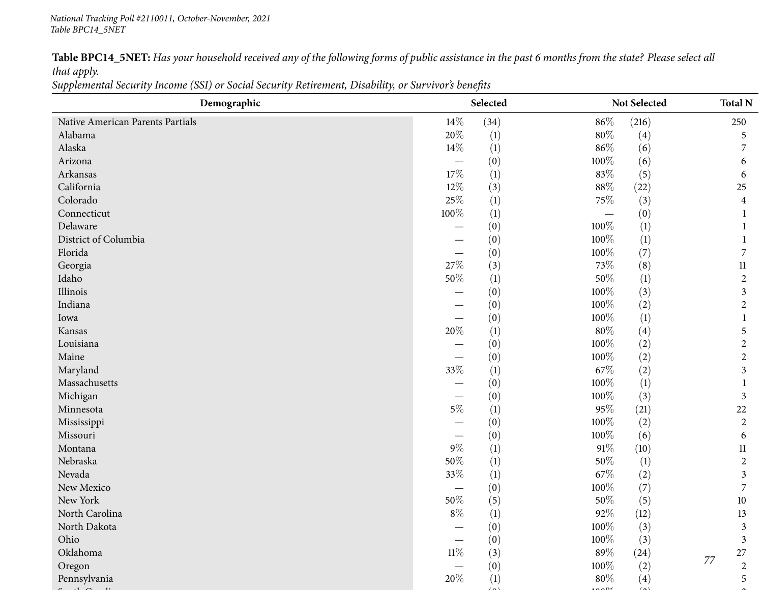National Tracking Poll #2110011, October-November, 2021
Table BPC14_5NET

**Table BPC14_5NET:** *Has your household received any of the following forms of public assistance in the past 6 months from the state? Please select all that apply.*
*Supplemental Security Income (SSI) or Social Security Retirement, Disability, or Survivor's benefits*

| Demographic | Selected | | Not Selected | | Total N |
|---|---|---|---|---|---|
| Native American Parents Partials | 14% | (34) | 86% | (216) | 250 |
| Alabama | 20% | (1) | 80% | (4) | 5 |
| Alaska | 14% | (1) | 86% | (6) | 7 |
| Arizona | — | (0) | 100% | (6) | 6 |
| Arkansas | 17% | (1) | 83% | (5) | 6 |
| California | 12% | (3) | 88% | (22) | 25 |
| Colorado | 25% | (1) | 75% | (3) | 4 |
| Connecticut | 100% | (1) | — | (0) | 1 |
| Delaware | — | (0) | 100% | (1) | 1 |
| District of Columbia | — | (0) | 100% | (1) | 1 |
| Florida | — | (0) | 100% | (7) | 7 |
| Georgia | 27% | (3) | 73% | (8) | 11 |
| Idaho | 50% | (1) | 50% | (1) | 2 |
| Illinois | — | (0) | 100% | (3) | 3 |
| Indiana | — | (0) | 100% | (2) | 2 |
| Iowa | — | (0) | 100% | (1) | 1 |
| Kansas | 20% | (1) | 80% | (4) | 5 |
| Louisiana | — | (0) | 100% | (2) | 2 |
| Maine | — | (0) | 100% | (2) | 2 |
| Maryland | 33% | (1) | 67% | (2) | 3 |
| Massachusetts | — | (0) | 100% | (1) | 1 |
| Michigan | — | (0) | 100% | (3) | 3 |
| Minnesota | 5% | (1) | 95% | (21) | 22 |
| Mississippi | — | (0) | 100% | (2) | 2 |
| Missouri | — | (0) | 100% | (6) | 6 |
| Montana | 9% | (1) | 91% | (10) | 11 |
| Nebraska | 50% | (1) | 50% | (1) | 2 |
| Nevada | 33% | (1) | 67% | (2) | 3 |
| New Mexico | — | (0) | 100% | (7) | 7 |
| New York | 50% | (5) | 50% | (5) | 10 |
| North Carolina | 8% | (1) | 92% | (12) | 13 |
| North Dakota | — | (0) | 100% | (3) | 3 |
| Ohio | — | (0) | 100% | (3) | 3 |
| Oklahoma | 11% | (3) | 89% | (24) | 27 |
| Oregon | — | (0) | 100% | (2) | 2 |
| Pennsylvania | 20% | (1) | 80% | (4) | 5 |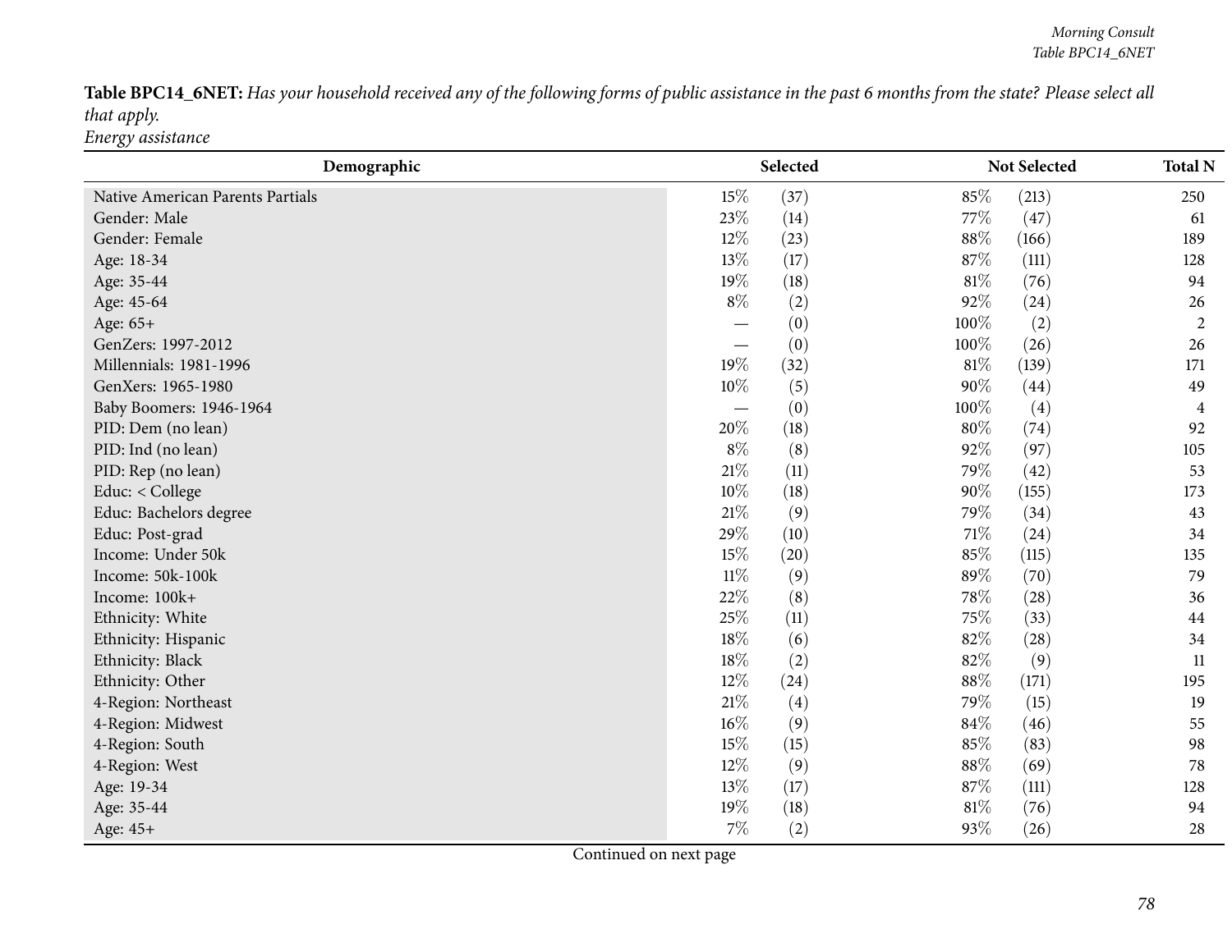**Table BPC14_6NET:** *Has your household received any of the following forms of public assistance in the past 6 months from the state? Please select all that apply.*
*Energy assistance*

| Demographic | Selected | | Not Selected | | Total N |
|---|---|---|---|---|---|
| Native American Parents Partials | 15% | (37) | 85% | (213) | 250 |
| Gender: Male | 23% | (14) | 77% | (47) | 61 |
| Gender: Female | 12% | (23) | 88% | (166) | 189 |
| Age: 18-34 | 13% | (17) | 87% | (111) | 128 |
| Age: 35-44 | 19% | (18) | 81% | (76) | 94 |
| Age: 45-64 | 8% | (2) | 92% | (24) | 26 |
| Age: 65+ | — | (0) | 100% | (2) | 2 |
| GenZers: 1997-2012 | — | (0) | 100% | (26) | 26 |
| Millennials: 1981-1996 | 19% | (32) | 81% | (139) | 171 |
| GenXers: 1965-1980 | 10% | (5) | 90% | (44) | 49 |
| Baby Boomers: 1946-1964 | — | (0) | 100% | (4) | 4 |
| PID: Dem (no lean) | 20% | (18) | 80% | (74) | 92 |
| PID: Ind (no lean) | 8% | (8) | 92% | (97) | 105 |
| PID: Rep (no lean) | 21% | (11) | 79% | (42) | 53 |
| Educ: < College | 10% | (18) | 90% | (155) | 173 |
| Educ: Bachelors degree | 21% | (9) | 79% | (34) | 43 |
| Educ: Post-grad | 29% | (10) | 71% | (24) | 34 |
| Income: Under 50k | 15% | (20) | 85% | (115) | 135 |
| Income: 50k-100k | 11% | (9) | 89% | (70) | 79 |
| Income: 100k+ | 22% | (8) | 78% | (28) | 36 |
| Ethnicity: White | 25% | (11) | 75% | (33) | 44 |
| Ethnicity: Hispanic | 18% | (6) | 82% | (28) | 34 |
| Ethnicity: Black | 18% | (2) | 82% | (9) | 11 |
| Ethnicity: Other | 12% | (24) | 88% | (171) | 195 |
| 4-Region: Northeast | 21% | (4) | 79% | (15) | 19 |
| 4-Region: Midwest | 16% | (9) | 84% | (46) | 55 |
| 4-Region: South | 15% | (15) | 85% | (83) | 98 |
| 4-Region: West | 12% | (9) | 88% | (69) | 78 |
| Age: 19-34 | 13% | (17) | 87% | (111) | 128 |
| Age: 35-44 | 19% | (18) | 81% | (76) | 94 |
| Age: 45+ | 7% | (2) | 93% | (26) | 28 |

Continued on next page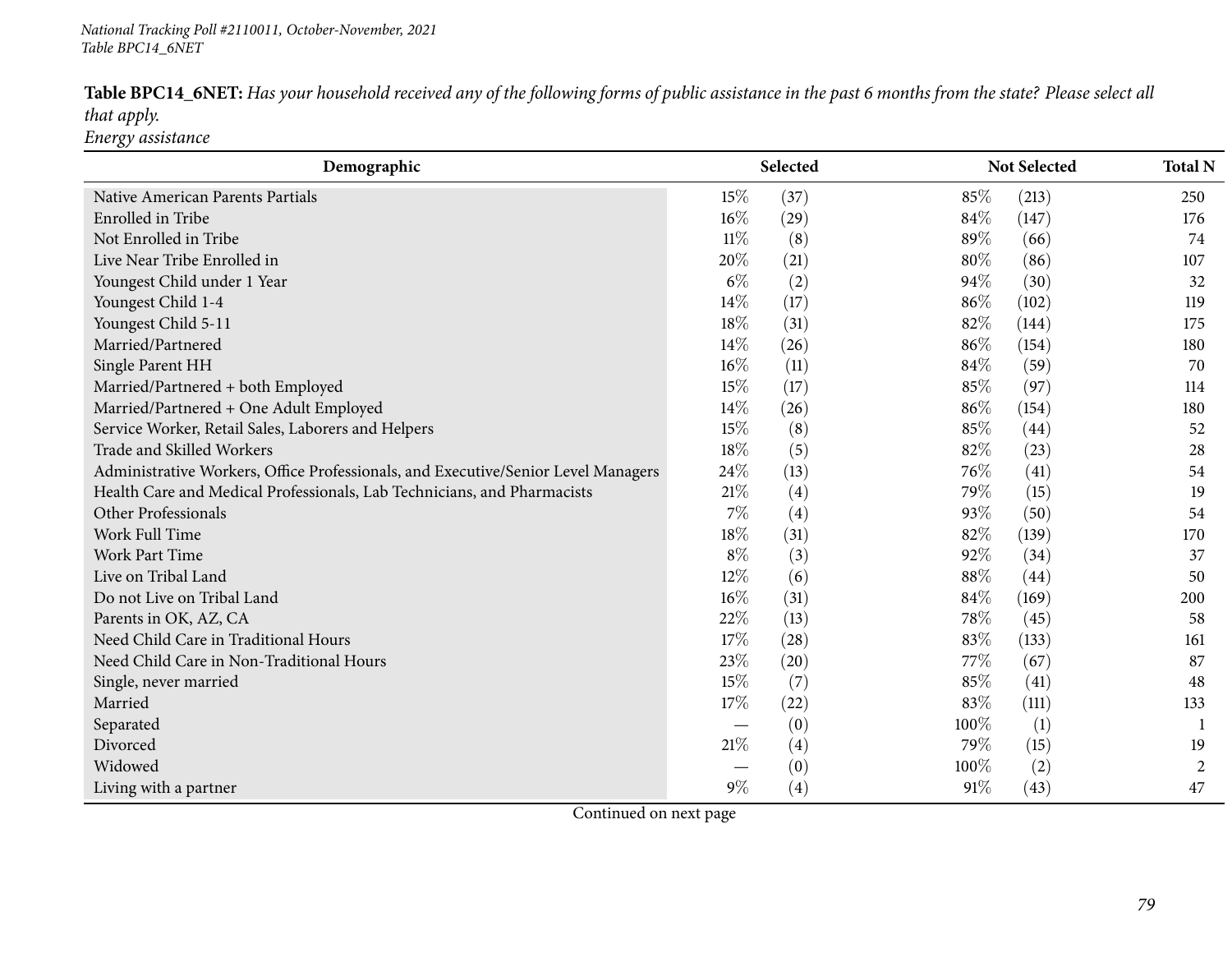**Table BPC14_6NET:** *Has your household received any of the following forms of public assistance in the past 6 months from the state? Please select all that apply.*
*Energy assistance*

| Demographic | Selected | | Not Selected | | Total N |
|---|---|---|---|---|---|
| Native American Parents Partials | 15% | (37) | 85% | (213) | 250 |
| Enrolled in Tribe | 16% | (29) | 84% | (147) | 176 |
| Not Enrolled in Tribe | 11% | (8) | 89% | (66) | 74 |
| Live Near Tribe Enrolled in | 20% | (21) | 80% | (86) | 107 |
| Youngest Child under 1 Year | 6% | (2) | 94% | (30) | 32 |
| Youngest Child 1-4 | 14% | (17) | 86% | (102) | 119 |
| Youngest Child 5-11 | 18% | (31) | 82% | (144) | 175 |
| Married/Partnered | 14% | (26) | 86% | (154) | 180 |
| Single Parent HH | 16% | (11) | 84% | (59) | 70 |
| Married/Partnered + both Employed | 15% | (17) | 85% | (97) | 114 |
| Married/Partnered + One Adult Employed | 14% | (26) | 86% | (154) | 180 |
| Service Worker, Retail Sales, Laborers and Helpers | 15% | (8) | 85% | (44) | 52 |
| Trade and Skilled Workers | 18% | (5) | 82% | (23) | 28 |
| Administrative Workers, Office Professionals, and Executive/Senior Level Managers | 24% | (13) | 76% | (41) | 54 |
| Health Care and Medical Professionals, Lab Technicians, and Pharmacists | 21% | (4) | 79% | (15) | 19 |
| Other Professionals | 7% | (4) | 93% | (50) | 54 |
| Work Full Time | 18% | (31) | 82% | (139) | 170 |
| Work Part Time | 8% | (3) | 92% | (34) | 37 |
| Live on Tribal Land | 12% | (6) | 88% | (44) | 50 |
| Do not Live on Tribal Land | 16% | (31) | 84% | (169) | 200 |
| Parents in OK, AZ, CA | 22% | (13) | 78% | (45) | 58 |
| Need Child Care in Traditional Hours | 17% | (28) | 83% | (133) | 161 |
| Need Child Care in Non-Traditional Hours | 23% | (20) | 77% | (67) | 87 |
| Single, never married | 15% | (7) | 85% | (41) | 48 |
| Married | 17% | (22) | 83% | (111) | 133 |
| Separated | — | (0) | 100% | (1) | 1 |
| Divorced | 21% | (4) | 79% | (15) | 19 |
| Widowed | — | (0) | 100% | (2) | 2 |
| Living with a partner | 9% | (4) | 91% | (43) | 47 |

Continued on next page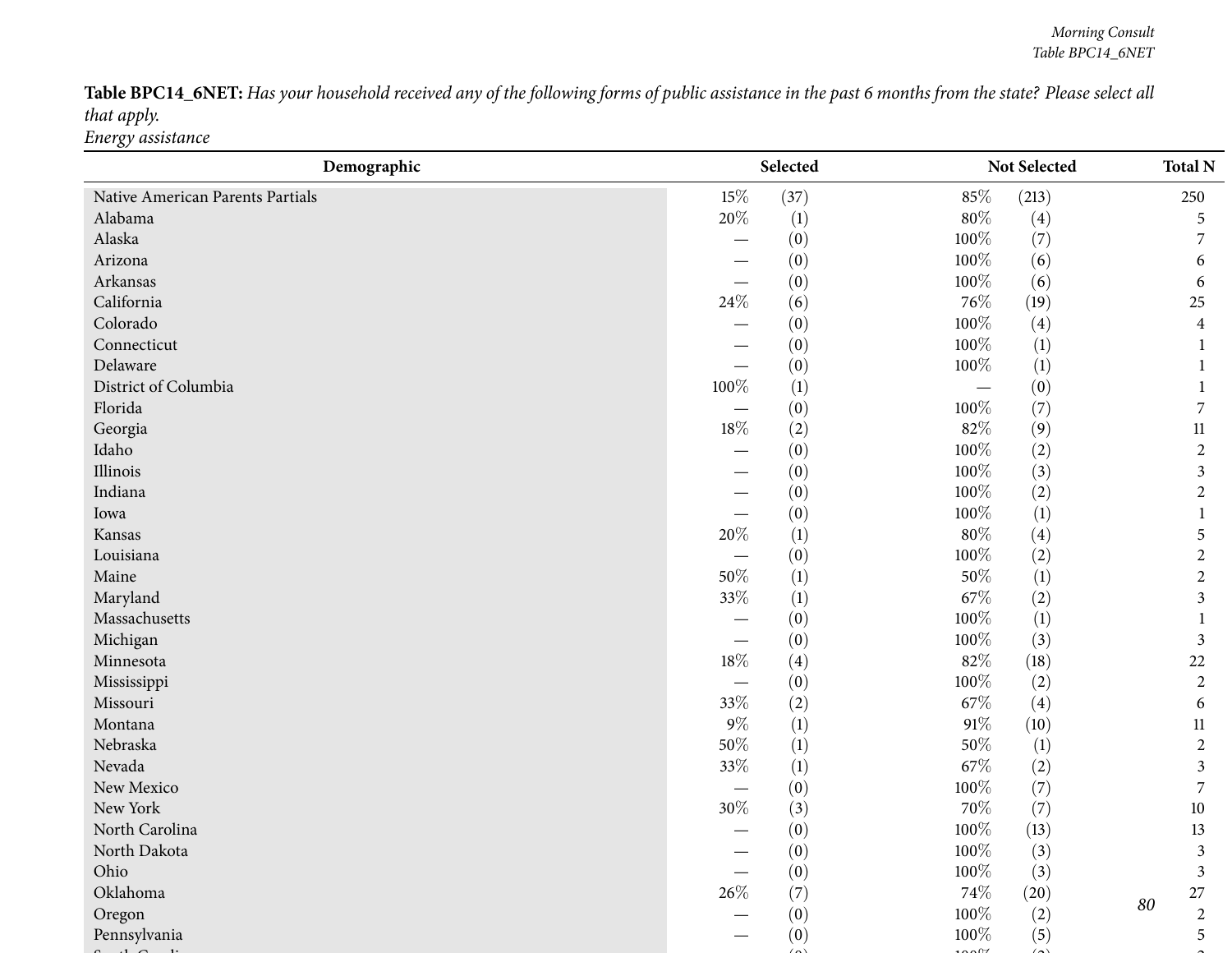**Table BPC14_6NET:** *Has your household received any of the following forms of public assistance in the past 6 months from the state? Please select all that apply.*
*Energy assistance*

| Demographic | Selected | | Not Selected | | Total N |
|---|---|---|---|---|---|
| Native American Parents Partials | 15% | (37) | 85% | (213) | 250 |
| Alabama | 20% | (1) | 80% | (4) | 5 |
| Alaska | — | (0) | 100% | (7) | 7 |
| Arizona | — | (0) | 100% | (6) | 6 |
| Arkansas | — | (0) | 100% | (6) | 6 |
| California | 24% | (6) | 76% | (19) | 25 |
| Colorado | — | (0) | 100% | (4) | 4 |
| Connecticut | — | (0) | 100% | (1) | 1 |
| Delaware | — | (0) | 100% | (1) | 1 |
| District of Columbia | 100% | (1) | — | (0) | 1 |
| Florida | — | (0) | 100% | (7) | 7 |
| Georgia | 18% | (2) | 82% | (9) | 11 |
| Idaho | — | (0) | 100% | (2) | 2 |
| Illinois | — | (0) | 100% | (3) | 3 |
| Indiana | — | (0) | 100% | (2) | 2 |
| Iowa | — | (0) | 100% | (1) | 1 |
| Kansas | 20% | (1) | 80% | (4) | 5 |
| Louisiana | — | (0) | 100% | (2) | 2 |
| Maine | 50% | (1) | 50% | (1) | 2 |
| Maryland | 33% | (1) | 67% | (2) | 3 |
| Massachusetts | — | (0) | 100% | (1) | 1 |
| Michigan | — | (0) | 100% | (3) | 3 |
| Minnesota | 18% | (4) | 82% | (18) | 22 |
| Mississippi | — | (0) | 100% | (2) | 2 |
| Missouri | 33% | (2) | 67% | (4) | 6 |
| Montana | 9% | (1) | 91% | (10) | 11 |
| Nebraska | 50% | (1) | 50% | (1) | 2 |
| Nevada | 33% | (1) | 67% | (2) | 3 |
| New Mexico | — | (0) | 100% | (7) | 7 |
| New York | 30% | (3) | 70% | (7) | 10 |
| North Carolina | — | (0) | 100% | (13) | 13 |
| North Dakota | — | (0) | 100% | (3) | 3 |
| Ohio | — | (0) | 100% | (3) | 3 |
| Oklahoma | 26% | (7) | 74% | (20) | 27 |
| Oregon | — | (0) | 100% | (2) | 2 |
| Pennsylvania | — | (0) | 100% | (5) | 5 |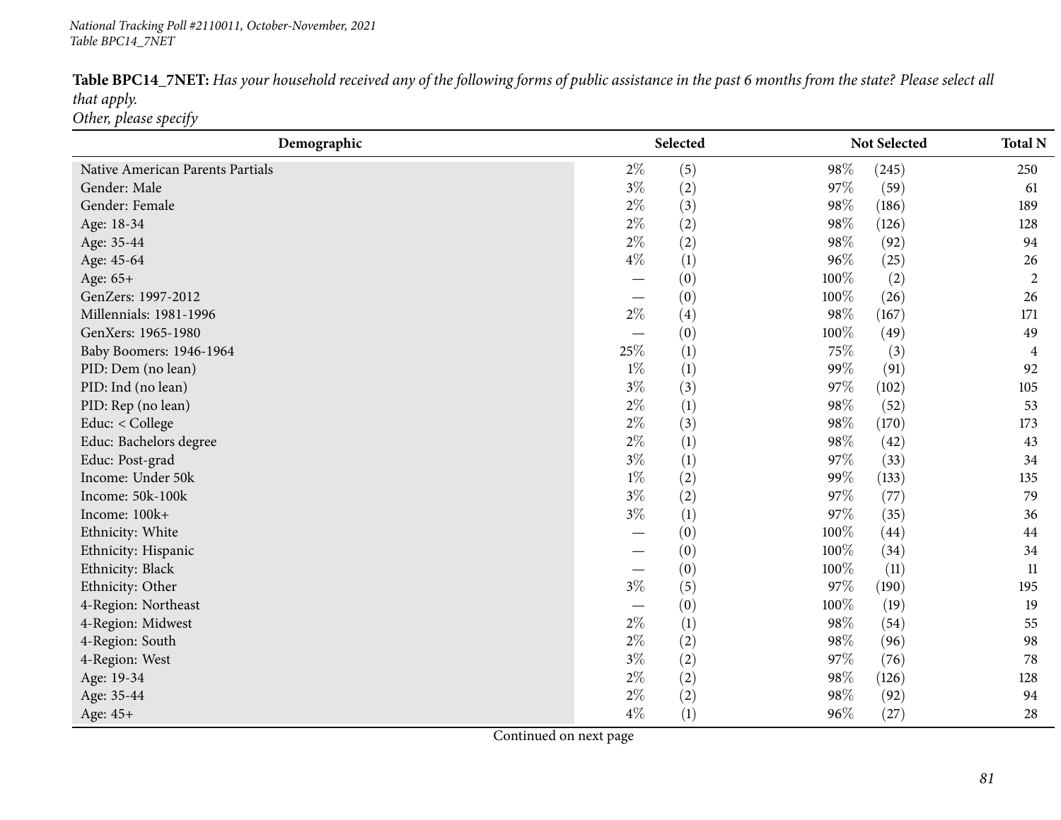**Table BPC14_7NET:** *Has your household received any of the following forms of public assistance in the past 6 months from the state? Please select all that apply.*
*Other, please specify*

| Demographic | Selected | | Not Selected | | Total N |
|---|---|---|---|---|---|
| Native American Parents Partials | 2% | (5) | 98% | (245) | 250 |
| Gender: Male | 3% | (2) | 97% | (59) | 61 |
| Gender: Female | 2% | (3) | 98% | (186) | 189 |
| Age: 18-34 | 2% | (2) | 98% | (126) | 128 |
| Age: 35-44 | 2% | (2) | 98% | (92) | 94 |
| Age: 45-64 | 4% | (1) | 96% | (25) | 26 |
| Age: 65+ | — | (0) | 100% | (2) | 2 |
| GenZers: 1997-2012 | — | (0) | 100% | (26) | 26 |
| Millennials: 1981-1996 | 2% | (4) | 98% | (167) | 171 |
| GenXers: 1965-1980 | — | (0) | 100% | (49) | 49 |
| Baby Boomers: 1946-1964 | 25% | (1) | 75% | (3) | 4 |
| PID: Dem (no lean) | 1% | (1) | 99% | (91) | 92 |
| PID: Ind (no lean) | 3% | (3) | 97% | (102) | 105 |
| PID: Rep (no lean) | 2% | (1) | 98% | (52) | 53 |
| Educ: < College | 2% | (3) | 98% | (170) | 173 |
| Educ: Bachelors degree | 2% | (1) | 98% | (42) | 43 |
| Educ: Post-grad | 3% | (1) | 97% | (33) | 34 |
| Income: Under 50k | 1% | (2) | 99% | (133) | 135 |
| Income: 50k-100k | 3% | (2) | 97% | (77) | 79 |
| Income: 100k+ | 3% | (1) | 97% | (35) | 36 |
| Ethnicity: White | — | (0) | 100% | (44) | 44 |
| Ethnicity: Hispanic | — | (0) | 100% | (34) | 34 |
| Ethnicity: Black | — | (0) | 100% | (11) | 11 |
| Ethnicity: Other | 3% | (5) | 97% | (190) | 195 |
| 4-Region: Northeast | — | (0) | 100% | (19) | 19 |
| 4-Region: Midwest | 2% | (1) | 98% | (54) | 55 |
| 4-Region: South | 2% | (2) | 98% | (96) | 98 |
| 4-Region: West | 3% | (2) | 97% | (76) | 78 |
| Age: 19-34 | 2% | (2) | 98% | (126) | 128 |
| Age: 35-44 | 2% | (2) | 98% | (92) | 94 |
| Age: 45+ | 4% | (1) | 96% | (27) | 28 |

Continued on next page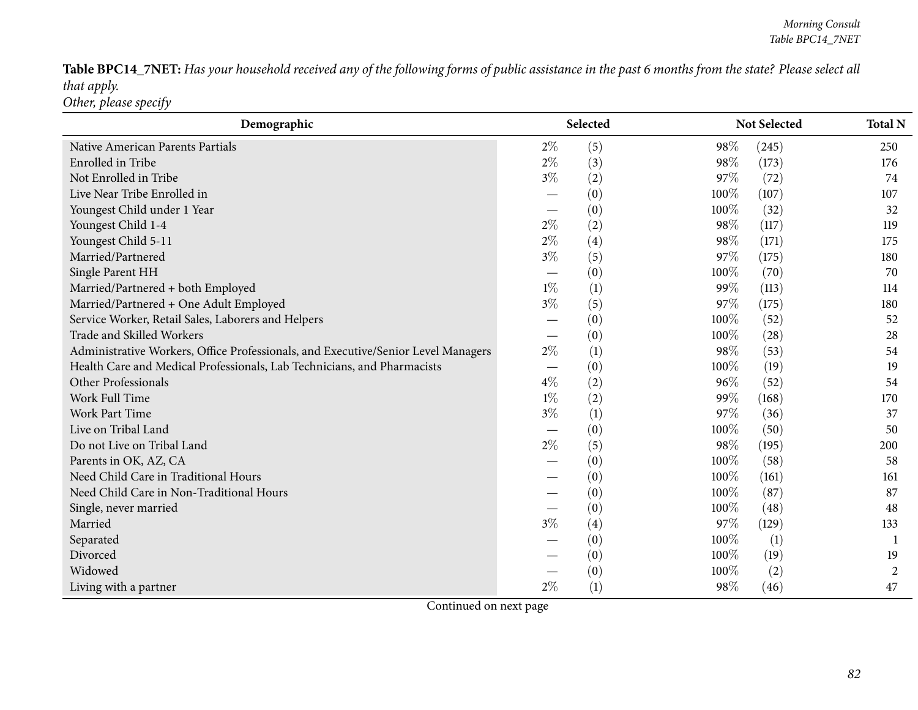**Table BPC14_7NET:** *Has your household received any of the following forms of public assistance in the past 6 months from the state? Please select all that apply.*
*Other, please specify*

| Demographic | Selected | | Not Selected | | Total N |
|---|---|---|---|---|---|
| Native American Parents Partials | 2% | (5) | 98% | (245) | 250 |
| Enrolled in Tribe | 2% | (3) | 98% | (173) | 176 |
| Not Enrolled in Tribe | 3% | (2) | 97% | (72) | 74 |
| Live Near Tribe Enrolled in | — | (0) | 100% | (107) | 107 |
| Youngest Child under 1 Year | — | (0) | 100% | (32) | 32 |
| Youngest Child 1-4 | 2% | (2) | 98% | (117) | 119 |
| Youngest Child 5-11 | 2% | (4) | 98% | (171) | 175 |
| Married/Partnered | 3% | (5) | 97% | (175) | 180 |
| Single Parent HH | — | (0) | 100% | (70) | 70 |
| Married/Partnered + both Employed | 1% | (1) | 99% | (113) | 114 |
| Married/Partnered + One Adult Employed | 3% | (5) | 97% | (175) | 180 |
| Service Worker, Retail Sales, Laborers and Helpers | — | (0) | 100% | (52) | 52 |
| Trade and Skilled Workers | — | (0) | 100% | (28) | 28 |
| Administrative Workers, Office Professionals, and Executive/Senior Level Managers | 2% | (1) | 98% | (53) | 54 |
| Health Care and Medical Professionals, Lab Technicians, and Pharmacists | — | (0) | 100% | (19) | 19 |
| Other Professionals | 4% | (2) | 96% | (52) | 54 |
| Work Full Time | 1% | (2) | 99% | (168) | 170 |
| Work Part Time | 3% | (1) | 97% | (36) | 37 |
| Live on Tribal Land | — | (0) | 100% | (50) | 50 |
| Do not Live on Tribal Land | 2% | (5) | 98% | (195) | 200 |
| Parents in OK, AZ, CA | — | (0) | 100% | (58) | 58 |
| Need Child Care in Traditional Hours | — | (0) | 100% | (161) | 161 |
| Need Child Care in Non-Traditional Hours | — | (0) | 100% | (87) | 87 |
| Single, never married | — | (0) | 100% | (48) | 48 |
| Married | 3% | (4) | 97% | (129) | 133 |
| Separated | — | (0) | 100% | (1) | 1 |
| Divorced | — | (0) | 100% | (19) | 19 |
| Widowed | — | (0) | 100% | (2) | 2 |
| Living with a partner | 2% | (1) | 98% | (46) | 47 |

Continued on next page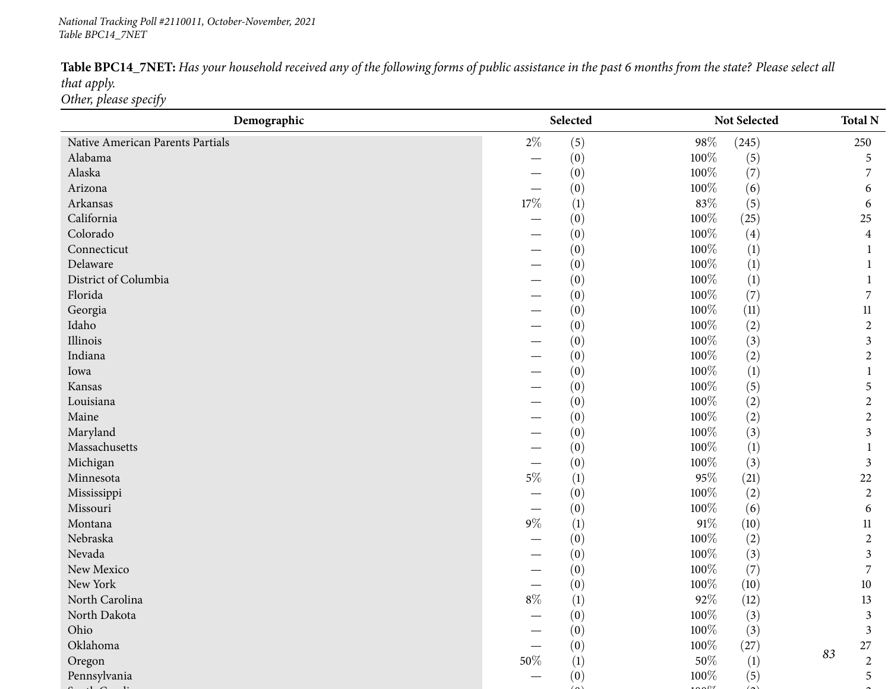**Table BPC14_7NET:** *Has your household received any of the following forms of public assistance in the past 6 months from the state? Please select all that apply.*
*Other, please specify*

| Demographic | Selected | | Not Selected | | Total N |
|---|---|---|---|---|---|
| Native American Parents Partials | 2% | (5) | 98% | (245) | 250 |
| Alabama | — | (0) | 100% | (5) | 5 |
| Alaska | — | (0) | 100% | (7) | 7 |
| Arizona | — | (0) | 100% | (6) | 6 |
| Arkansas | 17% | (1) | 83% | (5) | 6 |
| California | — | (0) | 100% | (25) | 25 |
| Colorado | — | (0) | 100% | (4) | 4 |
| Connecticut | — | (0) | 100% | (1) | 1 |
| Delaware | — | (0) | 100% | (1) | 1 |
| District of Columbia | — | (0) | 100% | (1) | 1 |
| Florida | — | (0) | 100% | (7) | 7 |
| Georgia | — | (0) | 100% | (11) | 11 |
| Idaho | — | (0) | 100% | (2) | 2 |
| Illinois | — | (0) | 100% | (3) | 3 |
| Indiana | — | (0) | 100% | (2) | 2 |
| Iowa | — | (0) | 100% | (1) | 1 |
| Kansas | — | (0) | 100% | (5) | 5 |
| Louisiana | — | (0) | 100% | (2) | 2 |
| Maine | — | (0) | 100% | (2) | 2 |
| Maryland | — | (0) | 100% | (3) | 3 |
| Massachusetts | — | (0) | 100% | (1) | 1 |
| Michigan | — | (0) | 100% | (3) | 3 |
| Minnesota | 5% | (1) | 95% | (21) | 22 |
| Mississippi | — | (0) | 100% | (2) | 2 |
| Missouri | — | (0) | 100% | (6) | 6 |
| Montana | 9% | (1) | 91% | (10) | 11 |
| Nebraska | — | (0) | 100% | (2) | 2 |
| Nevada | — | (0) | 100% | (3) | 3 |
| New Mexico | — | (0) | 100% | (7) | 7 |
| New York | — | (0) | 100% | (10) | 10 |
| North Carolina | 8% | (1) | 92% | (12) | 13 |
| North Dakota | — | (0) | 100% | (3) | 3 |
| Ohio | — | (0) | 100% | (3) | 3 |
| Oklahoma | — | (0) | 100% | (27) | 27 |
| Oregon | 50% | (1) | 50% | (1) | 2 |
| Pennsylvania | — | (0) | 100% | (5) | 5 |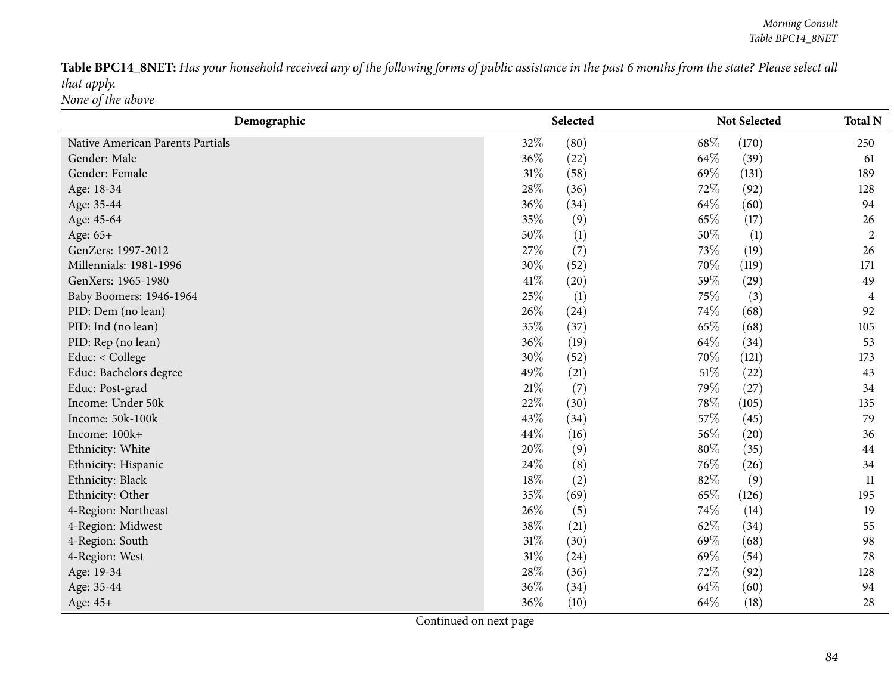**Table BPC14_8NET:** *Has your household received any of the following forms of public assistance in the past 6 months from the state? Please select all that apply.*
*None of the above*

| Demographic | Selected | | Not Selected | | Total N |
|---|---|---|---|---|---|
| Native American Parents Partials | 32% | (80) | 68% | (170) | 250 |
| Gender: Male | 36% | (22) | 64% | (39) | 61 |
| Gender: Female | 31% | (58) | 69% | (131) | 189 |
| Age: 18-34 | 28% | (36) | 72% | (92) | 128 |
| Age: 35-44 | 36% | (34) | 64% | (60) | 94 |
| Age: 45-64 | 35% | (9) | 65% | (17) | 26 |
| Age: 65+ | 50% | (1) | 50% | (1) | 2 |
| GenZers: 1997-2012 | 27% | (7) | 73% | (19) | 26 |
| Millennials: 1981-1996 | 30% | (52) | 70% | (119) | 171 |
| GenXers: 1965-1980 | 41% | (20) | 59% | (29) | 49 |
| Baby Boomers: 1946-1964 | 25% | (1) | 75% | (3) | 4 |
| PID: Dem (no lean) | 26% | (24) | 74% | (68) | 92 |
| PID: Ind (no lean) | 35% | (37) | 65% | (68) | 105 |
| PID: Rep (no lean) | 36% | (19) | 64% | (34) | 53 |
| Educ: < College | 30% | (52) | 70% | (121) | 173 |
| Educ: Bachelors degree | 49% | (21) | 51% | (22) | 43 |
| Educ: Post-grad | 21% | (7) | 79% | (27) | 34 |
| Income: Under 50k | 22% | (30) | 78% | (105) | 135 |
| Income: 50k-100k | 43% | (34) | 57% | (45) | 79 |
| Income: 100k+ | 44% | (16) | 56% | (20) | 36 |
| Ethnicity: White | 20% | (9) | 80% | (35) | 44 |
| Ethnicity: Hispanic | 24% | (8) | 76% | (26) | 34 |
| Ethnicity: Black | 18% | (2) | 82% | (9) | 11 |
| Ethnicity: Other | 35% | (69) | 65% | (126) | 195 |
| 4-Region: Northeast | 26% | (5) | 74% | (14) | 19 |
| 4-Region: Midwest | 38% | (21) | 62% | (34) | 55 |
| 4-Region: South | 31% | (30) | 69% | (68) | 98 |
| 4-Region: West | 31% | (24) | 69% | (54) | 78 |
| Age: 19-34 | 28% | (36) | 72% | (92) | 128 |
| Age: 35-44 | 36% | (34) | 64% | (60) | 94 |
| Age: 45+ | 36% | (10) | 64% | (18) | 28 |

Continued on next page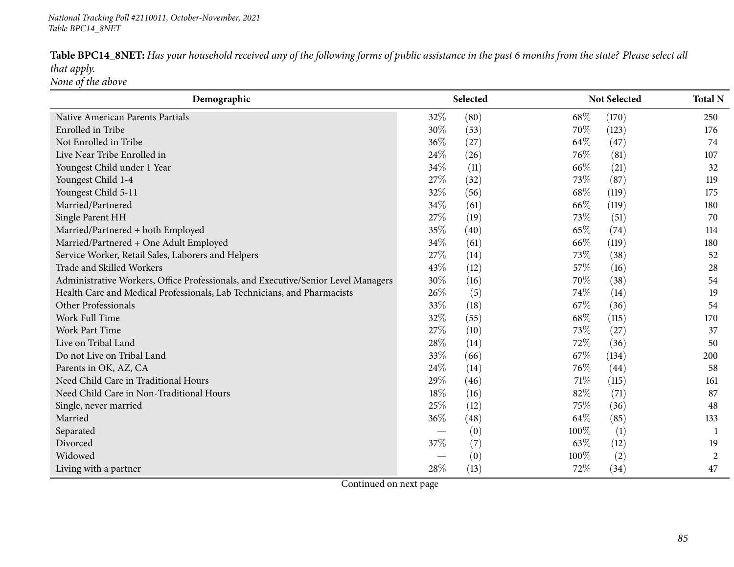**Table BPC14_8NET:** *Has your household received any of the following forms of public assistance in the past 6 months from the state? Please select all that apply.*
*None of the above*

| Demographic | Selected | | Not Selected | | Total N |
|---|---|---|---|---|---|
| Native American Parents Partials | 32% | (80) | 68% | (170) | 250 |
| Enrolled in Tribe | 30% | (53) | 70% | (123) | 176 |
| Not Enrolled in Tribe | 36% | (27) | 64% | (47) | 74 |
| Live Near Tribe Enrolled in | 24% | (26) | 76% | (81) | 107 |
| Youngest Child under 1 Year | 34% | (11) | 66% | (21) | 32 |
| Youngest Child 1-4 | 27% | (32) | 73% | (87) | 119 |
| Youngest Child 5-11 | 32% | (56) | 68% | (119) | 175 |
| Married/Partnered | 34% | (61) | 66% | (119) | 180 |
| Single Parent HH | 27% | (19) | 73% | (51) | 70 |
| Married/Partnered + both Employed | 35% | (40) | 65% | (74) | 114 |
| Married/Partnered + One Adult Employed | 34% | (61) | 66% | (119) | 180 |
| Service Worker, Retail Sales, Laborers and Helpers | 27% | (14) | 73% | (38) | 52 |
| Trade and Skilled Workers | 43% | (12) | 57% | (16) | 28 |
| Administrative Workers, Office Professionals, and Executive/Senior Level Managers | 30% | (16) | 70% | (38) | 54 |
| Health Care and Medical Professionals, Lab Technicians, and Pharmacists | 26% | (5) | 74% | (14) | 19 |
| Other Professionals | 33% | (18) | 67% | (36) | 54 |
| Work Full Time | 32% | (55) | 68% | (115) | 170 |
| Work Part Time | 27% | (10) | 73% | (27) | 37 |
| Live on Tribal Land | 28% | (14) | 72% | (36) | 50 |
| Do not Live on Tribal Land | 33% | (66) | 67% | (134) | 200 |
| Parents in OK, AZ, CA | 24% | (14) | 76% | (44) | 58 |
| Need Child Care in Traditional Hours | 29% | (46) | 71% | (115) | 161 |
| Need Child Care in Non-Traditional Hours | 18% | (16) | 82% | (71) | 87 |
| Single, never married | 25% | (12) | 75% | (36) | 48 |
| Married | 36% | (48) | 64% | (85) | 133 |
| Separated | — | (0) | 100% | (1) | 1 |
| Divorced | 37% | (7) | 63% | (12) | 19 |
| Widowed | — | (0) | 100% | (2) | 2 |
| Living with a partner | 28% | (13) | 72% | (34) | 47 |

Continued on next page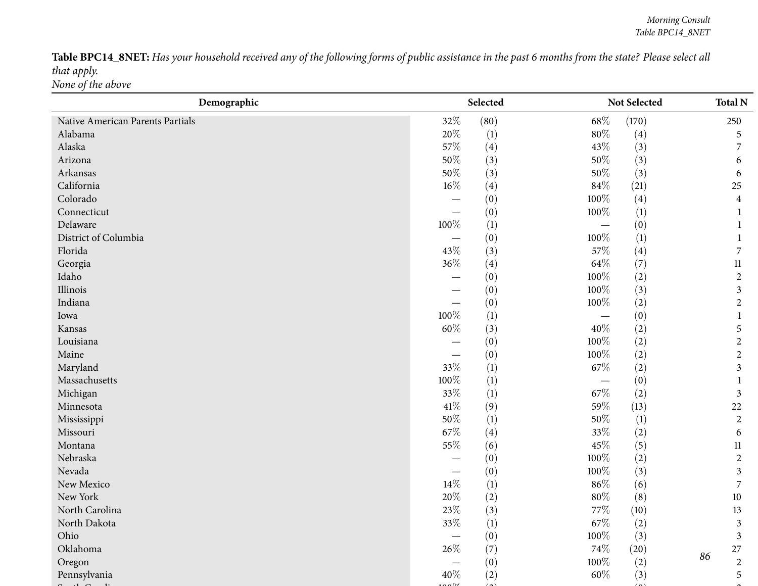**Table BPC14_8NET:** *Has your household received any of the following forms of public assistance in the past 6 months from the state? Please select all that apply.*
*None of the above*

| Demographic | Selected | | Not Selected | | Total N |
|---|---|---|---|---|---|
| Native American Parents Partials | 32% | (80) | 68% | (170) | 250 |
| Alabama | 20% | (1) | 80% | (4) | 5 |
| Alaska | 57% | (4) | 43% | (3) | 7 |
| Arizona | 50% | (3) | 50% | (3) | 6 |
| Arkansas | 50% | (3) | 50% | (3) | 6 |
| California | 16% | (4) | 84% | (21) | 25 |
| Colorado | — | (0) | 100% | (4) | 4 |
| Connecticut | — | (0) | 100% | (1) | 1 |
| Delaware | 100% | (1) | — | (0) | 1 |
| District of Columbia | — | (0) | 100% | (1) | 1 |
| Florida | 43% | (3) | 57% | (4) | 7 |
| Georgia | 36% | (4) | 64% | (7) | 11 |
| Idaho | — | (0) | 100% | (2) | 2 |
| Illinois | — | (0) | 100% | (3) | 3 |
| Indiana | — | (0) | 100% | (2) | 2 |
| Iowa | 100% | (1) | — | (0) | 1 |
| Kansas | 60% | (3) | 40% | (2) | 5 |
| Louisiana | — | (0) | 100% | (2) | 2 |
| Maine | — | (0) | 100% | (2) | 2 |
| Maryland | 33% | (1) | 67% | (2) | 3 |
| Massachusetts | 100% | (1) | — | (0) | 1 |
| Michigan | 33% | (1) | 67% | (2) | 3 |
| Minnesota | 41% | (9) | 59% | (13) | 22 |
| Mississippi | 50% | (1) | 50% | (1) | 2 |
| Missouri | 67% | (4) | 33% | (2) | 6 |
| Montana | 55% | (6) | 45% | (5) | 11 |
| Nebraska | — | (0) | 100% | (2) | 2 |
| Nevada | — | (0) | 100% | (3) | 3 |
| New Mexico | 14% | (1) | 86% | (6) | 7 |
| New York | 20% | (2) | 80% | (8) | 10 |
| North Carolina | 23% | (3) | 77% | (10) | 13 |
| North Dakota | 33% | (1) | 67% | (2) | 3 |
| Ohio | — | (0) | 100% | (3) | 3 |
| Oklahoma | 26% | (7) | 74% | (20) | 27 |
| Oregon | — | (0) | 100% | (2) | 2 |
| Pennsylvania | 40% | (2) | 60% | (3) | 5 |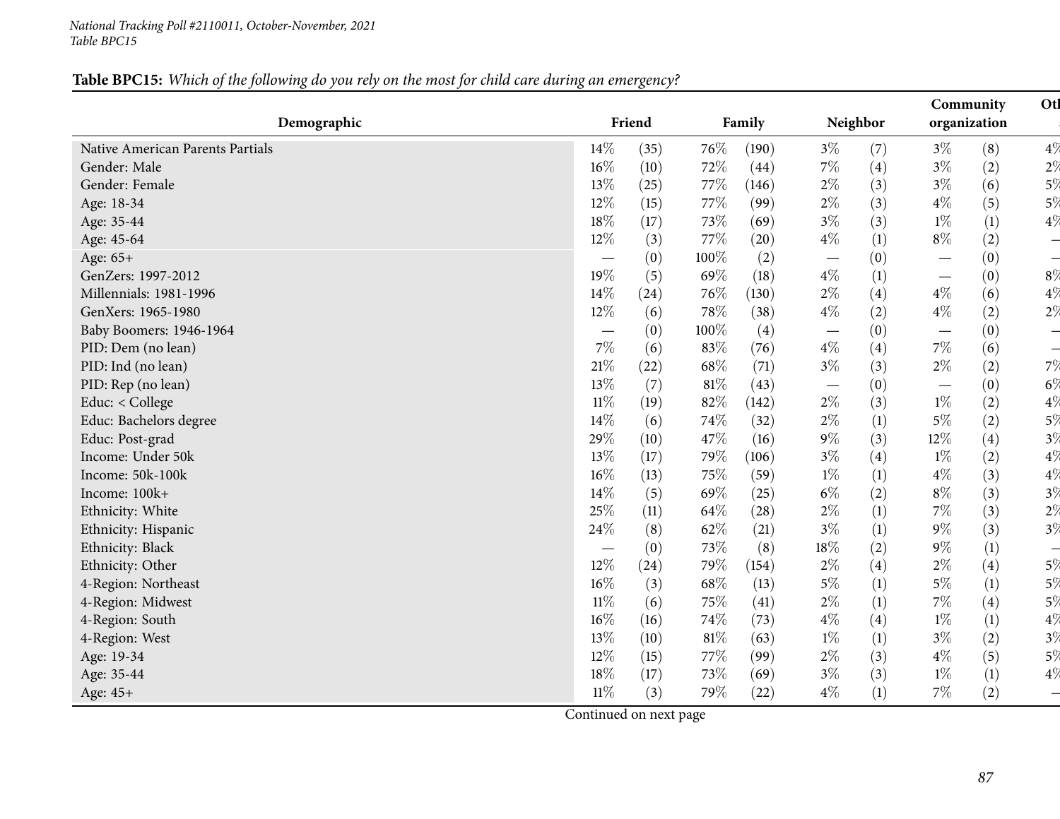National Tracking Poll #2110011, October-November, 2021
Table BPC15

**Table BPC15:** *Which of the following do you rely on the most for child care during an emergency?*

| Demographic | Friend | | Family | | Neighbor | | Community organization | | Otl |
|---|---|---|---|---|---|---|---|---|---|
| Native American Parents Partials | 14% | (35) | 76% | (190) | 3% | (7) | 3% | (8) | 4% |
| Gender: Male | 16% | (10) | 72% | (44) | 7% | (4) | 3% | (2) | 2% |
| Gender: Female | 13% | (25) | 77% | (146) | 2% | (3) | 3% | (6) | 5% |
| Age: 18-34 | 12% | (15) | 77% | (99) | 2% | (3) | 4% | (5) | 5% |
| Age: 35-44 | 18% | (17) | 73% | (69) | 3% | (3) | 1% | (1) | 4% |
| Age: 45-64 | 12% | (3) | 77% | (20) | 4% | (1) | 8% | (2) | – |
| Age: 65+ | — | (0) | 100% | (2) | — | (0) | — | (0) | – |
| GenZers: 1997-2012 | 19% | (5) | 69% | (18) | 4% | (1) | — | (0) | 8% |
| Millennials: 1981-1996 | 14% | (24) | 76% | (130) | 2% | (4) | 4% | (6) | 4% |
| GenXers: 1965-1980 | 12% | (6) | 78% | (38) | 4% | (2) | 4% | (2) | 2% |
| Baby Boomers: 1946-1964 | — | (0) | 100% | (4) | — | (0) | — | (0) | – |
| PID: Dem (no lean) | 7% | (6) | 83% | (76) | 4% | (4) | 7% | (6) | – |
| PID: Ind (no lean) | 21% | (22) | 68% | (71) | 3% | (3) | 2% | (2) | 7% |
| PID: Rep (no lean) | 13% | (7) | 81% | (43) | — | (0) | — | (0) | 6% |
| Educ: < College | 11% | (19) | 82% | (142) | 2% | (3) | 1% | (2) | 4% |
| Educ: Bachelors degree | 14% | (6) | 74% | (32) | 2% | (1) | 5% | (2) | 5% |
| Educ: Post-grad | 29% | (10) | 47% | (16) | 9% | (3) | 12% | (4) | 3% |
| Income: Under 50k | 13% | (17) | 79% | (106) | 3% | (4) | 1% | (2) | 4% |
| Income: 50k-100k | 16% | (13) | 75% | (59) | 1% | (1) | 4% | (3) | 4% |
| Income: 100k+ | 14% | (5) | 69% | (25) | 6% | (2) | 8% | (3) | 3% |
| Ethnicity: White | 25% | (11) | 64% | (28) | 2% | (1) | 7% | (3) | 2% |
| Ethnicity: Hispanic | 24% | (8) | 62% | (21) | 3% | (1) | 9% | (3) | 3% |
| Ethnicity: Black | — | (0) | 73% | (8) | 18% | (2) | 9% | (1) | – |
| Ethnicity: Other | 12% | (24) | 79% | (154) | 2% | (4) | 2% | (4) | 5% |
| 4-Region: Northeast | 16% | (3) | 68% | (13) | 5% | (1) | 5% | (1) | 5% |
| 4-Region: Midwest | 11% | (6) | 75% | (41) | 2% | (1) | 7% | (4) | 5% |
| 4-Region: South | 16% | (16) | 74% | (73) | 4% | (4) | 1% | (1) | 4% |
| 4-Region: West | 13% | (10) | 81% | (63) | 1% | (1) | 3% | (2) | 3% |
| Age: 19-34 | 12% | (15) | 77% | (99) | 2% | (3) | 4% | (5) | 5% |
| Age: 35-44 | 18% | (17) | 73% | (69) | 3% | (3) | 1% | (1) | 4% |
| Age: 45+ | 11% | (3) | 79% | (22) | 4% | (1) | 7% | (2) | – |

Continued on next page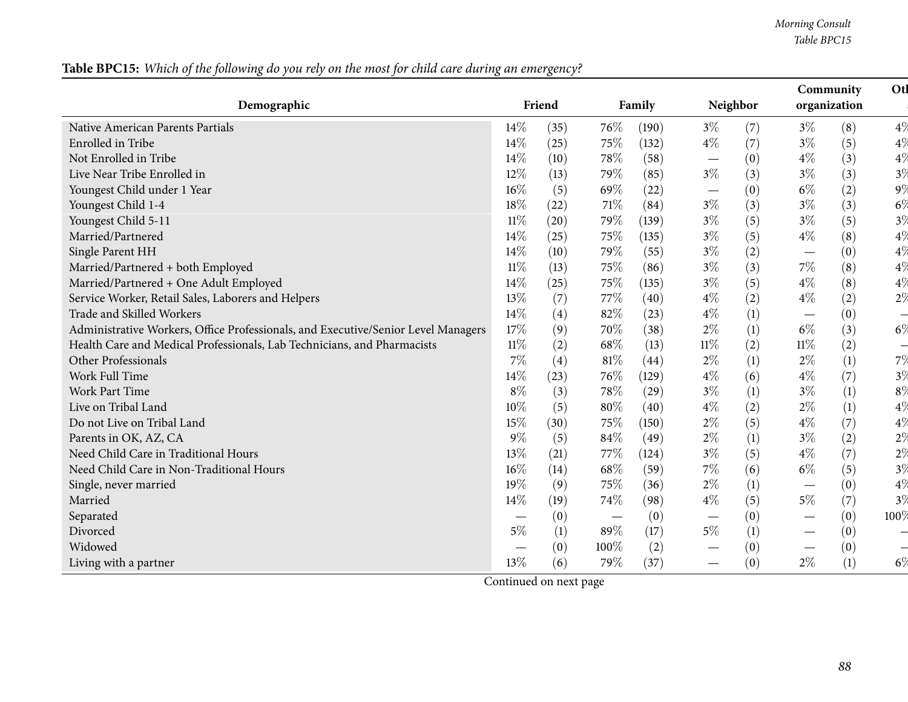**Table BPC15:** *Which of the following do you rely on the most for child care during an emergency?*

| Demographic | Friend | | Family | | Neighbor | | Community organization | | Ot |
|---|---|---|---|---|---|---|---|---|---|
| Native American Parents Partials | 14% | (35) | 76% | (190) | 3% | (7) | 3% | (8) | 4% |
| Enrolled in Tribe | 14% | (25) | 75% | (132) | 4% | (7) | 3% | (5) | 4% |
| Not Enrolled in Tribe | 14% | (10) | 78% | (58) | — | (0) | 4% | (3) | 4% |
| Live Near Tribe Enrolled in | 12% | (13) | 79% | (85) | 3% | (3) | 3% | (3) | 3% |
| Youngest Child under 1 Year | 16% | (5) | 69% | (22) | — | (0) | 6% | (2) | 9% |
| Youngest Child 1-4 | 18% | (22) | 71% | (84) | 3% | (3) | 3% | (3) | 6% |
| Youngest Child 5-11 | 11% | (20) | 79% | (139) | 3% | (5) | 3% | (5) | 3% |
| Married/Partnered | 14% | (25) | 75% | (135) | 3% | (5) | 4% | (8) | 4% |
| Single Parent HH | 14% | (10) | 79% | (55) | 3% | (2) | — | (0) | 4% |
| Married/Partnered + both Employed | 11% | (13) | 75% | (86) | 3% | (3) | 7% | (8) | 4% |
| Married/Partnered + One Adult Employed | 14% | (25) | 75% | (135) | 3% | (5) | 4% | (8) | 4% |
| Service Worker, Retail Sales, Laborers and Helpers | 13% | (7) | 77% | (40) | 4% | (2) | 4% | (2) | 2% |
| Trade and Skilled Workers | 14% | (4) | 82% | (23) | 4% | (1) | — | (0) | — |
| Administrative Workers, Office Professionals, and Executive/Senior Level Managers | 17% | (9) | 70% | (38) | 2% | (1) | 6% | (3) | 6% |
| Health Care and Medical Professionals, Lab Technicians, and Pharmacists | 11% | (2) | 68% | (13) | 11% | (2) | 11% | (2) | — |
| Other Professionals | 7% | (4) | 81% | (44) | 2% | (1) | 2% | (1) | 7% |
| Work Full Time | 14% | (23) | 76% | (129) | 4% | (6) | 4% | (7) | 3% |
| Work Part Time | 8% | (3) | 78% | (29) | 3% | (1) | 3% | (1) | 8% |
| Live on Tribal Land | 10% | (5) | 80% | (40) | 4% | (2) | 2% | (1) | 4% |
| Do not Live on Tribal Land | 15% | (30) | 75% | (150) | 2% | (5) | 4% | (7) | 4% |
| Parents in OK, AZ, CA | 9% | (5) | 84% | (49) | 2% | (1) | 3% | (2) | 2% |
| Need Child Care in Traditional Hours | 13% | (21) | 77% | (124) | 3% | (5) | 4% | (7) | 2% |
| Need Child Care in Non-Traditional Hours | 16% | (14) | 68% | (59) | 7% | (6) | 6% | (5) | 3% |
| Single, never married | 19% | (9) | 75% | (36) | 2% | (1) | — | (0) | 4% |
| Married | 14% | (19) | 74% | (98) | 4% | (5) | 5% | (7) | 3% |
| Separated | — | (0) | — | (0) | — | (0) | — | (0) | 100% |
| Divorced | 5% | (1) | 89% | (17) | 5% | (1) | — | (0) | — |
| Widowed | — | (0) | 100% | (2) | — | (0) | — | (0) | — |
| Living with a partner | 13% | (6) | 79% | (37) | — | (0) | 2% | (1) | 6% |

Continued on next page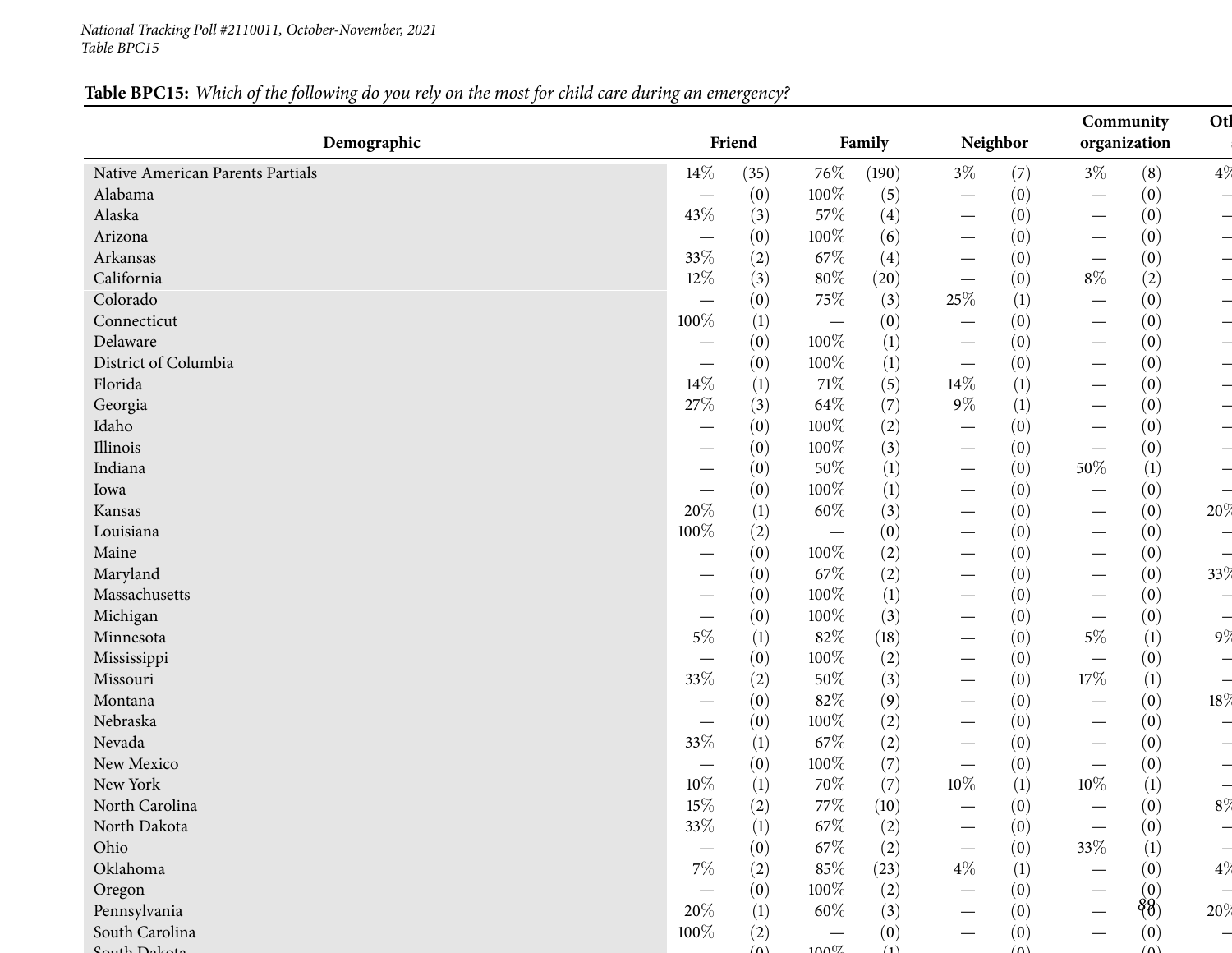*National Tracking Poll #2110011, October-November, 2021*
*Table BPC15*

**Table BPC15:** *Which of the following do you rely on the most for child care during an emergency?*

| Demographic | Friend | | Family | | Neighbor | | Community organization | | Oth |
|---|---|---|---|---|---|---|---|---|---|
| Native American Parents Partials | 14% | (35) | 76% | (190) | 3% | (7) | 3% | (8) | 4% |
| Alabama | — | (0) | 100% | (5) | — | (0) | — | (0) | — |
| Alaska | 43% | (3) | 57% | (4) | — | (0) | — | (0) | — |
| Arizona | — | (0) | 100% | (6) | — | (0) | — | (0) | — |
| Arkansas | 33% | (2) | 67% | (4) | — | (0) | — | (0) | — |
| California | 12% | (3) | 80% | (20) | — | (0) | 8% | (2) | — |
| Colorado | — | (0) | 75% | (3) | 25% | (1) | — | (0) | — |
| Connecticut | 100% | (1) | — | (0) | — | (0) | — | (0) | — |
| Delaware | — | (0) | 100% | (1) | — | (0) | — | (0) | — |
| District of Columbia | — | (0) | 100% | (1) | — | (0) | — | (0) | — |
| Florida | 14% | (1) | 71% | (5) | 14% | (1) | — | (0) | — |
| Georgia | 27% | (3) | 64% | (7) | 9% | (1) | — | (0) | — |
| Idaho | — | (0) | 100% | (2) | — | (0) | — | (0) | — |
| Illinois | — | (0) | 100% | (3) | — | (0) | — | (0) | — |
| Indiana | — | (0) | 50% | (1) | — | (0) | 50% | (1) | — |
| Iowa | — | (0) | 100% | (1) | — | (0) | — | (0) | — |
| Kansas | 20% | (1) | 60% | (3) | — | (0) | — | (0) | 20% |
| Louisiana | 100% | (2) | — | (0) | — | (0) | — | (0) | — |
| Maine | — | (0) | 100% | (2) | — | (0) | — | (0) | — |
| Maryland | — | (0) | 67% | (2) | — | (0) | — | (0) | 33% |
| Massachusetts | — | (0) | 100% | (1) | — | (0) | — | (0) | — |
| Michigan | — | (0) | 100% | (3) | — | (0) | — | (0) | — |
| Minnesota | 5% | (1) | 82% | (18) | — | (0) | 5% | (1) | 9% |
| Mississippi | — | (0) | 100% | (2) | — | (0) | — | (0) | — |
| Missouri | 33% | (2) | 50% | (3) | — | (0) | 17% | (1) | — |
| Montana | — | (0) | 82% | (9) | — | (0) | — | (0) | 18% |
| Nebraska | — | (0) | 100% | (2) | — | (0) | — | (0) | — |
| Nevada | 33% | (1) | 67% | (2) | — | (0) | — | (0) | — |
| New Mexico | — | (0) | 100% | (7) | — | (0) | — | (0) | — |
| New York | 10% | (1) | 70% | (7) | 10% | (1) | 10% | (1) | — |
| North Carolina | 15% | (2) | 77% | (10) | — | (0) | — | (0) | 8% |
| North Dakota | 33% | (1) | 67% | (2) | — | (0) | — | (0) | — |
| Ohio | — | (0) | 67% | (2) | — | (0) | 33% | (1) | — |
| Oklahoma | 7% | (2) | 85% | (23) | 4% | (1) | — | (0) | 4% |
| Oregon | — | (0) | 100% | (2) | — | (0) | — | (0) | — |
| Pennsylvania | 20% | (1) | 60% | (3) | — | (0) | — | (0) | 20% |
| South Carolina | 100% | (2) | — | (0) | — | (0) | — | (0) | — |
| South Dakota | — | (0) | 100% | (1) | — | (0) | — | (0) | |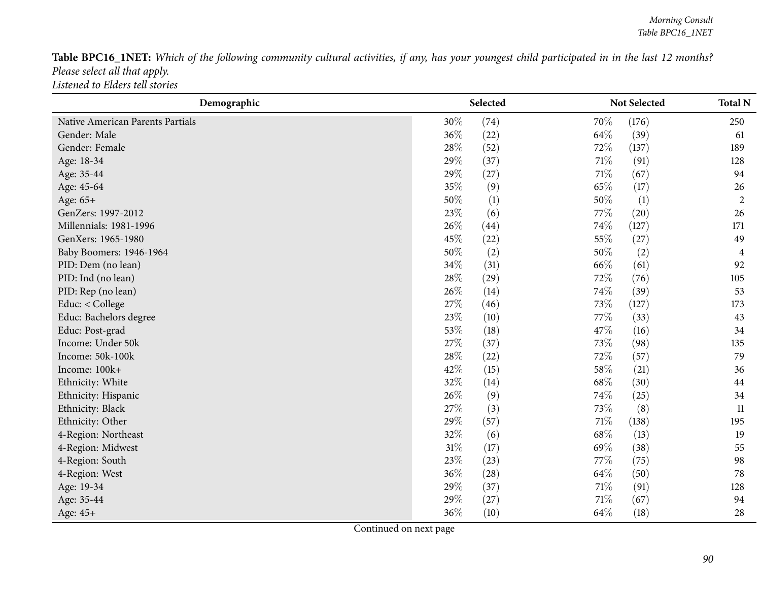**Table BPC16_1NET:** *Which of the following community cultural activities, if any, has your youngest child participated in in the last 12 months? Please select all that apply.*
*Listened to Elders tell stories*

| Demographic | Selected | | Not Selected | | Total N |
|---|---|---|---|---|---|
| Native American Parents Partials | 30% | (74) | 70% | (176) | 250 |
| Gender: Male | 36% | (22) | 64% | (39) | 61 |
| Gender: Female | 28% | (52) | 72% | (137) | 189 |
| Age: 18-34 | 29% | (37) | 71% | (91) | 128 |
| Age: 35-44 | 29% | (27) | 71% | (67) | 94 |
| Age: 45-64 | 35% | (9) | 65% | (17) | 26 |
| Age: 65+ | 50% | (1) | 50% | (1) | 2 |
| GenZers: 1997-2012 | 23% | (6) | 77% | (20) | 26 |
| Millennials: 1981-1996 | 26% | (44) | 74% | (127) | 171 |
| GenXers: 1965-1980 | 45% | (22) | 55% | (27) | 49 |
| Baby Boomers: 1946-1964 | 50% | (2) | 50% | (2) | 4 |
| PID: Dem (no lean) | 34% | (31) | 66% | (61) | 92 |
| PID: Ind (no lean) | 28% | (29) | 72% | (76) | 105 |
| PID: Rep (no lean) | 26% | (14) | 74% | (39) | 53 |
| Educ: < College | 27% | (46) | 73% | (127) | 173 |
| Educ: Bachelors degree | 23% | (10) | 77% | (33) | 43 |
| Educ: Post-grad | 53% | (18) | 47% | (16) | 34 |
| Income: Under 50k | 27% | (37) | 73% | (98) | 135 |
| Income: 50k-100k | 28% | (22) | 72% | (57) | 79 |
| Income: 100k+ | 42% | (15) | 58% | (21) | 36 |
| Ethnicity: White | 32% | (14) | 68% | (30) | 44 |
| Ethnicity: Hispanic | 26% | (9) | 74% | (25) | 34 |
| Ethnicity: Black | 27% | (3) | 73% | (8) | 11 |
| Ethnicity: Other | 29% | (57) | 71% | (138) | 195 |
| 4-Region: Northeast | 32% | (6) | 68% | (13) | 19 |
| 4-Region: Midwest | 31% | (17) | 69% | (38) | 55 |
| 4-Region: South | 23% | (23) | 77% | (75) | 98 |
| 4-Region: West | 36% | (28) | 64% | (50) | 78 |
| Age: 19-34 | 29% | (37) | 71% | (91) | 128 |
| Age: 35-44 | 29% | (27) | 71% | (67) | 94 |
| Age: 45+ | 36% | (10) | 64% | (18) | 28 |

Continued on next page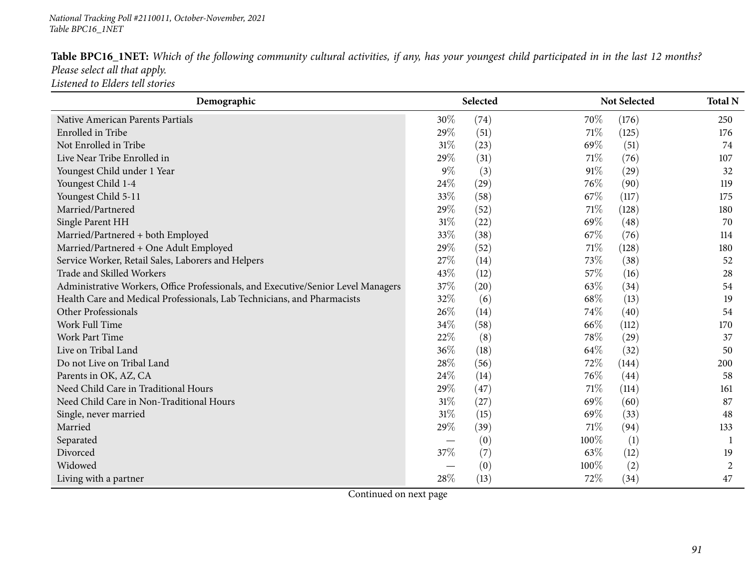**Table BPC16_1NET:** *Which of the following community cultural activities, if any, has your youngest child participated in in the last 12 months? Please select all that apply.*
*Listened to Elders tell stories*

| Demographic | Selected | | Not Selected | | Total N |
|---|---|---|---|---|---|
| Native American Parents Partials | 30% | (74) | 70% | (176) | 250 |
| Enrolled in Tribe | 29% | (51) | 71% | (125) | 176 |
| Not Enrolled in Tribe | 31% | (23) | 69% | (51) | 74 |
| Live Near Tribe Enrolled in | 29% | (31) | 71% | (76) | 107 |
| Youngest Child under 1 Year | 9% | (3) | 91% | (29) | 32 |
| Youngest Child 1-4 | 24% | (29) | 76% | (90) | 119 |
| Youngest Child 5-11 | 33% | (58) | 67% | (117) | 175 |
| Married/Partnered | 29% | (52) | 71% | (128) | 180 |
| Single Parent HH | 31% | (22) | 69% | (48) | 70 |
| Married/Partnered + both Employed | 33% | (38) | 67% | (76) | 114 |
| Married/Partnered + One Adult Employed | 29% | (52) | 71% | (128) | 180 |
| Service Worker, Retail Sales, Laborers and Helpers | 27% | (14) | 73% | (38) | 52 |
| Trade and Skilled Workers | 43% | (12) | 57% | (16) | 28 |
| Administrative Workers, Office Professionals, and Executive/Senior Level Managers | 37% | (20) | 63% | (34) | 54 |
| Health Care and Medical Professionals, Lab Technicians, and Pharmacists | 32% | (6) | 68% | (13) | 19 |
| Other Professionals | 26% | (14) | 74% | (40) | 54 |
| Work Full Time | 34% | (58) | 66% | (112) | 170 |
| Work Part Time | 22% | (8) | 78% | (29) | 37 |
| Live on Tribal Land | 36% | (18) | 64% | (32) | 50 |
| Do not Live on Tribal Land | 28% | (56) | 72% | (144) | 200 |
| Parents in OK, AZ, CA | 24% | (14) | 76% | (44) | 58 |
| Need Child Care in Traditional Hours | 29% | (47) | 71% | (114) | 161 |
| Need Child Care in Non-Traditional Hours | 31% | (27) | 69% | (60) | 87 |
| Single, never married | 31% | (15) | 69% | (33) | 48 |
| Married | 29% | (39) | 71% | (94) | 133 |
| Separated | — | (0) | 100% | (1) | 1 |
| Divorced | 37% | (7) | 63% | (12) | 19 |
| Widowed | — | (0) | 100% | (2) | 2 |
| Living with a partner | 28% | (13) | 72% | (34) | 47 |

Continued on next page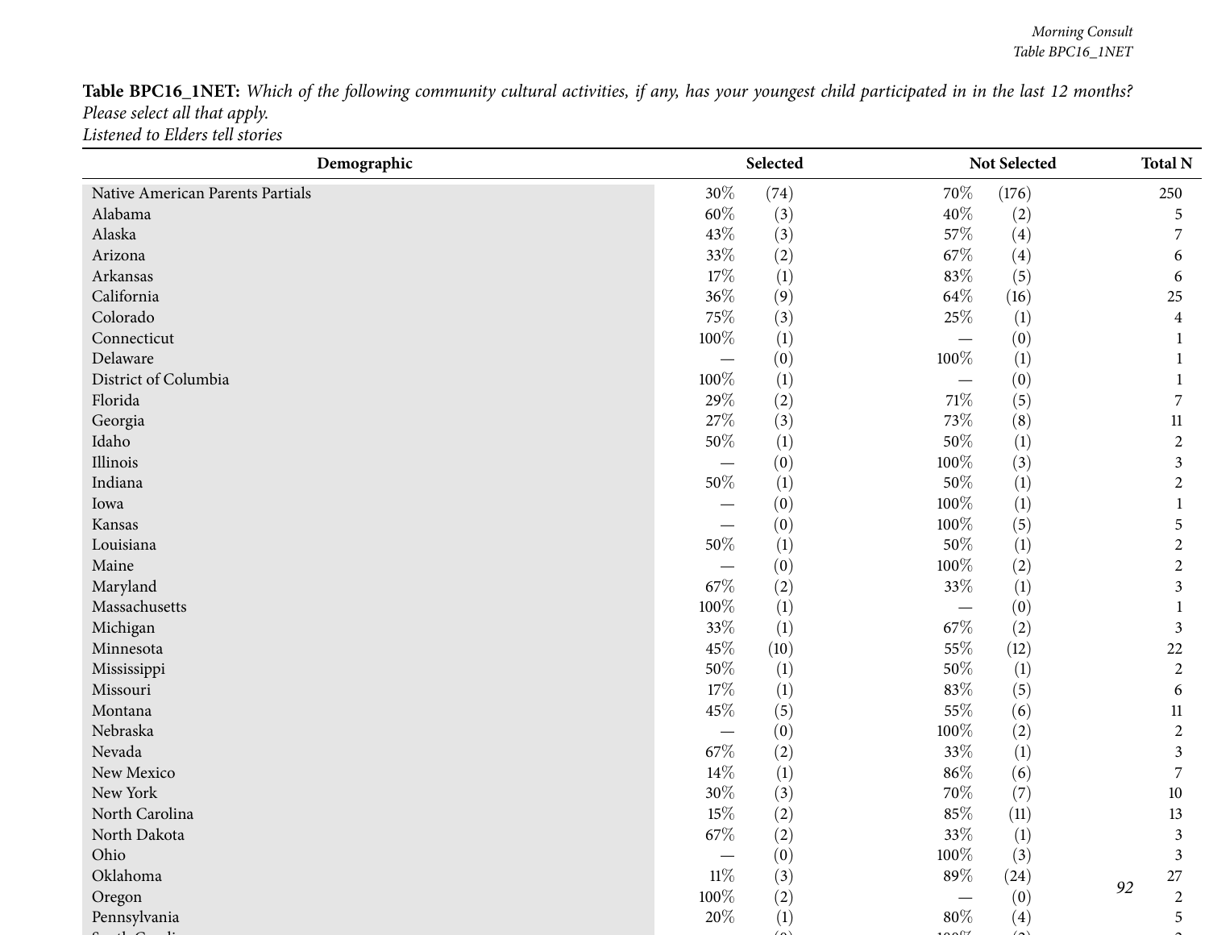**Table BPC16_1NET:** *Which of the following community cultural activities, if any, has your youngest child participated in in the last 12 months? Please select all that apply.*
*Listened to Elders tell stories*

| Demographic | Selected | | Not Selected | | Total N |
|---|---|---|---|---|---|
| Native American Parents Partials | 30% | (74) | 70% | (176) | 250 |
| Alabama | 60% | (3) | 40% | (2) | 5 |
| Alaska | 43% | (3) | 57% | (4) | 7 |
| Arizona | 33% | (2) | 67% | (4) | 6 |
| Arkansas | 17% | (1) | 83% | (5) | 6 |
| California | 36% | (9) | 64% | (16) | 25 |
| Colorado | 75% | (3) | 25% | (1) | 4 |
| Connecticut | 100% | (1) | — | (0) | 1 |
| Delaware | — | (0) | 100% | (1) | 1 |
| District of Columbia | 100% | (1) | — | (0) | 1 |
| Florida | 29% | (2) | 71% | (5) | 7 |
| Georgia | 27% | (3) | 73% | (8) | 11 |
| Idaho | 50% | (1) | 50% | (1) | 2 |
| Illinois | — | (0) | 100% | (3) | 3 |
| Indiana | 50% | (1) | 50% | (1) | 2 |
| Iowa | — | (0) | 100% | (1) | 1 |
| Kansas | — | (0) | 100% | (5) | 5 |
| Louisiana | 50% | (1) | 50% | (1) | 2 |
| Maine | — | (0) | 100% | (2) | 2 |
| Maryland | 67% | (2) | 33% | (1) | 3 |
| Massachusetts | 100% | (1) | — | (0) | 1 |
| Michigan | 33% | (1) | 67% | (2) | 3 |
| Minnesota | 45% | (10) | 55% | (12) | 22 |
| Mississippi | 50% | (1) | 50% | (1) | 2 |
| Missouri | 17% | (1) | 83% | (5) | 6 |
| Montana | 45% | (5) | 55% | (6) | 11 |
| Nebraska | — | (0) | 100% | (2) | 2 |
| Nevada | 67% | (2) | 33% | (1) | 3 |
| New Mexico | 14% | (1) | 86% | (6) | 7 |
| New York | 30% | (3) | 70% | (7) | 10 |
| North Carolina | 15% | (2) | 85% | (11) | 13 |
| North Dakota | 67% | (2) | 33% | (1) | 3 |
| Ohio | — | (0) | 100% | (3) | 3 |
| Oklahoma | 11% | (3) | 89% | (24) | 27 |
| Oregon | 100% | (2) | — | (0) | 2 |
| Pennsylvania | 20% | (1) | 80% | (4) | 5 |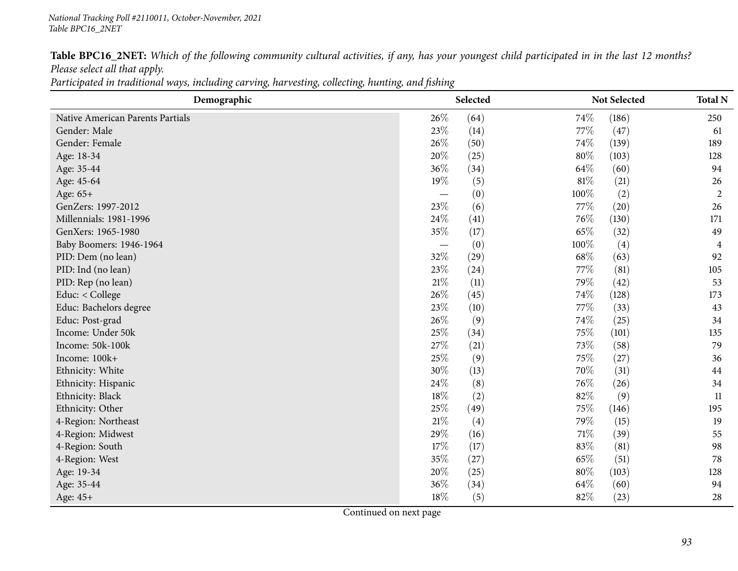**Table BPC16_2NET:** *Which of the following community cultural activities, if any, has your youngest child participated in in the last 12 months? Please select all that apply.*

*Participated in traditional ways, including carving, harvesting, collecting, hunting, and fishing*

| Demographic | Selected | | Not Selected | | Total N |
|---|---|---|---|---|---|
| Native American Parents Partials | 26% | (64) | 74% | (186) | 250 |
| Gender: Male | 23% | (14) | 77% | (47) | 61 |
| Gender: Female | 26% | (50) | 74% | (139) | 189 |
| Age: 18-34 | 20% | (25) | 80% | (103) | 128 |
| Age: 35-44 | 36% | (34) | 64% | (60) | 94 |
| Age: 45-64 | 19% | (5) | 81% | (21) | 26 |
| Age: 65+ | — | (0) | 100% | (2) | 2 |
| GenZers: 1997-2012 | 23% | (6) | 77% | (20) | 26 |
| Millennials: 1981-1996 | 24% | (41) | 76% | (130) | 171 |
| GenXers: 1965-1980 | 35% | (17) | 65% | (32) | 49 |
| Baby Boomers: 1946-1964 | — | (0) | 100% | (4) | 4 |
| PID: Dem (no lean) | 32% | (29) | 68% | (63) | 92 |
| PID: Ind (no lean) | 23% | (24) | 77% | (81) | 105 |
| PID: Rep (no lean) | 21% | (11) | 79% | (42) | 53 |
| Educ: < College | 26% | (45) | 74% | (128) | 173 |
| Educ: Bachelors degree | 23% | (10) | 77% | (33) | 43 |
| Educ: Post-grad | 26% | (9) | 74% | (25) | 34 |
| Income: Under 50k | 25% | (34) | 75% | (101) | 135 |
| Income: 50k-100k | 27% | (21) | 73% | (58) | 79 |
| Income: 100k+ | 25% | (9) | 75% | (27) | 36 |
| Ethnicity: White | 30% | (13) | 70% | (31) | 44 |
| Ethnicity: Hispanic | 24% | (8) | 76% | (26) | 34 |
| Ethnicity: Black | 18% | (2) | 82% | (9) | 11 |
| Ethnicity: Other | 25% | (49) | 75% | (146) | 195 |
| 4-Region: Northeast | 21% | (4) | 79% | (15) | 19 |
| 4-Region: Midwest | 29% | (16) | 71% | (39) | 55 |
| 4-Region: South | 17% | (17) | 83% | (81) | 98 |
| 4-Region: West | 35% | (27) | 65% | (51) | 78 |
| Age: 19-34 | 20% | (25) | 80% | (103) | 128 |
| Age: 35-44 | 36% | (34) | 64% | (60) | 94 |
| Age: 45+ | 18% | (5) | 82% | (23) | 28 |

Continued on next page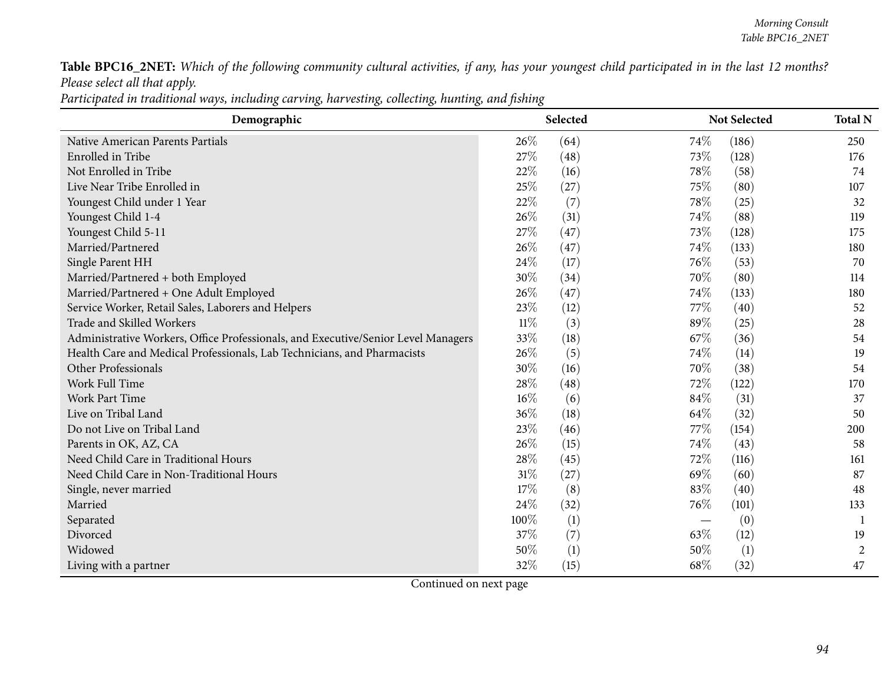**Table BPC16_2NET:** *Which of the following community cultural activities, if any, has your youngest child participated in in the last 12 months? Please select all that apply.*

*Participated in traditional ways, including carving, harvesting, collecting, hunting, and fishing*

| Demographic | Selected | | Not Selected | | Total N |
|---|---|---|---|---|---|
| Native American Parents Partials | 26% | (64) | 74% | (186) | 250 |
| Enrolled in Tribe | 27% | (48) | 73% | (128) | 176 |
| Not Enrolled in Tribe | 22% | (16) | 78% | (58) | 74 |
| Live Near Tribe Enrolled in | 25% | (27) | 75% | (80) | 107 |
| Youngest Child under 1 Year | 22% | (7) | 78% | (25) | 32 |
| Youngest Child 1-4 | 26% | (31) | 74% | (88) | 119 |
| Youngest Child 5-11 | 27% | (47) | 73% | (128) | 175 |
| Married/Partnered | 26% | (47) | 74% | (133) | 180 |
| Single Parent HH | 24% | (17) | 76% | (53) | 70 |
| Married/Partnered + both Employed | 30% | (34) | 70% | (80) | 114 |
| Married/Partnered + One Adult Employed | 26% | (47) | 74% | (133) | 180 |
| Service Worker, Retail Sales, Laborers and Helpers | 23% | (12) | 77% | (40) | 52 |
| Trade and Skilled Workers | 11% | (3) | 89% | (25) | 28 |
| Administrative Workers, Office Professionals, and Executive/Senior Level Managers | 33% | (18) | 67% | (36) | 54 |
| Health Care and Medical Professionals, Lab Technicians, and Pharmacists | 26% | (5) | 74% | (14) | 19 |
| Other Professionals | 30% | (16) | 70% | (38) | 54 |
| Work Full Time | 28% | (48) | 72% | (122) | 170 |
| Work Part Time | 16% | (6) | 84% | (31) | 37 |
| Live on Tribal Land | 36% | (18) | 64% | (32) | 50 |
| Do not Live on Tribal Land | 23% | (46) | 77% | (154) | 200 |
| Parents in OK, AZ, CA | 26% | (15) | 74% | (43) | 58 |
| Need Child Care in Traditional Hours | 28% | (45) | 72% | (116) | 161 |
| Need Child Care in Non-Traditional Hours | 31% | (27) | 69% | (60) | 87 |
| Single, never married | 17% | (8) | 83% | (40) | 48 |
| Married | 24% | (32) | 76% | (101) | 133 |
| Separated | 100% | (1) | — | (0) | 1 |
| Divorced | 37% | (7) | 63% | (12) | 19 |
| Widowed | 50% | (1) | 50% | (1) | 2 |
| Living with a partner | 32% | (15) | 68% | (32) | 47 |

Continued on next page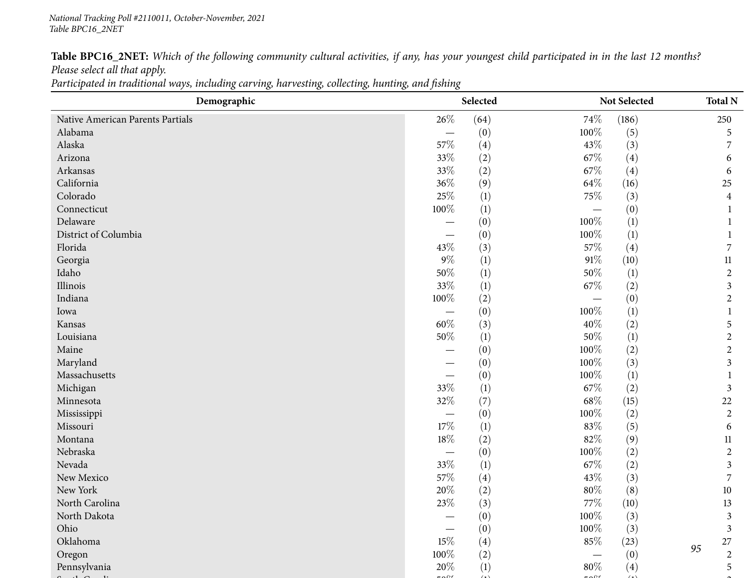**Table BPC16_2NET:** *Which of the following community cultural activities, if any, has your youngest child participated in in the last 12 months? Please select all that apply.*
*Participated in traditional ways, including carving, harvesting, collecting, hunting, and fishing*

| Demographic | Selected | | Not Selected | | Total N |
|---|---|---|---|---|---|
| Native American Parents Partials | 26% | (64) | 74% | (186) | 250 |
| Alabama | — | (0) | 100% | (5) | 5 |
| Alaska | 57% | (4) | 43% | (3) | 7 |
| Arizona | 33% | (2) | 67% | (4) | 6 |
| Arkansas | 33% | (2) | 67% | (4) | 6 |
| California | 36% | (9) | 64% | (16) | 25 |
| Colorado | 25% | (1) | 75% | (3) | 4 |
| Connecticut | 100% | (1) | — | (0) | 1 |
| Delaware | — | (0) | 100% | (1) | 1 |
| District of Columbia | — | (0) | 100% | (1) | 1 |
| Florida | 43% | (3) | 57% | (4) | 7 |
| Georgia | 9% | (1) | 91% | (10) | 11 |
| Idaho | 50% | (1) | 50% | (1) | 2 |
| Illinois | 33% | (1) | 67% | (2) | 3 |
| Indiana | 100% | (2) | — | (0) | 2 |
| Iowa | — | (0) | 100% | (1) | 1 |
| Kansas | 60% | (3) | 40% | (2) | 5 |
| Louisiana | 50% | (1) | 50% | (1) | 2 |
| Maine | — | (0) | 100% | (2) | 2 |
| Maryland | — | (0) | 100% | (3) | 3 |
| Massachusetts | — | (0) | 100% | (1) | 1 |
| Michigan | 33% | (1) | 67% | (2) | 3 |
| Minnesota | 32% | (7) | 68% | (15) | 22 |
| Mississippi | — | (0) | 100% | (2) | 2 |
| Missouri | 17% | (1) | 83% | (5) | 6 |
| Montana | 18% | (2) | 82% | (9) | 11 |
| Nebraska | — | (0) | 100% | (2) | 2 |
| Nevada | 33% | (1) | 67% | (2) | 3 |
| New Mexico | 57% | (4) | 43% | (3) | 7 |
| New York | 20% | (2) | 80% | (8) | 10 |
| North Carolina | 23% | (3) | 77% | (10) | 13 |
| North Dakota | — | (0) | 100% | (3) | 3 |
| Ohio | — | (0) | 100% | (3) | 3 |
| Oklahoma | 15% | (4) | 85% | (23) | 27 |
| Oregon | 100% | (2) | — | (0) | 2 |
| Pennsylvania | 20% | (1) | 80% | (4) | 5 |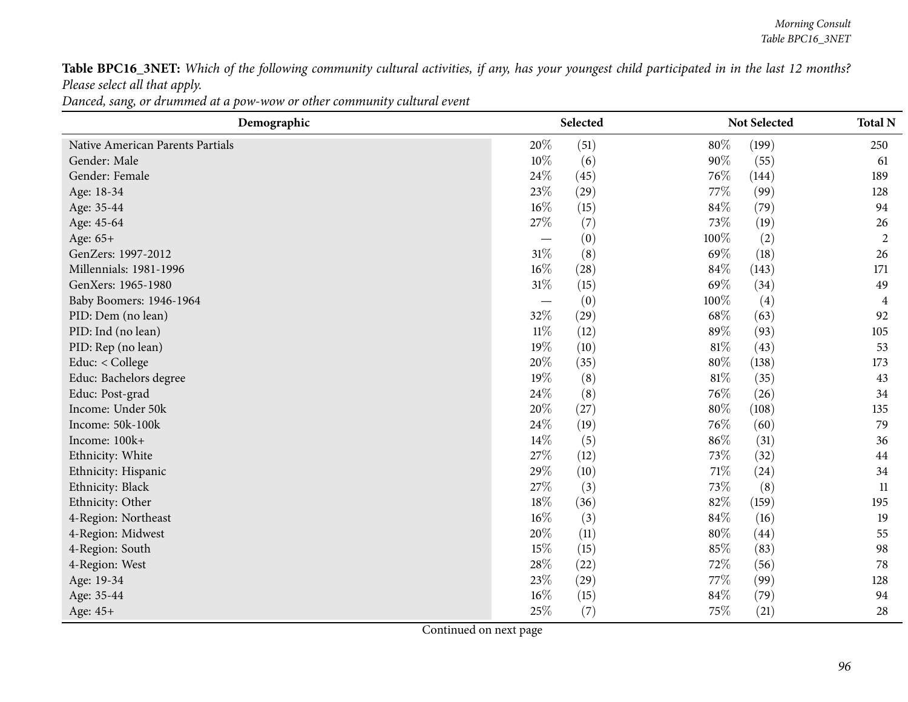**Table BPC16_3NET:** *Which of the following community cultural activities, if any, has your youngest child participated in in the last 12 months? Please select all that apply.*

*Danced, sang, or drummed at a pow-wow or other community cultural event*

| Demographic | Selected | | Not Selected | | Total N |
|---|---|---|---|---|---|
| Native American Parents Partials | 20% | (51) | 80% | (199) | 250 |
| Gender: Male | 10% | (6) | 90% | (55) | 61 |
| Gender: Female | 24% | (45) | 76% | (144) | 189 |
| Age: 18-34 | 23% | (29) | 77% | (99) | 128 |
| Age: 35-44 | 16% | (15) | 84% | (79) | 94 |
| Age: 45-64 | 27% | (7) | 73% | (19) | 26 |
| Age: 65+ | — | (0) | 100% | (2) | 2 |
| GenZers: 1997-2012 | 31% | (8) | 69% | (18) | 26 |
| Millennials: 1981-1996 | 16% | (28) | 84% | (143) | 171 |
| GenXers: 1965-1980 | 31% | (15) | 69% | (34) | 49 |
| Baby Boomers: 1946-1964 | — | (0) | 100% | (4) | 4 |
| PID: Dem (no lean) | 32% | (29) | 68% | (63) | 92 |
| PID: Ind (no lean) | 11% | (12) | 89% | (93) | 105 |
| PID: Rep (no lean) | 19% | (10) | 81% | (43) | 53 |
| Educ: < College | 20% | (35) | 80% | (138) | 173 |
| Educ: Bachelors degree | 19% | (8) | 81% | (35) | 43 |
| Educ: Post-grad | 24% | (8) | 76% | (26) | 34 |
| Income: Under 50k | 20% | (27) | 80% | (108) | 135 |
| Income: 50k-100k | 24% | (19) | 76% | (60) | 79 |
| Income: 100k+ | 14% | (5) | 86% | (31) | 36 |
| Ethnicity: White | 27% | (12) | 73% | (32) | 44 |
| Ethnicity: Hispanic | 29% | (10) | 71% | (24) | 34 |
| Ethnicity: Black | 27% | (3) | 73% | (8) | 11 |
| Ethnicity: Other | 18% | (36) | 82% | (159) | 195 |
| 4-Region: Northeast | 16% | (3) | 84% | (16) | 19 |
| 4-Region: Midwest | 20% | (11) | 80% | (44) | 55 |
| 4-Region: South | 15% | (15) | 85% | (83) | 98 |
| 4-Region: West | 28% | (22) | 72% | (56) | 78 |
| Age: 19-34 | 23% | (29) | 77% | (99) | 128 |
| Age: 35-44 | 16% | (15) | 84% | (79) | 94 |
| Age: 45+ | 25% | (7) | 75% | (21) | 28 |

Continued on next page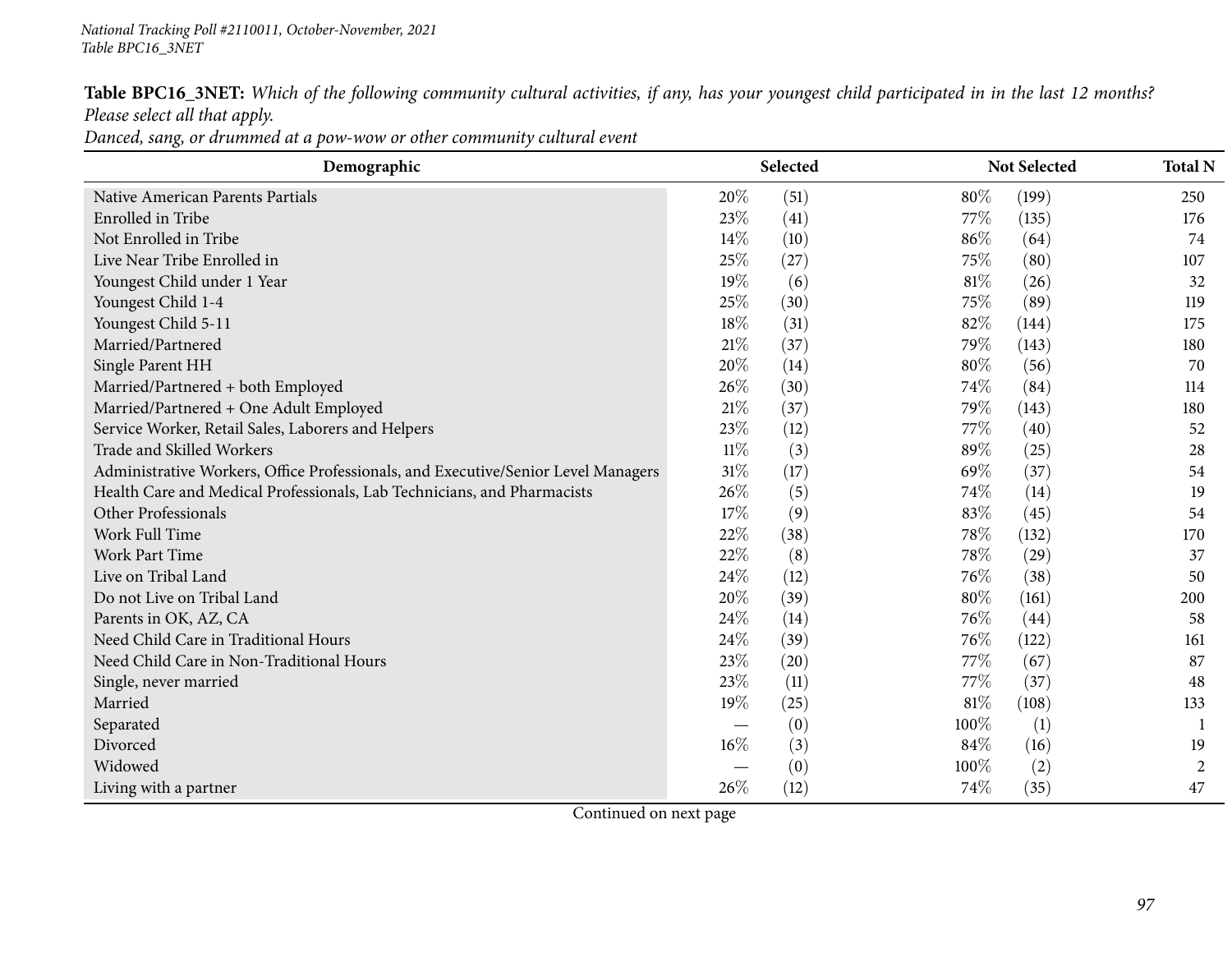**Table BPC16_3NET:** *Which of the following community cultural activities, if any, has your youngest child participated in in the last 12 months? Please select all that apply.*
*Danced, sang, or drummed at a pow-wow or other community cultural event*

| Demographic | Selected | | Not Selected | | Total N |
|---|---|---|---|---|---|
| Native American Parents Partials | 20% | (51) | 80% | (199) | 250 |
| Enrolled in Tribe | 23% | (41) | 77% | (135) | 176 |
| Not Enrolled in Tribe | 14% | (10) | 86% | (64) | 74 |
| Live Near Tribe Enrolled in | 25% | (27) | 75% | (80) | 107 |
| Youngest Child under 1 Year | 19% | (6) | 81% | (26) | 32 |
| Youngest Child 1-4 | 25% | (30) | 75% | (89) | 119 |
| Youngest Child 5-11 | 18% | (31) | 82% | (144) | 175 |
| Married/Partnered | 21% | (37) | 79% | (143) | 180 |
| Single Parent HH | 20% | (14) | 80% | (56) | 70 |
| Married/Partnered + both Employed | 26% | (30) | 74% | (84) | 114 |
| Married/Partnered + One Adult Employed | 21% | (37) | 79% | (143) | 180 |
| Service Worker, Retail Sales, Laborers and Helpers | 23% | (12) | 77% | (40) | 52 |
| Trade and Skilled Workers | 11% | (3) | 89% | (25) | 28 |
| Administrative Workers, Office Professionals, and Executive/Senior Level Managers | 31% | (17) | 69% | (37) | 54 |
| Health Care and Medical Professionals, Lab Technicians, and Pharmacists | 26% | (5) | 74% | (14) | 19 |
| Other Professionals | 17% | (9) | 83% | (45) | 54 |
| Work Full Time | 22% | (38) | 78% | (132) | 170 |
| Work Part Time | 22% | (8) | 78% | (29) | 37 |
| Live on Tribal Land | 24% | (12) | 76% | (38) | 50 |
| Do not Live on Tribal Land | 20% | (39) | 80% | (161) | 200 |
| Parents in OK, AZ, CA | 24% | (14) | 76% | (44) | 58 |
| Need Child Care in Traditional Hours | 24% | (39) | 76% | (122) | 161 |
| Need Child Care in Non-Traditional Hours | 23% | (20) | 77% | (67) | 87 |
| Single, never married | 23% | (11) | 77% | (37) | 48 |
| Married | 19% | (25) | 81% | (108) | 133 |
| Separated | — | (0) | 100% | (1) | 1 |
| Divorced | 16% | (3) | 84% | (16) | 19 |
| Widowed | — | (0) | 100% | (2) | 2 |
| Living with a partner | 26% | (12) | 74% | (35) | 47 |

Continued on next page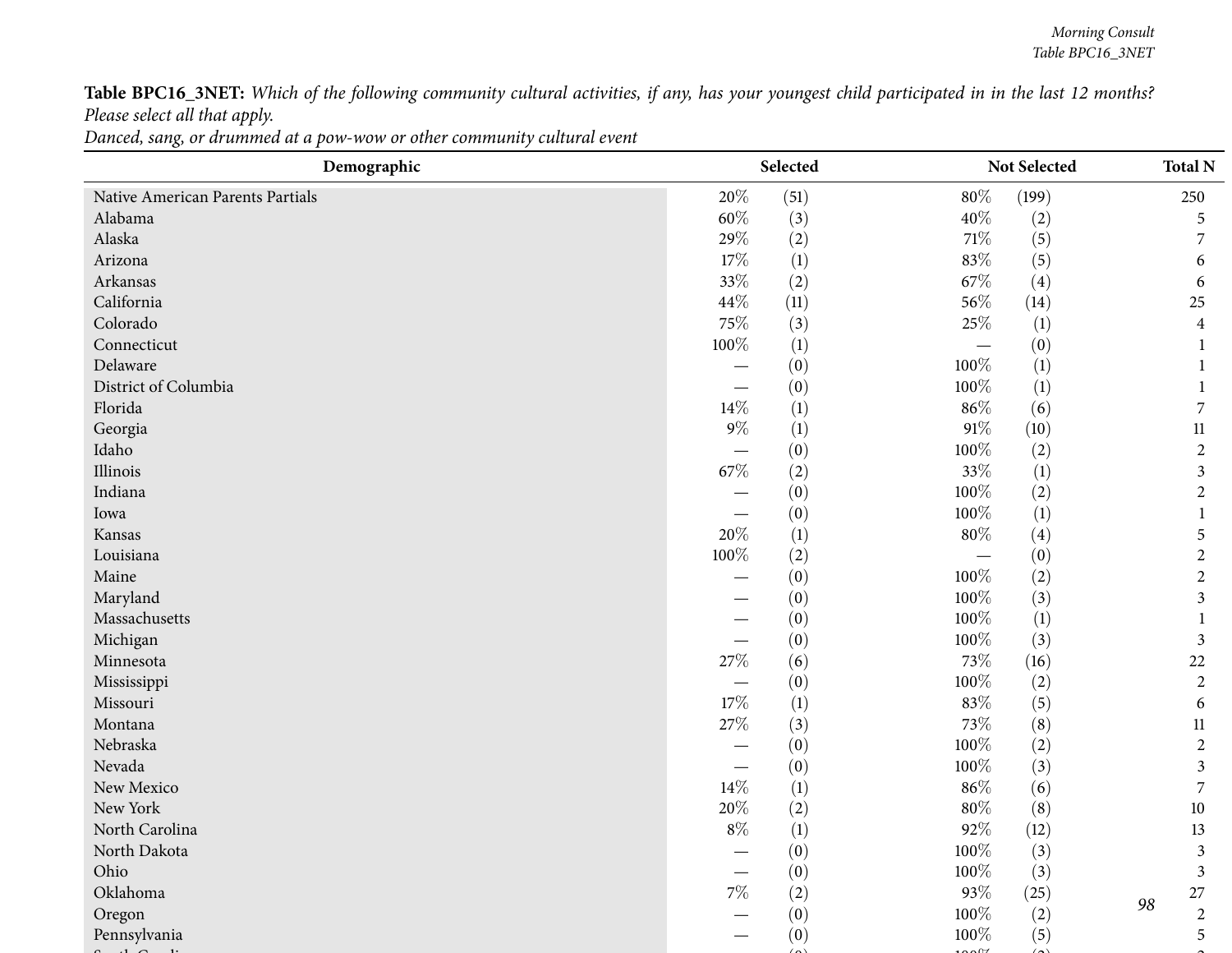**Table BPC16_3NET:** *Which of the following community cultural activities, if any, has your youngest child participated in in the last 12 months? Please select all that apply.*
*Danced, sang, or drummed at a pow-wow or other community cultural event*

| Demographic | Selected | | Not Selected | | Total N |
|---|---|---|---|---|---|
| Native American Parents Partials | 20% | (51) | 80% | (199) | 250 |
| Alabama | 60% | (3) | 40% | (2) | 5 |
| Alaska | 29% | (2) | 71% | (5) | 7 |
| Arizona | 17% | (1) | 83% | (5) | 6 |
| Arkansas | 33% | (2) | 67% | (4) | 6 |
| California | 44% | (11) | 56% | (14) | 25 |
| Colorado | 75% | (3) | 25% | (1) | 4 |
| Connecticut | 100% | (1) | — | (0) | 1 |
| Delaware | — | (0) | 100% | (1) | 1 |
| District of Columbia | — | (0) | 100% | (1) | 1 |
| Florida | 14% | (1) | 86% | (6) | 7 |
| Georgia | 9% | (1) | 91% | (10) | 11 |
| Idaho | — | (0) | 100% | (2) | 2 |
| Illinois | 67% | (2) | 33% | (1) | 3 |
| Indiana | — | (0) | 100% | (2) | 2 |
| Iowa | — | (0) | 100% | (1) | 1 |
| Kansas | 20% | (1) | 80% | (4) | 5 |
| Louisiana | 100% | (2) | — | (0) | 2 |
| Maine | — | (0) | 100% | (2) | 2 |
| Maryland | — | (0) | 100% | (3) | 3 |
| Massachusetts | — | (0) | 100% | (1) | 1 |
| Michigan | — | (0) | 100% | (3) | 3 |
| Minnesota | 27% | (6) | 73% | (16) | 22 |
| Mississippi | — | (0) | 100% | (2) | 2 |
| Missouri | 17% | (1) | 83% | (5) | 6 |
| Montana | 27% | (3) | 73% | (8) | 11 |
| Nebraska | — | (0) | 100% | (2) | 2 |
| Nevada | — | (0) | 100% | (3) | 3 |
| New Mexico | 14% | (1) | 86% | (6) | 7 |
| New York | 20% | (2) | 80% | (8) | 10 |
| North Carolina | 8% | (1) | 92% | (12) | 13 |
| North Dakota | — | (0) | 100% | (3) | 3 |
| Ohio | — | (0) | 100% | (3) | 3 |
| Oklahoma | 7% | (2) | 93% | (25) | 27 |
| Oregon | — | (0) | 100% | (2) | 2 |
| Pennsylvania | — | (0) | 100% | (5) | 5 |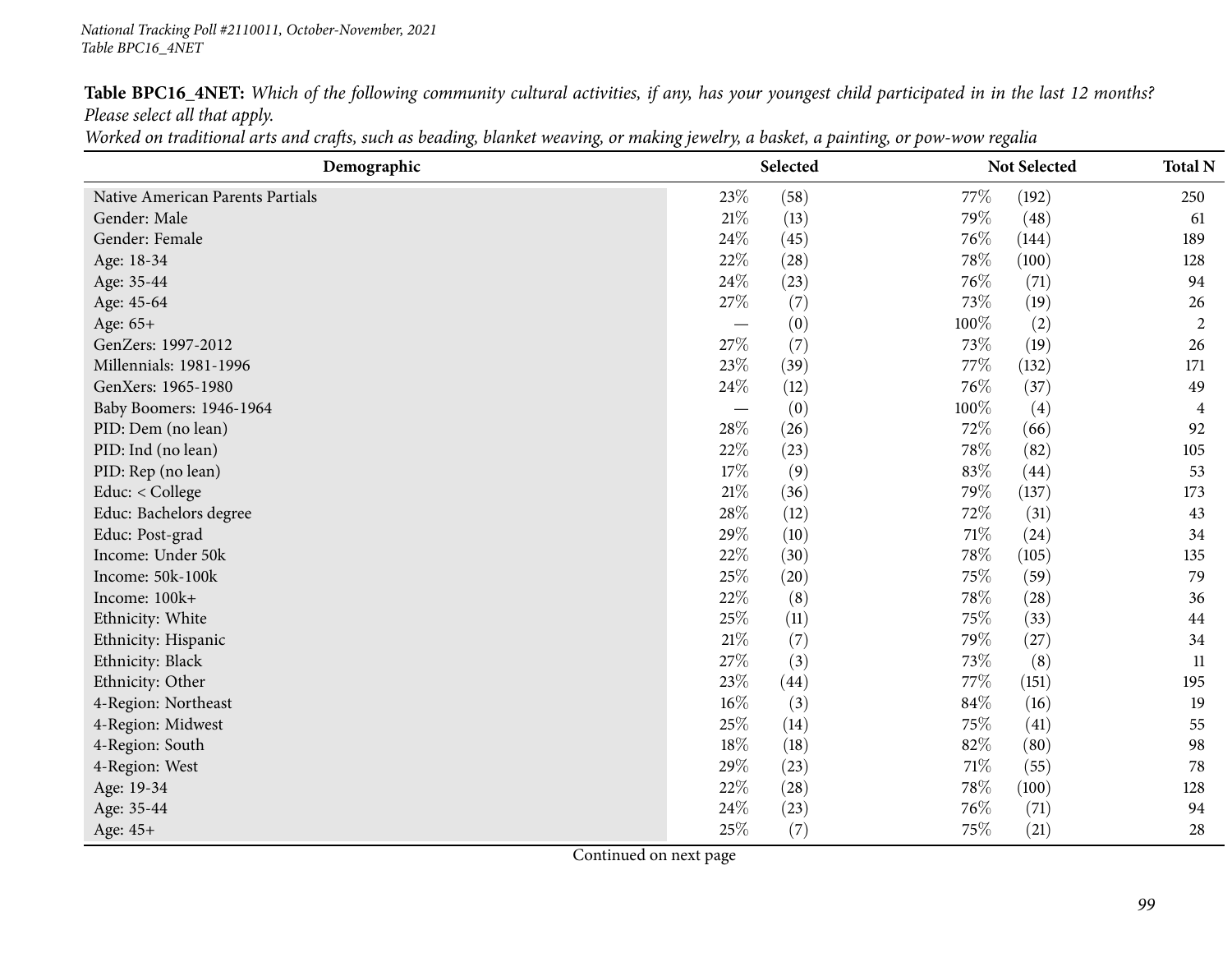National Tracking Poll #2110011, October-November, 2021
Table BPC16_4NET

**Table BPC16_4NET:** *Which of the following community cultural activities, if any, has your youngest child participated in in the last 12 months? Please select all that apply.*
*Worked on traditional arts and crafts, such as beading, blanket weaving, or making jewelry, a basket, a painting, or pow-wow regalia*

| Demographic | Selected | | Not Selected | | Total N |
|---|---|---|---|---|---|
| Native American Parents Partials | 23% | (58) | 77% | (192) | 250 |
| Gender: Male | 21% | (13) | 79% | (48) | 61 |
| Gender: Female | 24% | (45) | 76% | (144) | 189 |
| Age: 18-34 | 22% | (28) | 78% | (100) | 128 |
| Age: 35-44 | 24% | (23) | 76% | (71) | 94 |
| Age: 45-64 | 27% | (7) | 73% | (19) | 26 |
| Age: 65+ | — | (0) | 100% | (2) | 2 |
| GenZers: 1997-2012 | 27% | (7) | 73% | (19) | 26 |
| Millennials: 1981-1996 | 23% | (39) | 77% | (132) | 171 |
| GenXers: 1965-1980 | 24% | (12) | 76% | (37) | 49 |
| Baby Boomers: 1946-1964 | — | (0) | 100% | (4) | 4 |
| PID: Dem (no lean) | 28% | (26) | 72% | (66) | 92 |
| PID: Ind (no lean) | 22% | (23) | 78% | (82) | 105 |
| PID: Rep (no lean) | 17% | (9) | 83% | (44) | 53 |
| Educ: < College | 21% | (36) | 79% | (137) | 173 |
| Educ: Bachelors degree | 28% | (12) | 72% | (31) | 43 |
| Educ: Post-grad | 29% | (10) | 71% | (24) | 34 |
| Income: Under 50k | 22% | (30) | 78% | (105) | 135 |
| Income: 50k-100k | 25% | (20) | 75% | (59) | 79 |
| Income: 100k+ | 22% | (8) | 78% | (28) | 36 |
| Ethnicity: White | 25% | (11) | 75% | (33) | 44 |
| Ethnicity: Hispanic | 21% | (7) | 79% | (27) | 34 |
| Ethnicity: Black | 27% | (3) | 73% | (8) | 11 |
| Ethnicity: Other | 23% | (44) | 77% | (151) | 195 |
| 4-Region: Northeast | 16% | (3) | 84% | (16) | 19 |
| 4-Region: Midwest | 25% | (14) | 75% | (41) | 55 |
| 4-Region: South | 18% | (18) | 82% | (80) | 98 |
| 4-Region: West | 29% | (23) | 71% | (55) | 78 |
| Age: 19-34 | 22% | (28) | 78% | (100) | 128 |
| Age: 35-44 | 24% | (23) | 76% | (71) | 94 |
| Age: 45+ | 25% | (7) | 75% | (21) | 28 |

Continued on next page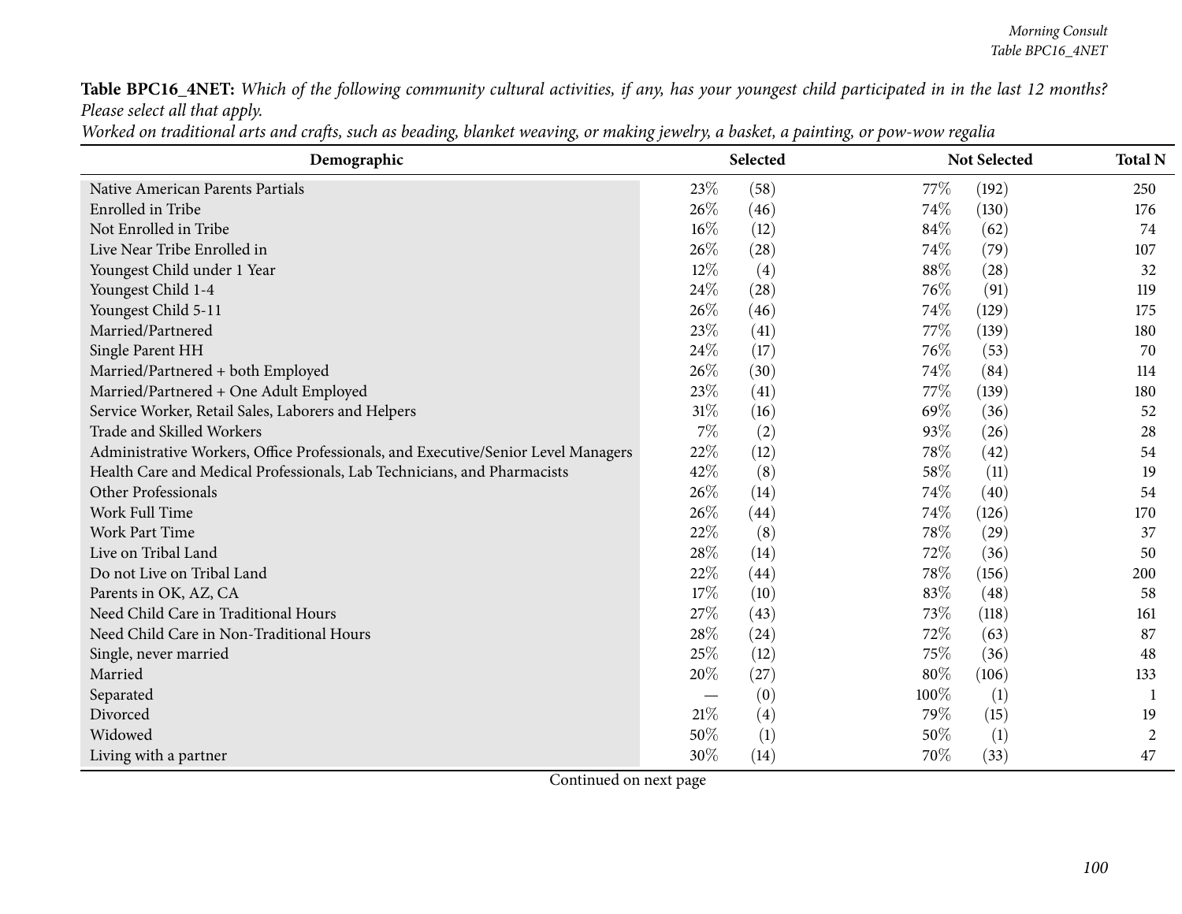**Table BPC16_4NET:** *Which of the following community cultural activities, if any, has your youngest child participated in in the last 12 months? Please select all that apply.*

*Worked on traditional arts and crafts, such as beading, blanket weaving, or making jewelry, a basket, a painting, or pow-wow regalia*

| Demographic | Selected | | Not Selected | | Total N |
|---|---|---|---|---|---|
| Native American Parents Partials | 23% | (58) | 77% | (192) | 250 |
| Enrolled in Tribe | 26% | (46) | 74% | (130) | 176 |
| Not Enrolled in Tribe | 16% | (12) | 84% | (62) | 74 |
| Live Near Tribe Enrolled in | 26% | (28) | 74% | (79) | 107 |
| Youngest Child under 1 Year | 12% | (4) | 88% | (28) | 32 |
| Youngest Child 1-4 | 24% | (28) | 76% | (91) | 119 |
| Youngest Child 5-11 | 26% | (46) | 74% | (129) | 175 |
| Married/Partnered | 23% | (41) | 77% | (139) | 180 |
| Single Parent HH | 24% | (17) | 76% | (53) | 70 |
| Married/Partnered + both Employed | 26% | (30) | 74% | (84) | 114 |
| Married/Partnered + One Adult Employed | 23% | (41) | 77% | (139) | 180 |
| Service Worker, Retail Sales, Laborers and Helpers | 31% | (16) | 69% | (36) | 52 |
| Trade and Skilled Workers | 7% | (2) | 93% | (26) | 28 |
| Administrative Workers, Office Professionals, and Executive/Senior Level Managers | 22% | (12) | 78% | (42) | 54 |
| Health Care and Medical Professionals, Lab Technicians, and Pharmacists | 42% | (8) | 58% | (11) | 19 |
| Other Professionals | 26% | (14) | 74% | (40) | 54 |
| Work Full Time | 26% | (44) | 74% | (126) | 170 |
| Work Part Time | 22% | (8) | 78% | (29) | 37 |
| Live on Tribal Land | 28% | (14) | 72% | (36) | 50 |
| Do not Live on Tribal Land | 22% | (44) | 78% | (156) | 200 |
| Parents in OK, AZ, CA | 17% | (10) | 83% | (48) | 58 |
| Need Child Care in Traditional Hours | 27% | (43) | 73% | (118) | 161 |
| Need Child Care in Non-Traditional Hours | 28% | (24) | 72% | (63) | 87 |
| Single, never married | 25% | (12) | 75% | (36) | 48 |
| Married | 20% | (27) | 80% | (106) | 133 |
| Separated | — | (0) | 100% | (1) | 1 |
| Divorced | 21% | (4) | 79% | (15) | 19 |
| Widowed | 50% | (1) | 50% | (1) | 2 |
| Living with a partner | 30% | (14) | 70% | (33) | 47 |

Continued on next page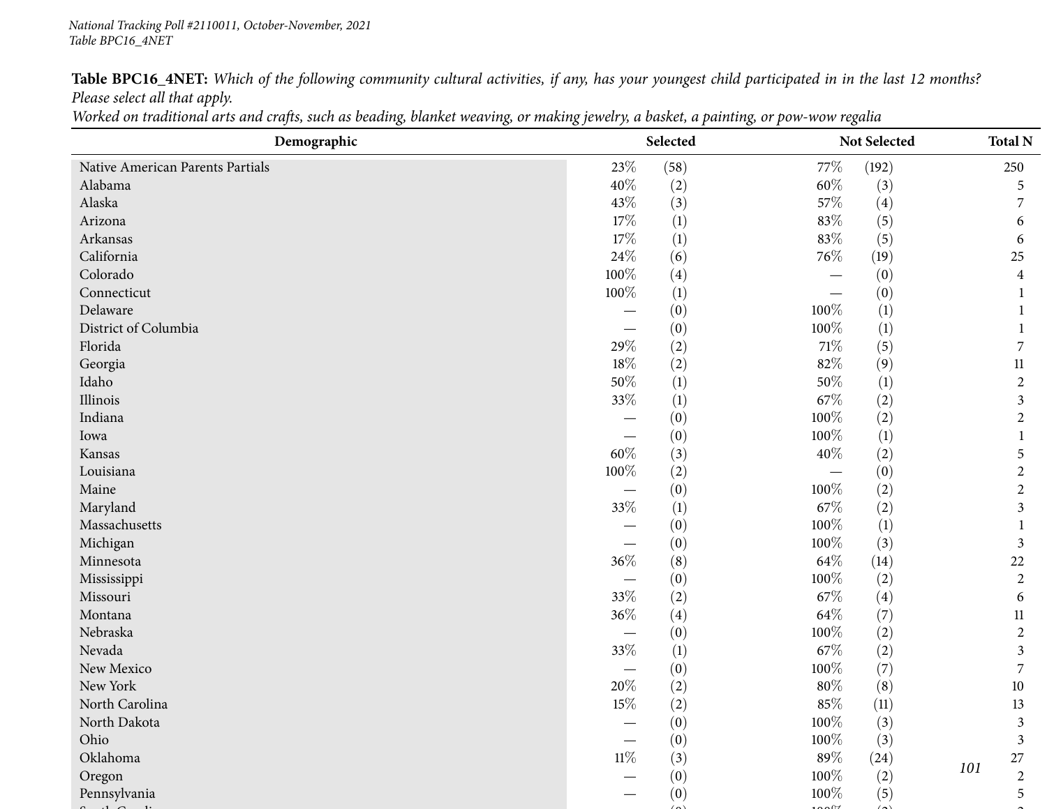**Table BPC16_4NET:** *Which of the following community cultural activities, if any, has your youngest child participated in in the last 12 months? Please select all that apply.*
*Worked on traditional arts and crafts, such as beading, blanket weaving, or making jewelry, a basket, a painting, or pow-wow regalia*

| Demographic | Selected | | Not Selected | | Total N |
|---|---|---|---|---|---|
| Native American Parents Partials | 23% | (58) | 77% | (192) | 250 |
| Alabama | 40% | (2) | 60% | (3) | 5 |
| Alaska | 43% | (3) | 57% | (4) | 7 |
| Arizona | 17% | (1) | 83% | (5) | 6 |
| Arkansas | 17% | (1) | 83% | (5) | 6 |
| California | 24% | (6) | 76% | (19) | 25 |
| Colorado | 100% | (4) | — | (0) | 4 |
| Connecticut | 100% | (1) | — | (0) | 1 |
| Delaware | — | (0) | 100% | (1) | 1 |
| District of Columbia | — | (0) | 100% | (1) | 1 |
| Florida | 29% | (2) | 71% | (5) | 7 |
| Georgia | 18% | (2) | 82% | (9) | 11 |
| Idaho | 50% | (1) | 50% | (1) | 2 |
| Illinois | 33% | (1) | 67% | (2) | 3 |
| Indiana | — | (0) | 100% | (2) | 2 |
| Iowa | — | (0) | 100% | (1) | 1 |
| Kansas | 60% | (3) | 40% | (2) | 5 |
| Louisiana | 100% | (2) | — | (0) | 2 |
| Maine | — | (0) | 100% | (2) | 2 |
| Maryland | 33% | (1) | 67% | (2) | 3 |
| Massachusetts | — | (0) | 100% | (1) | 1 |
| Michigan | — | (0) | 100% | (3) | 3 |
| Minnesota | 36% | (8) | 64% | (14) | 22 |
| Mississippi | — | (0) | 100% | (2) | 2 |
| Missouri | 33% | (2) | 67% | (4) | 6 |
| Montana | 36% | (4) | 64% | (7) | 11 |
| Nebraska | — | (0) | 100% | (2) | 2 |
| Nevada | 33% | (1) | 67% | (2) | 3 |
| New Mexico | — | (0) | 100% | (7) | 7 |
| New York | 20% | (2) | 80% | (8) | 10 |
| North Carolina | 15% | (2) | 85% | (11) | 13 |
| North Dakota | — | (0) | 100% | (3) | 3 |
| Ohio | — | (0) | 100% | (3) | 3 |
| Oklahoma | 11% | (3) | 89% | (24) | 27 |
| Oregon | — | (0) | 100% | (2) | 2 |
| Pennsylvania | — | (0) | 100% | (5) | 5 |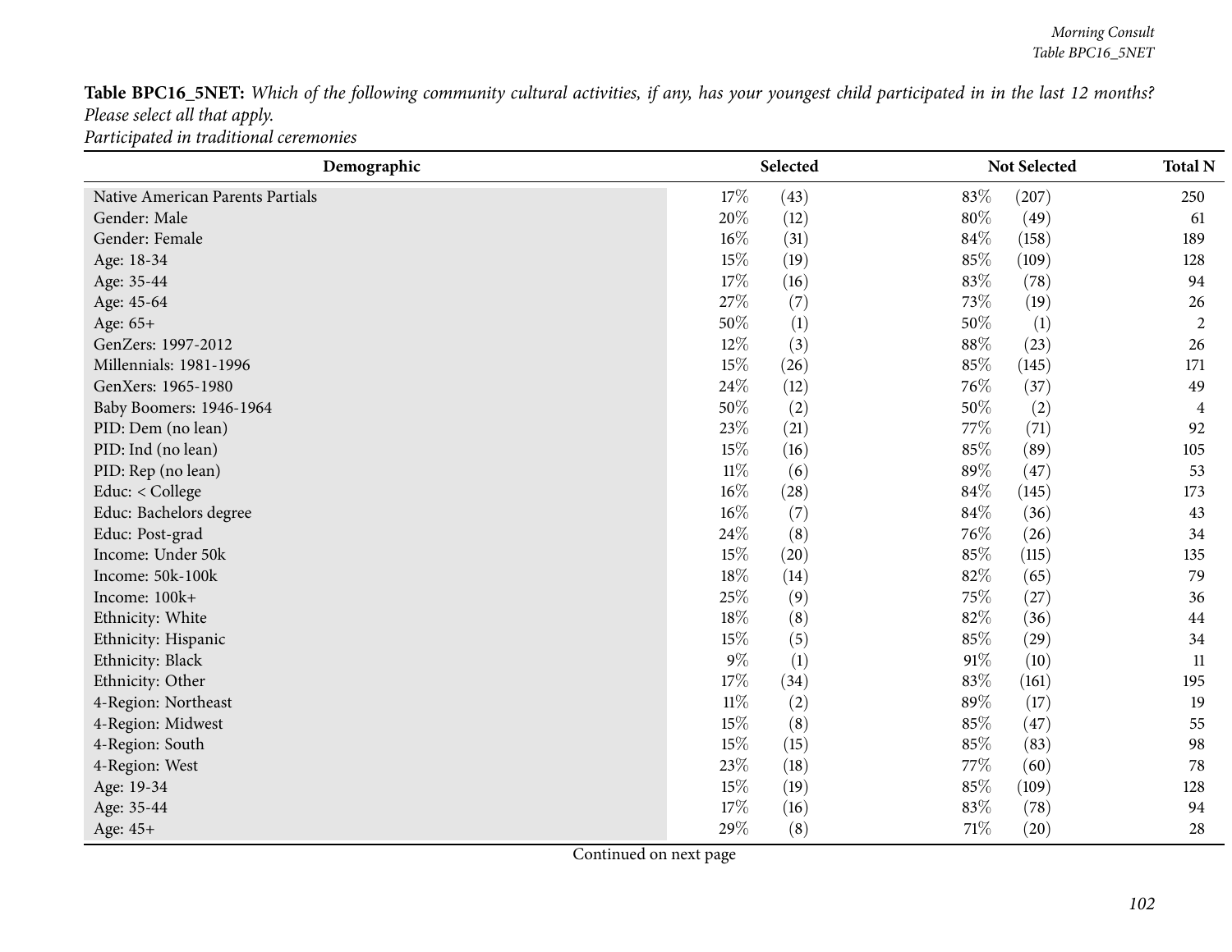**Table BPC16_5NET:** *Which of the following community cultural activities, if any, has your youngest child participated in in the last 12 months? Please select all that apply.*
*Participated in traditional ceremonies*

| Demographic | Selected | | Not Selected | | Total N |
|---|---|---|---|---|---|
| Native American Parents Partials | 17% | (43) | 83% | (207) | 250 |
| Gender: Male | 20% | (12) | 80% | (49) | 61 |
| Gender: Female | 16% | (31) | 84% | (158) | 189 |
| Age: 18-34 | 15% | (19) | 85% | (109) | 128 |
| Age: 35-44 | 17% | (16) | 83% | (78) | 94 |
| Age: 45-64 | 27% | (7) | 73% | (19) | 26 |
| Age: 65+ | 50% | (1) | 50% | (1) | 2 |
| GenZers: 1997-2012 | 12% | (3) | 88% | (23) | 26 |
| Millennials: 1981-1996 | 15% | (26) | 85% | (145) | 171 |
| GenXers: 1965-1980 | 24% | (12) | 76% | (37) | 49 |
| Baby Boomers: 1946-1964 | 50% | (2) | 50% | (2) | 4 |
| PID: Dem (no lean) | 23% | (21) | 77% | (71) | 92 |
| PID: Ind (no lean) | 15% | (16) | 85% | (89) | 105 |
| PID: Rep (no lean) | 11% | (6) | 89% | (47) | 53 |
| Educ: < College | 16% | (28) | 84% | (145) | 173 |
| Educ: Bachelors degree | 16% | (7) | 84% | (36) | 43 |
| Educ: Post-grad | 24% | (8) | 76% | (26) | 34 |
| Income: Under 50k | 15% | (20) | 85% | (115) | 135 |
| Income: 50k-100k | 18% | (14) | 82% | (65) | 79 |
| Income: 100k+ | 25% | (9) | 75% | (27) | 36 |
| Ethnicity: White | 18% | (8) | 82% | (36) | 44 |
| Ethnicity: Hispanic | 15% | (5) | 85% | (29) | 34 |
| Ethnicity: Black | 9% | (1) | 91% | (10) | 11 |
| Ethnicity: Other | 17% | (34) | 83% | (161) | 195 |
| 4-Region: Northeast | 11% | (2) | 89% | (17) | 19 |
| 4-Region: Midwest | 15% | (8) | 85% | (47) | 55 |
| 4-Region: South | 15% | (15) | 85% | (83) | 98 |
| 4-Region: West | 23% | (18) | 77% | (60) | 78 |
| Age: 19-34 | 15% | (19) | 85% | (109) | 128 |
| Age: 35-44 | 17% | (16) | 83% | (78) | 94 |
| Age: 45+ | 29% | (8) | 71% | (20) | 28 |

Continued on next page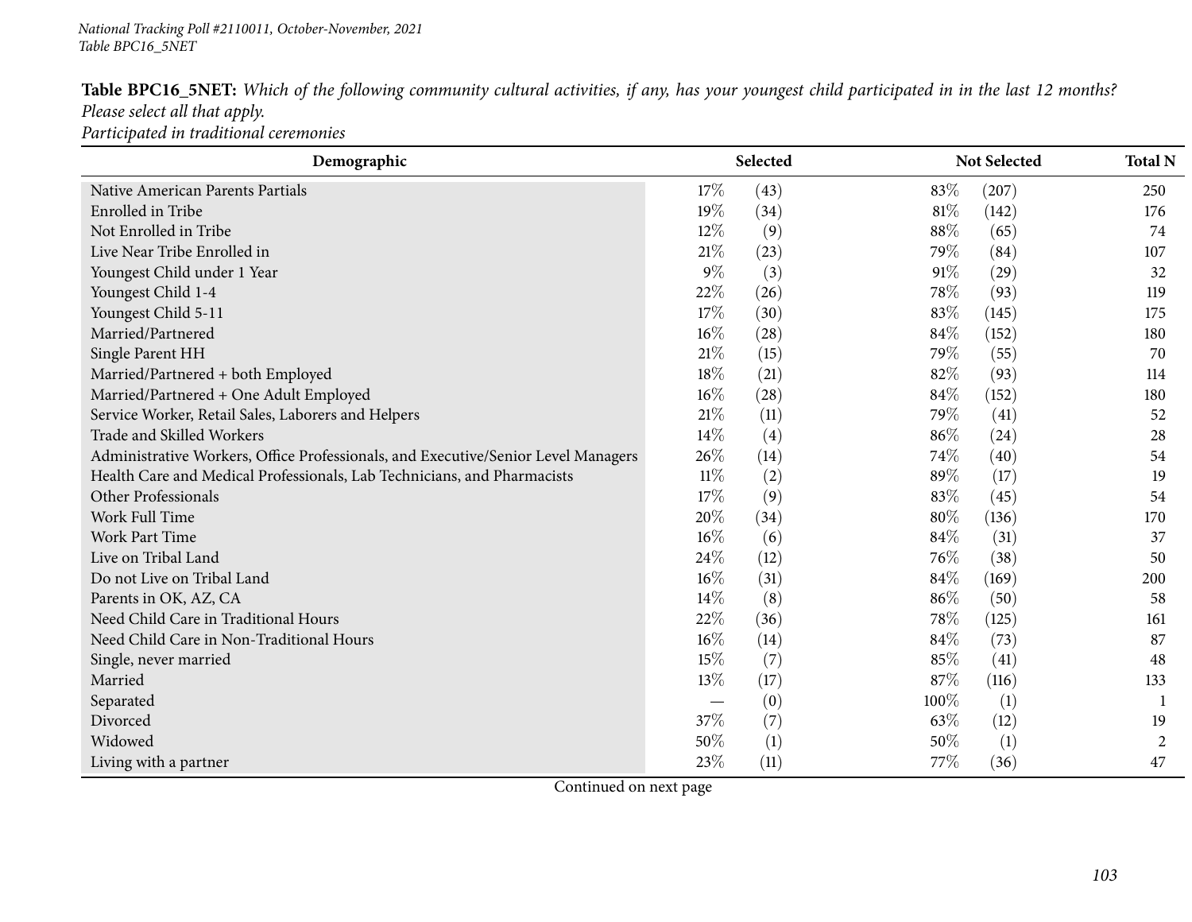**Table BPC16_5NET:** *Which of the following community cultural activities, if any, has your youngest child participated in in the last 12 months? Please select all that apply.*
*Participated in traditional ceremonies*

| Demographic | Selected | | Not Selected | | Total N |
|---|---|---|---|---|---|
| Native American Parents Partials | 17% | (43) | 83% | (207) | 250 |
| Enrolled in Tribe | 19% | (34) | 81% | (142) | 176 |
| Not Enrolled in Tribe | 12% | (9) | 88% | (65) | 74 |
| Live Near Tribe Enrolled in | 21% | (23) | 79% | (84) | 107 |
| Youngest Child under 1 Year | 9% | (3) | 91% | (29) | 32 |
| Youngest Child 1-4 | 22% | (26) | 78% | (93) | 119 |
| Youngest Child 5-11 | 17% | (30) | 83% | (145) | 175 |
| Married/Partnered | 16% | (28) | 84% | (152) | 180 |
| Single Parent HH | 21% | (15) | 79% | (55) | 70 |
| Married/Partnered + both Employed | 18% | (21) | 82% | (93) | 114 |
| Married/Partnered + One Adult Employed | 16% | (28) | 84% | (152) | 180 |
| Service Worker, Retail Sales, Laborers and Helpers | 21% | (11) | 79% | (41) | 52 |
| Trade and Skilled Workers | 14% | (4) | 86% | (24) | 28 |
| Administrative Workers, Office Professionals, and Executive/Senior Level Managers | 26% | (14) | 74% | (40) | 54 |
| Health Care and Medical Professionals, Lab Technicians, and Pharmacists | 11% | (2) | 89% | (17) | 19 |
| Other Professionals | 17% | (9) | 83% | (45) | 54 |
| Work Full Time | 20% | (34) | 80% | (136) | 170 |
| Work Part Time | 16% | (6) | 84% | (31) | 37 |
| Live on Tribal Land | 24% | (12) | 76% | (38) | 50 |
| Do not Live on Tribal Land | 16% | (31) | 84% | (169) | 200 |
| Parents in OK, AZ, CA | 14% | (8) | 86% | (50) | 58 |
| Need Child Care in Traditional Hours | 22% | (36) | 78% | (125) | 161 |
| Need Child Care in Non-Traditional Hours | 16% | (14) | 84% | (73) | 87 |
| Single, never married | 15% | (7) | 85% | (41) | 48 |
| Married | 13% | (17) | 87% | (116) | 133 |
| Separated | — | (0) | 100% | (1) | 1 |
| Divorced | 37% | (7) | 63% | (12) | 19 |
| Widowed | 50% | (1) | 50% | (1) | 2 |
| Living with a partner | 23% | (11) | 77% | (36) | 47 |

Continued on next page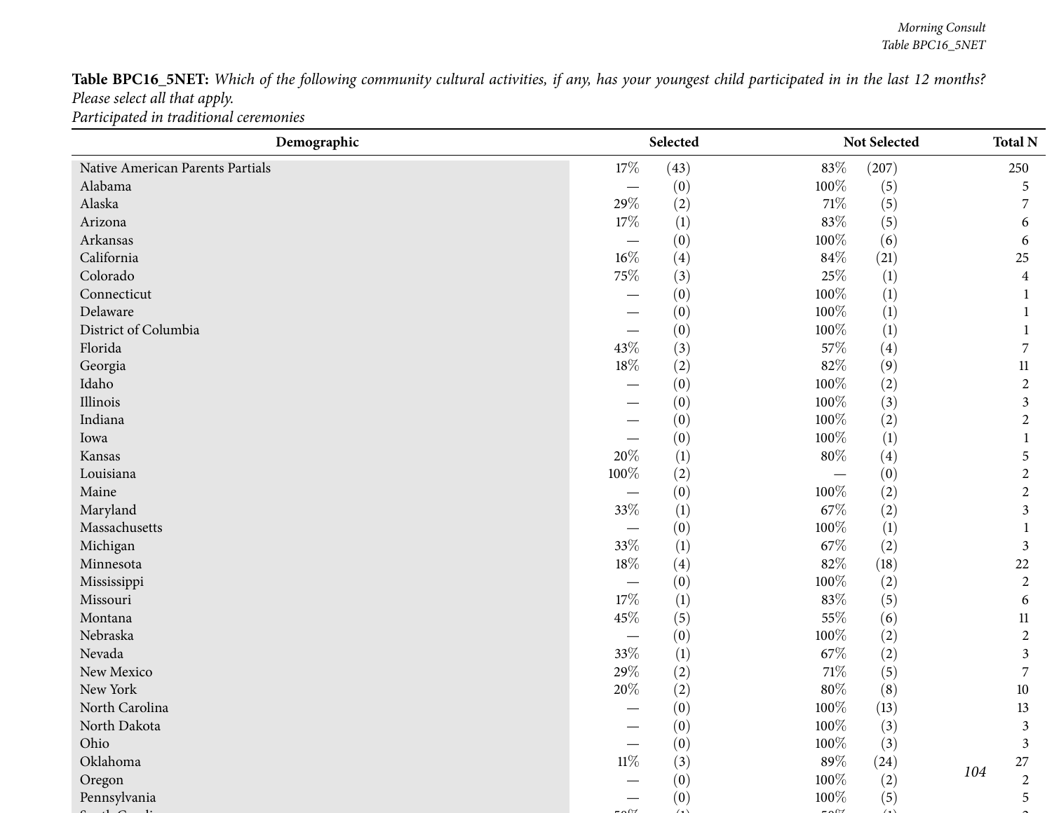**Table BPC16_5NET:** *Which of the following community cultural activities, if any, has your youngest child participated in in the last 12 months? Please select all that apply.*
*Participated in traditional ceremonies*

| Demographic | Selected | | Not Selected | | Total N |
|---|---|---|---|---|---|
| Native American Parents Partials | 17% | (43) | 83% | (207) | 250 |
| Alabama | — | (0) | 100% | (5) | 5 |
| Alaska | 29% | (2) | 71% | (5) | 7 |
| Arizona | 17% | (1) | 83% | (5) | 6 |
| Arkansas | — | (0) | 100% | (6) | 6 |
| California | 16% | (4) | 84% | (21) | 25 |
| Colorado | 75% | (3) | 25% | (1) | 4 |
| Connecticut | — | (0) | 100% | (1) | 1 |
| Delaware | — | (0) | 100% | (1) | 1 |
| District of Columbia | — | (0) | 100% | (1) | 1 |
| Florida | 43% | (3) | 57% | (4) | 7 |
| Georgia | 18% | (2) | 82% | (9) | 11 |
| Idaho | — | (0) | 100% | (2) | 2 |
| Illinois | — | (0) | 100% | (3) | 3 |
| Indiana | — | (0) | 100% | (2) | 2 |
| Iowa | — | (0) | 100% | (1) | 1 |
| Kansas | 20% | (1) | 80% | (4) | 5 |
| Louisiana | 100% | (2) | — | (0) | 2 |
| Maine | — | (0) | 100% | (2) | 2 |
| Maryland | 33% | (1) | 67% | (2) | 3 |
| Massachusetts | — | (0) | 100% | (1) | 1 |
| Michigan | 33% | (1) | 67% | (2) | 3 |
| Minnesota | 18% | (4) | 82% | (18) | 22 |
| Mississippi | — | (0) | 100% | (2) | 2 |
| Missouri | 17% | (1) | 83% | (5) | 6 |
| Montana | 45% | (5) | 55% | (6) | 11 |
| Nebraska | — | (0) | 100% | (2) | 2 |
| Nevada | 33% | (1) | 67% | (2) | 3 |
| New Mexico | 29% | (2) | 71% | (5) | 7 |
| New York | 20% | (2) | 80% | (8) | 10 |
| North Carolina | — | (0) | 100% | (13) | 13 |
| North Dakota | — | (0) | 100% | (3) | 3 |
| Ohio | — | (0) | 100% | (3) | 3 |
| Oklahoma | 11% | (3) | 89% | (24) | 27 |
| Oregon | — | (0) | 100% | (2) | 2 |
| Pennsylvania | — | (0) | 100% | (5) | 5 |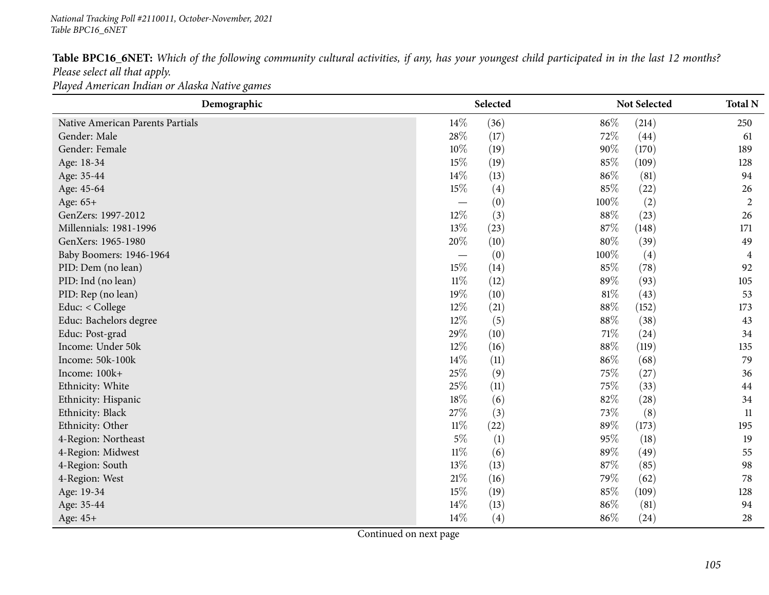**Table BPC16_6NET:** *Which of the following community cultural activities, if any, has your youngest child participated in in the last 12 months? Please select all that apply.*
*Played American Indian or Alaska Native games*

| Demographic | Selected | | Not Selected | | Total N |
|---|---|---|---|---|---|
| Native American Parents Partials | 14% | (36) | 86% | (214) | 250 |
| Gender: Male | 28% | (17) | 72% | (44) | 61 |
| Gender: Female | 10% | (19) | 90% | (170) | 189 |
| Age: 18-34 | 15% | (19) | 85% | (109) | 128 |
| Age: 35-44 | 14% | (13) | 86% | (81) | 94 |
| Age: 45-64 | 15% | (4) | 85% | (22) | 26 |
| Age: 65+ | — | (0) | 100% | (2) | 2 |
| GenZers: 1997-2012 | 12% | (3) | 88% | (23) | 26 |
| Millennials: 1981-1996 | 13% | (23) | 87% | (148) | 171 |
| GenXers: 1965-1980 | 20% | (10) | 80% | (39) | 49 |
| Baby Boomers: 1946-1964 | — | (0) | 100% | (4) | 4 |
| PID: Dem (no lean) | 15% | (14) | 85% | (78) | 92 |
| PID: Ind (no lean) | 11% | (12) | 89% | (93) | 105 |
| PID: Rep (no lean) | 19% | (10) | 81% | (43) | 53 |
| Educ: < College | 12% | (21) | 88% | (152) | 173 |
| Educ: Bachelors degree | 12% | (5) | 88% | (38) | 43 |
| Educ: Post-grad | 29% | (10) | 71% | (24) | 34 |
| Income: Under 50k | 12% | (16) | 88% | (119) | 135 |
| Income: 50k-100k | 14% | (11) | 86% | (68) | 79 |
| Income: 100k+ | 25% | (9) | 75% | (27) | 36 |
| Ethnicity: White | 25% | (11) | 75% | (33) | 44 |
| Ethnicity: Hispanic | 18% | (6) | 82% | (28) | 34 |
| Ethnicity: Black | 27% | (3) | 73% | (8) | 11 |
| Ethnicity: Other | 11% | (22) | 89% | (173) | 195 |
| 4-Region: Northeast | 5% | (1) | 95% | (18) | 19 |
| 4-Region: Midwest | 11% | (6) | 89% | (49) | 55 |
| 4-Region: South | 13% | (13) | 87% | (85) | 98 |
| 4-Region: West | 21% | (16) | 79% | (62) | 78 |
| Age: 19-34 | 15% | (19) | 85% | (109) | 128 |
| Age: 35-44 | 14% | (13) | 86% | (81) | 94 |
| Age: 45+ | 14% | (4) | 86% | (24) | 28 |

Continued on next page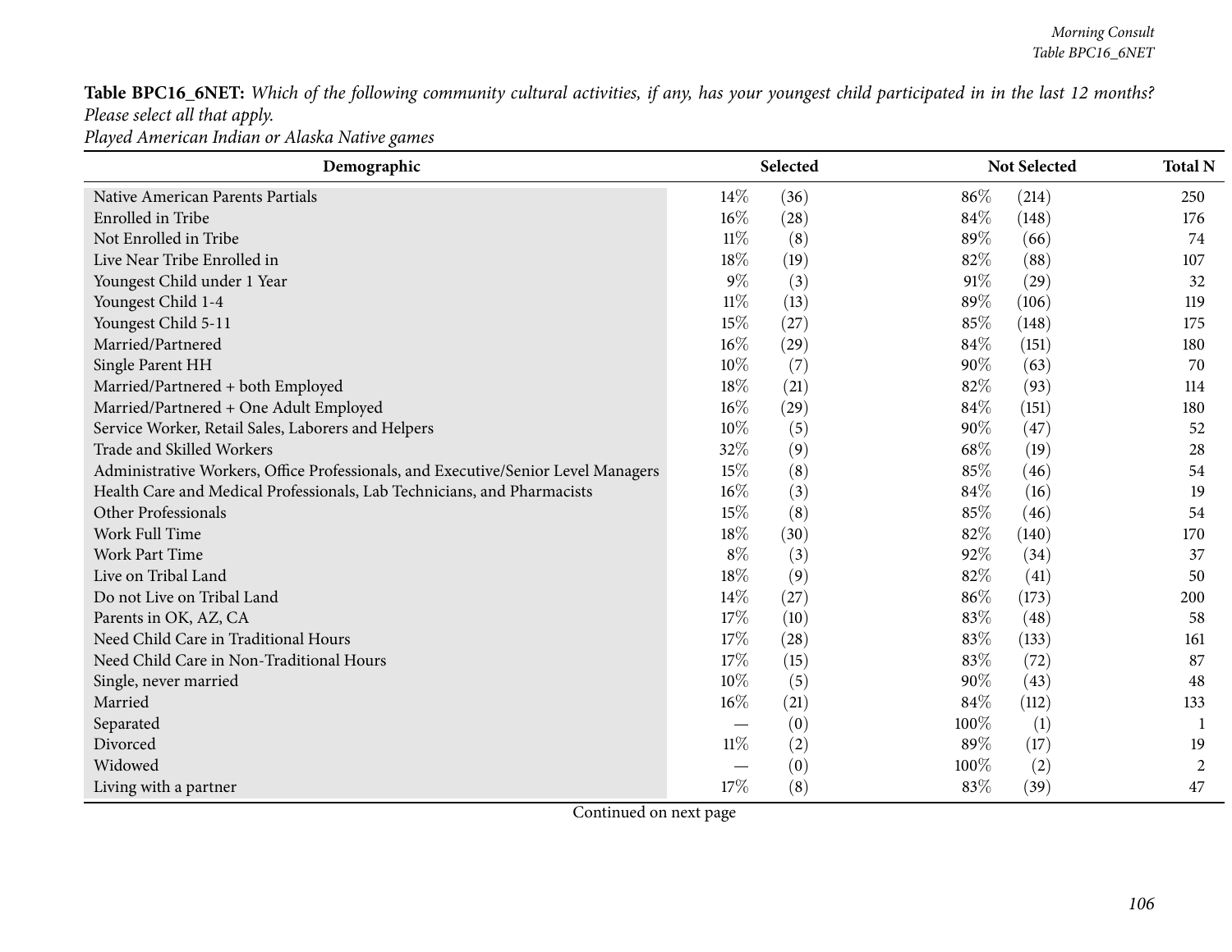**Table BPC16_6NET:** *Which of the following community cultural activities, if any, has your youngest child participated in in the last 12 months? Please select all that apply.*
*Played American Indian or Alaska Native games*

| Demographic | Selected | | Not Selected | | Total N |
|---|---|---|---|---|---|
| Native American Parents Partials | 14% | (36) | 86% | (214) | 250 |
| Enrolled in Tribe | 16% | (28) | 84% | (148) | 176 |
| Not Enrolled in Tribe | 11% | (8) | 89% | (66) | 74 |
| Live Near Tribe Enrolled in | 18% | (19) | 82% | (88) | 107 |
| Youngest Child under 1 Year | 9% | (3) | 91% | (29) | 32 |
| Youngest Child 1-4 | 11% | (13) | 89% | (106) | 119 |
| Youngest Child 5-11 | 15% | (27) | 85% | (148) | 175 |
| Married/Partnered | 16% | (29) | 84% | (151) | 180 |
| Single Parent HH | 10% | (7) | 90% | (63) | 70 |
| Married/Partnered + both Employed | 18% | (21) | 82% | (93) | 114 |
| Married/Partnered + One Adult Employed | 16% | (29) | 84% | (151) | 180 |
| Service Worker, Retail Sales, Laborers and Helpers | 10% | (5) | 90% | (47) | 52 |
| Trade and Skilled Workers | 32% | (9) | 68% | (19) | 28 |
| Administrative Workers, Office Professionals, and Executive/Senior Level Managers | 15% | (8) | 85% | (46) | 54 |
| Health Care and Medical Professionals, Lab Technicians, and Pharmacists | 16% | (3) | 84% | (16) | 19 |
| Other Professionals | 15% | (8) | 85% | (46) | 54 |
| Work Full Time | 18% | (30) | 82% | (140) | 170 |
| Work Part Time | 8% | (3) | 92% | (34) | 37 |
| Live on Tribal Land | 18% | (9) | 82% | (41) | 50 |
| Do not Live on Tribal Land | 14% | (27) | 86% | (173) | 200 |
| Parents in OK, AZ, CA | 17% | (10) | 83% | (48) | 58 |
| Need Child Care in Traditional Hours | 17% | (28) | 83% | (133) | 161 |
| Need Child Care in Non-Traditional Hours | 17% | (15) | 83% | (72) | 87 |
| Single, never married | 10% | (5) | 90% | (43) | 48 |
| Married | 16% | (21) | 84% | (112) | 133 |
| Separated | — | (0) | 100% | (1) | 1 |
| Divorced | 11% | (2) | 89% | (17) | 19 |
| Widowed | — | (0) | 100% | (2) | 2 |
| Living with a partner | 17% | (8) | 83% | (39) | 47 |

Continued on next page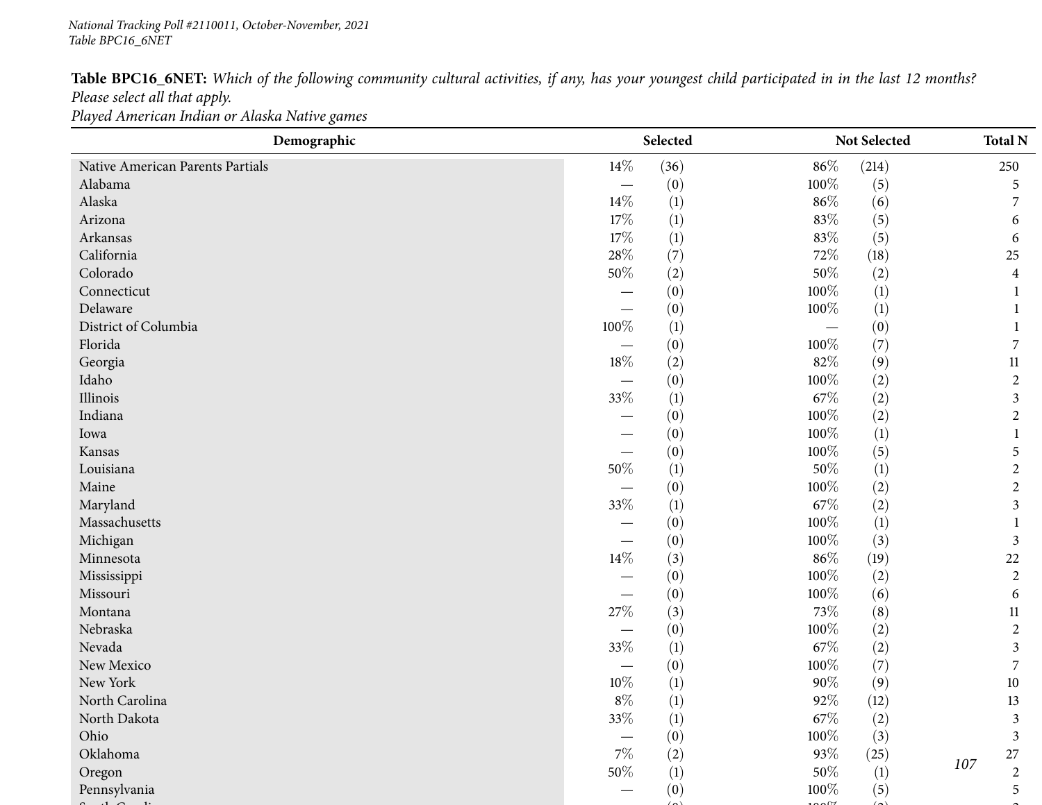*National Tracking Poll #2110011, October-November, 2021*
*Table BPC16_6NET*

**Table BPC16_6NET:** *Which of the following community cultural activities, if any, has your youngest child participated in in the last 12 months? Please select all that apply.*
*Played American Indian or Alaska Native games*

| Demographic | Selected | | Not Selected | | Total N |
|---|---|---|---|---|---|
| Native American Parents Partials | 14% | (36) | 86% | (214) | 250 |
| Alabama | — | (0) | 100% | (5) | 5 |
| Alaska | 14% | (1) | 86% | (6) | 7 |
| Arizona | 17% | (1) | 83% | (5) | 6 |
| Arkansas | 17% | (1) | 83% | (5) | 6 |
| California | 28% | (7) | 72% | (18) | 25 |
| Colorado | 50% | (2) | 50% | (2) | 4 |
| Connecticut | — | (0) | 100% | (1) | 1 |
| Delaware | — | (0) | 100% | (1) | 1 |
| District of Columbia | 100% | (1) | — | (0) | 1 |
| Florida | — | (0) | 100% | (7) | 7 |
| Georgia | 18% | (2) | 82% | (9) | 11 |
| Idaho | — | (0) | 100% | (2) | 2 |
| Illinois | 33% | (1) | 67% | (2) | 3 |
| Indiana | — | (0) | 100% | (2) | 2 |
| Iowa | — | (0) | 100% | (1) | 1 |
| Kansas | — | (0) | 100% | (5) | 5 |
| Louisiana | 50% | (1) | 50% | (1) | 2 |
| Maine | — | (0) | 100% | (2) | 2 |
| Maryland | 33% | (1) | 67% | (2) | 3 |
| Massachusetts | — | (0) | 100% | (1) | 1 |
| Michigan | — | (0) | 100% | (3) | 3 |
| Minnesota | 14% | (3) | 86% | (19) | 22 |
| Mississippi | — | (0) | 100% | (2) | 2 |
| Missouri | — | (0) | 100% | (6) | 6 |
| Montana | 27% | (3) | 73% | (8) | 11 |
| Nebraska | — | (0) | 100% | (2) | 2 |
| Nevada | 33% | (1) | 67% | (2) | 3 |
| New Mexico | — | (0) | 100% | (7) | 7 |
| New York | 10% | (1) | 90% | (9) | 10 |
| North Carolina | 8% | (1) | 92% | (12) | 13 |
| North Dakota | 33% | (1) | 67% | (2) | 3 |
| Ohio | — | (0) | 100% | (3) | 3 |
| Oklahoma | 7% | (2) | 93% | (25) | 27 |
| Oregon | 50% | (1) | 50% | (1) | 2 |
| Pennsylvania | — | (0) | 100% | (5) | 5 |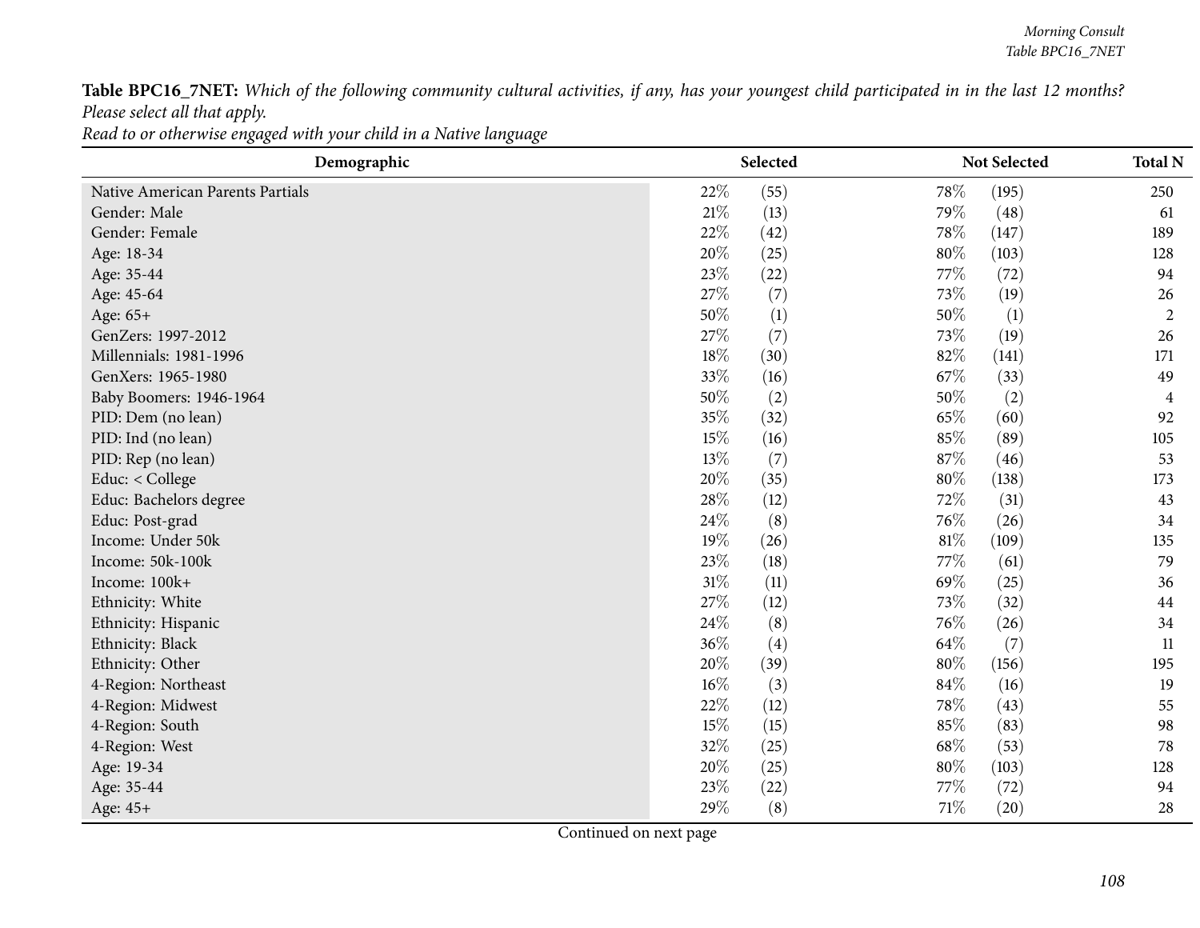**Table BPC16_7NET:** *Which of the following community cultural activities, if any, has your youngest child participated in in the last 12 months? Please select all that apply.*
*Read to or otherwise engaged with your child in a Native language*

| Demographic | Selected | | Not Selected | | Total N |
|---|---|---|---|---|---|
| Native American Parents Partials | 22% | (55) | 78% | (195) | 250 |
| Gender: Male | 21% | (13) | 79% | (48) | 61 |
| Gender: Female | 22% | (42) | 78% | (147) | 189 |
| Age: 18-34 | 20% | (25) | 80% | (103) | 128 |
| Age: 35-44 | 23% | (22) | 77% | (72) | 94 |
| Age: 45-64 | 27% | (7) | 73% | (19) | 26 |
| Age: 65+ | 50% | (1) | 50% | (1) | 2 |
| GenZers: 1997-2012 | 27% | (7) | 73% | (19) | 26 |
| Millennials: 1981-1996 | 18% | (30) | 82% | (141) | 171 |
| GenXers: 1965-1980 | 33% | (16) | 67% | (33) | 49 |
| Baby Boomers: 1946-1964 | 50% | (2) | 50% | (2) | 4 |
| PID: Dem (no lean) | 35% | (32) | 65% | (60) | 92 |
| PID: Ind (no lean) | 15% | (16) | 85% | (89) | 105 |
| PID: Rep (no lean) | 13% | (7) | 87% | (46) | 53 |
| Educ: < College | 20% | (35) | 80% | (138) | 173 |
| Educ: Bachelors degree | 28% | (12) | 72% | (31) | 43 |
| Educ: Post-grad | 24% | (8) | 76% | (26) | 34 |
| Income: Under 50k | 19% | (26) | 81% | (109) | 135 |
| Income: 50k-100k | 23% | (18) | 77% | (61) | 79 |
| Income: 100k+ | 31% | (11) | 69% | (25) | 36 |
| Ethnicity: White | 27% | (12) | 73% | (32) | 44 |
| Ethnicity: Hispanic | 24% | (8) | 76% | (26) | 34 |
| Ethnicity: Black | 36% | (4) | 64% | (7) | 11 |
| Ethnicity: Other | 20% | (39) | 80% | (156) | 195 |
| 4-Region: Northeast | 16% | (3) | 84% | (16) | 19 |
| 4-Region: Midwest | 22% | (12) | 78% | (43) | 55 |
| 4-Region: South | 15% | (15) | 85% | (83) | 98 |
| 4-Region: West | 32% | (25) | 68% | (53) | 78 |
| Age: 19-34 | 20% | (25) | 80% | (103) | 128 |
| Age: 35-44 | 23% | (22) | 77% | (72) | 94 |
| Age: 45+ | 29% | (8) | 71% | (20) | 28 |

Continued on next page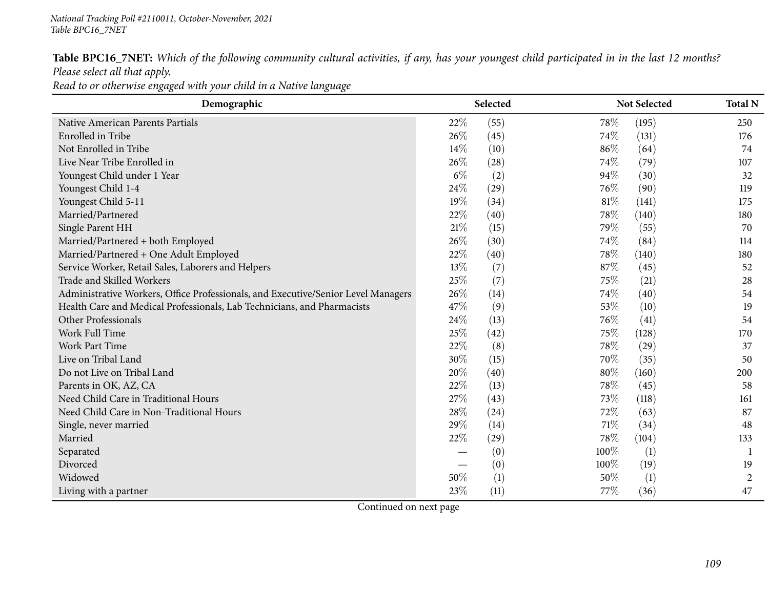**Table BPC16_7NET:** *Which of the following community cultural activities, if any, has your youngest child participated in in the last 12 months? Please select all that apply.*
*Read to or otherwise engaged with your child in a Native language*

| Demographic | Selected | | Not Selected | | Total N |
|---|---|---|---|---|---|
| Native American Parents Partials | 22% | (55) | 78% | (195) | 250 |
| Enrolled in Tribe | 26% | (45) | 74% | (131) | 176 |
| Not Enrolled in Tribe | 14% | (10) | 86% | (64) | 74 |
| Live Near Tribe Enrolled in | 26% | (28) | 74% | (79) | 107 |
| Youngest Child under 1 Year | 6% | (2) | 94% | (30) | 32 |
| Youngest Child 1-4 | 24% | (29) | 76% | (90) | 119 |
| Youngest Child 5-11 | 19% | (34) | 81% | (141) | 175 |
| Married/Partnered | 22% | (40) | 78% | (140) | 180 |
| Single Parent HH | 21% | (15) | 79% | (55) | 70 |
| Married/Partnered + both Employed | 26% | (30) | 74% | (84) | 114 |
| Married/Partnered + One Adult Employed | 22% | (40) | 78% | (140) | 180 |
| Service Worker, Retail Sales, Laborers and Helpers | 13% | (7) | 87% | (45) | 52 |
| Trade and Skilled Workers | 25% | (7) | 75% | (21) | 28 |
| Administrative Workers, Office Professionals, and Executive/Senior Level Managers | 26% | (14) | 74% | (40) | 54 |
| Health Care and Medical Professionals, Lab Technicians, and Pharmacists | 47% | (9) | 53% | (10) | 19 |
| Other Professionals | 24% | (13) | 76% | (41) | 54 |
| Work Full Time | 25% | (42) | 75% | (128) | 170 |
| Work Part Time | 22% | (8) | 78% | (29) | 37 |
| Live on Tribal Land | 30% | (15) | 70% | (35) | 50 |
| Do not Live on Tribal Land | 20% | (40) | 80% | (160) | 200 |
| Parents in OK, AZ, CA | 22% | (13) | 78% | (45) | 58 |
| Need Child Care in Traditional Hours | 27% | (43) | 73% | (118) | 161 |
| Need Child Care in Non-Traditional Hours | 28% | (24) | 72% | (63) | 87 |
| Single, never married | 29% | (14) | 71% | (34) | 48 |
| Married | 22% | (29) | 78% | (104) | 133 |
| Separated | — | (0) | 100% | (1) | 1 |
| Divorced | — | (0) | 100% | (19) | 19 |
| Widowed | 50% | (1) | 50% | (1) | 2 |
| Living with a partner | 23% | (11) | 77% | (36) | 47 |

Continued on next page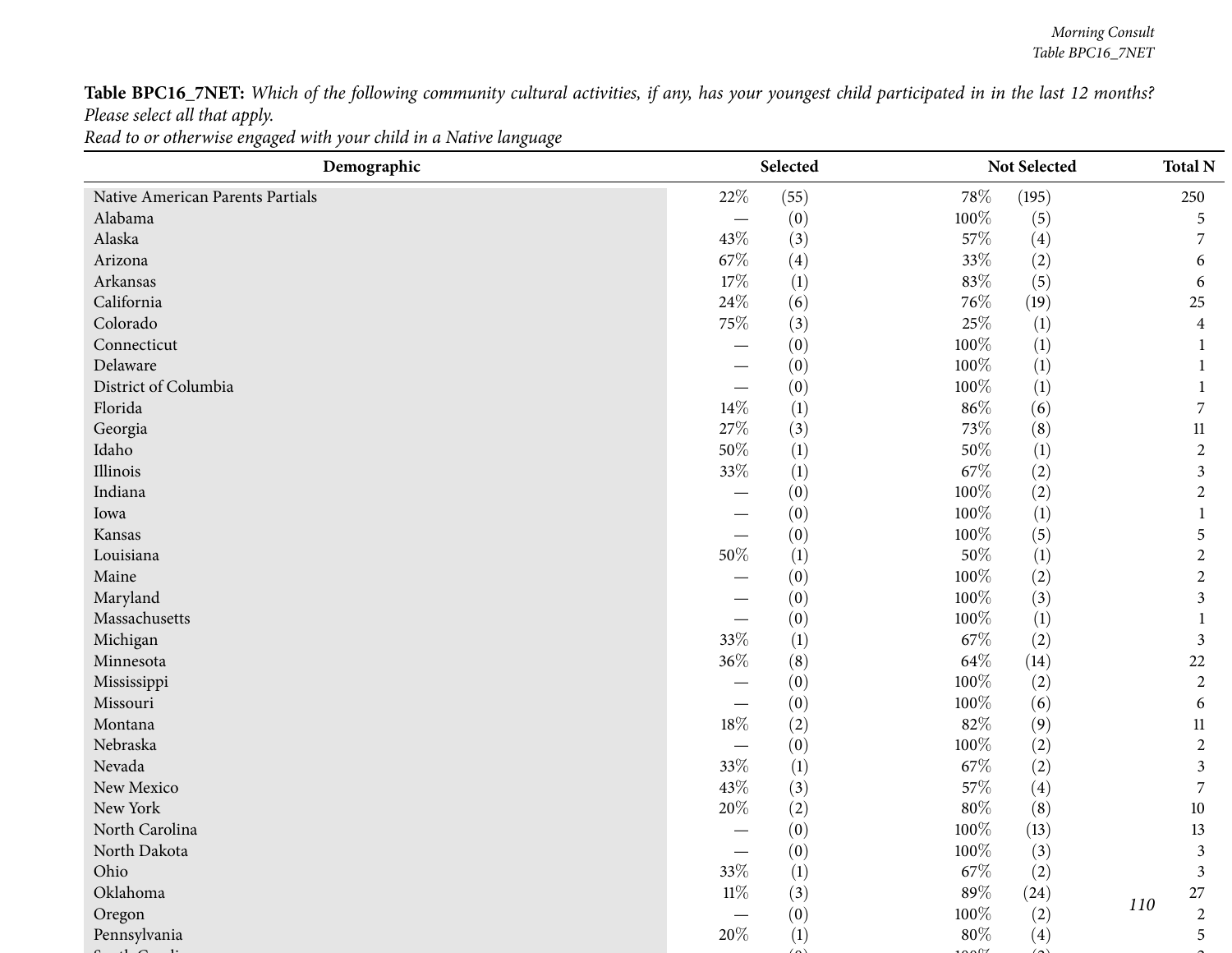**Table BPC16_7NET:** *Which of the following community cultural activities, if any, has your youngest child participated in in the last 12 months? Please select all that apply.*
*Read to or otherwise engaged with your child in a Native language*

| Demographic | Selected | | Not Selected | | Total N |
|---|---|---|---|---|---|
| Native American Parents Partials | 22% | (55) | 78% | (195) | 250 |
| Alabama | — | (0) | 100% | (5) | 5 |
| Alaska | 43% | (3) | 57% | (4) | 7 |
| Arizona | 67% | (4) | 33% | (2) | 6 |
| Arkansas | 17% | (1) | 83% | (5) | 6 |
| California | 24% | (6) | 76% | (19) | 25 |
| Colorado | 75% | (3) | 25% | (1) | 4 |
| Connecticut | — | (0) | 100% | (1) | 1 |
| Delaware | — | (0) | 100% | (1) | 1 |
| District of Columbia | — | (0) | 100% | (1) | 1 |
| Florida | 14% | (1) | 86% | (6) | 7 |
| Georgia | 27% | (3) | 73% | (8) | 11 |
| Idaho | 50% | (1) | 50% | (1) | 2 |
| Illinois | 33% | (1) | 67% | (2) | 3 |
| Indiana | — | (0) | 100% | (2) | 2 |
| Iowa | — | (0) | 100% | (1) | 1 |
| Kansas | — | (0) | 100% | (5) | 5 |
| Louisiana | 50% | (1) | 50% | (1) | 2 |
| Maine | — | (0) | 100% | (2) | 2 |
| Maryland | — | (0) | 100% | (3) | 3 |
| Massachusetts | — | (0) | 100% | (1) | 1 |
| Michigan | 33% | (1) | 67% | (2) | 3 |
| Minnesota | 36% | (8) | 64% | (14) | 22 |
| Mississippi | — | (0) | 100% | (2) | 2 |
| Missouri | — | (0) | 100% | (6) | 6 |
| Montana | 18% | (2) | 82% | (9) | 11 |
| Nebraska | — | (0) | 100% | (2) | 2 |
| Nevada | 33% | (1) | 67% | (2) | 3 |
| New Mexico | 43% | (3) | 57% | (4) | 7 |
| New York | 20% | (2) | 80% | (8) | 10 |
| North Carolina | — | (0) | 100% | (13) | 13 |
| North Dakota | — | (0) | 100% | (3) | 3 |
| Ohio | 33% | (1) | 67% | (2) | 3 |
| Oklahoma | 11% | (3) | 89% | (24) | 27 |
| Oregon | — | (0) | 100% | (2) | 2 |
| Pennsylvania | 20% | (1) | 80% | (4) | 5 |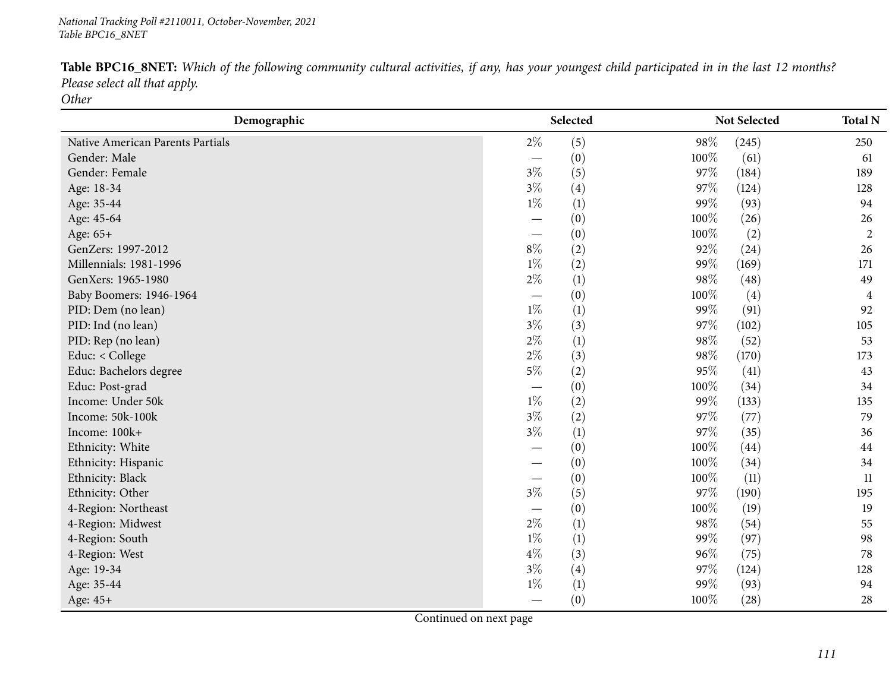**Table BPC16_8NET:** *Which of the following community cultural activities, if any, has your youngest child participated in in the last 12 months? Please select all that apply.*
*Other*

| Demographic | Selected | | Not Selected | | Total N |
|---|---|---|---|---|---|
| Native American Parents Partials | 2% | (5) | 98% | (245) | 250 |
| Gender: Male | — | (0) | 100% | (61) | 61 |
| Gender: Female | 3% | (5) | 97% | (184) | 189 |
| Age: 18-34 | 3% | (4) | 97% | (124) | 128 |
| Age: 35-44 | 1% | (1) | 99% | (93) | 94 |
| Age: 45-64 | — | (0) | 100% | (26) | 26 |
| Age: 65+ | — | (0) | 100% | (2) | 2 |
| GenZers: 1997-2012 | 8% | (2) | 92% | (24) | 26 |
| Millennials: 1981-1996 | 1% | (2) | 99% | (169) | 171 |
| GenXers: 1965-1980 | 2% | (1) | 98% | (48) | 49 |
| Baby Boomers: 1946-1964 | — | (0) | 100% | (4) | 4 |
| PID: Dem (no lean) | 1% | (1) | 99% | (91) | 92 |
| PID: Ind (no lean) | 3% | (3) | 97% | (102) | 105 |
| PID: Rep (no lean) | 2% | (1) | 98% | (52) | 53 |
| Educ: < College | 2% | (3) | 98% | (170) | 173 |
| Educ: Bachelors degree | 5% | (2) | 95% | (41) | 43 |
| Educ: Post-grad | — | (0) | 100% | (34) | 34 |
| Income: Under 50k | 1% | (2) | 99% | (133) | 135 |
| Income: 50k-100k | 3% | (2) | 97% | (77) | 79 |
| Income: 100k+ | 3% | (1) | 97% | (35) | 36 |
| Ethnicity: White | — | (0) | 100% | (44) | 44 |
| Ethnicity: Hispanic | — | (0) | 100% | (34) | 34 |
| Ethnicity: Black | — | (0) | 100% | (11) | 11 |
| Ethnicity: Other | 3% | (5) | 97% | (190) | 195 |
| 4-Region: Northeast | — | (0) | 100% | (19) | 19 |
| 4-Region: Midwest | 2% | (1) | 98% | (54) | 55 |
| 4-Region: South | 1% | (1) | 99% | (97) | 98 |
| 4-Region: West | 4% | (3) | 96% | (75) | 78 |
| Age: 19-34 | 3% | (4) | 97% | (124) | 128 |
| Age: 35-44 | 1% | (1) | 99% | (93) | 94 |
| Age: 45+ | — | (0) | 100% | (28) | 28 |

Continued on next page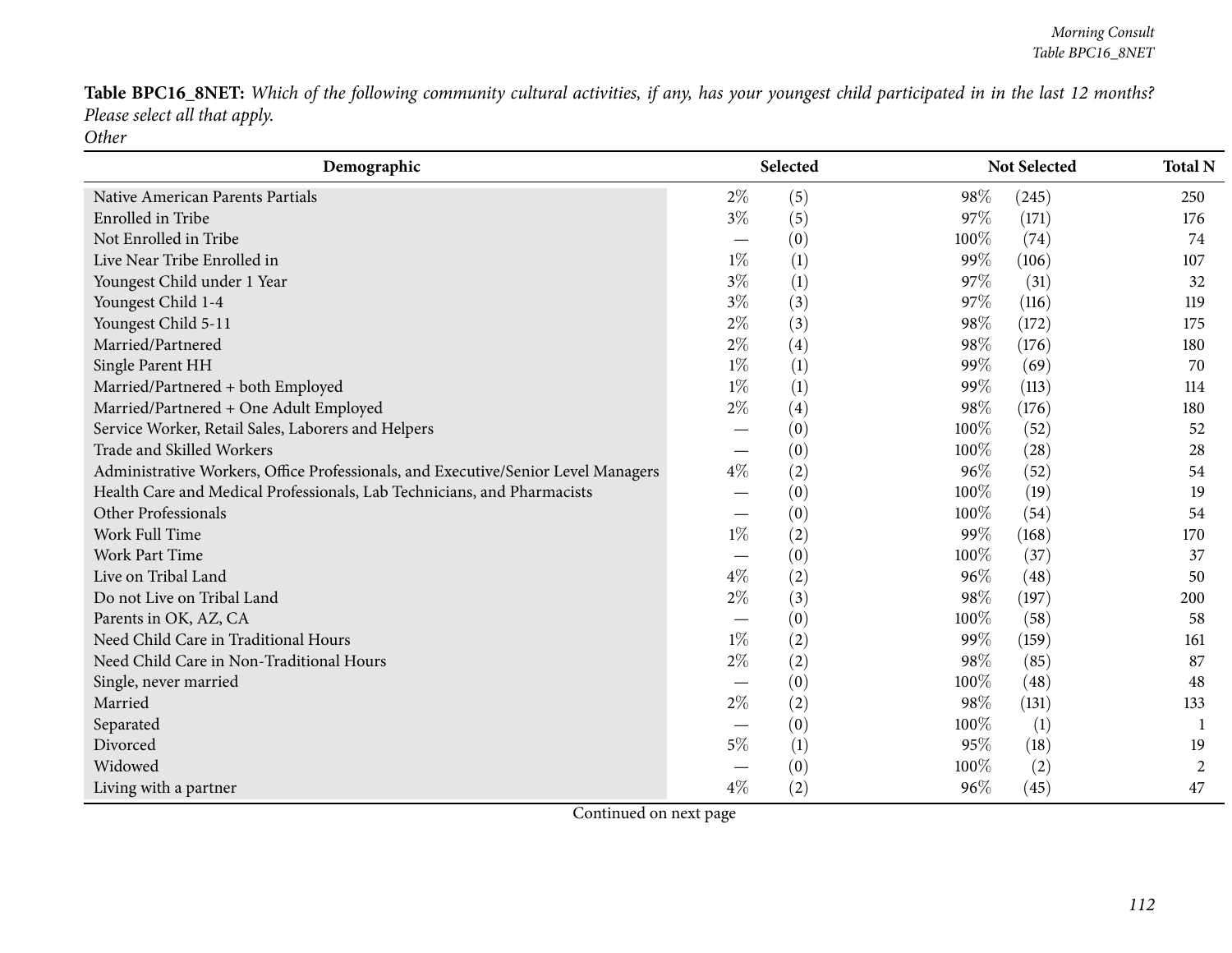**Table BPC16_8NET:** *Which of the following community cultural activities, if any, has your youngest child participated in in the last 12 months? Please select all that apply.*
*Other*

| Demographic | Selected | | Not Selected | | Total N |
|---|---|---|---|---|---|
| Native American Parents Partials | 2% | (5) | 98% | (245) | 250 |
| Enrolled in Tribe | 3% | (5) | 97% | (171) | 176 |
| Not Enrolled in Tribe | — | (0) | 100% | (74) | 74 |
| Live Near Tribe Enrolled in | 1% | (1) | 99% | (106) | 107 |
| Youngest Child under 1 Year | 3% | (1) | 97% | (31) | 32 |
| Youngest Child 1-4 | 3% | (3) | 97% | (116) | 119 |
| Youngest Child 5-11 | 2% | (3) | 98% | (172) | 175 |
| Married/Partnered | 2% | (4) | 98% | (176) | 180 |
| Single Parent HH | 1% | (1) | 99% | (69) | 70 |
| Married/Partnered + both Employed | 1% | (1) | 99% | (113) | 114 |
| Married/Partnered + One Adult Employed | 2% | (4) | 98% | (176) | 180 |
| Service Worker, Retail Sales, Laborers and Helpers | — | (0) | 100% | (52) | 52 |
| Trade and Skilled Workers | — | (0) | 100% | (28) | 28 |
| Administrative Workers, Office Professionals, and Executive/Senior Level Managers | 4% | (2) | 96% | (52) | 54 |
| Health Care and Medical Professionals, Lab Technicians, and Pharmacists | — | (0) | 100% | (19) | 19 |
| Other Professionals | — | (0) | 100% | (54) | 54 |
| Work Full Time | 1% | (2) | 99% | (168) | 170 |
| Work Part Time | — | (0) | 100% | (37) | 37 |
| Live on Tribal Land | 4% | (2) | 96% | (48) | 50 |
| Do not Live on Tribal Land | 2% | (3) | 98% | (197) | 200 |
| Parents in OK, AZ, CA | — | (0) | 100% | (58) | 58 |
| Need Child Care in Traditional Hours | 1% | (2) | 99% | (159) | 161 |
| Need Child Care in Non-Traditional Hours | 2% | (2) | 98% | (85) | 87 |
| Single, never married | — | (0) | 100% | (48) | 48 |
| Married | 2% | (2) | 98% | (131) | 133 |
| Separated | — | (0) | 100% | (1) | 1 |
| Divorced | 5% | (1) | 95% | (18) | 19 |
| Widowed | — | (0) | 100% | (2) | 2 |
| Living with a partner | 4% | (2) | 96% | (45) | 47 |

Continued on next page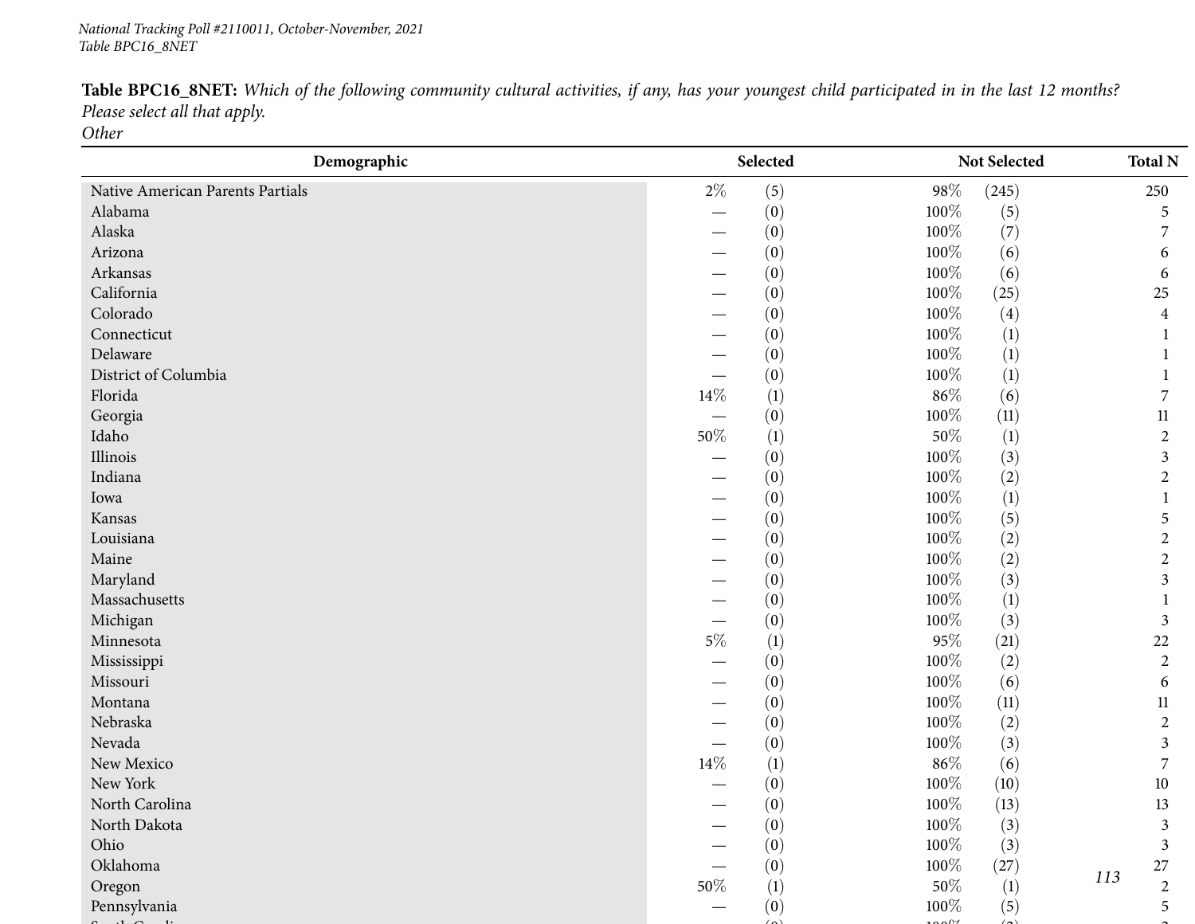**Table BPC16_8NET:** *Which of the following community cultural activities, if any, has your youngest child participated in in the last 12 months? Please select all that apply.*
*Other*

| Demographic | Selected | | Not Selected | | Total N |
|---|---|---|---|---|---|
| Native American Parents Partials | 2% | (5) | 98% | (245) | 250 |
| Alabama | — | (0) | 100% | (5) | 5 |
| Alaska | — | (0) | 100% | (7) | 7 |
| Arizona | — | (0) | 100% | (6) | 6 |
| Arkansas | — | (0) | 100% | (6) | 6 |
| California | — | (0) | 100% | (25) | 25 |
| Colorado | — | (0) | 100% | (4) | 4 |
| Connecticut | — | (0) | 100% | (1) | 1 |
| Delaware | — | (0) | 100% | (1) | 1 |
| District of Columbia | — | (0) | 100% | (1) | 1 |
| Florida | 14% | (1) | 86% | (6) | 7 |
| Georgia | — | (0) | 100% | (11) | 11 |
| Idaho | 50% | (1) | 50% | (1) | 2 |
| Illinois | — | (0) | 100% | (3) | 3 |
| Indiana | — | (0) | 100% | (2) | 2 |
| Iowa | — | (0) | 100% | (1) | 1 |
| Kansas | — | (0) | 100% | (5) | 5 |
| Louisiana | — | (0) | 100% | (2) | 2 |
| Maine | — | (0) | 100% | (2) | 2 |
| Maryland | — | (0) | 100% | (3) | 3 |
| Massachusetts | — | (0) | 100% | (1) | 1 |
| Michigan | — | (0) | 100% | (3) | 3 |
| Minnesota | 5% | (1) | 95% | (21) | 22 |
| Mississippi | — | (0) | 100% | (2) | 2 |
| Missouri | — | (0) | 100% | (6) | 6 |
| Montana | — | (0) | 100% | (11) | 11 |
| Nebraska | — | (0) | 100% | (2) | 2 |
| Nevada | — | (0) | 100% | (3) | 3 |
| New Mexico | 14% | (1) | 86% | (6) | 7 |
| New York | — | (0) | 100% | (10) | 10 |
| North Carolina | — | (0) | 100% | (13) | 13 |
| North Dakota | — | (0) | 100% | (3) | 3 |
| Ohio | — | (0) | 100% | (3) | 3 |
| Oklahoma | — | (0) | 100% | (27) | 27 |
| Oregon | 50% | (1) | 50% | (1) | 2 |
| Pennsylvania | — | (0) | 100% | (5) | 5 |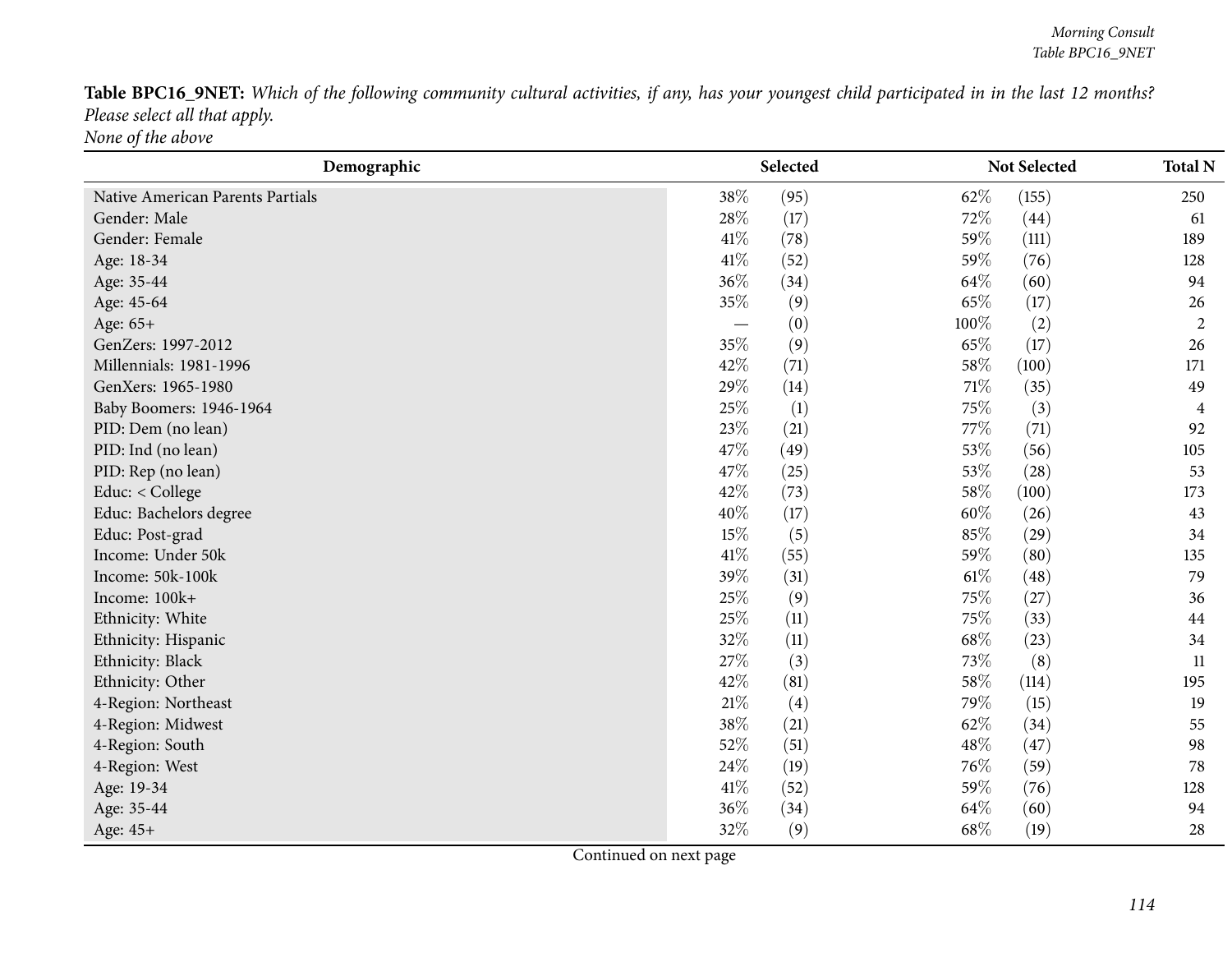**Table BPC16_9NET:** *Which of the following community cultural activities, if any, has your youngest child participated in in the last 12 months? Please select all that apply.*
*None of the above*

| Demographic | Selected | | Not Selected | | Total N |
|---|---|---|---|---|---|
| Native American Parents Partials | 38% | (95) | 62% | (155) | 250 |
| Gender: Male | 28% | (17) | 72% | (44) | 61 |
| Gender: Female | 41% | (78) | 59% | (111) | 189 |
| Age: 18-34 | 41% | (52) | 59% | (76) | 128 |
| Age: 35-44 | 36% | (34) | 64% | (60) | 94 |
| Age: 45-64 | 35% | (9) | 65% | (17) | 26 |
| Age: 65+ | — | (0) | 100% | (2) | 2 |
| GenZers: 1997-2012 | 35% | (9) | 65% | (17) | 26 |
| Millennials: 1981-1996 | 42% | (71) | 58% | (100) | 171 |
| GenXers: 1965-1980 | 29% | (14) | 71% | (35) | 49 |
| Baby Boomers: 1946-1964 | 25% | (1) | 75% | (3) | 4 |
| PID: Dem (no lean) | 23% | (21) | 77% | (71) | 92 |
| PID: Ind (no lean) | 47% | (49) | 53% | (56) | 105 |
| PID: Rep (no lean) | 47% | (25) | 53% | (28) | 53 |
| Educ: < College | 42% | (73) | 58% | (100) | 173 |
| Educ: Bachelors degree | 40% | (17) | 60% | (26) | 43 |
| Educ: Post-grad | 15% | (5) | 85% | (29) | 34 |
| Income: Under 50k | 41% | (55) | 59% | (80) | 135 |
| Income: 50k-100k | 39% | (31) | 61% | (48) | 79 |
| Income: 100k+ | 25% | (9) | 75% | (27) | 36 |
| Ethnicity: White | 25% | (11) | 75% | (33) | 44 |
| Ethnicity: Hispanic | 32% | (11) | 68% | (23) | 34 |
| Ethnicity: Black | 27% | (3) | 73% | (8) | 11 |
| Ethnicity: Other | 42% | (81) | 58% | (114) | 195 |
| 4-Region: Northeast | 21% | (4) | 79% | (15) | 19 |
| 4-Region: Midwest | 38% | (21) | 62% | (34) | 55 |
| 4-Region: South | 52% | (51) | 48% | (47) | 98 |
| 4-Region: West | 24% | (19) | 76% | (59) | 78 |
| Age: 19-34 | 41% | (52) | 59% | (76) | 128 |
| Age: 35-44 | 36% | (34) | 64% | (60) | 94 |
| Age: 45+ | 32% | (9) | 68% | (19) | 28 |

Continued on next page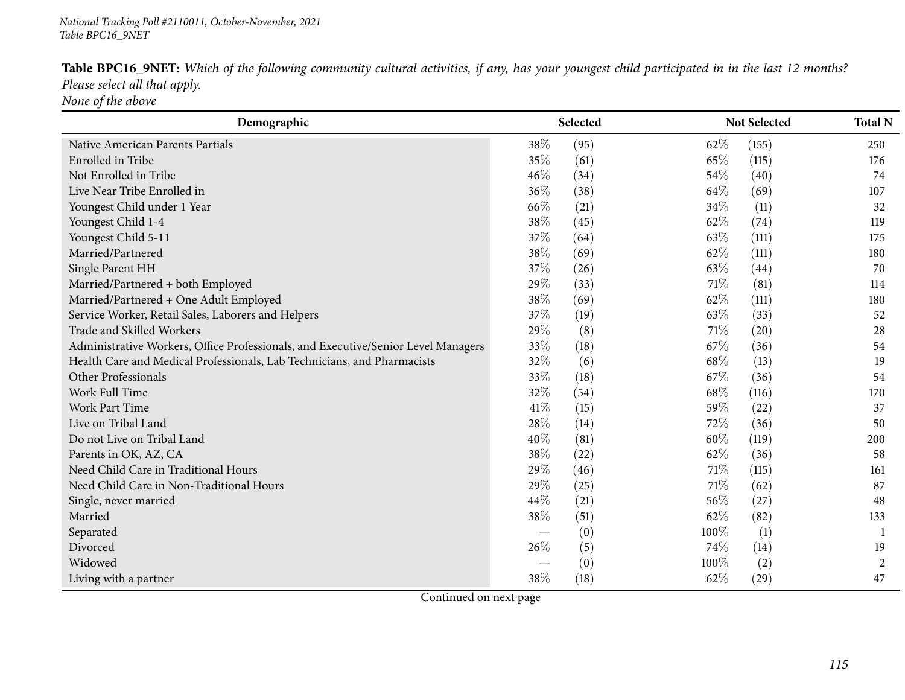**Table BPC16_9NET:** *Which of the following community cultural activities, if any, has your youngest child participated in in the last 12 months? Please select all that apply.*
*None of the above*

| Demographic | Selected | | Not Selected | | Total N |
|---|---|---|---|---|---|
| Native American Parents Partials | 38% | (95) | 62% | (155) | 250 |
| Enrolled in Tribe | 35% | (61) | 65% | (115) | 176 |
| Not Enrolled in Tribe | 46% | (34) | 54% | (40) | 74 |
| Live Near Tribe Enrolled in | 36% | (38) | 64% | (69) | 107 |
| Youngest Child under 1 Year | 66% | (21) | 34% | (11) | 32 |
| Youngest Child 1-4 | 38% | (45) | 62% | (74) | 119 |
| Youngest Child 5-11 | 37% | (64) | 63% | (111) | 175 |
| Married/Partnered | 38% | (69) | 62% | (111) | 180 |
| Single Parent HH | 37% | (26) | 63% | (44) | 70 |
| Married/Partnered + both Employed | 29% | (33) | 71% | (81) | 114 |
| Married/Partnered + One Adult Employed | 38% | (69) | 62% | (111) | 180 |
| Service Worker, Retail Sales, Laborers and Helpers | 37% | (19) | 63% | (33) | 52 |
| Trade and Skilled Workers | 29% | (8) | 71% | (20) | 28 |
| Administrative Workers, Office Professionals, and Executive/Senior Level Managers | 33% | (18) | 67% | (36) | 54 |
| Health Care and Medical Professionals, Lab Technicians, and Pharmacists | 32% | (6) | 68% | (13) | 19 |
| Other Professionals | 33% | (18) | 67% | (36) | 54 |
| Work Full Time | 32% | (54) | 68% | (116) | 170 |
| Work Part Time | 41% | (15) | 59% | (22) | 37 |
| Live on Tribal Land | 28% | (14) | 72% | (36) | 50 |
| Do not Live on Tribal Land | 40% | (81) | 60% | (119) | 200 |
| Parents in OK, AZ, CA | 38% | (22) | 62% | (36) | 58 |
| Need Child Care in Traditional Hours | 29% | (46) | 71% | (115) | 161 |
| Need Child Care in Non-Traditional Hours | 29% | (25) | 71% | (62) | 87 |
| Single, never married | 44% | (21) | 56% | (27) | 48 |
| Married | 38% | (51) | 62% | (82) | 133 |
| Separated | — | (0) | 100% | (1) | 1 |
| Divorced | 26% | (5) | 74% | (14) | 19 |
| Widowed | — | (0) | 100% | (2) | 2 |
| Living with a partner | 38% | (18) | 62% | (29) | 47 |

Continued on next page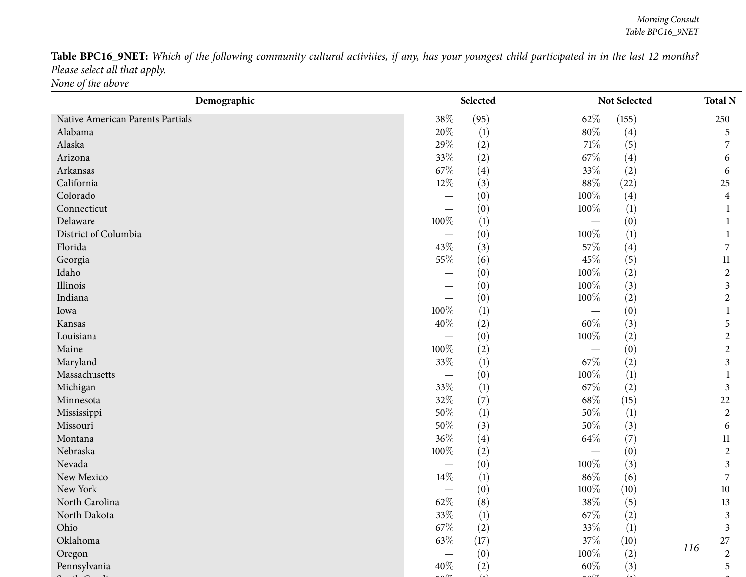**Table BPC16_9NET:** *Which of the following community cultural activities, if any, has your youngest child participated in in the last 12 months? Please select all that apply.*
*None of the above*

| Demographic | Selected | | Not Selected | | Total N |
|---|---|---|---|---|---|
| Native American Parents Partials | 38% | (95) | 62% | (155) | 250 |
| Alabama | 20% | (1) | 80% | (4) | 5 |
| Alaska | 29% | (2) | 71% | (5) | 7 |
| Arizona | 33% | (2) | 67% | (4) | 6 |
| Arkansas | 67% | (4) | 33% | (2) | 6 |
| California | 12% | (3) | 88% | (22) | 25 |
| Colorado | — | (0) | 100% | (4) | 4 |
| Connecticut | — | (0) | 100% | (1) | 1 |
| Delaware | 100% | (1) | — | (0) | 1 |
| District of Columbia | — | (0) | 100% | (1) | 1 |
| Florida | 43% | (3) | 57% | (4) | 7 |
| Georgia | 55% | (6) | 45% | (5) | 11 |
| Idaho | — | (0) | 100% | (2) | 2 |
| Illinois | — | (0) | 100% | (3) | 3 |
| Indiana | — | (0) | 100% | (2) | 2 |
| Iowa | 100% | (1) | — | (0) | 1 |
| Kansas | 40% | (2) | 60% | (3) | 5 |
| Louisiana | — | (0) | 100% | (2) | 2 |
| Maine | 100% | (2) | — | (0) | 2 |
| Maryland | 33% | (1) | 67% | (2) | 3 |
| Massachusetts | — | (0) | 100% | (1) | 1 |
| Michigan | 33% | (1) | 67% | (2) | 3 |
| Minnesota | 32% | (7) | 68% | (15) | 22 |
| Mississippi | 50% | (1) | 50% | (1) | 2 |
| Missouri | 50% | (3) | 50% | (3) | 6 |
| Montana | 36% | (4) | 64% | (7) | 11 |
| Nebraska | 100% | (2) | — | (0) | 2 |
| Nevada | — | (0) | 100% | (3) | 3 |
| New Mexico | 14% | (1) | 86% | (6) | 7 |
| New York | — | (0) | 100% | (10) | 10 |
| North Carolina | 62% | (8) | 38% | (5) | 13 |
| North Dakota | 33% | (1) | 67% | (2) | 3 |
| Ohio | 67% | (2) | 33% | (1) | 3 |
| Oklahoma | 63% | (17) | 37% | (10) | 27 |
| Oregon | — | (0) | 100% | (2) | 2 |
| Pennsylvania | 40% | (2) | 60% | (3) | 5 |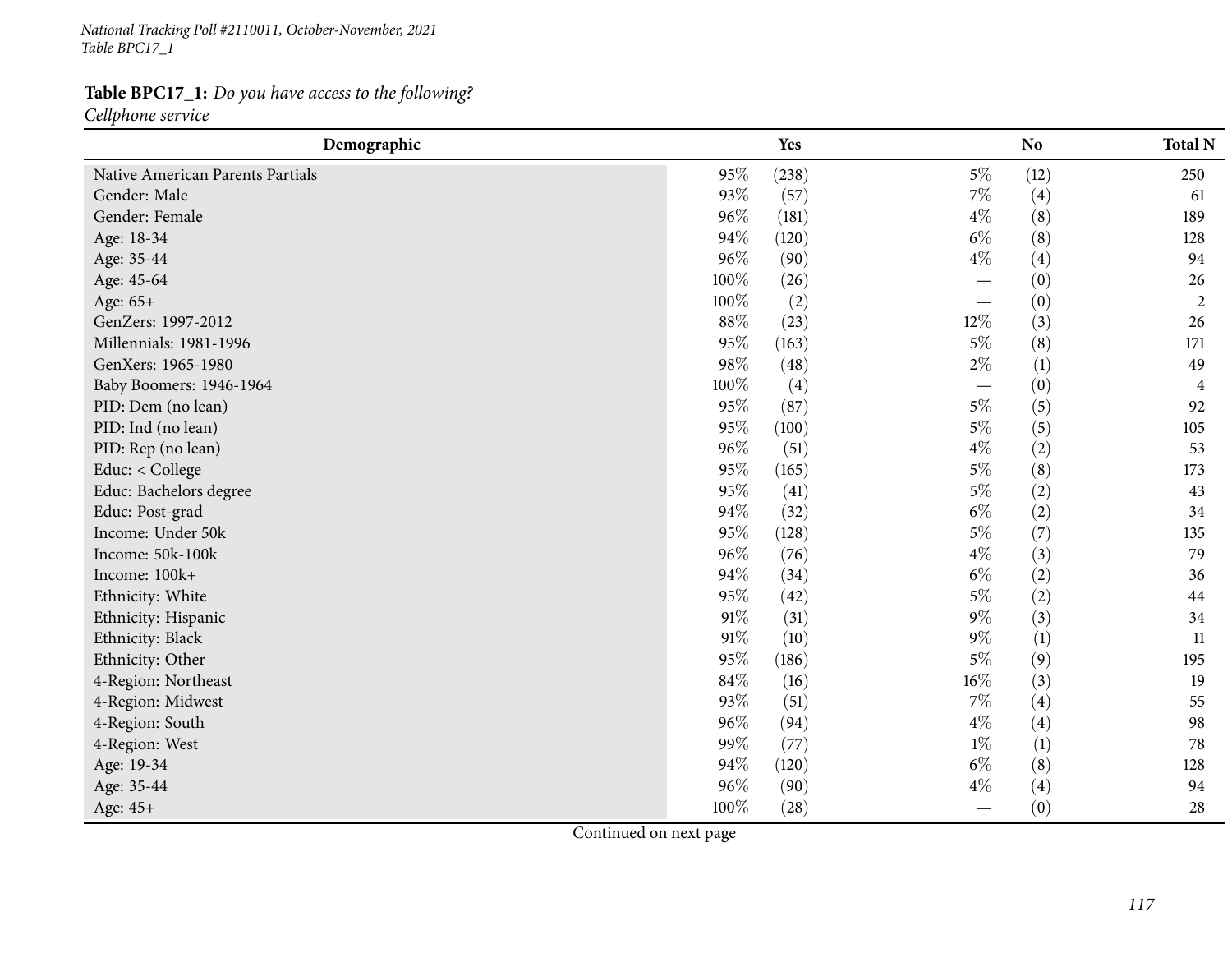**Table BPC17_1:** *Do you have access to the following?*
*Cellphone service*

| Demographic | Yes | | No | | Total N |
|---|---|---|---|---|---|
| Native American Parents Partials | 95% | (238) | 5% | (12) | 250 |
| Gender: Male | 93% | (57) | 7% | (4) | 61 |
| Gender: Female | 96% | (181) | 4% | (8) | 189 |
| Age: 18-34 | 94% | (120) | 6% | (8) | 128 |
| Age: 35-44 | 96% | (90) | 4% | (4) | 94 |
| Age: 45-64 | 100% | (26) | — | (0) | 26 |
| Age: 65+ | 100% | (2) | — | (0) | 2 |
| GenZers: 1997-2012 | 88% | (23) | 12% | (3) | 26 |
| Millennials: 1981-1996 | 95% | (163) | 5% | (8) | 171 |
| GenXers: 1965-1980 | 98% | (48) | 2% | (1) | 49 |
| Baby Boomers: 1946-1964 | 100% | (4) | — | (0) | 4 |
| PID: Dem (no lean) | 95% | (87) | 5% | (5) | 92 |
| PID: Ind (no lean) | 95% | (100) | 5% | (5) | 105 |
| PID: Rep (no lean) | 96% | (51) | 4% | (2) | 53 |
| Educ: < College | 95% | (165) | 5% | (8) | 173 |
| Educ: Bachelors degree | 95% | (41) | 5% | (2) | 43 |
| Educ: Post-grad | 94% | (32) | 6% | (2) | 34 |
| Income: Under 50k | 95% | (128) | 5% | (7) | 135 |
| Income: 50k-100k | 96% | (76) | 4% | (3) | 79 |
| Income: 100k+ | 94% | (34) | 6% | (2) | 36 |
| Ethnicity: White | 95% | (42) | 5% | (2) | 44 |
| Ethnicity: Hispanic | 91% | (31) | 9% | (3) | 34 |
| Ethnicity: Black | 91% | (10) | 9% | (1) | 11 |
| Ethnicity: Other | 95% | (186) | 5% | (9) | 195 |
| 4-Region: Northeast | 84% | (16) | 16% | (3) | 19 |
| 4-Region: Midwest | 93% | (51) | 7% | (4) | 55 |
| 4-Region: South | 96% | (94) | 4% | (4) | 98 |
| 4-Region: West | 99% | (77) | 1% | (1) | 78 |
| Age: 19-34 | 94% | (120) | 6% | (8) | 128 |
| Age: 35-44 | 96% | (90) | 4% | (4) | 94 |
| Age: 45+ | 100% | (28) | — | (0) | 28 |

Continued on next page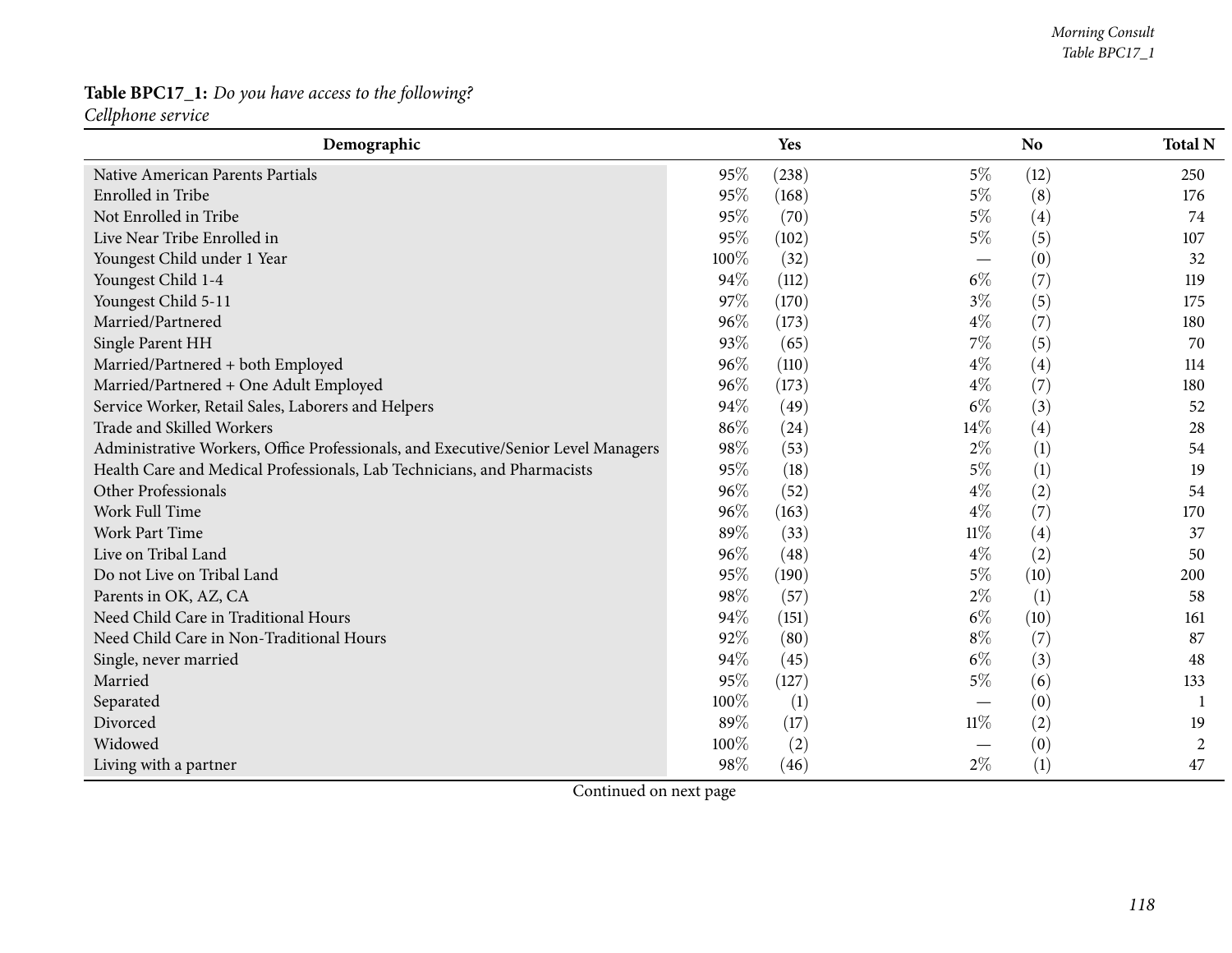**Table BPC17_1:** *Do you have access to the following?*
*Cellphone service*

| Demographic | Yes | | No | | Total N |
|---|---|---|---|---|---|
| Native American Parents Partials | 95% | (238) | 5% | (12) | 250 |
| Enrolled in Tribe | 95% | (168) | 5% | (8) | 176 |
| Not Enrolled in Tribe | 95% | (70) | 5% | (4) | 74 |
| Live Near Tribe Enrolled in | 95% | (102) | 5% | (5) | 107 |
| Youngest Child under 1 Year | 100% | (32) | — | (0) | 32 |
| Youngest Child 1-4 | 94% | (112) | 6% | (7) | 119 |
| Youngest Child 5-11 | 97% | (170) | 3% | (5) | 175 |
| Married/Partnered | 96% | (173) | 4% | (7) | 180 |
| Single Parent HH | 93% | (65) | 7% | (5) | 70 |
| Married/Partnered + both Employed | 96% | (110) | 4% | (4) | 114 |
| Married/Partnered + One Adult Employed | 96% | (173) | 4% | (7) | 180 |
| Service Worker, Retail Sales, Laborers and Helpers | 94% | (49) | 6% | (3) | 52 |
| Trade and Skilled Workers | 86% | (24) | 14% | (4) | 28 |
| Administrative Workers, Office Professionals, and Executive/Senior Level Managers | 98% | (53) | 2% | (1) | 54 |
| Health Care and Medical Professionals, Lab Technicians, and Pharmacists | 95% | (18) | 5% | (1) | 19 |
| Other Professionals | 96% | (52) | 4% | (2) | 54 |
| Work Full Time | 96% | (163) | 4% | (7) | 170 |
| Work Part Time | 89% | (33) | 11% | (4) | 37 |
| Live on Tribal Land | 96% | (48) | 4% | (2) | 50 |
| Do not Live on Tribal Land | 95% | (190) | 5% | (10) | 200 |
| Parents in OK, AZ, CA | 98% | (57) | 2% | (1) | 58 |
| Need Child Care in Traditional Hours | 94% | (151) | 6% | (10) | 161 |
| Need Child Care in Non-Traditional Hours | 92% | (80) | 8% | (7) | 87 |
| Single, never married | 94% | (45) | 6% | (3) | 48 |
| Married | 95% | (127) | 5% | (6) | 133 |
| Separated | 100% | (1) | — | (0) | 1 |
| Divorced | 89% | (17) | 11% | (2) | 19 |
| Widowed | 100% | (2) | — | (0) | 2 |
| Living with a partner | 98% | (46) | 2% | (1) | 47 |

Continued on next page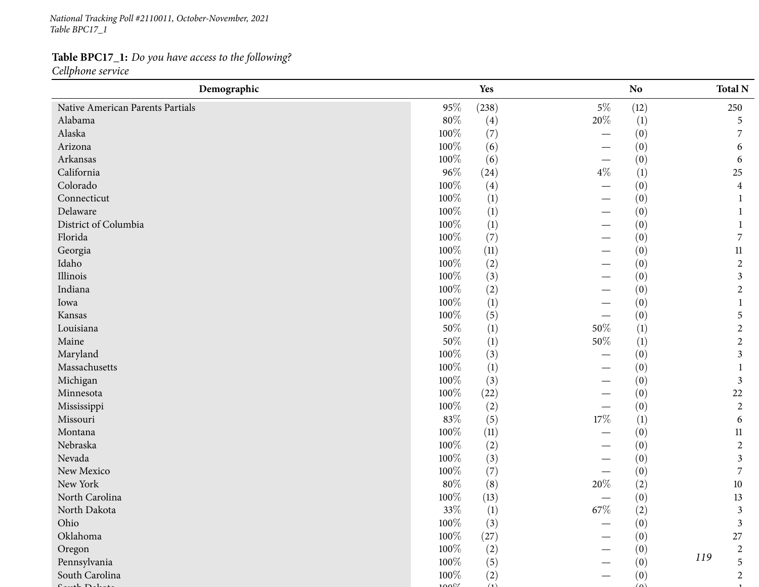National Tracking Poll #2110011, October-November, 2021
Table BPC17_1

**Table BPC17_1:** *Do you have access to the following?*
*Cellphone service*

| Demographic | Yes | | No | | Total N |
|---|---|---|---|---|---|
| Native American Parents Partials | 95% | (238) | 5% | (12) | 250 |
| Alabama | 80% | (4) | 20% | (1) | 5 |
| Alaska | 100% | (7) | — | (0) | 7 |
| Arizona | 100% | (6) | — | (0) | 6 |
| Arkansas | 100% | (6) | — | (0) | 6 |
| California | 96% | (24) | 4% | (1) | 25 |
| Colorado | 100% | (4) | — | (0) | 4 |
| Connecticut | 100% | (1) | — | (0) | 1 |
| Delaware | 100% | (1) | — | (0) | 1 |
| District of Columbia | 100% | (1) | — | (0) | 1 |
| Florida | 100% | (7) | — | (0) | 7 |
| Georgia | 100% | (11) | — | (0) | 11 |
| Idaho | 100% | (2) | — | (0) | 2 |
| Illinois | 100% | (3) | — | (0) | 3 |
| Indiana | 100% | (2) | — | (0) | 2 |
| Iowa | 100% | (1) | — | (0) | 1 |
| Kansas | 100% | (5) | — | (0) | 5 |
| Louisiana | 50% | (1) | 50% | (1) | 2 |
| Maine | 50% | (1) | 50% | (1) | 2 |
| Maryland | 100% | (3) | — | (0) | 3 |
| Massachusetts | 100% | (1) | — | (0) | 1 |
| Michigan | 100% | (3) | — | (0) | 3 |
| Minnesota | 100% | (22) | — | (0) | 22 |
| Mississippi | 100% | (2) | — | (0) | 2 |
| Missouri | 83% | (5) | 17% | (1) | 6 |
| Montana | 100% | (11) | — | (0) | 11 |
| Nebraska | 100% | (2) | — | (0) | 2 |
| Nevada | 100% | (3) | — | (0) | 3 |
| New Mexico | 100% | (7) | — | (0) | 7 |
| New York | 80% | (8) | 20% | (2) | 10 |
| North Carolina | 100% | (13) | — | (0) | 13 |
| North Dakota | 33% | (1) | 67% | (2) | 3 |
| Ohio | 100% | (3) | — | (0) | 3 |
| Oklahoma | 100% | (27) | — | (0) | 27 |
| Oregon | 100% | (2) | — | (0) | 2 |
| Pennsylvania | 100% | (5) | — | (0) | 5 |
| South Carolina | 100% | (2) | — | (0) | 2 |
| South Dakota | 100% | (1) | — | (0) | 1 |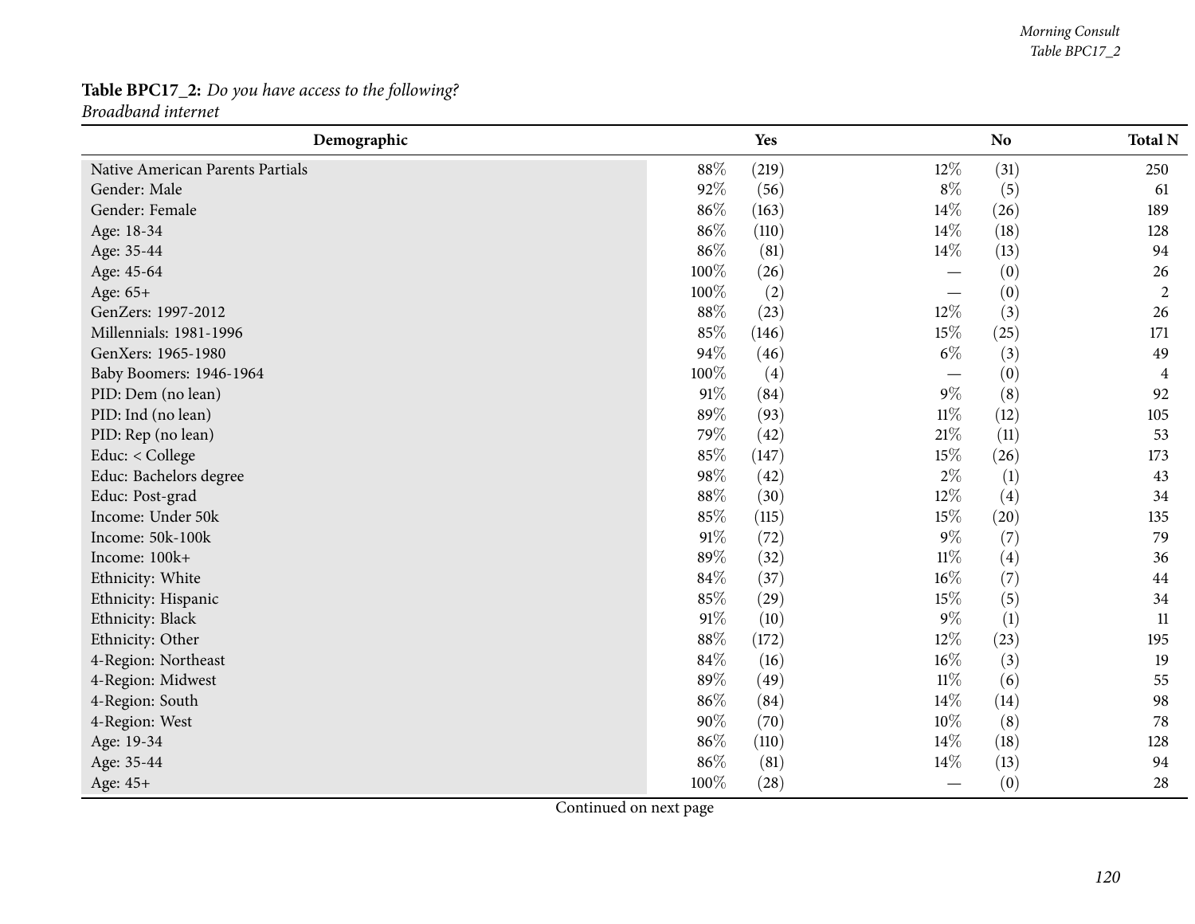**Table BPC17_2:** *Do you have access to the following?*
*Broadband internet*

| Demographic | Yes | | No | | Total N |
|---|---|---|---|---|---|
| Native American Parents Partials | 88% | (219) | 12% | (31) | 250 |
| Gender: Male | 92% | (56) | 8% | (5) | 61 |
| Gender: Female | 86% | (163) | 14% | (26) | 189 |
| Age: 18-34 | 86% | (110) | 14% | (18) | 128 |
| Age: 35-44 | 86% | (81) | 14% | (13) | 94 |
| Age: 45-64 | 100% | (26) | — | (0) | 26 |
| Age: 65+ | 100% | (2) | — | (0) | 2 |
| GenZers: 1997-2012 | 88% | (23) | 12% | (3) | 26 |
| Millennials: 1981-1996 | 85% | (146) | 15% | (25) | 171 |
| GenXers: 1965-1980 | 94% | (46) | 6% | (3) | 49 |
| Baby Boomers: 1946-1964 | 100% | (4) | — | (0) | 4 |
| PID: Dem (no lean) | 91% | (84) | 9% | (8) | 92 |
| PID: Ind (no lean) | 89% | (93) | 11% | (12) | 105 |
| PID: Rep (no lean) | 79% | (42) | 21% | (11) | 53 |
| Educ: < College | 85% | (147) | 15% | (26) | 173 |
| Educ: Bachelors degree | 98% | (42) | 2% | (1) | 43 |
| Educ: Post-grad | 88% | (30) | 12% | (4) | 34 |
| Income: Under 50k | 85% | (115) | 15% | (20) | 135 |
| Income: 50k-100k | 91% | (72) | 9% | (7) | 79 |
| Income: 100k+ | 89% | (32) | 11% | (4) | 36 |
| Ethnicity: White | 84% | (37) | 16% | (7) | 44 |
| Ethnicity: Hispanic | 85% | (29) | 15% | (5) | 34 |
| Ethnicity: Black | 91% | (10) | 9% | (1) | 11 |
| Ethnicity: Other | 88% | (172) | 12% | (23) | 195 |
| 4-Region: Northeast | 84% | (16) | 16% | (3) | 19 |
| 4-Region: Midwest | 89% | (49) | 11% | (6) | 55 |
| 4-Region: South | 86% | (84) | 14% | (14) | 98 |
| 4-Region: West | 90% | (70) | 10% | (8) | 78 |
| Age: 19-34 | 86% | (110) | 14% | (18) | 128 |
| Age: 35-44 | 86% | (81) | 14% | (13) | 94 |
| Age: 45+ | 100% | (28) | — | (0) | 28 |

Continued on next page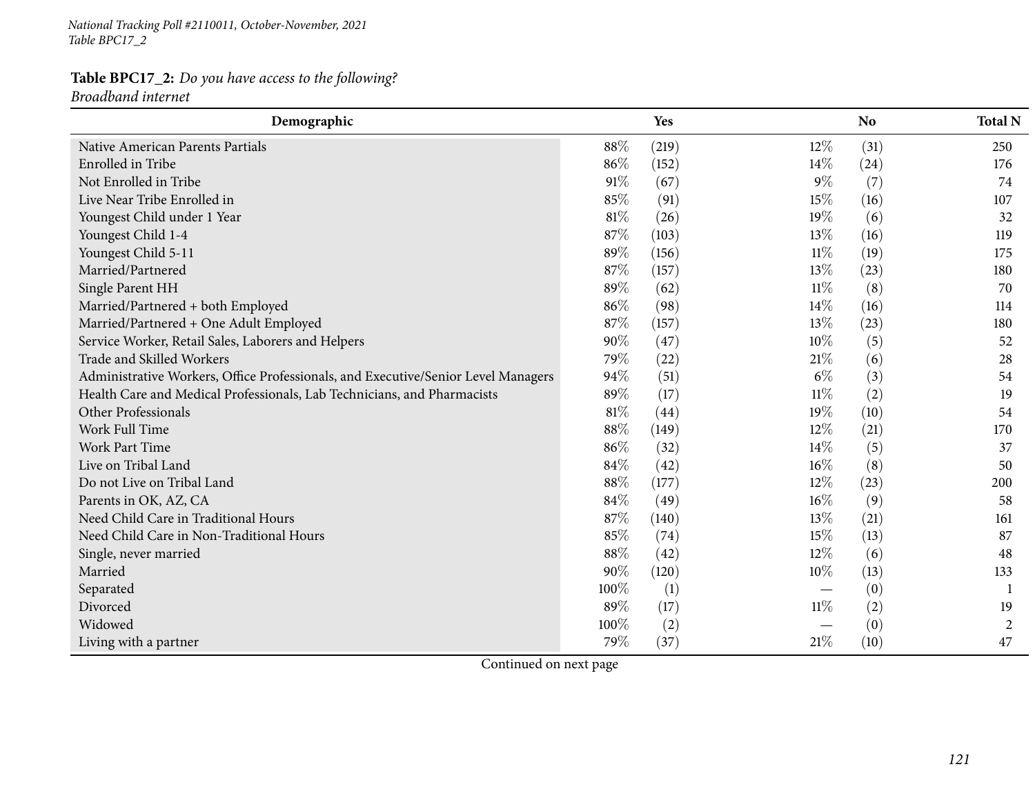*National Tracking Poll #2110011, October-November, 2021*
*Table BPC17_2*

**Table BPC17_2:** *Do you have access to the following?*
*Broadband internet*

| Demographic | Yes | | No | | Total N |
|---|---|---|---|---|---|
| Native American Parents Partials | 88% | (219) | 12% | (31) | 250 |
| Enrolled in Tribe | 86% | (152) | 14% | (24) | 176 |
| Not Enrolled in Tribe | 91% | (67) | 9% | (7) | 74 |
| Live Near Tribe Enrolled in | 85% | (91) | 15% | (16) | 107 |
| Youngest Child under 1 Year | 81% | (26) | 19% | (6) | 32 |
| Youngest Child 1-4 | 87% | (103) | 13% | (16) | 119 |
| Youngest Child 5-11 | 89% | (156) | 11% | (19) | 175 |
| Married/Partnered | 87% | (157) | 13% | (23) | 180 |
| Single Parent HH | 89% | (62) | 11% | (8) | 70 |
| Married/Partnered + both Employed | 86% | (98) | 14% | (16) | 114 |
| Married/Partnered + One Adult Employed | 87% | (157) | 13% | (23) | 180 |
| Service Worker, Retail Sales, Laborers and Helpers | 90% | (47) | 10% | (5) | 52 |
| Trade and Skilled Workers | 79% | (22) | 21% | (6) | 28 |
| Administrative Workers, Office Professionals, and Executive/Senior Level Managers | 94% | (51) | 6% | (3) | 54 |
| Health Care and Medical Professionals, Lab Technicians, and Pharmacists | 89% | (17) | 11% | (2) | 19 |
| Other Professionals | 81% | (44) | 19% | (10) | 54 |
| Work Full Time | 88% | (149) | 12% | (21) | 170 |
| Work Part Time | 86% | (32) | 14% | (5) | 37 |
| Live on Tribal Land | 84% | (42) | 16% | (8) | 50 |
| Do not Live on Tribal Land | 88% | (177) | 12% | (23) | 200 |
| Parents in OK, AZ, CA | 84% | (49) | 16% | (9) | 58 |
| Need Child Care in Traditional Hours | 87% | (140) | 13% | (21) | 161 |
| Need Child Care in Non-Traditional Hours | 85% | (74) | 15% | (13) | 87 |
| Single, never married | 88% | (42) | 12% | (6) | 48 |
| Married | 90% | (120) | 10% | (13) | 133 |
| Separated | 100% | (1) | — | (0) | 1 |
| Divorced | 89% | (17) | 11% | (2) | 19 |
| Widowed | 100% | (2) | — | (0) | 2 |
| Living with a partner | 79% | (37) | 21% | (10) | 47 |

Continued on next page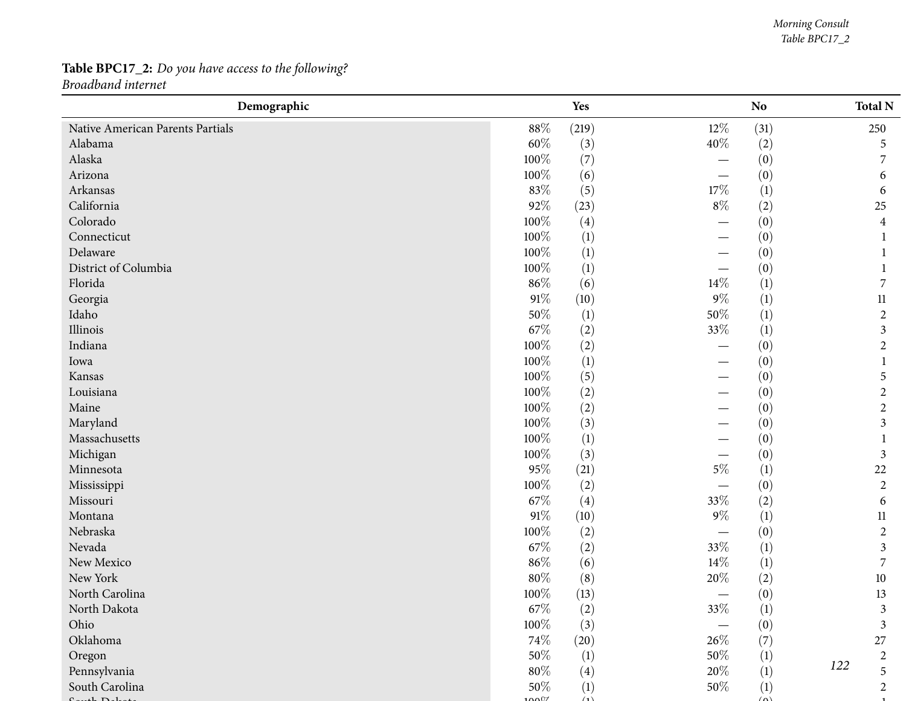**Table BPC17_2:** *Do you have access to the following?*
*Broadband internet*

| Demographic | Yes | | No | | Total N |
|---|---|---|---|---|---|
| Native American Parents Partials | 88% | (219) | 12% | (31) | 250 |
| Alabama | 60% | (3) | 40% | (2) | 5 |
| Alaska | 100% | (7) | — | (0) | 7 |
| Arizona | 100% | (6) | — | (0) | 6 |
| Arkansas | 83% | (5) | 17% | (1) | 6 |
| California | 92% | (23) | 8% | (2) | 25 |
| Colorado | 100% | (4) | — | (0) | 4 |
| Connecticut | 100% | (1) | — | (0) | 1 |
| Delaware | 100% | (1) | — | (0) | 1 |
| District of Columbia | 100% | (1) | — | (0) | 1 |
| Florida | 86% | (6) | 14% | (1) | 7 |
| Georgia | 91% | (10) | 9% | (1) | 11 |
| Idaho | 50% | (1) | 50% | (1) | 2 |
| Illinois | 67% | (2) | 33% | (1) | 3 |
| Indiana | 100% | (2) | — | (0) | 2 |
| Iowa | 100% | (1) | — | (0) | 1 |
| Kansas | 100% | (5) | — | (0) | 5 |
| Louisiana | 100% | (2) | — | (0) | 2 |
| Maine | 100% | (2) | — | (0) | 2 |
| Maryland | 100% | (3) | — | (0) | 3 |
| Massachusetts | 100% | (1) | — | (0) | 1 |
| Michigan | 100% | (3) | — | (0) | 3 |
| Minnesota | 95% | (21) | 5% | (1) | 22 |
| Mississippi | 100% | (2) | — | (0) | 2 |
| Missouri | 67% | (4) | 33% | (2) | 6 |
| Montana | 91% | (10) | 9% | (1) | 11 |
| Nebraska | 100% | (2) | — | (0) | 2 |
| Nevada | 67% | (2) | 33% | (1) | 3 |
| New Mexico | 86% | (6) | 14% | (1) | 7 |
| New York | 80% | (8) | 20% | (2) | 10 |
| North Carolina | 100% | (13) | — | (0) | 13 |
| North Dakota | 67% | (2) | 33% | (1) | 3 |
| Ohio | 100% | (3) | — | (0) | 3 |
| Oklahoma | 74% | (20) | 26% | (7) | 27 |
| Oregon | 50% | (1) | 50% | (1) | 2 |
| Pennsylvania | 80% | (4) | 20% | (1) | 5 |
| South Carolina | 50% | (1) | 50% | (1) | 2 |
| South Dakota | 100% | (1) | — | (0) | 1 |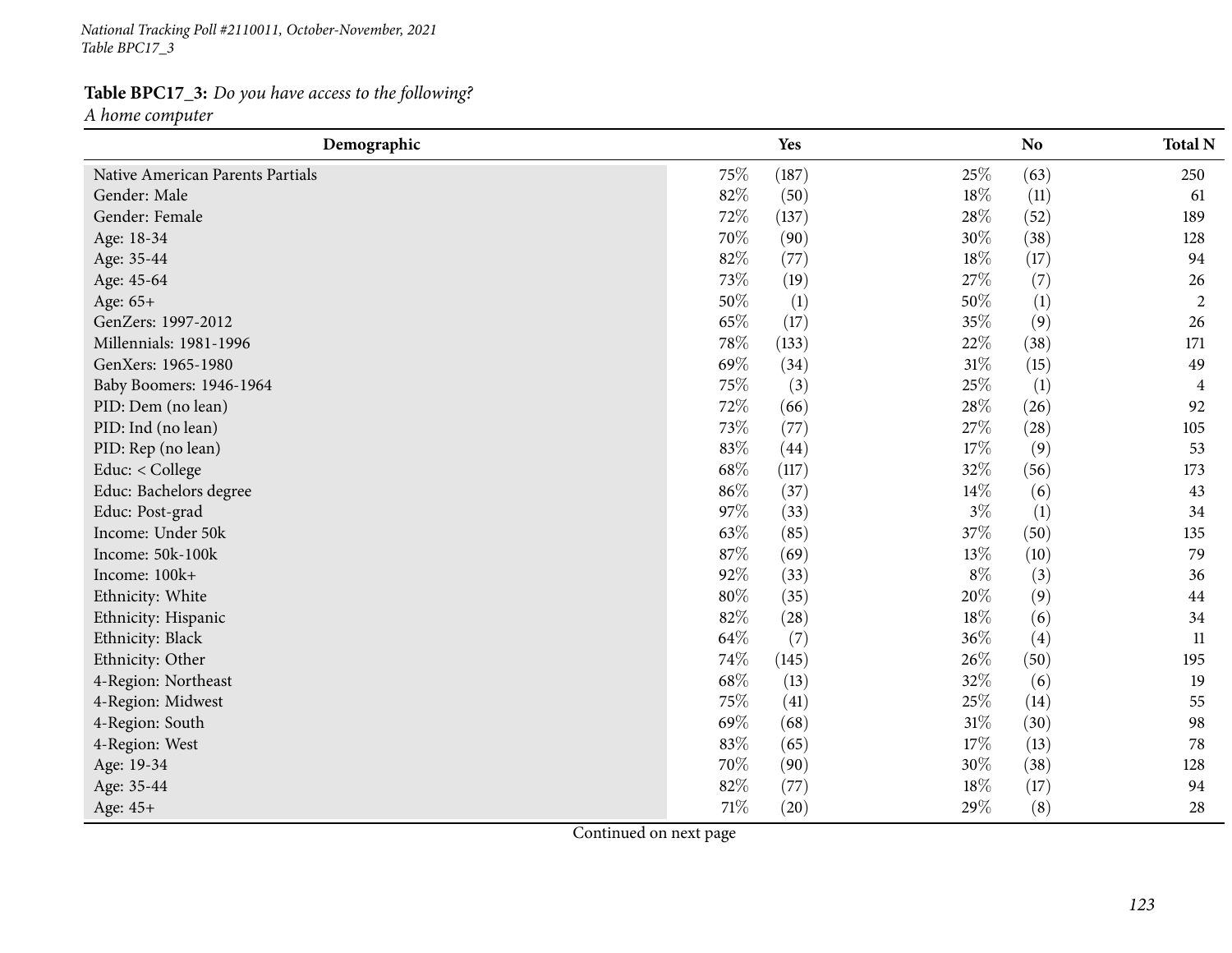**Table BPC17_3:** *Do you have access to the following?*
*A home computer*

| Demographic | Yes | | No | | Total N |
|---|---|---|---|---|---|
| Native American Parents Partials | 75% | (187) | 25% | (63) | 250 |
| Gender: Male | 82% | (50) | 18% | (11) | 61 |
| Gender: Female | 72% | (137) | 28% | (52) | 189 |
| Age: 18-34 | 70% | (90) | 30% | (38) | 128 |
| Age: 35-44 | 82% | (77) | 18% | (17) | 94 |
| Age: 45-64 | 73% | (19) | 27% | (7) | 26 |
| Age: 65+ | 50% | (1) | 50% | (1) | 2 |
| GenZers: 1997-2012 | 65% | (17) | 35% | (9) | 26 |
| Millennials: 1981-1996 | 78% | (133) | 22% | (38) | 171 |
| GenXers: 1965-1980 | 69% | (34) | 31% | (15) | 49 |
| Baby Boomers: 1946-1964 | 75% | (3) | 25% | (1) | 4 |
| PID: Dem (no lean) | 72% | (66) | 28% | (26) | 92 |
| PID: Ind (no lean) | 73% | (77) | 27% | (28) | 105 |
| PID: Rep (no lean) | 83% | (44) | 17% | (9) | 53 |
| Educ: < College | 68% | (117) | 32% | (56) | 173 |
| Educ: Bachelors degree | 86% | (37) | 14% | (6) | 43 |
| Educ: Post-grad | 97% | (33) | 3% | (1) | 34 |
| Income: Under 50k | 63% | (85) | 37% | (50) | 135 |
| Income: 50k-100k | 87% | (69) | 13% | (10) | 79 |
| Income: 100k+ | 92% | (33) | 8% | (3) | 36 |
| Ethnicity: White | 80% | (35) | 20% | (9) | 44 |
| Ethnicity: Hispanic | 82% | (28) | 18% | (6) | 34 |
| Ethnicity: Black | 64% | (7) | 36% | (4) | 11 |
| Ethnicity: Other | 74% | (145) | 26% | (50) | 195 |
| 4-Region: Northeast | 68% | (13) | 32% | (6) | 19 |
| 4-Region: Midwest | 75% | (41) | 25% | (14) | 55 |
| 4-Region: South | 69% | (68) | 31% | (30) | 98 |
| 4-Region: West | 83% | (65) | 17% | (13) | 78 |
| Age: 19-34 | 70% | (90) | 30% | (38) | 128 |
| Age: 35-44 | 82% | (77) | 18% | (17) | 94 |
| Age: 45+ | 71% | (20) | 29% | (8) | 28 |

Continued on next page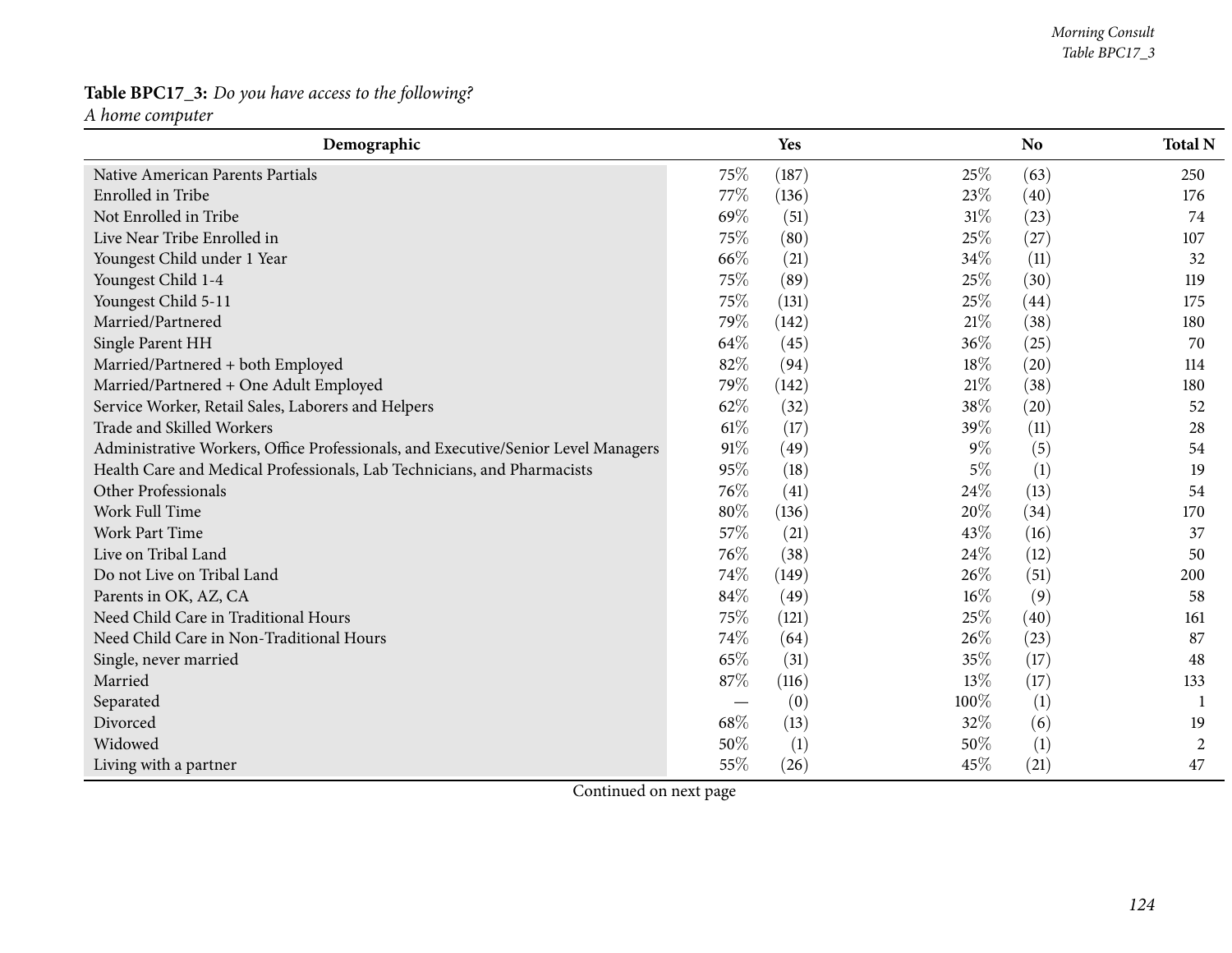**Table BPC17_3:** *Do you have access to the following?*
*A home computer*

| Demographic | Yes | | No | | Total N |
|---|---|---|---|---|---|
| Native American Parents Partials | 75% | (187) | 25% | (63) | 250 |
| Enrolled in Tribe | 77% | (136) | 23% | (40) | 176 |
| Not Enrolled in Tribe | 69% | (51) | 31% | (23) | 74 |
| Live Near Tribe Enrolled in | 75% | (80) | 25% | (27) | 107 |
| Youngest Child under 1 Year | 66% | (21) | 34% | (11) | 32 |
| Youngest Child 1-4 | 75% | (89) | 25% | (30) | 119 |
| Youngest Child 5-11 | 75% | (131) | 25% | (44) | 175 |
| Married/Partnered | 79% | (142) | 21% | (38) | 180 |
| Single Parent HH | 64% | (45) | 36% | (25) | 70 |
| Married/Partnered + both Employed | 82% | (94) | 18% | (20) | 114 |
| Married/Partnered + One Adult Employed | 79% | (142) | 21% | (38) | 180 |
| Service Worker, Retail Sales, Laborers and Helpers | 62% | (32) | 38% | (20) | 52 |
| Trade and Skilled Workers | 61% | (17) | 39% | (11) | 28 |
| Administrative Workers, Office Professionals, and Executive/Senior Level Managers | 91% | (49) | 9% | (5) | 54 |
| Health Care and Medical Professionals, Lab Technicians, and Pharmacists | 95% | (18) | 5% | (1) | 19 |
| Other Professionals | 76% | (41) | 24% | (13) | 54 |
| Work Full Time | 80% | (136) | 20% | (34) | 170 |
| Work Part Time | 57% | (21) | 43% | (16) | 37 |
| Live on Tribal Land | 76% | (38) | 24% | (12) | 50 |
| Do not Live on Tribal Land | 74% | (149) | 26% | (51) | 200 |
| Parents in OK, AZ, CA | 84% | (49) | 16% | (9) | 58 |
| Need Child Care in Traditional Hours | 75% | (121) | 25% | (40) | 161 |
| Need Child Care in Non-Traditional Hours | 74% | (64) | 26% | (23) | 87 |
| Single, never married | 65% | (31) | 35% | (17) | 48 |
| Married | 87% | (116) | 13% | (17) | 133 |
| Separated | — | (0) | 100% | (1) | 1 |
| Divorced | 68% | (13) | 32% | (6) | 19 |
| Widowed | 50% | (1) | 50% | (1) | 2 |
| Living with a partner | 55% | (26) | 45% | (21) | 47 |

Continued on next page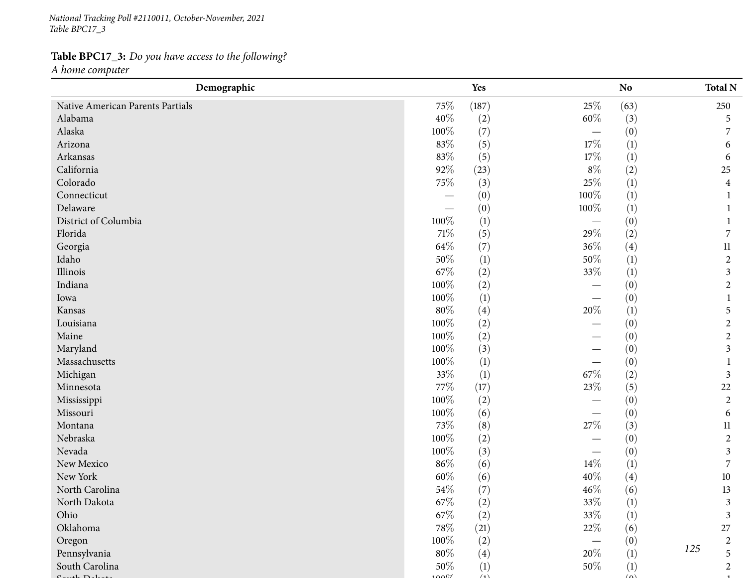**Table BPC17_3:** *Do you have access to the following?*
*A home computer*

| Demographic | Yes | | No | | Total N |
|---|---|---|---|---|---|
| Native American Parents Partials | 75% | (187) | 25% | (63) | 250 |
| Alabama | 40% | (2) | 60% | (3) | 5 |
| Alaska | 100% | (7) | — | (0) | 7 |
| Arizona | 83% | (5) | 17% | (1) | 6 |
| Arkansas | 83% | (5) | 17% | (1) | 6 |
| California | 92% | (23) | 8% | (2) | 25 |
| Colorado | 75% | (3) | 25% | (1) | 4 |
| Connecticut | — | (0) | 100% | (1) | 1 |
| Delaware | — | (0) | 100% | (1) | 1 |
| District of Columbia | 100% | (1) | — | (0) | 1 |
| Florida | 71% | (5) | 29% | (2) | 7 |
| Georgia | 64% | (7) | 36% | (4) | 11 |
| Idaho | 50% | (1) | 50% | (1) | 2 |
| Illinois | 67% | (2) | 33% | (1) | 3 |
| Indiana | 100% | (2) | — | (0) | 2 |
| Iowa | 100% | (1) | — | (0) | 1 |
| Kansas | 80% | (4) | 20% | (1) | 5 |
| Louisiana | 100% | (2) | — | (0) | 2 |
| Maine | 100% | (2) | — | (0) | 2 |
| Maryland | 100% | (3) | — | (0) | 3 |
| Massachusetts | 100% | (1) | — | (0) | 1 |
| Michigan | 33% | (1) | 67% | (2) | 3 |
| Minnesota | 77% | (17) | 23% | (5) | 22 |
| Mississippi | 100% | (2) | — | (0) | 2 |
| Missouri | 100% | (6) | — | (0) | 6 |
| Montana | 73% | (8) | 27% | (3) | 11 |
| Nebraska | 100% | (2) | — | (0) | 2 |
| Nevada | 100% | (3) | — | (0) | 3 |
| New Mexico | 86% | (6) | 14% | (1) | 7 |
| New York | 60% | (6) | 40% | (4) | 10 |
| North Carolina | 54% | (7) | 46% | (6) | 13 |
| North Dakota | 67% | (2) | 33% | (1) | 3 |
| Ohio | 67% | (2) | 33% | (1) | 3 |
| Oklahoma | 78% | (21) | 22% | (6) | 27 |
| Oregon | 100% | (2) | — | (0) | 2 |
| Pennsylvania | 80% | (4) | 20% | (1) | 5 |
| South Carolina | 50% | (1) | 50% | (1) | 2 |
| South Dakota | 100% | (1) | — | (0) | 1 |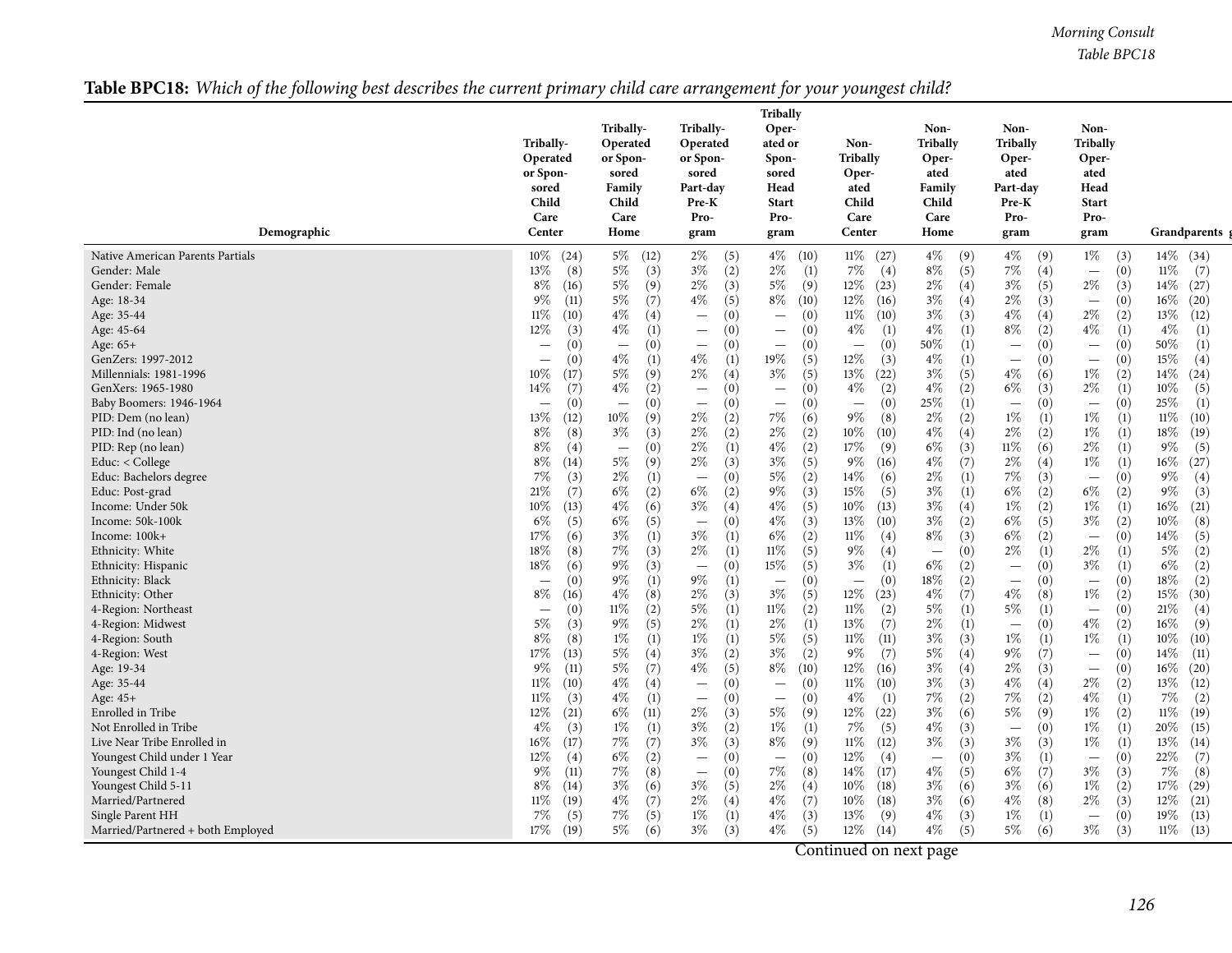**Table BPC18:** *Which of the following best describes the current primary child care arrangement for your youngest child?*

| Demographic | Tribally-Operated or Sponsored Child Care Center | | Tribally-Operated or Sponsored Family Child Care Home | | Tribally-Operated or Sponsored Part-day Pre-K Program | | Tribally Operated or Sponsored Head Start Program | | Non-Tribally Operated Child Care Center | | Non-Tribally Operated Family Child Care Home | | Non-Tribally Operated Part-day Pre-K Program | | Non-Tribally Operated Head Start Program | | Grandparents | |
|---|---|---|---|---|---|---|---|---|---|---|---|---|---|---|---|---|---|---|
| Native American Parents Partials | 10% | (24) | 5% | (12) | 2% | (5) | 4% | (10) | 11% | (27) | 4% | (9) | 4% | (9) | 1% | (3) | 14% | (34) |
| Gender: Male | 13% | (8) | 5% | (3) | 3% | (2) | 2% | (1) | 7% | (4) | 8% | (5) | 7% | (4) | — | (0) | 11% | (7) |
| Gender: Female | 8% | (16) | 5% | (9) | 2% | (3) | 5% | (9) | 12% | (23) | 2% | (4) | 3% | (5) | 2% | (3) | 14% | (27) |
| Age: 18-34 | 9% | (11) | 5% | (7) | 4% | (5) | 8% | (10) | 12% | (16) | 3% | (4) | 2% | (3) | — | (0) | 16% | (20) |
| Age: 35-44 | 11% | (10) | 4% | (4) | — | (0) | — | (0) | 11% | (10) | 3% | (3) | 4% | (4) | 2% | (2) | 13% | (12) |
| Age: 45-64 | 12% | (3) | 4% | (1) | — | (0) | — | (0) | 4% | (1) | 4% | (1) | 8% | (2) | 4% | (1) | 4% | (1) |
| Age: 65+ | — | (0) | — | (0) | — | (0) | — | (0) | — | (0) | 50% | (1) | — | (0) | — | (0) | 50% | (1) |
| GenZers: 1997-2012 | — | (0) | 4% | (1) | 4% | (1) | 19% | (5) | 12% | (3) | 4% | (1) | — | (0) | — | (0) | 15% | (4) |
| Millennials: 1981-1996 | 10% | (17) | 5% | (9) | 2% | (4) | 3% | (5) | 13% | (22) | 3% | (5) | 4% | (6) | 1% | (2) | 14% | (24) |
| GenXers: 1965-1980 | 14% | (7) | 4% | (2) | — | (0) | — | (0) | 4% | (2) | 4% | (2) | 6% | (3) | 2% | (1) | 10% | (5) |
| Baby Boomers: 1946-1964 | — | (0) | — | (0) | — | (0) | — | (0) | — | (0) | 25% | (1) | — | (0) | — | (0) | 25% | (1) |
| PID: Dem (no lean) | 13% | (12) | 10% | (9) | 2% | (2) | 7% | (6) | 9% | (8) | 2% | (2) | 1% | (1) | 1% | (1) | 11% | (10) |
| PID: Ind (no lean) | 8% | (8) | 3% | (3) | 2% | (2) | 2% | (2) | 10% | (10) | 4% | (4) | 2% | (2) | 1% | (1) | 18% | (19) |
| PID: Rep (no lean) | 8% | (4) | — | (0) | 2% | (1) | 4% | (2) | 17% | (9) | 6% | (3) | 11% | (6) | 2% | (1) | 9% | (5) |
| Educ: < College | 8% | (14) | 5% | (9) | 2% | (3) | 3% | (5) | 9% | (16) | 4% | (7) | 2% | (4) | 1% | (1) | 16% | (27) |
| Educ: Bachelors degree | 7% | (3) | 2% | (1) | — | (0) | 5% | (2) | 14% | (6) | 2% | (1) | 7% | (3) | — | (0) | 9% | (4) |
| Educ: Post-grad | 21% | (7) | 6% | (2) | 6% | (2) | 9% | (3) | 15% | (5) | 3% | (1) | 6% | (2) | 6% | (2) | 9% | (3) |
| Income: Under 50k | 10% | (13) | 4% | (6) | 3% | (4) | 4% | (5) | 10% | (13) | 3% | (4) | 1% | (2) | 1% | (1) | 16% | (21) |
| Income: 50k-100k | 6% | (5) | 6% | (5) | — | (0) | 4% | (3) | 13% | (10) | 3% | (2) | 6% | (5) | 3% | (2) | 10% | (8) |
| Income: 100k+ | 17% | (6) | 3% | (1) | 3% | (1) | 6% | (2) | 11% | (4) | 8% | (3) | 6% | (2) | — | (0) | 14% | (5) |
| Ethnicity: White | 18% | (8) | 7% | (3) | 2% | (1) | 11% | (5) | 9% | (4) | — | (0) | 2% | (1) | 2% | (1) | 5% | (2) |
| Ethnicity: Hispanic | 18% | (6) | 9% | (3) | — | (0) | 15% | (5) | 3% | (1) | 6% | (2) | — | (0) | 3% | (1) | 6% | (2) |
| Ethnicity: Black | — | (0) | 9% | (1) | 9% | (1) | — | (0) | — | (0) | 18% | (2) | — | (0) | — | (0) | 18% | (2) |
| Ethnicity: Other | 8% | (16) | 4% | (8) | 2% | (3) | 3% | (5) | 12% | (23) | 4% | (7) | 4% | (8) | 1% | (2) | 15% | (30) |
| 4-Region: Northeast | — | (0) | 11% | (2) | 5% | (1) | 11% | (2) | 11% | (2) | 5% | (1) | 5% | (1) | — | (0) | 21% | (4) |
| 4-Region: Midwest | 5% | (3) | 9% | (5) | 2% | (1) | 2% | (1) | 13% | (7) | 2% | (1) | — | (0) | 4% | (2) | 16% | (9) |
| 4-Region: South | 8% | (8) | 1% | (1) | 1% | (1) | 5% | (5) | 11% | (11) | 3% | (3) | 1% | (1) | 1% | (1) | 10% | (10) |
| 4-Region: West | 17% | (13) | 5% | (4) | 3% | (2) | 3% | (2) | 9% | (7) | 5% | (4) | 9% | (7) | — | (0) | 14% | (11) |
| Age: 19-34 | 9% | (11) | 5% | (7) | 4% | (5) | 8% | (10) | 12% | (16) | 3% | (4) | 2% | (3) | — | (0) | 16% | (20) |
| Age: 35-44 | 11% | (10) | 4% | (4) | — | (0) | — | (0) | 11% | (10) | 3% | (3) | 4% | (4) | 2% | (2) | 13% | (12) |
| Age: 45+ | 11% | (3) | 4% | (1) | — | (0) | — | (0) | 4% | (1) | 7% | (2) | 7% | (2) | 4% | (1) | 7% | (2) |
| Enrolled in Tribe | 12% | (21) | 6% | (11) | 2% | (3) | 5% | (9) | 12% | (22) | 3% | (6) | 5% | (9) | 1% | (2) | 11% | (19) |
| Not Enrolled in Tribe | 4% | (3) | 1% | (1) | 3% | (2) | 1% | (1) | 7% | (5) | 4% | (3) | — | (0) | 1% | (1) | 20% | (15) |
| Live Near Tribe Enrolled in | 16% | (17) | 7% | (7) | 3% | (3) | 8% | (9) | 11% | (12) | 3% | (3) | 3% | (3) | 1% | (1) | 13% | (14) |
| Youngest Child under 1 Year | 12% | (4) | 6% | (2) | — | (0) | — | (0) | 12% | (4) | — | (0) | 3% | (1) | — | (0) | 22% | (7) |
| Youngest Child 1-4 | 9% | (11) | 7% | (8) | — | (0) | 7% | (8) | 14% | (17) | 4% | (5) | 6% | (7) | 3% | (3) | 7% | (8) |
| Youngest Child 5-11 | 8% | (14) | 3% | (6) | 3% | (5) | 2% | (4) | 10% | (18) | 3% | (6) | 3% | (6) | 1% | (2) | 17% | (29) |
| Married/Partnered | 11% | (19) | 4% | (7) | 2% | (4) | 4% | (7) | 10% | (18) | 3% | (6) | 4% | (8) | 2% | (3) | 12% | (21) |
| Single Parent HH | 7% | (5) | 7% | (5) | 1% | (1) | 4% | (3) | 13% | (9) | 4% | (3) | 1% | (1) | — | (0) | 19% | (13) |
| Married/Partnered + both Employed | 17% | (19) | 5% | (6) | 3% | (3) | 4% | (5) | 12% | (14) | 4% | (5) | 5% | (6) | 3% | (3) | 11% | (13) |

Continued on next page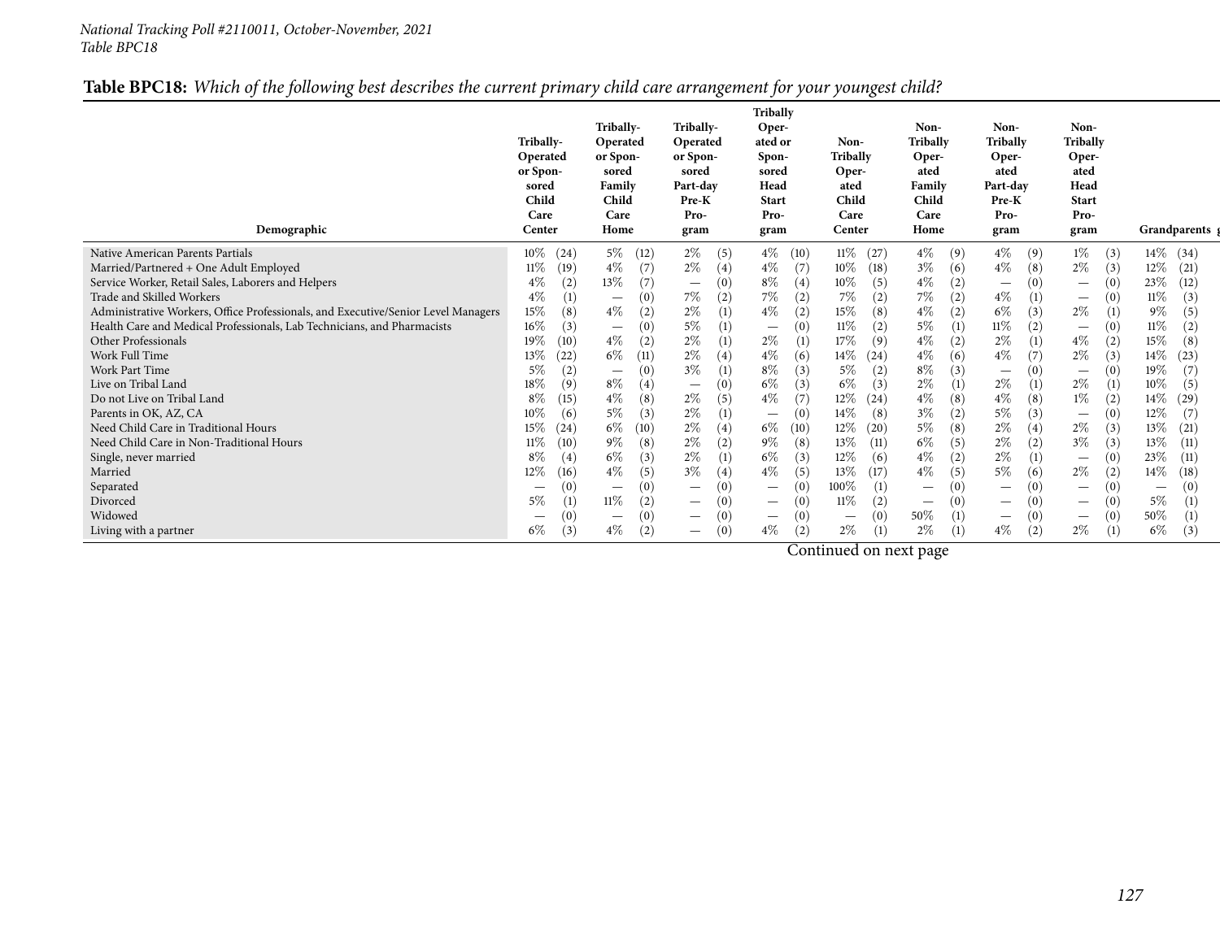**Table BPC18:** *Which of the following best describes the current primary child care arrangement for your youngest child?*

| Demographic | Tribally-Operated or Sponsored Child Care Center | | Tribally-Operated or Sponsored Family Child Care Home | | Tribally-Operated or Sponsored Part-day Pre-K Program | | Tribally Operated or Sponsored Head Start Program | | Non-Tribally Operated Child Care Center | | Non-Tribally Operated Family Child Care Home | | Non-Tribally Operated Part-day Pre-K Program | | Non-Tribally Operated Head Start Program | | Grandparents | |
|---|---|---|---|---|---|---|---|---|---|---|---|---|---|---|---|---|---|---|
| Native American Parents Partials | 10% | (24) | 5% | (12) | 2% | (5) | 4% | (10) | 11% | (27) | 4% | (9) | 4% | (9) | 1% | (3) | 14% | (34) |
| Married/Partnered + One Adult Employed | 11% | (19) | 4% | (7) | 2% | (4) | 4% | (7) | 10% | (18) | 3% | (6) | 4% | (8) | 2% | (3) | 12% | (21) |
| Service Worker, Retail Sales, Laborers and Helpers | 4% | (2) | 13% | (7) | — | (0) | 8% | (4) | 10% | (5) | 4% | (2) | — | (0) | — | (0) | 23% | (12) |
| Trade and Skilled Workers | 4% | (1) | — | (0) | 7% | (2) | 7% | (2) | 7% | (2) | 7% | (2) | 4% | (1) | — | (0) | 11% | (3) |
| Administrative Workers, Office Professionals, and Executive/Senior Level Managers | 15% | (8) | 4% | (2) | 2% | (1) | 4% | (2) | 15% | (8) | 4% | (2) | 6% | (3) | 2% | (1) | 9% | (5) |
| Health Care and Medical Professionals, Lab Technicians, and Pharmacists | 16% | (3) | — | (0) | 5% | (1) | — | (0) | 11% | (2) | 5% | (1) | 11% | (2) | — | (0) | 11% | (2) |
| Other Professionals | 19% | (10) | 4% | (2) | 2% | (1) | 2% | (1) | 17% | (9) | 4% | (2) | 2% | (1) | 4% | (2) | 15% | (8) |
| Work Full Time | 13% | (22) | 6% | (11) | 2% | (4) | 4% | (6) | 14% | (24) | 4% | (6) | 4% | (7) | 2% | (3) | 14% | (23) |
| Work Part Time | 5% | (2) | — | (0) | 3% | (1) | 8% | (3) | 5% | (2) | 8% | (3) | — | (0) | — | (0) | 19% | (7) |
| Live on Tribal Land | 18% | (9) | 8% | (4) | — | (0) | 6% | (3) | 6% | (3) | 2% | (1) | 2% | (1) | 2% | (1) | 10% | (5) |
| Do not Live on Tribal Land | 8% | (15) | 4% | (8) | 2% | (5) | 4% | (7) | 12% | (24) | 4% | (8) | 4% | (8) | 1% | (2) | 14% | (29) |
| Parents in OK, AZ, CA | 10% | (6) | 5% | (3) | 2% | (1) | — | (0) | 14% | (8) | 3% | (2) | 5% | (3) | — | (0) | 12% | (7) |
| Need Child Care in Traditional Hours | 15% | (24) | 6% | (10) | 2% | (4) | 6% | (10) | 12% | (20) | 5% | (8) | 2% | (4) | 2% | (3) | 13% | (21) |
| Need Child Care in Non-Traditional Hours | 11% | (10) | 9% | (8) | 2% | (2) | 9% | (8) | 13% | (11) | 6% | (5) | 2% | (2) | 3% | (3) | 13% | (11) |
| Single, never married | 8% | (4) | 6% | (3) | 2% | (1) | 6% | (3) | 12% | (6) | 4% | (2) | 2% | (1) | — | (0) | 23% | (11) |
| Married | 12% | (16) | 4% | (5) | 3% | (4) | 4% | (5) | 13% | (17) | 4% | (5) | 5% | (6) | 2% | (2) | 14% | (18) |
| Separated | — | (0) | — | (0) | — | (0) | — | (0) | 100% | (1) | — | (0) | — | (0) | — | (0) | — | (0) |
| Divorced | 5% | (1) | 11% | (2) | — | (0) | — | (0) | 11% | (2) | — | (0) | — | (0) | — | (0) | 5% | (1) |
| Widowed | — | (0) | — | (0) | — | (0) | — | (0) | — | (0) | 50% | (1) | — | (0) | — | (0) | 50% | (1) |
| Living with a partner | 6% | (3) | 4% | (2) | — | (0) | 4% | (2) | 2% | (1) | 2% | (1) | 4% | (2) | 2% | (1) | 6% | (3) |

Continued on next page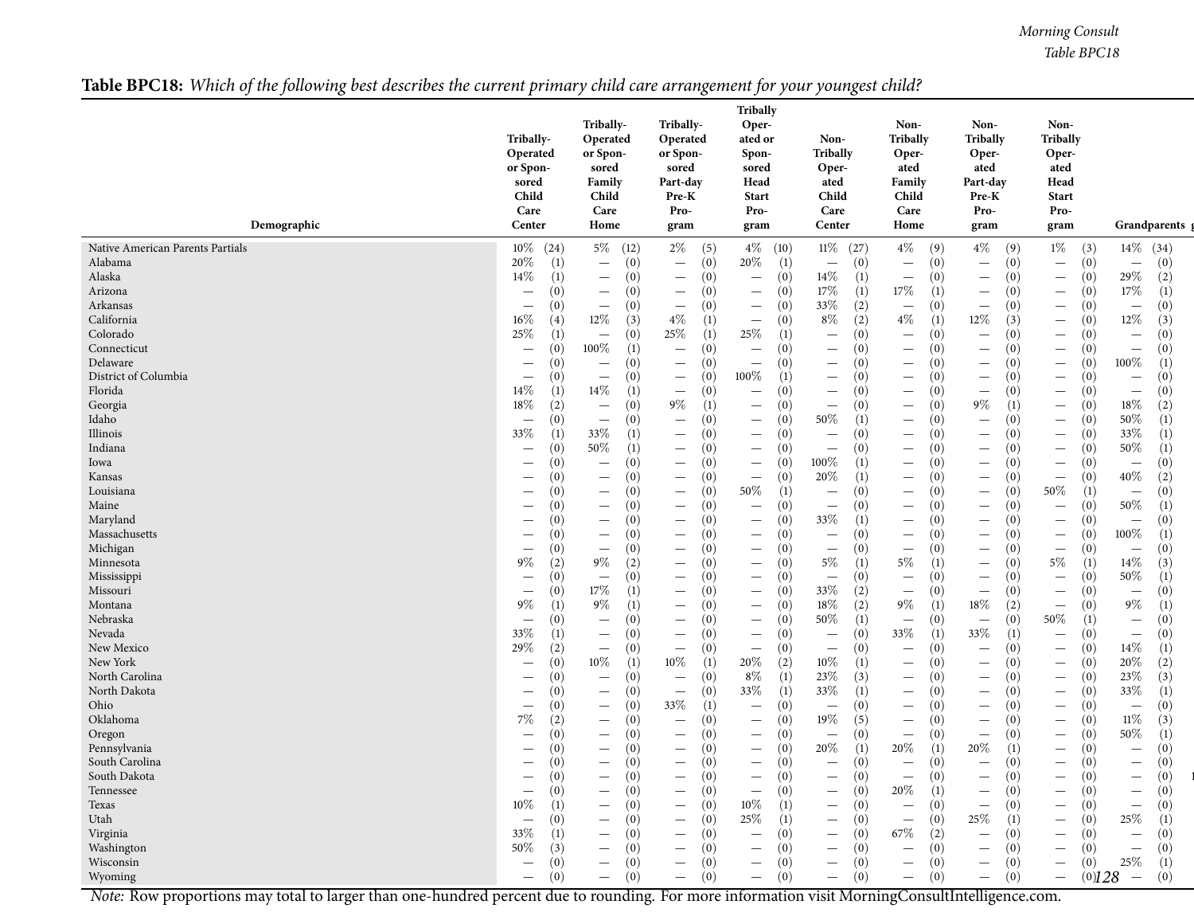Morning Consult
Table BPC18

**Table BPC18:** *Which of the following best describes the current primary child care arrangement for your youngest child?*

| Demographic | Tribally-Operated or Sponsored Child Care Center | Tribally-Operated or Sponsored Family Child Care Home | Tribally-Operated or Sponsored Part-day Pre-K Program | Tribally Operated or Sponsored Head Start Program | Non-Tribally Operated Child Care Center | Non-Tribally Operated Family Child Care Home | Non-Tribally Operated Part-day Pre-K Program | Non-Tribally Operated Head Start Program | Grandparents |
|---|---|---|---|---|---|---|---|---|---|
| Native American Parents Partials | 10% (24) | 5% (12) | 2% (5) | 4% (10) | 11% (27) | 4% (9) | 4% (9) | 1% (3) | 14% (34) |
| Alabama | 20% (1) | — (0) | — (0) | 20% (1) | — (0) | — (0) | — (0) | — (0) | — (0) |
| Alaska | 14% (1) | — (0) | — (0) | — (0) | 14% (1) | — (0) | — (0) | — (0) | 29% (2) |
| Arizona | — (0) | — (0) | — (0) | — (0) | 17% (1) | 17% (1) | — (0) | — (0) | 17% (1) |
| Arkansas | — (0) | — (0) | — (0) | — (0) | 33% (2) | — (0) | — (0) | — (0) | — (0) |
| California | 16% (4) | 12% (3) | 4% (1) | — (0) | 8% (2) | 4% (1) | 12% (3) | — (0) | 12% (3) |
| Colorado | 25% (1) | — (0) | 25% (1) | 25% (1) | — (0) | — (0) | — (0) | — (0) | — (0) |
| Connecticut | — (0) | 100% (1) | — (0) | — (0) | — (0) | — (0) | — (0) | — (0) | — (0) |
| Delaware | — (0) | — (0) | — (0) | — (0) | — (0) | — (0) | — (0) | — (0) | 100% (1) |
| District of Columbia | — (0) | — (0) | — (0) | 100% (1) | — (0) | — (0) | — (0) | — (0) | — (0) |
| Florida | 14% (1) | 14% (1) | — (0) | — (0) | — (0) | — (0) | — (0) | — (0) | — (0) |
| Georgia | 18% (2) | — (0) | 9% (1) | — (0) | — (0) | — (0) | 9% (1) | — (0) | 18% (2) |
| Idaho | — (0) | — (0) | — (0) | — (0) | 50% (1) | — (0) | — (0) | — (0) | 50% (1) |
| Illinois | 33% (1) | 33% (1) | — (0) | — (0) | — (0) | — (0) | — (0) | — (0) | 33% (1) |
| Indiana | — (0) | 50% (1) | — (0) | — (0) | — (0) | — (0) | — (0) | — (0) | 50% (1) |
| Iowa | — (0) | — (0) | — (0) | — (0) | 100% (1) | — (0) | — (0) | — (0) | — (0) |
| Kansas | — (0) | — (0) | — (0) | — (0) | 20% (1) | — (0) | — (0) | — (0) | 40% (2) |
| Louisiana | — (0) | — (0) | — (0) | 50% (1) | — (0) | — (0) | — (0) | 50% (1) | — (0) |
| Maine | — (0) | — (0) | — (0) | — (0) | — (0) | — (0) | — (0) | — (0) | 50% (1) |
| Maryland | — (0) | — (0) | — (0) | — (0) | 33% (1) | — (0) | — (0) | — (0) | — (0) |
| Massachusetts | — (0) | — (0) | — (0) | — (0) | — (0) | — (0) | — (0) | — (0) | 100% (1) |
| Michigan | — (0) | — (0) | — (0) | — (0) | — (0) | — (0) | — (0) | — (0) | — (0) |
| Minnesota | 9% (2) | 9% (2) | — (0) | — (0) | 5% (1) | 5% (1) | — (0) | 5% (1) | 14% (3) |
| Mississippi | — (0) | — (0) | — (0) | — (0) | — (0) | — (0) | — (0) | — (0) | 50% (1) |
| Missouri | — (0) | 17% (1) | — (0) | — (0) | 33% (2) | — (0) | — (0) | — (0) | — (0) |
| Montana | 9% (1) | 9% (1) | — (0) | — (0) | 18% (2) | 9% (1) | 18% (2) | — (0) | 9% (1) |
| Nebraska | — (0) | — (0) | — (0) | — (0) | 50% (1) | — (0) | — (0) | 50% (1) | — (0) |
| Nevada | 33% (1) | — (0) | — (0) | — (0) | — (0) | 33% (1) | 33% (1) | — (0) | — (0) |
| New Mexico | 29% (2) | — (0) | — (0) | — (0) | — (0) | — (0) | — (0) | — (0) | 14% (1) |
| New York | — (0) | 10% (1) | 10% (1) | 20% (2) | 10% (1) | — (0) | — (0) | — (0) | 20% (2) |
| North Carolina | — (0) | — (0) | — (0) | 8% (1) | 23% (3) | — (0) | — (0) | — (0) | 23% (3) |
| North Dakota | — (0) | — (0) | — (0) | 33% (1) | 33% (1) | — (0) | — (0) | — (0) | 33% (1) |
| Ohio | — (0) | — (0) | 33% (1) | — (0) | — (0) | — (0) | — (0) | — (0) | — (0) |
| Oklahoma | 7% (2) | — (0) | — (0) | — (0) | 19% (5) | — (0) | — (0) | — (0) | 11% (3) |
| Oregon | — (0) | — (0) | — (0) | — (0) | — (0) | — (0) | — (0) | — (0) | 50% (1) |
| Pennsylvania | — (0) | — (0) | — (0) | — (0) | 20% (1) | 20% (1) | 20% (1) | — (0) | — (0) |
| South Carolina | — (0) | — (0) | — (0) | — (0) | — (0) | — (0) | — (0) | — (0) | — (0) |
| South Dakota | — (0) | — (0) | — (0) | — (0) | — (0) | — (0) | — (0) | — (0) | — (0) |
| Tennessee | — (0) | — (0) | — (0) | — (0) | — (0) | 20% (1) | — (0) | — (0) | — (0) |
| Texas | 10% (1) | — (0) | — (0) | 10% (1) | — (0) | — (0) | — (0) | — (0) | — (0) |
| Utah | — (0) | — (0) | — (0) | 25% (1) | — (0) | — (0) | 25% (1) | — (0) | 25% (1) |
| Virginia | 33% (1) | — (0) | — (0) | — (0) | — (0) | 67% (2) | — (0) | — (0) | — (0) |
| Washington | 50% (3) | — (0) | — (0) | — (0) | — (0) | — (0) | — (0) | — (0) | — (0) |
| Wisconsin | — (0) | — (0) | — (0) | — (0) | — (0) | — (0) | — (0) | — (0) | 25% (1) |
| Wyoming | — (0) | — (0) | — (0) | — (0) | — (0) | — (0) | — (0) | — (0) | — (0) |

*Note:* Row proportions may total to larger than one-hundred percent due to rounding. For more information visit MorningConsultIntelligence.com.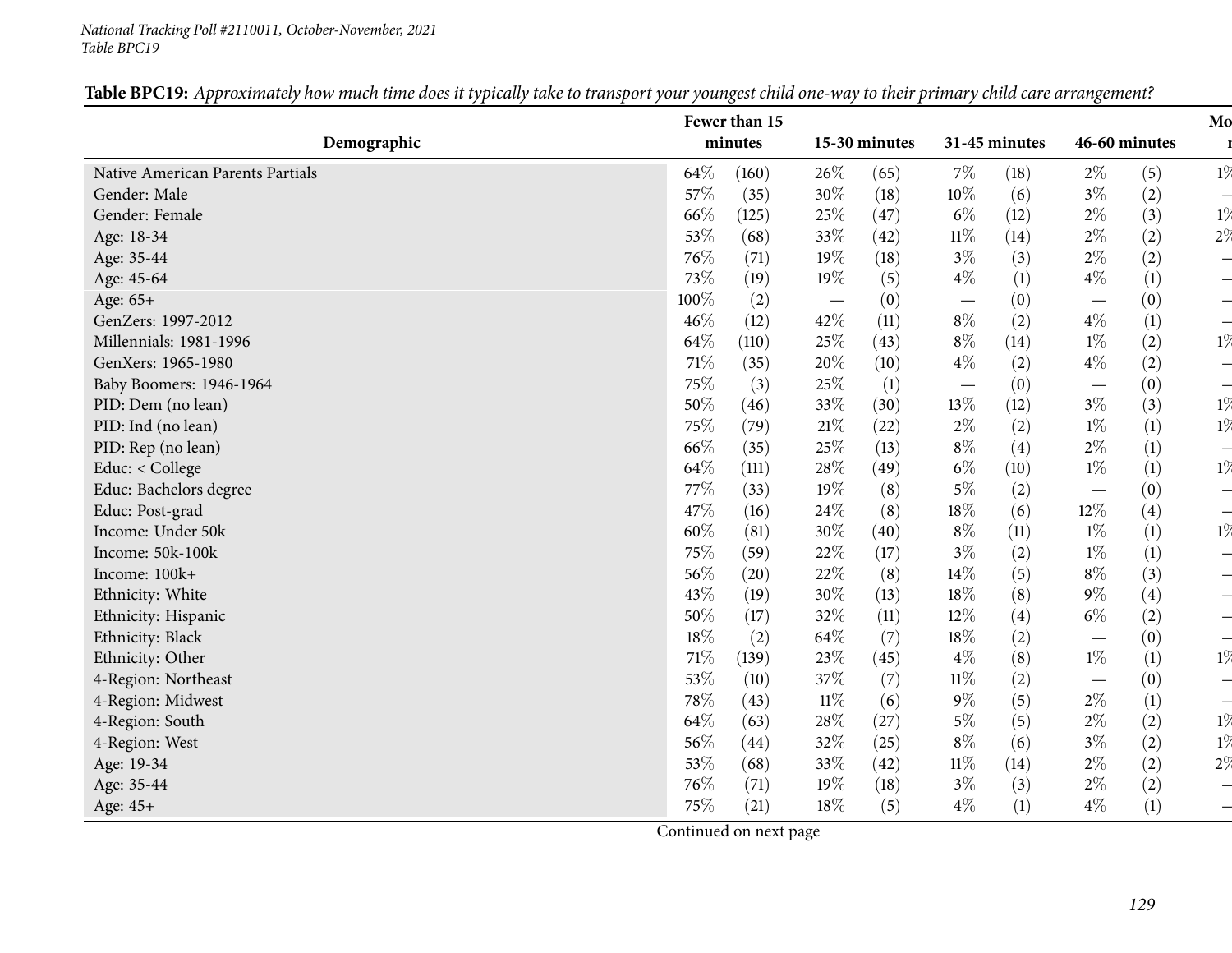*National Tracking Poll #2110011, October-November, 2021*
*Table BPC19*

**Table BPC19:** *Approximately how much time does it typically take to transport your youngest child one-way to their primary child care arrangement?*

| Demographic | Fewer than 15 minutes | | 15-30 minutes | | 31-45 minutes | | 46-60 minutes | | Mo... |
|---|---|---|---|---|---|---|---|---|---|
| Native American Parents Partials | 64% | (160) | 26% | (65) | 7% | (18) | 2% | (5) | 1% |
| Gender: Male | 57% | (35) | 30% | (18) | 10% | (6) | 3% | (2) | — |
| Gender: Female | 66% | (125) | 25% | (47) | 6% | (12) | 2% | (3) | 1% |
| Age: 18-34 | 53% | (68) | 33% | (42) | 11% | (14) | 2% | (2) | 2% |
| Age: 35-44 | 76% | (71) | 19% | (18) | 3% | (3) | 2% | (2) | — |
| Age: 45-64 | 73% | (19) | 19% | (5) | 4% | (1) | 4% | (1) | — |
| Age: 65+ | 100% | (2) | — | (0) | — | (0) | — | (0) | — |
| GenZers: 1997-2012 | 46% | (12) | 42% | (11) | 8% | (2) | 4% | (1) | — |
| Millennials: 1981-1996 | 64% | (110) | 25% | (43) | 8% | (14) | 1% | (2) | 1% |
| GenXers: 1965-1980 | 71% | (35) | 20% | (10) | 4% | (2) | 4% | (2) | — |
| Baby Boomers: 1946-1964 | 75% | (3) | 25% | (1) | — | (0) | — | (0) | — |
| PID: Dem (no lean) | 50% | (46) | 33% | (30) | 13% | (12) | 3% | (3) | 1% |
| PID: Ind (no lean) | 75% | (79) | 21% | (22) | 2% | (2) | 1% | (1) | 1% |
| PID: Rep (no lean) | 66% | (35) | 25% | (13) | 8% | (4) | 2% | (1) | — |
| Educ: < College | 64% | (111) | 28% | (49) | 6% | (10) | 1% | (1) | 1% |
| Educ: Bachelors degree | 77% | (33) | 19% | (8) | 5% | (2) | — | (0) | — |
| Educ: Post-grad | 47% | (16) | 24% | (8) | 18% | (6) | 12% | (4) | — |
| Income: Under 50k | 60% | (81) | 30% | (40) | 8% | (11) | 1% | (1) | 1% |
| Income: 50k-100k | 75% | (59) | 22% | (17) | 3% | (2) | 1% | (1) | — |
| Income: 100k+ | 56% | (20) | 22% | (8) | 14% | (5) | 8% | (3) | — |
| Ethnicity: White | 43% | (19) | 30% | (13) | 18% | (8) | 9% | (4) | — |
| Ethnicity: Hispanic | 50% | (17) | 32% | (11) | 12% | (4) | 6% | (2) | — |
| Ethnicity: Black | 18% | (2) | 64% | (7) | 18% | (2) | — | (0) | — |
| Ethnicity: Other | 71% | (139) | 23% | (45) | 4% | (8) | 1% | (1) | 1% |
| 4-Region: Northeast | 53% | (10) | 37% | (7) | 11% | (2) | — | (0) | — |
| 4-Region: Midwest | 78% | (43) | 11% | (6) | 9% | (5) | 2% | (1) | — |
| 4-Region: South | 64% | (63) | 28% | (27) | 5% | (5) | 2% | (2) | 1% |
| 4-Region: West | 56% | (44) | 32% | (25) | 8% | (6) | 3% | (2) | 1% |
| Age: 19-34 | 53% | (68) | 33% | (42) | 11% | (14) | 2% | (2) | 2% |
| Age: 35-44 | 76% | (71) | 19% | (18) | 3% | (3) | 2% | (2) | — |
| Age: 45+ | 75% | (21) | 18% | (5) | 4% | (1) | 4% | (1) | — |

Continued on next page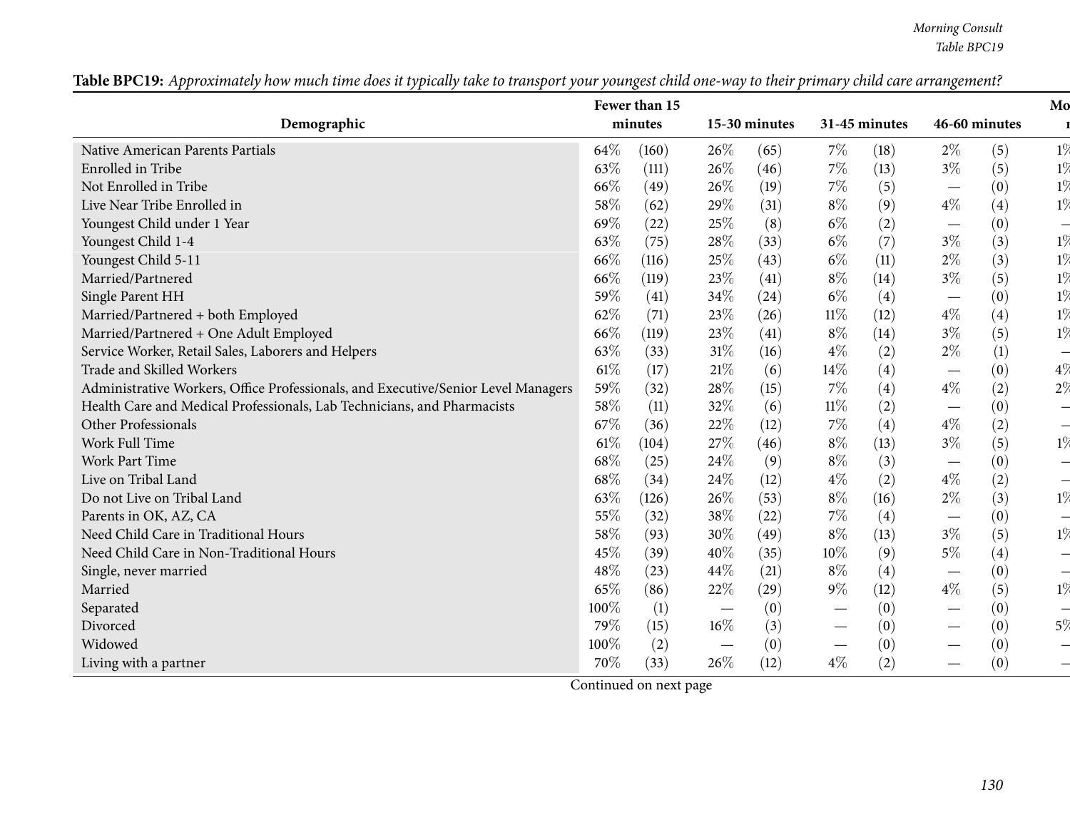**Table BPC19:** *Approximately how much time does it typically take to transport your youngest child one-way to their primary child care arrangement?*

| Demographic | Fewer than 15 minutes | | 15-30 minutes | | 31-45 minutes | | 46-60 minutes | | Mo... |
|---|---|---|---|---|---|---|---|---|---|
| Native American Parents Partials | 64% | (160) | 26% | (65) | 7% | (18) | 2% | (5) | 1% |
| Enrolled in Tribe | 63% | (111) | 26% | (46) | 7% | (13) | 3% | (5) | 1% |
| Not Enrolled in Tribe | 66% | (49) | 26% | (19) | 7% | (5) | — | (0) | 1% |
| Live Near Tribe Enrolled in | 58% | (62) | 29% | (31) | 8% | (9) | 4% | (4) | 1% |
| Youngest Child under 1 Year | 69% | (22) | 25% | (8) | 6% | (2) | — | (0) | — |
| Youngest Child 1-4 | 63% | (75) | 28% | (33) | 6% | (7) | 3% | (3) | 1% |
| Youngest Child 5-11 | 66% | (116) | 25% | (43) | 6% | (11) | 2% | (3) | 1% |
| Married/Partnered | 66% | (119) | 23% | (41) | 8% | (14) | 3% | (5) | 1% |
| Single Parent HH | 59% | (41) | 34% | (24) | 6% | (4) | — | (0) | 1% |
| Married/Partnered + both Employed | 62% | (71) | 23% | (26) | 11% | (12) | 4% | (4) | 1% |
| Married/Partnered + One Adult Employed | 66% | (119) | 23% | (41) | 8% | (14) | 3% | (5) | 1% |
| Service Worker, Retail Sales, Laborers and Helpers | 63% | (33) | 31% | (16) | 4% | (2) | 2% | (1) | — |
| Trade and Skilled Workers | 61% | (17) | 21% | (6) | 14% | (4) | — | (0) | 4% |
| Administrative Workers, Office Professionals, and Executive/Senior Level Managers | 59% | (32) | 28% | (15) | 7% | (4) | 4% | (2) | 2% |
| Health Care and Medical Professionals, Lab Technicians, and Pharmacists | 58% | (11) | 32% | (6) | 11% | (2) | — | (0) | — |
| Other Professionals | 67% | (36) | 22% | (12) | 7% | (4) | 4% | (2) | — |
| Work Full Time | 61% | (104) | 27% | (46) | 8% | (13) | 3% | (5) | 1% |
| Work Part Time | 68% | (25) | 24% | (9) | 8% | (3) | — | (0) | — |
| Live on Tribal Land | 68% | (34) | 24% | (12) | 4% | (2) | 4% | (2) | — |
| Do not Live on Tribal Land | 63% | (126) | 26% | (53) | 8% | (16) | 2% | (3) | 1% |
| Parents in OK, AZ, CA | 55% | (32) | 38% | (22) | 7% | (4) | — | (0) | — |
| Need Child Care in Traditional Hours | 58% | (93) | 30% | (49) | 8% | (13) | 3% | (5) | 1% |
| Need Child Care in Non-Traditional Hours | 45% | (39) | 40% | (35) | 10% | (9) | 5% | (4) | — |
| Single, never married | 48% | (23) | 44% | (21) | 8% | (4) | — | (0) | — |
| Married | 65% | (86) | 22% | (29) | 9% | (12) | 4% | (5) | 1% |
| Separated | 100% | (1) | — | (0) | — | (0) | — | (0) | — |
| Divorced | 79% | (15) | 16% | (3) | — | (0) | — | (0) | 5% |
| Widowed | 100% | (2) | — | (0) | — | (0) | — | (0) | — |
| Living with a partner | 70% | (33) | 26% | (12) | 4% | (2) | — | (0) | — |

Continued on next page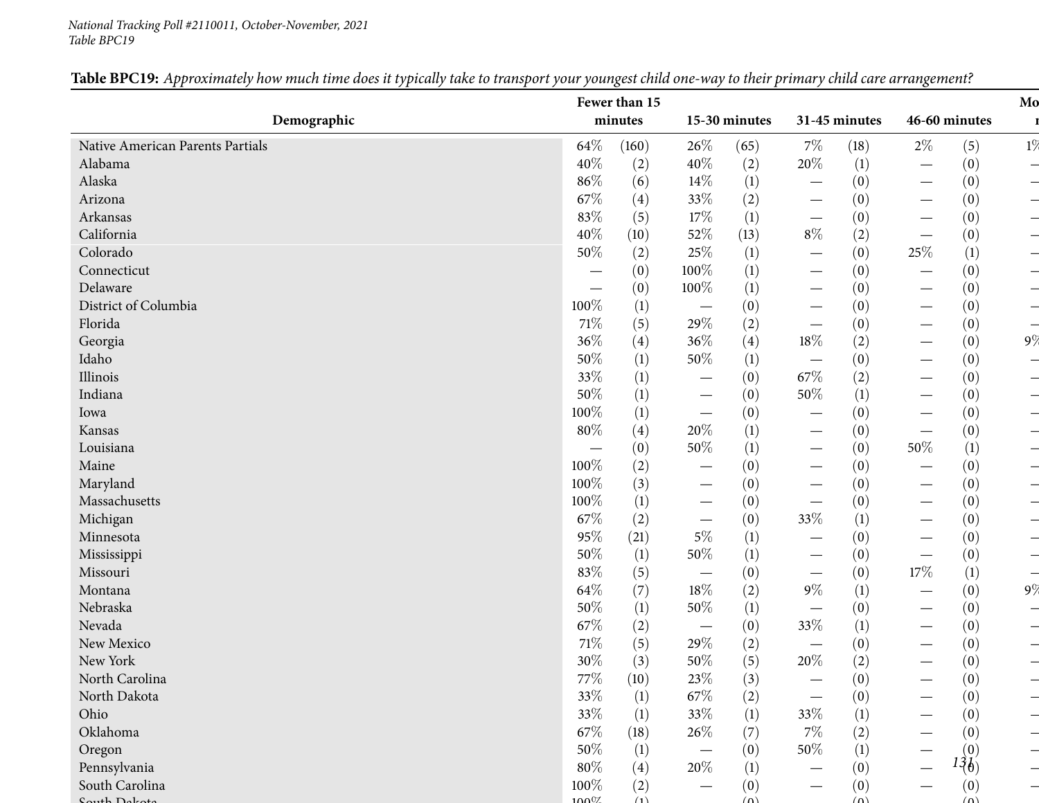*Table BPC19: Approximately how much time does it typically take to transport your youngest child one-way to their primary child care arrangement?*

| Demographic | Fewer than 15 minutes | | 15-30 minutes | | 31-45 minutes | | 46-60 minutes | | Mo... |
|---|---|---|---|---|---|---|---|---|---|
| Native American Parents Partials | 64% | (160) | 26% | (65) | 7% | (18) | 2% | (5) | 1% |
| Alabama | 40% | (2) | 40% | (2) | 20% | (1) | — | (0) | — |
| Alaska | 86% | (6) | 14% | (1) | — | (0) | — | (0) | — |
| Arizona | 67% | (4) | 33% | (2) | — | (0) | — | (0) | — |
| Arkansas | 83% | (5) | 17% | (1) | — | (0) | — | (0) | — |
| California | 40% | (10) | 52% | (13) | 8% | (2) | — | (0) | — |
| Colorado | 50% | (2) | 25% | (1) | — | (0) | 25% | (1) | — |
| Connecticut | — | (0) | 100% | (1) | — | (0) | — | (0) | — |
| Delaware | — | (0) | 100% | (1) | — | (0) | — | (0) | — |
| District of Columbia | 100% | (1) | — | (0) | — | (0) | — | (0) | — |
| Florida | 71% | (5) | 29% | (2) | — | (0) | — | (0) | — |
| Georgia | 36% | (4) | 36% | (4) | 18% | (2) | — | (0) | 9% |
| Idaho | 50% | (1) | 50% | (1) | — | (0) | — | (0) | — |
| Illinois | 33% | (1) | — | (0) | 67% | (2) | — | (0) | — |
| Indiana | 50% | (1) | — | (0) | 50% | (1) | — | (0) | — |
| Iowa | 100% | (1) | — | (0) | — | (0) | — | (0) | — |
| Kansas | 80% | (4) | 20% | (1) | — | (0) | — | (0) | — |
| Louisiana | — | (0) | 50% | (1) | — | (0) | 50% | (1) | — |
| Maine | 100% | (2) | — | (0) | — | (0) | — | (0) | — |
| Maryland | 100% | (3) | — | (0) | — | (0) | — | (0) | — |
| Massachusetts | 100% | (1) | — | (0) | — | (0) | — | (0) | — |
| Michigan | 67% | (2) | — | (0) | 33% | (1) | — | (0) | — |
| Minnesota | 95% | (21) | 5% | (1) | — | (0) | — | (0) | — |
| Mississippi | 50% | (1) | 50% | (1) | — | (0) | — | (0) | — |
| Missouri | 83% | (5) | — | (0) | — | (0) | 17% | (1) | — |
| Montana | 64% | (7) | 18% | (2) | 9% | (1) | — | (0) | 9% |
| Nebraska | 50% | (1) | 50% | (1) | — | (0) | — | (0) | — |
| Nevada | 67% | (2) | — | (0) | 33% | (1) | — | (0) | — |
| New Mexico | 71% | (5) | 29% | (2) | — | (0) | — | (0) | — |
| New York | 30% | (3) | 50% | (5) | 20% | (2) | — | (0) | — |
| North Carolina | 77% | (10) | 23% | (3) | — | (0) | — | (0) | — |
| North Dakota | 33% | (1) | 67% | (2) | — | (0) | — | (0) | — |
| Ohio | 33% | (1) | 33% | (1) | 33% | (1) | — | (0) | — |
| Oklahoma | 67% | (18) | 26% | (7) | 7% | (2) | — | (0) | — |
| Oregon | 50% | (1) | — | (0) | 50% | (1) | — | (0) | — |
| Pennsylvania | 80% | (4) | 20% | (1) | — | (0) | — | (0) | — |
| South Carolina | 100% | (2) | — | (0) | — | (0) | — | (0) | — |
| South Dakota | 100% | (1) | | (0) | | (0) | | (0) | |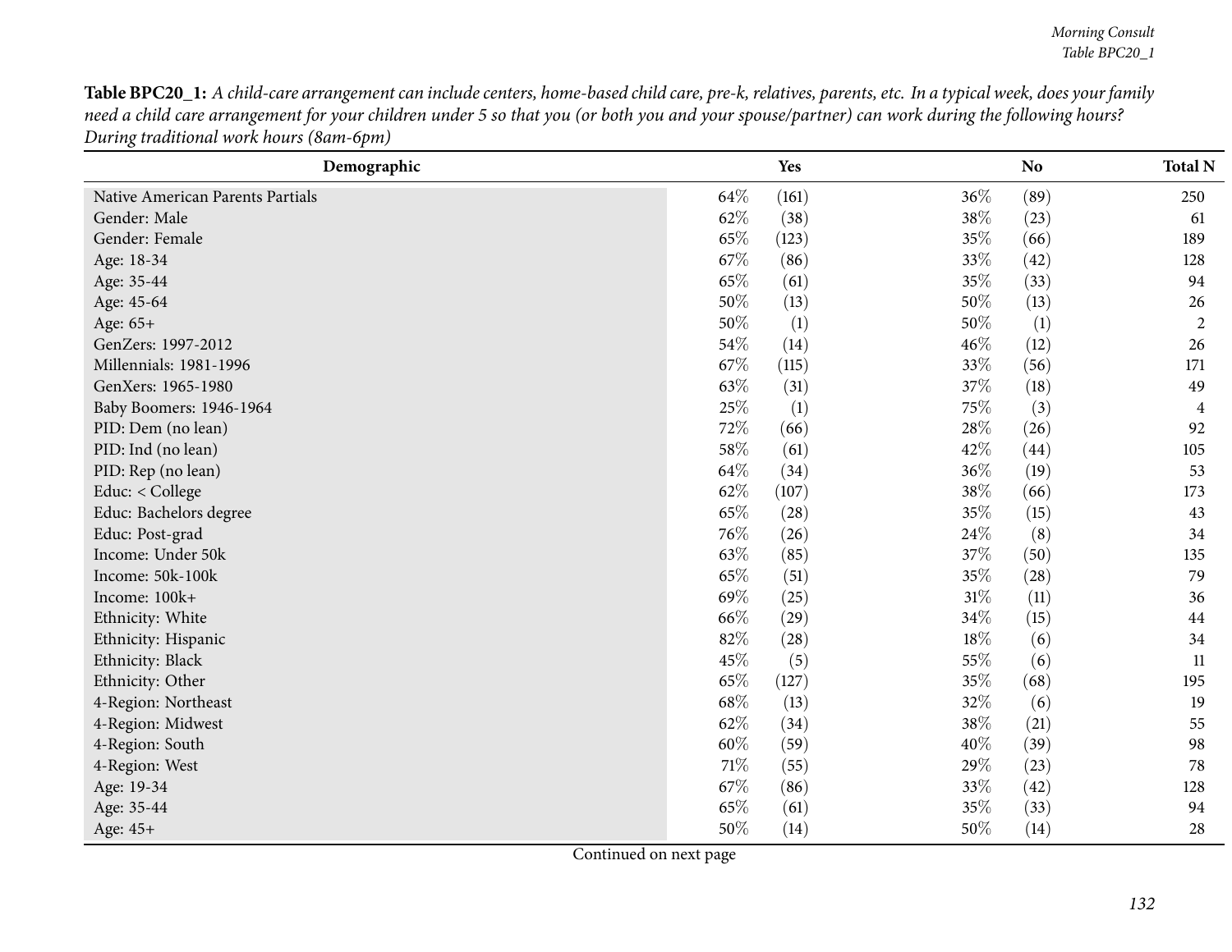**Table BPC20_1:** *A child-care arrangement can include centers, home-based child care, pre-k, relatives, parents, etc. In a typical week, does your family need a child care arrangement for your children under 5 so that you (or both you and your spouse/partner) can work during the following hours? During traditional work hours (8am-6pm)*

| Demographic | Yes | | No | | Total N |
|---|---|---|---|---|---|
| Native American Parents Partials | 64% | (161) | 36% | (89) | 250 |
| Gender: Male | 62% | (38) | 38% | (23) | 61 |
| Gender: Female | 65% | (123) | 35% | (66) | 189 |
| Age: 18-34 | 67% | (86) | 33% | (42) | 128 |
| Age: 35-44 | 65% | (61) | 35% | (33) | 94 |
| Age: 45-64 | 50% | (13) | 50% | (13) | 26 |
| Age: 65+ | 50% | (1) | 50% | (1) | 2 |
| GenZers: 1997-2012 | 54% | (14) | 46% | (12) | 26 |
| Millennials: 1981-1996 | 67% | (115) | 33% | (56) | 171 |
| GenXers: 1965-1980 | 63% | (31) | 37% | (18) | 49 |
| Baby Boomers: 1946-1964 | 25% | (1) | 75% | (3) | 4 |
| PID: Dem (no lean) | 72% | (66) | 28% | (26) | 92 |
| PID: Ind (no lean) | 58% | (61) | 42% | (44) | 105 |
| PID: Rep (no lean) | 64% | (34) | 36% | (19) | 53 |
| Educ: < College | 62% | (107) | 38% | (66) | 173 |
| Educ: Bachelors degree | 65% | (28) | 35% | (15) | 43 |
| Educ: Post-grad | 76% | (26) | 24% | (8) | 34 |
| Income: Under 50k | 63% | (85) | 37% | (50) | 135 |
| Income: 50k-100k | 65% | (51) | 35% | (28) | 79 |
| Income: 100k+ | 69% | (25) | 31% | (11) | 36 |
| Ethnicity: White | 66% | (29) | 34% | (15) | 44 |
| Ethnicity: Hispanic | 82% | (28) | 18% | (6) | 34 |
| Ethnicity: Black | 45% | (5) | 55% | (6) | 11 |
| Ethnicity: Other | 65% | (127) | 35% | (68) | 195 |
| 4-Region: Northeast | 68% | (13) | 32% | (6) | 19 |
| 4-Region: Midwest | 62% | (34) | 38% | (21) | 55 |
| 4-Region: South | 60% | (59) | 40% | (39) | 98 |
| 4-Region: West | 71% | (55) | 29% | (23) | 78 |
| Age: 19-34 | 67% | (86) | 33% | (42) | 128 |
| Age: 35-44 | 65% | (61) | 35% | (33) | 94 |
| Age: 45+ | 50% | (14) | 50% | (14) | 28 |

Continued on next page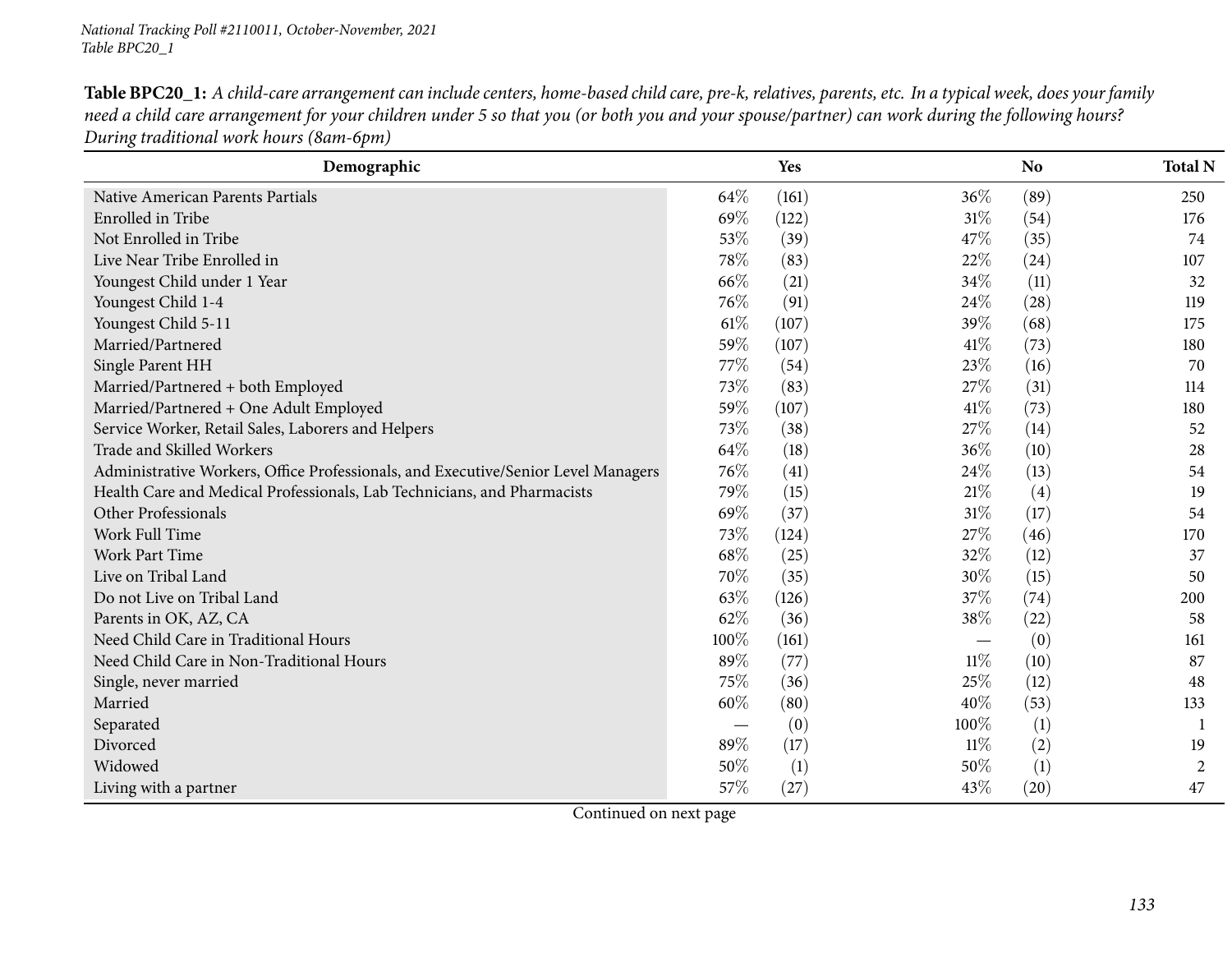National Tracking Poll #2110011, October-November, 2021
Table BPC20_1

**Table BPC20_1:** *A child-care arrangement can include centers, home-based child care, pre-k, relatives, parents, etc. In a typical week, does your family need a child care arrangement for your children under 5 so that you (or both you and your spouse/partner) can work during the following hours? During traditional work hours (8am-6pm)*

| Demographic | Yes | | No | | Total N |
|---|---|---|---|---|---|
| Native American Parents Partials | 64% | (161) | 36% | (89) | 250 |
| Enrolled in Tribe | 69% | (122) | 31% | (54) | 176 |
| Not Enrolled in Tribe | 53% | (39) | 47% | (35) | 74 |
| Live Near Tribe Enrolled in | 78% | (83) | 22% | (24) | 107 |
| Youngest Child under 1 Year | 66% | (21) | 34% | (11) | 32 |
| Youngest Child 1-4 | 76% | (91) | 24% | (28) | 119 |
| Youngest Child 5-11 | 61% | (107) | 39% | (68) | 175 |
| Married/Partnered | 59% | (107) | 41% | (73) | 180 |
| Single Parent HH | 77% | (54) | 23% | (16) | 70 |
| Married/Partnered + both Employed | 73% | (83) | 27% | (31) | 114 |
| Married/Partnered + One Adult Employed | 59% | (107) | 41% | (73) | 180 |
| Service Worker, Retail Sales, Laborers and Helpers | 73% | (38) | 27% | (14) | 52 |
| Trade and Skilled Workers | 64% | (18) | 36% | (10) | 28 |
| Administrative Workers, Office Professionals, and Executive/Senior Level Managers | 76% | (41) | 24% | (13) | 54 |
| Health Care and Medical Professionals, Lab Technicians, and Pharmacists | 79% | (15) | 21% | (4) | 19 |
| Other Professionals | 69% | (37) | 31% | (17) | 54 |
| Work Full Time | 73% | (124) | 27% | (46) | 170 |
| Work Part Time | 68% | (25) | 32% | (12) | 37 |
| Live on Tribal Land | 70% | (35) | 30% | (15) | 50 |
| Do not Live on Tribal Land | 63% | (126) | 37% | (74) | 200 |
| Parents in OK, AZ, CA | 62% | (36) | 38% | (22) | 58 |
| Need Child Care in Traditional Hours | 100% | (161) | — | (0) | 161 |
| Need Child Care in Non-Traditional Hours | 89% | (77) | 11% | (10) | 87 |
| Single, never married | 75% | (36) | 25% | (12) | 48 |
| Married | 60% | (80) | 40% | (53) | 133 |
| Separated | — | (0) | 100% | (1) | 1 |
| Divorced | 89% | (17) | 11% | (2) | 19 |
| Widowed | 50% | (1) | 50% | (1) | 2 |
| Living with a partner | 57% | (27) | 43% | (20) | 47 |

Continued on next page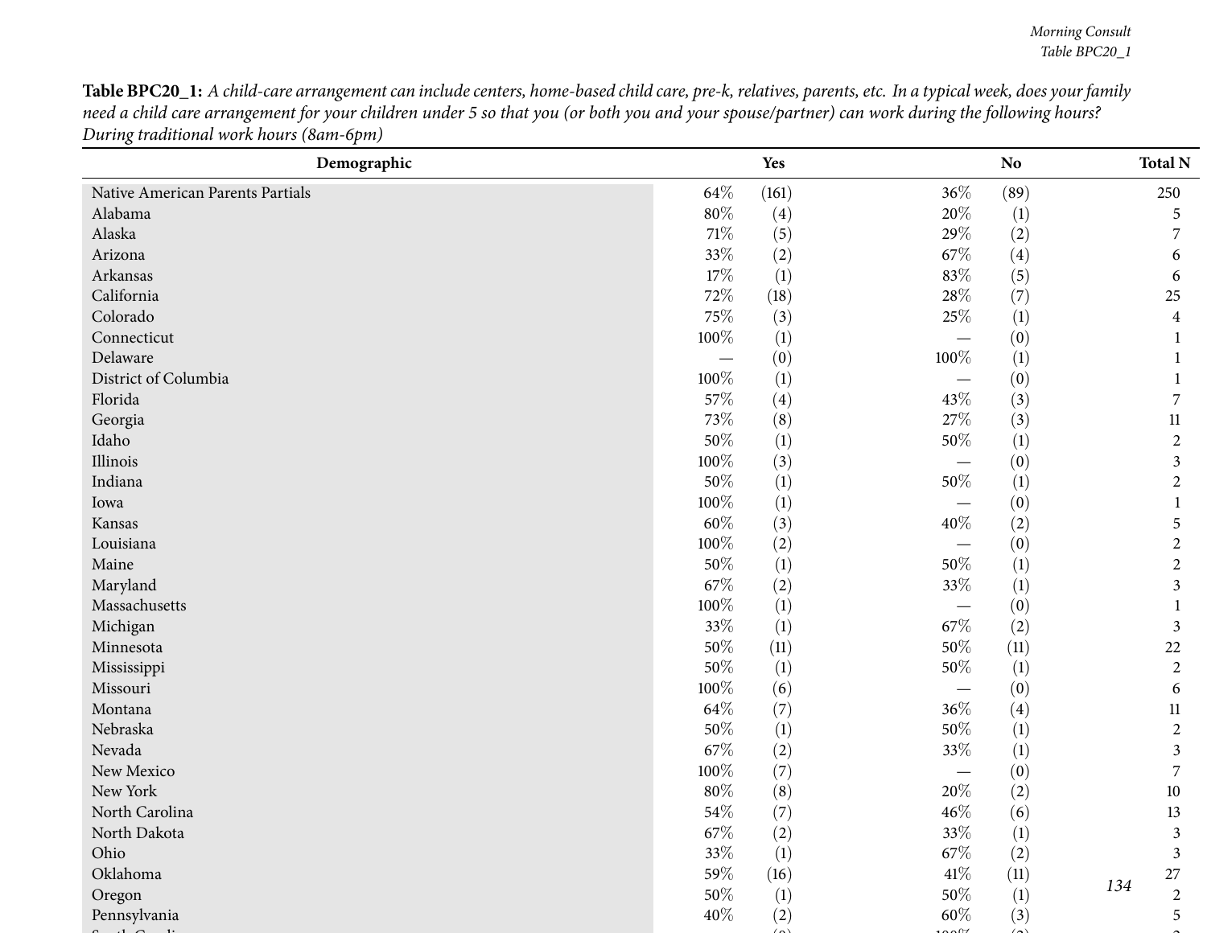**Table BPC20_1:** *A child-care arrangement can include centers, home-based child care, pre-k, relatives, parents, etc. In a typical week, does your family need a child care arrangement for your children under 5 so that you (or both you and your spouse/partner) can work during the following hours? During traditional work hours (8am-6pm)*

| Demographic | Yes | | No | | Total N |
|---|---|---|---|---|---|
| Native American Parents Partials | 64% | (161) | 36% | (89) | 250 |
| Alabama | 80% | (4) | 20% | (1) | 5 |
| Alaska | 71% | (5) | 29% | (2) | 7 |
| Arizona | 33% | (2) | 67% | (4) | 6 |
| Arkansas | 17% | (1) | 83% | (5) | 6 |
| California | 72% | (18) | 28% | (7) | 25 |
| Colorado | 75% | (3) | 25% | (1) | 4 |
| Connecticut | 100% | (1) | — | (0) | 1 |
| Delaware | — | (0) | 100% | (1) | 1 |
| District of Columbia | 100% | (1) | — | (0) | 1 |
| Florida | 57% | (4) | 43% | (3) | 7 |
| Georgia | 73% | (8) | 27% | (3) | 11 |
| Idaho | 50% | (1) | 50% | (1) | 2 |
| Illinois | 100% | (3) | — | (0) | 3 |
| Indiana | 50% | (1) | 50% | (1) | 2 |
| Iowa | 100% | (1) | — | (0) | 1 |
| Kansas | 60% | (3) | 40% | (2) | 5 |
| Louisiana | 100% | (2) | — | (0) | 2 |
| Maine | 50% | (1) | 50% | (1) | 2 |
| Maryland | 67% | (2) | 33% | (1) | 3 |
| Massachusetts | 100% | (1) | — | (0) | 1 |
| Michigan | 33% | (1) | 67% | (2) | 3 |
| Minnesota | 50% | (11) | 50% | (11) | 22 |
| Mississippi | 50% | (1) | 50% | (1) | 2 |
| Missouri | 100% | (6) | — | (0) | 6 |
| Montana | 64% | (7) | 36% | (4) | 11 |
| Nebraska | 50% | (1) | 50% | (1) | 2 |
| Nevada | 67% | (2) | 33% | (1) | 3 |
| New Mexico | 100% | (7) | — | (0) | 7 |
| New York | 80% | (8) | 20% | (2) | 10 |
| North Carolina | 54% | (7) | 46% | (6) | 13 |
| North Dakota | 67% | (2) | 33% | (1) | 3 |
| Ohio | 33% | (1) | 67% | (2) | 3 |
| Oklahoma | 59% | (16) | 41% | (11) | 27 |
| Oregon | 50% | (1) | 50% | (1) | 2 |
| Pennsylvania | 40% | (2) | 60% | (3) | 5 |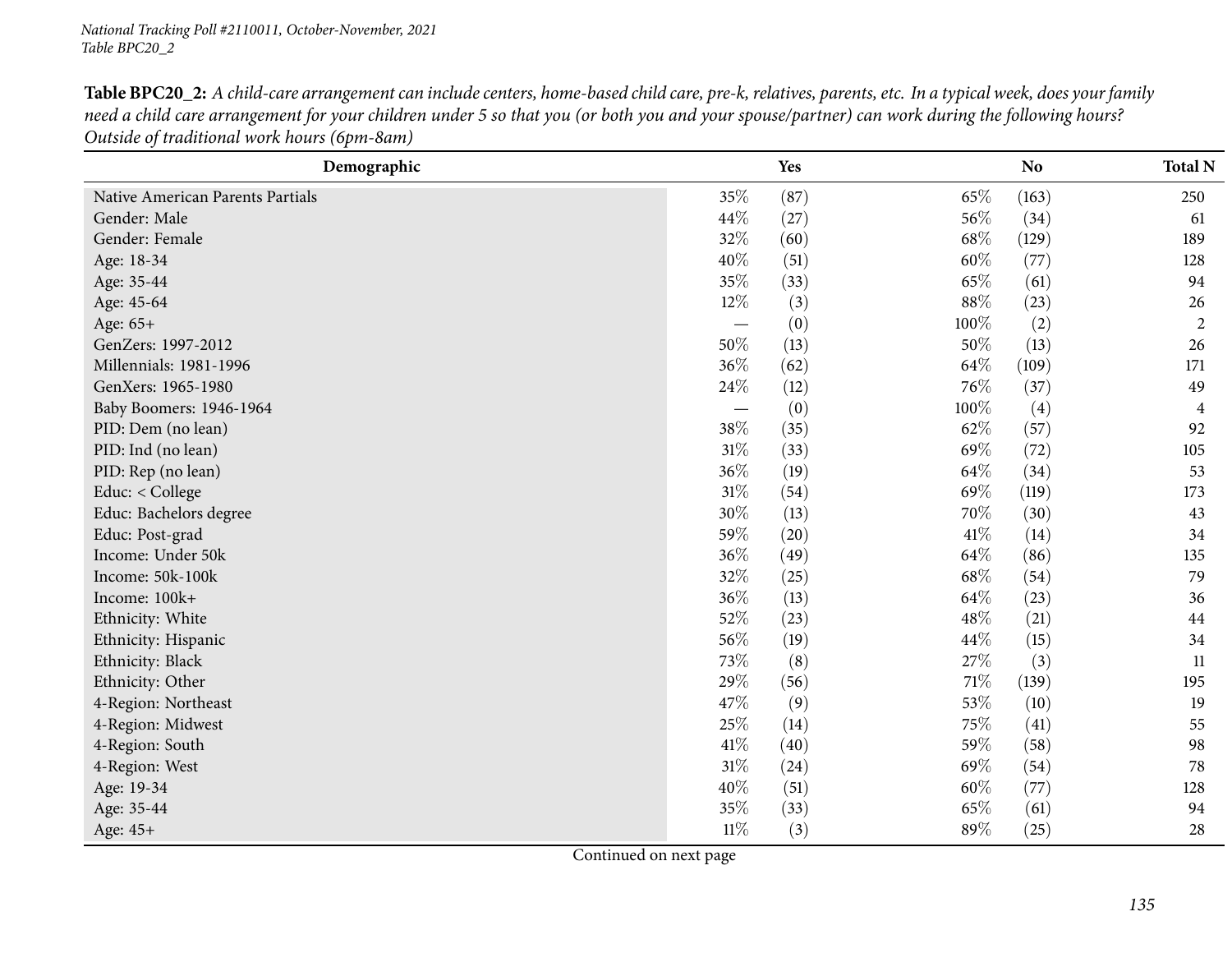**Table BPC20_2:** *A child-care arrangement can include centers, home-based child care, pre-k, relatives, parents, etc. In a typical week, does your family need a child care arrangement for your children under 5 so that you (or both you and your spouse/partner) can work during the following hours? Outside of traditional work hours (6pm-8am)*

| Demographic | Yes | | No | | Total N |
|---|---|---|---|---|---|
| Native American Parents Partials | 35% | (87) | 65% | (163) | 250 |
| Gender: Male | 44% | (27) | 56% | (34) | 61 |
| Gender: Female | 32% | (60) | 68% | (129) | 189 |
| Age: 18-34 | 40% | (51) | 60% | (77) | 128 |
| Age: 35-44 | 35% | (33) | 65% | (61) | 94 |
| Age: 45-64 | 12% | (3) | 88% | (23) | 26 |
| Age: 65+ | — | (0) | 100% | (2) | 2 |
| GenZers: 1997-2012 | 50% | (13) | 50% | (13) | 26 |
| Millennials: 1981-1996 | 36% | (62) | 64% | (109) | 171 |
| GenXers: 1965-1980 | 24% | (12) | 76% | (37) | 49 |
| Baby Boomers: 1946-1964 | — | (0) | 100% | (4) | 4 |
| PID: Dem (no lean) | 38% | (35) | 62% | (57) | 92 |
| PID: Ind (no lean) | 31% | (33) | 69% | (72) | 105 |
| PID: Rep (no lean) | 36% | (19) | 64% | (34) | 53 |
| Educ: < College | 31% | (54) | 69% | (119) | 173 |
| Educ: Bachelors degree | 30% | (13) | 70% | (30) | 43 |
| Educ: Post-grad | 59% | (20) | 41% | (14) | 34 |
| Income: Under 50k | 36% | (49) | 64% | (86) | 135 |
| Income: 50k-100k | 32% | (25) | 68% | (54) | 79 |
| Income: 100k+ | 36% | (13) | 64% | (23) | 36 |
| Ethnicity: White | 52% | (23) | 48% | (21) | 44 |
| Ethnicity: Hispanic | 56% | (19) | 44% | (15) | 34 |
| Ethnicity: Black | 73% | (8) | 27% | (3) | 11 |
| Ethnicity: Other | 29% | (56) | 71% | (139) | 195 |
| 4-Region: Northeast | 47% | (9) | 53% | (10) | 19 |
| 4-Region: Midwest | 25% | (14) | 75% | (41) | 55 |
| 4-Region: South | 41% | (40) | 59% | (58) | 98 |
| 4-Region: West | 31% | (24) | 69% | (54) | 78 |
| Age: 19-34 | 40% | (51) | 60% | (77) | 128 |
| Age: 35-44 | 35% | (33) | 65% | (61) | 94 |
| Age: 45+ | 11% | (3) | 89% | (25) | 28 |

Continued on next page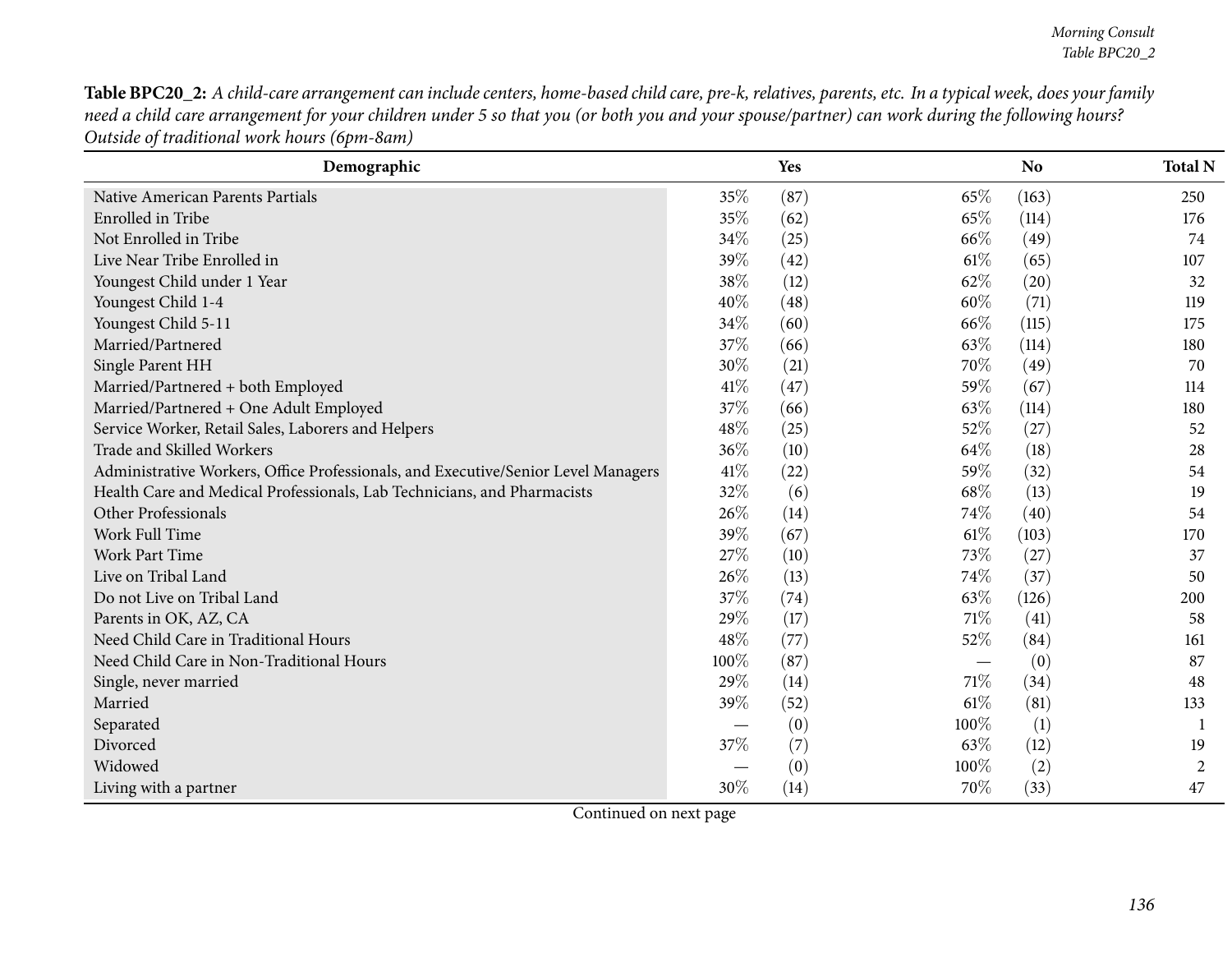**Table BPC20_2:** *A child-care arrangement can include centers, home-based child care, pre-k, relatives, parents, etc. In a typical week, does your family need a child care arrangement for your children under 5 so that you (or both you and your spouse/partner) can work during the following hours? Outside of traditional work hours (6pm-8am)*

| Demographic | Yes | | No | | Total N |
|---|---|---|---|---|---|
| Native American Parents Partials | 35% | (87) | 65% | (163) | 250 |
| Enrolled in Tribe | 35% | (62) | 65% | (114) | 176 |
| Not Enrolled in Tribe | 34% | (25) | 66% | (49) | 74 |
| Live Near Tribe Enrolled in | 39% | (42) | 61% | (65) | 107 |
| Youngest Child under 1 Year | 38% | (12) | 62% | (20) | 32 |
| Youngest Child 1-4 | 40% | (48) | 60% | (71) | 119 |
| Youngest Child 5-11 | 34% | (60) | 66% | (115) | 175 |
| Married/Partnered | 37% | (66) | 63% | (114) | 180 |
| Single Parent HH | 30% | (21) | 70% | (49) | 70 |
| Married/Partnered + both Employed | 41% | (47) | 59% | (67) | 114 |
| Married/Partnered + One Adult Employed | 37% | (66) | 63% | (114) | 180 |
| Service Worker, Retail Sales, Laborers and Helpers | 48% | (25) | 52% | (27) | 52 |
| Trade and Skilled Workers | 36% | (10) | 64% | (18) | 28 |
| Administrative Workers, Office Professionals, and Executive/Senior Level Managers | 41% | (22) | 59% | (32) | 54 |
| Health Care and Medical Professionals, Lab Technicians, and Pharmacists | 32% | (6) | 68% | (13) | 19 |
| Other Professionals | 26% | (14) | 74% | (40) | 54 |
| Work Full Time | 39% | (67) | 61% | (103) | 170 |
| Work Part Time | 27% | (10) | 73% | (27) | 37 |
| Live on Tribal Land | 26% | (13) | 74% | (37) | 50 |
| Do not Live on Tribal Land | 37% | (74) | 63% | (126) | 200 |
| Parents in OK, AZ, CA | 29% | (17) | 71% | (41) | 58 |
| Need Child Care in Traditional Hours | 48% | (77) | 52% | (84) | 161 |
| Need Child Care in Non-Traditional Hours | 100% | (87) | — | (0) | 87 |
| Single, never married | 29% | (14) | 71% | (34) | 48 |
| Married | 39% | (52) | 61% | (81) | 133 |
| Separated | — | (0) | 100% | (1) | 1 |
| Divorced | 37% | (7) | 63% | (12) | 19 |
| Widowed | — | (0) | 100% | (2) | 2 |
| Living with a partner | 30% | (14) | 70% | (33) | 47 |

Continued on next page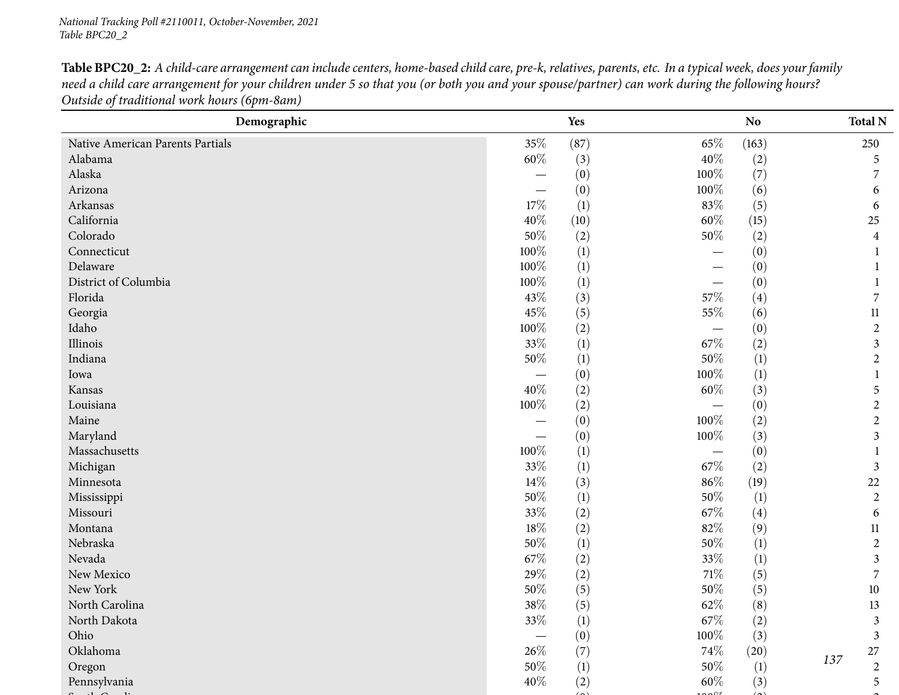**Table BPC20_2:** *A child-care arrangement can include centers, home-based child care, pre-k, relatives, parents, etc. In a typical week, does your family need a child care arrangement for your children under 5 so that you (or both you and your spouse/partner) can work during the following hours? Outside of traditional work hours (6pm-8am)*

| Demographic | Yes | | No | | Total N |
|---|---|---|---|---|---|
| Native American Parents Partials | 35% | (87) | 65% | (163) | 250 |
| Alabama | 60% | (3) | 40% | (2) | 5 |
| Alaska | — | (0) | 100% | (7) | 7 |
| Arizona | — | (0) | 100% | (6) | 6 |
| Arkansas | 17% | (1) | 83% | (5) | 6 |
| California | 40% | (10) | 60% | (15) | 25 |
| Colorado | 50% | (2) | 50% | (2) | 4 |
| Connecticut | 100% | (1) | — | (0) | 1 |
| Delaware | 100% | (1) | — | (0) | 1 |
| District of Columbia | 100% | (1) | — | (0) | 1 |
| Florida | 43% | (3) | 57% | (4) | 7 |
| Georgia | 45% | (5) | 55% | (6) | 11 |
| Idaho | 100% | (2) | — | (0) | 2 |
| Illinois | 33% | (1) | 67% | (2) | 3 |
| Indiana | 50% | (1) | 50% | (1) | 2 |
| Iowa | — | (0) | 100% | (1) | 1 |
| Kansas | 40% | (2) | 60% | (3) | 5 |
| Louisiana | 100% | (2) | — | (0) | 2 |
| Maine | — | (0) | 100% | (2) | 2 |
| Maryland | — | (0) | 100% | (3) | 3 |
| Massachusetts | 100% | (1) | — | (0) | 1 |
| Michigan | 33% | (1) | 67% | (2) | 3 |
| Minnesota | 14% | (3) | 86% | (19) | 22 |
| Mississippi | 50% | (1) | 50% | (1) | 2 |
| Missouri | 33% | (2) | 67% | (4) | 6 |
| Montana | 18% | (2) | 82% | (9) | 11 |
| Nebraska | 50% | (1) | 50% | (1) | 2 |
| Nevada | 67% | (2) | 33% | (1) | 3 |
| New Mexico | 29% | (2) | 71% | (5) | 7 |
| New York | 50% | (5) | 50% | (5) | 10 |
| North Carolina | 38% | (5) | 62% | (8) | 13 |
| North Dakota | 33% | (1) | 67% | (2) | 3 |
| Ohio | — | (0) | 100% | (3) | 3 |
| Oklahoma | 26% | (7) | 74% | (20) | 27 |
| Oregon | 50% | (1) | 50% | (1) | 2 |
| Pennsylvania | 40% | (2) | 60% | (3) | 5 |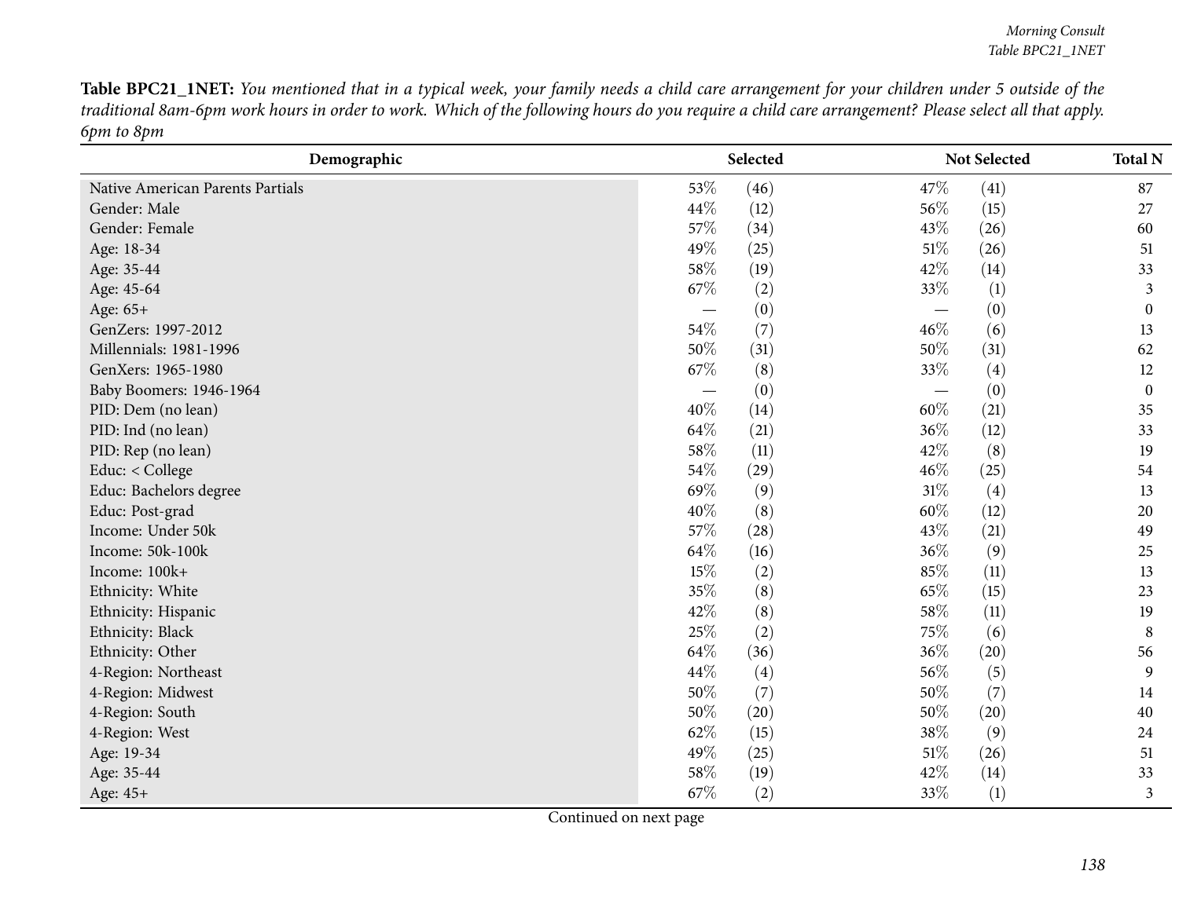**Table BPC21_1NET:** *You mentioned that in a typical week, your family needs a child care arrangement for your children under 5 outside of the traditional 8am-6pm work hours in order to work. Which of the following hours do you require a child care arrangement? Please select all that apply. 6pm to 8pm*

| Demographic | Selected | | Not Selected | | Total N |
|---|---|---|---|---|---|
| Native American Parents Partials | 53% | (46) | 47% | (41) | 87 |
| Gender: Male | 44% | (12) | 56% | (15) | 27 |
| Gender: Female | 57% | (34) | 43% | (26) | 60 |
| Age: 18-34 | 49% | (25) | 51% | (26) | 51 |
| Age: 35-44 | 58% | (19) | 42% | (14) | 33 |
| Age: 45-64 | 67% | (2) | 33% | (1) | 3 |
| Age: 65+ | — | (0) | — | (0) | 0 |
| GenZers: 1997-2012 | 54% | (7) | 46% | (6) | 13 |
| Millennials: 1981-1996 | 50% | (31) | 50% | (31) | 62 |
| GenXers: 1965-1980 | 67% | (8) | 33% | (4) | 12 |
| Baby Boomers: 1946-1964 | — | (0) | — | (0) | 0 |
| PID: Dem (no lean) | 40% | (14) | 60% | (21) | 35 |
| PID: Ind (no lean) | 64% | (21) | 36% | (12) | 33 |
| PID: Rep (no lean) | 58% | (11) | 42% | (8) | 19 |
| Educ: < College | 54% | (29) | 46% | (25) | 54 |
| Educ: Bachelors degree | 69% | (9) | 31% | (4) | 13 |
| Educ: Post-grad | 40% | (8) | 60% | (12) | 20 |
| Income: Under 50k | 57% | (28) | 43% | (21) | 49 |
| Income: 50k-100k | 64% | (16) | 36% | (9) | 25 |
| Income: 100k+ | 15% | (2) | 85% | (11) | 13 |
| Ethnicity: White | 35% | (8) | 65% | (15) | 23 |
| Ethnicity: Hispanic | 42% | (8) | 58% | (11) | 19 |
| Ethnicity: Black | 25% | (2) | 75% | (6) | 8 |
| Ethnicity: Other | 64% | (36) | 36% | (20) | 56 |
| 4-Region: Northeast | 44% | (4) | 56% | (5) | 9 |
| 4-Region: Midwest | 50% | (7) | 50% | (7) | 14 |
| 4-Region: South | 50% | (20) | 50% | (20) | 40 |
| 4-Region: West | 62% | (15) | 38% | (9) | 24 |
| Age: 19-34 | 49% | (25) | 51% | (26) | 51 |
| Age: 35-44 | 58% | (19) | 42% | (14) | 33 |
| Age: 45+ | 67% | (2) | 33% | (1) | 3 |

Continued on next page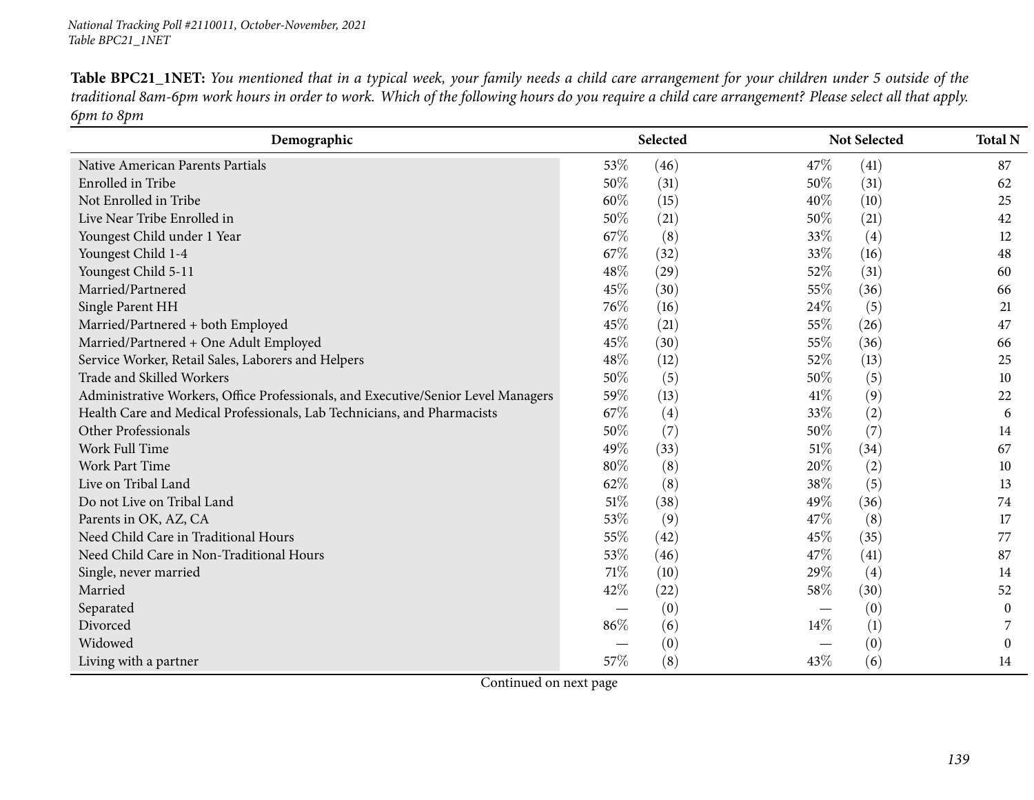**Table BPC21_1NET:** *You mentioned that in a typical week, your family needs a child care arrangement for your children under 5 outside of the traditional 8am-6pm work hours in order to work. Which of the following hours do you require a child care arrangement? Please select all that apply. 6pm to 8pm*

| Demographic | Selected | | Not Selected | | Total N |
|---|---|---|---|---|---|
| Native American Parents Partials | 53% | (46) | 47% | (41) | 87 |
| Enrolled in Tribe | 50% | (31) | 50% | (31) | 62 |
| Not Enrolled in Tribe | 60% | (15) | 40% | (10) | 25 |
| Live Near Tribe Enrolled in | 50% | (21) | 50% | (21) | 42 |
| Youngest Child under 1 Year | 67% | (8) | 33% | (4) | 12 |
| Youngest Child 1-4 | 67% | (32) | 33% | (16) | 48 |
| Youngest Child 5-11 | 48% | (29) | 52% | (31) | 60 |
| Married/Partnered | 45% | (30) | 55% | (36) | 66 |
| Single Parent HH | 76% | (16) | 24% | (5) | 21 |
| Married/Partnered + both Employed | 45% | (21) | 55% | (26) | 47 |
| Married/Partnered + One Adult Employed | 45% | (30) | 55% | (36) | 66 |
| Service Worker, Retail Sales, Laborers and Helpers | 48% | (12) | 52% | (13) | 25 |
| Trade and Skilled Workers | 50% | (5) | 50% | (5) | 10 |
| Administrative Workers, Office Professionals, and Executive/Senior Level Managers | 59% | (13) | 41% | (9) | 22 |
| Health Care and Medical Professionals, Lab Technicians, and Pharmacists | 67% | (4) | 33% | (2) | 6 |
| Other Professionals | 50% | (7) | 50% | (7) | 14 |
| Work Full Time | 49% | (33) | 51% | (34) | 67 |
| Work Part Time | 80% | (8) | 20% | (2) | 10 |
| Live on Tribal Land | 62% | (8) | 38% | (5) | 13 |
| Do not Live on Tribal Land | 51% | (38) | 49% | (36) | 74 |
| Parents in OK, AZ, CA | 53% | (9) | 47% | (8) | 17 |
| Need Child Care in Traditional Hours | 55% | (42) | 45% | (35) | 77 |
| Need Child Care in Non-Traditional Hours | 53% | (46) | 47% | (41) | 87 |
| Single, never married | 71% | (10) | 29% | (4) | 14 |
| Married | 42% | (22) | 58% | (30) | 52 |
| Separated | — | (0) | — | (0) | 0 |
| Divorced | 86% | (6) | 14% | (1) | 7 |
| Widowed | — | (0) | — | (0) | 0 |
| Living with a partner | 57% | (8) | 43% | (6) | 14 |

Continued on next page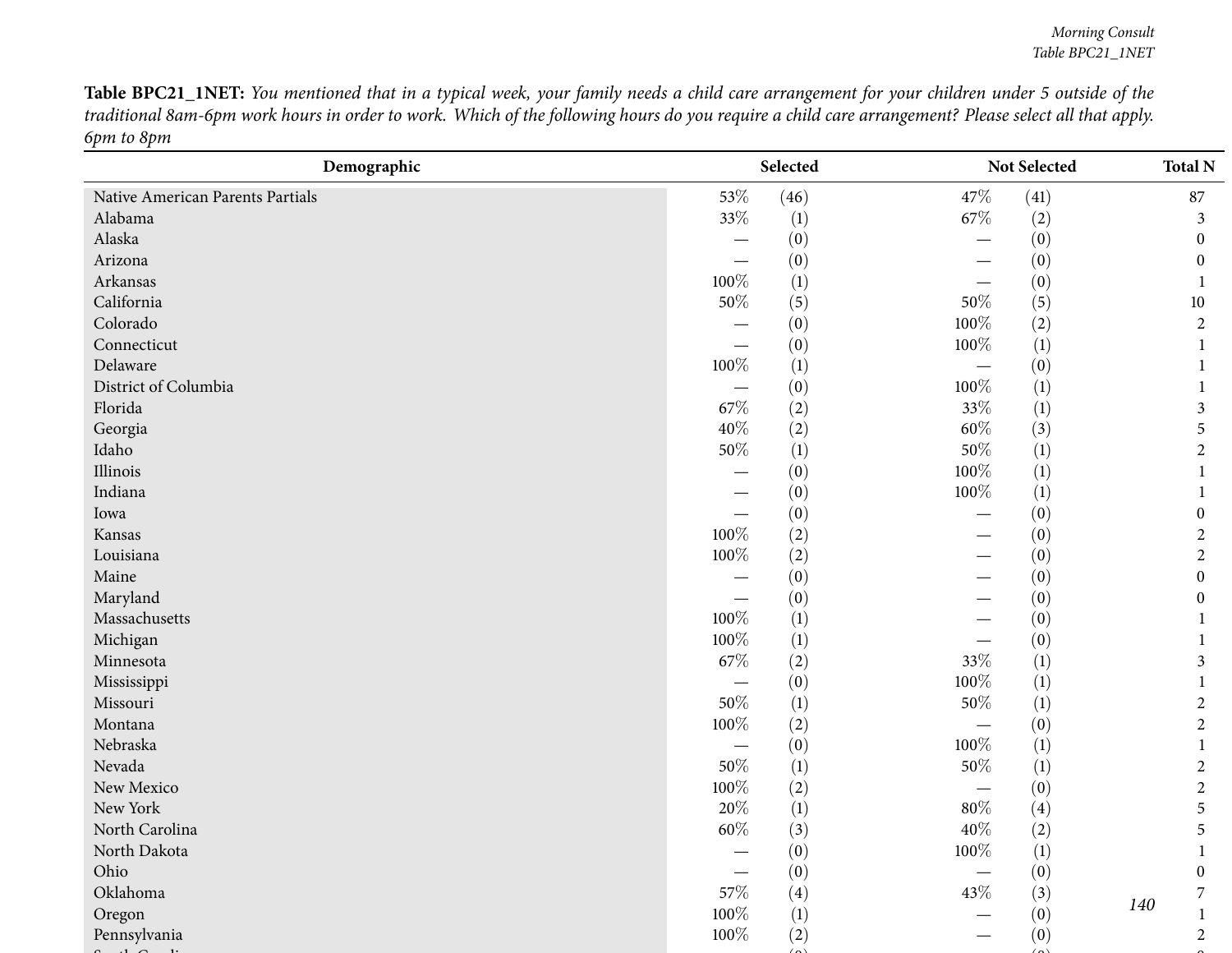**Table BPC21_1NET:** *You mentioned that in a typical week, your family needs a child care arrangement for your children under 5 outside of the traditional 8am-6pm work hours in order to work. Which of the following hours do you require a child care arrangement? Please select all that apply. 6pm to 8pm*

| Demographic | Selected | | Not Selected | | Total N |
|---|---|---|---|---|---|
| Native American Parents Partials | 53% | (46) | 47% | (41) | 87 |
| Alabama | 33% | (1) | 67% | (2) | 3 |
| Alaska | — | (0) | — | (0) | 0 |
| Arizona | — | (0) | — | (0) | 0 |
| Arkansas | 100% | (1) | — | (0) | 1 |
| California | 50% | (5) | 50% | (5) | 10 |
| Colorado | — | (0) | 100% | (2) | 2 |
| Connecticut | — | (0) | 100% | (1) | 1 |
| Delaware | 100% | (1) | — | (0) | 1 |
| District of Columbia | — | (0) | 100% | (1) | 1 |
| Florida | 67% | (2) | 33% | (1) | 3 |
| Georgia | 40% | (2) | 60% | (3) | 5 |
| Idaho | 50% | (1) | 50% | (1) | 2 |
| Illinois | — | (0) | 100% | (1) | 1 |
| Indiana | — | (0) | 100% | (1) | 1 |
| Iowa | — | (0) | — | (0) | 0 |
| Kansas | 100% | (2) | — | (0) | 2 |
| Louisiana | 100% | (2) | — | (0) | 2 |
| Maine | — | (0) | — | (0) | 0 |
| Maryland | — | (0) | — | (0) | 0 |
| Massachusetts | 100% | (1) | — | (0) | 1 |
| Michigan | 100% | (1) | — | (0) | 1 |
| Minnesota | 67% | (2) | 33% | (1) | 3 |
| Mississippi | — | (0) | 100% | (1) | 1 |
| Missouri | 50% | (1) | 50% | (1) | 2 |
| Montana | 100% | (2) | — | (0) | 2 |
| Nebraska | — | (0) | 100% | (1) | 1 |
| Nevada | 50% | (1) | 50% | (1) | 2 |
| New Mexico | 100% | (2) | — | (0) | 2 |
| New York | 20% | (1) | 80% | (4) | 5 |
| North Carolina | 60% | (3) | 40% | (2) | 5 |
| North Dakota | — | (0) | 100% | (1) | 1 |
| Ohio | — | (0) | — | (0) | 0 |
| Oklahoma | 57% | (4) | 43% | (3) | 7 |
| Oregon | 100% | (1) | — | (0) | 1 |
| Pennsylvania | 100% | (2) | — | (0) | 2 |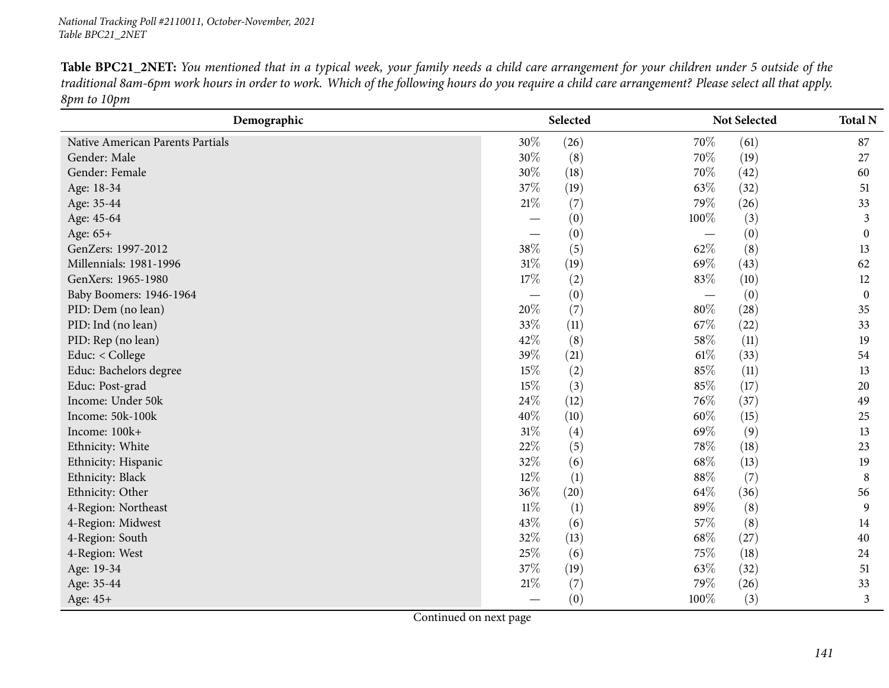**Table BPC21_2NET:** *You mentioned that in a typical week, your family needs a child care arrangement for your children under 5 outside of the traditional 8am-6pm work hours in order to work. Which of the following hours do you require a child care arrangement? Please select all that apply. 8pm to 10pm*

| Demographic | Selected | | Not Selected | | Total N |
|---|---|---|---|---|---|
| Native American Parents Partials | 30% | (26) | 70% | (61) | 87 |
| Gender: Male | 30% | (8) | 70% | (19) | 27 |
| Gender: Female | 30% | (18) | 70% | (42) | 60 |
| Age: 18-34 | 37% | (19) | 63% | (32) | 51 |
| Age: 35-44 | 21% | (7) | 79% | (26) | 33 |
| Age: 45-64 | — | (0) | 100% | (3) | 3 |
| Age: 65+ | — | (0) | — | (0) | 0 |
| GenZers: 1997-2012 | 38% | (5) | 62% | (8) | 13 |
| Millennials: 1981-1996 | 31% | (19) | 69% | (43) | 62 |
| GenXers: 1965-1980 | 17% | (2) | 83% | (10) | 12 |
| Baby Boomers: 1946-1964 | — | (0) | — | (0) | 0 |
| PID: Dem (no lean) | 20% | (7) | 80% | (28) | 35 |
| PID: Ind (no lean) | 33% | (11) | 67% | (22) | 33 |
| PID: Rep (no lean) | 42% | (8) | 58% | (11) | 19 |
| Educ: < College | 39% | (21) | 61% | (33) | 54 |
| Educ: Bachelors degree | 15% | (2) | 85% | (11) | 13 |
| Educ: Post-grad | 15% | (3) | 85% | (17) | 20 |
| Income: Under 50k | 24% | (12) | 76% | (37) | 49 |
| Income: 50k-100k | 40% | (10) | 60% | (15) | 25 |
| Income: 100k+ | 31% | (4) | 69% | (9) | 13 |
| Ethnicity: White | 22% | (5) | 78% | (18) | 23 |
| Ethnicity: Hispanic | 32% | (6) | 68% | (13) | 19 |
| Ethnicity: Black | 12% | (1) | 88% | (7) | 8 |
| Ethnicity: Other | 36% | (20) | 64% | (36) | 56 |
| 4-Region: Northeast | 11% | (1) | 89% | (8) | 9 |
| 4-Region: Midwest | 43% | (6) | 57% | (8) | 14 |
| 4-Region: South | 32% | (13) | 68% | (27) | 40 |
| 4-Region: West | 25% | (6) | 75% | (18) | 24 |
| Age: 19-34 | 37% | (19) | 63% | (32) | 51 |
| Age: 35-44 | 21% | (7) | 79% | (26) | 33 |
| Age: 45+ | — | (0) | 100% | (3) | 3 |

Continued on next page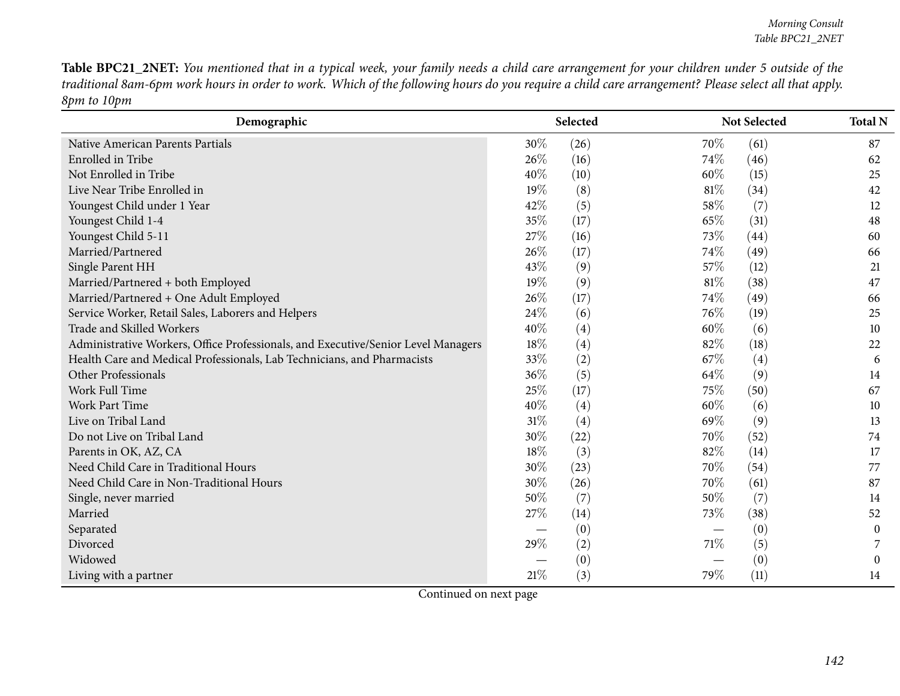**Table BPC21_2NET:** *You mentioned that in a typical week, your family needs a child care arrangement for your children under 5 outside of the traditional 8am-6pm work hours in order to work. Which of the following hours do you require a child care arrangement? Please select all that apply. 8pm to 10pm*

| Demographic | Selected | | Not Selected | | Total N |
|---|---|---|---|---|---|
| Native American Parents Partials | 30% | (26) | 70% | (61) | 87 |
| Enrolled in Tribe | 26% | (16) | 74% | (46) | 62 |
| Not Enrolled in Tribe | 40% | (10) | 60% | (15) | 25 |
| Live Near Tribe Enrolled in | 19% | (8) | 81% | (34) | 42 |
| Youngest Child under 1 Year | 42% | (5) | 58% | (7) | 12 |
| Youngest Child 1-4 | 35% | (17) | 65% | (31) | 48 |
| Youngest Child 5-11 | 27% | (16) | 73% | (44) | 60 |
| Married/Partnered | 26% | (17) | 74% | (49) | 66 |
| Single Parent HH | 43% | (9) | 57% | (12) | 21 |
| Married/Partnered + both Employed | 19% | (9) | 81% | (38) | 47 |
| Married/Partnered + One Adult Employed | 26% | (17) | 74% | (49) | 66 |
| Service Worker, Retail Sales, Laborers and Helpers | 24% | (6) | 76% | (19) | 25 |
| Trade and Skilled Workers | 40% | (4) | 60% | (6) | 10 |
| Administrative Workers, Office Professionals, and Executive/Senior Level Managers | 18% | (4) | 82% | (18) | 22 |
| Health Care and Medical Professionals, Lab Technicians, and Pharmacists | 33% | (2) | 67% | (4) | 6 |
| Other Professionals | 36% | (5) | 64% | (9) | 14 |
| Work Full Time | 25% | (17) | 75% | (50) | 67 |
| Work Part Time | 40% | (4) | 60% | (6) | 10 |
| Live on Tribal Land | 31% | (4) | 69% | (9) | 13 |
| Do not Live on Tribal Land | 30% | (22) | 70% | (52) | 74 |
| Parents in OK, AZ, CA | 18% | (3) | 82% | (14) | 17 |
| Need Child Care in Traditional Hours | 30% | (23) | 70% | (54) | 77 |
| Need Child Care in Non-Traditional Hours | 30% | (26) | 70% | (61) | 87 |
| Single, never married | 50% | (7) | 50% | (7) | 14 |
| Married | 27% | (14) | 73% | (38) | 52 |
| Separated | — | (0) | — | (0) | 0 |
| Divorced | 29% | (2) | 71% | (5) | 7 |
| Widowed | — | (0) | — | (0) | 0 |
| Living with a partner | 21% | (3) | 79% | (11) | 14 |

Continued on next page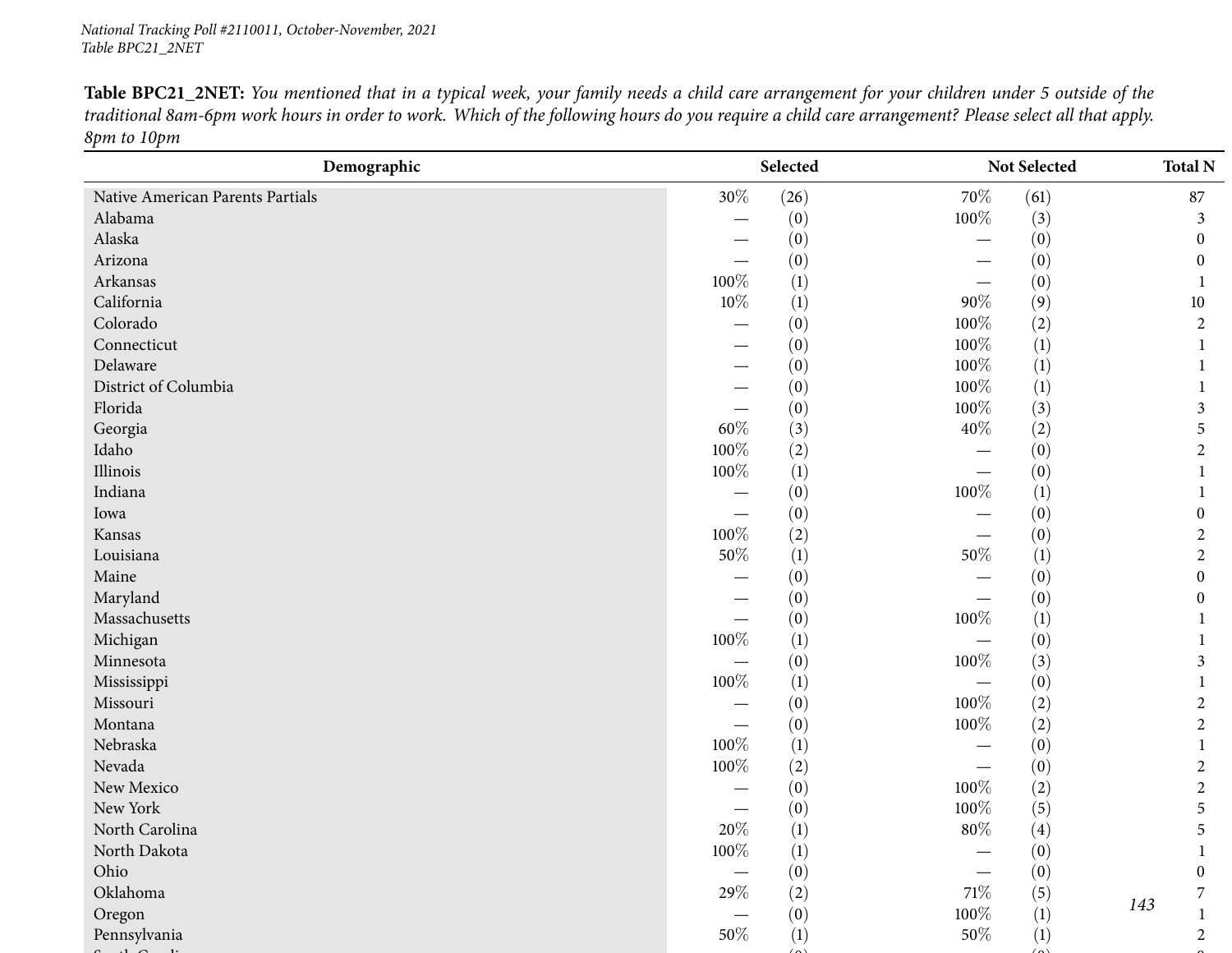**Table BPC21_2NET:** *You mentioned that in a typical week, your family needs a child care arrangement for your children under 5 outside of the traditional 8am-6pm work hours in order to work. Which of the following hours do you require a child care arrangement? Please select all that apply.*
*8pm to 10pm*

| Demographic | Selected | | Not Selected | | Total N |
|---|---|---|---|---|---|
| Native American Parents Partials | 30% | (26) | 70% | (61) | 87 |
| Alabama | — | (0) | 100% | (3) | 3 |
| Alaska | — | (0) | — | (0) | 0 |
| Arizona | — | (0) | — | (0) | 0 |
| Arkansas | 100% | (1) | — | (0) | 1 |
| California | 10% | (1) | 90% | (9) | 10 |
| Colorado | — | (0) | 100% | (2) | 2 |
| Connecticut | — | (0) | 100% | (1) | 1 |
| Delaware | — | (0) | 100% | (1) | 1 |
| District of Columbia | — | (0) | 100% | (1) | 1 |
| Florida | — | (0) | 100% | (3) | 3 |
| Georgia | 60% | (3) | 40% | (2) | 5 |
| Idaho | 100% | (2) | — | (0) | 2 |
| Illinois | 100% | (1) | — | (0) | 1 |
| Indiana | — | (0) | 100% | (1) | 1 |
| Iowa | — | (0) | — | (0) | 0 |
| Kansas | 100% | (2) | — | (0) | 2 |
| Louisiana | 50% | (1) | 50% | (1) | 2 |
| Maine | — | (0) | — | (0) | 0 |
| Maryland | — | (0) | — | (0) | 0 |
| Massachusetts | — | (0) | 100% | (1) | 1 |
| Michigan | 100% | (1) | — | (0) | 1 |
| Minnesota | — | (0) | 100% | (3) | 3 |
| Mississippi | 100% | (1) | — | (0) | 1 |
| Missouri | — | (0) | 100% | (2) | 2 |
| Montana | — | (0) | 100% | (2) | 2 |
| Nebraska | 100% | (1) | — | (0) | 1 |
| Nevada | 100% | (2) | — | (0) | 2 |
| New Mexico | — | (0) | 100% | (2) | 2 |
| New York | — | (0) | 100% | (5) | 5 |
| North Carolina | 20% | (1) | 80% | (4) | 5 |
| North Dakota | 100% | (1) | — | (0) | 1 |
| Ohio | — | (0) | — | (0) | 0 |
| Oklahoma | 29% | (2) | 71% | (5) | 7 |
| Oregon | — | (0) | 100% | (1) | 1 |
| Pennsylvania | 50% | (1) | 50% | (1) | 2 |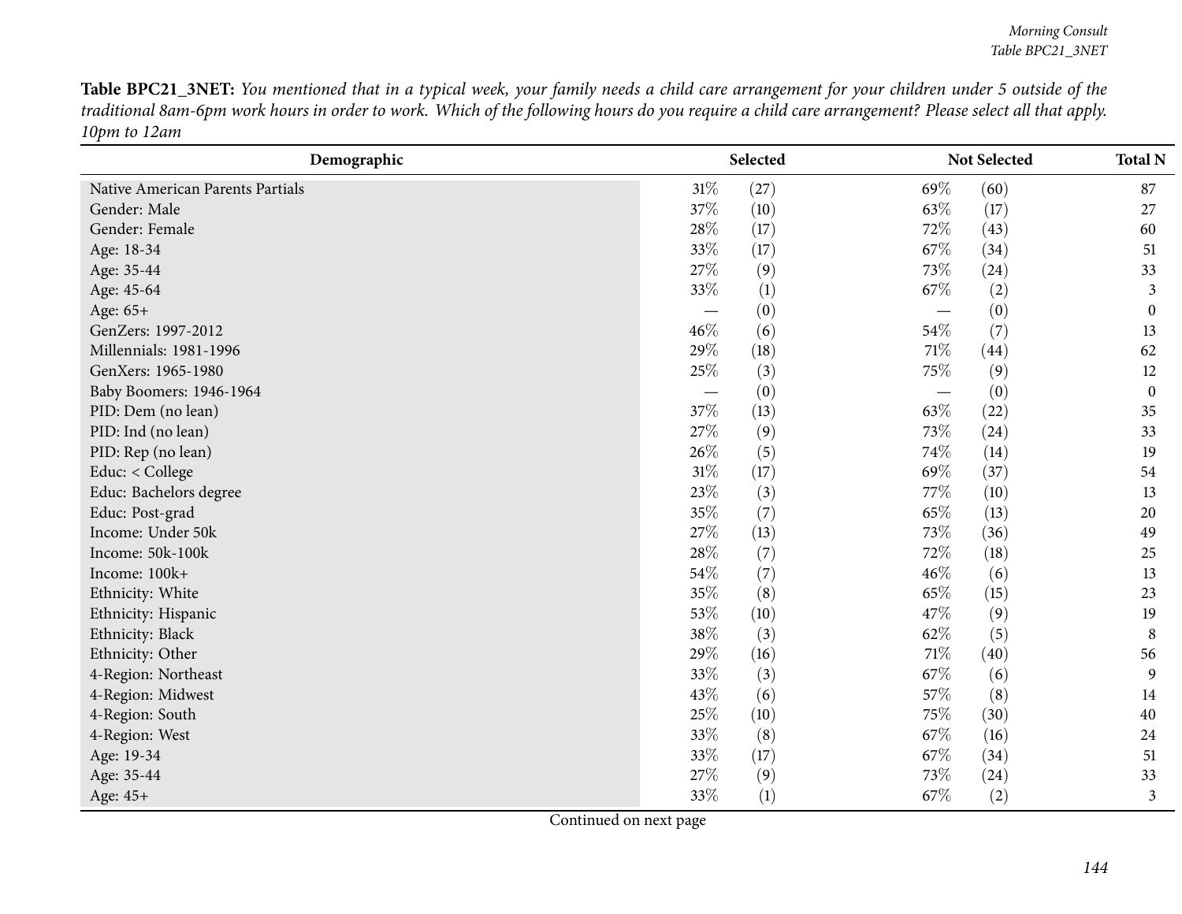**Table BPC21_3NET:** *You mentioned that in a typical week, your family needs a child care arrangement for your children under 5 outside of the traditional 8am-6pm work hours in order to work. Which of the following hours do you require a child care arrangement? Please select all that apply. 10pm to 12am*

| Demographic | Selected | | Not Selected | | Total N |
|---|---|---|---|---|---|
| Native American Parents Partials | 31% | (27) | 69% | (60) | 87 |
| Gender: Male | 37% | (10) | 63% | (17) | 27 |
| Gender: Female | 28% | (17) | 72% | (43) | 60 |
| Age: 18-34 | 33% | (17) | 67% | (34) | 51 |
| Age: 35-44 | 27% | (9) | 73% | (24) | 33 |
| Age: 45-64 | 33% | (1) | 67% | (2) | 3 |
| Age: 65+ | — | (0) | — | (0) | 0 |
| GenZers: 1997-2012 | 46% | (6) | 54% | (7) | 13 |
| Millennials: 1981-1996 | 29% | (18) | 71% | (44) | 62 |
| GenXers: 1965-1980 | 25% | (3) | 75% | (9) | 12 |
| Baby Boomers: 1946-1964 | — | (0) | — | (0) | 0 |
| PID: Dem (no lean) | 37% | (13) | 63% | (22) | 35 |
| PID: Ind (no lean) | 27% | (9) | 73% | (24) | 33 |
| PID: Rep (no lean) | 26% | (5) | 74% | (14) | 19 |
| Educ: < College | 31% | (17) | 69% | (37) | 54 |
| Educ: Bachelors degree | 23% | (3) | 77% | (10) | 13 |
| Educ: Post-grad | 35% | (7) | 65% | (13) | 20 |
| Income: Under 50k | 27% | (13) | 73% | (36) | 49 |
| Income: 50k-100k | 28% | (7) | 72% | (18) | 25 |
| Income: 100k+ | 54% | (7) | 46% | (6) | 13 |
| Ethnicity: White | 35% | (8) | 65% | (15) | 23 |
| Ethnicity: Hispanic | 53% | (10) | 47% | (9) | 19 |
| Ethnicity: Black | 38% | (3) | 62% | (5) | 8 |
| Ethnicity: Other | 29% | (16) | 71% | (40) | 56 |
| 4-Region: Northeast | 33% | (3) | 67% | (6) | 9 |
| 4-Region: Midwest | 43% | (6) | 57% | (8) | 14 |
| 4-Region: South | 25% | (10) | 75% | (30) | 40 |
| 4-Region: West | 33% | (8) | 67% | (16) | 24 |
| Age: 19-34 | 33% | (17) | 67% | (34) | 51 |
| Age: 35-44 | 27% | (9) | 73% | (24) | 33 |
| Age: 45+ | 33% | (1) | 67% | (2) | 3 |

Continued on next page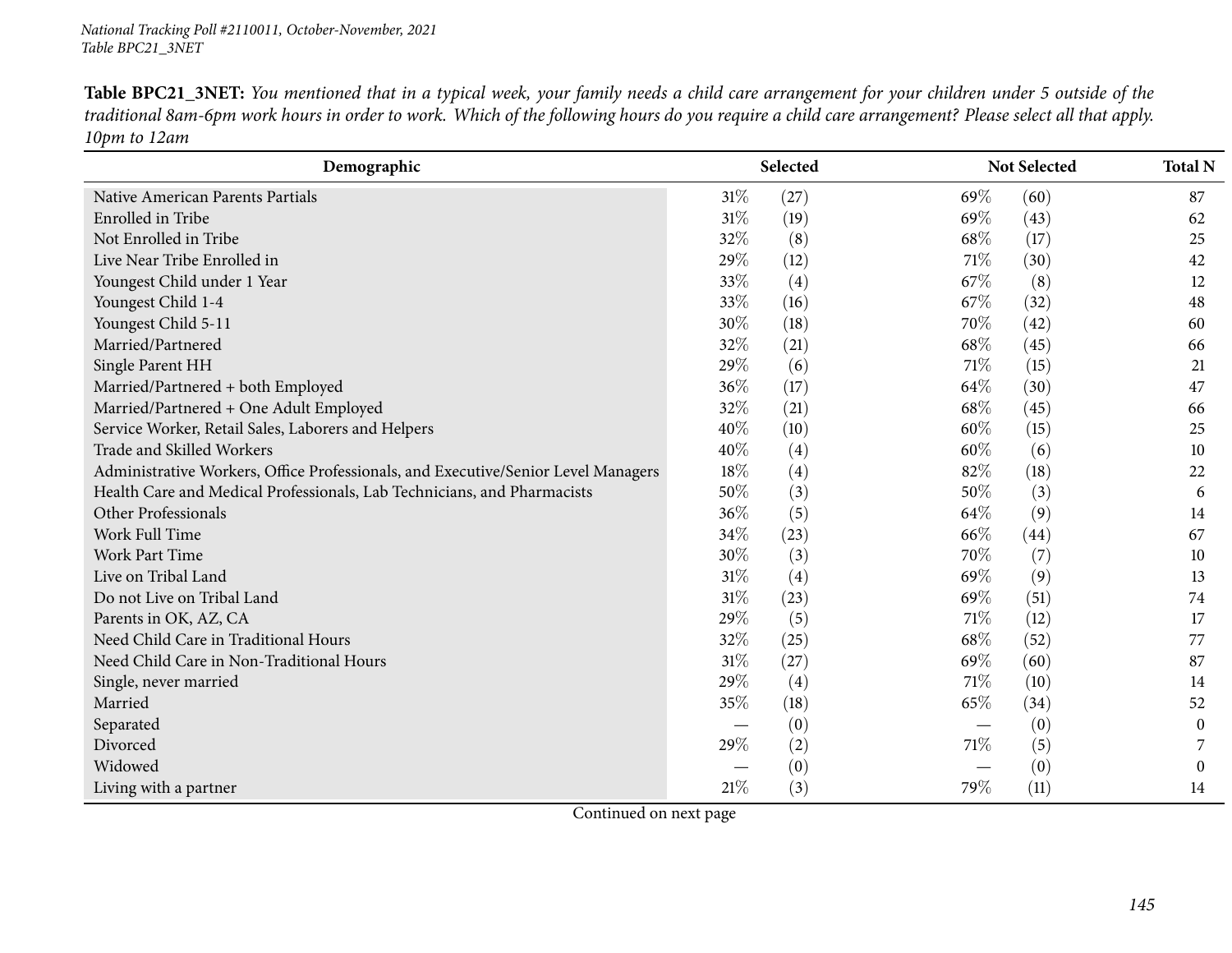**Table BPC21_3NET:** *You mentioned that in a typical week, your family needs a child care arrangement for your children under 5 outside of the traditional 8am-6pm work hours in order to work. Which of the following hours do you require a child care arrangement? Please select all that apply. 10pm to 12am*

| Demographic | Selected | | Not Selected | | Total N |
|---|---|---|---|---|---|
| Native American Parents Partials | 31% | (27) | 69% | (60) | 87 |
| Enrolled in Tribe | 31% | (19) | 69% | (43) | 62 |
| Not Enrolled in Tribe | 32% | (8) | 68% | (17) | 25 |
| Live Near Tribe Enrolled in | 29% | (12) | 71% | (30) | 42 |
| Youngest Child under 1 Year | 33% | (4) | 67% | (8) | 12 |
| Youngest Child 1-4 | 33% | (16) | 67% | (32) | 48 |
| Youngest Child 5-11 | 30% | (18) | 70% | (42) | 60 |
| Married/Partnered | 32% | (21) | 68% | (45) | 66 |
| Single Parent HH | 29% | (6) | 71% | (15) | 21 |
| Married/Partnered + both Employed | 36% | (17) | 64% | (30) | 47 |
| Married/Partnered + One Adult Employed | 32% | (21) | 68% | (45) | 66 |
| Service Worker, Retail Sales, Laborers and Helpers | 40% | (10) | 60% | (15) | 25 |
| Trade and Skilled Workers | 40% | (4) | 60% | (6) | 10 |
| Administrative Workers, Office Professionals, and Executive/Senior Level Managers | 18% | (4) | 82% | (18) | 22 |
| Health Care and Medical Professionals, Lab Technicians, and Pharmacists | 50% | (3) | 50% | (3) | 6 |
| Other Professionals | 36% | (5) | 64% | (9) | 14 |
| Work Full Time | 34% | (23) | 66% | (44) | 67 |
| Work Part Time | 30% | (3) | 70% | (7) | 10 |
| Live on Tribal Land | 31% | (4) | 69% | (9) | 13 |
| Do not Live on Tribal Land | 31% | (23) | 69% | (51) | 74 |
| Parents in OK, AZ, CA | 29% | (5) | 71% | (12) | 17 |
| Need Child Care in Traditional Hours | 32% | (25) | 68% | (52) | 77 |
| Need Child Care in Non-Traditional Hours | 31% | (27) | 69% | (60) | 87 |
| Single, never married | 29% | (4) | 71% | (10) | 14 |
| Married | 35% | (18) | 65% | (34) | 52 |
| Separated | — | (0) | — | (0) | 0 |
| Divorced | 29% | (2) | 71% | (5) | 7 |
| Widowed | — | (0) | — | (0) | 0 |
| Living with a partner | 21% | (3) | 79% | (11) | 14 |

Continued on next page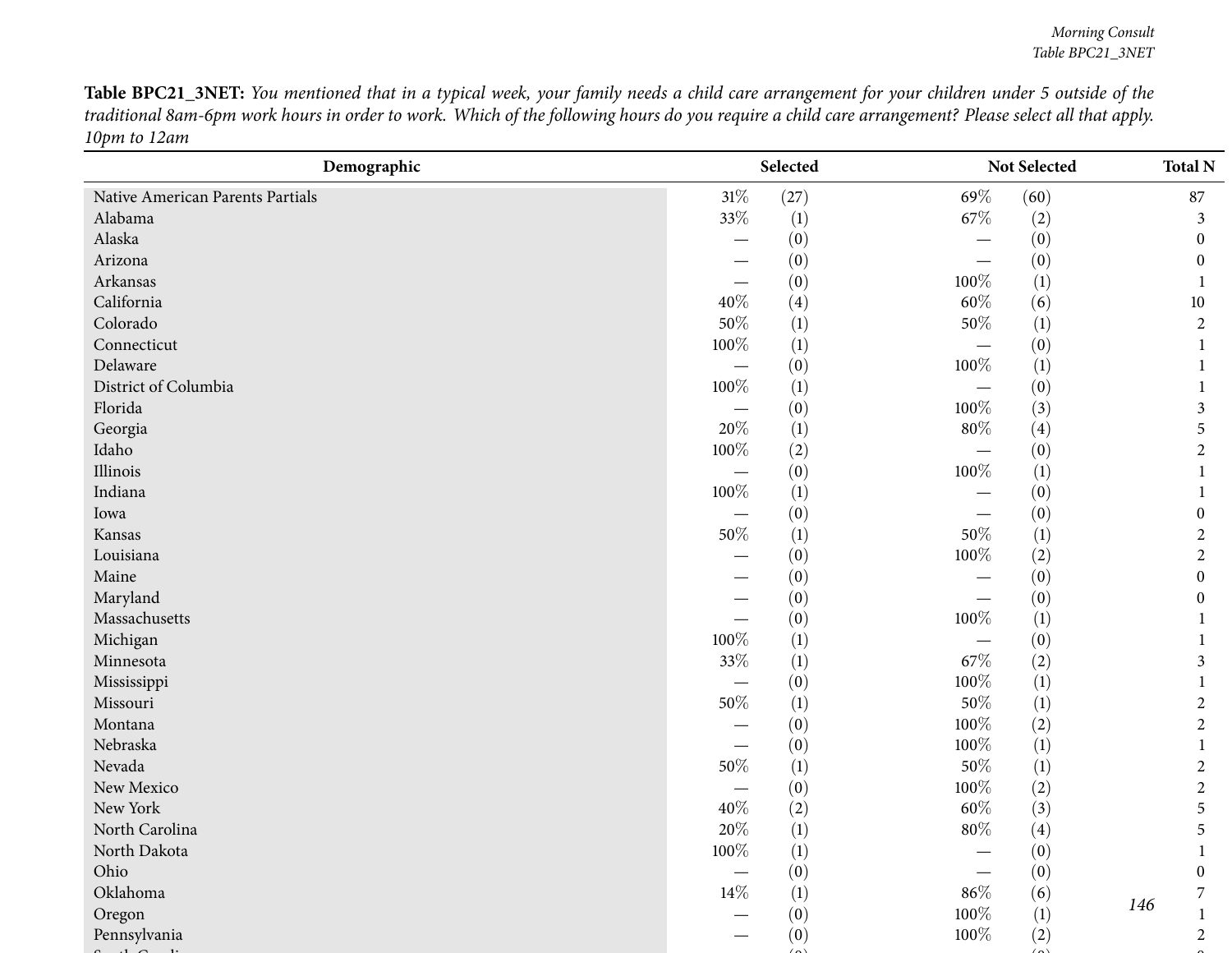**Table BPC21_3NET:** *You mentioned that in a typical week, your family needs a child care arrangement for your children under 5 outside of the traditional 8am-6pm work hours in order to work. Which of the following hours do you require a child care arrangement? Please select all that apply. 10pm to 12am*

| Demographic | Selected | | Not Selected | | Total N |
|---|---|---|---|---|---|
| Native American Parents Partials | 31% | (27) | 69% | (60) | 87 |
| Alabama | 33% | (1) | 67% | (2) | 3 |
| Alaska | — | (0) | — | (0) | 0 |
| Arizona | — | (0) | — | (0) | 0 |
| Arkansas | — | (0) | 100% | (1) | 1 |
| California | 40% | (4) | 60% | (6) | 10 |
| Colorado | 50% | (1) | 50% | (1) | 2 |
| Connecticut | 100% | (1) | — | (0) | 1 |
| Delaware | — | (0) | 100% | (1) | 1 |
| District of Columbia | 100% | (1) | — | (0) | 1 |
| Florida | — | (0) | 100% | (3) | 3 |
| Georgia | 20% | (1) | 80% | (4) | 5 |
| Idaho | 100% | (2) | — | (0) | 2 |
| Illinois | — | (0) | 100% | (1) | 1 |
| Indiana | 100% | (1) | — | (0) | 1 |
| Iowa | — | (0) | — | (0) | 0 |
| Kansas | 50% | (1) | 50% | (1) | 2 |
| Louisiana | — | (0) | 100% | (2) | 2 |
| Maine | — | (0) | — | (0) | 0 |
| Maryland | — | (0) | — | (0) | 0 |
| Massachusetts | — | (0) | 100% | (1) | 1 |
| Michigan | 100% | (1) | — | (0) | 1 |
| Minnesota | 33% | (1) | 67% | (2) | 3 |
| Mississippi | — | (0) | 100% | (1) | 1 |
| Missouri | 50% | (1) | 50% | (1) | 2 |
| Montana | — | (0) | 100% | (2) | 2 |
| Nebraska | — | (0) | 100% | (1) | 1 |
| Nevada | 50% | (1) | 50% | (1) | 2 |
| New Mexico | — | (0) | 100% | (2) | 2 |
| New York | 40% | (2) | 60% | (3) | 5 |
| North Carolina | 20% | (1) | 80% | (4) | 5 |
| North Dakota | 100% | (1) | — | (0) | 1 |
| Ohio | — | (0) | — | (0) | 0 |
| Oklahoma | 14% | (1) | 86% | (6) | 7 |
| Oregon | — | (0) | 100% | (1) | 1 |
| Pennsylvania | — | (0) | 100% | (2) | 2 |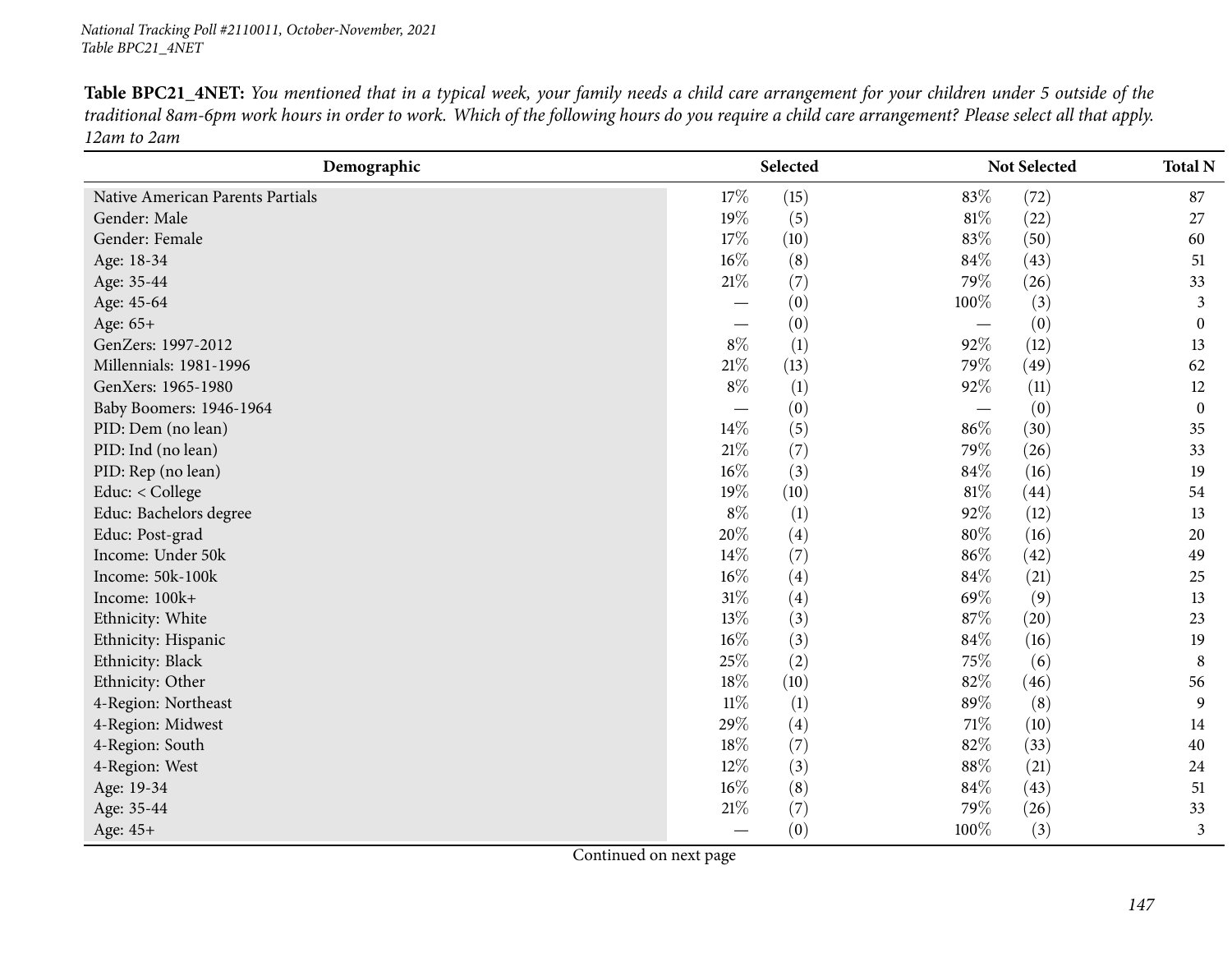**Table BPC21_4NET:** *You mentioned that in a typical week, your family needs a child care arrangement for your children under 5 outside of the traditional 8am-6pm work hours in order to work. Which of the following hours do you require a child care arrangement? Please select all that apply. 12am to 2am*

| Demographic | Selected | | Not Selected | | Total N |
|---|---|---|---|---|---|
| Native American Parents Partials | 17% | (15) | 83% | (72) | 87 |
| Gender: Male | 19% | (5) | 81% | (22) | 27 |
| Gender: Female | 17% | (10) | 83% | (50) | 60 |
| Age: 18-34 | 16% | (8) | 84% | (43) | 51 |
| Age: 35-44 | 21% | (7) | 79% | (26) | 33 |
| Age: 45-64 | — | (0) | 100% | (3) | 3 |
| Age: 65+ | — | (0) | — | (0) | 0 |
| GenZers: 1997-2012 | 8% | (1) | 92% | (12) | 13 |
| Millennials: 1981-1996 | 21% | (13) | 79% | (49) | 62 |
| GenXers: 1965-1980 | 8% | (1) | 92% | (11) | 12 |
| Baby Boomers: 1946-1964 | — | (0) | — | (0) | 0 |
| PID: Dem (no lean) | 14% | (5) | 86% | (30) | 35 |
| PID: Ind (no lean) | 21% | (7) | 79% | (26) | 33 |
| PID: Rep (no lean) | 16% | (3) | 84% | (16) | 19 |
| Educ: < College | 19% | (10) | 81% | (44) | 54 |
| Educ: Bachelors degree | 8% | (1) | 92% | (12) | 13 |
| Educ: Post-grad | 20% | (4) | 80% | (16) | 20 |
| Income: Under 50k | 14% | (7) | 86% | (42) | 49 |
| Income: 50k-100k | 16% | (4) | 84% | (21) | 25 |
| Income: 100k+ | 31% | (4) | 69% | (9) | 13 |
| Ethnicity: White | 13% | (3) | 87% | (20) | 23 |
| Ethnicity: Hispanic | 16% | (3) | 84% | (16) | 19 |
| Ethnicity: Black | 25% | (2) | 75% | (6) | 8 |
| Ethnicity: Other | 18% | (10) | 82% | (46) | 56 |
| 4-Region: Northeast | 11% | (1) | 89% | (8) | 9 |
| 4-Region: Midwest | 29% | (4) | 71% | (10) | 14 |
| 4-Region: South | 18% | (7) | 82% | (33) | 40 |
| 4-Region: West | 12% | (3) | 88% | (21) | 24 |
| Age: 19-34 | 16% | (8) | 84% | (43) | 51 |
| Age: 35-44 | 21% | (7) | 79% | (26) | 33 |
| Age: 45+ | — | (0) | 100% | (3) | 3 |

Continued on next page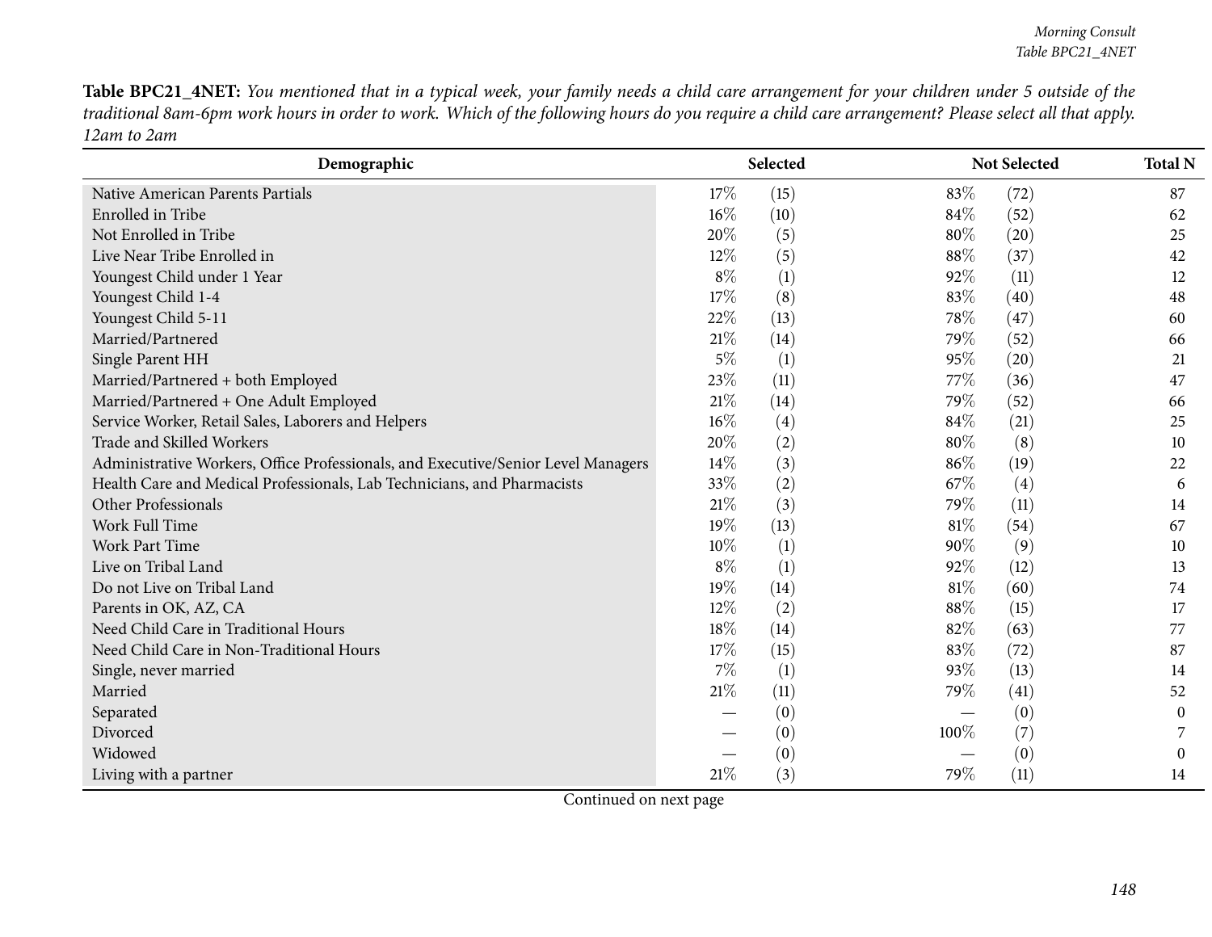**Table BPC21_4NET:** *You mentioned that in a typical week, your family needs a child care arrangement for your children under 5 outside of the traditional 8am-6pm work hours in order to work. Which of the following hours do you require a child care arrangement? Please select all that apply. 12am to 2am*

| Demographic | Selected | | Not Selected | | Total N |
|---|---|---|---|---|---|
| Native American Parents Partials | 17% | (15) | 83% | (72) | 87 |
| Enrolled in Tribe | 16% | (10) | 84% | (52) | 62 |
| Not Enrolled in Tribe | 20% | (5) | 80% | (20) | 25 |
| Live Near Tribe Enrolled in | 12% | (5) | 88% | (37) | 42 |
| Youngest Child under 1 Year | 8% | (1) | 92% | (11) | 12 |
| Youngest Child 1-4 | 17% | (8) | 83% | (40) | 48 |
| Youngest Child 5-11 | 22% | (13) | 78% | (47) | 60 |
| Married/Partnered | 21% | (14) | 79% | (52) | 66 |
| Single Parent HH | 5% | (1) | 95% | (20) | 21 |
| Married/Partnered + both Employed | 23% | (11) | 77% | (36) | 47 |
| Married/Partnered + One Adult Employed | 21% | (14) | 79% | (52) | 66 |
| Service Worker, Retail Sales, Laborers and Helpers | 16% | (4) | 84% | (21) | 25 |
| Trade and Skilled Workers | 20% | (2) | 80% | (8) | 10 |
| Administrative Workers, Office Professionals, and Executive/Senior Level Managers | 14% | (3) | 86% | (19) | 22 |
| Health Care and Medical Professionals, Lab Technicians, and Pharmacists | 33% | (2) | 67% | (4) | 6 |
| Other Professionals | 21% | (3) | 79% | (11) | 14 |
| Work Full Time | 19% | (13) | 81% | (54) | 67 |
| Work Part Time | 10% | (1) | 90% | (9) | 10 |
| Live on Tribal Land | 8% | (1) | 92% | (12) | 13 |
| Do not Live on Tribal Land | 19% | (14) | 81% | (60) | 74 |
| Parents in OK, AZ, CA | 12% | (2) | 88% | (15) | 17 |
| Need Child Care in Traditional Hours | 18% | (14) | 82% | (63) | 77 |
| Need Child Care in Non-Traditional Hours | 17% | (15) | 83% | (72) | 87 |
| Single, never married | 7% | (1) | 93% | (13) | 14 |
| Married | 21% | (11) | 79% | (41) | 52 |
| Separated | — | (0) | — | (0) | 0 |
| Divorced | — | (0) | 100% | (7) | 7 |
| Widowed | — | (0) | — | (0) | 0 |
| Living with a partner | 21% | (3) | 79% | (11) | 14 |

Continued on next page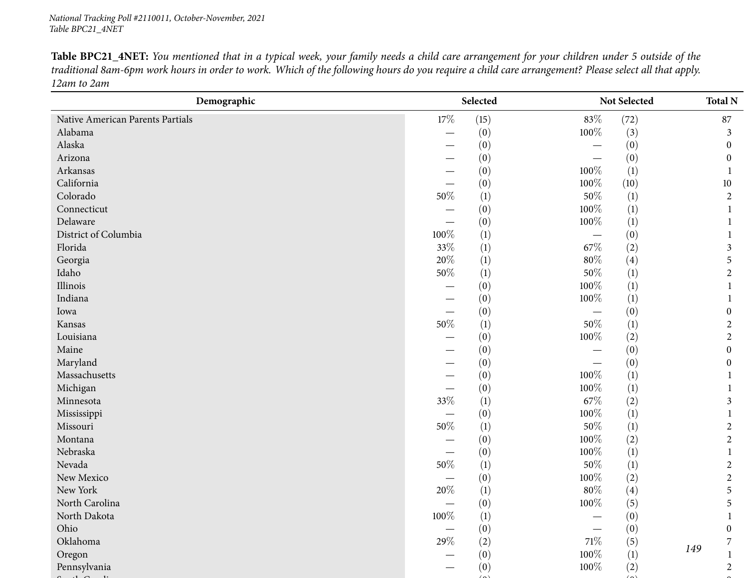**Table BPC21_4NET:** *You mentioned that in a typical week, your family needs a child care arrangement for your children under 5 outside of the traditional 8am-6pm work hours in order to work. Which of the following hours do you require a child care arrangement? Please select all that apply. 12am to 2am*

| Demographic | Selected | | Not Selected | | Total N |
|---|---|---|---|---|---|
| Native American Parents Partials | 17% | (15) | 83% | (72) | 87 |
| Alabama | — | (0) | 100% | (3) | 3 |
| Alaska | — | (0) | — | (0) | 0 |
| Arizona | — | (0) | — | (0) | 0 |
| Arkansas | — | (0) | 100% | (1) | 1 |
| California | — | (0) | 100% | (10) | 10 |
| Colorado | 50% | (1) | 50% | (1) | 2 |
| Connecticut | — | (0) | 100% | (1) | 1 |
| Delaware | — | (0) | 100% | (1) | 1 |
| District of Columbia | 100% | (1) | — | (0) | 1 |
| Florida | 33% | (1) | 67% | (2) | 3 |
| Georgia | 20% | (1) | 80% | (4) | 5 |
| Idaho | 50% | (1) | 50% | (1) | 2 |
| Illinois | — | (0) | 100% | (1) | 1 |
| Indiana | — | (0) | 100% | (1) | 1 |
| Iowa | — | (0) | — | (0) | 0 |
| Kansas | 50% | (1) | 50% | (1) | 2 |
| Louisiana | — | (0) | 100% | (2) | 2 |
| Maine | — | (0) | — | (0) | 0 |
| Maryland | — | (0) | — | (0) | 0 |
| Massachusetts | — | (0) | 100% | (1) | 1 |
| Michigan | — | (0) | 100% | (1) | 1 |
| Minnesota | 33% | (1) | 67% | (2) | 3 |
| Mississippi | — | (0) | 100% | (1) | 1 |
| Missouri | 50% | (1) | 50% | (1) | 2 |
| Montana | — | (0) | 100% | (2) | 2 |
| Nebraska | — | (0) | 100% | (1) | 1 |
| Nevada | 50% | (1) | 50% | (1) | 2 |
| New Mexico | — | (0) | 100% | (2) | 2 |
| New York | 20% | (1) | 80% | (4) | 5 |
| North Carolina | — | (0) | 100% | (5) | 5 |
| North Dakota | 100% | (1) | — | (0) | 1 |
| Ohio | — | (0) | — | (0) | 0 |
| Oklahoma | 29% | (2) | 71% | (5) | 7 |
| Oregon | — | (0) | 100% | (1) | 1 |
| Pennsylvania | — | (0) | 100% | (2) | 2 |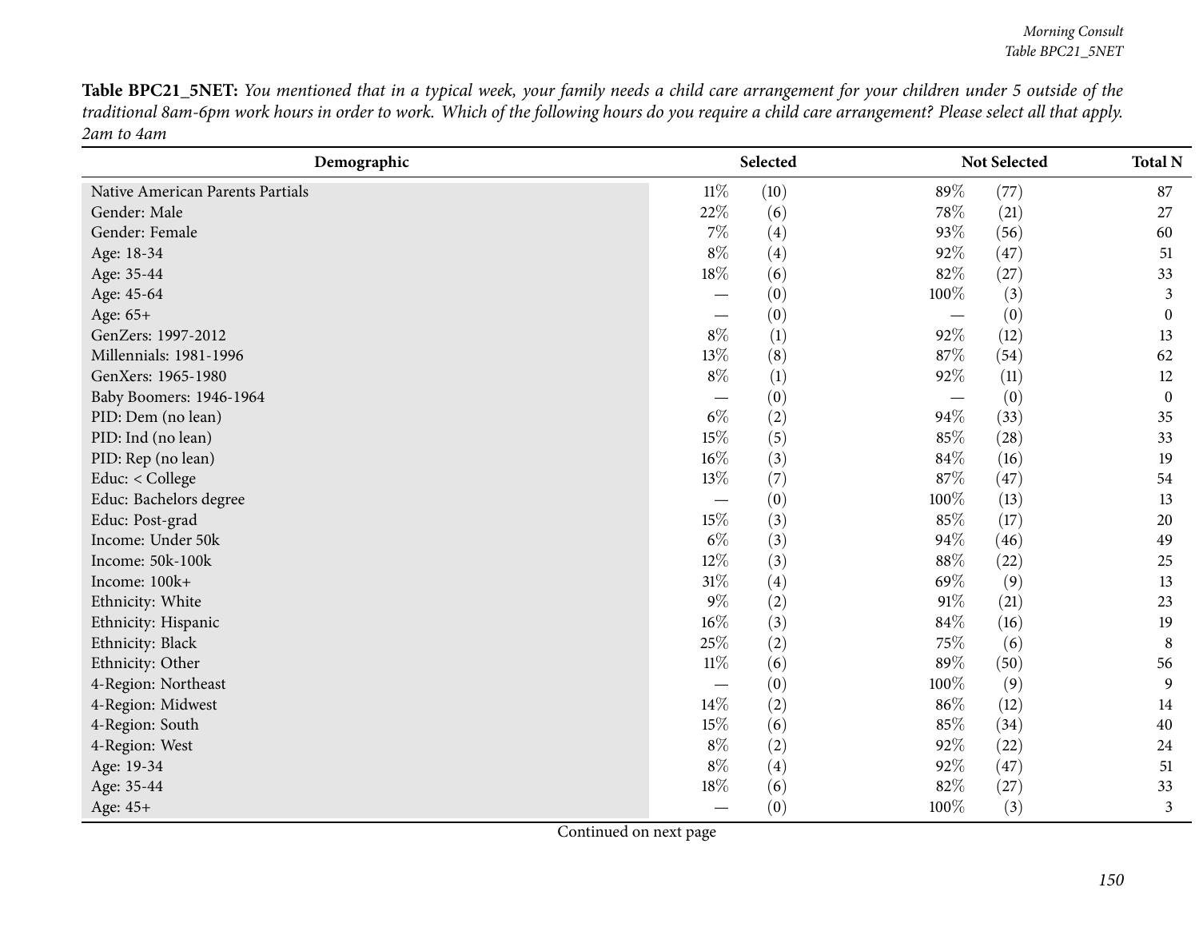**Table BPC21_5NET:** *You mentioned that in a typical week, your family needs a child care arrangement for your children under 5 outside of the traditional 8am-6pm work hours in order to work. Which of the following hours do you require a child care arrangement? Please select all that apply. 2am to 4am*

| Demographic | Selected | | Not Selected | | Total N |
|---|---|---|---|---|---|
| Native American Parents Partials | 11% | (10) | 89% | (77) | 87 |
| Gender: Male | 22% | (6) | 78% | (21) | 27 |
| Gender: Female | 7% | (4) | 93% | (56) | 60 |
| Age: 18-34 | 8% | (4) | 92% | (47) | 51 |
| Age: 35-44 | 18% | (6) | 82% | (27) | 33 |
| Age: 45-64 | — | (0) | 100% | (3) | 3 |
| Age: 65+ | — | (0) | — | (0) | 0 |
| GenZers: 1997-2012 | 8% | (1) | 92% | (12) | 13 |
| Millennials: 1981-1996 | 13% | (8) | 87% | (54) | 62 |
| GenXers: 1965-1980 | 8% | (1) | 92% | (11) | 12 |
| Baby Boomers: 1946-1964 | — | (0) | — | (0) | 0 |
| PID: Dem (no lean) | 6% | (2) | 94% | (33) | 35 |
| PID: Ind (no lean) | 15% | (5) | 85% | (28) | 33 |
| PID: Rep (no lean) | 16% | (3) | 84% | (16) | 19 |
| Educ: < College | 13% | (7) | 87% | (47) | 54 |
| Educ: Bachelors degree | — | (0) | 100% | (13) | 13 |
| Educ: Post-grad | 15% | (3) | 85% | (17) | 20 |
| Income: Under 50k | 6% | (3) | 94% | (46) | 49 |
| Income: 50k-100k | 12% | (3) | 88% | (22) | 25 |
| Income: 100k+ | 31% | (4) | 69% | (9) | 13 |
| Ethnicity: White | 9% | (2) | 91% | (21) | 23 |
| Ethnicity: Hispanic | 16% | (3) | 84% | (16) | 19 |
| Ethnicity: Black | 25% | (2) | 75% | (6) | 8 |
| Ethnicity: Other | 11% | (6) | 89% | (50) | 56 |
| 4-Region: Northeast | — | (0) | 100% | (9) | 9 |
| 4-Region: Midwest | 14% | (2) | 86% | (12) | 14 |
| 4-Region: South | 15% | (6) | 85% | (34) | 40 |
| 4-Region: West | 8% | (2) | 92% | (22) | 24 |
| Age: 19-34 | 8% | (4) | 92% | (47) | 51 |
| Age: 35-44 | 18% | (6) | 82% | (27) | 33 |
| Age: 45+ | — | (0) | 100% | (3) | 3 |

Continued on next page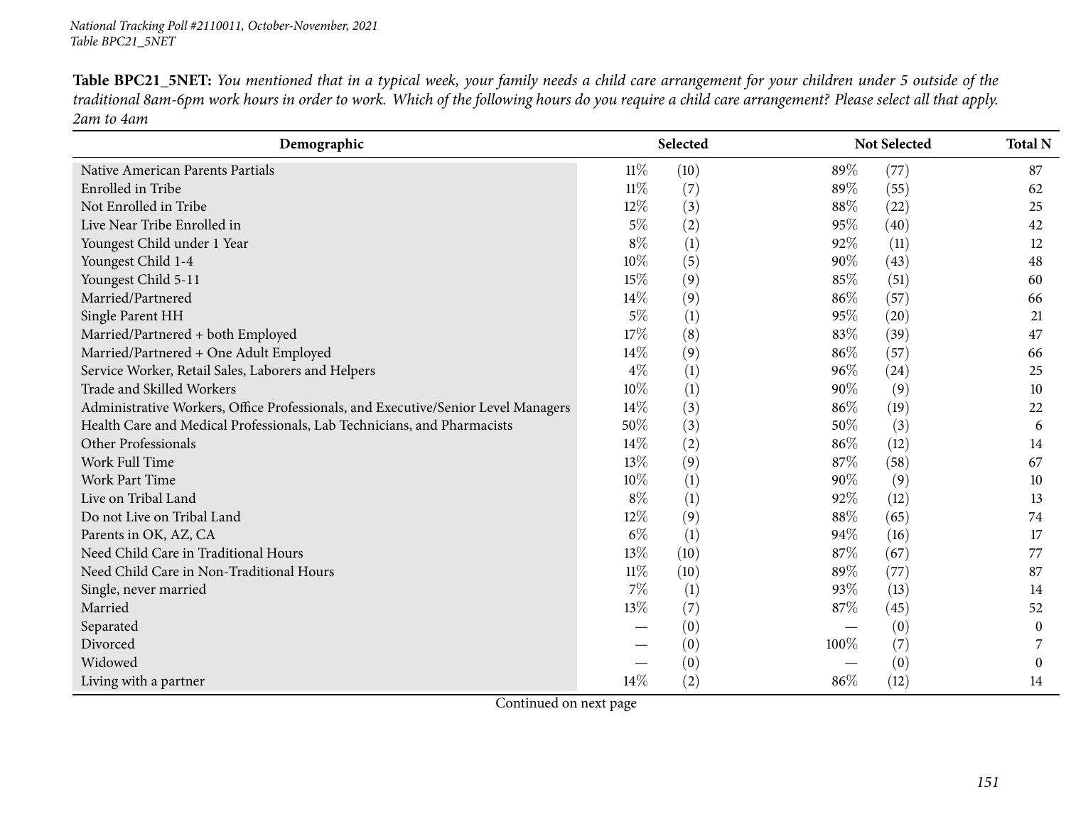**Table BPC21_5NET:** *You mentioned that in a typical week, your family needs a child care arrangement for your children under 5 outside of the traditional 8am-6pm work hours in order to work. Which of the following hours do you require a child care arrangement? Please select all that apply. 2am to 4am*

| Demographic | Selected | | Not Selected | | Total N |
|---|---|---|---|---|---|
| Native American Parents Partials | 11% | (10) | 89% | (77) | 87 |
| Enrolled in Tribe | 11% | (7) | 89% | (55) | 62 |
| Not Enrolled in Tribe | 12% | (3) | 88% | (22) | 25 |
| Live Near Tribe Enrolled in | 5% | (2) | 95% | (40) | 42 |
| Youngest Child under 1 Year | 8% | (1) | 92% | (11) | 12 |
| Youngest Child 1-4 | 10% | (5) | 90% | (43) | 48 |
| Youngest Child 5-11 | 15% | (9) | 85% | (51) | 60 |
| Married/Partnered | 14% | (9) | 86% | (57) | 66 |
| Single Parent HH | 5% | (1) | 95% | (20) | 21 |
| Married/Partnered + both Employed | 17% | (8) | 83% | (39) | 47 |
| Married/Partnered + One Adult Employed | 14% | (9) | 86% | (57) | 66 |
| Service Worker, Retail Sales, Laborers and Helpers | 4% | (1) | 96% | (24) | 25 |
| Trade and Skilled Workers | 10% | (1) | 90% | (9) | 10 |
| Administrative Workers, Office Professionals, and Executive/Senior Level Managers | 14% | (3) | 86% | (19) | 22 |
| Health Care and Medical Professionals, Lab Technicians, and Pharmacists | 50% | (3) | 50% | (3) | 6 |
| Other Professionals | 14% | (2) | 86% | (12) | 14 |
| Work Full Time | 13% | (9) | 87% | (58) | 67 |
| Work Part Time | 10% | (1) | 90% | (9) | 10 |
| Live on Tribal Land | 8% | (1) | 92% | (12) | 13 |
| Do not Live on Tribal Land | 12% | (9) | 88% | (65) | 74 |
| Parents in OK, AZ, CA | 6% | (1) | 94% | (16) | 17 |
| Need Child Care in Traditional Hours | 13% | (10) | 87% | (67) | 77 |
| Need Child Care in Non-Traditional Hours | 11% | (10) | 89% | (77) | 87 |
| Single, never married | 7% | (1) | 93% | (13) | 14 |
| Married | 13% | (7) | 87% | (45) | 52 |
| Separated | — | (0) | — | (0) | 0 |
| Divorced | — | (0) | 100% | (7) | 7 |
| Widowed | — | (0) | — | (0) | 0 |
| Living with a partner | 14% | (2) | 86% | (12) | 14 |

Continued on next page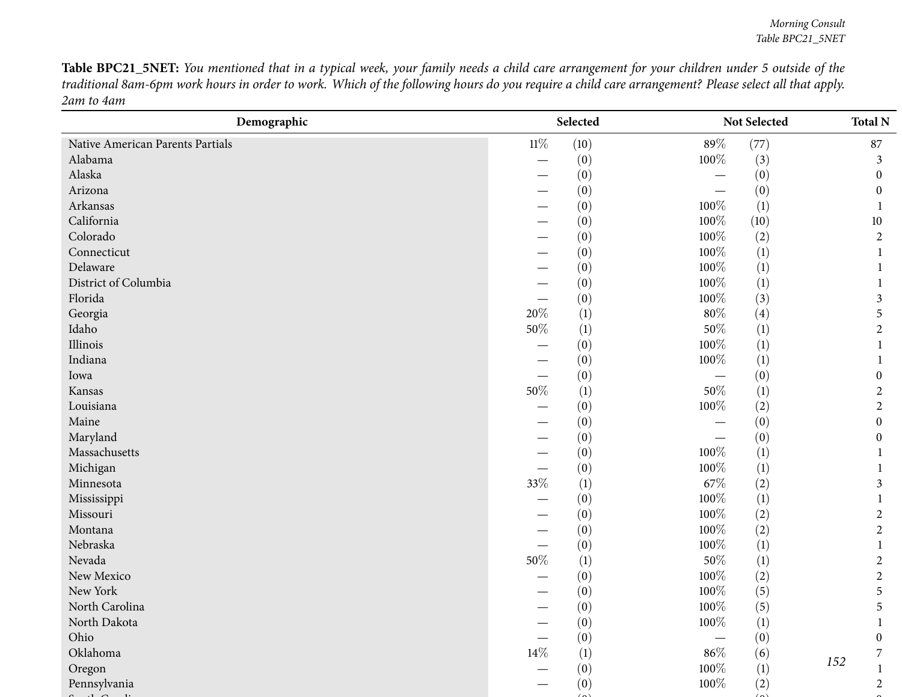**Table BPC21_5NET:** *You mentioned that in a typical week, your family needs a child care arrangement for your children under 5 outside of the traditional 8am-6pm work hours in order to work. Which of the following hours do you require a child care arrangement? Please select all that apply. 2am to 4am*

| Demographic | Selected | | Not Selected | | Total N |
|---|---|---|---|---|---|
| Native American Parents Partials | 11% | (10) | 89% | (77) | 87 |
| Alabama | — | (0) | 100% | (3) | 3 |
| Alaska | — | (0) | — | (0) | 0 |
| Arizona | — | (0) | — | (0) | 0 |
| Arkansas | — | (0) | 100% | (1) | 1 |
| California | — | (0) | 100% | (10) | 10 |
| Colorado | — | (0) | 100% | (2) | 2 |
| Connecticut | — | (0) | 100% | (1) | 1 |
| Delaware | — | (0) | 100% | (1) | 1 |
| District of Columbia | — | (0) | 100% | (1) | 1 |
| Florida | — | (0) | 100% | (3) | 3 |
| Georgia | 20% | (1) | 80% | (4) | 5 |
| Idaho | 50% | (1) | 50% | (1) | 2 |
| Illinois | — | (0) | 100% | (1) | 1 |
| Indiana | — | (0) | 100% | (1) | 1 |
| Iowa | — | (0) | — | (0) | 0 |
| Kansas | 50% | (1) | 50% | (1) | 2 |
| Louisiana | — | (0) | 100% | (2) | 2 |
| Maine | — | (0) | — | (0) | 0 |
| Maryland | — | (0) | — | (0) | 0 |
| Massachusetts | — | (0) | 100% | (1) | 1 |
| Michigan | — | (0) | 100% | (1) | 1 |
| Minnesota | 33% | (1) | 67% | (2) | 3 |
| Mississippi | — | (0) | 100% | (1) | 1 |
| Missouri | — | (0) | 100% | (2) | 2 |
| Montana | — | (0) | 100% | (2) | 2 |
| Nebraska | — | (0) | 100% | (1) | 1 |
| Nevada | 50% | (1) | 50% | (1) | 2 |
| New Mexico | — | (0) | 100% | (2) | 2 |
| New York | — | (0) | 100% | (5) | 5 |
| North Carolina | — | (0) | 100% | (5) | 5 |
| North Dakota | — | (0) | 100% | (1) | 1 |
| Ohio | — | (0) | — | (0) | 0 |
| Oklahoma | 14% | (1) | 86% | (6) | 7 |
| Oregon | — | (0) | 100% | (1) | 1 |
| Pennsylvania | — | (0) | 100% | (2) | 2 |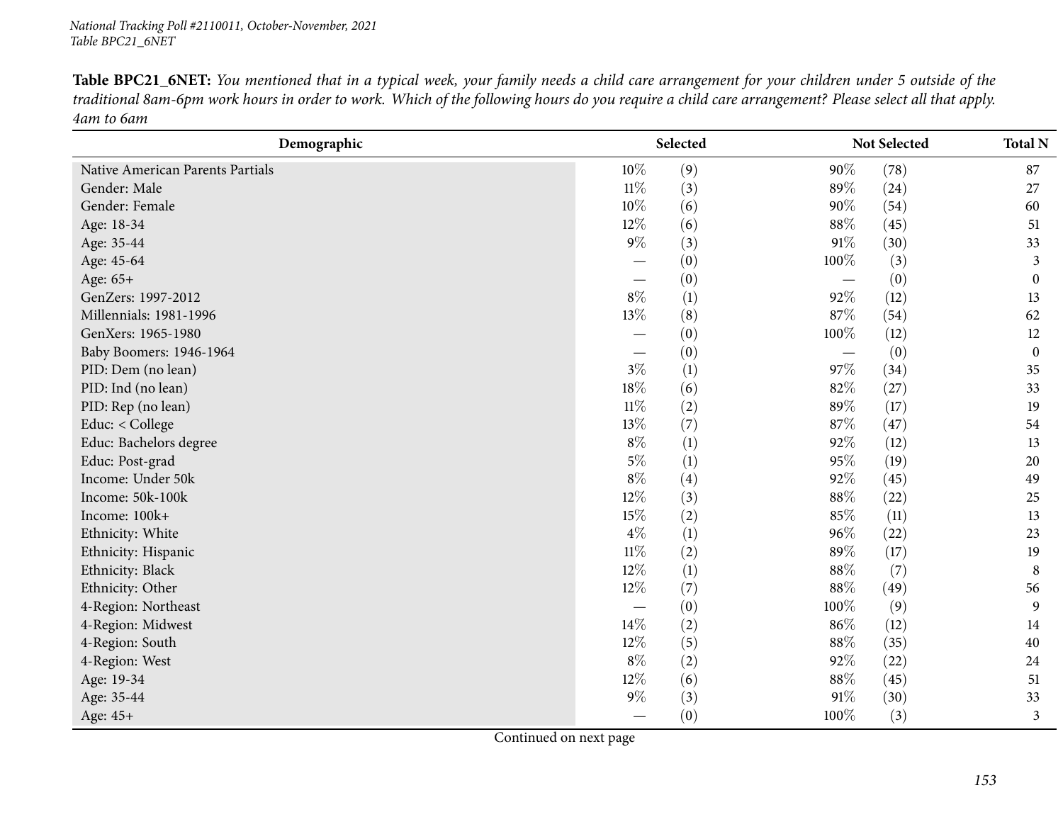**Table BPC21_6NET:** *You mentioned that in a typical week, your family needs a child care arrangement for your children under 5 outside of the traditional 8am-6pm work hours in order to work. Which of the following hours do you require a child care arrangement? Please select all that apply. 4am to 6am*

| Demographic | Selected | | Not Selected | | Total N |
|---|---|---|---|---|---|
| Native American Parents Partials | 10% | (9) | 90% | (78) | 87 |
| Gender: Male | 11% | (3) | 89% | (24) | 27 |
| Gender: Female | 10% | (6) | 90% | (54) | 60 |
| Age: 18-34 | 12% | (6) | 88% | (45) | 51 |
| Age: 35-44 | 9% | (3) | 91% | (30) | 33 |
| Age: 45-64 | — | (0) | 100% | (3) | 3 |
| Age: 65+ | — | (0) | — | (0) | 0 |
| GenZers: 1997-2012 | 8% | (1) | 92% | (12) | 13 |
| Millennials: 1981-1996 | 13% | (8) | 87% | (54) | 62 |
| GenXers: 1965-1980 | — | (0) | 100% | (12) | 12 |
| Baby Boomers: 1946-1964 | — | (0) | — | (0) | 0 |
| PID: Dem (no lean) | 3% | (1) | 97% | (34) | 35 |
| PID: Ind (no lean) | 18% | (6) | 82% | (27) | 33 |
| PID: Rep (no lean) | 11% | (2) | 89% | (17) | 19 |
| Educ: < College | 13% | (7) | 87% | (47) | 54 |
| Educ: Bachelors degree | 8% | (1) | 92% | (12) | 13 |
| Educ: Post-grad | 5% | (1) | 95% | (19) | 20 |
| Income: Under 50k | 8% | (4) | 92% | (45) | 49 |
| Income: 50k-100k | 12% | (3) | 88% | (22) | 25 |
| Income: 100k+ | 15% | (2) | 85% | (11) | 13 |
| Ethnicity: White | 4% | (1) | 96% | (22) | 23 |
| Ethnicity: Hispanic | 11% | (2) | 89% | (17) | 19 |
| Ethnicity: Black | 12% | (1) | 88% | (7) | 8 |
| Ethnicity: Other | 12% | (7) | 88% | (49) | 56 |
| 4-Region: Northeast | — | (0) | 100% | (9) | 9 |
| 4-Region: Midwest | 14% | (2) | 86% | (12) | 14 |
| 4-Region: South | 12% | (5) | 88% | (35) | 40 |
| 4-Region: West | 8% | (2) | 92% | (22) | 24 |
| Age: 19-34 | 12% | (6) | 88% | (45) | 51 |
| Age: 35-44 | 9% | (3) | 91% | (30) | 33 |
| Age: 45+ | — | (0) | 100% | (3) | 3 |

Continued on next page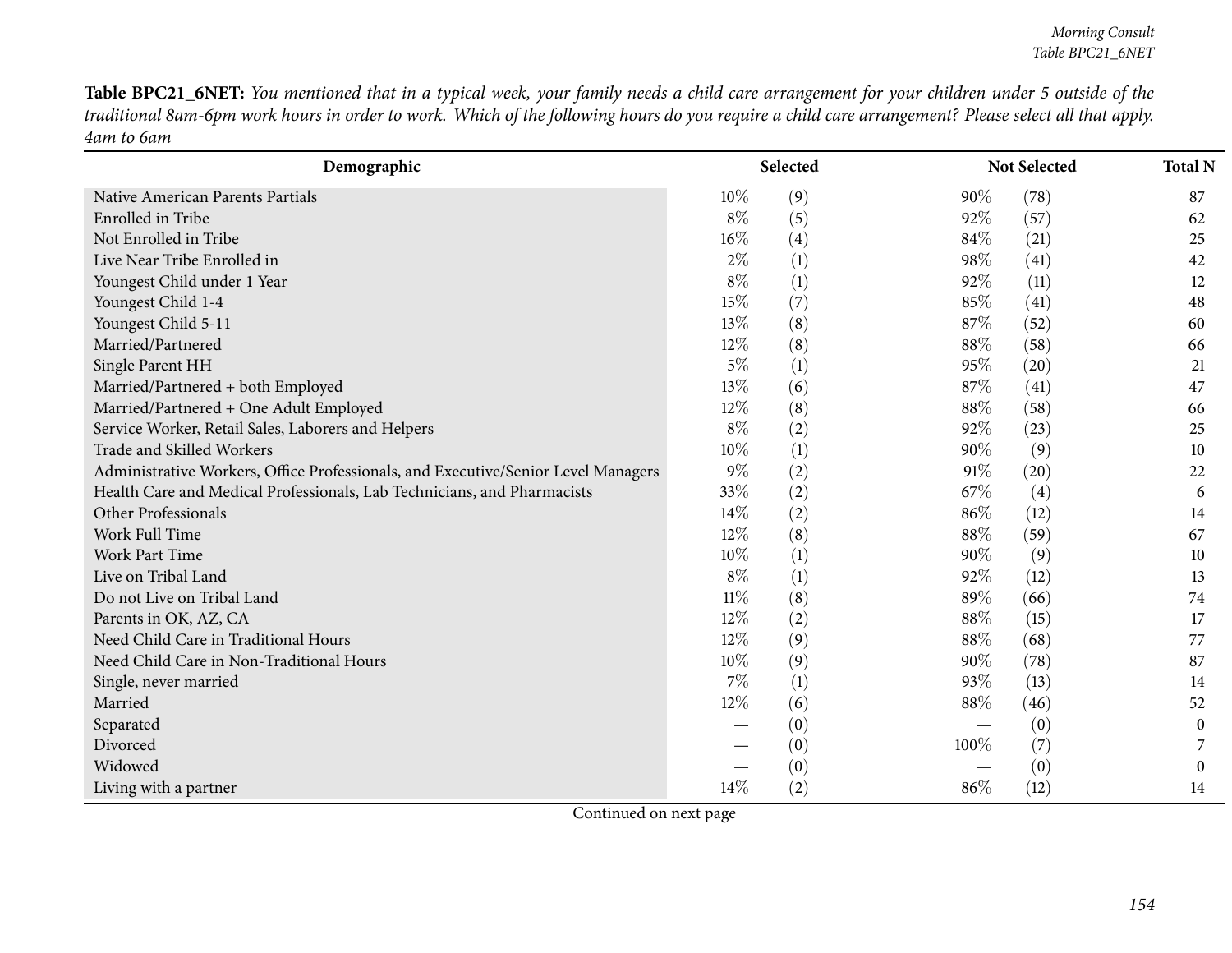**Table BPC21_6NET:** *You mentioned that in a typical week, your family needs a child care arrangement for your children under 5 outside of the traditional 8am-6pm work hours in order to work. Which of the following hours do you require a child care arrangement? Please select all that apply. 4am to 6am*

| Demographic | Selected | | Not Selected | | Total N |
|---|---|---|---|---|---|
| Native American Parents Partials | 10% | (9) | 90% | (78) | 87 |
| Enrolled in Tribe | 8% | (5) | 92% | (57) | 62 |
| Not Enrolled in Tribe | 16% | (4) | 84% | (21) | 25 |
| Live Near Tribe Enrolled in | 2% | (1) | 98% | (41) | 42 |
| Youngest Child under 1 Year | 8% | (1) | 92% | (11) | 12 |
| Youngest Child 1-4 | 15% | (7) | 85% | (41) | 48 |
| Youngest Child 5-11 | 13% | (8) | 87% | (52) | 60 |
| Married/Partnered | 12% | (8) | 88% | (58) | 66 |
| Single Parent HH | 5% | (1) | 95% | (20) | 21 |
| Married/Partnered + both Employed | 13% | (6) | 87% | (41) | 47 |
| Married/Partnered + One Adult Employed | 12% | (8) | 88% | (58) | 66 |
| Service Worker, Retail Sales, Laborers and Helpers | 8% | (2) | 92% | (23) | 25 |
| Trade and Skilled Workers | 10% | (1) | 90% | (9) | 10 |
| Administrative Workers, Office Professionals, and Executive/Senior Level Managers | 9% | (2) | 91% | (20) | 22 |
| Health Care and Medical Professionals, Lab Technicians, and Pharmacists | 33% | (2) | 67% | (4) | 6 |
| Other Professionals | 14% | (2) | 86% | (12) | 14 |
| Work Full Time | 12% | (8) | 88% | (59) | 67 |
| Work Part Time | 10% | (1) | 90% | (9) | 10 |
| Live on Tribal Land | 8% | (1) | 92% | (12) | 13 |
| Do not Live on Tribal Land | 11% | (8) | 89% | (66) | 74 |
| Parents in OK, AZ, CA | 12% | (2) | 88% | (15) | 17 |
| Need Child Care in Traditional Hours | 12% | (9) | 88% | (68) | 77 |
| Need Child Care in Non-Traditional Hours | 10% | (9) | 90% | (78) | 87 |
| Single, never married | 7% | (1) | 93% | (13) | 14 |
| Married | 12% | (6) | 88% | (46) | 52 |
| Separated | — | (0) | — | (0) | 0 |
| Divorced | — | (0) | 100% | (7) | 7 |
| Widowed | — | (0) | — | (0) | 0 |
| Living with a partner | 14% | (2) | 86% | (12) | 14 |

Continued on next page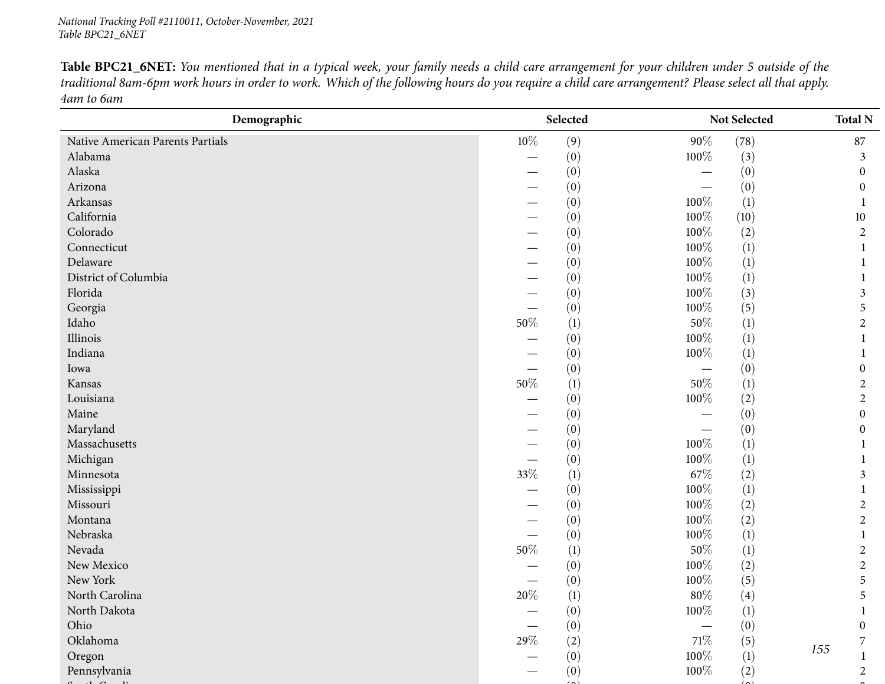**Table BPC21_6NET:** *You mentioned that in a typical week, your family needs a child care arrangement for your children under 5 outside of the traditional 8am-6pm work hours in order to work. Which of the following hours do you require a child care arrangement? Please select all that apply. 4am to 6am*

| Demographic | Selected | | Not Selected | | Total N |
|---|---|---|---|---|---|
| Native American Parents Partials | 10% | (9) | 90% | (78) | 87 |
| Alabama | — | (0) | 100% | (3) | 3 |
| Alaska | — | (0) | — | (0) | 0 |
| Arizona | — | (0) | — | (0) | 0 |
| Arkansas | — | (0) | 100% | (1) | 1 |
| California | — | (0) | 100% | (10) | 10 |
| Colorado | — | (0) | 100% | (2) | 2 |
| Connecticut | — | (0) | 100% | (1) | 1 |
| Delaware | — | (0) | 100% | (1) | 1 |
| District of Columbia | — | (0) | 100% | (1) | 1 |
| Florida | — | (0) | 100% | (3) | 3 |
| Georgia | — | (0) | 100% | (5) | 5 |
| Idaho | 50% | (1) | 50% | (1) | 2 |
| Illinois | — | (0) | 100% | (1) | 1 |
| Indiana | — | (0) | 100% | (1) | 1 |
| Iowa | — | (0) | — | (0) | 0 |
| Kansas | 50% | (1) | 50% | (1) | 2 |
| Louisiana | — | (0) | 100% | (2) | 2 |
| Maine | — | (0) | — | (0) | 0 |
| Maryland | — | (0) | — | (0) | 0 |
| Massachusetts | — | (0) | 100% | (1) | 1 |
| Michigan | — | (0) | 100% | (1) | 1 |
| Minnesota | 33% | (1) | 67% | (2) | 3 |
| Mississippi | — | (0) | 100% | (1) | 1 |
| Missouri | — | (0) | 100% | (2) | 2 |
| Montana | — | (0) | 100% | (2) | 2 |
| Nebraska | — | (0) | 100% | (1) | 1 |
| Nevada | 50% | (1) | 50% | (1) | 2 |
| New Mexico | — | (0) | 100% | (2) | 2 |
| New York | — | (0) | 100% | (5) | 5 |
| North Carolina | 20% | (1) | 80% | (4) | 5 |
| North Dakota | — | (0) | 100% | (1) | 1 |
| Ohio | — | (0) | — | (0) | 0 |
| Oklahoma | 29% | (2) | 71% | (5) | 7 |
| Oregon | — | (0) | 100% | (1) | 1 |
| Pennsylvania | — | (0) | 100% | (2) | 2 |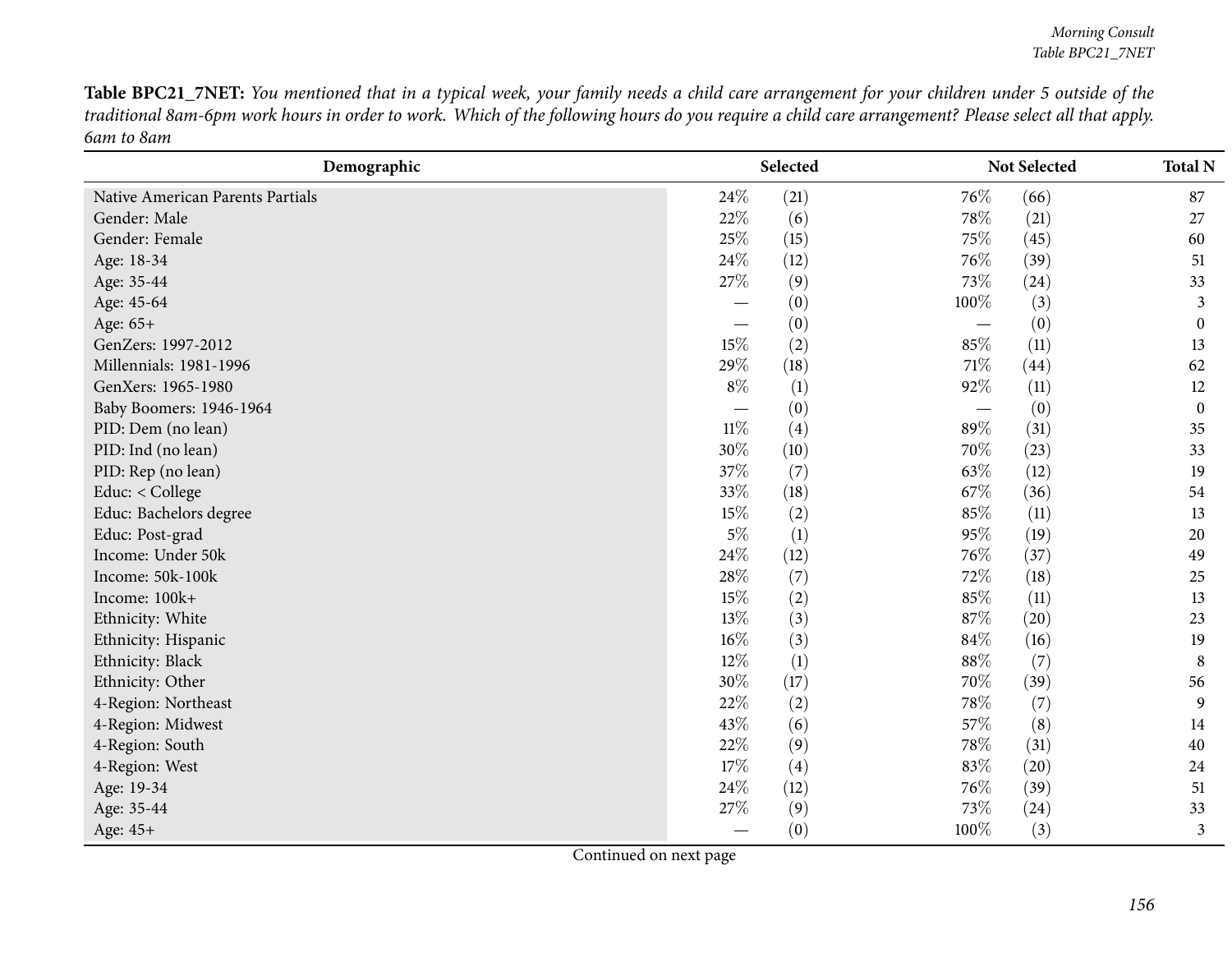**Table BPC21_7NET:** *You mentioned that in a typical week, your family needs a child care arrangement for your children under 5 outside of the traditional 8am-6pm work hours in order to work. Which of the following hours do you require a child care arrangement? Please select all that apply. 6am to 8am*

| Demographic | Selected | | Not Selected | | Total N |
|---|---|---|---|---|---|
| Native American Parents Partials | 24% | (21) | 76% | (66) | 87 |
| Gender: Male | 22% | (6) | 78% | (21) | 27 |
| Gender: Female | 25% | (15) | 75% | (45) | 60 |
| Age: 18-34 | 24% | (12) | 76% | (39) | 51 |
| Age: 35-44 | 27% | (9) | 73% | (24) | 33 |
| Age: 45-64 | — | (0) | 100% | (3) | 3 |
| Age: 65+ | — | (0) | — | (0) | 0 |
| GenZers: 1997-2012 | 15% | (2) | 85% | (11) | 13 |
| Millennials: 1981-1996 | 29% | (18) | 71% | (44) | 62 |
| GenXers: 1965-1980 | 8% | (1) | 92% | (11) | 12 |
| Baby Boomers: 1946-1964 | — | (0) | — | (0) | 0 |
| PID: Dem (no lean) | 11% | (4) | 89% | (31) | 35 |
| PID: Ind (no lean) | 30% | (10) | 70% | (23) | 33 |
| PID: Rep (no lean) | 37% | (7) | 63% | (12) | 19 |
| Educ: < College | 33% | (18) | 67% | (36) | 54 |
| Educ: Bachelors degree | 15% | (2) | 85% | (11) | 13 |
| Educ: Post-grad | 5% | (1) | 95% | (19) | 20 |
| Income: Under 50k | 24% | (12) | 76% | (37) | 49 |
| Income: 50k-100k | 28% | (7) | 72% | (18) | 25 |
| Income: 100k+ | 15% | (2) | 85% | (11) | 13 |
| Ethnicity: White | 13% | (3) | 87% | (20) | 23 |
| Ethnicity: Hispanic | 16% | (3) | 84% | (16) | 19 |
| Ethnicity: Black | 12% | (1) | 88% | (7) | 8 |
| Ethnicity: Other | 30% | (17) | 70% | (39) | 56 |
| 4-Region: Northeast | 22% | (2) | 78% | (7) | 9 |
| 4-Region: Midwest | 43% | (6) | 57% | (8) | 14 |
| 4-Region: South | 22% | (9) | 78% | (31) | 40 |
| 4-Region: West | 17% | (4) | 83% | (20) | 24 |
| Age: 19-34 | 24% | (12) | 76% | (39) | 51 |
| Age: 35-44 | 27% | (9) | 73% | (24) | 33 |
| Age: 45+ | — | (0) | 100% | (3) | 3 |

Continued on next page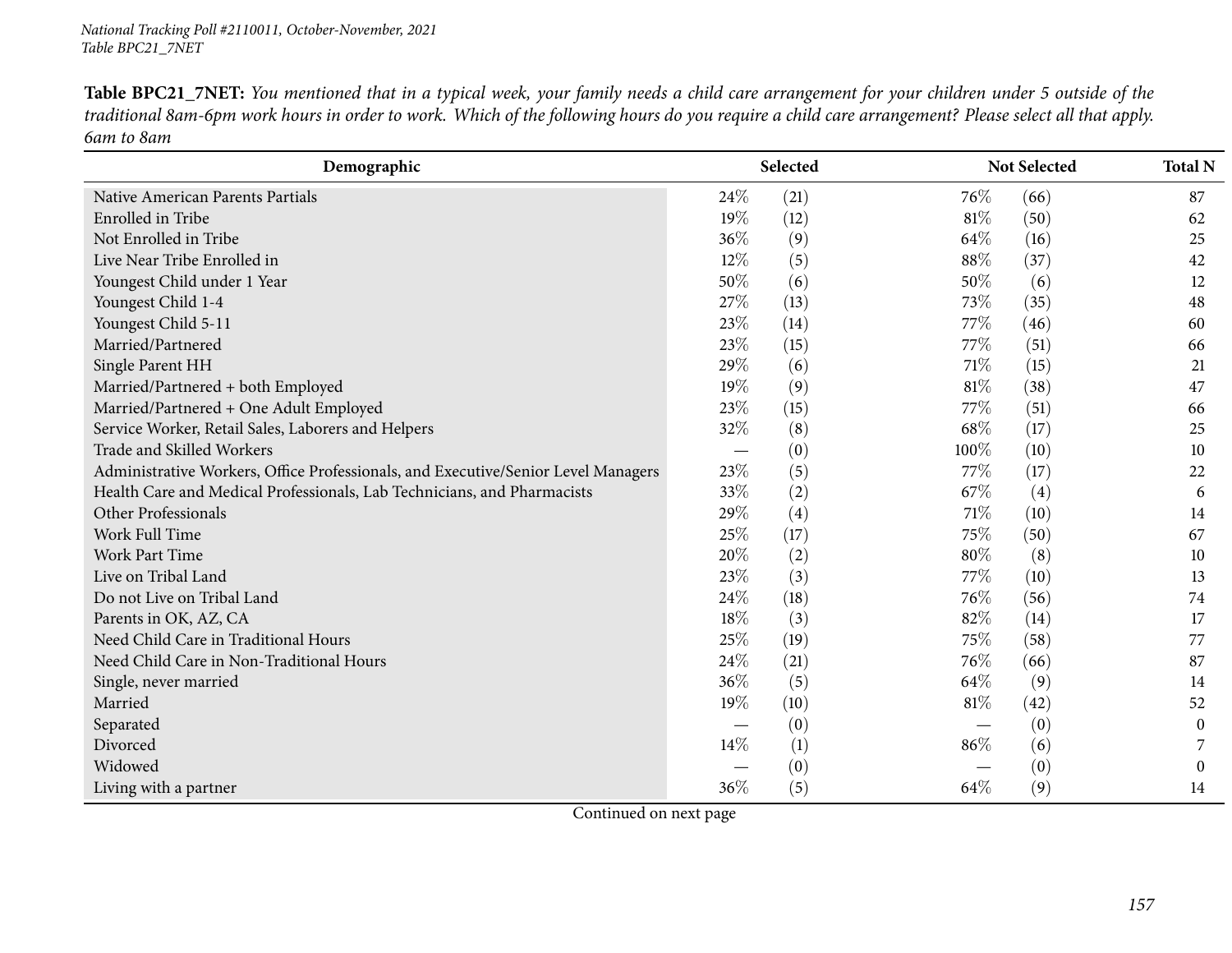**Table BPC21_7NET:** *You mentioned that in a typical week, your family needs a child care arrangement for your children under 5 outside of the traditional 8am-6pm work hours in order to work. Which of the following hours do you require a child care arrangement? Please select all that apply. 6am to 8am*

| Demographic | Selected | | Not Selected | | Total N |
|---|---|---|---|---|---|
| Native American Parents Partials | 24% | (21) | 76% | (66) | 87 |
| Enrolled in Tribe | 19% | (12) | 81% | (50) | 62 |
| Not Enrolled in Tribe | 36% | (9) | 64% | (16) | 25 |
| Live Near Tribe Enrolled in | 12% | (5) | 88% | (37) | 42 |
| Youngest Child under 1 Year | 50% | (6) | 50% | (6) | 12 |
| Youngest Child 1-4 | 27% | (13) | 73% | (35) | 48 |
| Youngest Child 5-11 | 23% | (14) | 77% | (46) | 60 |
| Married/Partnered | 23% | (15) | 77% | (51) | 66 |
| Single Parent HH | 29% | (6) | 71% | (15) | 21 |
| Married/Partnered + both Employed | 19% | (9) | 81% | (38) | 47 |
| Married/Partnered + One Adult Employed | 23% | (15) | 77% | (51) | 66 |
| Service Worker, Retail Sales, Laborers and Helpers | 32% | (8) | 68% | (17) | 25 |
| Trade and Skilled Workers | — | (0) | 100% | (10) | 10 |
| Administrative Workers, Office Professionals, and Executive/Senior Level Managers | 23% | (5) | 77% | (17) | 22 |
| Health Care and Medical Professionals, Lab Technicians, and Pharmacists | 33% | (2) | 67% | (4) | 6 |
| Other Professionals | 29% | (4) | 71% | (10) | 14 |
| Work Full Time | 25% | (17) | 75% | (50) | 67 |
| Work Part Time | 20% | (2) | 80% | (8) | 10 |
| Live on Tribal Land | 23% | (3) | 77% | (10) | 13 |
| Do not Live on Tribal Land | 24% | (18) | 76% | (56) | 74 |
| Parents in OK, AZ, CA | 18% | (3) | 82% | (14) | 17 |
| Need Child Care in Traditional Hours | 25% | (19) | 75% | (58) | 77 |
| Need Child Care in Non-Traditional Hours | 24% | (21) | 76% | (66) | 87 |
| Single, never married | 36% | (5) | 64% | (9) | 14 |
| Married | 19% | (10) | 81% | (42) | 52 |
| Separated | — | (0) | — | (0) | 0 |
| Divorced | 14% | (1) | 86% | (6) | 7 |
| Widowed | — | (0) | — | (0) | 0 |
| Living with a partner | 36% | (5) | 64% | (9) | 14 |

Continued on next page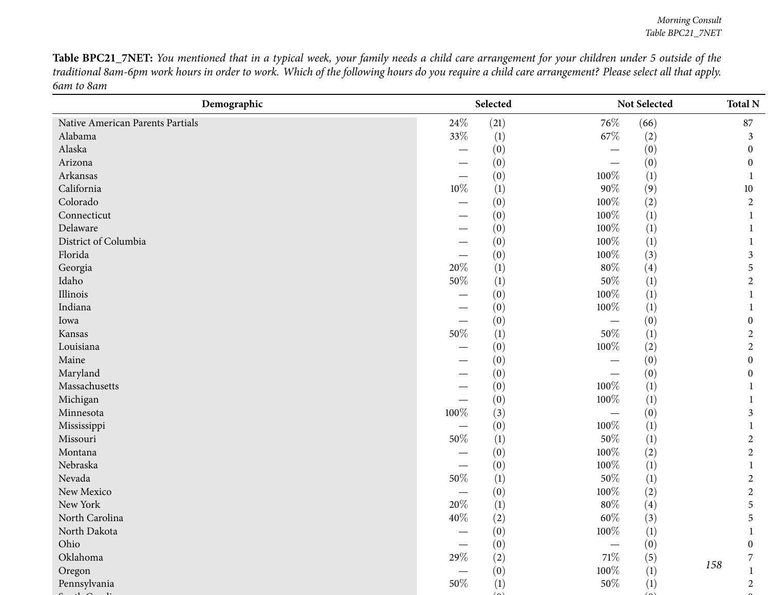**Table BPC21_7NET:** *You mentioned that in a typical week, your family needs a child care arrangement for your children under 5 outside of the traditional 8am-6pm work hours in order to work. Which of the following hours do you require a child care arrangement? Please select all that apply. 6am to 8am*

| Demographic | Selected | | Not Selected | | Total N |
|---|---|---|---|---|---|
| Native American Parents Partials | 24% | (21) | 76% | (66) | 87 |
| Alabama | 33% | (1) | 67% | (2) | 3 |
| Alaska | — | (0) | — | (0) | 0 |
| Arizona | — | (0) | — | (0) | 0 |
| Arkansas | — | (0) | 100% | (1) | 1 |
| California | 10% | (1) | 90% | (9) | 10 |
| Colorado | — | (0) | 100% | (2) | 2 |
| Connecticut | — | (0) | 100% | (1) | 1 |
| Delaware | — | (0) | 100% | (1) | 1 |
| District of Columbia | — | (0) | 100% | (1) | 1 |
| Florida | — | (0) | 100% | (3) | 3 |
| Georgia | 20% | (1) | 80% | (4) | 5 |
| Idaho | 50% | (1) | 50% | (1) | 2 |
| Illinois | — | (0) | 100% | (1) | 1 |
| Indiana | — | (0) | 100% | (1) | 1 |
| Iowa | — | (0) | — | (0) | 0 |
| Kansas | 50% | (1) | 50% | (1) | 2 |
| Louisiana | — | (0) | 100% | (2) | 2 |
| Maine | — | (0) | — | (0) | 0 |
| Maryland | — | (0) | — | (0) | 0 |
| Massachusetts | — | (0) | 100% | (1) | 1 |
| Michigan | — | (0) | 100% | (1) | 1 |
| Minnesota | 100% | (3) | — | (0) | 3 |
| Mississippi | — | (0) | 100% | (1) | 1 |
| Missouri | 50% | (1) | 50% | (1) | 2 |
| Montana | — | (0) | 100% | (2) | 2 |
| Nebraska | — | (0) | 100% | (1) | 1 |
| Nevada | 50% | (1) | 50% | (1) | 2 |
| New Mexico | — | (0) | 100% | (2) | 2 |
| New York | 20% | (1) | 80% | (4) | 5 |
| North Carolina | 40% | (2) | 60% | (3) | 5 |
| North Dakota | — | (0) | 100% | (1) | 1 |
| Ohio | — | (0) | — | (0) | 0 |
| Oklahoma | 29% | (2) | 71% | (5) | 7 |
| Oregon | — | (0) | 100% | (1) | 1 |
| Pennsylvania | 50% | (1) | 50% | (1) | 2 |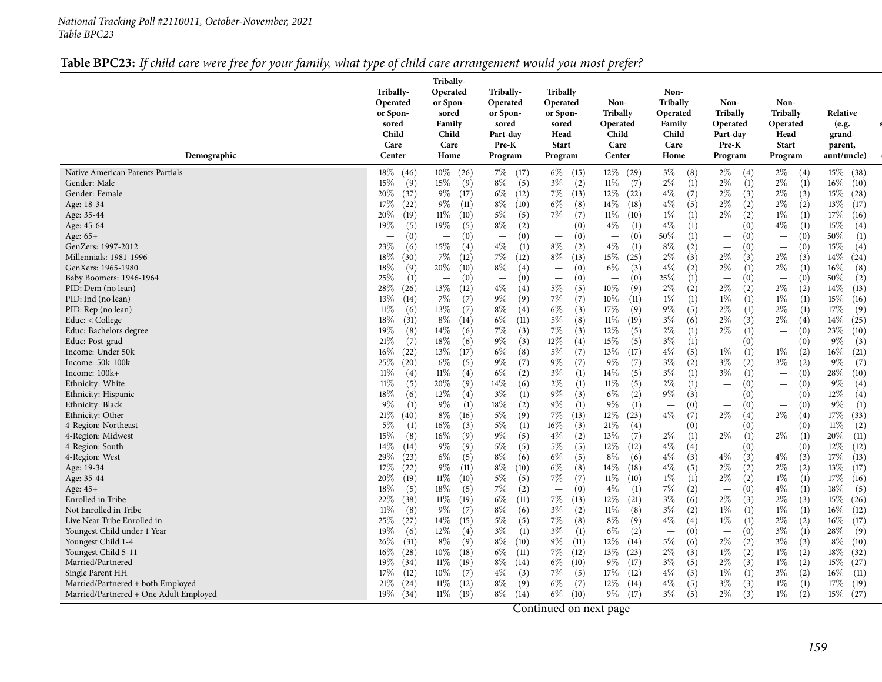*National Tracking Poll #2110011, October-November, 2021*
*Table BPC23*

**Table BPC23:** *If child care were free for your family, what type of child care arrangement would you most prefer?*

| Demographic | Tribally-Operated or Sponsored Child Care Center | Tribally-Operated or Sponsored Family Child Care Home | Tribally-Operated or Sponsored Part-day Pre-K Program | Tribally Operated or Sponsored Head Start Program | Non-Tribally Operated Child Care Center | Non-Tribally Operated Family Child Care Home | Non-Tribally Operated Part-day Pre-K Program | Non-Tribally Operated Head Start Program | Relative (e.g. grand-parent, aunt/uncle) |
|---|---|---|---|---|---|---|---|---|---|
| Native American Parents Partials | 18% (46) | 10% (26) | 7% (17) | 6% (15) | 12% (29) | 3% (8) | 2% (4) | 2% (4) | 15% (38) |
| Gender: Male | 15% (9) | 15% (9) | 8% (5) | 3% (2) | 11% (7) | 2% (1) | 2% (1) | 2% (1) | 16% (10) |
| Gender: Female | 20% (37) | 9% (17) | 6% (12) | 7% (13) | 12% (22) | 4% (7) | 2% (3) | 2% (3) | 15% (28) |
| Age: 18-34 | 17% (22) | 9% (11) | 8% (10) | 6% (8) | 14% (18) | 4% (5) | 2% (2) | 2% (2) | 13% (17) |
| Age: 35-44 | 20% (19) | 11% (10) | 5% (5) | 7% (7) | 11% (10) | 1% (1) | 2% (2) | 1% (1) | 17% (16) |
| Age: 45-64 | 19% (5) | 19% (5) | 8% (2) | — (0) | 4% (1) | 4% (1) | — (0) | 4% (1) | 15% (4) |
| Age: 65+ | — (0) | — (0) | — (0) | — (0) | — (0) | 50% (1) | — (0) | — (0) | 50% (1) |
| GenZers: 1997-2012 | 23% (6) | 15% (4) | 4% (1) | 8% (2) | 4% (1) | 8% (2) | — (0) | — (0) | 15% (4) |
| Millennials: 1981-1996 | 18% (30) | 7% (12) | 7% (12) | 8% (13) | 15% (25) | 2% (3) | 2% (3) | 2% (3) | 14% (24) |
| GenXers: 1965-1980 | 18% (9) | 20% (10) | 8% (4) | — (0) | 6% (3) | 4% (2) | 2% (1) | 2% (1) | 16% (8) |
| Baby Boomers: 1946-1964 | 25% (1) | — (0) | — (0) | — (0) | — (0) | 25% (1) | — (0) | — (0) | 50% (2) |
| PID: Dem (no lean) | 28% (26) | 13% (12) | 4% (4) | 5% (5) | 10% (9) | 2% (2) | 2% (2) | 2% (2) | 14% (13) |
| PID: Ind (no lean) | 13% (14) | 7% (7) | 9% (9) | 7% (7) | 10% (11) | 1% (1) | 1% (1) | 1% (1) | 15% (16) |
| PID: Rep (no lean) | 11% (6) | 13% (7) | 8% (4) | 6% (3) | 17% (9) | 9% (5) | 2% (1) | 2% (1) | 17% (9) |
| Educ: < College | 18% (31) | 8% (14) | 6% (11) | 5% (8) | 11% (19) | 3% (6) | 2% (3) | 2% (4) | 14% (25) |
| Educ: Bachelors degree | 19% (8) | 14% (6) | 7% (3) | 7% (3) | 12% (5) | 2% (1) | 2% (1) | — (0) | 23% (10) |
| Educ: Post-grad | 21% (7) | 18% (6) | 9% (3) | 12% (4) | 15% (5) | 3% (1) | — (0) | — (0) | 9% (3) |
| Income: Under 50k | 16% (22) | 13% (17) | 6% (8) | 5% (7) | 13% (17) | 4% (5) | 1% (1) | 1% (2) | 16% (21) |
| Income: 50k-100k | 25% (20) | 6% (5) | 9% (7) | 9% (7) | 9% (7) | 3% (2) | 3% (2) | 3% (2) | 9% (7) |
| Income: 100k+ | 11% (4) | 11% (4) | 6% (2) | 3% (1) | 14% (5) | 3% (1) | 3% (1) | — (0) | 28% (10) |
| Ethnicity: White | 11% (5) | 20% (9) | 14% (6) | 2% (1) | 11% (5) | 2% (1) | — (0) | — (0) | 9% (4) |
| Ethnicity: Hispanic | 18% (6) | 12% (4) | 3% (1) | 9% (3) | 6% (2) | 9% (3) | — (0) | — (0) | 12% (4) |
| Ethnicity: Black | 9% (1) | 9% (1) | 18% (2) | 9% (1) | 9% (1) | — (0) | — (0) | — (0) | 9% (1) |
| Ethnicity: Other | 21% (40) | 8% (16) | 5% (9) | 7% (13) | 12% (23) | 4% (7) | 2% (4) | 2% (4) | 17% (33) |
| 4-Region: Northeast | 5% (1) | 16% (3) | 5% (1) | 16% (3) | 21% (4) | — (0) | — (0) | — (0) | 11% (2) |
| 4-Region: Midwest | 15% (8) | 16% (9) | 9% (5) | 4% (2) | 13% (7) | 2% (1) | 2% (1) | 2% (1) | 20% (11) |
| 4-Region: South | 14% (14) | 9% (9) | 5% (5) | 5% (5) | 12% (12) | 4% (4) | — (0) | — (0) | 12% (12) |
| 4-Region: West | 29% (23) | 6% (5) | 8% (6) | 6% (5) | 8% (6) | 4% (3) | 4% (3) | 4% (3) | 17% (13) |
| Age: 19-34 | 17% (22) | 9% (11) | 8% (10) | 6% (8) | 14% (18) | 4% (5) | 2% (2) | 2% (2) | 13% (17) |
| Age: 35-44 | 20% (19) | 11% (10) | 5% (5) | 7% (7) | 11% (10) | 1% (1) | 2% (2) | 1% (1) | 17% (16) |
| Age: 45+ | 18% (5) | 18% (5) | 7% (2) | — (0) | 4% (1) | 7% (2) | — (0) | 4% (1) | 18% (5) |
| Enrolled in Tribe | 22% (38) | 11% (19) | 6% (11) | 7% (13) | 12% (21) | 3% (6) | 2% (3) | 2% (3) | 15% (26) |
| Not Enrolled in Tribe | 11% (8) | 9% (7) | 8% (6) | 3% (2) | 11% (8) | 3% (2) | 1% (1) | 1% (1) | 16% (12) |
| Live Near Tribe Enrolled in | 25% (27) | 14% (15) | 5% (5) | 7% (8) | 8% (9) | 4% (4) | 1% (1) | 2% (2) | 16% (17) |
| Youngest Child under 1 Year | 19% (6) | 12% (4) | 3% (1) | 3% (1) | 6% (2) | — (0) | — (0) | 3% (1) | 28% (9) |
| Youngest Child 1-4 | 26% (31) | 8% (9) | 8% (10) | 9% (11) | 12% (14) | 5% (6) | 2% (2) | 3% (3) | 8% (10) |
| Youngest Child 5-11 | 16% (28) | 10% (18) | 6% (11) | 7% (12) | 13% (23) | 2% (3) | 1% (2) | 1% (2) | 18% (32) |
| Married/Partnered | 19% (34) | 11% (19) | 8% (14) | 6% (10) | 9% (17) | 3% (5) | 2% (3) | 1% (2) | 15% (27) |
| Single Parent HH | 17% (12) | 10% (7) | 4% (3) | 7% (5) | 17% (12) | 4% (3) | 1% (1) | 3% (2) | 16% (11) |
| Married/Partnered + both Employed | 21% (24) | 11% (12) | 8% (9) | 6% (7) | 12% (14) | 4% (5) | 3% (3) | 1% (1) | 17% (19) |
| Married/Partnered + One Adult Employed | 19% (34) | 11% (19) | 8% (14) | 6% (10) | 9% (17) | 3% (5) | 2% (3) | 1% (2) | 15% (27) |

Continued on next page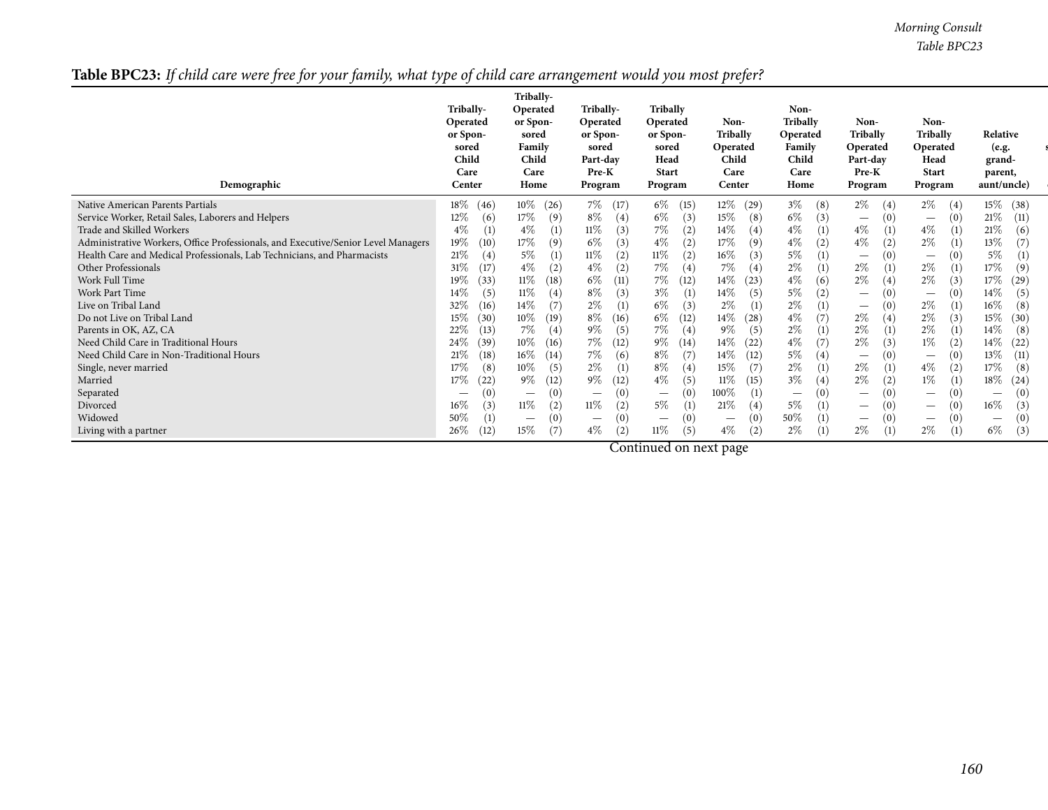**Table BPC23:** *If child care were free for your family, what type of child care arrangement would you most prefer?*

| Demographic | Tribally-Operated or Sponsored Child Care Center | Tribally-Operated or Sponsored Family Child Care Home | Tribally-Operated or Sponsored Part-day Pre-K Program | Tribally Operated or Sponsored Head Start Program | Non-Tribally Operated Child Care Center | Non-Tribally Operated Family Child Care Home | Non-Tribally Operated Part-day Pre-K Program | Non-Tribally Operated Head Start Program | Relative (e.g. grand-parent, aunt/uncle) |
|---|---|---|---|---|---|---|---|---|---|
| Native American Parents Partials | 18% (46) | 10% (26) | 7% (17) | 6% (15) | 12% (29) | 3% (8) | 2% (4) | 2% (4) | 15% (38) |
| Service Worker, Retail Sales, Laborers and Helpers | 12% (6) | 17% (9) | 8% (4) | 6% (3) | 15% (8) | 6% (3) | — (0) | — (0) | 21% (11) |
| Trade and Skilled Workers | 4% (1) | 4% (1) | 11% (3) | 7% (2) | 14% (4) | 4% (1) | 4% (1) | 4% (1) | 21% (6) |
| Administrative Workers, Office Professionals, and Executive/Senior Level Managers | 19% (10) | 17% (9) | 6% (3) | 4% (2) | 17% (9) | 4% (2) | 4% (2) | 2% (1) | 13% (7) |
| Health Care and Medical Professionals, Lab Technicians, and Pharmacists | 21% (4) | 5% (1) | 11% (2) | 11% (2) | 16% (3) | 5% (1) | — (0) | — (0) | 5% (1) |
| Other Professionals | 31% (17) | 4% (2) | 4% (2) | 7% (4) | 7% (4) | 2% (1) | 2% (1) | 2% (1) | 17% (9) |
| Work Full Time | 19% (33) | 11% (18) | 6% (11) | 7% (12) | 14% (23) | 4% (6) | 2% (4) | 2% (3) | 17% (29) |
| Work Part Time | 14% (5) | 11% (4) | 8% (3) | 3% (1) | 14% (5) | 5% (2) | — (0) | — (0) | 14% (5) |
| Live on Tribal Land | 32% (16) | 14% (7) | 2% (1) | 6% (3) | 2% (1) | 2% (1) | — (0) | 2% (1) | 16% (8) |
| Do not Live on Tribal Land | 15% (30) | 10% (19) | 8% (16) | 6% (12) | 14% (28) | 4% (7) | 2% (4) | 2% (3) | 15% (30) |
| Parents in OK, AZ, CA | 22% (13) | 7% (4) | 9% (5) | 7% (4) | 9% (5) | 2% (1) | 2% (1) | 2% (1) | 14% (8) |
| Need Child Care in Traditional Hours | 24% (39) | 10% (16) | 7% (12) | 9% (14) | 14% (22) | 4% (7) | 2% (3) | 1% (2) | 14% (22) |
| Need Child Care in Non-Traditional Hours | 21% (18) | 16% (14) | 7% (6) | 8% (7) | 14% (12) | 5% (4) | — (0) | — (0) | 13% (11) |
| Single, never married | 17% (8) | 10% (5) | 2% (1) | 8% (4) | 15% (7) | 2% (1) | 2% (1) | 4% (2) | 17% (8) |
| Married | 17% (22) | 9% (12) | 9% (12) | 4% (5) | 11% (15) | 3% (4) | 2% (2) | 1% (1) | 18% (24) |
| Separated | — (0) | — (0) | — (0) | — (0) | 100% (1) | — (0) | — (0) | — (0) | — (0) |
| Divorced | 16% (3) | 11% (2) | 11% (2) | 5% (1) | 21% (4) | 5% (1) | — (0) | — (0) | 16% (3) |
| Widowed | 50% (1) | — (0) | — (0) | — (0) | — (0) | 50% (1) | — (0) | — (0) | — (0) |
| Living with a partner | 26% (12) | 15% (7) | 4% (2) | 11% (5) | 4% (2) | 2% (1) | 2% (1) | 2% (1) | 6% (3) |

Continued on next page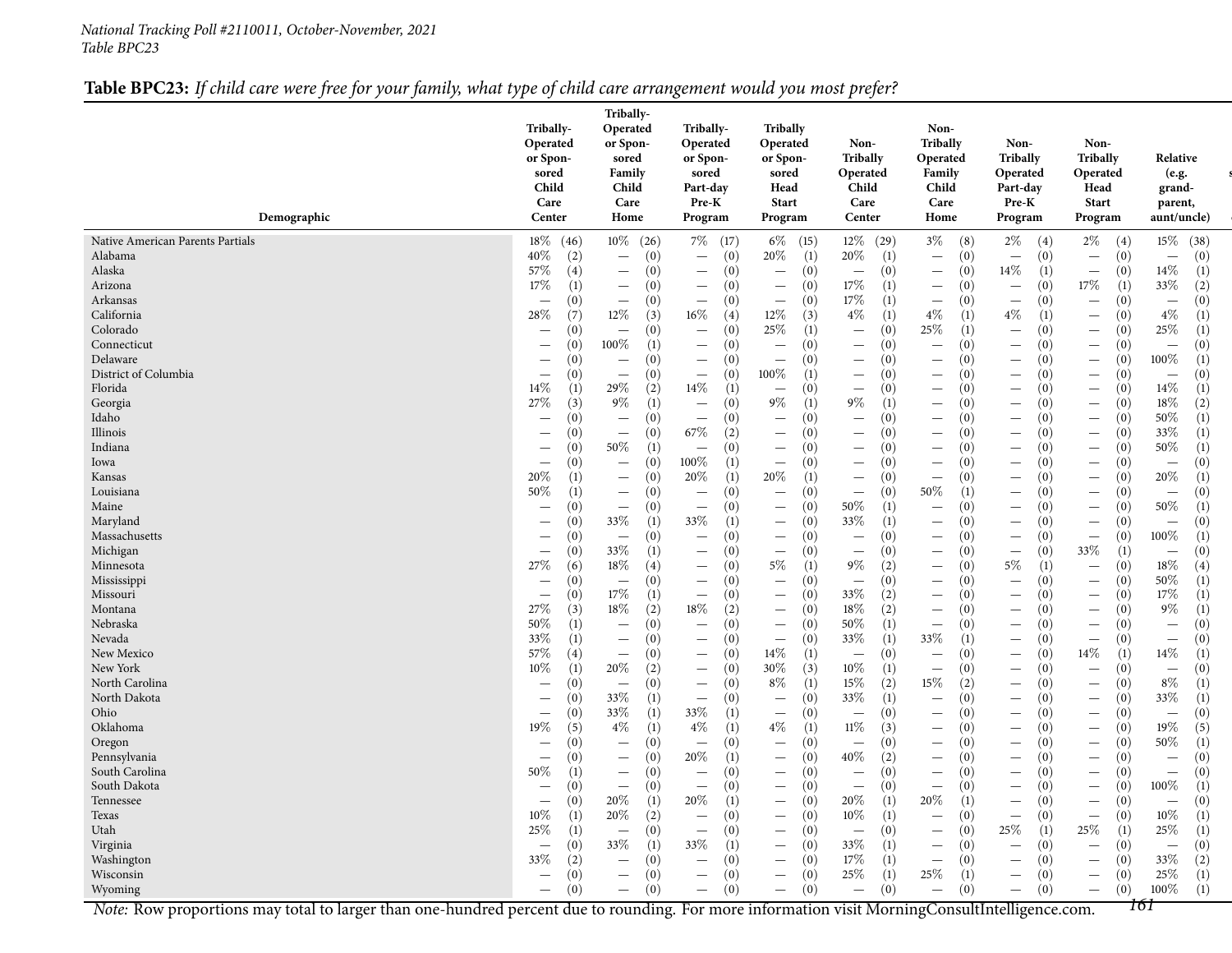*National Tracking Poll #2110011, October-November, 2021*
*Table BPC23*

**Table BPC23:** *If child care were free for your family, what type of child care arrangement would you most prefer?*

| Demographic | Tribally-Operated or Sponsored Child Care Center | Tribally-Operated or Sponsored Family Child Care Home | Tribally-Operated or Sponsored Part-day Pre-K Program | Tribally Operated or Sponsored Head Start Program | Non-Tribally Operated Child Care Center | Non-Tribally Operated Family Child Care Home | Non-Tribally Operated Part-day Pre-K Program | Non-Tribally Operated Head Start Program | Relative (e.g. grand-parent, aunt/uncle) |
|---|---|---|---|---|---|---|---|---|---|
| Native American Parents Partials | 18% (46) | 10% (26) | 7% (17) | 6% (15) | 12% (29) | 3% (8) | 2% (4) | 2% (4) | 15% (38) |
| Alabama | 40% (2) | — (0) | — (0) | 20% (1) | 20% (1) | — (0) | — (0) | — (0) | — (0) |
| Alaska | 57% (4) | — (0) | — (0) | — (0) | — (0) | — (0) | 14% (1) | — (0) | 14% (1) |
| Arizona | 17% (1) | — (0) | — (0) | — (0) | 17% (1) | — (0) | — (0) | 17% (1) | 33% (2) |
| Arkansas | — (0) | — (0) | — (0) | — (0) | 17% (1) | — (0) | — (0) | — (0) | — (0) |
| California | 28% (7) | 12% (3) | 16% (4) | 12% (3) | 4% (1) | 4% (1) | 4% (1) | — (0) | 4% (1) |
| Colorado | — (0) | — (0) | — (0) | 25% (1) | — (0) | 25% (1) | — (0) | — (0) | 25% (1) |
| Connecticut | — (0) | 100% (1) | — (0) | — (0) | — (0) | — (0) | — (0) | — (0) | — (0) |
| Delaware | — (0) | — (0) | — (0) | — (0) | — (0) | — (0) | — (0) | — (0) | 100% (1) |
| District of Columbia | — (0) | — (0) | — (0) | 100% (1) | — (0) | — (0) | — (0) | — (0) | — (0) |
| Florida | 14% (1) | 29% (2) | 14% (1) | — (0) | — (0) | — (0) | — (0) | — (0) | 14% (1) |
| Georgia | 27% (3) | 9% (1) | — (0) | 9% (1) | 9% (1) | — (0) | — (0) | — (0) | 18% (2) |
| Idaho | — (0) | — (0) | — (0) | — (0) | — (0) | — (0) | — (0) | — (0) | 50% (1) |
| Illinois | — (0) | — (0) | 67% (2) | — (0) | — (0) | — (0) | — (0) | — (0) | 33% (1) |
| Indiana | — (0) | 50% (1) | — (0) | — (0) | — (0) | — (0) | — (0) | — (0) | 50% (1) |
| Iowa | — (0) | — (0) | 100% (1) | — (0) | — (0) | — (0) | — (0) | — (0) | — (0) |
| Kansas | 20% (1) | — (0) | 20% (1) | 20% (1) | — (0) | — (0) | — (0) | — (0) | 20% (1) |
| Louisiana | 50% (1) | — (0) | — (0) | — (0) | — (0) | 50% (1) | — (0) | — (0) | — (0) |
| Maine | — (0) | — (0) | — (0) | — (0) | 50% (1) | — (0) | — (0) | — (0) | 50% (1) |
| Maryland | — (0) | 33% (1) | 33% (1) | — (0) | 33% (1) | — (0) | — (0) | — (0) | — (0) |
| Massachusetts | — (0) | — (0) | — (0) | — (0) | — (0) | — (0) | — (0) | — (0) | 100% (1) |
| Michigan | — (0) | 33% (1) | — (0) | — (0) | — (0) | — (0) | — (0) | 33% (1) | — (0) |
| Minnesota | 27% (6) | 18% (4) | — (0) | 5% (1) | 9% (2) | — (0) | 5% (1) | — (0) | 18% (4) |
| Mississippi | — (0) | — (0) | — (0) | — (0) | — (0) | — (0) | — (0) | — (0) | 50% (1) |
| Missouri | — (0) | 17% (1) | — (0) | — (0) | 33% (2) | — (0) | — (0) | — (0) | 17% (1) |
| Montana | 27% (3) | 18% (2) | 18% (2) | — (0) | 18% (2) | — (0) | — (0) | — (0) | 9% (1) |
| Nebraska | 50% (1) | — (0) | — (0) | — (0) | 50% (1) | — (0) | — (0) | — (0) | — (0) |
| Nevada | 33% (1) | — (0) | — (0) | — (0) | 33% (1) | 33% (1) | — (0) | — (0) | — (0) |
| New Mexico | 57% (4) | — (0) | — (0) | 14% (1) | — (0) | — (0) | — (0) | 14% (1) | 14% (1) |
| New York | 10% (1) | 20% (2) | — (0) | 30% (3) | 10% (1) | — (0) | — (0) | — (0) | — (0) |
| North Carolina | — (0) | — (0) | — (0) | 8% (1) | 15% (2) | 15% (2) | — (0) | — (0) | 8% (1) |
| North Dakota | — (0) | 33% (1) | — (0) | — (0) | 33% (1) | — (0) | — (0) | — (0) | 33% (1) |
| Ohio | — (0) | 33% (1) | 33% (1) | — (0) | — (0) | — (0) | — (0) | — (0) | — (0) |
| Oklahoma | 19% (5) | 4% (1) | 4% (1) | 4% (1) | 11% (3) | — (0) | — (0) | — (0) | 19% (5) |
| Oregon | — (0) | — (0) | — (0) | — (0) | — (0) | — (0) | — (0) | — (0) | 50% (1) |
| Pennsylvania | — (0) | — (0) | 20% (1) | — (0) | 40% (2) | — (0) | — (0) | — (0) | — (0) |
| South Carolina | 50% (1) | — (0) | — (0) | — (0) | — (0) | — (0) | — (0) | — (0) | — (0) |
| South Dakota | — (0) | — (0) | — (0) | — (0) | — (0) | — (0) | — (0) | — (0) | 100% (1) |
| Tennessee | — (0) | 20% (1) | 20% (1) | — (0) | 20% (1) | 20% (1) | — (0) | — (0) | — (0) |
| Texas | 10% (1) | 20% (2) | — (0) | — (0) | 10% (1) | — (0) | — (0) | — (0) | 10% (1) |
| Utah | 25% (1) | — (0) | — (0) | — (0) | — (0) | — (0) | 25% (1) | 25% (1) | 25% (1) |
| Virginia | — (0) | 33% (1) | 33% (1) | — (0) | 33% (1) | — (0) | — (0) | — (0) | — (0) |
| Washington | 33% (2) | — (0) | — (0) | — (0) | 17% (1) | — (0) | — (0) | — (0) | 33% (2) |
| Wisconsin | — (0) | — (0) | — (0) | — (0) | 25% (1) | 25% (1) | — (0) | — (0) | 25% (1) |
| Wyoming | — (0) | — (0) | — (0) | — (0) | — (0) | — (0) | — (0) | — (0) | 100% (1) |

*Note:* Row proportions may total to larger than one-hundred percent due to rounding. For more information visit MorningConsultIntelligence.com.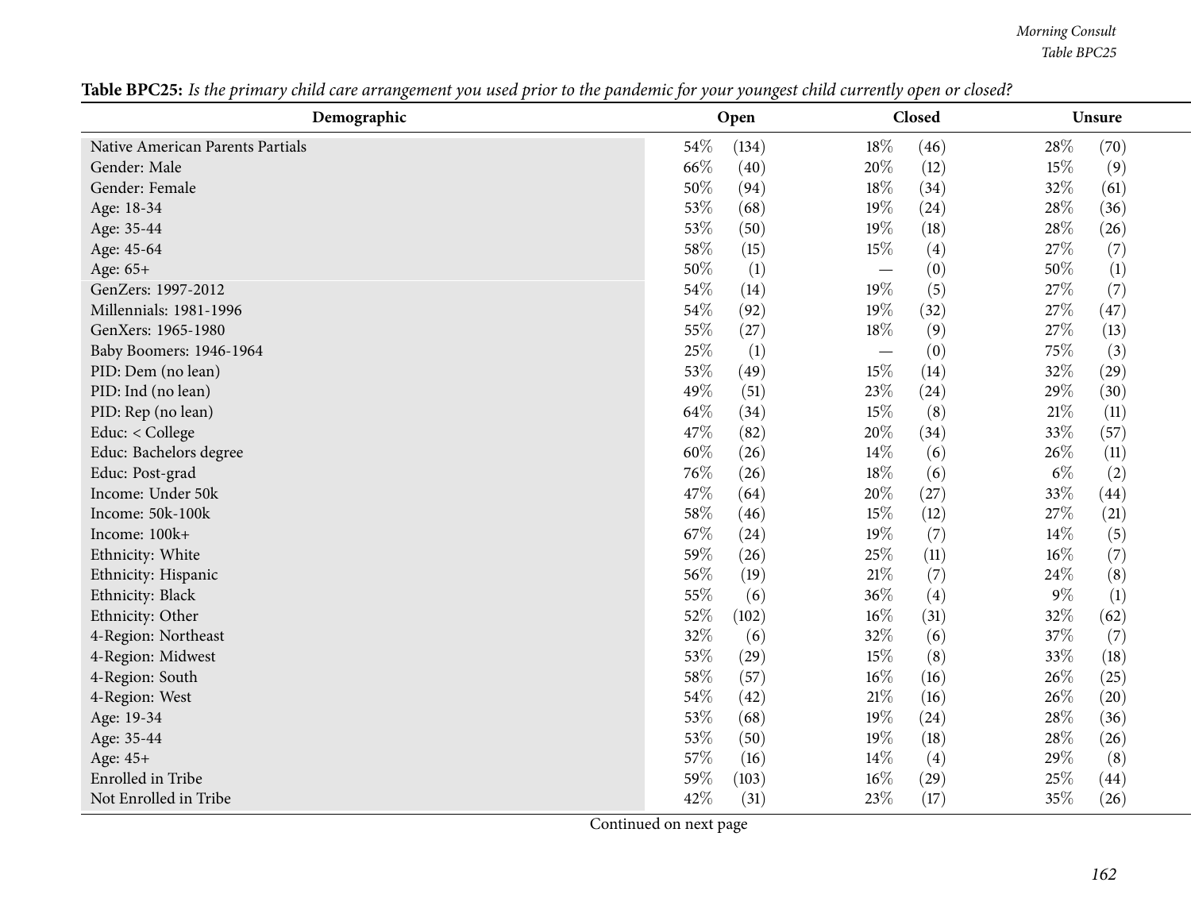**Table BPC25:** *Is the primary child care arrangement you used prior to the pandemic for your youngest child currently open or closed?*

| Demographic | Open | | Closed | | Unsure | |
|---|---|---|---|---|---|---|
| Native American Parents Partials | 54% | (134) | 18% | (46) | 28% | (70) |
| Gender: Male | 66% | (40) | 20% | (12) | 15% | (9) |
| Gender: Female | 50% | (94) | 18% | (34) | 32% | (61) |
| Age: 18-34 | 53% | (68) | 19% | (24) | 28% | (36) |
| Age: 35-44 | 53% | (50) | 19% | (18) | 28% | (26) |
| Age: 45-64 | 58% | (15) | 15% | (4) | 27% | (7) |
| Age: 65+ | 50% | (1) | — | (0) | 50% | (1) |
| GenZers: 1997-2012 | 54% | (14) | 19% | (5) | 27% | (7) |
| Millennials: 1981-1996 | 54% | (92) | 19% | (32) | 27% | (47) |
| GenXers: 1965-1980 | 55% | (27) | 18% | (9) | 27% | (13) |
| Baby Boomers: 1946-1964 | 25% | (1) | — | (0) | 75% | (3) |
| PID: Dem (no lean) | 53% | (49) | 15% | (14) | 32% | (29) |
| PID: Ind (no lean) | 49% | (51) | 23% | (24) | 29% | (30) |
| PID: Rep (no lean) | 64% | (34) | 15% | (8) | 21% | (11) |
| Educ: < College | 47% | (82) | 20% | (34) | 33% | (57) |
| Educ: Bachelors degree | 60% | (26) | 14% | (6) | 26% | (11) |
| Educ: Post-grad | 76% | (26) | 18% | (6) | 6% | (2) |
| Income: Under 50k | 47% | (64) | 20% | (27) | 33% | (44) |
| Income: 50k-100k | 58% | (46) | 15% | (12) | 27% | (21) |
| Income: 100k+ | 67% | (24) | 19% | (7) | 14% | (5) |
| Ethnicity: White | 59% | (26) | 25% | (11) | 16% | (7) |
| Ethnicity: Hispanic | 56% | (19) | 21% | (7) | 24% | (8) |
| Ethnicity: Black | 55% | (6) | 36% | (4) | 9% | (1) |
| Ethnicity: Other | 52% | (102) | 16% | (31) | 32% | (62) |
| 4-Region: Northeast | 32% | (6) | 32% | (6) | 37% | (7) |
| 4-Region: Midwest | 53% | (29) | 15% | (8) | 33% | (18) |
| 4-Region: South | 58% | (57) | 16% | (16) | 26% | (25) |
| 4-Region: West | 54% | (42) | 21% | (16) | 26% | (20) |
| Age: 19-34 | 53% | (68) | 19% | (24) | 28% | (36) |
| Age: 35-44 | 53% | (50) | 19% | (18) | 28% | (26) |
| Age: 45+ | 57% | (16) | 14% | (4) | 29% | (8) |
| Enrolled in Tribe | 59% | (103) | 16% | (29) | 25% | (44) |
| Not Enrolled in Tribe | 42% | (31) | 23% | (17) | 35% | (26) |

Continued on next page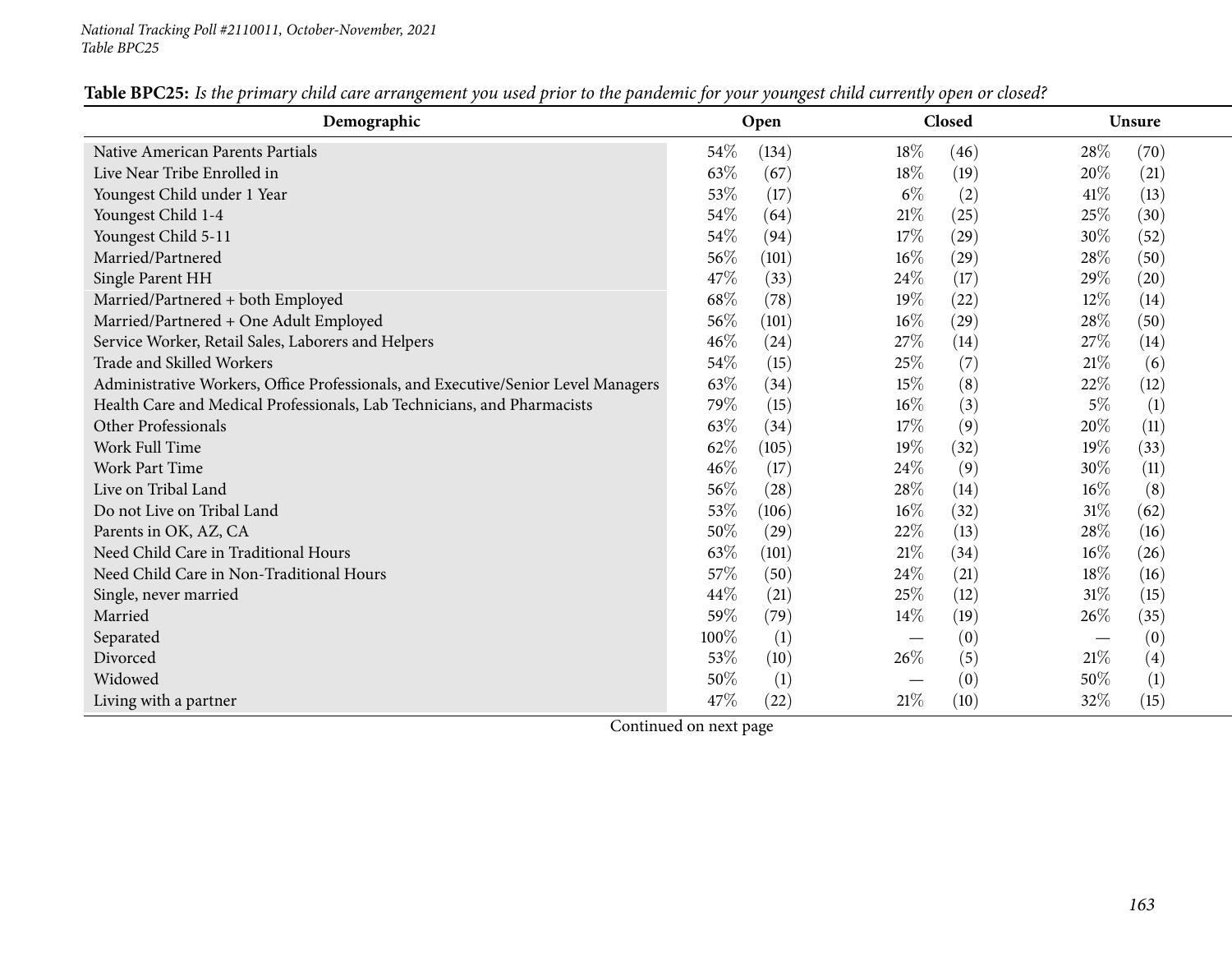**Table BPC25:** *Is the primary child care arrangement you used prior to the pandemic for your youngest child currently open or closed?*

| Demographic | Open | | Closed | | Unsure | |
|---|---|---|---|---|---|---|
| Native American Parents Partials | 54% | (134) | 18% | (46) | 28% | (70) |
| Live Near Tribe Enrolled in | 63% | (67) | 18% | (19) | 20% | (21) |
| Youngest Child under 1 Year | 53% | (17) | 6% | (2) | 41% | (13) |
| Youngest Child 1-4 | 54% | (64) | 21% | (25) | 25% | (30) |
| Youngest Child 5-11 | 54% | (94) | 17% | (29) | 30% | (52) |
| Married/Partnered | 56% | (101) | 16% | (29) | 28% | (50) |
| Single Parent HH | 47% | (33) | 24% | (17) | 29% | (20) |
| Married/Partnered + both Employed | 68% | (78) | 19% | (22) | 12% | (14) |
| Married/Partnered + One Adult Employed | 56% | (101) | 16% | (29) | 28% | (50) |
| Service Worker, Retail Sales, Laborers and Helpers | 46% | (24) | 27% | (14) | 27% | (14) |
| Trade and Skilled Workers | 54% | (15) | 25% | (7) | 21% | (6) |
| Administrative Workers, Office Professionals, and Executive/Senior Level Managers | 63% | (34) | 15% | (8) | 22% | (12) |
| Health Care and Medical Professionals, Lab Technicians, and Pharmacists | 79% | (15) | 16% | (3) | 5% | (1) |
| Other Professionals | 63% | (34) | 17% | (9) | 20% | (11) |
| Work Full Time | 62% | (105) | 19% | (32) | 19% | (33) |
| Work Part Time | 46% | (17) | 24% | (9) | 30% | (11) |
| Live on Tribal Land | 56% | (28) | 28% | (14) | 16% | (8) |
| Do not Live on Tribal Land | 53% | (106) | 16% | (32) | 31% | (62) |
| Parents in OK, AZ, CA | 50% | (29) | 22% | (13) | 28% | (16) |
| Need Child Care in Traditional Hours | 63% | (101) | 21% | (34) | 16% | (26) |
| Need Child Care in Non-Traditional Hours | 57% | (50) | 24% | (21) | 18% | (16) |
| Single, never married | 44% | (21) | 25% | (12) | 31% | (15) |
| Married | 59% | (79) | 14% | (19) | 26% | (35) |
| Separated | 100% | (1) | — | (0) | — | (0) |
| Divorced | 53% | (10) | 26% | (5) | 21% | (4) |
| Widowed | 50% | (1) | — | (0) | 50% | (1) |
| Living with a partner | 47% | (22) | 21% | (10) | 32% | (15) |

Continued on next page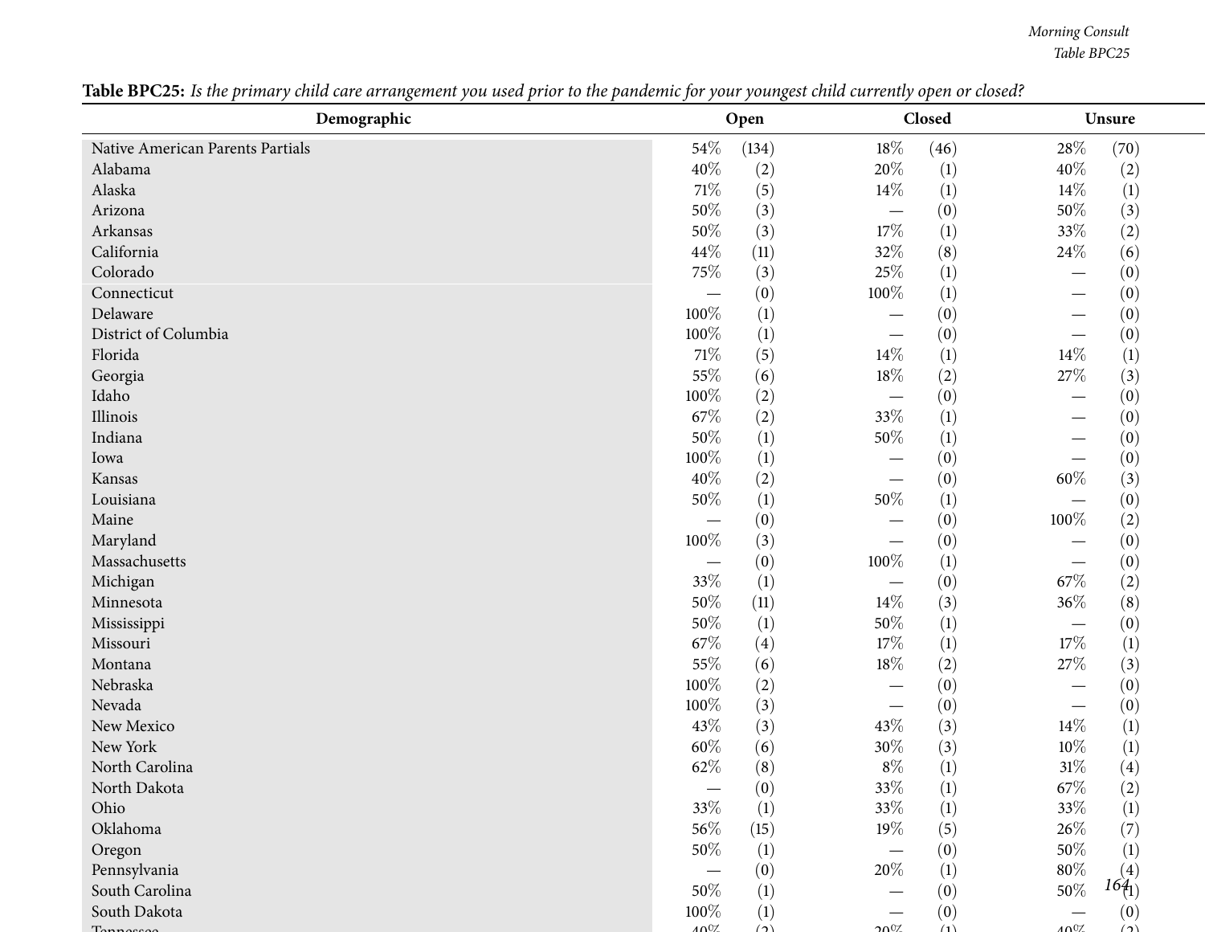**Table BPC25:** *Is the primary child care arrangement you used prior to the pandemic for your youngest child currently open or closed?*

| Demographic | Open | | Closed | | Unsure | |
|---|---|---|---|---|---|---|
| Native American Parents Partials | 54% | (134) | 18% | (46) | 28% | (70) |
| Alabama | 40% | (2) | 20% | (1) | 40% | (2) |
| Alaska | 71% | (5) | 14% | (1) | 14% | (1) |
| Arizona | 50% | (3) | — | (0) | 50% | (3) |
| Arkansas | 50% | (3) | 17% | (1) | 33% | (2) |
| California | 44% | (11) | 32% | (8) | 24% | (6) |
| Colorado | 75% | (3) | 25% | (1) | — | (0) |
| Connecticut | — | (0) | 100% | (1) | — | (0) |
| Delaware | 100% | (1) | — | (0) | — | (0) |
| District of Columbia | 100% | (1) | — | (0) | — | (0) |
| Florida | 71% | (5) | 14% | (1) | 14% | (1) |
| Georgia | 55% | (6) | 18% | (2) | 27% | (3) |
| Idaho | 100% | (2) | — | (0) | — | (0) |
| Illinois | 67% | (2) | 33% | (1) | — | (0) |
| Indiana | 50% | (1) | 50% | (1) | — | (0) |
| Iowa | 100% | (1) | — | (0) | — | (0) |
| Kansas | 40% | (2) | — | (0) | 60% | (3) |
| Louisiana | 50% | (1) | 50% | (1) | — | (0) |
| Maine | — | (0) | — | (0) | 100% | (2) |
| Maryland | 100% | (3) | — | (0) | — | (0) |
| Massachusetts | — | (0) | 100% | (1) | — | (0) |
| Michigan | 33% | (1) | — | (0) | 67% | (2) |
| Minnesota | 50% | (11) | 14% | (3) | 36% | (8) |
| Mississippi | 50% | (1) | 50% | (1) | — | (0) |
| Missouri | 67% | (4) | 17% | (1) | 17% | (1) |
| Montana | 55% | (6) | 18% | (2) | 27% | (3) |
| Nebraska | 100% | (2) | — | (0) | — | (0) |
| Nevada | 100% | (3) | — | (0) | — | (0) |
| New Mexico | 43% | (3) | 43% | (3) | 14% | (1) |
| New York | 60% | (6) | 30% | (3) | 10% | (1) |
| North Carolina | 62% | (8) | 8% | (1) | 31% | (4) |
| North Dakota | — | (0) | 33% | (1) | 67% | (2) |
| Ohio | 33% | (1) | 33% | (1) | 33% | (1) |
| Oklahoma | 56% | (15) | 19% | (5) | 26% | (7) |
| Oregon | 50% | (1) | — | (0) | 50% | (1) |
| Pennsylvania | — | (0) | 20% | (1) | 80% | (4) |
| South Carolina | 50% | (1) | — | (0) | 50% | (1) |
| South Dakota | 100% | (1) | — | (0) | — | (0) |
| Tennessee | 40% | (2) | 20% | (1) | 40% | (2) |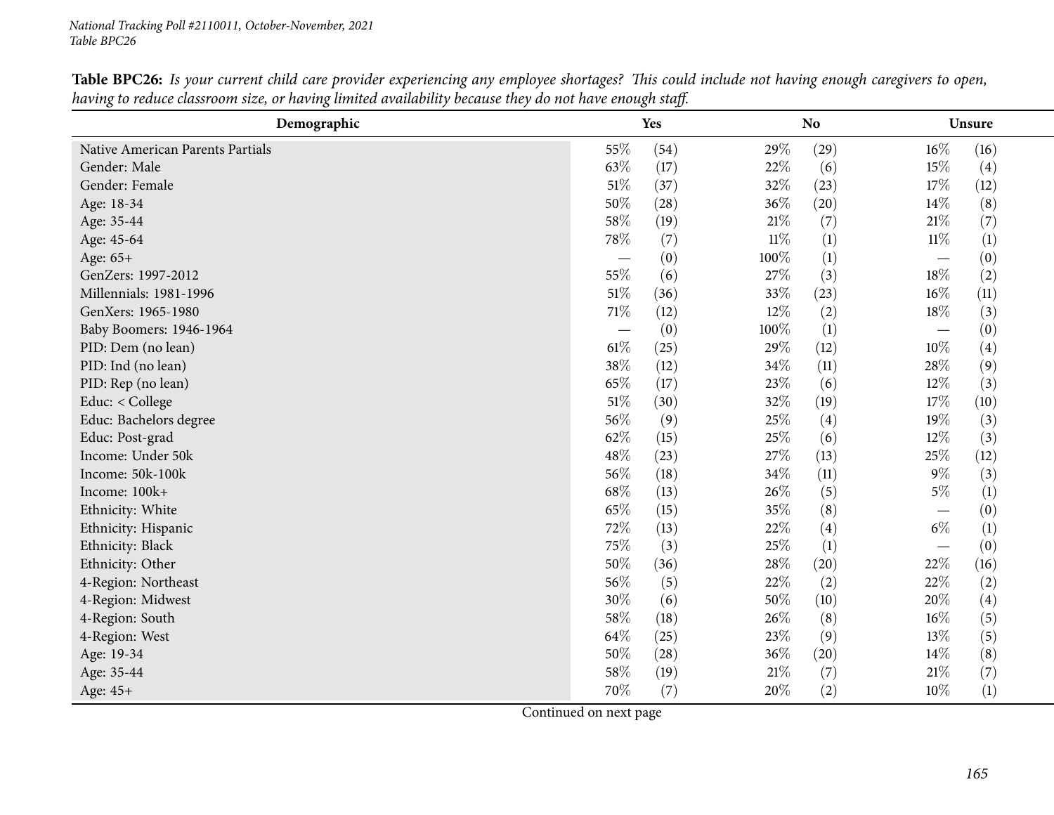**Table BPC26:** *Is your current child care provider experiencing any employee shortages? This could include not having enough caregivers to open, having to reduce classroom size, or having limited availability because they do not have enough staff.*

| Demographic | Yes | | No | | Unsure | |
|---|---|---|---|---|---|---|
| Native American Parents Partials | 55% | (54) | 29% | (29) | 16% | (16) |
| Gender: Male | 63% | (17) | 22% | (6) | 15% | (4) |
| Gender: Female | 51% | (37) | 32% | (23) | 17% | (12) |
| Age: 18-34 | 50% | (28) | 36% | (20) | 14% | (8) |
| Age: 35-44 | 58% | (19) | 21% | (7) | 21% | (7) |
| Age: 45-64 | 78% | (7) | 11% | (1) | 11% | (1) |
| Age: 65+ | — | (0) | 100% | (1) | — | (0) |
| GenZers: 1997-2012 | 55% | (6) | 27% | (3) | 18% | (2) |
| Millennials: 1981-1996 | 51% | (36) | 33% | (23) | 16% | (11) |
| GenXers: 1965-1980 | 71% | (12) | 12% | (2) | 18% | (3) |
| Baby Boomers: 1946-1964 | — | (0) | 100% | (1) | — | (0) |
| PID: Dem (no lean) | 61% | (25) | 29% | (12) | 10% | (4) |
| PID: Ind (no lean) | 38% | (12) | 34% | (11) | 28% | (9) |
| PID: Rep (no lean) | 65% | (17) | 23% | (6) | 12% | (3) |
| Educ: < College | 51% | (30) | 32% | (19) | 17% | (10) |
| Educ: Bachelors degree | 56% | (9) | 25% | (4) | 19% | (3) |
| Educ: Post-grad | 62% | (15) | 25% | (6) | 12% | (3) |
| Income: Under 50k | 48% | (23) | 27% | (13) | 25% | (12) |
| Income: 50k-100k | 56% | (18) | 34% | (11) | 9% | (3) |
| Income: 100k+ | 68% | (13) | 26% | (5) | 5% | (1) |
| Ethnicity: White | 65% | (15) | 35% | (8) | — | (0) |
| Ethnicity: Hispanic | 72% | (13) | 22% | (4) | 6% | (1) |
| Ethnicity: Black | 75% | (3) | 25% | (1) | — | (0) |
| Ethnicity: Other | 50% | (36) | 28% | (20) | 22% | (16) |
| 4-Region: Northeast | 56% | (5) | 22% | (2) | 22% | (2) |
| 4-Region: Midwest | 30% | (6) | 50% | (10) | 20% | (4) |
| 4-Region: South | 58% | (18) | 26% | (8) | 16% | (5) |
| 4-Region: West | 64% | (25) | 23% | (9) | 13% | (5) |
| Age: 19-34 | 50% | (28) | 36% | (20) | 14% | (8) |
| Age: 35-44 | 58% | (19) | 21% | (7) | 21% | (7) |
| Age: 45+ | 70% | (7) | 20% | (2) | 10% | (1) |

Continued on next page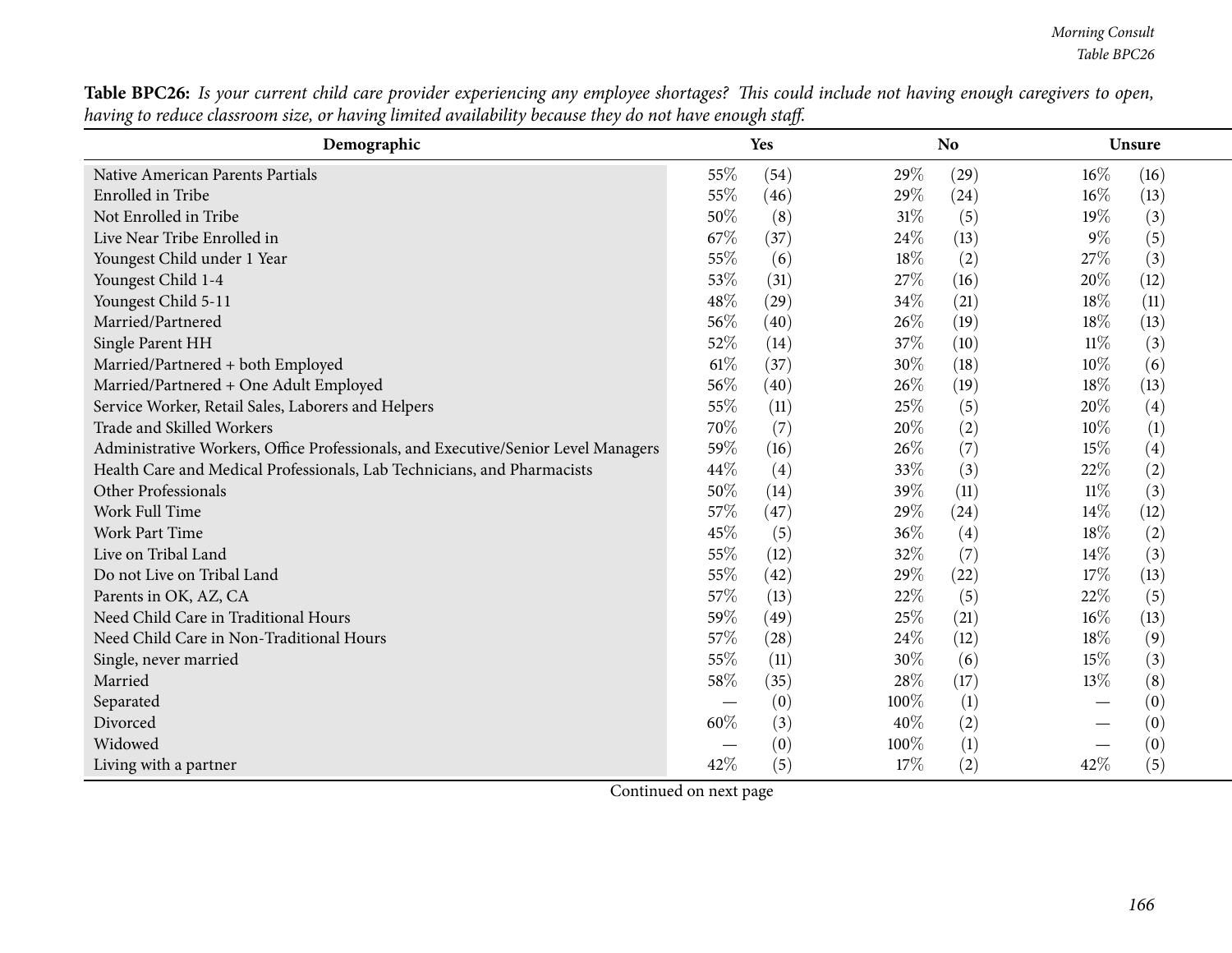**Table BPC26:** *Is your current child care provider experiencing any employee shortages? This could include not having enough caregivers to open, having to reduce classroom size, or having limited availability because they do not have enough staff.*

| Demographic | Yes | | No | | Unsure | |
|---|---|---|---|---|---|---|
| Native American Parents Partials | 55% | (54) | 29% | (29) | 16% | (16) |
| Enrolled in Tribe | 55% | (46) | 29% | (24) | 16% | (13) |
| Not Enrolled in Tribe | 50% | (8) | 31% | (5) | 19% | (3) |
| Live Near Tribe Enrolled in | 67% | (37) | 24% | (13) | 9% | (5) |
| Youngest Child under 1 Year | 55% | (6) | 18% | (2) | 27% | (3) |
| Youngest Child 1-4 | 53% | (31) | 27% | (16) | 20% | (12) |
| Youngest Child 5-11 | 48% | (29) | 34% | (21) | 18% | (11) |
| Married/Partnered | 56% | (40) | 26% | (19) | 18% | (13) |
| Single Parent HH | 52% | (14) | 37% | (10) | 11% | (3) |
| Married/Partnered + both Employed | 61% | (37) | 30% | (18) | 10% | (6) |
| Married/Partnered + One Adult Employed | 56% | (40) | 26% | (19) | 18% | (13) |
| Service Worker, Retail Sales, Laborers and Helpers | 55% | (11) | 25% | (5) | 20% | (4) |
| Trade and Skilled Workers | 70% | (7) | 20% | (2) | 10% | (1) |
| Administrative Workers, Office Professionals, and Executive/Senior Level Managers | 59% | (16) | 26% | (7) | 15% | (4) |
| Health Care and Medical Professionals, Lab Technicians, and Pharmacists | 44% | (4) | 33% | (3) | 22% | (2) |
| Other Professionals | 50% | (14) | 39% | (11) | 11% | (3) |
| Work Full Time | 57% | (47) | 29% | (24) | 14% | (12) |
| Work Part Time | 45% | (5) | 36% | (4) | 18% | (2) |
| Live on Tribal Land | 55% | (12) | 32% | (7) | 14% | (3) |
| Do not Live on Tribal Land | 55% | (42) | 29% | (22) | 17% | (13) |
| Parents in OK, AZ, CA | 57% | (13) | 22% | (5) | 22% | (5) |
| Need Child Care in Traditional Hours | 59% | (49) | 25% | (21) | 16% | (13) |
| Need Child Care in Non-Traditional Hours | 57% | (28) | 24% | (12) | 18% | (9) |
| Single, never married | 55% | (11) | 30% | (6) | 15% | (3) |
| Married | 58% | (35) | 28% | (17) | 13% | (8) |
| Separated | — | (0) | 100% | (1) | — | (0) |
| Divorced | 60% | (3) | 40% | (2) | — | (0) |
| Widowed | — | (0) | 100% | (1) | — | (0) |
| Living with a partner | 42% | (5) | 17% | (2) | 42% | (5) |

Continued on next page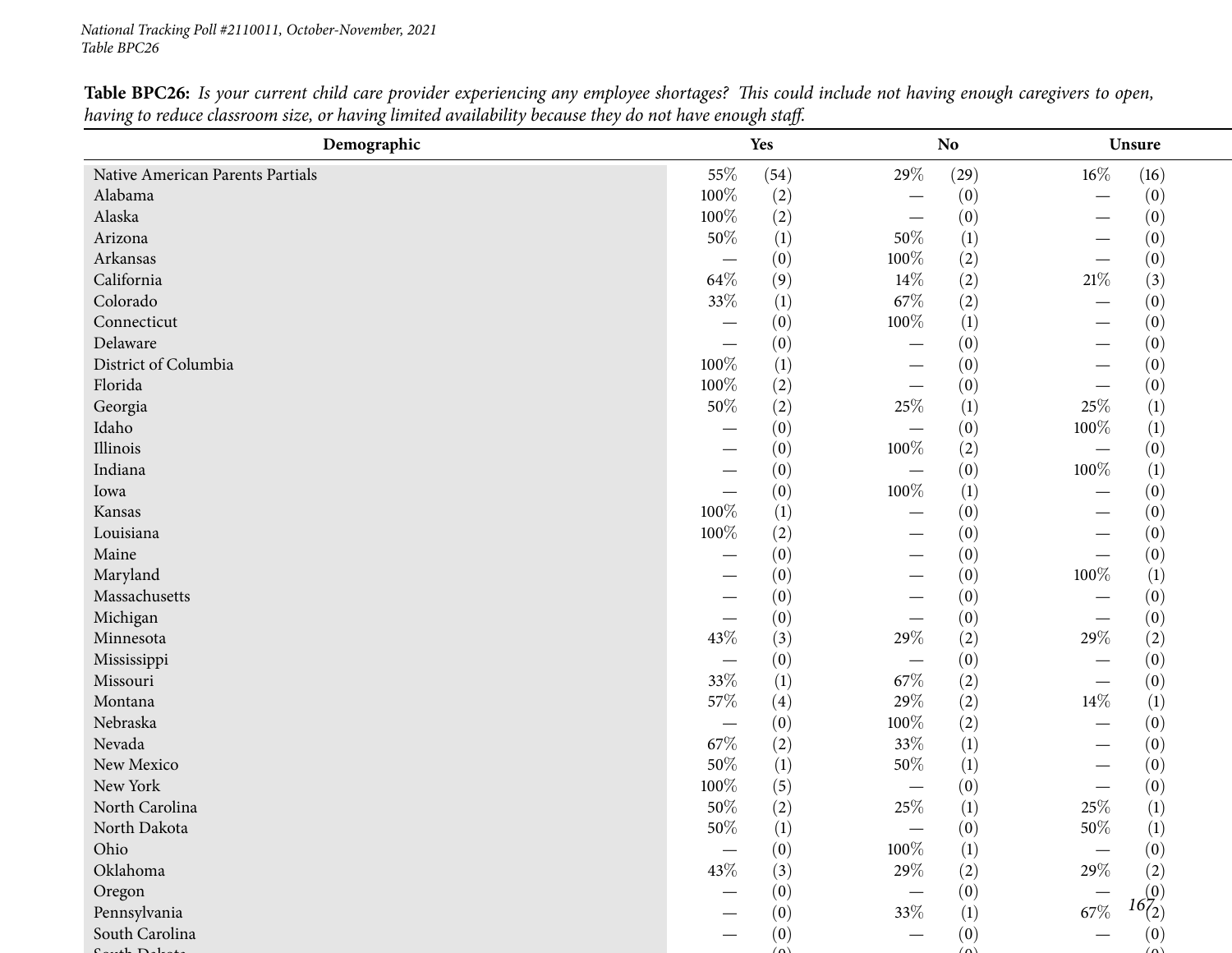**Table BPC26:** *Is your current child care provider experiencing any employee shortages? This could include not having enough caregivers to open, having to reduce classroom size, or having limited availability because they do not have enough staff.*

| Demographic | Yes | | No | | Unsure | |
|---|---|---|---|---|---|---|
| Native American Parents Partials | 55% | (54) | 29% | (29) | 16% | (16) |
| Alabama | 100% | (2) | — | (0) | — | (0) |
| Alaska | 100% | (2) | — | (0) | — | (0) |
| Arizona | 50% | (1) | 50% | (1) | — | (0) |
| Arkansas | — | (0) | 100% | (2) | — | (0) |
| California | 64% | (9) | 14% | (2) | 21% | (3) |
| Colorado | 33% | (1) | 67% | (2) | — | (0) |
| Connecticut | — | (0) | 100% | (1) | — | (0) |
| Delaware | — | (0) | — | (0) | — | (0) |
| District of Columbia | 100% | (1) | — | (0) | — | (0) |
| Florida | 100% | (2) | — | (0) | — | (0) |
| Georgia | 50% | (2) | 25% | (1) | 25% | (1) |
| Idaho | — | (0) | — | (0) | 100% | (1) |
| Illinois | — | (0) | 100% | (2) | — | (0) |
| Indiana | — | (0) | — | (0) | 100% | (1) |
| Iowa | — | (0) | 100% | (1) | — | (0) |
| Kansas | 100% | (1) | — | (0) | — | (0) |
| Louisiana | 100% | (2) | — | (0) | — | (0) |
| Maine | — | (0) | — | (0) | — | (0) |
| Maryland | — | (0) | — | (0) | 100% | (1) |
| Massachusetts | — | (0) | — | (0) | — | (0) |
| Michigan | — | (0) | — | (0) | — | (0) |
| Minnesota | 43% | (3) | 29% | (2) | 29% | (2) |
| Mississippi | — | (0) | — | (0) | — | (0) |
| Missouri | 33% | (1) | 67% | (2) | — | (0) |
| Montana | 57% | (4) | 29% | (2) | 14% | (1) |
| Nebraska | — | (0) | 100% | (2) | — | (0) |
| Nevada | 67% | (2) | 33% | (1) | — | (0) |
| New Mexico | 50% | (1) | 50% | (1) | — | (0) |
| New York | 100% | (5) | — | (0) | — | (0) |
| North Carolina | 50% | (2) | 25% | (1) | 25% | (1) |
| North Dakota | 50% | (1) | — | (0) | 50% | (1) |
| Ohio | — | (0) | 100% | (1) | — | (0) |
| Oklahoma | 43% | (3) | 29% | (2) | 29% | (2) |
| Oregon | — | (0) | — | (0) | — | (0) |
| Pennsylvania | — | (0) | 33% | (1) | 67% | (2) |
| South Carolina | — | (0) | — | (0) | — | (0) |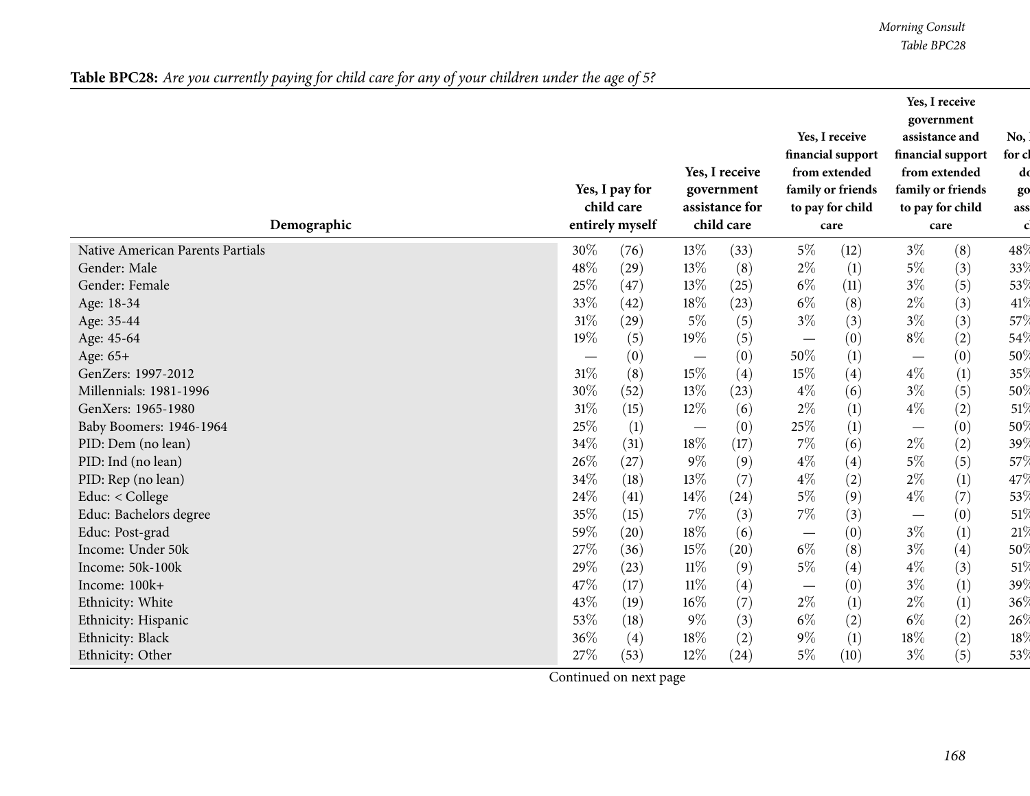**Table BPC28:** *Are you currently paying for child care for any of your children under the age of 5?*

| Demographic | Yes, I pay for child care entirely myself | | Yes, I receive government assistance for child care | | Yes, I receive financial support from extended family or friends to pay for child care | | Yes, I receive government assistance and financial support from extended family or friends to pay for child care | | No, I for ch do go ass c |
|---|---|---|---|---|---|---|---|---|---|
| Native American Parents Partials | 30% | (76) | 13% | (33) | 5% | (12) | 3% | (8) | 48% |
| Gender: Male | 48% | (29) | 13% | (8) | 2% | (1) | 5% | (3) | 33% |
| Gender: Female | 25% | (47) | 13% | (25) | 6% | (11) | 3% | (5) | 53% |
| Age: 18-34 | 33% | (42) | 18% | (23) | 6% | (8) | 2% | (3) | 41% |
| Age: 35-44 | 31% | (29) | 5% | (5) | 3% | (3) | 3% | (3) | 57% |
| Age: 45-64 | 19% | (5) | 19% | (5) | — | (0) | 8% | (2) | 54% |
| Age: 65+ | — | (0) | — | (0) | 50% | (1) | — | (0) | 50% |
| GenZers: 1997-2012 | 31% | (8) | 15% | (4) | 15% | (4) | 4% | (1) | 35% |
| Millennials: 1981-1996 | 30% | (52) | 13% | (23) | 4% | (6) | 3% | (5) | 50% |
| GenXers: 1965-1980 | 31% | (15) | 12% | (6) | 2% | (1) | 4% | (2) | 51% |
| Baby Boomers: 1946-1964 | 25% | (1) | — | (0) | 25% | (1) | — | (0) | 50% |
| PID: Dem (no lean) | 34% | (31) | 18% | (17) | 7% | (6) | 2% | (2) | 39% |
| PID: Ind (no lean) | 26% | (27) | 9% | (9) | 4% | (4) | 5% | (5) | 57% |
| PID: Rep (no lean) | 34% | (18) | 13% | (7) | 4% | (2) | 2% | (1) | 47% |
| Educ: < College | 24% | (41) | 14% | (24) | 5% | (9) | 4% | (7) | 53% |
| Educ: Bachelors degree | 35% | (15) | 7% | (3) | 7% | (3) | — | (0) | 51% |
| Educ: Post-grad | 59% | (20) | 18% | (6) | — | (0) | 3% | (1) | 21% |
| Income: Under 50k | 27% | (36) | 15% | (20) | 6% | (8) | 3% | (4) | 50% |
| Income: 50k-100k | 29% | (23) | 11% | (9) | 5% | (4) | 4% | (3) | 51% |
| Income: 100k+ | 47% | (17) | 11% | (4) | — | (0) | 3% | (1) | 39% |
| Ethnicity: White | 43% | (19) | 16% | (7) | 2% | (1) | 2% | (1) | 36% |
| Ethnicity: Hispanic | 53% | (18) | 9% | (3) | 6% | (2) | 6% | (2) | 26% |
| Ethnicity: Black | 36% | (4) | 18% | (2) | 9% | (1) | 18% | (2) | 18% |
| Ethnicity: Other | 27% | (53) | 12% | (24) | 5% | (10) | 3% | (5) | 53% |

Continued on next page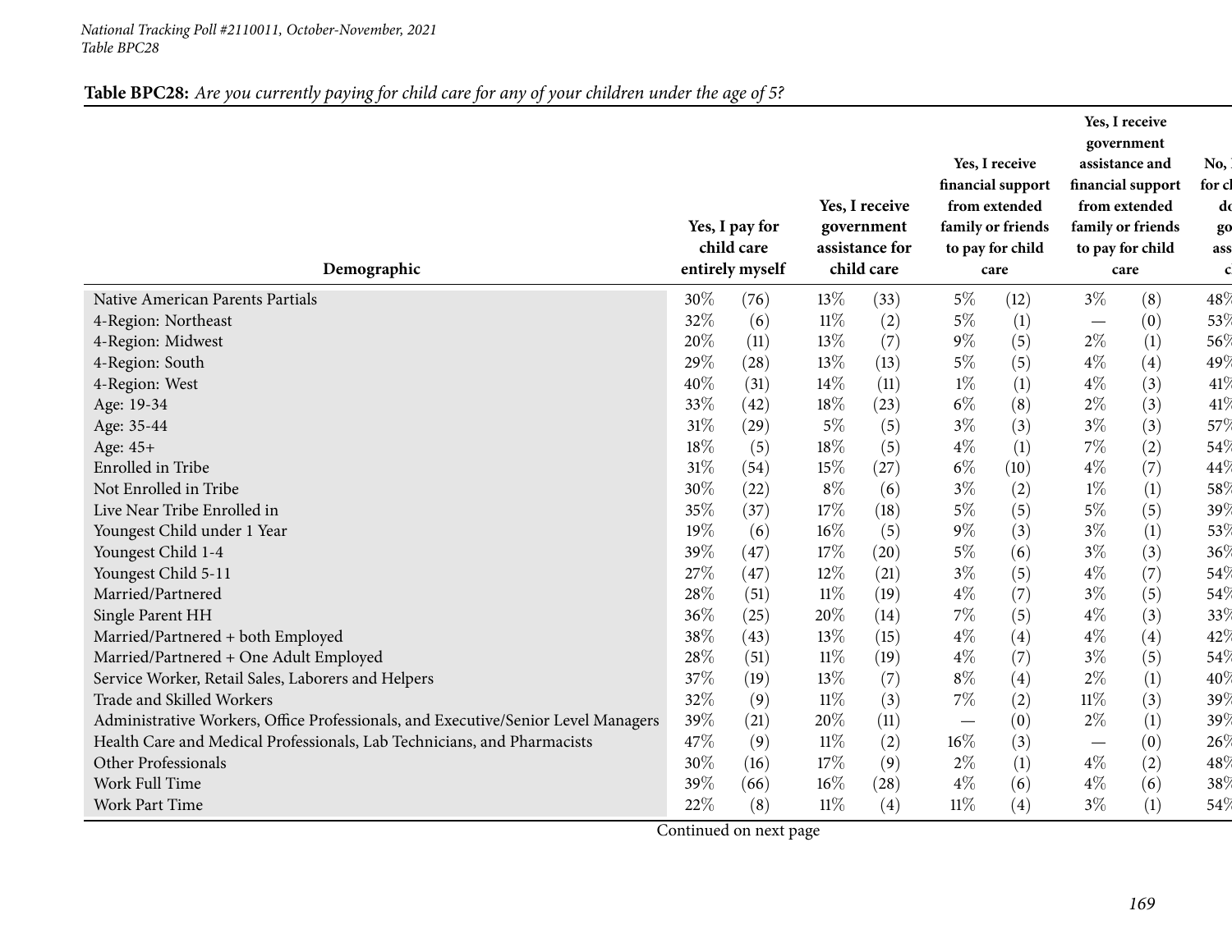*National Tracking Poll #2110011, October-November, 2021*
*Table BPC28*

**Table BPC28:** *Are you currently paying for child care for any of your children under the age of 5?*

| Demographic | Yes, I pay for child care entirely myself | | Yes, I receive government assistance for child care | | Yes, I receive financial support from extended family or friends to pay for child care | | Yes, I receive government assistance and financial support from extended family or friends to pay for child care | | No, I for ch do go ass c |
|---|---|---|---|---|---|---|---|---|---|
| Native American Parents Partials | 30% | (76) | 13% | (33) | 5% | (12) | 3% | (8) | 48% |
| 4-Region: Northeast | 32% | (6) | 11% | (2) | 5% | (1) | — | (0) | 53% |
| 4-Region: Midwest | 20% | (11) | 13% | (7) | 9% | (5) | 2% | (1) | 56% |
| 4-Region: South | 29% | (28) | 13% | (13) | 5% | (5) | 4% | (4) | 49% |
| 4-Region: West | 40% | (31) | 14% | (11) | 1% | (1) | 4% | (3) | 41% |
| Age: 19-34 | 33% | (42) | 18% | (23) | 6% | (8) | 2% | (3) | 41% |
| Age: 35-44 | 31% | (29) | 5% | (5) | 3% | (3) | 3% | (3) | 57% |
| Age: 45+ | 18% | (5) | 18% | (5) | 4% | (1) | 7% | (2) | 54% |
| Enrolled in Tribe | 31% | (54) | 15% | (27) | 6% | (10) | 4% | (7) | 44% |
| Not Enrolled in Tribe | 30% | (22) | 8% | (6) | 3% | (2) | 1% | (1) | 58% |
| Live Near Tribe Enrolled in | 35% | (37) | 17% | (18) | 5% | (5) | 5% | (5) | 39% |
| Youngest Child under 1 Year | 19% | (6) | 16% | (5) | 9% | (3) | 3% | (1) | 53% |
| Youngest Child 1-4 | 39% | (47) | 17% | (20) | 5% | (6) | 3% | (3) | 36% |
| Youngest Child 5-11 | 27% | (47) | 12% | (21) | 3% | (5) | 4% | (7) | 54% |
| Married/Partnered | 28% | (51) | 11% | (19) | 4% | (7) | 3% | (5) | 54% |
| Single Parent HH | 36% | (25) | 20% | (14) | 7% | (5) | 4% | (3) | 33% |
| Married/Partnered + both Employed | 38% | (43) | 13% | (15) | 4% | (4) | 4% | (4) | 42% |
| Married/Partnered + One Adult Employed | 28% | (51) | 11% | (19) | 4% | (7) | 3% | (5) | 54% |
| Service Worker, Retail Sales, Laborers and Helpers | 37% | (19) | 13% | (7) | 8% | (4) | 2% | (1) | 40% |
| Trade and Skilled Workers | 32% | (9) | 11% | (3) | 7% | (2) | 11% | (3) | 39% |
| Administrative Workers, Office Professionals, and Executive/Senior Level Managers | 39% | (21) | 20% | (11) | — | (0) | 2% | (1) | 39% |
| Health Care and Medical Professionals, Lab Technicians, and Pharmacists | 47% | (9) | 11% | (2) | 16% | (3) | — | (0) | 26% |
| Other Professionals | 30% | (16) | 17% | (9) | 2% | (1) | 4% | (2) | 48% |
| Work Full Time | 39% | (66) | 16% | (28) | 4% | (6) | 4% | (6) | 38% |
| Work Part Time | 22% | (8) | 11% | (4) | 11% | (4) | 3% | (1) | 54% |

Continued on next page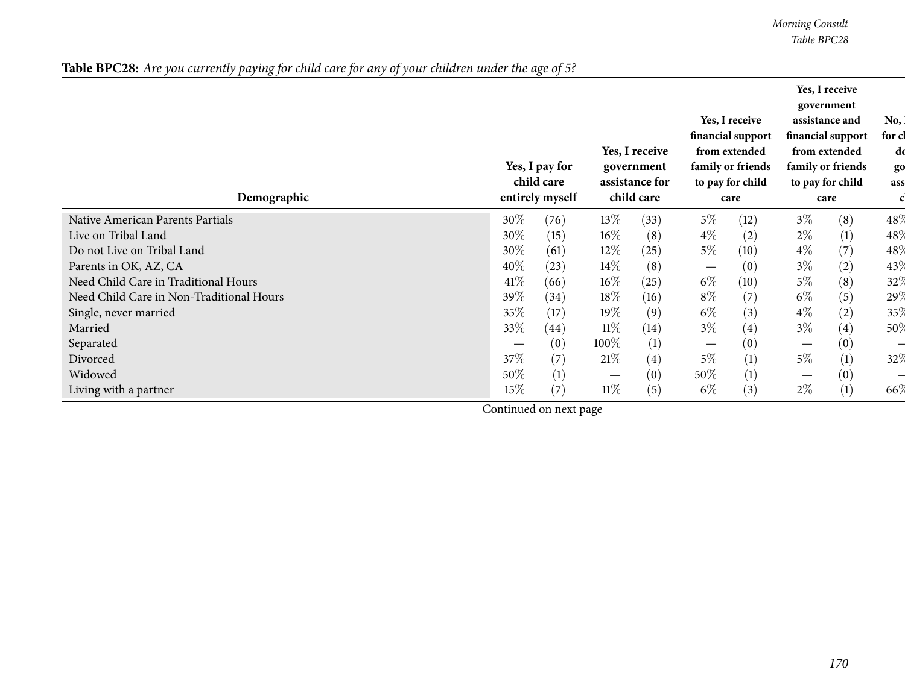**Table BPC28:** *Are you currently paying for child care for any of your children under the age of 5?*

| Demographic | Yes, I pay for child care entirely myself | | Yes, I receive government assistance for child care | | Yes, I receive financial support from extended family or friends to pay for child care | | Yes, I receive government assistance and financial support from extended family or friends to pay for child care | | No, I for ch do go ass c |
|---|---|---|---|---|---|---|---|---|---|
| Native American Parents Partials | 30% | (76) | 13% | (33) | 5% | (12) | 3% | (8) | 48% |
| Live on Tribal Land | 30% | (15) | 16% | (8) | 4% | (2) | 2% | (1) | 48% |
| Do not Live on Tribal Land | 30% | (61) | 12% | (25) | 5% | (10) | 4% | (7) | 48% |
| Parents in OK, AZ, CA | 40% | (23) | 14% | (8) | — | (0) | 3% | (2) | 43% |
| Need Child Care in Traditional Hours | 41% | (66) | 16% | (25) | 6% | (10) | 5% | (8) | 32% |
| Need Child Care in Non-Traditional Hours | 39% | (34) | 18% | (16) | 8% | (7) | 6% | (5) | 29% |
| Single, never married | 35% | (17) | 19% | (9) | 6% | (3) | 4% | (2) | 35% |
| Married | 33% | (44) | 11% | (14) | 3% | (4) | 3% | (4) | 50% |
| Separated | — | (0) | 100% | (1) | — | (0) | — | (0) | — |
| Divorced | 37% | (7) | 21% | (4) | 5% | (1) | 5% | (1) | 32% |
| Widowed | 50% | (1) | — | (0) | 50% | (1) | — | (0) | — |
| Living with a partner | 15% | (7) | 11% | (5) | 6% | (3) | 2% | (1) | 66% |

Continued on next page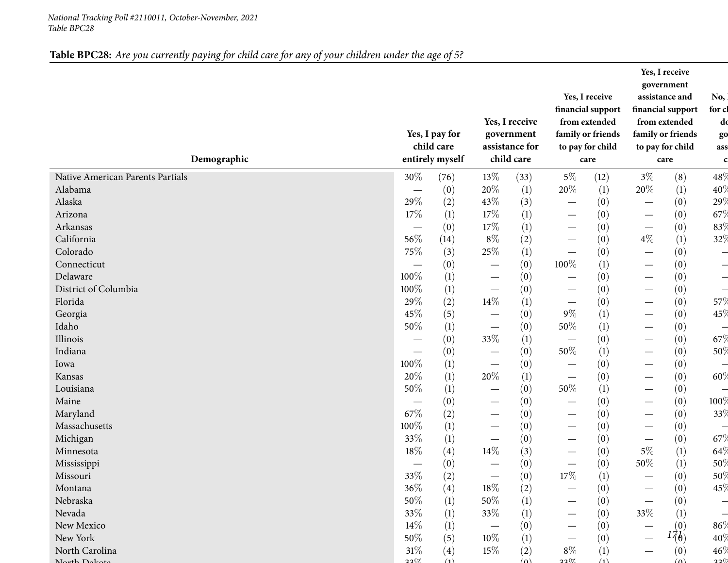*National Tracking Poll #2110011, October-November, 2021*
*Table BPC28*

**Table BPC28:** *Are you currently paying for child care for any of your children under the age of 5?*

| Demographic | Yes, I pay for child care entirely myself | | Yes, I receive government assistance for child care | | Yes, I receive financial support from extended family or friends to pay for child care | | Yes, I receive government assistance and financial support from extended family or friends to pay for child care | | No, I... for ch... do... go... ass... c... |
|---|---|---|---|---|---|---|---|---|---|
| Native American Parents Partials | 30% | (76) | 13% | (33) | 5% | (12) | 3% | (8) | 48% |
| Alabama | — | (0) | 20% | (1) | 20% | (1) | 20% | (1) | 40% |
| Alaska | 29% | (2) | 43% | (3) | — | (0) | — | (0) | 29% |
| Arizona | 17% | (1) | 17% | (1) | — | (0) | — | (0) | 67% |
| Arkansas | — | (0) | 17% | (1) | — | (0) | — | (0) | 83% |
| California | 56% | (14) | 8% | (2) | — | (0) | 4% | (1) | 32% |
| Colorado | 75% | (3) | 25% | (1) | — | (0) | — | (0) | – |
| Connecticut | — | (0) | — | (0) | 100% | (1) | — | (0) | – |
| Delaware | 100% | (1) | — | (0) | — | (0) | — | (0) | – |
| District of Columbia | 100% | (1) | — | (0) | — | (0) | — | (0) | – |
| Florida | 29% | (2) | 14% | (1) | — | (0) | — | (0) | 57% |
| Georgia | 45% | (5) | — | (0) | 9% | (1) | — | (0) | 45% |
| Idaho | 50% | (1) | — | (0) | 50% | (1) | — | (0) | – |
| Illinois | — | (0) | 33% | (1) | — | (0) | — | (0) | 67% |
| Indiana | — | (0) | — | (0) | 50% | (1) | — | (0) | 50% |
| Iowa | 100% | (1) | — | (0) | — | (0) | — | (0) | – |
| Kansas | 20% | (1) | 20% | (1) | — | (0) | — | (0) | 60% |
| Louisiana | 50% | (1) | — | (0) | 50% | (1) | — | (0) | – |
| Maine | — | (0) | — | (0) | — | (0) | — | (0) | 100% |
| Maryland | 67% | (2) | — | (0) | — | (0) | — | (0) | 33% |
| Massachusetts | 100% | (1) | — | (0) | — | (0) | — | (0) | – |
| Michigan | 33% | (1) | — | (0) | — | (0) | — | (0) | 67% |
| Minnesota | 18% | (4) | 14% | (3) | — | (0) | 5% | (1) | 64% |
| Mississippi | — | (0) | — | (0) | — | (0) | 50% | (1) | 50% |
| Missouri | 33% | (2) | — | (0) | 17% | (1) | — | (0) | 50% |
| Montana | 36% | (4) | 18% | (2) | — | (0) | — | (0) | 45% |
| Nebraska | 50% | (1) | 50% | (1) | — | (0) | — | (0) | – |
| Nevada | 33% | (1) | 33% | (1) | — | (0) | 33% | (1) | – |
| New Mexico | 14% | (1) | — | (0) | — | (0) | — | (0) | 86% |
| New York | 50% | (5) | 10% | (1) | — | (0) | — | (0) | 40% |
| North Carolina | 31% | (4) | 15% | (2) | 8% | (1) | — | (0) | 46% |
| North Dakota | 33% | (1) | — | (0) | 33% | (1) | — | (0) | 33% |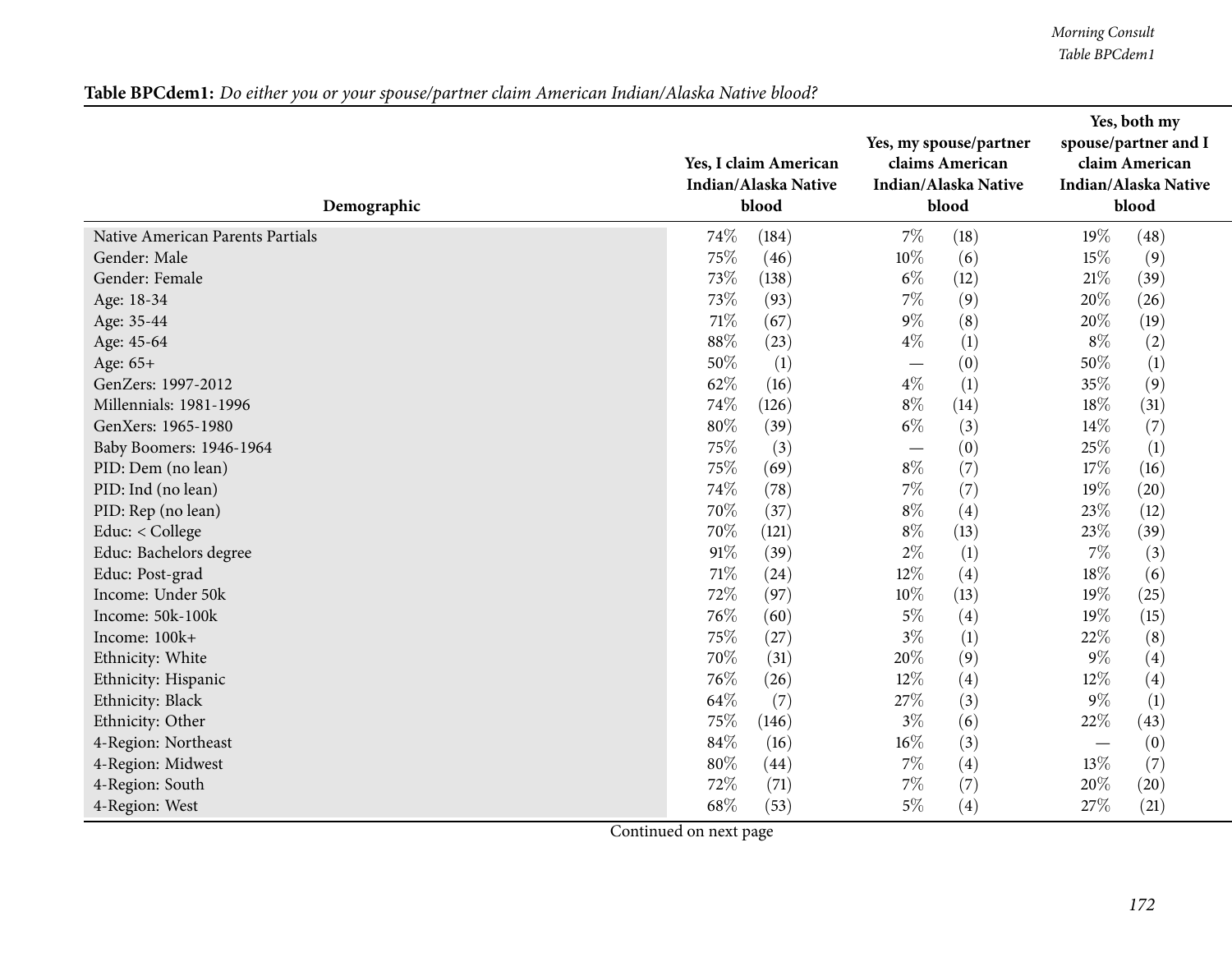**Table BPCdem1:** *Do either you or your spouse/partner claim American Indian/Alaska Native blood?*

| Demographic | Yes, I claim American Indian/Alaska Native blood | Yes, my spouse/partner claims American Indian/Alaska Native blood | Yes, both my spouse/partner and I claim American Indian/Alaska Native blood |
|---|---|---|---|
| Native American Parents Partials | 74% (184) | 7% (18) | 19% (48) |
| Gender: Male | 75% (46) | 10% (6) | 15% (9) |
| Gender: Female | 73% (138) | 6% (12) | 21% (39) |
| Age: 18-34 | 73% (93) | 7% (9) | 20% (26) |
| Age: 35-44 | 71% (67) | 9% (8) | 20% (19) |
| Age: 45-64 | 88% (23) | 4% (1) | 8% (2) |
| Age: 65+ | 50% (1) | — (0) | 50% (1) |
| GenZers: 1997-2012 | 62% (16) | 4% (1) | 35% (9) |
| Millennials: 1981-1996 | 74% (126) | 8% (14) | 18% (31) |
| GenXers: 1965-1980 | 80% (39) | 6% (3) | 14% (7) |
| Baby Boomers: 1946-1964 | 75% (3) | — (0) | 25% (1) |
| PID: Dem (no lean) | 75% (69) | 8% (7) | 17% (16) |
| PID: Ind (no lean) | 74% (78) | 7% (7) | 19% (20) |
| PID: Rep (no lean) | 70% (37) | 8% (4) | 23% (12) |
| Educ: < College | 70% (121) | 8% (13) | 23% (39) |
| Educ: Bachelors degree | 91% (39) | 2% (1) | 7% (3) |
| Educ: Post-grad | 71% (24) | 12% (4) | 18% (6) |
| Income: Under 50k | 72% (97) | 10% (13) | 19% (25) |
| Income: 50k-100k | 76% (60) | 5% (4) | 19% (15) |
| Income: 100k+ | 75% (27) | 3% (1) | 22% (8) |
| Ethnicity: White | 70% (31) | 20% (9) | 9% (4) |
| Ethnicity: Hispanic | 76% (26) | 12% (4) | 12% (4) |
| Ethnicity: Black | 64% (7) | 27% (3) | 9% (1) |
| Ethnicity: Other | 75% (146) | 3% (6) | 22% (43) |
| 4-Region: Northeast | 84% (16) | 16% (3) | — (0) |
| 4-Region: Midwest | 80% (44) | 7% (4) | 13% (7) |
| 4-Region: South | 72% (71) | 7% (7) | 20% (20) |
| 4-Region: West | 68% (53) | 5% (4) | 27% (21) |

Continued on next page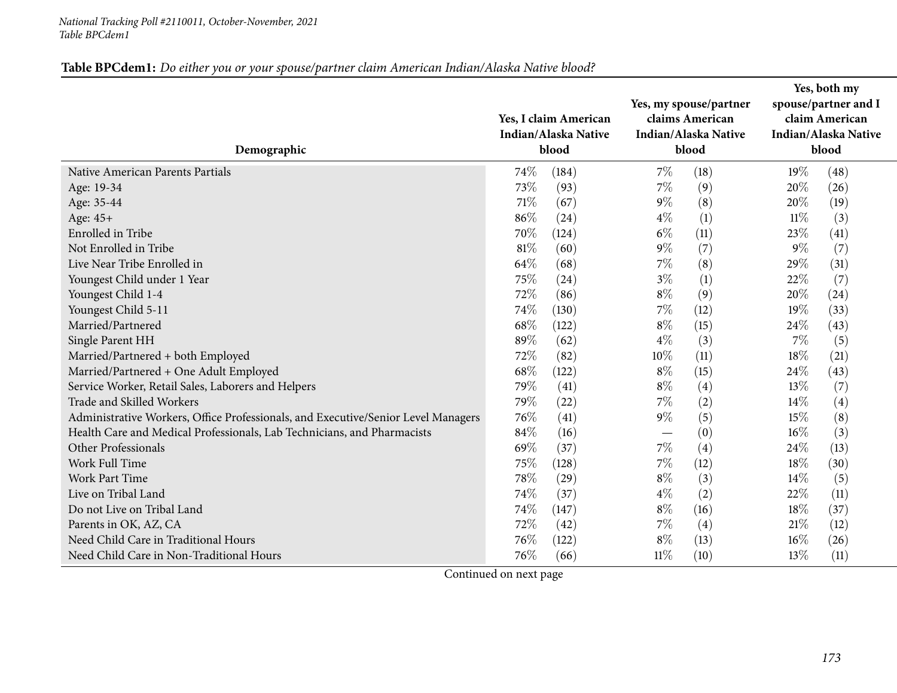National Tracking Poll #2110011, October-November, 2021
Table BPCdem1

**Table BPCdem1:** *Do either you or your spouse/partner claim American Indian/Alaska Native blood?*

| Demographic | Yes, I claim American Indian/Alaska Native blood | | Yes, my spouse/partner claims American Indian/Alaska Native blood | | Yes, both my spouse/partner and I claim American Indian/Alaska Native blood | |
|---|---|---|---|---|---|---|
| Native American Parents Partials | 74% | (184) | 7% | (18) | 19% | (48) |
| Age: 19-34 | 73% | (93) | 7% | (9) | 20% | (26) |
| Age: 35-44 | 71% | (67) | 9% | (8) | 20% | (19) |
| Age: 45+ | 86% | (24) | 4% | (1) | 11% | (3) |
| Enrolled in Tribe | 70% | (124) | 6% | (11) | 23% | (41) |
| Not Enrolled in Tribe | 81% | (60) | 9% | (7) | 9% | (7) |
| Live Near Tribe Enrolled in | 64% | (68) | 7% | (8) | 29% | (31) |
| Youngest Child under 1 Year | 75% | (24) | 3% | (1) | 22% | (7) |
| Youngest Child 1-4 | 72% | (86) | 8% | (9) | 20% | (24) |
| Youngest Child 5-11 | 74% | (130) | 7% | (12) | 19% | (33) |
| Married/Partnered | 68% | (122) | 8% | (15) | 24% | (43) |
| Single Parent HH | 89% | (62) | 4% | (3) | 7% | (5) |
| Married/Partnered + both Employed | 72% | (82) | 10% | (11) | 18% | (21) |
| Married/Partnered + One Adult Employed | 68% | (122) | 8% | (15) | 24% | (43) |
| Service Worker, Retail Sales, Laborers and Helpers | 79% | (41) | 8% | (4) | 13% | (7) |
| Trade and Skilled Workers | 79% | (22) | 7% | (2) | 14% | (4) |
| Administrative Workers, Office Professionals, and Executive/Senior Level Managers | 76% | (41) | 9% | (5) | 15% | (8) |
| Health Care and Medical Professionals, Lab Technicians, and Pharmacists | 84% | (16) | — | (0) | 16% | (3) |
| Other Professionals | 69% | (37) | 7% | (4) | 24% | (13) |
| Work Full Time | 75% | (128) | 7% | (12) | 18% | (30) |
| Work Part Time | 78% | (29) | 8% | (3) | 14% | (5) |
| Live on Tribal Land | 74% | (37) | 4% | (2) | 22% | (11) |
| Do not Live on Tribal Land | 74% | (147) | 8% | (16) | 18% | (37) |
| Parents in OK, AZ, CA | 72% | (42) | 7% | (4) | 21% | (12) |
| Need Child Care in Traditional Hours | 76% | (122) | 8% | (13) | 16% | (26) |
| Need Child Care in Non-Traditional Hours | 76% | (66) | 11% | (10) | 13% | (11) |

Continued on next page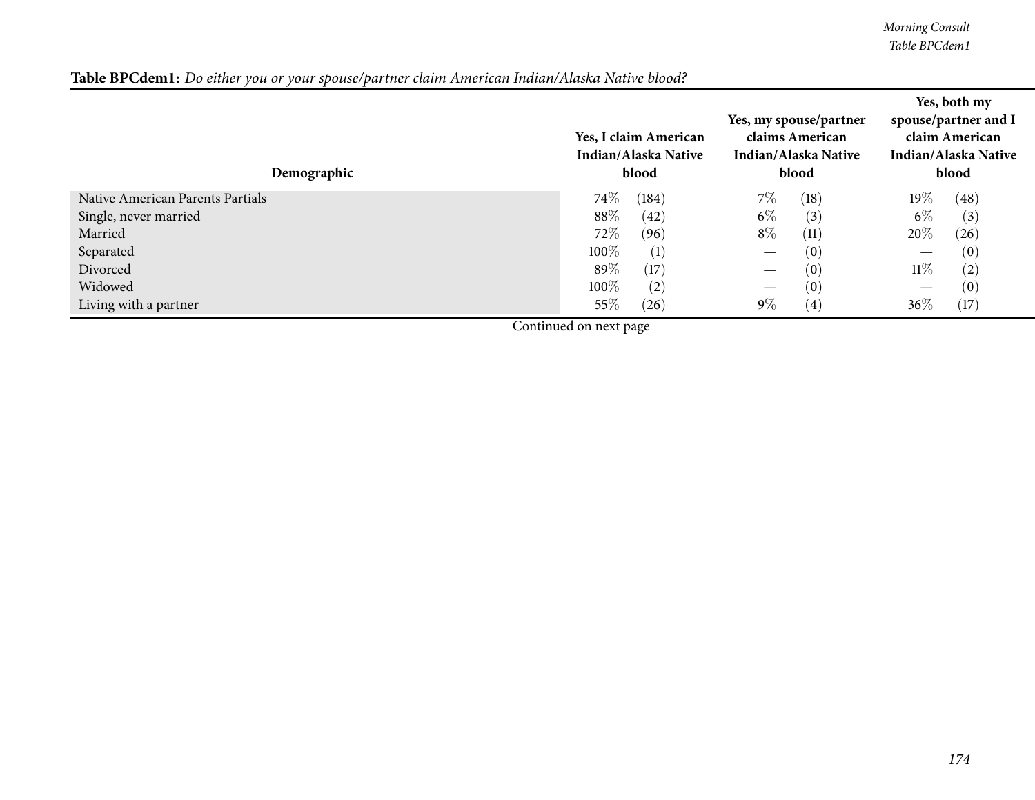**Table BPCdem1:** *Do either you or your spouse/partner claim American Indian/Alaska Native blood?*

| Demographic | Yes, I claim American Indian/Alaska Native blood | | Yes, my spouse/partner claims American Indian/Alaska Native blood | | Yes, both my spouse/partner and I claim American Indian/Alaska Native blood | |
|---|---|---|---|---|---|---|
| Native American Parents Partials | 74% | (184) | 7% | (18) | 19% | (48) |
| Single, never married | 88% | (42) | 6% | (3) | 6% | (3) |
| Married | 72% | (96) | 8% | (11) | 20% | (26) |
| Separated | 100% | (1) | — | (0) | — | (0) |
| Divorced | 89% | (17) | — | (0) | 11% | (2) |
| Widowed | 100% | (2) | — | (0) | — | (0) |
| Living with a partner | 55% | (26) | 9% | (4) | 36% | (17) |

Continued on next page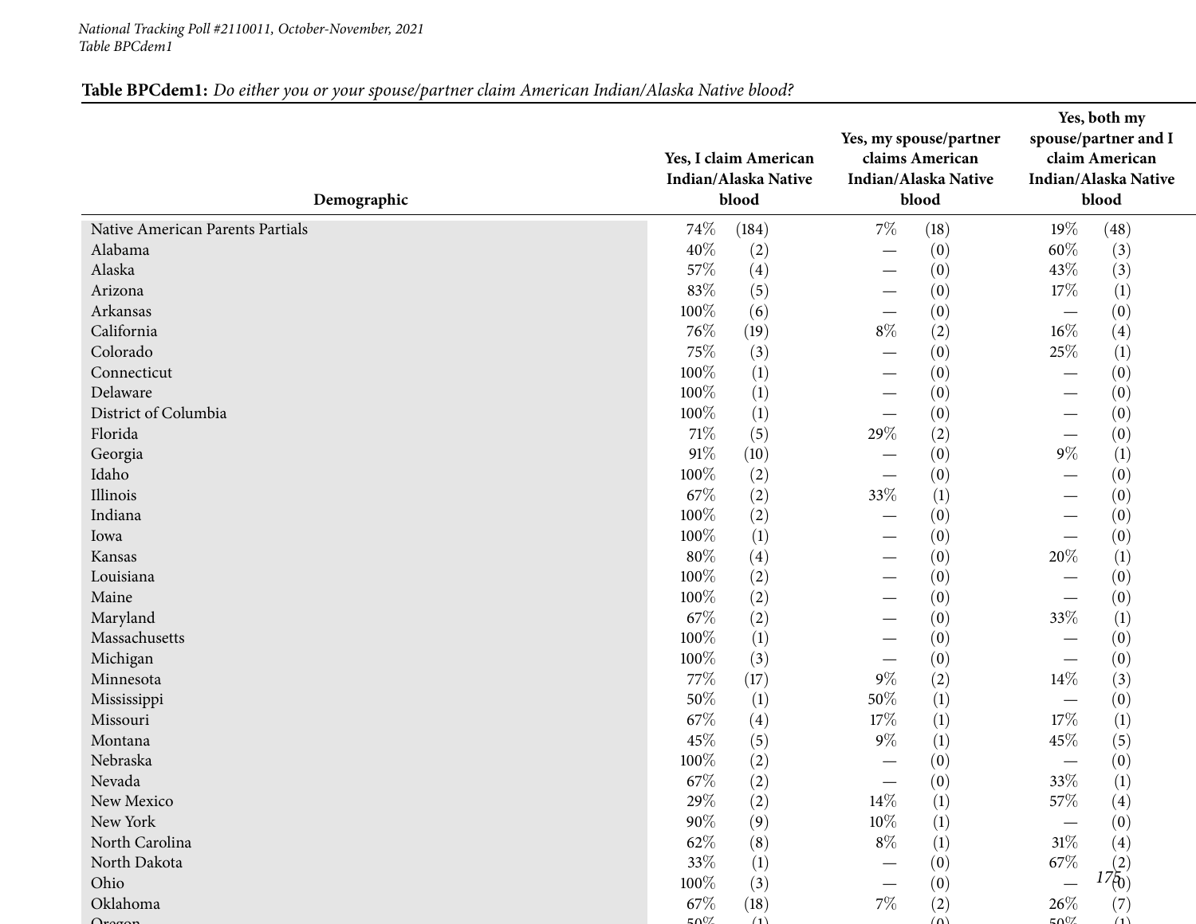**Table BPCdem1:** *Do either you or your spouse/partner claim American Indian/Alaska Native blood?*

| Demographic | Yes, I claim American Indian/Alaska Native blood | | Yes, my spouse/partner claims American Indian/Alaska Native blood | | Yes, both my spouse/partner and I claim American Indian/Alaska Native blood | |
|---|---|---|---|---|---|---|
| Native American Parents Partials | 74% | (184) | 7% | (18) | 19% | (48) |
| Alabama | 40% | (2) | — | (0) | 60% | (3) |
| Alaska | 57% | (4) | — | (0) | 43% | (3) |
| Arizona | 83% | (5) | — | (0) | 17% | (1) |
| Arkansas | 100% | (6) | — | (0) | — | (0) |
| California | 76% | (19) | 8% | (2) | 16% | (4) |
| Colorado | 75% | (3) | — | (0) | 25% | (1) |
| Connecticut | 100% | (1) | — | (0) | — | (0) |
| Delaware | 100% | (1) | — | (0) | — | (0) |
| District of Columbia | 100% | (1) | — | (0) | — | (0) |
| Florida | 71% | (5) | 29% | (2) | — | (0) |
| Georgia | 91% | (10) | — | (0) | 9% | (1) |
| Idaho | 100% | (2) | — | (0) | — | (0) |
| Illinois | 67% | (2) | 33% | (1) | — | (0) |
| Indiana | 100% | (2) | — | (0) | — | (0) |
| Iowa | 100% | (1) | — | (0) | — | (0) |
| Kansas | 80% | (4) | — | (0) | 20% | (1) |
| Louisiana | 100% | (2) | — | (0) | — | (0) |
| Maine | 100% | (2) | — | (0) | — | (0) |
| Maryland | 67% | (2) | — | (0) | 33% | (1) |
| Massachusetts | 100% | (1) | — | (0) | — | (0) |
| Michigan | 100% | (3) | — | (0) | — | (0) |
| Minnesota | 77% | (17) | 9% | (2) | 14% | (3) |
| Mississippi | 50% | (1) | 50% | (1) | — | (0) |
| Missouri | 67% | (4) | 17% | (1) | 17% | (1) |
| Montana | 45% | (5) | 9% | (1) | 45% | (5) |
| Nebraska | 100% | (2) | — | (0) | — | (0) |
| Nevada | 67% | (2) | — | (0) | 33% | (1) |
| New Mexico | 29% | (2) | 14% | (1) | 57% | (4) |
| New York | 90% | (9) | 10% | (1) | — | (0) |
| North Carolina | 62% | (8) | 8% | (1) | 31% | (4) |
| North Dakota | 33% | (1) | — | (0) | 67% | (2) |
| Ohio | 100% | (3) | — | (0) | — | (0) |
| Oklahoma | 67% | (18) | 7% | (2) | 26% | (7) |
| Oregon | 50% | (1) | — | (0) | 50% | (1) |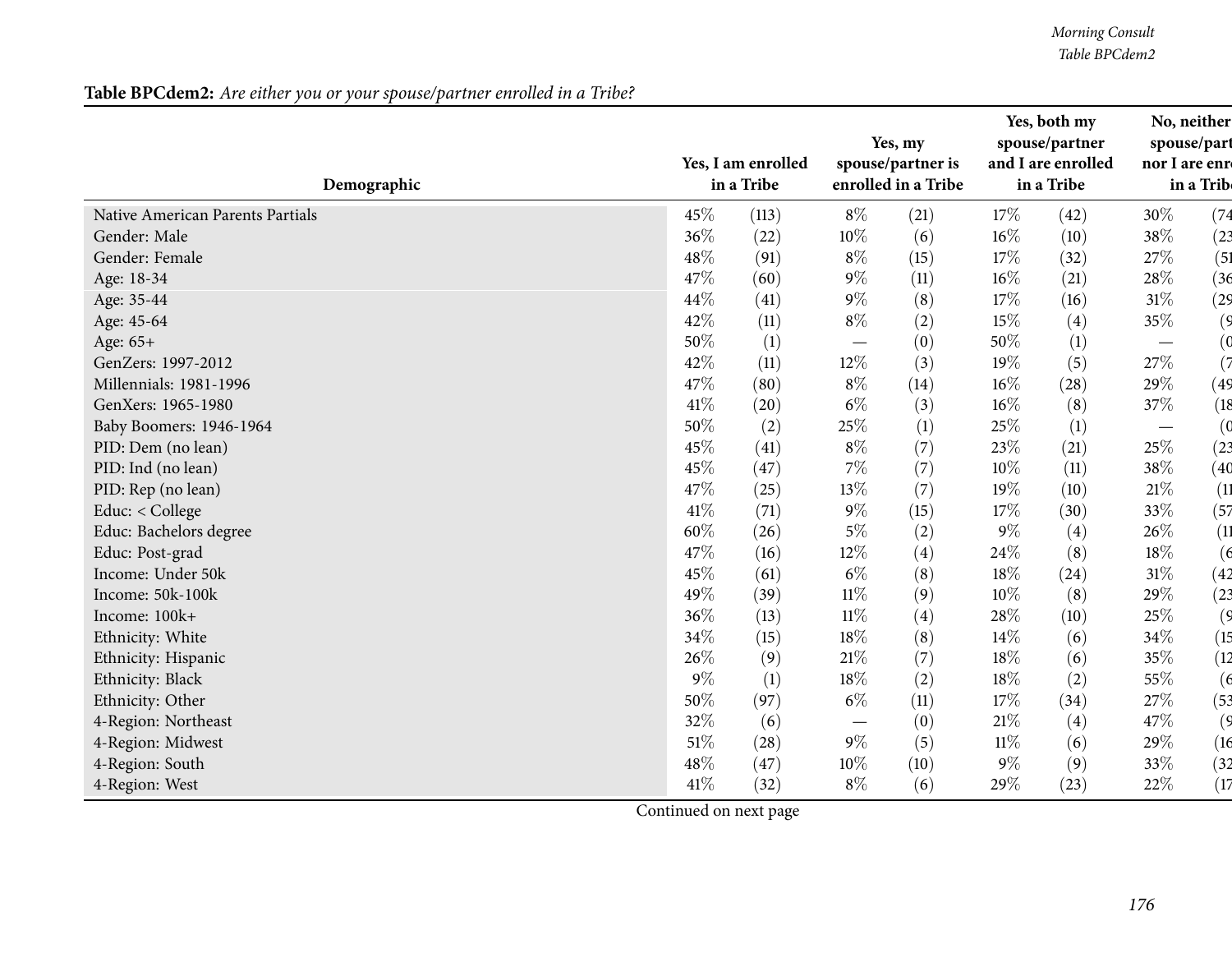**Table BPCdem2:** *Are either you or your spouse/partner enrolled in a Tribe?*

| Demographic | Yes, I am enrolled in a Tribe | | Yes, my spouse/partner is enrolled in a Tribe | | Yes, both my spouse/partner and I are enrolled in a Tribe | | No, neither spouse/partner nor I are enrolled in a Tribe | |
|---|---|---|---|---|---|---|---|---|
| Native American Parents Partials | 45% | (113) | 8% | (21) | 17% | (42) | 30% | (74 |
| Gender: Male | 36% | (22) | 10% | (6) | 16% | (10) | 38% | (23 |
| Gender: Female | 48% | (91) | 8% | (15) | 17% | (32) | 27% | (51 |
| Age: 18-34 | 47% | (60) | 9% | (11) | 16% | (21) | 28% | (36 |
| Age: 35-44 | 44% | (41) | 9% | (8) | 17% | (16) | 31% | (29 |
| Age: 45-64 | 42% | (11) | 8% | (2) | 15% | (4) | 35% | (9 |
| Age: 65+ | 50% | (1) | — | (0) | 50% | (1) | — | (0 |
| GenZers: 1997-2012 | 42% | (11) | 12% | (3) | 19% | (5) | 27% | (7 |
| Millennials: 1981-1996 | 47% | (80) | 8% | (14) | 16% | (28) | 29% | (49 |
| GenXers: 1965-1980 | 41% | (20) | 6% | (3) | 16% | (8) | 37% | (18 |
| Baby Boomers: 1946-1964 | 50% | (2) | 25% | (1) | 25% | (1) | — | (0 |
| PID: Dem (no lean) | 45% | (41) | 8% | (7) | 23% | (21) | 25% | (23 |
| PID: Ind (no lean) | 45% | (47) | 7% | (7) | 10% | (11) | 38% | (40 |
| PID: Rep (no lean) | 47% | (25) | 13% | (7) | 19% | (10) | 21% | (11 |
| Educ: < College | 41% | (71) | 9% | (15) | 17% | (30) | 33% | (57 |
| Educ: Bachelors degree | 60% | (26) | 5% | (2) | 9% | (4) | 26% | (11 |
| Educ: Post-grad | 47% | (16) | 12% | (4) | 24% | (8) | 18% | (6 |
| Income: Under 50k | 45% | (61) | 6% | (8) | 18% | (24) | 31% | (42 |
| Income: 50k-100k | 49% | (39) | 11% | (9) | 10% | (8) | 29% | (23 |
| Income: 100k+ | 36% | (13) | 11% | (4) | 28% | (10) | 25% | (9 |
| Ethnicity: White | 34% | (15) | 18% | (8) | 14% | (6) | 34% | (15 |
| Ethnicity: Hispanic | 26% | (9) | 21% | (7) | 18% | (6) | 35% | (12 |
| Ethnicity: Black | 9% | (1) | 18% | (2) | 18% | (2) | 55% | (6 |
| Ethnicity: Other | 50% | (97) | 6% | (11) | 17% | (34) | 27% | (53 |
| 4-Region: Northeast | 32% | (6) | — | (0) | 21% | (4) | 47% | (9 |
| 4-Region: Midwest | 51% | (28) | 9% | (5) | 11% | (6) | 29% | (16 |
| 4-Region: South | 48% | (47) | 10% | (10) | 9% | (9) | 33% | (32 |
| 4-Region: West | 41% | (32) | 8% | (6) | 29% | (23) | 22% | (17 |

Continued on next page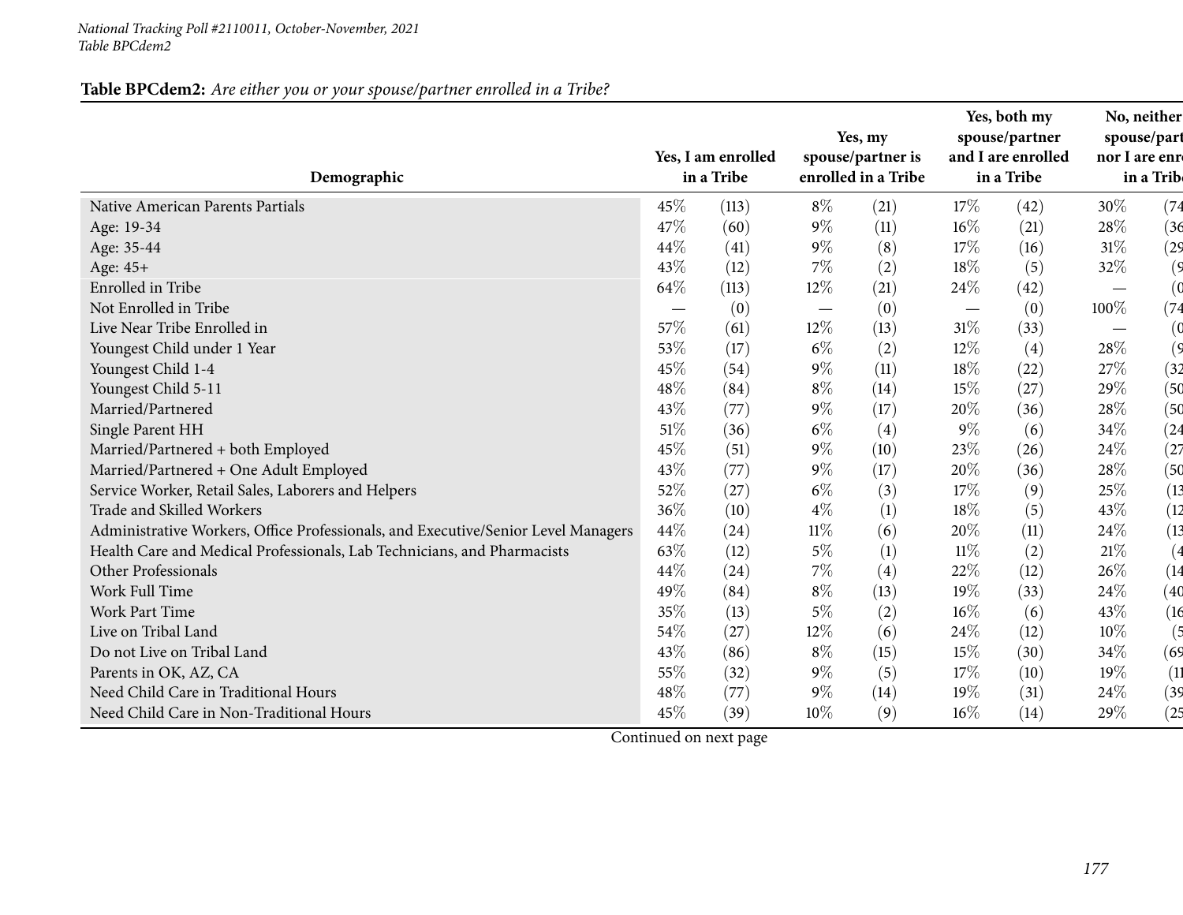*National Tracking Poll #2110011, October-November, 2021*
*Table BPCdem2*

**Table BPCdem2:** *Are either you or your spouse/partner enrolled in a Tribe?*

| Demographic | Yes, I am enrolled in a Tribe | | Yes, my spouse/partner is enrolled in a Tribe | | Yes, both my spouse/partner and I are enrolled in a Tribe | | No, neither spouse/part nor I are enr in a Trib | |
|---|---|---|---|---|---|---|---|---|
| Native American Parents Partials | 45% | (113) | 8% | (21) | 17% | (42) | 30% | (74 |
| Age: 19-34 | 47% | (60) | 9% | (11) | 16% | (21) | 28% | (36 |
| Age: 35-44 | 44% | (41) | 9% | (8) | 17% | (16) | 31% | (29 |
| Age: 45+ | 43% | (12) | 7% | (2) | 18% | (5) | 32% | (9 |
| Enrolled in Tribe | 64% | (113) | 12% | (21) | 24% | (42) | — | (0 |
| Not Enrolled in Tribe | — | (0) | — | (0) | — | (0) | 100% | (74 |
| Live Near Tribe Enrolled in | 57% | (61) | 12% | (13) | 31% | (33) | — | (0 |
| Youngest Child under 1 Year | 53% | (17) | 6% | (2) | 12% | (4) | 28% | (9 |
| Youngest Child 1-4 | 45% | (54) | 9% | (11) | 18% | (22) | 27% | (32 |
| Youngest Child 5-11 | 48% | (84) | 8% | (14) | 15% | (27) | 29% | (50 |
| Married/Partnered | 43% | (77) | 9% | (17) | 20% | (36) | 28% | (50 |
| Single Parent HH | 51% | (36) | 6% | (4) | 9% | (6) | 34% | (24 |
| Married/Partnered + both Employed | 45% | (51) | 9% | (10) | 23% | (26) | 24% | (27 |
| Married/Partnered + One Adult Employed | 43% | (77) | 9% | (17) | 20% | (36) | 28% | (50 |
| Service Worker, Retail Sales, Laborers and Helpers | 52% | (27) | 6% | (3) | 17% | (9) | 25% | (13 |
| Trade and Skilled Workers | 36% | (10) | 4% | (1) | 18% | (5) | 43% | (12 |
| Administrative Workers, Office Professionals, and Executive/Senior Level Managers | 44% | (24) | 11% | (6) | 20% | (11) | 24% | (13 |
| Health Care and Medical Professionals, Lab Technicians, and Pharmacists | 63% | (12) | 5% | (1) | 11% | (2) | 21% | (4 |
| Other Professionals | 44% | (24) | 7% | (4) | 22% | (12) | 26% | (14 |
| Work Full Time | 49% | (84) | 8% | (13) | 19% | (33) | 24% | (40 |
| Work Part Time | 35% | (13) | 5% | (2) | 16% | (6) | 43% | (16 |
| Live on Tribal Land | 54% | (27) | 12% | (6) | 24% | (12) | 10% | (5 |
| Do not Live on Tribal Land | 43% | (86) | 8% | (15) | 15% | (30) | 34% | (69 |
| Parents in OK, AZ, CA | 55% | (32) | 9% | (5) | 17% | (10) | 19% | (11 |
| Need Child Care in Traditional Hours | 48% | (77) | 9% | (14) | 19% | (31) | 24% | (39 |
| Need Child Care in Non-Traditional Hours | 45% | (39) | 10% | (9) | 16% | (14) | 29% | (25 |

Continued on next page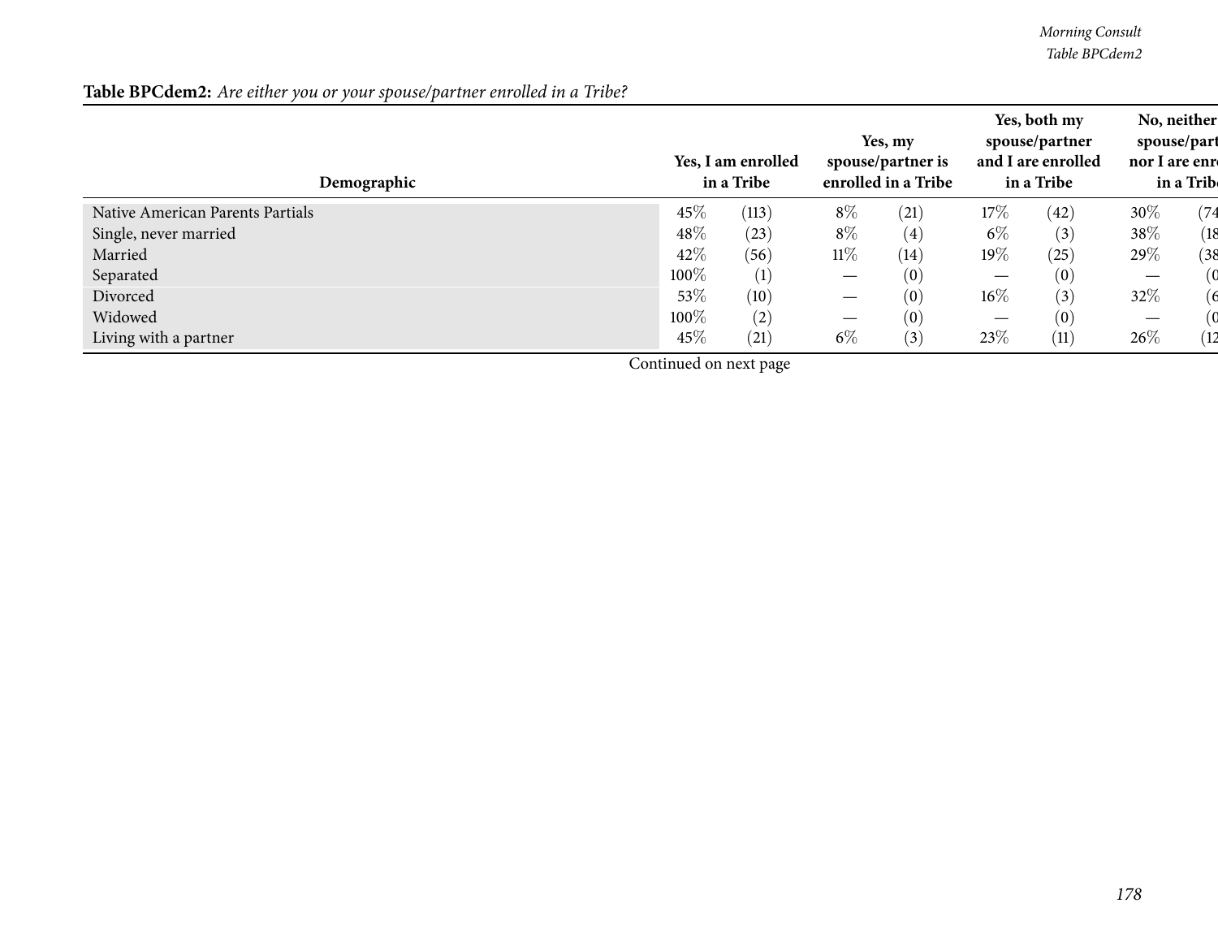**Table BPCdem2:** *Are either you or your spouse/partner enrolled in a Tribe?*

| Demographic | Yes, I am enrolled in a Tribe | | Yes, my spouse/partner is enrolled in a Tribe | | Yes, both my spouse/partner and I are enrolled in a Tribe | | No, neither spouse/part nor I are enr in a Trib | |
|---|---|---|---|---|---|---|---|---|
| Native American Parents Partials | 45% | (113) | 8% | (21) | 17% | (42) | 30% | (74 |
| Single, never married | 48% | (23) | 8% | (4) | 6% | (3) | 38% | (18 |
| Married | 42% | (56) | 11% | (14) | 19% | (25) | 29% | (38 |
| Separated | 100% | (1) | — | (0) | — | (0) | — | (0 |
| Divorced | 53% | (10) | — | (0) | 16% | (3) | 32% | (6 |
| Widowed | 100% | (2) | — | (0) | — | (0) | — | (0 |
| Living with a partner | 45% | (21) | 6% | (3) | 23% | (11) | 26% | (12 |

Continued on next page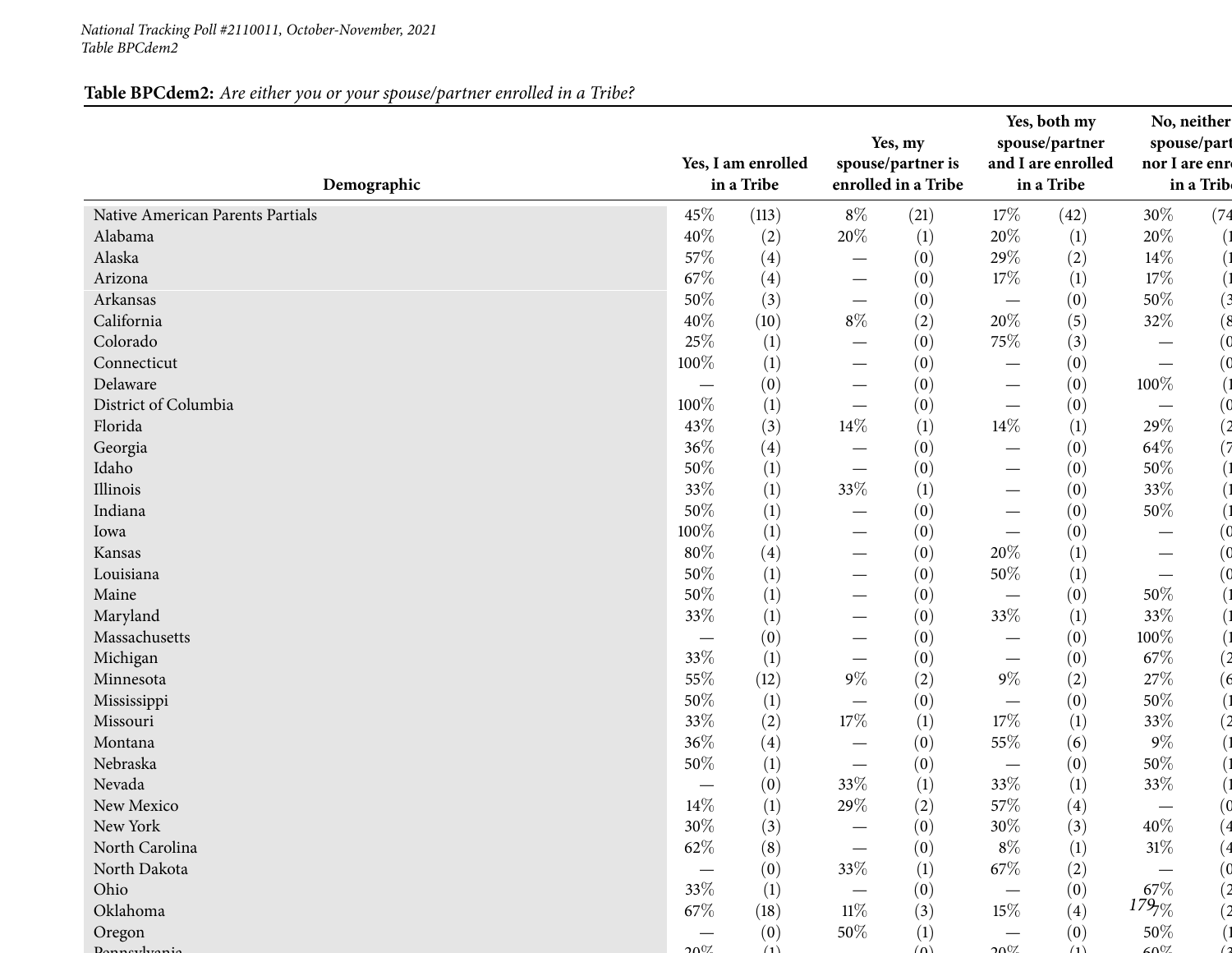*National Tracking Poll #2110011, October-November, 2021*
*Table BPCdem2*

**Table BPCdem2:** *Are either you or your spouse/partner enrolled in a Tribe?*

| Demographic | Yes, I am enrolled in a Tribe | | Yes, my spouse/partner is enrolled in a Tribe | | Yes, both my spouse/partner and I are enrolled in a Tribe | | No, neither spouse/part nor I are enr in a Tribe | |
|---|---|---|---|---|---|---|---|---|
| Native American Parents Partials | 45% | (113) | 8% | (21) | 17% | (42) | 30% | (74 |
| Alabama | 40% | (2) | 20% | (1) | 20% | (1) | 20% | (1 |
| Alaska | 57% | (4) | — | (0) | 29% | (2) | 14% | (1 |
| Arizona | 67% | (4) | — | (0) | 17% | (1) | 17% | (1 |
| Arkansas | 50% | (3) | — | (0) | — | (0) | 50% | (3 |
| California | 40% | (10) | 8% | (2) | 20% | (5) | 32% | (8 |
| Colorado | 25% | (1) | — | (0) | 75% | (3) | — | (0 |
| Connecticut | 100% | (1) | — | (0) | — | (0) | — | (0 |
| Delaware | — | (0) | — | (0) | — | (0) | 100% | (1 |
| District of Columbia | 100% | (1) | — | (0) | — | (0) | — | (0 |
| Florida | 43% | (3) | 14% | (1) | 14% | (1) | 29% | (2 |
| Georgia | 36% | (4) | — | (0) | — | (0) | 64% | (7 |
| Idaho | 50% | (1) | — | (0) | — | (0) | 50% | (1 |
| Illinois | 33% | (1) | 33% | (1) | — | (0) | 33% | (1 |
| Indiana | 50% | (1) | — | (0) | — | (0) | 50% | (1 |
| Iowa | 100% | (1) | — | (0) | — | (0) | — | (0 |
| Kansas | 80% | (4) | — | (0) | 20% | (1) | — | (0 |
| Louisiana | 50% | (1) | — | (0) | 50% | (1) | — | (0 |
| Maine | 50% | (1) | — | (0) | — | (0) | 50% | (1 |
| Maryland | 33% | (1) | — | (0) | 33% | (1) | 33% | (1 |
| Massachusetts | — | (0) | — | (0) | — | (0) | 100% | (1 |
| Michigan | 33% | (1) | — | (0) | — | (0) | 67% | (2 |
| Minnesota | 55% | (12) | 9% | (2) | 9% | (2) | 27% | (6 |
| Mississippi | 50% | (1) | — | (0) | — | (0) | 50% | (1 |
| Missouri | 33% | (2) | 17% | (1) | 17% | (1) | 33% | (2 |
| Montana | 36% | (4) | — | (0) | 55% | (6) | 9% | (1 |
| Nebraska | 50% | (1) | — | (0) | — | (0) | 50% | (1 |
| Nevada | — | (0) | 33% | (1) | 33% | (1) | 33% | (1 |
| New Mexico | 14% | (1) | 29% | (2) | 57% | (4) | — | (0 |
| New York | 30% | (3) | — | (0) | 30% | (3) | 40% | (4 |
| North Carolina | 62% | (8) | — | (0) | 8% | (1) | 31% | (4 |
| North Dakota | — | (0) | 33% | (1) | 67% | (2) | — | (0 |
| Ohio | 33% | (1) | — | (0) | — | (0) | 67% | (2 |
| Oklahoma | 67% | (18) | 11% | (3) | 15% | (4) | 7% | (2 |
| Oregon | — | (0) | 50% | (1) | — | (0) | 50% | (1 |
| Pennsylvania | 20% | (1) | — | (0) | 20% | (1) | 60% | (3 |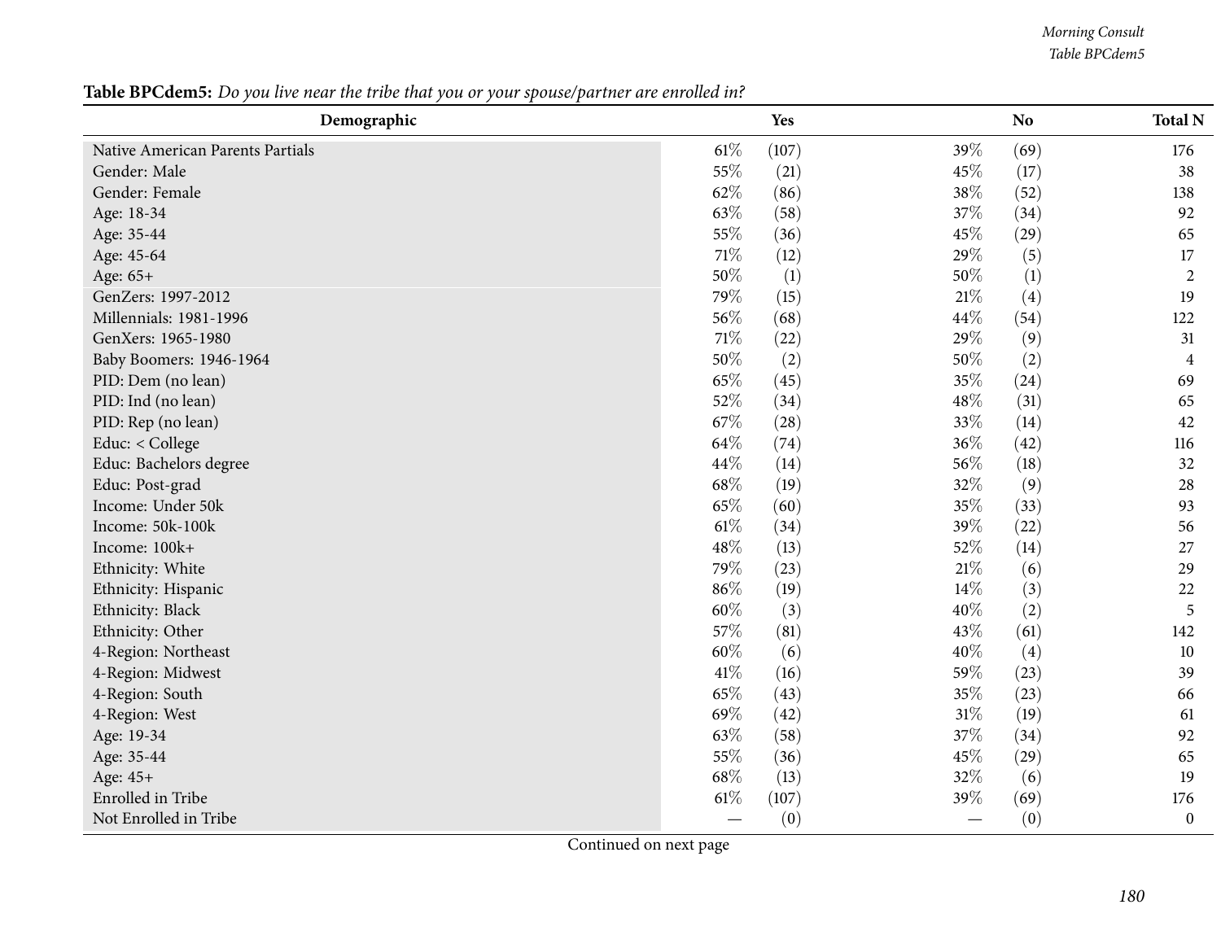**Table BPCdem5:** *Do you live near the tribe that you or your spouse/partner are enrolled in?*

| Demographic | Yes | | No | | Total N |
|---|---|---|---|---|---|
| Native American Parents Partials | 61% | (107) | 39% | (69) | 176 |
| Gender: Male | 55% | (21) | 45% | (17) | 38 |
| Gender: Female | 62% | (86) | 38% | (52) | 138 |
| Age: 18-34 | 63% | (58) | 37% | (34) | 92 |
| Age: 35-44 | 55% | (36) | 45% | (29) | 65 |
| Age: 45-64 | 71% | (12) | 29% | (5) | 17 |
| Age: 65+ | 50% | (1) | 50% | (1) | 2 |
| GenZers: 1997-2012 | 79% | (15) | 21% | (4) | 19 |
| Millennials: 1981-1996 | 56% | (68) | 44% | (54) | 122 |
| GenXers: 1965-1980 | 71% | (22) | 29% | (9) | 31 |
| Baby Boomers: 1946-1964 | 50% | (2) | 50% | (2) | 4 |
| PID: Dem (no lean) | 65% | (45) | 35% | (24) | 69 |
| PID: Ind (no lean) | 52% | (34) | 48% | (31) | 65 |
| PID: Rep (no lean) | 67% | (28) | 33% | (14) | 42 |
| Educ: < College | 64% | (74) | 36% | (42) | 116 |
| Educ: Bachelors degree | 44% | (14) | 56% | (18) | 32 |
| Educ: Post-grad | 68% | (19) | 32% | (9) | 28 |
| Income: Under 50k | 65% | (60) | 35% | (33) | 93 |
| Income: 50k-100k | 61% | (34) | 39% | (22) | 56 |
| Income: 100k+ | 48% | (13) | 52% | (14) | 27 |
| Ethnicity: White | 79% | (23) | 21% | (6) | 29 |
| Ethnicity: Hispanic | 86% | (19) | 14% | (3) | 22 |
| Ethnicity: Black | 60% | (3) | 40% | (2) | 5 |
| Ethnicity: Other | 57% | (81) | 43% | (61) | 142 |
| 4-Region: Northeast | 60% | (6) | 40% | (4) | 10 |
| 4-Region: Midwest | 41% | (16) | 59% | (23) | 39 |
| 4-Region: South | 65% | (43) | 35% | (23) | 66 |
| 4-Region: West | 69% | (42) | 31% | (19) | 61 |
| Age: 19-34 | 63% | (58) | 37% | (34) | 92 |
| Age: 35-44 | 55% | (36) | 45% | (29) | 65 |
| Age: 45+ | 68% | (13) | 32% | (6) | 19 |
| Enrolled in Tribe | 61% | (107) | 39% | (69) | 176 |
| Not Enrolled in Tribe | — | (0) | — | (0) | 0 |

Continued on next page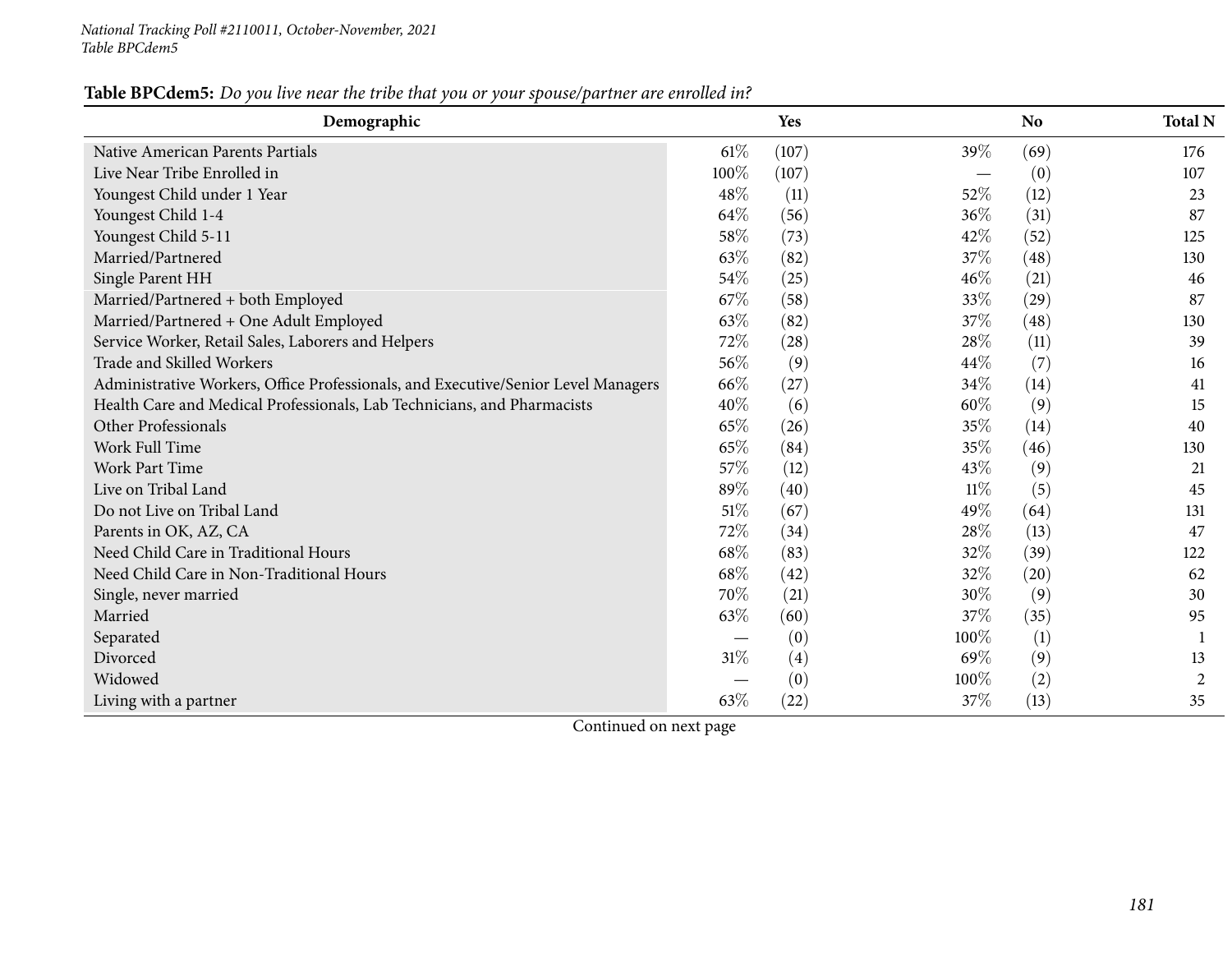**Table BPCdem5:** *Do you live near the tribe that you or your spouse/partner are enrolled in?*

| Demographic | Yes | | No | | Total N |
|---|---|---|---|---|---|
| Native American Parents Partials | 61% | (107) | 39% | (69) | 176 |
| Live Near Tribe Enrolled in | 100% | (107) | — | (0) | 107 |
| Youngest Child under 1 Year | 48% | (11) | 52% | (12) | 23 |
| Youngest Child 1-4 | 64% | (56) | 36% | (31) | 87 |
| Youngest Child 5-11 | 58% | (73) | 42% | (52) | 125 |
| Married/Partnered | 63% | (82) | 37% | (48) | 130 |
| Single Parent HH | 54% | (25) | 46% | (21) | 46 |
| Married/Partnered + both Employed | 67% | (58) | 33% | (29) | 87 |
| Married/Partnered + One Adult Employed | 63% | (82) | 37% | (48) | 130 |
| Service Worker, Retail Sales, Laborers and Helpers | 72% | (28) | 28% | (11) | 39 |
| Trade and Skilled Workers | 56% | (9) | 44% | (7) | 16 |
| Administrative Workers, Office Professionals, and Executive/Senior Level Managers | 66% | (27) | 34% | (14) | 41 |
| Health Care and Medical Professionals, Lab Technicians, and Pharmacists | 40% | (6) | 60% | (9) | 15 |
| Other Professionals | 65% | (26) | 35% | (14) | 40 |
| Work Full Time | 65% | (84) | 35% | (46) | 130 |
| Work Part Time | 57% | (12) | 43% | (9) | 21 |
| Live on Tribal Land | 89% | (40) | 11% | (5) | 45 |
| Do not Live on Tribal Land | 51% | (67) | 49% | (64) | 131 |
| Parents in OK, AZ, CA | 72% | (34) | 28% | (13) | 47 |
| Need Child Care in Traditional Hours | 68% | (83) | 32% | (39) | 122 |
| Need Child Care in Non-Traditional Hours | 68% | (42) | 32% | (20) | 62 |
| Single, never married | 70% | (21) | 30% | (9) | 30 |
| Married | 63% | (60) | 37% | (35) | 95 |
| Separated | — | (0) | 100% | (1) | 1 |
| Divorced | 31% | (4) | 69% | (9) | 13 |
| Widowed | — | (0) | 100% | (2) | 2 |
| Living with a partner | 63% | (22) | 37% | (13) | 35 |

Continued on next page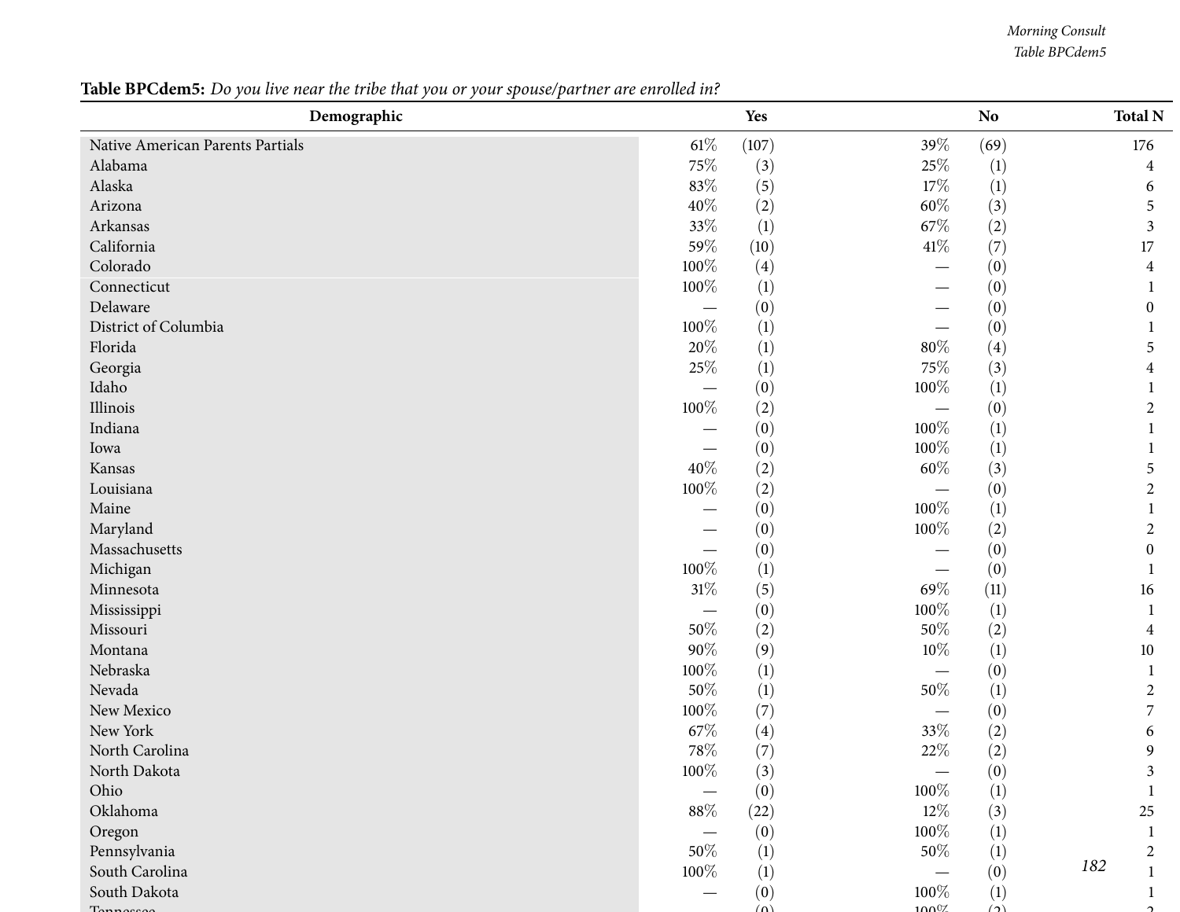**Table BPCdem5:** *Do you live near the tribe that you or your spouse/partner are enrolled in?*

| Demographic | Yes | | No | | Total N |
|---|---|---|---|---|---|
| Native American Parents Partials | 61% | (107) | 39% | (69) | 176 |
| Alabama | 75% | (3) | 25% | (1) | 4 |
| Alaska | 83% | (5) | 17% | (1) | 6 |
| Arizona | 40% | (2) | 60% | (3) | 5 |
| Arkansas | 33% | (1) | 67% | (2) | 3 |
| California | 59% | (10) | 41% | (7) | 17 |
| Colorado | 100% | (4) | — | (0) | 4 |
| Connecticut | 100% | (1) | — | (0) | 1 |
| Delaware | — | (0) | — | (0) | 0 |
| District of Columbia | 100% | (1) | — | (0) | 1 |
| Florida | 20% | (1) | 80% | (4) | 5 |
| Georgia | 25% | (1) | 75% | (3) | 4 |
| Idaho | — | (0) | 100% | (1) | 1 |
| Illinois | 100% | (2) | — | (0) | 2 |
| Indiana | — | (0) | 100% | (1) | 1 |
| Iowa | — | (0) | 100% | (1) | 1 |
| Kansas | 40% | (2) | 60% | (3) | 5 |
| Louisiana | 100% | (2) | — | (0) | 2 |
| Maine | — | (0) | 100% | (1) | 1 |
| Maryland | — | (0) | 100% | (2) | 2 |
| Massachusetts | — | (0) | — | (0) | 0 |
| Michigan | 100% | (1) | — | (0) | 1 |
| Minnesota | 31% | (5) | 69% | (11) | 16 |
| Mississippi | — | (0) | 100% | (1) | 1 |
| Missouri | 50% | (2) | 50% | (2) | 4 |
| Montana | 90% | (9) | 10% | (1) | 10 |
| Nebraska | 100% | (1) | — | (0) | 1 |
| Nevada | 50% | (1) | 50% | (1) | 2 |
| New Mexico | 100% | (7) | — | (0) | 7 |
| New York | 67% | (4) | 33% | (2) | 6 |
| North Carolina | 78% | (7) | 22% | (2) | 9 |
| North Dakota | 100% | (3) | — | (0) | 3 |
| Ohio | — | (0) | 100% | (1) | 1 |
| Oklahoma | 88% | (22) | 12% | (3) | 25 |
| Oregon | — | (0) | 100% | (1) | 1 |
| Pennsylvania | 50% | (1) | 50% | (1) | 2 |
| South Carolina | 100% | (1) | — | (0) | 1 |
| South Dakota | — | (0) | 100% | (1) | 1 |
| Tennessee | — | (0) | 100% | (2) | 2 |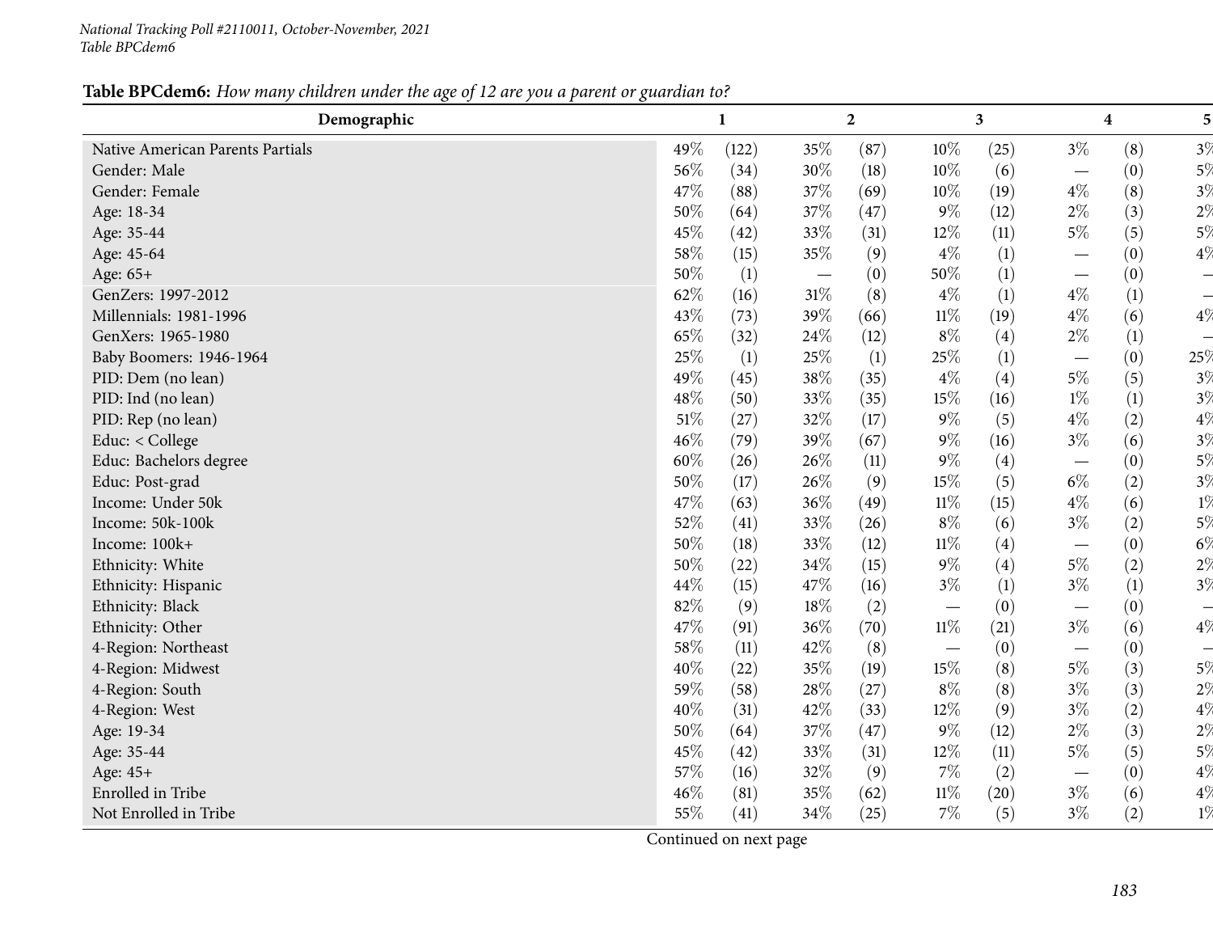*National Tracking Poll #2110011, October-November, 2021*
*Table BPCdem6*

**Table BPCdem6:** *How many children under the age of 12 are you a parent or guardian to?*

| Demographic | 1 | | 2 | | 3 | | 4 | | 5 |
|---|---|---|---|---|---|---|---|---|---|
| Native American Parents Partials | 49% | (122) | 35% | (87) | 10% | (25) | 3% | (8) | 3% |
| Gender: Male | 56% | (34) | 30% | (18) | 10% | (6) | — | (0) | 5% |
| Gender: Female | 47% | (88) | 37% | (69) | 10% | (19) | 4% | (8) | 3% |
| Age: 18-34 | 50% | (64) | 37% | (47) | 9% | (12) | 2% | (3) | 2% |
| Age: 35-44 | 45% | (42) | 33% | (31) | 12% | (11) | 5% | (5) | 5% |
| Age: 45-64 | 58% | (15) | 35% | (9) | 4% | (1) | — | (0) | 4% |
| Age: 65+ | 50% | (1) | — | (0) | 50% | (1) | — | (0) | — |
| GenZers: 1997-2012 | 62% | (16) | 31% | (8) | 4% | (1) | 4% | (1) | — |
| Millennials: 1981-1996 | 43% | (73) | 39% | (66) | 11% | (19) | 4% | (6) | 4% |
| GenXers: 1965-1980 | 65% | (32) | 24% | (12) | 8% | (4) | 2% | (1) | — |
| Baby Boomers: 1946-1964 | 25% | (1) | 25% | (1) | 25% | (1) | — | (0) | 25% |
| PID: Dem (no lean) | 49% | (45) | 38% | (35) | 4% | (4) | 5% | (5) | 3% |
| PID: Ind (no lean) | 48% | (50) | 33% | (35) | 15% | (16) | 1% | (1) | 3% |
| PID: Rep (no lean) | 51% | (27) | 32% | (17) | 9% | (5) | 4% | (2) | 4% |
| Educ: < College | 46% | (79) | 39% | (67) | 9% | (16) | 3% | (6) | 3% |
| Educ: Bachelors degree | 60% | (26) | 26% | (11) | 9% | (4) | — | (0) | 5% |
| Educ: Post-grad | 50% | (17) | 26% | (9) | 15% | (5) | 6% | (2) | 3% |
| Income: Under 50k | 47% | (63) | 36% | (49) | 11% | (15) | 4% | (6) | 1% |
| Income: 50k-100k | 52% | (41) | 33% | (26) | 8% | (6) | 3% | (2) | 5% |
| Income: 100k+ | 50% | (18) | 33% | (12) | 11% | (4) | — | (0) | 6% |
| Ethnicity: White | 50% | (22) | 34% | (15) | 9% | (4) | 5% | (2) | 2% |
| Ethnicity: Hispanic | 44% | (15) | 47% | (16) | 3% | (1) | 3% | (1) | 3% |
| Ethnicity: Black | 82% | (9) | 18% | (2) | — | (0) | — | (0) | — |
| Ethnicity: Other | 47% | (91) | 36% | (70) | 11% | (21) | 3% | (6) | 4% |
| 4-Region: Northeast | 58% | (11) | 42% | (8) | — | (0) | — | (0) | — |
| 4-Region: Midwest | 40% | (22) | 35% | (19) | 15% | (8) | 5% | (3) | 5% |
| 4-Region: South | 59% | (58) | 28% | (27) | 8% | (8) | 3% | (3) | 2% |
| 4-Region: West | 40% | (31) | 42% | (33) | 12% | (9) | 3% | (2) | 4% |
| Age: 19-34 | 50% | (64) | 37% | (47) | 9% | (12) | 2% | (3) | 2% |
| Age: 35-44 | 45% | (42) | 33% | (31) | 12% | (11) | 5% | (5) | 5% |
| Age: 45+ | 57% | (16) | 32% | (9) | 7% | (2) | — | (0) | 4% |
| Enrolled in Tribe | 46% | (81) | 35% | (62) | 11% | (20) | 3% | (6) | 4% |
| Not Enrolled in Tribe | 55% | (41) | 34% | (25) | 7% | (5) | 3% | (2) | 1% |

Continued on next page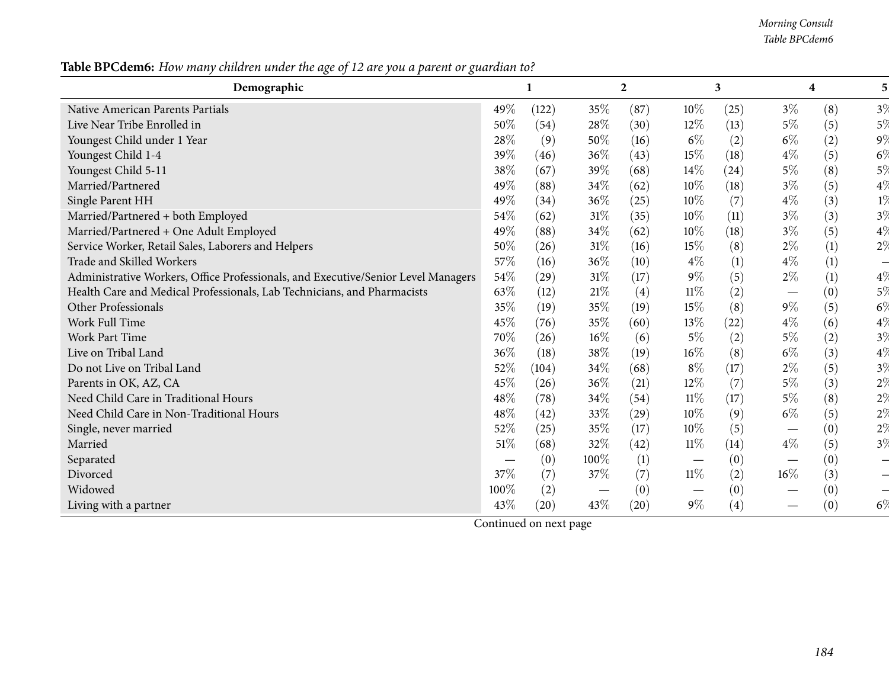**Table BPCdem6:** *How many children under the age of 12 are you a parent or guardian to?*

| Demographic | 1 | | 2 | | 3 | | 4 | | 5 |
|---|---|---|---|---|---|---|---|---|---|
| Native American Parents Partials | 49% | (122) | 35% | (87) | 10% | (25) | 3% | (8) | 3% |
| Live Near Tribe Enrolled in | 50% | (54) | 28% | (30) | 12% | (13) | 5% | (5) | 5% |
| Youngest Child under 1 Year | 28% | (9) | 50% | (16) | 6% | (2) | 6% | (2) | 9% |
| Youngest Child 1-4 | 39% | (46) | 36% | (43) | 15% | (18) | 4% | (5) | 6% |
| Youngest Child 5-11 | 38% | (67) | 39% | (68) | 14% | (24) | 5% | (8) | 5% |
| Married/Partnered | 49% | (88) | 34% | (62) | 10% | (18) | 3% | (5) | 4% |
| Single Parent HH | 49% | (34) | 36% | (25) | 10% | (7) | 4% | (3) | 1% |
| Married/Partnered + both Employed | 54% | (62) | 31% | (35) | 10% | (11) | 3% | (3) | 3% |
| Married/Partnered + One Adult Employed | 49% | (88) | 34% | (62) | 10% | (18) | 3% | (5) | 4% |
| Service Worker, Retail Sales, Laborers and Helpers | 50% | (26) | 31% | (16) | 15% | (8) | 2% | (1) | 2% |
| Trade and Skilled Workers | 57% | (16) | 36% | (10) | 4% | (1) | 4% | (1) | — |
| Administrative Workers, Office Professionals, and Executive/Senior Level Managers | 54% | (29) | 31% | (17) | 9% | (5) | 2% | (1) | 4% |
| Health Care and Medical Professionals, Lab Technicians, and Pharmacists | 63% | (12) | 21% | (4) | 11% | (2) | — | (0) | 5% |
| Other Professionals | 35% | (19) | 35% | (19) | 15% | (8) | 9% | (5) | 6% |
| Work Full Time | 45% | (76) | 35% | (60) | 13% | (22) | 4% | (6) | 4% |
| Work Part Time | 70% | (26) | 16% | (6) | 5% | (2) | 5% | (2) | 3% |
| Live on Tribal Land | 36% | (18) | 38% | (19) | 16% | (8) | 6% | (3) | 4% |
| Do not Live on Tribal Land | 52% | (104) | 34% | (68) | 8% | (17) | 2% | (5) | 3% |
| Parents in OK, AZ, CA | 45% | (26) | 36% | (21) | 12% | (7) | 5% | (3) | 2% |
| Need Child Care in Traditional Hours | 48% | (78) | 34% | (54) | 11% | (17) | 5% | (8) | 2% |
| Need Child Care in Non-Traditional Hours | 48% | (42) | 33% | (29) | 10% | (9) | 6% | (5) | 2% |
| Single, never married | 52% | (25) | 35% | (17) | 10% | (5) | — | (0) | 2% |
| Married | 51% | (68) | 32% | (42) | 11% | (14) | 4% | (5) | 3% |
| Separated | — | (0) | 100% | (1) | — | (0) | — | (0) | — |
| Divorced | 37% | (7) | 37% | (7) | 11% | (2) | 16% | (3) | — |
| Widowed | 100% | (2) | — | (0) | — | (0) | — | (0) | — |
| Living with a partner | 43% | (20) | 43% | (20) | 9% | (4) | — | (0) | 6% |

Continued on next page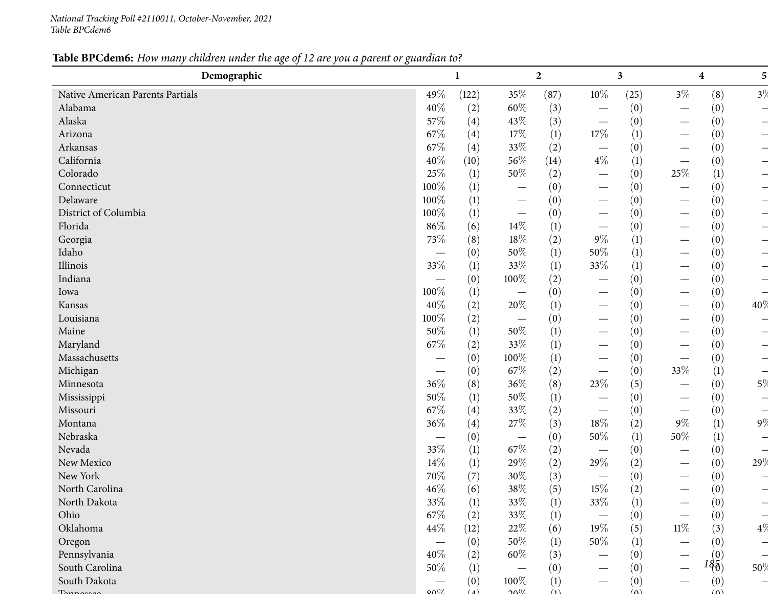*National Tracking Poll #2110011, October-November, 2021*
*Table BPCdem6*

**Table BPCdem6:** *How many children under the age of 12 are you a parent or guardian to?*

| Demographic | 1 | | 2 | | 3 | | 4 | | 5 |
|---|---|---|---|---|---|---|---|---|---|
| Native American Parents Partials | 49% | (122) | 35% | (87) | 10% | (25) | 3% | (8) | 3% |
| Alabama | 40% | (2) | 60% | (3) | — | (0) | — | (0) | — |
| Alaska | 57% | (4) | 43% | (3) | — | (0) | — | (0) | — |
| Arizona | 67% | (4) | 17% | (1) | 17% | (1) | — | (0) | — |
| Arkansas | 67% | (4) | 33% | (2) | — | (0) | — | (0) | — |
| California | 40% | (10) | 56% | (14) | 4% | (1) | — | (0) | — |
| Colorado | 25% | (1) | 50% | (2) | — | (0) | 25% | (1) | — |
| Connecticut | 100% | (1) | — | (0) | — | (0) | — | (0) | — |
| Delaware | 100% | (1) | — | (0) | — | (0) | — | (0) | — |
| District of Columbia | 100% | (1) | — | (0) | — | (0) | — | (0) | — |
| Florida | 86% | (6) | 14% | (1) | — | (0) | — | (0) | — |
| Georgia | 73% | (8) | 18% | (2) | 9% | (1) | — | (0) | — |
| Idaho | — | (0) | 50% | (1) | 50% | (1) | — | (0) | — |
| Illinois | 33% | (1) | 33% | (1) | 33% | (1) | — | (0) | — |
| Indiana | — | (0) | 100% | (2) | — | (0) | — | (0) | — |
| Iowa | 100% | (1) | — | (0) | — | (0) | — | (0) | — |
| Kansas | 40% | (2) | 20% | (1) | — | (0) | — | (0) | 40% |
| Louisiana | 100% | (2) | — | (0) | — | (0) | — | (0) | — |
| Maine | 50% | (1) | 50% | (1) | — | (0) | — | (0) | — |
| Maryland | 67% | (2) | 33% | (1) | — | (0) | — | (0) | — |
| Massachusetts | — | (0) | 100% | (1) | — | (0) | — | (0) | — |
| Michigan | — | (0) | 67% | (2) | — | (0) | 33% | (1) | — |
| Minnesota | 36% | (8) | 36% | (8) | 23% | (5) | — | (0) | 5% |
| Mississippi | 50% | (1) | 50% | (1) | — | (0) | — | (0) | — |
| Missouri | 67% | (4) | 33% | (2) | — | (0) | — | (0) | — |
| Montana | 36% | (4) | 27% | (3) | 18% | (2) | 9% | (1) | 9% |
| Nebraska | — | (0) | — | (0) | 50% | (1) | 50% | (1) | — |
| Nevada | 33% | (1) | 67% | (2) | — | (0) | — | (0) | — |
| New Mexico | 14% | (1) | 29% | (2) | 29% | (2) | — | (0) | 29% |
| New York | 70% | (7) | 30% | (3) | — | (0) | — | (0) | — |
| North Carolina | 46% | (6) | 38% | (5) | 15% | (2) | — | (0) | — |
| North Dakota | 33% | (1) | 33% | (1) | 33% | (1) | — | (0) | — |
| Ohio | 67% | (2) | 33% | (1) | — | (0) | — | (0) | — |
| Oklahoma | 44% | (12) | 22% | (6) | 19% | (5) | 11% | (3) | 4% |
| Oregon | — | (0) | 50% | (1) | 50% | (1) | — | (0) | — |
| Pennsylvania | 40% | (2) | 60% | (3) | — | (0) | — | (0) | — |
| South Carolina | 50% | (1) | — | (0) | — | (0) | — | (0) | 50% |
| South Dakota | — | (0) | 100% | (1) | — | (0) | — | (0) | — |
| Tennessee | 80% | (4) | 20% | (1) | | (0) | | (0) | |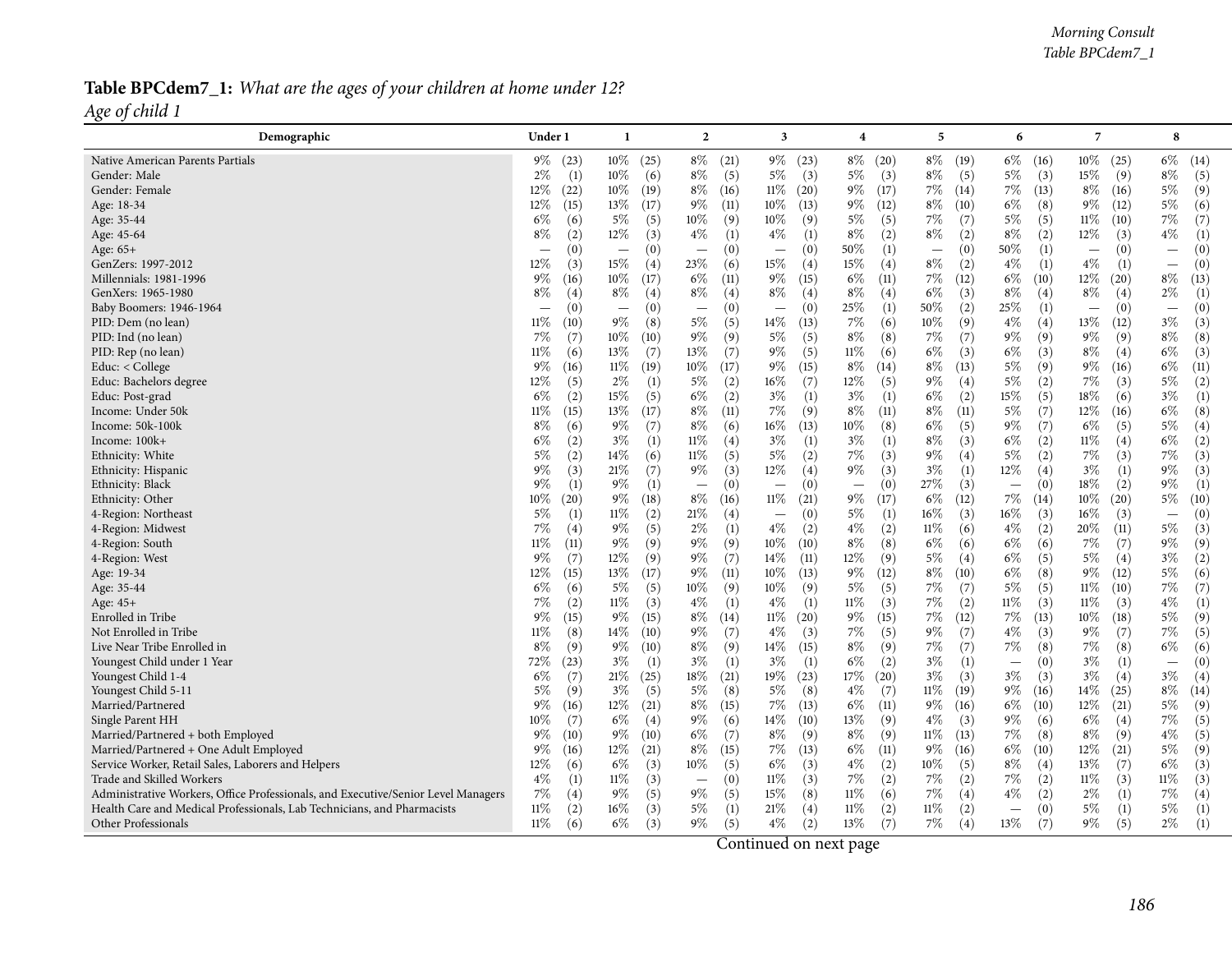**Table BPCdem7_1:** *What are the ages of your children at home under 12?*

*Age of child 1*

| Demographic | Under 1 | 1 | 2 | 3 | 4 | 5 | 6 | 7 | 8 |
|---|---|---|---|---|---|---|---|---|---|
| Native American Parents Partials | 9% (23) | 10% (25) | 8% (21) | 9% (23) | 8% (20) | 8% (19) | 6% (16) | 10% (25) | 6% (14) |
| Gender: Male | 2% (1) | 10% (6) | 8% (5) | 5% (3) | 5% (3) | 8% (5) | 5% (3) | 15% (9) | 8% (5) |
| Gender: Female | 12% (22) | 10% (19) | 8% (16) | 11% (20) | 9% (17) | 7% (14) | 7% (13) | 8% (16) | 5% (9) |
| Age: 18-34 | 12% (15) | 13% (17) | 9% (11) | 10% (13) | 9% (12) | 8% (10) | 6% (8) | 9% (12) | 5% (6) |
| Age: 35-44 | 6% (6) | 5% (5) | 10% (9) | 10% (9) | 5% (5) | 7% (7) | 5% (5) | 11% (10) | 7% (7) |
| Age: 45-64 | 8% (2) | 12% (3) | 4% (1) | 4% (1) | 8% (2) | 8% (2) | 8% (2) | 12% (3) | 4% (1) |
| Age: 65+ | — (0) | — (0) | — (0) | — (0) | 50% (1) | — (0) | 50% (1) | — (0) | — (0) |
| GenZers: 1997-2012 | 12% (3) | 15% (4) | 23% (6) | 15% (4) | 15% (4) | 8% (2) | 4% (1) | 4% (1) | — (0) |
| Millennials: 1981-1996 | 9% (16) | 10% (17) | 6% (11) | 9% (15) | 6% (11) | 7% (12) | 6% (10) | 12% (20) | 8% (13) |
| GenXers: 1965-1980 | 8% (4) | 8% (4) | 8% (4) | 8% (4) | 8% (4) | 6% (3) | 8% (4) | 8% (4) | 2% (1) |
| Baby Boomers: 1946-1964 | — (0) | — (0) | — (0) | — (0) | 25% (1) | 50% (2) | 25% (1) | — (0) | — (0) |
| PID: Dem (no lean) | 11% (10) | 9% (8) | 5% (5) | 14% (13) | 7% (6) | 10% (9) | 4% (4) | 13% (12) | 3% (3) |
| PID: Ind (no lean) | 7% (7) | 10% (10) | 9% (9) | 5% (5) | 8% (8) | 7% (7) | 9% (9) | 9% (9) | 8% (8) |
| PID: Rep (no lean) | 11% (6) | 13% (7) | 13% (7) | 9% (5) | 11% (6) | 6% (3) | 6% (3) | 8% (4) | 6% (3) |
| Educ: < College | 9% (16) | 11% (19) | 10% (17) | 9% (15) | 8% (14) | 8% (13) | 5% (9) | 9% (16) | 6% (11) |
| Educ: Bachelors degree | 12% (5) | 2% (1) | 5% (2) | 16% (7) | 12% (5) | 9% (4) | 5% (2) | 7% (3) | 5% (2) |
| Educ: Post-grad | 6% (2) | 15% (5) | 6% (2) | 3% (1) | 3% (1) | 6% (2) | 15% (5) | 18% (6) | 3% (1) |
| Income: Under 50k | 11% (15) | 13% (17) | 8% (11) | 7% (9) | 8% (11) | 8% (11) | 5% (7) | 12% (16) | 6% (8) |
| Income: 50k-100k | 8% (6) | 9% (7) | 8% (6) | 16% (13) | 10% (8) | 6% (5) | 9% (7) | 6% (5) | 5% (4) |
| Income: 100k+ | 6% (2) | 3% (1) | 11% (4) | 3% (1) | 3% (1) | 8% (3) | 6% (2) | 11% (4) | 6% (2) |
| Ethnicity: White | 5% (2) | 14% (6) | 11% (5) | 5% (2) | 7% (3) | 9% (4) | 5% (2) | 7% (3) | 7% (3) |
| Ethnicity: Hispanic | 9% (3) | 21% (7) | 9% (3) | 12% (4) | 9% (3) | 3% (1) | 12% (4) | 3% (1) | 9% (3) |
| Ethnicity: Black | 9% (1) | 9% (1) | — (0) | — (0) | — (0) | 27% (3) | — (0) | 18% (2) | 9% (1) |
| Ethnicity: Other | 10% (20) | 9% (18) | 8% (16) | 11% (21) | 9% (17) | 6% (12) | 7% (14) | 10% (20) | 5% (10) |
| 4-Region: Northeast | 5% (1) | 11% (2) | 21% (4) | — (0) | 5% (1) | 16% (3) | 16% (3) | 16% (3) | — (0) |
| 4-Region: Midwest | 7% (4) | 9% (5) | 2% (1) | 4% (2) | 4% (2) | 11% (6) | 4% (2) | 20% (11) | 5% (3) |
| 4-Region: South | 11% (11) | 9% (9) | 9% (9) | 10% (10) | 8% (8) | 6% (6) | 6% (6) | 7% (7) | 9% (9) |
| 4-Region: West | 9% (7) | 12% (9) | 9% (7) | 14% (11) | 12% (9) | 5% (4) | 6% (5) | 5% (4) | 3% (2) |
| Age: 19-34 | 12% (15) | 13% (17) | 9% (11) | 10% (13) | 9% (12) | 8% (10) | 6% (8) | 9% (12) | 5% (6) |
| Age: 35-44 | 6% (6) | 5% (5) | 10% (9) | 10% (9) | 5% (5) | 7% (7) | 5% (5) | 11% (10) | 7% (7) |
| Age: 45+ | 7% (2) | 11% (3) | 4% (1) | 4% (1) | 11% (3) | 7% (2) | 11% (3) | 11% (3) | 4% (1) |
| Enrolled in Tribe | 9% (15) | 9% (15) | 8% (14) | 11% (20) | 9% (15) | 7% (12) | 7% (13) | 10% (18) | 5% (9) |
| Not Enrolled in Tribe | 11% (8) | 14% (10) | 9% (7) | 4% (3) | 7% (5) | 9% (7) | 4% (3) | 9% (7) | 7% (5) |
| Live Near Tribe Enrolled in | 8% (9) | 9% (10) | 8% (9) | 14% (15) | 8% (9) | 7% (7) | 7% (8) | 7% (8) | 6% (6) |
| Youngest Child under 1 Year | 72% (23) | 3% (1) | 3% (1) | 3% (1) | 6% (2) | 3% (1) | — (0) | 3% (1) | — (0) |
| Youngest Child 1-4 | 6% (7) | 21% (25) | 18% (21) | 19% (23) | 17% (20) | 3% (3) | 3% (3) | 3% (4) | 3% (4) |
| Youngest Child 5-11 | 5% (9) | 3% (5) | 5% (8) | 5% (8) | 4% (7) | 11% (19) | 9% (16) | 14% (25) | 8% (14) |
| Married/Partnered | 9% (16) | 12% (21) | 8% (15) | 7% (13) | 6% (11) | 9% (16) | 6% (10) | 12% (21) | 5% (9) |
| Single Parent HH | 10% (7) | 6% (4) | 9% (6) | 14% (10) | 13% (9) | 4% (3) | 9% (6) | 6% (4) | 7% (5) |
| Married/Partnered + both Employed | 9% (10) | 9% (10) | 6% (7) | 8% (9) | 8% (9) | 11% (13) | 7% (8) | 8% (9) | 4% (5) |
| Married/Partnered + One Adult Employed | 9% (16) | 12% (21) | 8% (15) | 7% (13) | 6% (11) | 9% (16) | 6% (10) | 12% (21) | 5% (9) |
| Service Worker, Retail Sales, Laborers and Helpers | 12% (6) | 6% (3) | 10% (5) | 6% (3) | 4% (2) | 10% (5) | 8% (4) | 13% (7) | 6% (3) |
| Trade and Skilled Workers | 4% (1) | 11% (3) | — (0) | 11% (3) | 7% (2) | 7% (2) | 7% (2) | 11% (3) | 11% (3) |
| Administrative Workers, Office Professionals, and Executive/Senior Level Managers | 7% (4) | 9% (5) | 9% (5) | 15% (8) | 11% (6) | 7% (4) | 4% (2) | 2% (1) | 7% (4) |
| Health Care and Medical Professionals, Lab Technicians, and Pharmacists | 11% (2) | 16% (3) | 5% (1) | 21% (4) | 11% (2) | 11% (2) | — (0) | 5% (1) | 5% (1) |
| Other Professionals | 11% (6) | 6% (3) | 9% (5) | 4% (2) | 13% (7) | 7% (4) | 13% (7) | 9% (5) | 2% (1) |

Continued on next page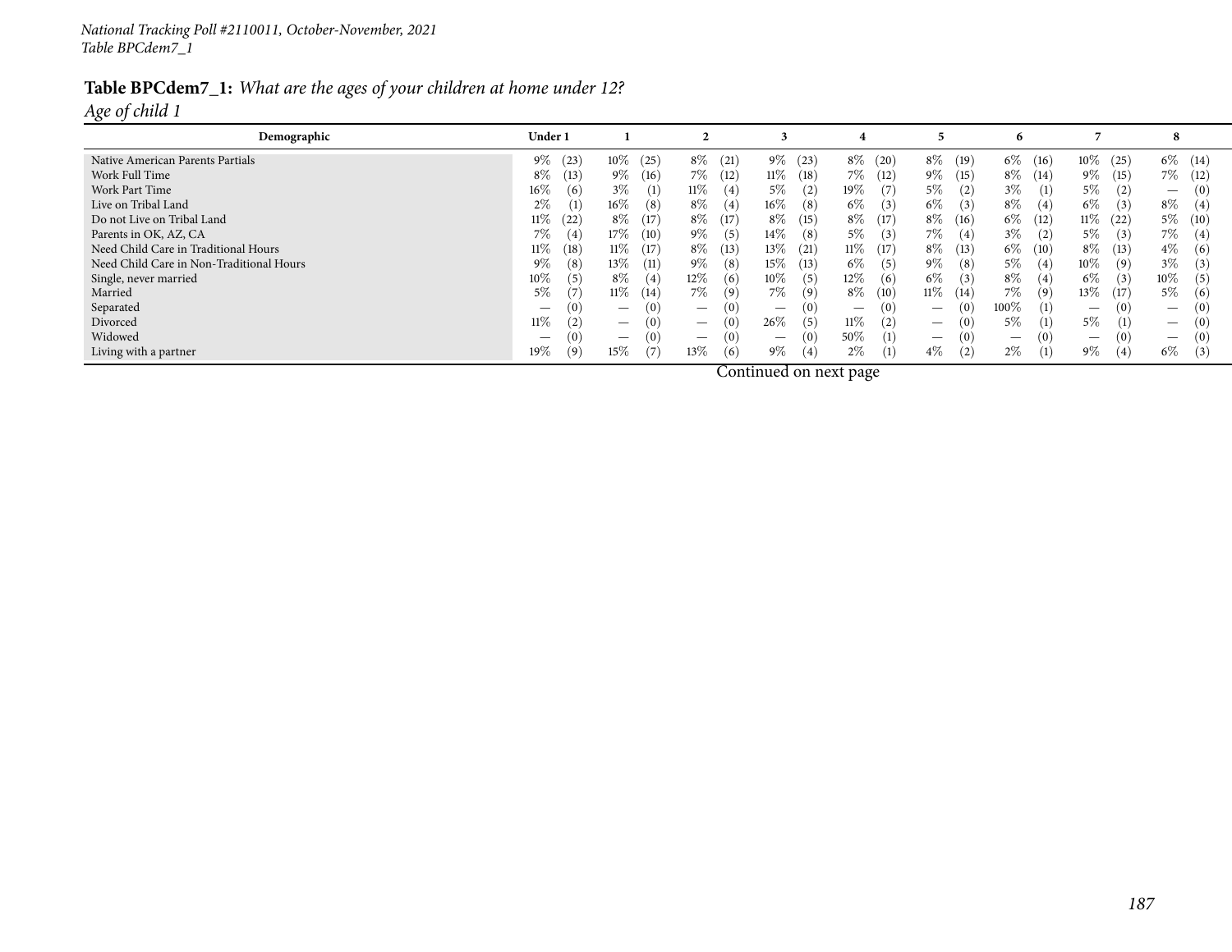National Tracking Poll #2110011, October-November, 2021
Table BPCdem7_1

**Table BPCdem7_1:** *What are the ages of your children at home under 12?*

*Age of child 1*

| Demographic | Under 1 | 1 | 2 | 3 | 4 | 5 | 6 | 7 | 8 |
|---|---|---|---|---|---|---|---|---|---|
| Native American Parents Partials | 9% (23) | 10% (25) | 8% (21) | 9% (23) | 8% (20) | 8% (19) | 6% (16) | 10% (25) | 6% (14) |
| Work Full Time | 8% (13) | 9% (16) | 7% (12) | 11% (18) | 7% (12) | 9% (15) | 8% (14) | 9% (15) | 7% (12) |
| Work Part Time | 16% (6) | 3% (1) | 11% (4) | 5% (2) | 19% (7) | 5% (2) | 3% (1) | 5% (2) | — (0) |
| Live on Tribal Land | 2% (1) | 16% (8) | 8% (4) | 16% (8) | 6% (3) | 6% (3) | 8% (4) | 6% (3) | 8% (4) |
| Do not Live on Tribal Land | 11% (22) | 8% (17) | 8% (17) | 8% (15) | 8% (17) | 8% (16) | 6% (12) | 11% (22) | 5% (10) |
| Parents in OK, AZ, CA | 7% (4) | 17% (10) | 9% (5) | 14% (8) | 5% (3) | 7% (4) | 3% (2) | 5% (3) | 7% (4) |
| Need Child Care in Traditional Hours | 11% (18) | 11% (17) | 8% (13) | 13% (21) | 11% (17) | 8% (13) | 6% (10) | 8% (13) | 4% (6) |
| Need Child Care in Non-Traditional Hours | 9% (8) | 13% (11) | 9% (8) | 15% (13) | 6% (5) | 9% (8) | 5% (4) | 10% (9) | 3% (3) |
| Single, never married | 10% (5) | 8% (4) | 12% (6) | 10% (5) | 12% (6) | 6% (3) | 8% (4) | 6% (3) | 10% (5) |
| Married | 5% (7) | 11% (14) | 7% (9) | 7% (9) | 8% (10) | 11% (14) | 7% (9) | 13% (17) | 5% (6) |
| Separated | — (0) | — (0) | — (0) | — (0) | — (0) | — (0) | 100% (1) | — (0) | — (0) |
| Divorced | 11% (2) | — (0) | — (0) | 26% (5) | 11% (2) | — (0) | 5% (1) | 5% (1) | — (0) |
| Widowed | — (0) | — (0) | — (0) | — (0) | 50% (1) | — (0) | — (0) | — (0) | — (0) |
| Living with a partner | 19% (9) | 15% (7) | 13% (6) | 9% (4) | 2% (1) | 4% (2) | 2% (1) | 9% (4) | 6% (3) |

Continued on next page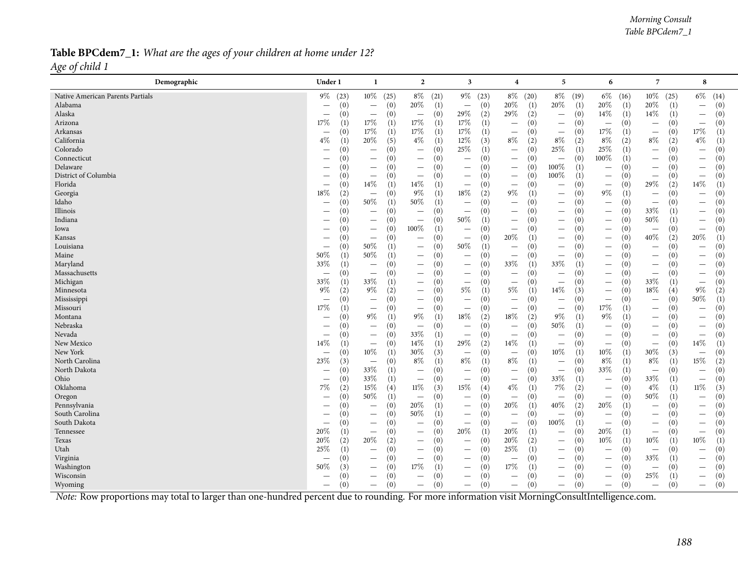**Table BPCdem7_1:** *What are the ages of your children at home under 12?*
*Age of child 1*

| Demographic | Under 1 | | 1 | | 2 | | 3 | | 4 | | 5 | | 6 | | 7 | | 8 | |
|---|---|---|---|---|---|---|---|---|---|---|---|---|---|---|---|---|---|---|
| Native American Parents Partials | 9% | (23) | 10% | (25) | 8% | (21) | 9% | (23) | 8% | (20) | 8% | (19) | 6% | (16) | 10% | (25) | 6% | (14) |
| Alabama | — | (0) | — | (0) | 20% | (1) | — | (0) | 20% | (1) | 20% | (1) | 20% | (1) | 20% | (1) | — | (0) |
| Alaska | — | (0) | — | (0) | — | (0) | 29% | (2) | 29% | (2) | — | (0) | 14% | (1) | 14% | (1) | — | (0) |
| Arizona | 17% | (1) | 17% | (1) | 17% | (1) | 17% | (1) | — | (0) | — | (0) | — | (0) | — | (0) | — | (0) |
| Arkansas | — | (0) | 17% | (1) | 17% | (1) | 17% | (1) | — | (0) | — | (0) | 17% | (1) | — | (0) | 17% | (1) |
| California | 4% | (1) | 20% | (5) | 4% | (1) | 12% | (3) | 8% | (2) | 8% | (2) | 8% | (2) | 8% | (2) | 4% | (1) |
| Colorado | — | (0) | — | (0) | — | (0) | 25% | (1) | — | (0) | 25% | (1) | 25% | (1) | — | (0) | — | (0) |
| Connecticut | — | (0) | — | (0) | — | (0) | — | (0) | — | (0) | — | (0) | 100% | (1) | — | (0) | — | (0) |
| Delaware | — | (0) | — | (0) | — | (0) | — | (0) | — | (0) | 100% | (1) | — | (0) | — | (0) | — | (0) |
| District of Columbia | — | (0) | — | (0) | — | (0) | — | (0) | — | (0) | 100% | (1) | — | (0) | — | (0) | — | (0) |
| Florida | — | (0) | 14% | (1) | 14% | (1) | — | (0) | — | (0) | — | (0) | — | (0) | 29% | (2) | 14% | (1) |
| Georgia | 18% | (2) | — | (0) | 9% | (1) | 18% | (2) | 9% | (1) | — | (0) | 9% | (1) | — | (0) | — | (0) |
| Idaho | — | (0) | 50% | (1) | 50% | (1) | — | (0) | — | (0) | — | (0) | — | (0) | — | (0) | — | (0) |
| Illinois | — | (0) | — | (0) | — | (0) | — | (0) | — | (0) | — | (0) | — | (0) | 33% | (1) | — | (0) |
| Indiana | — | (0) | — | (0) | — | (0) | 50% | (1) | — | (0) | — | (0) | — | (0) | 50% | (1) | — | (0) |
| Iowa | — | (0) | — | (0) | 100% | (1) | — | (0) | — | (0) | — | (0) | — | (0) | — | (0) | — | (0) |
| Kansas | — | (0) | — | (0) | — | (0) | — | (0) | 20% | (1) | — | (0) | — | (0) | 40% | (2) | 20% | (1) |
| Louisiana | — | (0) | 50% | (1) | — | (0) | 50% | (1) | — | (0) | — | (0) | — | (0) | — | (0) | — | (0) |
| Maine | 50% | (1) | 50% | (1) | — | (0) | — | (0) | — | (0) | — | (0) | — | (0) | — | (0) | — | (0) |
| Maryland | 33% | (1) | — | (0) | — | (0) | — | (0) | 33% | (1) | 33% | (1) | — | (0) | — | (0) | — | (0) |
| Massachusetts | — | (0) | — | (0) | — | (0) | — | (0) | — | (0) | — | (0) | — | (0) | — | (0) | — | (0) |
| Michigan | 33% | (1) | 33% | (1) | — | (0) | — | (0) | — | (0) | — | (0) | — | (0) | 33% | (1) | — | (0) |
| Minnesota | 9% | (2) | 9% | (2) | — | (0) | 5% | (1) | 5% | (1) | 14% | (3) | — | (0) | 18% | (4) | 9% | (2) |
| Mississippi | — | (0) | — | (0) | — | (0) | — | (0) | — | (0) | — | (0) | — | (0) | — | (0) | 50% | (1) |
| Missouri | 17% | (1) | — | (0) | — | (0) | — | (0) | — | (0) | — | (0) | 17% | (1) | — | (0) | — | (0) |
| Montana | — | (0) | 9% | (1) | 9% | (1) | 18% | (2) | 18% | (2) | 9% | (1) | 9% | (1) | — | (0) | — | (0) |
| Nebraska | — | (0) | — | (0) | — | (0) | — | (0) | — | (0) | 50% | (1) | — | (0) | — | (0) | — | (0) |
| Nevada | — | (0) | — | (0) | 33% | (1) | — | (0) | — | (0) | — | (0) | — | (0) | — | (0) | — | (0) |
| New Mexico | 14% | (1) | — | (0) | 14% | (1) | 29% | (2) | 14% | (1) | — | (0) | — | (0) | — | (0) | 14% | (1) |
| New York | — | (0) | 10% | (1) | 30% | (3) | — | (0) | — | (0) | 10% | (1) | 10% | (1) | 30% | (3) | — | (0) |
| North Carolina | 23% | (3) | — | (0) | 8% | (1) | 8% | (1) | 8% | (1) | — | (0) | 8% | (1) | 8% | (1) | 15% | (2) |
| North Dakota | — | (0) | 33% | (1) | — | (0) | — | (0) | — | (0) | — | (0) | 33% | (1) | — | (0) | — | (0) |
| Ohio | — | (0) | 33% | (1) | — | (0) | — | (0) | — | (0) | 33% | (1) | — | (0) | 33% | (1) | — | (0) |
| Oklahoma | 7% | (2) | 15% | (4) | 11% | (3) | 15% | (4) | 4% | (1) | 7% | (2) | — | (0) | 4% | (1) | 11% | (3) |
| Oregon | — | (0) | 50% | (1) | — | (0) | — | (0) | — | (0) | — | (0) | — | (0) | 50% | (1) | — | (0) |
| Pennsylvania | — | (0) | — | (0) | 20% | (1) | — | (0) | 20% | (1) | 40% | (2) | 20% | (1) | — | (0) | — | (0) |
| South Carolina | — | (0) | — | (0) | 50% | (1) | — | (0) | — | (0) | — | (0) | — | (0) | — | (0) | — | (0) |
| South Dakota | — | (0) | — | (0) | — | (0) | — | (0) | — | (0) | 100% | (1) | — | (0) | — | (0) | — | (0) |
| Tennessee | 20% | (1) | — | (0) | — | (0) | 20% | (1) | 20% | (1) | — | (0) | 20% | (1) | — | (0) | — | (0) |
| Texas | 20% | (2) | 20% | (2) | — | (0) | — | (0) | 20% | (2) | — | (0) | 10% | (1) | 10% | (1) | 10% | (1) |
| Utah | 25% | (1) | — | (0) | — | (0) | — | (0) | 25% | (1) | — | (0) | — | (0) | — | (0) | — | (0) |
| Virginia | — | (0) | — | (0) | — | (0) | — | (0) | — | (0) | — | (0) | — | (0) | 33% | (1) | — | (0) |
| Washington | 50% | (3) | — | (0) | 17% | (1) | — | (0) | 17% | (1) | — | (0) | — | (0) | — | (0) | — | (0) |
| Wisconsin | — | (0) | — | (0) | — | (0) | — | (0) | — | (0) | — | (0) | — | (0) | 25% | (1) | — | (0) |
| Wyoming | — | (0) | — | (0) | — | (0) | — | (0) | — | (0) | — | (0) | — | (0) | — | (0) | — | (0) |

*Note:* Row proportions may total to larger than one-hundred percent due to rounding. For more information visit MorningConsultIntelligence.com.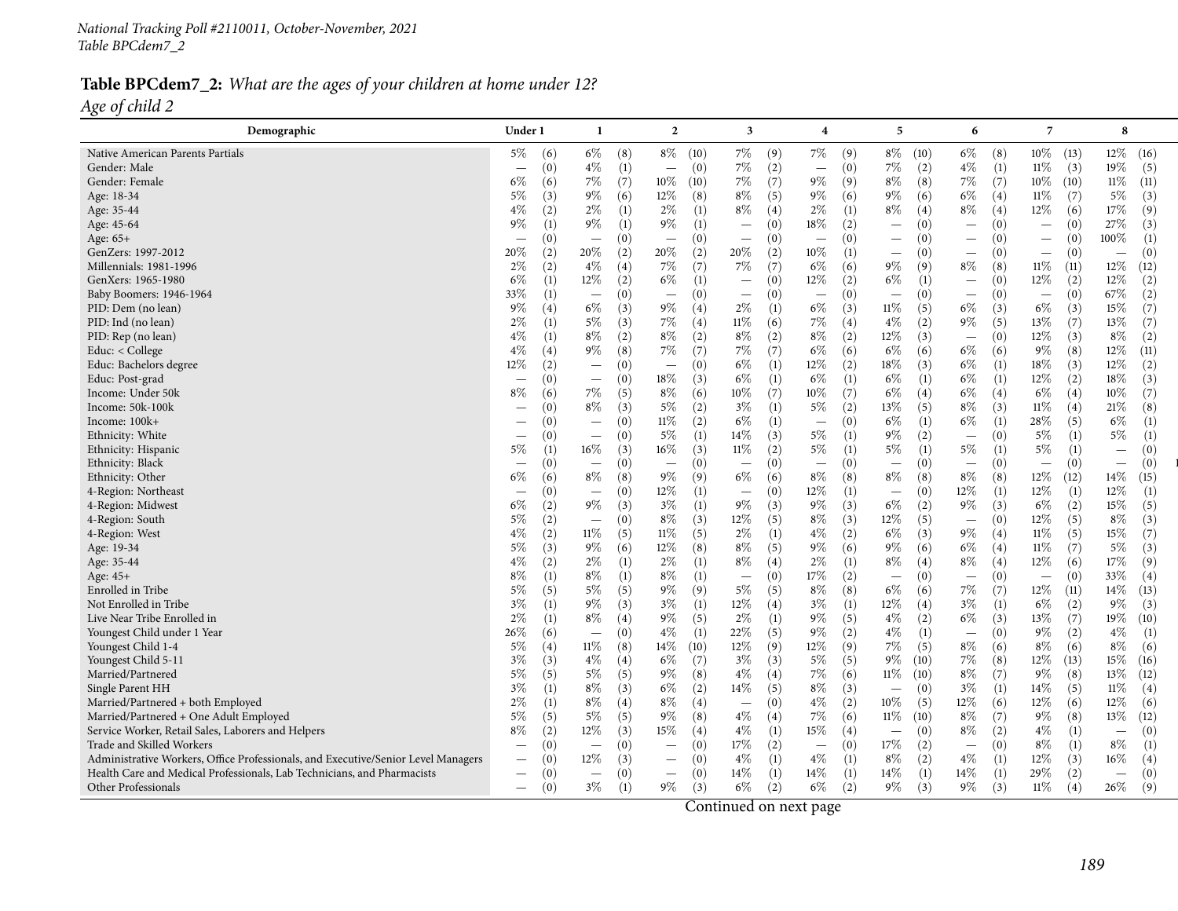*National Tracking Poll #2110011, October-November, 2021*
*Table BPCdem7_2*

**Table BPCdem7_2:** *What are the ages of your children at home under 12?*
*Age of child 2*

| Demographic | Under 1 | | 1 | | 2 | | 3 | | 4 | | 5 | | 6 | | 7 | | 8 | |
|---|---|---|---|---|---|---|---|---|---|---|---|---|---|---|---|---|---|---|
| Native American Parents Partials | 5% | (6) | 6% | (8) | 8% | (10) | 7% | (9) | 7% | (9) | 8% | (10) | 6% | (8) | 10% | (13) | 12% | (16) |
| Gender: Male | — | (0) | 4% | (1) | — | (0) | 7% | (2) | — | (0) | 7% | (2) | 4% | (1) | 11% | (3) | 19% | (5) |
| Gender: Female | 6% | (6) | 7% | (7) | 10% | (10) | 7% | (7) | 9% | (9) | 8% | (8) | 7% | (7) | 10% | (10) | 11% | (11) |
| Age: 18-34 | 5% | (3) | 9% | (6) | 12% | (8) | 8% | (5) | 9% | (6) | 9% | (6) | 6% | (4) | 11% | (7) | 5% | (3) |
| Age: 35-44 | 4% | (2) | 2% | (1) | 2% | (1) | 8% | (4) | 2% | (1) | 8% | (4) | 8% | (4) | 12% | (6) | 17% | (9) |
| Age: 45-64 | 9% | (1) | 9% | (1) | 9% | (1) | — | (0) | 18% | (2) | — | (0) | — | (0) | — | (0) | 27% | (3) |
| Age: 65+ | — | (0) | — | (0) | — | (0) | — | (0) | — | (0) | — | (0) | — | (0) | — | (0) | 100% | (1) |
| GenZers: 1997-2012 | 20% | (2) | 20% | (2) | 20% | (2) | 20% | (2) | 10% | (1) | — | (0) | — | (0) | — | (0) | — | (0) |
| Millennials: 1981-1996 | 2% | (2) | 4% | (4) | 7% | (7) | 7% | (7) | 6% | (6) | 9% | (9) | 8% | (8) | 11% | (11) | 12% | (12) |
| GenXers: 1965-1980 | 6% | (1) | 12% | (2) | 6% | (1) | — | (0) | 12% | (2) | 6% | (1) | — | (0) | 12% | (2) | 12% | (2) |
| Baby Boomers: 1946-1964 | 33% | (1) | — | (0) | — | (0) | — | (0) | — | (0) | — | (0) | — | (0) | — | (0) | 67% | (2) |
| PID: Dem (no lean) | 9% | (4) | 6% | (3) | 9% | (4) | 2% | (1) | 6% | (3) | 11% | (5) | 6% | (3) | 6% | (3) | 15% | (7) |
| PID: Ind (no lean) | 2% | (1) | 5% | (3) | 7% | (4) | 11% | (6) | 7% | (4) | 4% | (2) | 9% | (5) | 13% | (7) | 13% | (7) |
| PID: Rep (no lean) | 4% | (1) | 8% | (2) | 8% | (2) | 8% | (2) | 8% | (2) | 12% | (3) | — | (0) | 12% | (3) | 8% | (2) |
| Educ: < College | 4% | (4) | 9% | (8) | 7% | (7) | 7% | (7) | 6% | (6) | 6% | (6) | 6% | (6) | 9% | (8) | 12% | (11) |
| Educ: Bachelors degree | 12% | (2) | — | (0) | — | (0) | 6% | (1) | 12% | (2) | 18% | (3) | 6% | (1) | 18% | (3) | 12% | (2) |
| Educ: Post-grad | — | (0) | — | (0) | 18% | (3) | 6% | (1) | 6% | (1) | 6% | (1) | 6% | (1) | 12% | (2) | 18% | (3) |
| Income: Under 50k | 8% | (6) | 7% | (5) | 8% | (6) | 10% | (7) | 10% | (7) | 6% | (4) | 6% | (4) | 6% | (4) | 10% | (7) |
| Income: 50k-100k | — | (0) | 8% | (3) | 5% | (2) | 3% | (1) | 5% | (2) | 13% | (5) | 8% | (3) | 11% | (4) | 21% | (8) |
| Income: 100k+ | — | (0) | — | (0) | 11% | (2) | 6% | (1) | — | (0) | 6% | (1) | 6% | (1) | 28% | (5) | 6% | (1) |
| Ethnicity: White | — | (0) | — | (0) | 5% | (1) | 14% | (3) | 5% | (1) | 9% | (2) | — | (0) | 5% | (1) | 5% | (1) |
| Ethnicity: Hispanic | 5% | (1) | 16% | (3) | 16% | (3) | 11% | (2) | 5% | (1) | 5% | (1) | 5% | (1) | 5% | (1) | — | (0) |
| Ethnicity: Black | — | (0) | — | (0) | — | (0) | — | (0) | — | (0) | — | (0) | — | (0) | — | (0) | — | (0) |
| Ethnicity: Other | 6% | (6) | 8% | (8) | 9% | (9) | 6% | (6) | 8% | (8) | 8% | (8) | 8% | (8) | 12% | (12) | 14% | (15) |
| 4-Region: Northeast | — | (0) | — | (0) | 12% | (1) | — | (0) | 12% | (1) | — | (0) | 12% | (1) | 12% | (1) | 12% | (1) |
| 4-Region: Midwest | 6% | (2) | 9% | (3) | 3% | (1) | 9% | (3) | 9% | (3) | 6% | (2) | 9% | (3) | 6% | (2) | 15% | (5) |
| 4-Region: South | 5% | (2) | — | (0) | 8% | (3) | 12% | (5) | 8% | (3) | 12% | (5) | — | (0) | 12% | (5) | 8% | (3) |
| 4-Region: West | 4% | (2) | 11% | (5) | 11% | (5) | 2% | (1) | 4% | (2) | 6% | (3) | 9% | (4) | 11% | (5) | 15% | (7) |
| Age: 19-34 | 5% | (3) | 9% | (6) | 12% | (8) | 8% | (5) | 9% | (6) | 9% | (6) | 6% | (4) | 11% | (7) | 5% | (3) |
| Age: 35-44 | 4% | (2) | 2% | (1) | 2% | (1) | 8% | (4) | 2% | (1) | 8% | (4) | 8% | (4) | 12% | (6) | 17% | (9) |
| Age: 45+ | 8% | (1) | 8% | (1) | 8% | (1) | — | (0) | 17% | (2) | — | (0) | — | (0) | — | (0) | 33% | (4) |
| Enrolled in Tribe | 5% | (5) | 5% | (5) | 9% | (9) | 5% | (5) | 8% | (8) | 6% | (6) | 7% | (7) | 12% | (11) | 14% | (13) |
| Not Enrolled in Tribe | 3% | (1) | 9% | (3) | 3% | (1) | 12% | (4) | 3% | (1) | 12% | (4) | 3% | (1) | 6% | (2) | 9% | (3) |
| Live Near Tribe Enrolled in | 2% | (1) | 8% | (4) | 9% | (5) | 2% | (1) | 9% | (5) | 4% | (2) | 6% | (3) | 13% | (7) | 19% | (10) |
| Youngest Child under 1 Year | 26% | (6) | — | (0) | 4% | (1) | 22% | (5) | 9% | (2) | 4% | (1) | — | (0) | 9% | (2) | 4% | (1) |
| Youngest Child 1-4 | 5% | (4) | 11% | (8) | 14% | (10) | 12% | (9) | 12% | (9) | 7% | (5) | 8% | (6) | 8% | (6) | 8% | (6) |
| Youngest Child 5-11 | 3% | (3) | 4% | (4) | 6% | (7) | 3% | (3) | 5% | (5) | 9% | (10) | 7% | (8) | 12% | (13) | 15% | (16) |
| Married/Partnered | 5% | (5) | 5% | (5) | 9% | (8) | 4% | (4) | 7% | (6) | 11% | (10) | 8% | (7) | 9% | (8) | 13% | (12) |
| Single Parent HH | 3% | (1) | 8% | (3) | 6% | (2) | 14% | (5) | 8% | (3) | — | (0) | 3% | (1) | 14% | (5) | 11% | (4) |
| Married/Partnered + both Employed | 2% | (1) | 8% | (4) | 8% | (4) | — | (0) | 4% | (2) | 10% | (5) | 12% | (6) | 12% | (6) | 12% | (6) |
| Married/Partnered + One Adult Employed | 5% | (5) | 5% | (5) | 9% | (8) | 4% | (4) | 7% | (6) | 11% | (10) | 8% | (7) | 9% | (8) | 13% | (12) |
| Service Worker, Retail Sales, Laborers and Helpers | 8% | (2) | 12% | (3) | 15% | (4) | 4% | (1) | 15% | (4) | — | (0) | 8% | (2) | 4% | (1) | — | (0) |
| Trade and Skilled Workers | — | (0) | — | (0) | — | (0) | 17% | (2) | — | (0) | 17% | (2) | — | (0) | 8% | (1) | 8% | (1) |
| Administrative Workers, Office Professionals, and Executive/Senior Level Managers | — | (0) | 12% | (3) | — | (0) | 4% | (1) | 4% | (1) | 8% | (2) | 4% | (1) | 12% | (3) | 16% | (4) |
| Health Care and Medical Professionals, Lab Technicians, and Pharmacists | — | (0) | — | (0) | — | (0) | 14% | (1) | 14% | (1) | 14% | (1) | 14% | (1) | 29% | (2) | — | (0) |
| Other Professionals | — | (0) | 3% | (1) | 9% | (3) | 6% | (2) | 6% | (2) | 9% | (3) | 9% | (3) | 11% | (4) | 26% | (9) |

Continued on next page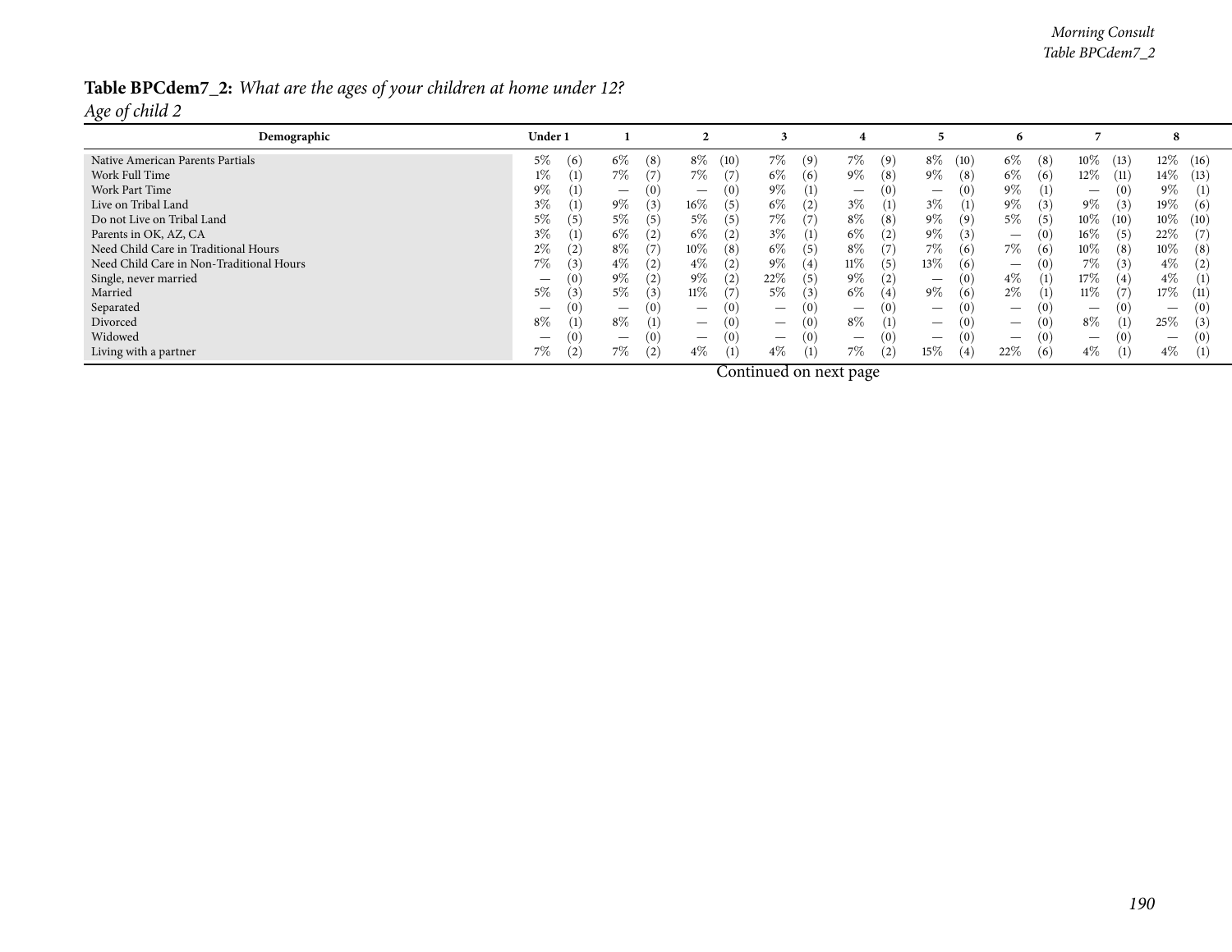**Table BPCdem7_2:** *What are the ages of your children at home under 12?*

*Age of child 2*

| Demographic | Under 1 | 1 | 2 | 3 | 4 | 5 | 6 | 7 | 8 |
|---|---|---|---|---|---|---|---|---|---|
| Native American Parents Partials | 5% (6) | 6% (8) | 8% (10) | 7% (9) | 7% (9) | 8% (10) | 6% (8) | 10% (13) | 12% (16) |
| Work Full Time | 1% (1) | 7% (7) | 7% (7) | 6% (6) | 9% (8) | 9% (8) | 6% (6) | 12% (11) | 14% (13) |
| Work Part Time | 9% (1) | — (0) | — (0) | 9% (1) | — (0) | — (0) | 9% (1) | — (0) | 9% (1) |
| Live on Tribal Land | 3% (1) | 9% (3) | 16% (5) | 6% (2) | 3% (1) | 3% (1) | 9% (3) | 9% (3) | 19% (6) |
| Do not Live on Tribal Land | 5% (5) | 5% (5) | 5% (5) | 7% (7) | 8% (8) | 9% (9) | 5% (5) | 10% (10) | 10% (10) |
| Parents in OK, AZ, CA | 3% (1) | 6% (2) | 6% (2) | 3% (1) | 6% (2) | 9% (3) | — (0) | 16% (5) | 22% (7) |
| Need Child Care in Traditional Hours | 2% (2) | 8% (7) | 10% (8) | 6% (5) | 8% (7) | 7% (6) | 7% (6) | 10% (8) | 10% (8) |
| Need Child Care in Non-Traditional Hours | 7% (3) | 4% (2) | 4% (2) | 9% (4) | 11% (5) | 13% (6) | — (0) | 7% (3) | 4% (2) |
| Single, never married | — (0) | 9% (2) | 9% (2) | 22% (5) | 9% (2) | — (0) | 4% (1) | 17% (4) | 4% (1) |
| Married | 5% (3) | 5% (3) | 11% (7) | 5% (3) | 6% (4) | 9% (6) | 2% (1) | 11% (7) | 17% (11) |
| Separated | — (0) | — (0) | — (0) | — (0) | — (0) | — (0) | — (0) | — (0) | — (0) |
| Divorced | 8% (1) | 8% (1) | — (0) | — (0) | 8% (1) | — (0) | — (0) | 8% (1) | 25% (3) |
| Widowed | — (0) | — (0) | — (0) | — (0) | — (0) | — (0) | — (0) | — (0) | — (0) |
| Living with a partner | 7% (2) | 7% (2) | 4% (1) | 4% (1) | 7% (2) | 15% (4) | 22% (6) | 4% (1) | 4% (1) |

Continued on next page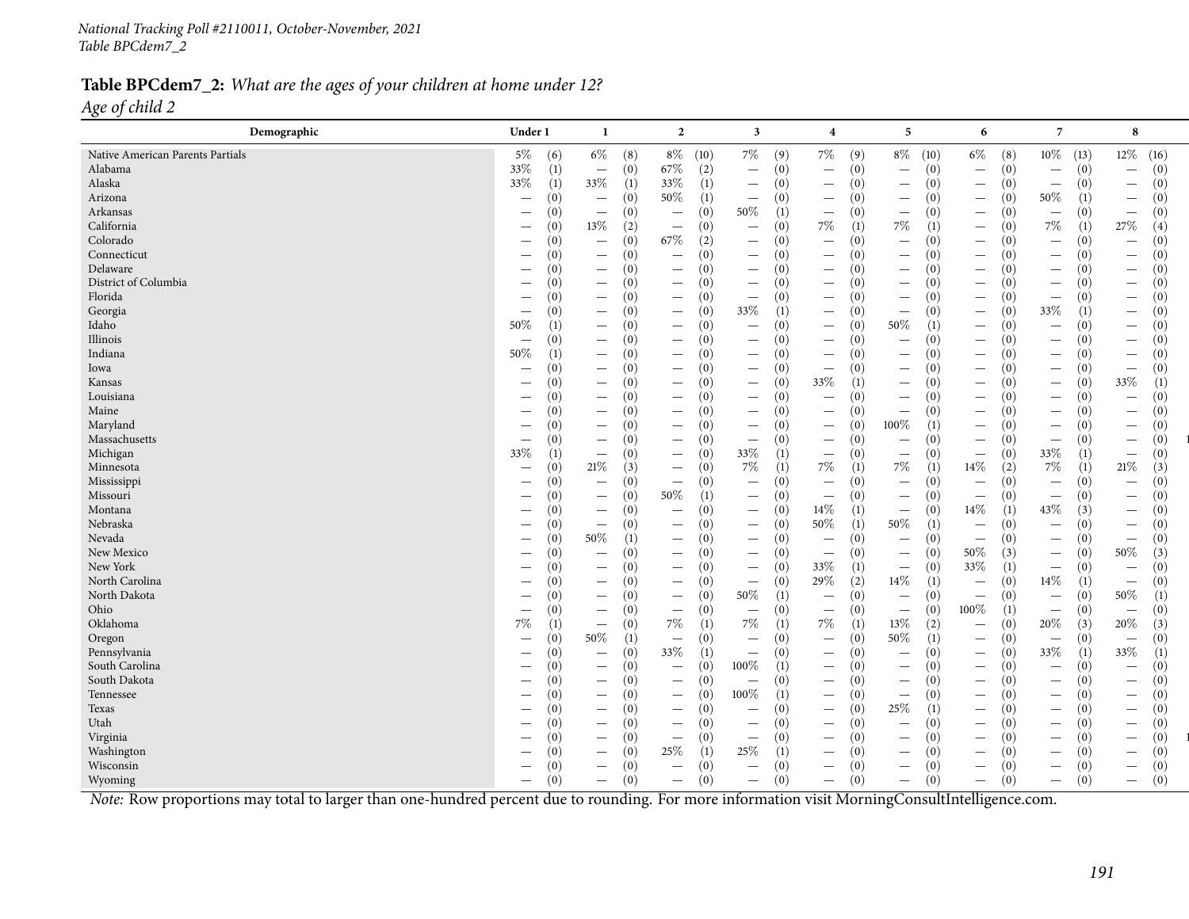National Tracking Poll #2110011, October-November, 2021
Table BPCdem7_2

**Table BPCdem7_2:** *What are the ages of your children at home under 12?*

*Age of child 2*

| Demographic | Under 1 | | 1 | | 2 | | 3 | | 4 | | 5 | | 6 | | 7 | | 8 | |
|---|---|---|---|---|---|---|---|---|---|---|---|---|---|---|---|---|---|---|
| Native American Parents Partials | 5% | (6) | 6% | (8) | 8% | (10) | 7% | (9) | 7% | (9) | 8% | (10) | 6% | (8) | 10% | (13) | 12% | (16) |
| Alabama | 33% | (1) | — | (0) | 67% | (2) | — | (0) | — | (0) | — | (0) | — | (0) | — | (0) | — | (0) |
| Alaska | 33% | (1) | 33% | (1) | 33% | (1) | — | (0) | — | (0) | — | (0) | — | (0) | — | (0) | — | (0) |
| Arizona | — | (0) | — | (0) | 50% | (1) | — | (0) | — | (0) | — | (0) | — | (0) | 50% | (1) | — | (0) |
| Arkansas | — | (0) | — | (0) | — | (0) | 50% | (1) | — | (0) | — | (0) | — | (0) | — | (0) | — | (0) |
| California | — | (0) | 13% | (2) | — | (0) | — | (0) | 7% | (1) | 7% | (1) | — | (0) | 7% | (1) | 27% | (4) |
| Colorado | — | (0) | — | (0) | 67% | (2) | — | (0) | — | (0) | — | (0) | — | (0) | — | (0) | — | (0) |
| Connecticut | — | (0) | — | (0) | — | (0) | — | (0) | — | (0) | — | (0) | — | (0) | — | (0) | — | (0) |
| Delaware | — | (0) | — | (0) | — | (0) | — | (0) | — | (0) | — | (0) | — | (0) | — | (0) | — | (0) |
| District of Columbia | — | (0) | — | (0) | — | (0) | — | (0) | — | (0) | — | (0) | — | (0) | — | (0) | — | (0) |
| Florida | — | (0) | — | (0) | — | (0) | — | (0) | — | (0) | — | (0) | — | (0) | — | (0) | — | (0) |
| Georgia | — | (0) | — | (0) | — | (0) | 33% | (1) | — | (0) | — | (0) | — | (0) | 33% | (1) | — | (0) |
| Idaho | 50% | (1) | — | (0) | — | (0) | — | (0) | — | (0) | 50% | (1) | — | (0) | — | (0) | — | (0) |
| Illinois | — | (0) | — | (0) | — | (0) | — | (0) | — | (0) | — | (0) | — | (0) | — | (0) | — | (0) |
| Indiana | 50% | (1) | — | (0) | — | (0) | — | (0) | — | (0) | — | (0) | — | (0) | — | (0) | — | (0) |
| Iowa | — | (0) | — | (0) | — | (0) | — | (0) | — | (0) | — | (0) | — | (0) | — | (0) | — | (0) |
| Kansas | — | (0) | — | (0) | — | (0) | — | (0) | 33% | (1) | — | (0) | — | (0) | — | (0) | 33% | (1) |
| Louisiana | — | (0) | — | (0) | — | (0) | — | (0) | — | (0) | — | (0) | — | (0) | — | (0) | — | (0) |
| Maine | — | (0) | — | (0) | — | (0) | — | (0) | — | (0) | — | (0) | — | (0) | — | (0) | — | (0) |
| Maryland | — | (0) | — | (0) | — | (0) | — | (0) | — | (0) | 100% | (1) | — | (0) | — | (0) | — | (0) |
| Massachusetts | — | (0) | — | (0) | — | (0) | — | (0) | — | (0) | — | (0) | — | (0) | — | (0) | — | (0) |
| Michigan | 33% | (1) | — | (0) | — | (0) | 33% | (1) | — | (0) | — | (0) | — | (0) | 33% | (1) | — | (0) |
| Minnesota | — | (0) | 21% | (3) | — | (0) | 7% | (1) | 7% | (1) | 7% | (1) | 14% | (2) | 7% | (1) | 21% | (3) |
| Mississippi | — | (0) | — | (0) | — | (0) | — | (0) | — | (0) | — | (0) | — | (0) | — | (0) | — | (0) |
| Missouri | — | (0) | — | (0) | 50% | (1) | — | (0) | — | (0) | — | (0) | — | (0) | — | (0) | — | (0) |
| Montana | — | (0) | — | (0) | — | (0) | — | (0) | 14% | (1) | — | (0) | 14% | (1) | 43% | (3) | — | (0) |
| Nebraska | — | (0) | — | (0) | — | (0) | — | (0) | 50% | (1) | 50% | (1) | — | (0) | — | (0) | — | (0) |
| Nevada | — | (0) | 50% | (1) | — | (0) | — | (0) | — | (0) | — | (0) | — | (0) | — | (0) | — | (0) |
| New Mexico | — | (0) | — | (0) | — | (0) | — | (0) | — | (0) | — | (0) | 50% | (3) | — | (0) | 50% | (3) |
| New York | — | (0) | — | (0) | — | (0) | — | (0) | 33% | (1) | — | (0) | 33% | (1) | — | (0) | — | (0) |
| North Carolina | — | (0) | — | (0) | — | (0) | — | (0) | 29% | (2) | 14% | (1) | — | (0) | 14% | (1) | — | (0) |
| North Dakota | — | (0) | — | (0) | — | (0) | 50% | (1) | — | (0) | — | (0) | — | (0) | — | (0) | 50% | (1) |
| Ohio | — | (0) | — | (0) | — | (0) | — | (0) | — | (0) | — | (0) | 100% | (1) | — | (0) | — | (0) |
| Oklahoma | 7% | (1) | — | (0) | 7% | (1) | 7% | (1) | 7% | (1) | 13% | (2) | — | (0) | 20% | (3) | 20% | (3) |
| Oregon | — | (0) | 50% | (1) | — | (0) | — | (0) | — | (0) | 50% | (1) | — | (0) | — | (0) | — | (0) |
| Pennsylvania | — | (0) | — | (0) | 33% | (1) | — | (0) | — | (0) | — | (0) | — | (0) | 33% | (1) | 33% | (1) |
| South Carolina | — | (0) | — | (0) | — | (0) | 100% | (1) | — | (0) | — | (0) | — | (0) | — | (0) | — | (0) |
| South Dakota | — | (0) | — | (0) | — | (0) | — | (0) | — | (0) | — | (0) | — | (0) | — | (0) | — | (0) |
| Tennessee | — | (0) | — | (0) | — | (0) | 100% | (1) | — | (0) | — | (0) | — | (0) | — | (0) | — | (0) |
| Texas | — | (0) | — | (0) | — | (0) | — | (0) | — | (0) | 25% | (1) | — | (0) | — | (0) | — | (0) |
| Utah | — | (0) | — | (0) | — | (0) | — | (0) | — | (0) | — | (0) | — | (0) | — | (0) | — | (0) |
| Virginia | — | (0) | — | (0) | — | (0) | — | (0) | — | (0) | — | (0) | — | (0) | — | (0) | — | (0) |
| Washington | — | (0) | — | (0) | 25% | (1) | 25% | (1) | — | (0) | — | (0) | — | (0) | — | (0) | — | (0) |
| Wisconsin | — | (0) | — | (0) | — | (0) | — | (0) | — | (0) | — | (0) | — | (0) | — | (0) | — | (0) |
| Wyoming | — | (0) | — | (0) | — | (0) | — | (0) | — | (0) | — | (0) | — | (0) | — | (0) | — | (0) |

*Note:* Row proportions may total to larger than one-hundred percent due to rounding. For more information visit MorningConsultIntelligence.com.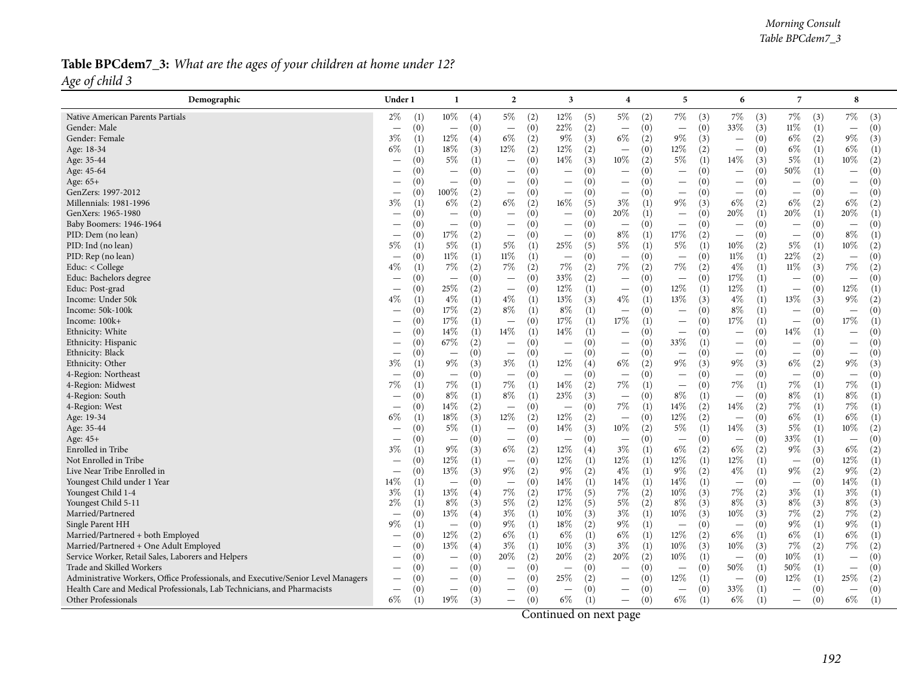**Table BPCdem7_3:** *What are the ages of your children at home under 12?*

*Age of child 3*

| Demographic | Under 1 | | 1 | | 2 | | 3 | | 4 | | 5 | | 6 | | 7 | | 8 | |
|---|---|---|---|---|---|---|---|---|---|---|---|---|---|---|---|---|---|---|
| Native American Parents Partials | 2% | (1) | 10% | (4) | 5% | (2) | 12% | (5) | 5% | (2) | 7% | (3) | 7% | (3) | 7% | (3) | 7% | (3) |
| Gender: Male | — | (0) | — | (0) | — | (0) | 22% | (2) | — | (0) | — | (0) | 33% | (3) | 11% | (1) | — | (0) |
| Gender: Female | 3% | (1) | 12% | (4) | 6% | (2) | 9% | (3) | 6% | (2) | 9% | (3) | — | (0) | 6% | (2) | 9% | (3) |
| Age: 18-34 | 6% | (1) | 18% | (3) | 12% | (2) | 12% | (2) | — | (0) | 12% | (2) | — | (0) | 6% | (1) | 6% | (1) |
| Age: 35-44 | — | (0) | 5% | (1) | — | (0) | 14% | (3) | 10% | (2) | 5% | (1) | 14% | (3) | 5% | (1) | 10% | (2) |
| Age: 45-64 | — | (0) | — | (0) | — | (0) | — | (0) | — | (0) | — | (0) | — | (0) | 50% | (1) | — | (0) |
| Age: 65+ | — | (0) | — | (0) | — | (0) | — | (0) | — | (0) | — | (0) | — | (0) | — | (0) | — | (0) |
| GenZers: 1997-2012 | — | (0) | 100% | (2) | — | (0) | — | (0) | — | (0) | — | (0) | — | (0) | — | (0) | — | (0) |
| Millennials: 1981-1996 | 3% | (1) | 6% | (2) | 6% | (2) | 16% | (5) | 3% | (1) | 9% | (3) | 6% | (2) | 6% | (2) | 6% | (2) |
| GenXers: 1965-1980 | — | (0) | — | (0) | — | (0) | — | (0) | 20% | (1) | — | (0) | 20% | (1) | 20% | (1) | 20% | (1) |
| Baby Boomers: 1946-1964 | — | (0) | — | (0) | — | (0) | — | (0) | — | (0) | — | (0) | — | (0) | — | (0) | — | (0) |
| PID: Dem (no lean) | — | (0) | 17% | (2) | — | (0) | — | (0) | 8% | (1) | 17% | (2) | — | (0) | — | (0) | 8% | (1) |
| PID: Ind (no lean) | 5% | (1) | 5% | (1) | 5% | (1) | 25% | (5) | 5% | (1) | 5% | (1) | 10% | (2) | 5% | (1) | 10% | (2) |
| PID: Rep (no lean) | — | (0) | 11% | (1) | 11% | (1) | — | (0) | — | (0) | — | (0) | 11% | (1) | 22% | (2) | — | (0) |
| Educ: < College | 4% | (1) | 7% | (2) | 7% | (2) | 7% | (2) | 7% | (2) | 7% | (2) | 4% | (1) | 11% | (3) | 7% | (2) |
| Educ: Bachelors degree | — | (0) | — | (0) | — | (0) | 33% | (2) | — | (0) | — | (0) | 17% | (1) | — | (0) | — | (0) |
| Educ: Post-grad | — | (0) | 25% | (2) | — | (0) | 12% | (1) | — | (0) | 12% | (1) | 12% | (1) | — | (0) | 12% | (1) |
| Income: Under 50k | 4% | (1) | 4% | (1) | 4% | (1) | 13% | (3) | 4% | (1) | 13% | (3) | 4% | (1) | 13% | (3) | 9% | (2) |
| Income: 50k-100k | — | (0) | 17% | (2) | 8% | (1) | 8% | (1) | — | (0) | — | (0) | 8% | (1) | — | (0) | — | (0) |
| Income: 100k+ | — | (0) | 17% | (1) | — | (0) | 17% | (1) | 17% | (1) | — | (0) | 17% | (1) | — | (0) | 17% | (1) |
| Ethnicity: White | — | (0) | 14% | (1) | 14% | (1) | 14% | (1) | — | (0) | — | (0) | — | (0) | 14% | (1) | — | (0) |
| Ethnicity: Hispanic | — | (0) | 67% | (2) | — | (0) | — | (0) | — | (0) | 33% | (1) | — | (0) | — | (0) | — | (0) |
| Ethnicity: Black | — | (0) | — | (0) | — | (0) | — | (0) | — | (0) | — | (0) | — | (0) | — | (0) | — | (0) |
| Ethnicity: Other | 3% | (1) | 9% | (3) | 3% | (1) | 12% | (4) | 6% | (2) | 9% | (3) | 9% | (3) | 6% | (2) | 9% | (3) |
| 4-Region: Northeast | — | (0) | — | (0) | — | (0) | — | (0) | — | (0) | — | (0) | — | (0) | — | (0) | — | (0) |
| 4-Region: Midwest | 7% | (1) | 7% | (1) | 7% | (1) | 14% | (2) | 7% | (1) | — | (0) | 7% | (1) | 7% | (1) | 7% | (1) |
| 4-Region: South | — | (0) | 8% | (1) | 8% | (1) | 23% | (3) | — | (0) | 8% | (1) | — | (0) | 8% | (1) | 8% | (1) |
| 4-Region: West | — | (0) | 14% | (2) | — | (0) | — | (0) | 7% | (1) | 14% | (2) | 14% | (2) | 7% | (1) | 7% | (1) |
| Age: 19-34 | 6% | (1) | 18% | (3) | 12% | (2) | 12% | (2) | — | (0) | 12% | (2) | — | (0) | 6% | (1) | 6% | (1) |
| Age: 35-44 | — | (0) | 5% | (1) | — | (0) | 14% | (3) | 10% | (2) | 5% | (1) | 14% | (3) | 5% | (1) | 10% | (2) |
| Age: 45+ | — | (0) | — | (0) | — | (0) | — | (0) | — | (0) | — | (0) | — | (0) | 33% | (1) | — | (0) |
| Enrolled in Tribe | 3% | (1) | 9% | (3) | 6% | (2) | 12% | (4) | 3% | (1) | 6% | (2) | 6% | (2) | 9% | (3) | 6% | (2) |
| Not Enrolled in Tribe | — | (0) | 12% | (1) | — | (0) | 12% | (1) | 12% | (1) | 12% | (1) | 12% | (1) | — | (0) | 12% | (1) |
| Live Near Tribe Enrolled in | — | (0) | 13% | (3) | 9% | (2) | 9% | (2) | 4% | (1) | 9% | (2) | 4% | (1) | 9% | (2) | 9% | (2) |
| Youngest Child under 1 Year | 14% | (1) | — | (0) | — | (0) | 14% | (1) | 14% | (1) | 14% | (1) | — | (0) | — | (0) | 14% | (1) |
| Youngest Child 1-4 | 3% | (1) | 13% | (4) | 7% | (2) | 17% | (5) | 7% | (2) | 10% | (3) | 7% | (2) | 3% | (1) | 3% | (1) |
| Youngest Child 5-11 | 2% | (1) | 8% | (3) | 5% | (2) | 12% | (5) | 5% | (2) | 8% | (3) | 8% | (3) | 8% | (3) | 8% | (3) |
| Married/Partnered | — | (0) | 13% | (4) | 3% | (1) | 10% | (3) | 3% | (1) | 10% | (3) | 10% | (3) | 7% | (2) | 7% | (2) |
| Single Parent HH | 9% | (1) | — | (0) | 9% | (1) | 18% | (2) | 9% | (1) | — | (0) | — | (0) | 9% | (1) | 9% | (1) |
| Married/Partnered + both Employed | — | (0) | 12% | (2) | 6% | (1) | 6% | (1) | 6% | (1) | 12% | (2) | 6% | (1) | 6% | (1) | 6% | (1) |
| Married/Partnered + One Adult Employed | — | (0) | 13% | (4) | 3% | (1) | 10% | (3) | 3% | (1) | 10% | (3) | 10% | (3) | 7% | (2) | 7% | (2) |
| Service Worker, Retail Sales, Laborers and Helpers | — | (0) | — | (0) | 20% | (2) | 20% | (2) | 20% | (2) | 10% | (1) | — | (0) | 10% | (1) | — | (0) |
| Trade and Skilled Workers | — | (0) | — | (0) | — | (0) | — | (0) | — | (0) | — | (0) | 50% | (1) | 50% | (1) | — | (0) |
| Administrative Workers, Office Professionals, and Executive/Senior Level Managers | — | (0) | — | (0) | — | (0) | 25% | (2) | — | (0) | 12% | (1) | — | (0) | 12% | (1) | 25% | (2) |
| Health Care and Medical Professionals, Lab Technicians, and Pharmacists | — | (0) | — | (0) | — | (0) | — | (0) | — | (0) | — | (0) | 33% | (1) | — | (0) | — | (0) |
| Other Professionals | 6% | (1) | 19% | (3) | — | (0) | 6% | (1) | — | (0) | 6% | (1) | 6% | (1) | — | (0) | 6% | (1) |

Continued on next page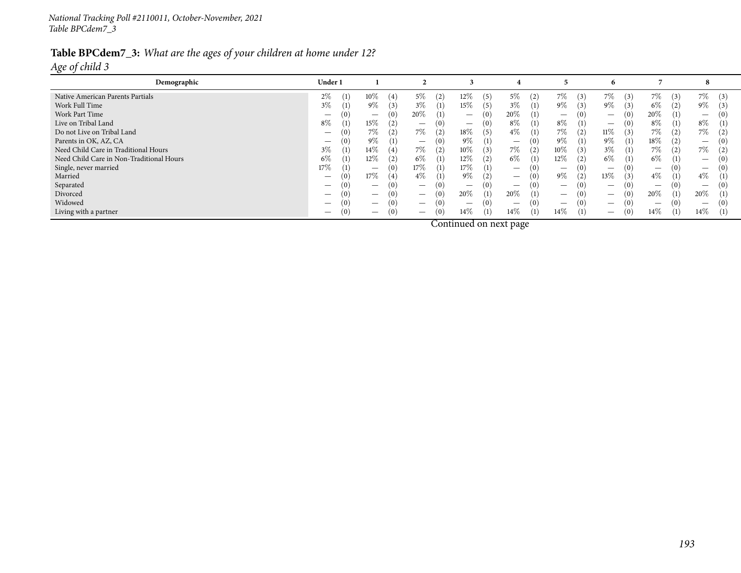National Tracking Poll #2110011, October-November, 2021
Table BPCdem7_3

**Table BPCdem7_3:** *What are the ages of your children at home under 12?*
*Age of child 3*

| Demographic | Under 1 | | 1 | | 2 | | 3 | | 4 | | 5 | | 6 | | 7 | | 8 | |
|---|---|---|---|---|---|---|---|---|---|---|---|---|---|---|---|---|---|---|
| Native American Parents Partials | 2% | (1) | 10% | (4) | 5% | (2) | 12% | (5) | 5% | (2) | 7% | (3) | 7% | (3) | 7% | (3) | 7% | (3) |
| Work Full Time | 3% | (1) | 9% | (3) | 3% | (1) | 15% | (5) | 3% | (1) | 9% | (3) | 9% | (3) | 6% | (2) | 9% | (3) |
| Work Part Time | — | (0) | — | (0) | 20% | (1) | — | (0) | 20% | (1) | — | (0) | — | (0) | 20% | (1) | — | (0) |
| Live on Tribal Land | 8% | (1) | 15% | (2) | — | (0) | — | (0) | 8% | (1) | 8% | (1) | — | (0) | 8% | (1) | 8% | (1) |
| Do not Live on Tribal Land | — | (0) | 7% | (2) | 7% | (2) | 18% | (5) | 4% | (1) | 7% | (2) | 11% | (3) | 7% | (2) | 7% | (2) |
| Parents in OK, AZ, CA | — | (0) | 9% | (1) | — | (0) | 9% | (1) | — | (0) | 9% | (1) | 9% | (1) | 18% | (2) | — | (0) |
| Need Child Care in Traditional Hours | 3% | (1) | 14% | (4) | 7% | (2) | 10% | (3) | 7% | (2) | 10% | (3) | 3% | (1) | 7% | (2) | 7% | (2) |
| Need Child Care in Non-Traditional Hours | 6% | (1) | 12% | (2) | 6% | (1) | 12% | (2) | 6% | (1) | 12% | (2) | 6% | (1) | 6% | (1) | — | (0) |
| Single, never married | 17% | (1) | — | (0) | 17% | (1) | 17% | (1) | — | (0) | — | (0) | — | (0) | — | (0) | — | (0) |
| Married | — | (0) | 17% | (4) | 4% | (1) | 9% | (2) | — | (0) | 9% | (2) | 13% | (3) | 4% | (1) | 4% | (1) |
| Separated | — | (0) | — | (0) | — | (0) | — | (0) | — | (0) | — | (0) | — | (0) | — | (0) | — | (0) |
| Divorced | — | (0) | — | (0) | — | (0) | 20% | (1) | 20% | (1) | — | (0) | — | (0) | 20% | (1) | 20% | (1) |
| Widowed | — | (0) | — | (0) | — | (0) | — | (0) | — | (0) | — | (0) | — | (0) | — | (0) | — | (0) |
| Living with a partner | — | (0) | — | (0) | — | (0) | 14% | (1) | 14% | (1) | 14% | (1) | — | (0) | 14% | (1) | 14% | (1) |

Continued on next page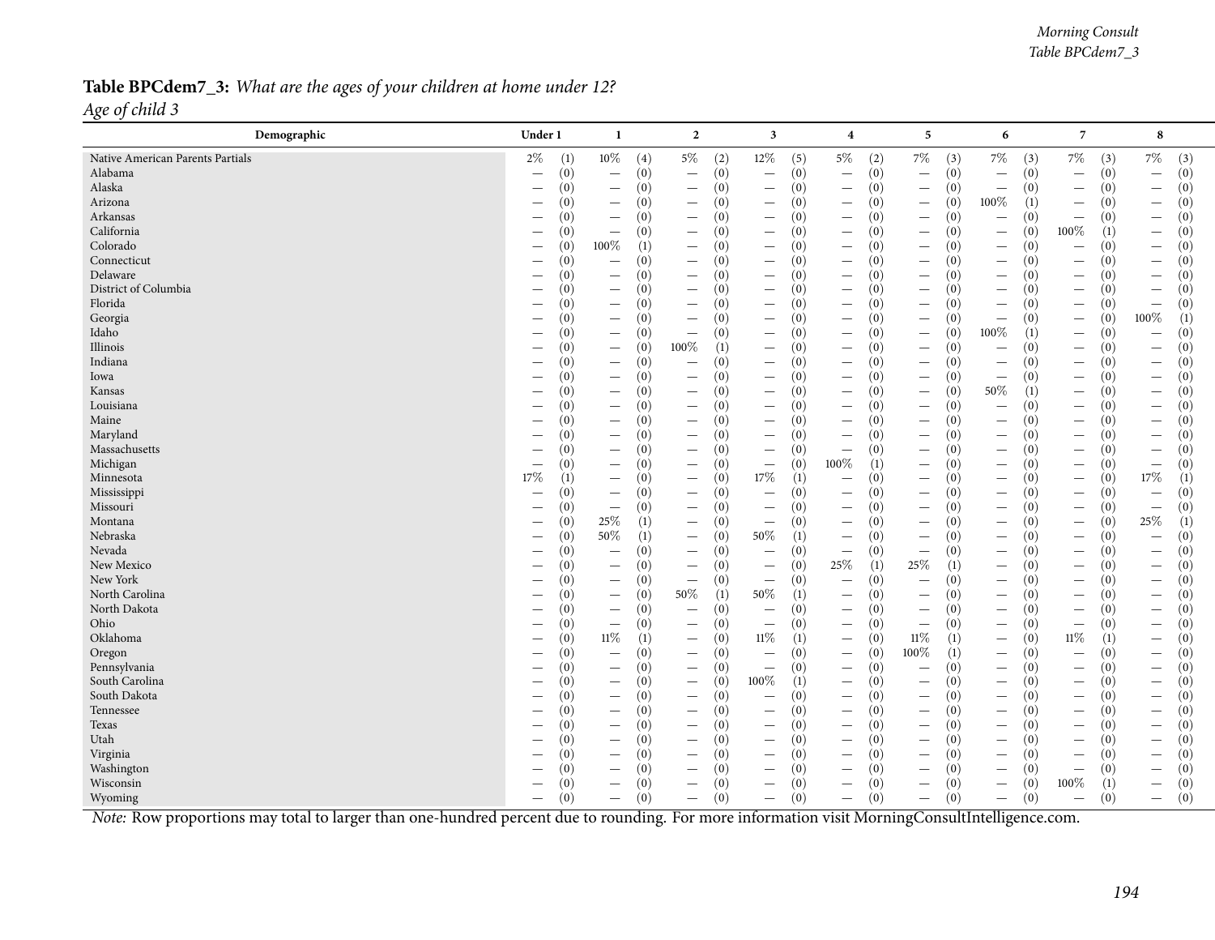**Table BPCdem7_3:** *What are the ages of your children at home under 12?*

*Age of child 3*

| Demographic | Under 1 | | 1 | | 2 | | 3 | | 4 | | 5 | | 6 | | 7 | | 8 | |
|---|---|---|---|---|---|---|---|---|---|---|---|---|---|---|---|---|---|---|
| Native American Parents Partials | 2% | (1) | 10% | (4) | 5% | (2) | 12% | (5) | 5% | (2) | 7% | (3) | 7% | (3) | 7% | (3) | 7% | (3) |
| Alabama | — | (0) | — | (0) | — | (0) | — | (0) | — | (0) | — | (0) | — | (0) | — | (0) | — | (0) |
| Alaska | — | (0) | — | (0) | — | (0) | — | (0) | — | (0) | — | (0) | — | (0) | — | (0) | — | (0) |
| Arizona | — | (0) | — | (0) | — | (0) | — | (0) | — | (0) | — | (0) | 100% | (1) | — | (0) | — | (0) |
| Arkansas | — | (0) | — | (0) | — | (0) | — | (0) | — | (0) | — | (0) | — | (0) | — | (0) | — | (0) |
| California | — | (0) | — | (0) | — | (0) | — | (0) | — | (0) | — | (0) | — | (0) | 100% | (1) | — | (0) |
| Colorado | — | (0) | 100% | (1) | — | (0) | — | (0) | — | (0) | — | (0) | — | (0) | — | (0) | — | (0) |
| Connecticut | — | (0) | — | (0) | — | (0) | — | (0) | — | (0) | — | (0) | — | (0) | — | (0) | — | (0) |
| Delaware | — | (0) | — | (0) | — | (0) | — | (0) | — | (0) | — | (0) | — | (0) | — | (0) | — | (0) |
| District of Columbia | — | (0) | — | (0) | — | (0) | — | (0) | — | (0) | — | (0) | — | (0) | — | (0) | — | (0) |
| Florida | — | (0) | — | (0) | — | (0) | — | (0) | — | (0) | — | (0) | — | (0) | — | (0) | — | (0) |
| Georgia | — | (0) | — | (0) | — | (0) | — | (0) | — | (0) | — | (0) | — | (0) | — | (0) | 100% | (1) |
| Idaho | — | (0) | — | (0) | — | (0) | — | (0) | — | (0) | — | (0) | 100% | (1) | — | (0) | — | (0) |
| Illinois | — | (0) | — | (0) | 100% | (1) | — | (0) | — | (0) | — | (0) | — | (0) | — | (0) | — | (0) |
| Indiana | — | (0) | — | (0) | — | (0) | — | (0) | — | (0) | — | (0) | — | (0) | — | (0) | — | (0) |
| Iowa | — | (0) | — | (0) | — | (0) | — | (0) | — | (0) | — | (0) | — | (0) | — | (0) | — | (0) |
| Kansas | — | (0) | — | (0) | — | (0) | — | (0) | — | (0) | — | (0) | 50% | (1) | — | (0) | — | (0) |
| Louisiana | — | (0) | — | (0) | — | (0) | — | (0) | — | (0) | — | (0) | — | (0) | — | (0) | — | (0) |
| Maine | — | (0) | — | (0) | — | (0) | — | (0) | — | (0) | — | (0) | — | (0) | — | (0) | — | (0) |
| Maryland | — | (0) | — | (0) | — | (0) | — | (0) | — | (0) | — | (0) | — | (0) | — | (0) | — | (0) |
| Massachusetts | — | (0) | — | (0) | — | (0) | — | (0) | — | (0) | — | (0) | — | (0) | — | (0) | — | (0) |
| Michigan | — | (0) | — | (0) | — | (0) | — | (0) | 100% | (1) | — | (0) | — | (0) | — | (0) | — | (0) |
| Minnesota | 17% | (1) | — | (0) | — | (0) | 17% | (1) | — | (0) | — | (0) | — | (0) | — | (0) | 17% | (1) |
| Mississippi | — | (0) | — | (0) | — | (0) | — | (0) | — | (0) | — | (0) | — | (0) | — | (0) | — | (0) |
| Missouri | — | (0) | — | (0) | — | (0) | — | (0) | — | (0) | — | (0) | — | (0) | — | (0) | — | (0) |
| Montana | — | (0) | 25% | (1) | — | (0) | — | (0) | — | (0) | — | (0) | — | (0) | — | (0) | 25% | (1) |
| Nebraska | — | (0) | 50% | (1) | — | (0) | 50% | (1) | — | (0) | — | (0) | — | (0) | — | (0) | — | (0) |
| Nevada | — | (0) | — | (0) | — | (0) | — | (0) | — | (0) | — | (0) | — | (0) | — | (0) | — | (0) |
| New Mexico | — | (0) | — | (0) | — | (0) | — | (0) | 25% | (1) | 25% | (1) | — | (0) | — | (0) | — | (0) |
| New York | — | (0) | — | (0) | — | (0) | — | (0) | — | (0) | — | (0) | — | (0) | — | (0) | — | (0) |
| North Carolina | — | (0) | — | (0) | 50% | (1) | 50% | (1) | — | (0) | — | (0) | — | (0) | — | (0) | — | (0) |
| North Dakota | — | (0) | — | (0) | — | (0) | — | (0) | — | (0) | — | (0) | — | (0) | — | (0) | — | (0) |
| Ohio | — | (0) | — | (0) | — | (0) | — | (0) | — | (0) | — | (0) | — | (0) | — | (0) | — | (0) |
| Oklahoma | — | (0) | 11% | (1) | — | (0) | 11% | (1) | — | (0) | 11% | (1) | — | (0) | 11% | (1) | — | (0) |
| Oregon | — | (0) | — | (0) | — | (0) | — | (0) | — | (0) | 100% | (1) | — | (0) | — | (0) | — | (0) |
| Pennsylvania | — | (0) | — | (0) | — | (0) | — | (0) | — | (0) | — | (0) | — | (0) | — | (0) | — | (0) |
| South Carolina | — | (0) | — | (0) | — | (0) | 100% | (1) | — | (0) | — | (0) | — | (0) | — | (0) | — | (0) |
| South Dakota | — | (0) | — | (0) | — | (0) | — | (0) | — | (0) | — | (0) | — | (0) | — | (0) | — | (0) |
| Tennessee | — | (0) | — | (0) | — | (0) | — | (0) | — | (0) | — | (0) | — | (0) | — | (0) | — | (0) |
| Texas | — | (0) | — | (0) | — | (0) | — | (0) | — | (0) | — | (0) | — | (0) | — | (0) | — | (0) |
| Utah | — | (0) | — | (0) | — | (0) | — | (0) | — | (0) | — | (0) | — | (0) | — | (0) | — | (0) |
| Virginia | — | (0) | — | (0) | — | (0) | — | (0) | — | (0) | — | (0) | — | (0) | — | (0) | — | (0) |
| Washington | — | (0) | — | (0) | — | (0) | — | (0) | — | (0) | — | (0) | — | (0) | — | (0) | — | (0) |
| Wisconsin | — | (0) | — | (0) | — | (0) | — | (0) | — | (0) | — | (0) | — | (0) | 100% | (1) | — | (0) |
| Wyoming | — | (0) | — | (0) | — | (0) | — | (0) | — | (0) | — | (0) | — | (0) | — | (0) | — | (0) |

*Note:* Row proportions may total to larger than one-hundred percent due to rounding. For more information visit MorningConsultIntelligence.com.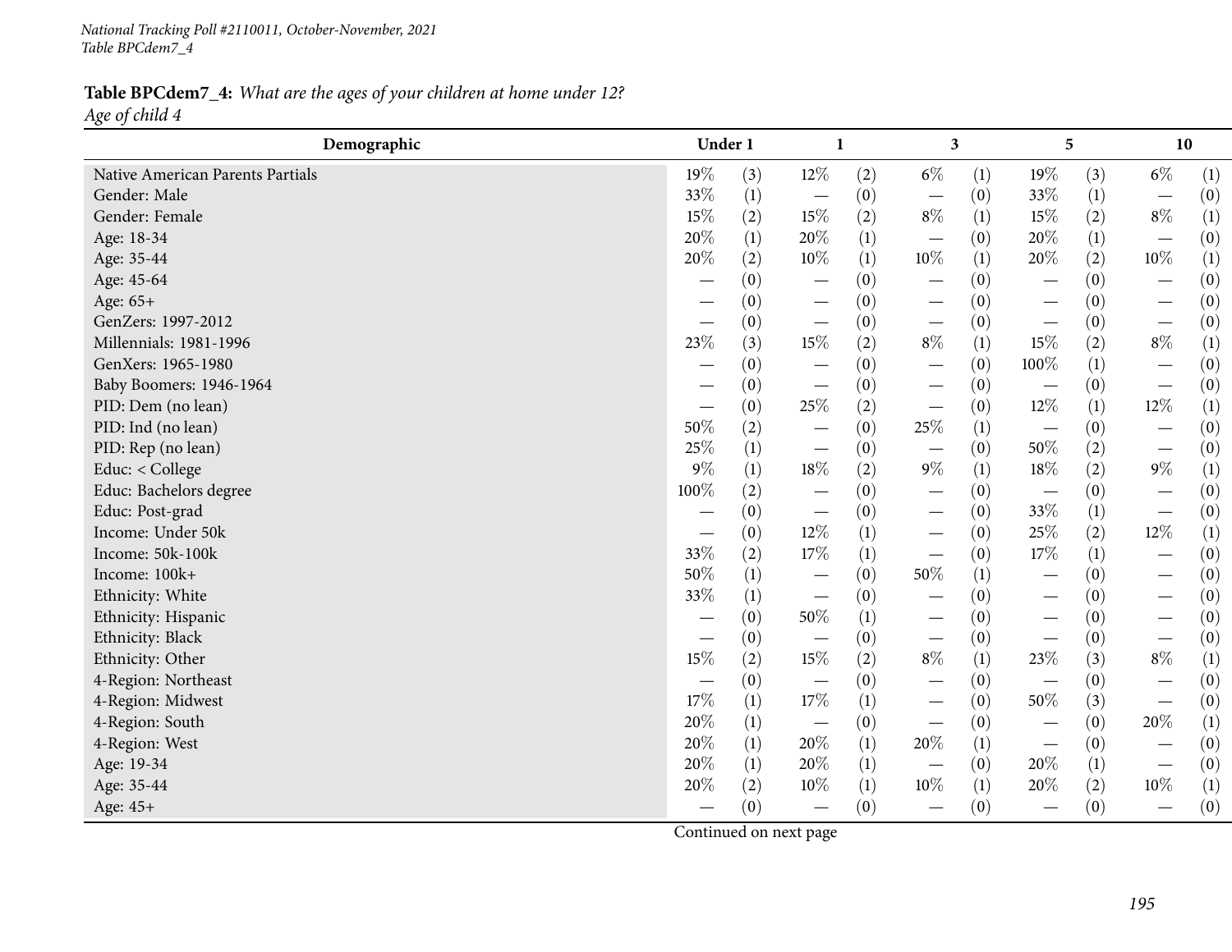*National Tracking Poll #2110011, October-November, 2021*
*Table BPCdem7_4*

**Table BPCdem7_4:** *What are the ages of your children at home under 12?*
*Age of child 4*

| Demographic | Under 1 | | 1 | | 3 | | 5 | | 10 | |
|---|---|---|---|---|---|---|---|---|---|---|
| Native American Parents Partials | 19% | (3) | 12% | (2) | 6% | (1) | 19% | (3) | 6% | (1) |
| Gender: Male | 33% | (1) | — | (0) | — | (0) | 33% | (1) | — | (0) |
| Gender: Female | 15% | (2) | 15% | (2) | 8% | (1) | 15% | (2) | 8% | (1) |
| Age: 18-34 | 20% | (1) | 20% | (1) | — | (0) | 20% | (1) | — | (0) |
| Age: 35-44 | 20% | (2) | 10% | (1) | 10% | (1) | 20% | (2) | 10% | (1) |
| Age: 45-64 | — | (0) | — | (0) | — | (0) | — | (0) | — | (0) |
| Age: 65+ | — | (0) | — | (0) | — | (0) | — | (0) | — | (0) |
| GenZers: 1997-2012 | — | (0) | — | (0) | — | (0) | — | (0) | — | (0) |
| Millennials: 1981-1996 | 23% | (3) | 15% | (2) | 8% | (1) | 15% | (2) | 8% | (1) |
| GenXers: 1965-1980 | — | (0) | — | (0) | — | (0) | 100% | (1) | — | (0) |
| Baby Boomers: 1946-1964 | — | (0) | — | (0) | — | (0) | — | (0) | — | (0) |
| PID: Dem (no lean) | — | (0) | 25% | (2) | — | (0) | 12% | (1) | 12% | (1) |
| PID: Ind (no lean) | 50% | (2) | — | (0) | 25% | (1) | — | (0) | — | (0) |
| PID: Rep (no lean) | 25% | (1) | — | (0) | — | (0) | 50% | (2) | — | (0) |
| Educ: < College | 9% | (1) | 18% | (2) | 9% | (1) | 18% | (2) | 9% | (1) |
| Educ: Bachelors degree | 100% | (2) | — | (0) | — | (0) | — | (0) | — | (0) |
| Educ: Post-grad | — | (0) | — | (0) | — | (0) | 33% | (1) | — | (0) |
| Income: Under 50k | — | (0) | 12% | (1) | — | (0) | 25% | (2) | 12% | (1) |
| Income: 50k-100k | 33% | (2) | 17% | (1) | — | (0) | 17% | (1) | — | (0) |
| Income: 100k+ | 50% | (1) | — | (0) | 50% | (1) | — | (0) | — | (0) |
| Ethnicity: White | 33% | (1) | — | (0) | — | (0) | — | (0) | — | (0) |
| Ethnicity: Hispanic | — | (0) | 50% | (1) | — | (0) | — | (0) | — | (0) |
| Ethnicity: Black | — | (0) | — | (0) | — | (0) | — | (0) | — | (0) |
| Ethnicity: Other | 15% | (2) | 15% | (2) | 8% | (1) | 23% | (3) | 8% | (1) |
| 4-Region: Northeast | — | (0) | — | (0) | — | (0) | — | (0) | — | (0) |
| 4-Region: Midwest | 17% | (1) | 17% | (1) | — | (0) | 50% | (3) | — | (0) |
| 4-Region: South | 20% | (1) | — | (0) | — | (0) | — | (0) | 20% | (1) |
| 4-Region: West | 20% | (1) | 20% | (1) | 20% | (1) | — | (0) | — | (0) |
| Age: 19-34 | 20% | (1) | 20% | (1) | — | (0) | 20% | (1) | — | (0) |
| Age: 35-44 | 20% | (2) | 10% | (1) | 10% | (1) | 20% | (2) | 10% | (1) |
| Age: 45+ | — | (0) | — | (0) | — | (0) | — | (0) | — | (0) |

Continued on next page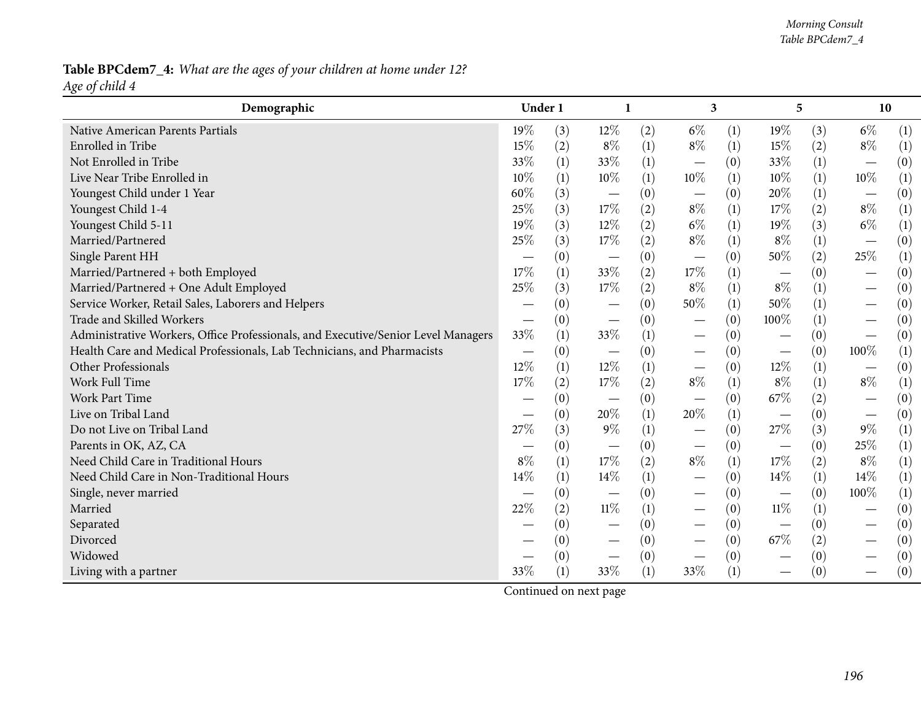**Table BPCdem7_4:** *What are the ages of your children at home under 12?*
*Age of child 4*

| Demographic | Under 1 | | 1 | | 3 | | 5 | | 10 | |
|---|---|---|---|---|---|---|---|---|---|---|
| Native American Parents Partials | 19% | (3) | 12% | (2) | 6% | (1) | 19% | (3) | 6% | (1) |
| Enrolled in Tribe | 15% | (2) | 8% | (1) | 8% | (1) | 15% | (2) | 8% | (1) |
| Not Enrolled in Tribe | 33% | (1) | 33% | (1) | — | (0) | 33% | (1) | — | (0) |
| Live Near Tribe Enrolled in | 10% | (1) | 10% | (1) | 10% | (1) | 10% | (1) | 10% | (1) |
| Youngest Child under 1 Year | 60% | (3) | — | (0) | — | (0) | 20% | (1) | — | (0) |
| Youngest Child 1-4 | 25% | (3) | 17% | (2) | 8% | (1) | 17% | (2) | 8% | (1) |
| Youngest Child 5-11 | 19% | (3) | 12% | (2) | 6% | (1) | 19% | (3) | 6% | (1) |
| Married/Partnered | 25% | (3) | 17% | (2) | 8% | (1) | 8% | (1) | — | (0) |
| Single Parent HH | — | (0) | — | (0) | — | (0) | 50% | (2) | 25% | (1) |
| Married/Partnered + both Employed | 17% | (1) | 33% | (2) | 17% | (1) | — | (0) | — | (0) |
| Married/Partnered + One Adult Employed | 25% | (3) | 17% | (2) | 8% | (1) | 8% | (1) | — | (0) |
| Service Worker, Retail Sales, Laborers and Helpers | — | (0) | — | (0) | 50% | (1) | 50% | (1) | — | (0) |
| Trade and Skilled Workers | — | (0) | — | (0) | — | (0) | 100% | (1) | — | (0) |
| Administrative Workers, Office Professionals, and Executive/Senior Level Managers | 33% | (1) | 33% | (1) | — | (0) | — | (0) | — | (0) |
| Health Care and Medical Professionals, Lab Technicians, and Pharmacists | — | (0) | — | (0) | — | (0) | — | (0) | 100% | (1) |
| Other Professionals | 12% | (1) | 12% | (1) | — | (0) | 12% | (1) | — | (0) |
| Work Full Time | 17% | (2) | 17% | (2) | 8% | (1) | 8% | (1) | 8% | (1) |
| Work Part Time | — | (0) | — | (0) | — | (0) | 67% | (2) | — | (0) |
| Live on Tribal Land | — | (0) | 20% | (1) | 20% | (1) | — | (0) | — | (0) |
| Do not Live on Tribal Land | 27% | (3) | 9% | (1) | — | (0) | 27% | (3) | 9% | (1) |
| Parents in OK, AZ, CA | — | (0) | — | (0) | — | (0) | — | (0) | 25% | (1) |
| Need Child Care in Traditional Hours | 8% | (1) | 17% | (2) | 8% | (1) | 17% | (2) | 8% | (1) |
| Need Child Care in Non-Traditional Hours | 14% | (1) | 14% | (1) | — | (0) | 14% | (1) | 14% | (1) |
| Single, never married | — | (0) | — | (0) | — | (0) | — | (0) | 100% | (1) |
| Married | 22% | (2) | 11% | (1) | — | (0) | 11% | (1) | — | (0) |
| Separated | — | (0) | — | (0) | — | (0) | — | (0) | — | (0) |
| Divorced | — | (0) | — | (0) | — | (0) | 67% | (2) | — | (0) |
| Widowed | — | (0) | — | (0) | — | (0) | — | (0) | — | (0) |
| Living with a partner | 33% | (1) | 33% | (1) | 33% | (1) | — | (0) | — | (0) |

Continued on next page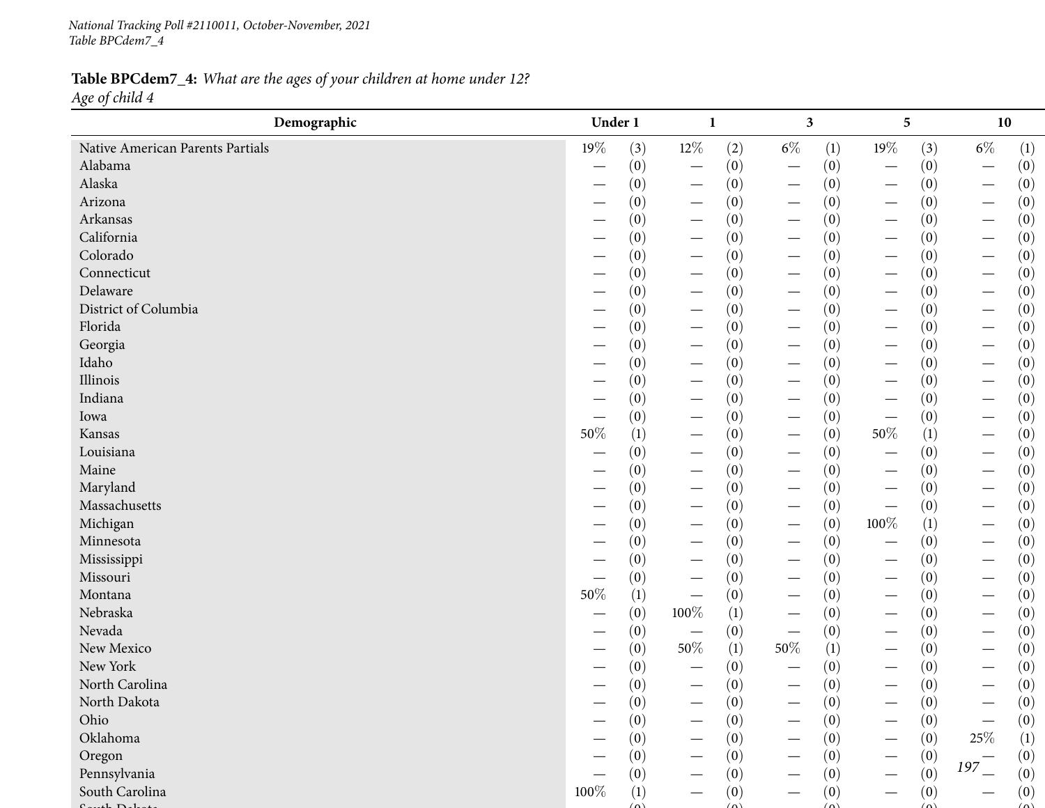**Table BPCdem7_4:** *What are the ages of your children at home under 12?*
*Age of child 4*

| Demographic | Under 1 | | 1 | | 3 | | 5 | | 10 | |
|---|---|---|---|---|---|---|---|---|---|---|
| Native American Parents Partials | 19% | (3) | 12% | (2) | 6% | (1) | 19% | (3) | 6% | (1) |
| Alabama | — | (0) | — | (0) | — | (0) | — | (0) | — | (0) |
| Alaska | — | (0) | — | (0) | — | (0) | — | (0) | — | (0) |
| Arizona | — | (0) | — | (0) | — | (0) | — | (0) | — | (0) |
| Arkansas | — | (0) | — | (0) | — | (0) | — | (0) | — | (0) |
| California | — | (0) | — | (0) | — | (0) | — | (0) | — | (0) |
| Colorado | — | (0) | — | (0) | — | (0) | — | (0) | — | (0) |
| Connecticut | — | (0) | — | (0) | — | (0) | — | (0) | — | (0) |
| Delaware | — | (0) | — | (0) | — | (0) | — | (0) | — | (0) |
| District of Columbia | — | (0) | — | (0) | — | (0) | — | (0) | — | (0) |
| Florida | — | (0) | — | (0) | — | (0) | — | (0) | — | (0) |
| Georgia | — | (0) | — | (0) | — | (0) | — | (0) | — | (0) |
| Idaho | — | (0) | — | (0) | — | (0) | — | (0) | — | (0) |
| Illinois | — | (0) | — | (0) | — | (0) | — | (0) | — | (0) |
| Indiana | — | (0) | — | (0) | — | (0) | — | (0) | — | (0) |
| Iowa | — | (0) | — | (0) | — | (0) | — | (0) | — | (0) |
| Kansas | 50% | (1) | — | (0) | — | (0) | 50% | (1) | — | (0) |
| Louisiana | — | (0) | — | (0) | — | (0) | — | (0) | — | (0) |
| Maine | — | (0) | — | (0) | — | (0) | — | (0) | — | (0) |
| Maryland | — | (0) | — | (0) | — | (0) | — | (0) | — | (0) |
| Massachusetts | — | (0) | — | (0) | — | (0) | — | (0) | — | (0) |
| Michigan | — | (0) | — | (0) | — | (0) | 100% | (1) | — | (0) |
| Minnesota | — | (0) | — | (0) | — | (0) | — | (0) | — | (0) |
| Mississippi | — | (0) | — | (0) | — | (0) | — | (0) | — | (0) |
| Missouri | — | (0) | — | (0) | — | (0) | — | (0) | — | (0) |
| Montana | 50% | (1) | — | (0) | — | (0) | — | (0) | — | (0) |
| Nebraska | — | (0) | 100% | (1) | — | (0) | — | (0) | — | (0) |
| Nevada | — | (0) | — | (0) | — | (0) | — | (0) | — | (0) |
| New Mexico | — | (0) | 50% | (1) | 50% | (1) | — | (0) | — | (0) |
| New York | — | (0) | — | (0) | — | (0) | — | (0) | — | (0) |
| North Carolina | — | (0) | — | (0) | — | (0) | — | (0) | — | (0) |
| North Dakota | — | (0) | — | (0) | — | (0) | — | (0) | — | (0) |
| Ohio | — | (0) | — | (0) | — | (0) | — | (0) | — | (0) |
| Oklahoma | — | (0) | — | (0) | — | (0) | — | (0) | 25% | (1) |
| Oregon | — | (0) | — | (0) | — | (0) | — | (0) | — | (0) |
| Pennsylvania | — | (0) | — | (0) | — | (0) | — | (0) | — | (0) |
| South Carolina | 100% | (1) | — | (0) | — | (0) | — | (0) | — | (0) |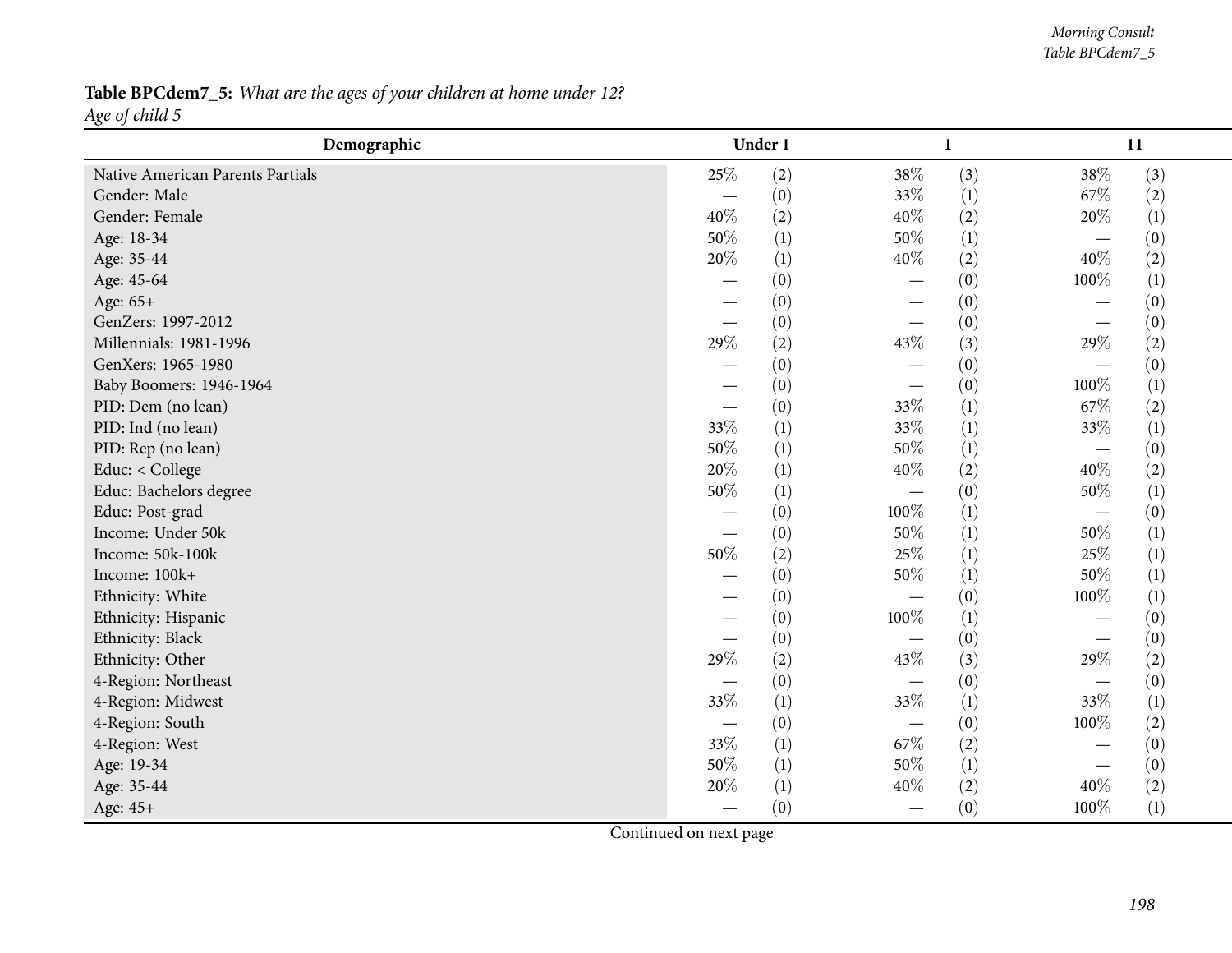**Table BPCdem7_5:** *What are the ages of your children at home under 12?*
*Age of child 5*

| Demographic | Under 1 | | 1 | | 11 | |
|---|---|---|---|---|---|---|
| Native American Parents Partials | 25% | (2) | 38% | (3) | 38% | (3) |
| Gender: Male | — | (0) | 33% | (1) | 67% | (2) |
| Gender: Female | 40% | (2) | 40% | (2) | 20% | (1) |
| Age: 18-34 | 50% | (1) | 50% | (1) | — | (0) |
| Age: 35-44 | 20% | (1) | 40% | (2) | 40% | (2) |
| Age: 45-64 | — | (0) | — | (0) | 100% | (1) |
| Age: 65+ | — | (0) | — | (0) | — | (0) |
| GenZers: 1997-2012 | — | (0) | — | (0) | — | (0) |
| Millennials: 1981-1996 | 29% | (2) | 43% | (3) | 29% | (2) |
| GenXers: 1965-1980 | — | (0) | — | (0) | — | (0) |
| Baby Boomers: 1946-1964 | — | (0) | — | (0) | 100% | (1) |
| PID: Dem (no lean) | — | (0) | 33% | (1) | 67% | (2) |
| PID: Ind (no lean) | 33% | (1) | 33% | (1) | 33% | (1) |
| PID: Rep (no lean) | 50% | (1) | 50% | (1) | — | (0) |
| Educ: < College | 20% | (1) | 40% | (2) | 40% | (2) |
| Educ: Bachelors degree | 50% | (1) | — | (0) | 50% | (1) |
| Educ: Post-grad | — | (0) | 100% | (1) | — | (0) |
| Income: Under 50k | — | (0) | 50% | (1) | 50% | (1) |
| Income: 50k-100k | 50% | (2) | 25% | (1) | 25% | (1) |
| Income: 100k+ | — | (0) | 50% | (1) | 50% | (1) |
| Ethnicity: White | — | (0) | — | (0) | 100% | (1) |
| Ethnicity: Hispanic | — | (0) | 100% | (1) | — | (0) |
| Ethnicity: Black | — | (0) | — | (0) | — | (0) |
| Ethnicity: Other | 29% | (2) | 43% | (3) | 29% | (2) |
| 4-Region: Northeast | — | (0) | — | (0) | — | (0) |
| 4-Region: Midwest | 33% | (1) | 33% | (1) | 33% | (1) |
| 4-Region: South | — | (0) | — | (0) | 100% | (2) |
| 4-Region: West | 33% | (1) | 67% | (2) | — | (0) |
| Age: 19-34 | 50% | (1) | 50% | (1) | — | (0) |
| Age: 35-44 | 20% | (1) | 40% | (2) | 40% | (2) |
| Age: 45+ | — | (0) | — | (0) | 100% | (1) |

Continued on next page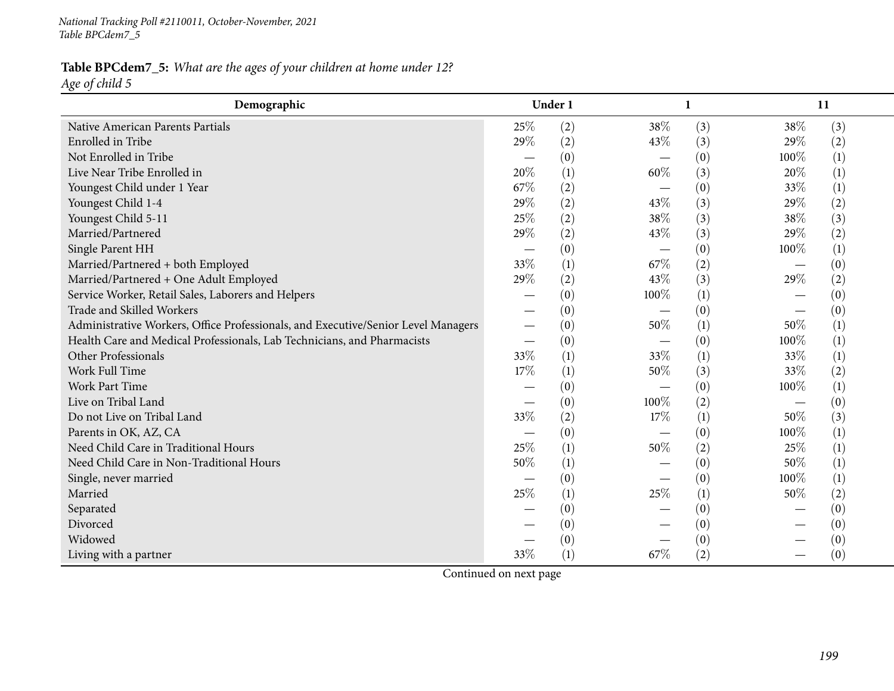**Table BPCdem7_5:** *What are the ages of your children at home under 12?*
*Age of child 5*

| Demographic | Under 1 | | 1 | | 11 | |
|---|---|---|---|---|---|---|
| Native American Parents Partials | 25% | (2) | 38% | (3) | 38% | (3) |
| Enrolled in Tribe | 29% | (2) | 43% | (3) | 29% | (2) |
| Not Enrolled in Tribe | — | (0) | — | (0) | 100% | (1) |
| Live Near Tribe Enrolled in | 20% | (1) | 60% | (3) | 20% | (1) |
| Youngest Child under 1 Year | 67% | (2) | — | (0) | 33% | (1) |
| Youngest Child 1-4 | 29% | (2) | 43% | (3) | 29% | (2) |
| Youngest Child 5-11 | 25% | (2) | 38% | (3) | 38% | (3) |
| Married/Partnered | 29% | (2) | 43% | (3) | 29% | (2) |
| Single Parent HH | — | (0) | — | (0) | 100% | (1) |
| Married/Partnered + both Employed | 33% | (1) | 67% | (2) | — | (0) |
| Married/Partnered + One Adult Employed | 29% | (2) | 43% | (3) | 29% | (2) |
| Service Worker, Retail Sales, Laborers and Helpers | — | (0) | 100% | (1) | — | (0) |
| Trade and Skilled Workers | — | (0) | — | (0) | — | (0) |
| Administrative Workers, Office Professionals, and Executive/Senior Level Managers | — | (0) | 50% | (1) | 50% | (1) |
| Health Care and Medical Professionals, Lab Technicians, and Pharmacists | — | (0) | — | (0) | 100% | (1) |
| Other Professionals | 33% | (1) | 33% | (1) | 33% | (1) |
| Work Full Time | 17% | (1) | 50% | (3) | 33% | (2) |
| Work Part Time | — | (0) | — | (0) | 100% | (1) |
| Live on Tribal Land | — | (0) | 100% | (2) | — | (0) |
| Do not Live on Tribal Land | 33% | (2) | 17% | (1) | 50% | (3) |
| Parents in OK, AZ, CA | — | (0) | — | (0) | 100% | (1) |
| Need Child Care in Traditional Hours | 25% | (1) | 50% | (2) | 25% | (1) |
| Need Child Care in Non-Traditional Hours | 50% | (1) | — | (0) | 50% | (1) |
| Single, never married | — | (0) | — | (0) | 100% | (1) |
| Married | 25% | (1) | 25% | (1) | 50% | (2) |
| Separated | — | (0) | — | (0) | — | (0) |
| Divorced | — | (0) | — | (0) | — | (0) |
| Widowed | — | (0) | — | (0) | — | (0) |
| Living with a partner | 33% | (1) | 67% | (2) | — | (0) |

Continued on next page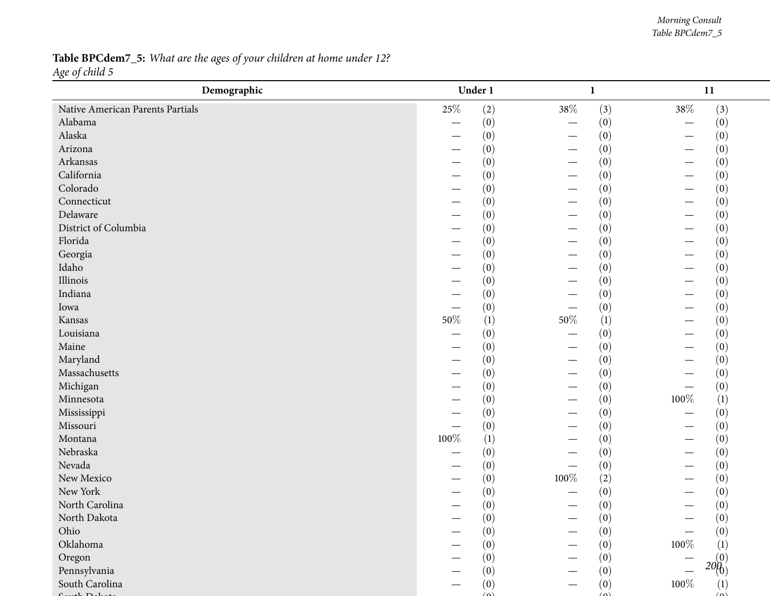**Table BPCdem7_5:** *What are the ages of your children at home under 12?*
*Age of child 5*

| Demographic | Under 1 | | 1 | | 11 | |
|---|---|---|---|---|---|---|
| Native American Parents Partials | 25% | (2) | 38% | (3) | 38% | (3) |
| Alabama | — | (0) | — | (0) | — | (0) |
| Alaska | — | (0) | — | (0) | — | (0) |
| Arizona | — | (0) | — | (0) | — | (0) |
| Arkansas | — | (0) | — | (0) | — | (0) |
| California | — | (0) | — | (0) | — | (0) |
| Colorado | — | (0) | — | (0) | — | (0) |
| Connecticut | — | (0) | — | (0) | — | (0) |
| Delaware | — | (0) | — | (0) | — | (0) |
| District of Columbia | — | (0) | — | (0) | — | (0) |
| Florida | — | (0) | — | (0) | — | (0) |
| Georgia | — | (0) | — | (0) | — | (0) |
| Idaho | — | (0) | — | (0) | — | (0) |
| Illinois | — | (0) | — | (0) | — | (0) |
| Indiana | — | (0) | — | (0) | — | (0) |
| Iowa | — | (0) | — | (0) | — | (0) |
| Kansas | 50% | (1) | 50% | (1) | — | (0) |
| Louisiana | — | (0) | — | (0) | — | (0) |
| Maine | — | (0) | — | (0) | — | (0) |
| Maryland | — | (0) | — | (0) | — | (0) |
| Massachusetts | — | (0) | — | (0) | — | (0) |
| Michigan | — | (0) | — | (0) | — | (0) |
| Minnesota | — | (0) | — | (0) | 100% | (1) |
| Mississippi | — | (0) | — | (0) | — | (0) |
| Missouri | — | (0) | — | (0) | — | (0) |
| Montana | 100% | (1) | — | (0) | — | (0) |
| Nebraska | — | (0) | — | (0) | — | (0) |
| Nevada | — | (0) | — | (0) | — | (0) |
| New Mexico | — | (0) | 100% | (2) | — | (0) |
| New York | — | (0) | — | (0) | — | (0) |
| North Carolina | — | (0) | — | (0) | — | (0) |
| North Dakota | — | (0) | — | (0) | — | (0) |
| Ohio | — | (0) | — | (0) | — | (0) |
| Oklahoma | — | (0) | — | (0) | 100% | (1) |
| Oregon | — | (0) | — | (0) | — | (0) |
| Pennsylvania | — | (0) | — | (0) | — | (0) |
| South Carolina | — | (0) | — | (0) | 100% | (1) |
| South Dakota | | (0) | | (0) | | (0) |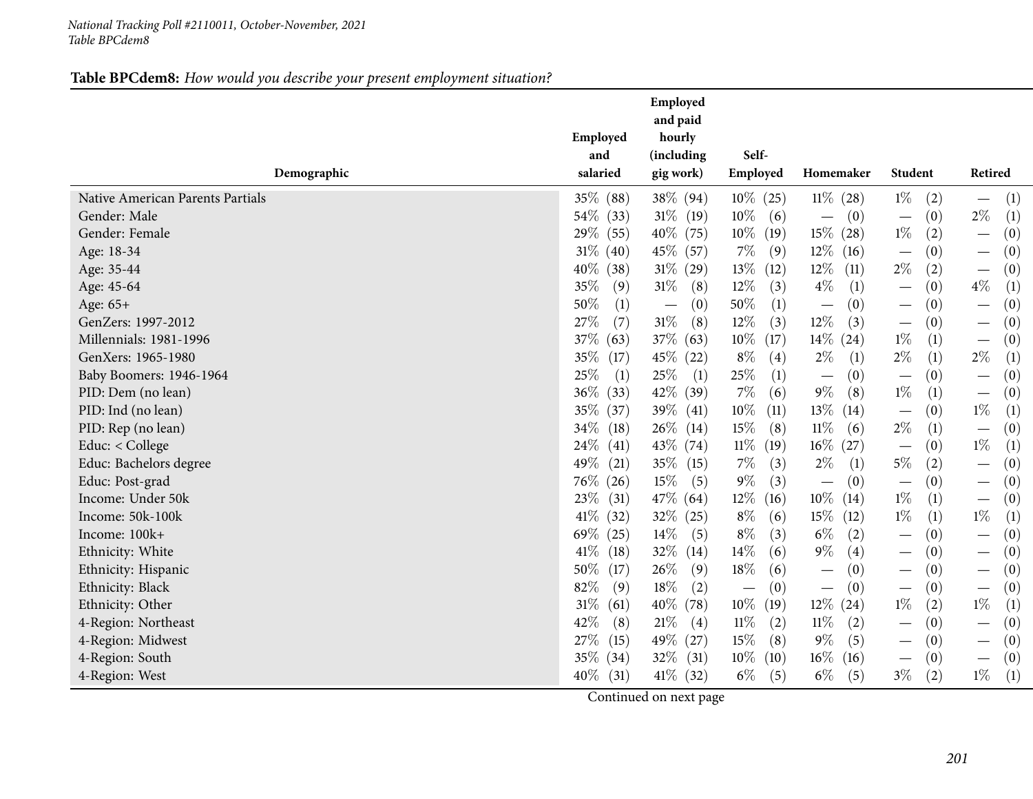**Table BPCdem8:** *How would you describe your present employment situation?*

| Demographic | Employed and salaried | Employed and paid hourly (including gig work) | Self-Employed | Homemaker | Student | Retired |
|---|---|---|---|---|---|---|
| Native American Parents Partials | 35% (88) | 38% (94) | 10% (25) | 11% (28) | 1% (2) | — (1) |
| Gender: Male | 54% (33) | 31% (19) | 10% (6) | — (0) | — (0) | 2% (1) |
| Gender: Female | 29% (55) | 40% (75) | 10% (19) | 15% (28) | 1% (2) | — (0) |
| Age: 18-34 | 31% (40) | 45% (57) | 7% (9) | 12% (16) | — (0) | — (0) |
| Age: 35-44 | 40% (38) | 31% (29) | 13% (12) | 12% (11) | 2% (2) | — (0) |
| Age: 45-64 | 35% (9) | 31% (8) | 12% (3) | 4% (1) | — (0) | 4% (1) |
| Age: 65+ | 50% (1) | — (0) | 50% (1) | — (0) | — (0) | — (0) |
| GenZers: 1997-2012 | 27% (7) | 31% (8) | 12% (3) | 12% (3) | — (0) | — (0) |
| Millennials: 1981-1996 | 37% (63) | 37% (63) | 10% (17) | 14% (24) | 1% (1) | — (0) |
| GenXers: 1965-1980 | 35% (17) | 45% (22) | 8% (4) | 2% (1) | 2% (1) | 2% (1) |
| Baby Boomers: 1946-1964 | 25% (1) | 25% (1) | 25% (1) | — (0) | — (0) | — (0) |
| PID: Dem (no lean) | 36% (33) | 42% (39) | 7% (6) | 9% (8) | 1% (1) | — (0) |
| PID: Ind (no lean) | 35% (37) | 39% (41) | 10% (11) | 13% (14) | — (0) | 1% (1) |
| PID: Rep (no lean) | 34% (18) | 26% (14) | 15% (8) | 11% (6) | 2% (1) | — (0) |
| Educ: < College | 24% (41) | 43% (74) | 11% (19) | 16% (27) | — (0) | 1% (1) |
| Educ: Bachelors degree | 49% (21) | 35% (15) | 7% (3) | 2% (1) | 5% (2) | — (0) |
| Educ: Post-grad | 76% (26) | 15% (5) | 9% (3) | — (0) | — (0) | — (0) |
| Income: Under 50k | 23% (31) | 47% (64) | 12% (16) | 10% (14) | 1% (1) | — (0) |
| Income: 50k-100k | 41% (32) | 32% (25) | 8% (6) | 15% (12) | 1% (1) | 1% (1) |
| Income: 100k+ | 69% (25) | 14% (5) | 8% (3) | 6% (2) | — (0) | — (0) |
| Ethnicity: White | 41% (18) | 32% (14) | 14% (6) | 9% (4) | — (0) | — (0) |
| Ethnicity: Hispanic | 50% (17) | 26% (9) | 18% (6) | — (0) | — (0) | — (0) |
| Ethnicity: Black | 82% (9) | 18% (2) | — (0) | — (0) | — (0) | — (0) |
| Ethnicity: Other | 31% (61) | 40% (78) | 10% (19) | 12% (24) | 1% (2) | 1% (1) |
| 4-Region: Northeast | 42% (8) | 21% (4) | 11% (2) | 11% (2) | — (0) | — (0) |
| 4-Region: Midwest | 27% (15) | 49% (27) | 15% (8) | 9% (5) | — (0) | — (0) |
| 4-Region: South | 35% (34) | 32% (31) | 10% (10) | 16% (16) | — (0) | — (0) |
| 4-Region: West | 40% (31) | 41% (32) | 6% (5) | 6% (5) | 3% (2) | 1% (1) |

Continued on next page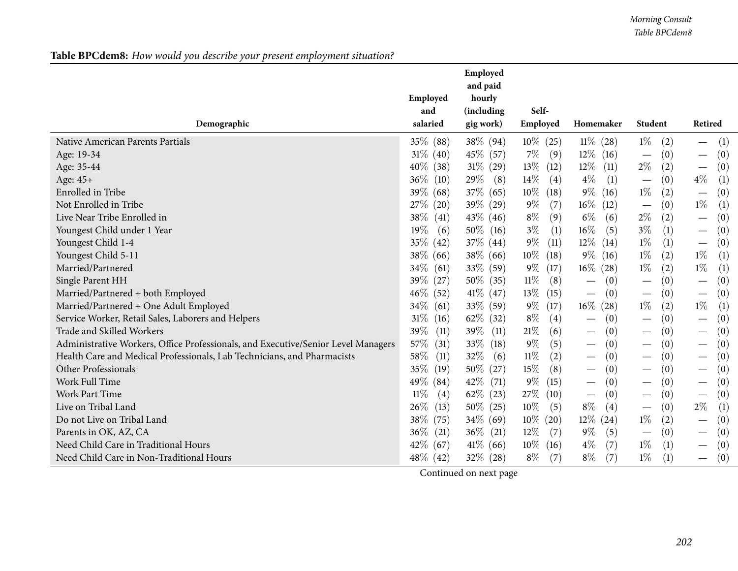**Table BPCdem8:** *How would you describe your present employment situation?*

| Demographic | Employed and salaried | Employed and paid hourly (including gig work) | Self-Employed | Homemaker | Student | Retired |
|---|---|---|---|---|---|---|
| Native American Parents Partials | 35% (88) | 38% (94) | 10% (25) | 11% (28) | 1% (2) | — (1) |
| Age: 19-34 | 31% (40) | 45% (57) | 7% (9) | 12% (16) | — (0) | — (0) |
| Age: 35-44 | 40% (38) | 31% (29) | 13% (12) | 12% (11) | 2% (2) | — (0) |
| Age: 45+ | 36% (10) | 29% (8) | 14% (4) | 4% (1) | — (0) | 4% (1) |
| Enrolled in Tribe | 39% (68) | 37% (65) | 10% (18) | 9% (16) | 1% (2) | — (0) |
| Not Enrolled in Tribe | 27% (20) | 39% (29) | 9% (7) | 16% (12) | — (0) | 1% (1) |
| Live Near Tribe Enrolled in | 38% (41) | 43% (46) | 8% (9) | 6% (6) | 2% (2) | — (0) |
| Youngest Child under 1 Year | 19% (6) | 50% (16) | 3% (1) | 16% (5) | 3% (1) | — (0) |
| Youngest Child 1-4 | 35% (42) | 37% (44) | 9% (11) | 12% (14) | 1% (1) | — (0) |
| Youngest Child 5-11 | 38% (66) | 38% (66) | 10% (18) | 9% (16) | 1% (2) | 1% (1) |
| Married/Partnered | 34% (61) | 33% (59) | 9% (17) | 16% (28) | 1% (2) | 1% (1) |
| Single Parent HH | 39% (27) | 50% (35) | 11% (8) | — (0) | — (0) | — (0) |
| Married/Partnered + both Employed | 46% (52) | 41% (47) | 13% (15) | — (0) | — (0) | — (0) |
| Married/Partnered + One Adult Employed | 34% (61) | 33% (59) | 9% (17) | 16% (28) | 1% (2) | 1% (1) |
| Service Worker, Retail Sales, Laborers and Helpers | 31% (16) | 62% (32) | 8% (4) | — (0) | — (0) | — (0) |
| Trade and Skilled Workers | 39% (11) | 39% (11) | 21% (6) | — (0) | — (0) | — (0) |
| Administrative Workers, Office Professionals, and Executive/Senior Level Managers | 57% (31) | 33% (18) | 9% (5) | — (0) | — (0) | — (0) |
| Health Care and Medical Professionals, Lab Technicians, and Pharmacists | 58% (11) | 32% (6) | 11% (2) | — (0) | — (0) | — (0) |
| Other Professionals | 35% (19) | 50% (27) | 15% (8) | — (0) | — (0) | — (0) |
| Work Full Time | 49% (84) | 42% (71) | 9% (15) | — (0) | — (0) | — (0) |
| Work Part Time | 11% (4) | 62% (23) | 27% (10) | — (0) | — (0) | — (0) |
| Live on Tribal Land | 26% (13) | 50% (25) | 10% (5) | 8% (4) | — (0) | 2% (1) |
| Do not Live on Tribal Land | 38% (75) | 34% (69) | 10% (20) | 12% (24) | 1% (2) | — (0) |
| Parents in OK, AZ, CA | 36% (21) | 36% (21) | 12% (7) | 9% (5) | — (0) | — (0) |
| Need Child Care in Traditional Hours | 42% (67) | 41% (66) | 10% (16) | 4% (7) | 1% (1) | — (0) |
| Need Child Care in Non-Traditional Hours | 48% (42) | 32% (28) | 8% (7) | 8% (7) | 1% (1) | — (0) |

Continued on next page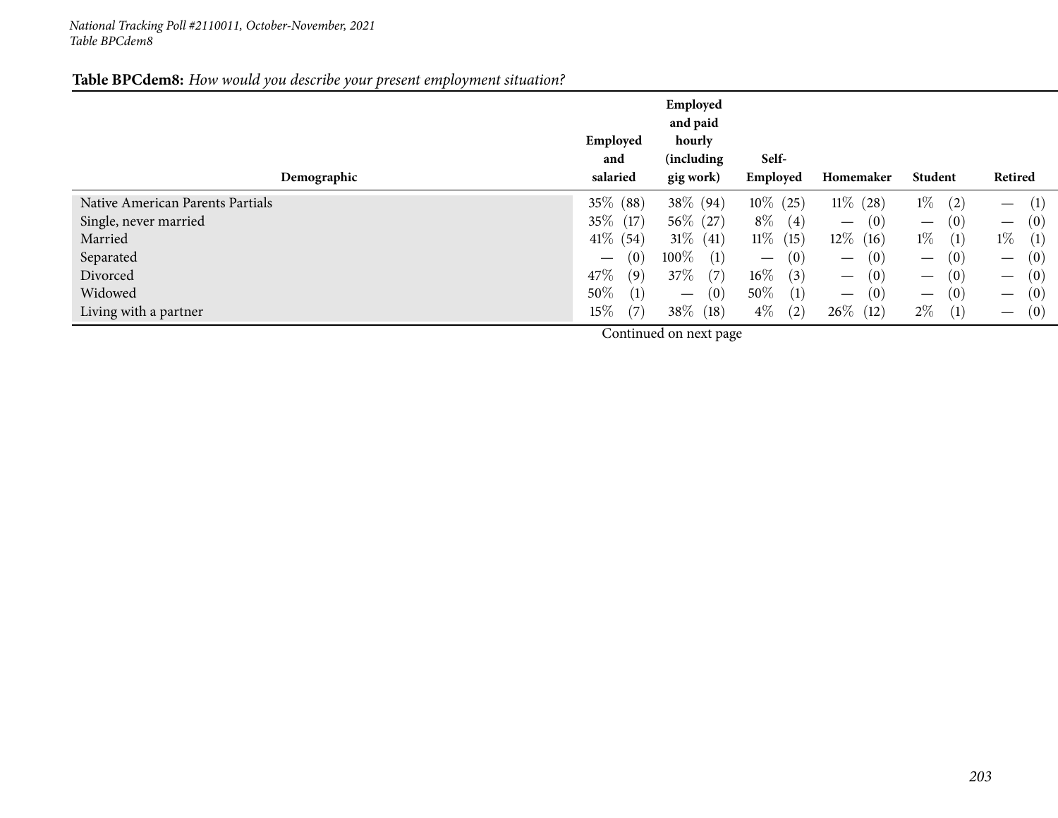*National Tracking Poll #2110011, October-November, 2021*
*Table BPCdem8*

**Table BPCdem8:** *How would you describe your present employment situation?*

| Demographic | Employed and salaried | Employed and paid hourly (including gig work) | Self-Employed | Homemaker | Student | Retired |
|---|---|---|---|---|---|---|
| Native American Parents Partials | 35% (88) | 38% (94) | 10% (25) | 11% (28) | 1% (2) | — (1) |
| Single, never married | 35% (17) | 56% (27) | 8% (4) | — (0) | — (0) | — (0) |
| Married | 41% (54) | 31% (41) | 11% (15) | 12% (16) | 1% (1) | 1% (1) |
| Separated | — (0) | 100% (1) | — (0) | — (0) | — (0) | — (0) |
| Divorced | 47% (9) | 37% (7) | 16% (3) | — (0) | — (0) | — (0) |
| Widowed | 50% (1) | — (0) | 50% (1) | — (0) | — (0) | — (0) |
| Living with a partner | 15% (7) | 38% (18) | 4% (2) | 26% (12) | 2% (1) | — (0) |

Continued on next page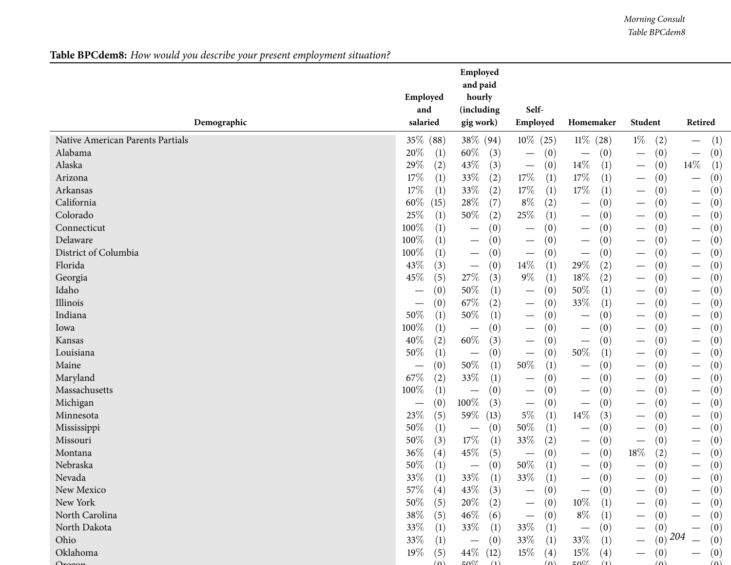**Table BPCdem8:** *How would you describe your present employment situation?*

| Demographic | Employed and salaried | Employed and paid hourly (including gig work) | Self-Employed | Homemaker | Student | Retired |
|---|---|---|---|---|---|---|
| Native American Parents Partials | 35% (88) | 38% (94) | 10% (25) | 11% (28) | 1% (2) | — (1) |
| Alabama | 20% (1) | 60% (3) | — (0) | — (0) | — (0) | — (0) |
| Alaska | 29% (2) | 43% (3) | — (0) | 14% (1) | — (0) | 14% (1) |
| Arizona | 17% (1) | 33% (2) | 17% (1) | 17% (1) | — (0) | — (0) |
| Arkansas | 17% (1) | 33% (2) | 17% (1) | 17% (1) | — (0) | — (0) |
| California | 60% (15) | 28% (7) | 8% (2) | — (0) | — (0) | — (0) |
| Colorado | 25% (1) | 50% (2) | 25% (1) | — (0) | — (0) | — (0) |
| Connecticut | 100% (1) | — (0) | — (0) | — (0) | — (0) | — (0) |
| Delaware | 100% (1) | — (0) | — (0) | — (0) | — (0) | — (0) |
| District of Columbia | 100% (1) | — (0) | — (0) | — (0) | — (0) | — (0) |
| Florida | 43% (3) | — (0) | 14% (1) | 29% (2) | — (0) | — (0) |
| Georgia | 45% (5) | 27% (3) | 9% (1) | 18% (2) | — (0) | — (0) |
| Idaho | — (0) | 50% (1) | — (0) | 50% (1) | — (0) | — (0) |
| Illinois | — (0) | 67% (2) | — (0) | 33% (1) | — (0) | — (0) |
| Indiana | 50% (1) | 50% (1) | — (0) | — (0) | — (0) | — (0) |
| Iowa | 100% (1) | — (0) | — (0) | — (0) | — (0) | — (0) |
| Kansas | 40% (2) | 60% (3) | — (0) | — (0) | — (0) | — (0) |
| Louisiana | 50% (1) | — (0) | — (0) | 50% (1) | — (0) | — (0) |
| Maine | — (0) | 50% (1) | 50% (1) | — (0) | — (0) | — (0) |
| Maryland | 67% (2) | 33% (1) | — (0) | — (0) | — (0) | — (0) |
| Massachusetts | 100% (1) | — (0) | — (0) | — (0) | — (0) | — (0) |
| Michigan | — (0) | 100% (3) | — (0) | — (0) | — (0) | — (0) |
| Minnesota | 23% (5) | 59% (13) | 5% (1) | 14% (3) | — (0) | — (0) |
| Mississippi | 50% (1) | — (0) | 50% (1) | — (0) | — (0) | — (0) |
| Missouri | 50% (3) | 17% (1) | 33% (2) | — (0) | — (0) | — (0) |
| Montana | 36% (4) | 45% (5) | — (0) | — (0) | 18% (2) | — (0) |
| Nebraska | 50% (1) | — (0) | 50% (1) | — (0) | — (0) | — (0) |
| Nevada | 33% (1) | 33% (1) | 33% (1) | — (0) | — (0) | — (0) |
| New Mexico | 57% (4) | 43% (3) | — (0) | — (0) | — (0) | — (0) |
| New York | 50% (5) | 20% (2) | — (0) | 10% (1) | — (0) | — (0) |
| North Carolina | 38% (5) | 46% (6) | — (0) | 8% (1) | — (0) | — (0) |
| North Dakota | 33% (1) | 33% (1) | 33% (1) | — (0) | — (0) | — (0) |
| Ohio | 33% (1) | — (0) | 33% (1) | 33% (1) | — (0) | — (0) |
| Oklahoma | 19% (5) | 44% (12) | 15% (4) | 15% (4) | — (0) | — (0) |
| Oregon | — (0) | 50% (1) | — (0) | 50% (1) | — (0) | — (0) |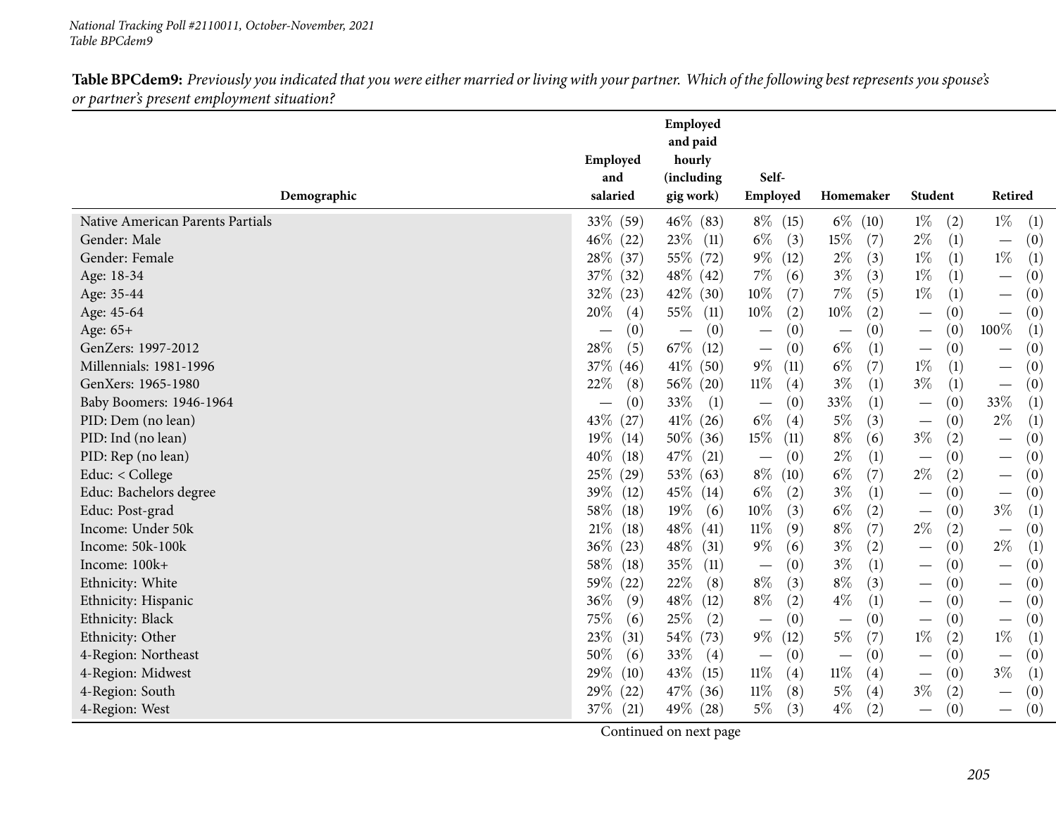*National Tracking Poll #2110011, October-November, 2021*
*Table BPCdem9*

**Table BPCdem9:** *Previously you indicated that you were either married or living with your partner. Which of the following best represents you spouse's or partner's present employment situation?*

| Demographic | Employed and salaried | Employed and paid hourly (including gig work) | Self-Employed | Homemaker | Student | Retired |
|---|---|---|---|---|---|---|
| Native American Parents Partials | 33% (59) | 46% (83) | 8% (15) | 6% (10) | 1% (2) | 1% (1) |
| Gender: Male | 46% (22) | 23% (11) | 6% (3) | 15% (7) | 2% (1) | — (0) |
| Gender: Female | 28% (37) | 55% (72) | 9% (12) | 2% (3) | 1% (1) | 1% (1) |
| Age: 18-34 | 37% (32) | 48% (42) | 7% (6) | 3% (3) | 1% (1) | — (0) |
| Age: 35-44 | 32% (23) | 42% (30) | 10% (7) | 7% (5) | 1% (1) | — (0) |
| Age: 45-64 | 20% (4) | 55% (11) | 10% (2) | 10% (2) | — (0) | — (0) |
| Age: 65+ | — (0) | — (0) | — (0) | — (0) | — (0) | 100% (1) |
| GenZers: 1997-2012 | 28% (5) | 67% (12) | — (0) | 6% (1) | — (0) | — (0) |
| Millennials: 1981-1996 | 37% (46) | 41% (50) | 9% (11) | 6% (7) | 1% (1) | — (0) |
| GenXers: 1965-1980 | 22% (8) | 56% (20) | 11% (4) | 3% (1) | 3% (1) | — (0) |
| Baby Boomers: 1946-1964 | — (0) | 33% (1) | — (0) | 33% (1) | — (0) | 33% (1) |
| PID: Dem (no lean) | 43% (27) | 41% (26) | 6% (4) | 5% (3) | — (0) | 2% (1) |
| PID: Ind (no lean) | 19% (14) | 50% (36) | 15% (11) | 8% (6) | 3% (2) | — (0) |
| PID: Rep (no lean) | 40% (18) | 47% (21) | — (0) | 2% (1) | — (0) | — (0) |
| Educ: < College | 25% (29) | 53% (63) | 8% (10) | 6% (7) | 2% (2) | — (0) |
| Educ: Bachelors degree | 39% (12) | 45% (14) | 6% (2) | 3% (1) | — (0) | — (0) |
| Educ: Post-grad | 58% (18) | 19% (6) | 10% (3) | 6% (2) | — (0) | 3% (1) |
| Income: Under 50k | 21% (18) | 48% (41) | 11% (9) | 8% (7) | 2% (2) | — (0) |
| Income: 50k-100k | 36% (23) | 48% (31) | 9% (6) | 3% (2) | — (0) | 2% (1) |
| Income: 100k+ | 58% (18) | 35% (11) | — (0) | 3% (1) | — (0) | — (0) |
| Ethnicity: White | 59% (22) | 22% (8) | 8% (3) | 8% (3) | — (0) | — (0) |
| Ethnicity: Hispanic | 36% (9) | 48% (12) | 8% (2) | 4% (1) | — (0) | — (0) |
| Ethnicity: Black | 75% (6) | 25% (2) | — (0) | — (0) | — (0) | — (0) |
| Ethnicity: Other | 23% (31) | 54% (73) | 9% (12) | 5% (7) | 1% (2) | 1% (1) |
| 4-Region: Northeast | 50% (6) | 33% (4) | — (0) | — (0) | — (0) | — (0) |
| 4-Region: Midwest | 29% (10) | 43% (15) | 11% (4) | 11% (4) | — (0) | 3% (1) |
| 4-Region: South | 29% (22) | 47% (36) | 11% (8) | 5% (4) | 3% (2) | — (0) |
| 4-Region: West | 37% (21) | 49% (28) | 5% (3) | 4% (2) | — (0) | — (0) |

Continued on next page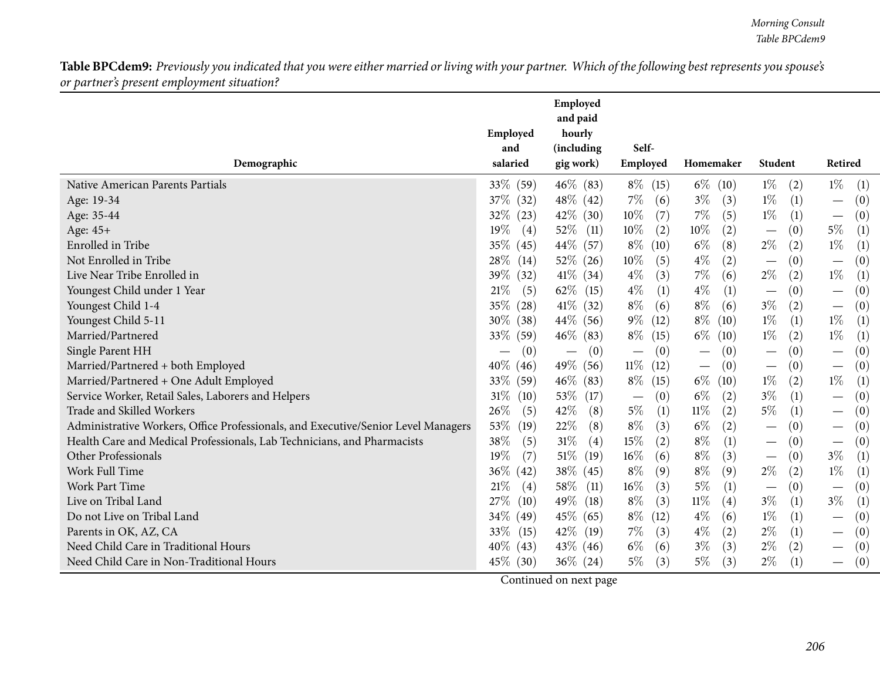**Table BPCdem9:** *Previously you indicated that you were either married or living with your partner. Which of the following best represents you spouse's or partner's present employment situation?*

| Demographic | Employed and salaried | Employed and paid hourly (including gig work) | Self-Employed | Homemaker | Student | Retired |
|---|---|---|---|---|---|---|
| Native American Parents Partials | 33% (59) | 46% (83) | 8% (15) | 6% (10) | 1% (2) | 1% (1) |
| Age: 19-34 | 37% (32) | 48% (42) | 7% (6) | 3% (3) | 1% (1) | — (0) |
| Age: 35-44 | 32% (23) | 42% (30) | 10% (7) | 7% (5) | 1% (1) | — (0) |
| Age: 45+ | 19% (4) | 52% (11) | 10% (2) | 10% (2) | — (0) | 5% (1) |
| Enrolled in Tribe | 35% (45) | 44% (57) | 8% (10) | 6% (8) | 2% (2) | 1% (1) |
| Not Enrolled in Tribe | 28% (14) | 52% (26) | 10% (5) | 4% (2) | — (0) | — (0) |
| Live Near Tribe Enrolled in | 39% (32) | 41% (34) | 4% (3) | 7% (6) | 2% (2) | 1% (1) |
| Youngest Child under 1 Year | 21% (5) | 62% (15) | 4% (1) | 4% (1) | — (0) | — (0) |
| Youngest Child 1-4 | 35% (28) | 41% (32) | 8% (6) | 8% (6) | 3% (2) | — (0) |
| Youngest Child 5-11 | 30% (38) | 44% (56) | 9% (12) | 8% (10) | 1% (1) | 1% (1) |
| Married/Partnered | 33% (59) | 46% (83) | 8% (15) | 6% (10) | 1% (2) | 1% (1) |
| Single Parent HH | — (0) | — (0) | — (0) | — (0) | — (0) | — (0) |
| Married/Partnered + both Employed | 40% (46) | 49% (56) | 11% (12) | — (0) | — (0) | — (0) |
| Married/Partnered + One Adult Employed | 33% (59) | 46% (83) | 8% (15) | 6% (10) | 1% (2) | 1% (1) |
| Service Worker, Retail Sales, Laborers and Helpers | 31% (10) | 53% (17) | — (0) | 6% (2) | 3% (1) | — (0) |
| Trade and Skilled Workers | 26% (5) | 42% (8) | 5% (1) | 11% (2) | 5% (1) | — (0) |
| Administrative Workers, Office Professionals, and Executive/Senior Level Managers | 53% (19) | 22% (8) | 8% (3) | 6% (2) | — (0) | — (0) |
| Health Care and Medical Professionals, Lab Technicians, and Pharmacists | 38% (5) | 31% (4) | 15% (2) | 8% (1) | — (0) | — (0) |
| Other Professionals | 19% (7) | 51% (19) | 16% (6) | 8% (3) | — (0) | 3% (1) |
| Work Full Time | 36% (42) | 38% (45) | 8% (9) | 8% (9) | 2% (2) | 1% (1) |
| Work Part Time | 21% (4) | 58% (11) | 16% (3) | 5% (1) | — (0) | — (0) |
| Live on Tribal Land | 27% (10) | 49% (18) | 8% (3) | 11% (4) | 3% (1) | 3% (1) |
| Do not Live on Tribal Land | 34% (49) | 45% (65) | 8% (12) | 4% (6) | 1% (1) | — (0) |
| Parents in OK, AZ, CA | 33% (15) | 42% (19) | 7% (3) | 4% (2) | 2% (1) | — (0) |
| Need Child Care in Traditional Hours | 40% (43) | 43% (46) | 6% (6) | 3% (3) | 2% (2) | — (0) |
| Need Child Care in Non-Traditional Hours | 45% (30) | 36% (24) | 5% (3) | 5% (3) | 2% (1) | — (0) |

Continued on next page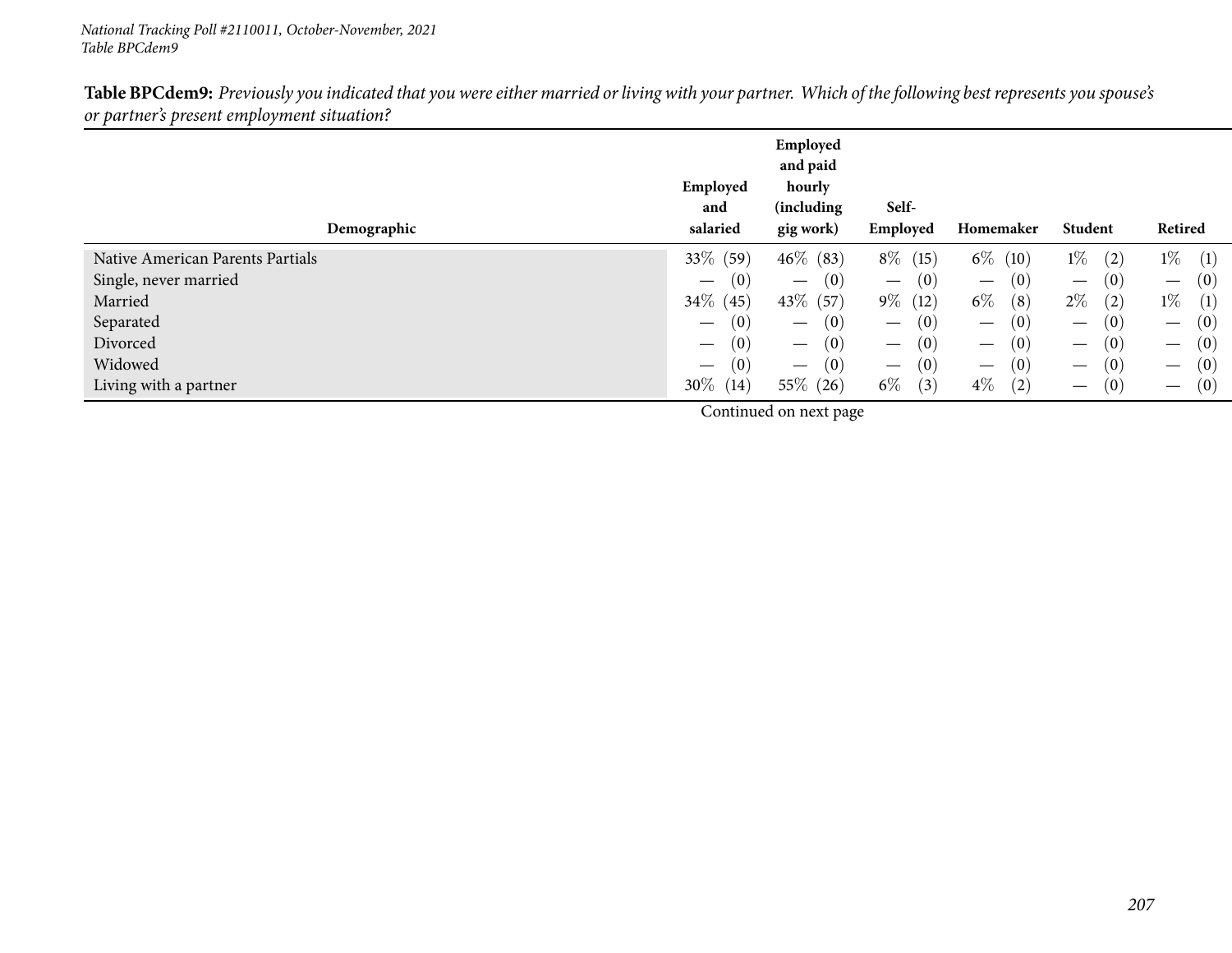National Tracking Poll #2110011, October-November, 2021
Table BPCdem9

**Table BPCdem9:** *Previously you indicated that you were either married or living with your partner. Which of the following best represents you spouse's or partner's present employment situation?*

| Demographic | Employed and salaried | Employed and paid hourly (including gig work) | Self-Employed | Homemaker | Student | Retired |
|---|---|---|---|---|---|---|
| Native American Parents Partials | 33% (59) | 46% (83) | 8% (15) | 6% (10) | 1% (2) | 1% (1) |
| Single, never married | — (0) | — (0) | — (0) | — (0) | — (0) | — (0) |
| Married | 34% (45) | 43% (57) | 9% (12) | 6% (8) | 2% (2) | 1% (1) |
| Separated | — (0) | — (0) | — (0) | — (0) | — (0) | — (0) |
| Divorced | — (0) | — (0) | — (0) | — (0) | — (0) | — (0) |
| Widowed | — (0) | — (0) | — (0) | — (0) | — (0) | — (0) |
| Living with a partner | 30% (14) | 55% (26) | 6% (3) | 4% (2) | — (0) | — (0) |

Continued on next page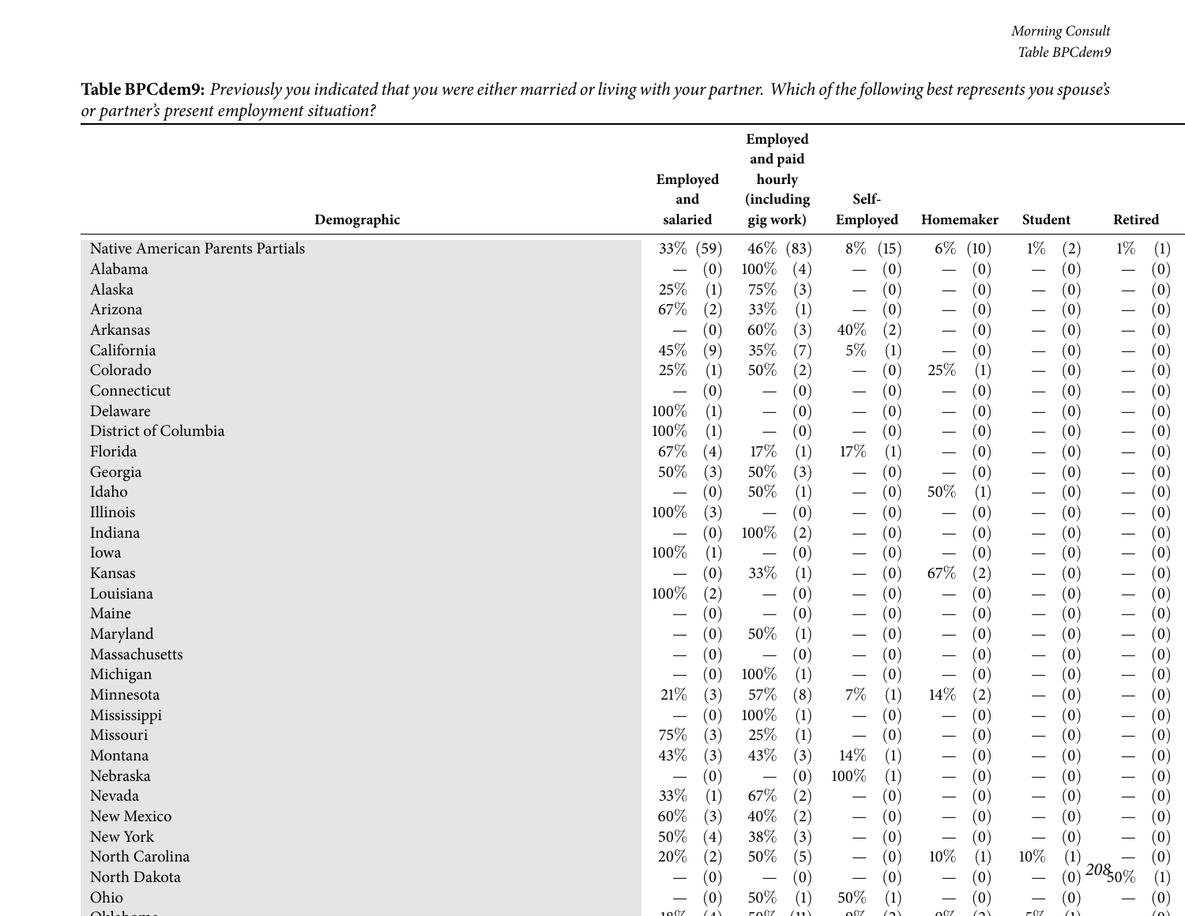**Table BPCdem9:** *Previously you indicated that you were either married or living with your partner. Which of the following best represents you spouse's or partner's present employment situation?*

| Demographic | Employed and salaried | | Employed and paid hourly (including gig work) | | Self-Employed | | Homemaker | | Student | | Retired | |
|---|---|---|---|---|---|---|---|---|---|---|---|---|
| Native American Parents Partials | 33% | (59) | 46% | (83) | 8% | (15) | 6% | (10) | 1% | (2) | 1% | (1) |
| Alabama | — | (0) | 100% | (4) | — | (0) | — | (0) | — | (0) | — | (0) |
| Alaska | 25% | (1) | 75% | (3) | — | (0) | — | (0) | — | (0) | — | (0) |
| Arizona | 67% | (2) | 33% | (1) | — | (0) | — | (0) | — | (0) | — | (0) |
| Arkansas | — | (0) | 60% | (3) | 40% | (2) | — | (0) | — | (0) | — | (0) |
| California | 45% | (9) | 35% | (7) | 5% | (1) | — | (0) | — | (0) | — | (0) |
| Colorado | 25% | (1) | 50% | (2) | — | (0) | 25% | (1) | — | (0) | — | (0) |
| Connecticut | — | (0) | — | (0) | — | (0) | — | (0) | — | (0) | — | (0) |
| Delaware | 100% | (1) | — | (0) | — | (0) | — | (0) | — | (0) | — | (0) |
| District of Columbia | 100% | (1) | — | (0) | — | (0) | — | (0) | — | (0) | — | (0) |
| Florida | 67% | (4) | 17% | (1) | 17% | (1) | — | (0) | — | (0) | — | (0) |
| Georgia | 50% | (3) | 50% | (3) | — | (0) | — | (0) | — | (0) | — | (0) |
| Idaho | — | (0) | 50% | (1) | — | (0) | 50% | (1) | — | (0) | — | (0) |
| Illinois | 100% | (3) | — | (0) | — | (0) | — | (0) | — | (0) | — | (0) |
| Indiana | — | (0) | 100% | (2) | — | (0) | — | (0) | — | (0) | — | (0) |
| Iowa | 100% | (1) | — | (0) | — | (0) | — | (0) | — | (0) | — | (0) |
| Kansas | — | (0) | 33% | (1) | — | (0) | 67% | (2) | — | (0) | — | (0) |
| Louisiana | 100% | (2) | — | (0) | — | (0) | — | (0) | — | (0) | — | (0) |
| Maine | — | (0) | — | (0) | — | (0) | — | (0) | — | (0) | — | (0) |
| Maryland | — | (0) | 50% | (1) | — | (0) | — | (0) | — | (0) | — | (0) |
| Massachusetts | — | (0) | — | (0) | — | (0) | — | (0) | — | (0) | — | (0) |
| Michigan | — | (0) | 100% | (1) | — | (0) | — | (0) | — | (0) | — | (0) |
| Minnesota | 21% | (3) | 57% | (8) | 7% | (1) | 14% | (2) | — | (0) | — | (0) |
| Mississippi | — | (0) | 100% | (1) | — | (0) | — | (0) | — | (0) | — | (0) |
| Missouri | 75% | (3) | 25% | (1) | — | (0) | — | (0) | — | (0) | — | (0) |
| Montana | 43% | (3) | 43% | (3) | 14% | (1) | — | (0) | — | (0) | — | (0) |
| Nebraska | — | (0) | — | (0) | 100% | (1) | — | (0) | — | (0) | — | (0) |
| Nevada | 33% | (1) | 67% | (2) | — | (0) | — | (0) | — | (0) | — | (0) |
| New Mexico | 60% | (3) | 40% | (2) | — | (0) | — | (0) | — | (0) | — | (0) |
| New York | 50% | (4) | 38% | (3) | — | (0) | — | (0) | — | (0) | — | (0) |
| North Carolina | 20% | (2) | 50% | (5) | — | (0) | 10% | (1) | 10% | (1) | — | (0) |
| North Dakota | — | (0) | — | (0) | — | (0) | — | (0) | — | (0) | 50% | (1) |
| Ohio | — | (0) | 50% | (1) | 50% | (1) | — | (0) | — | (0) | — | (0) |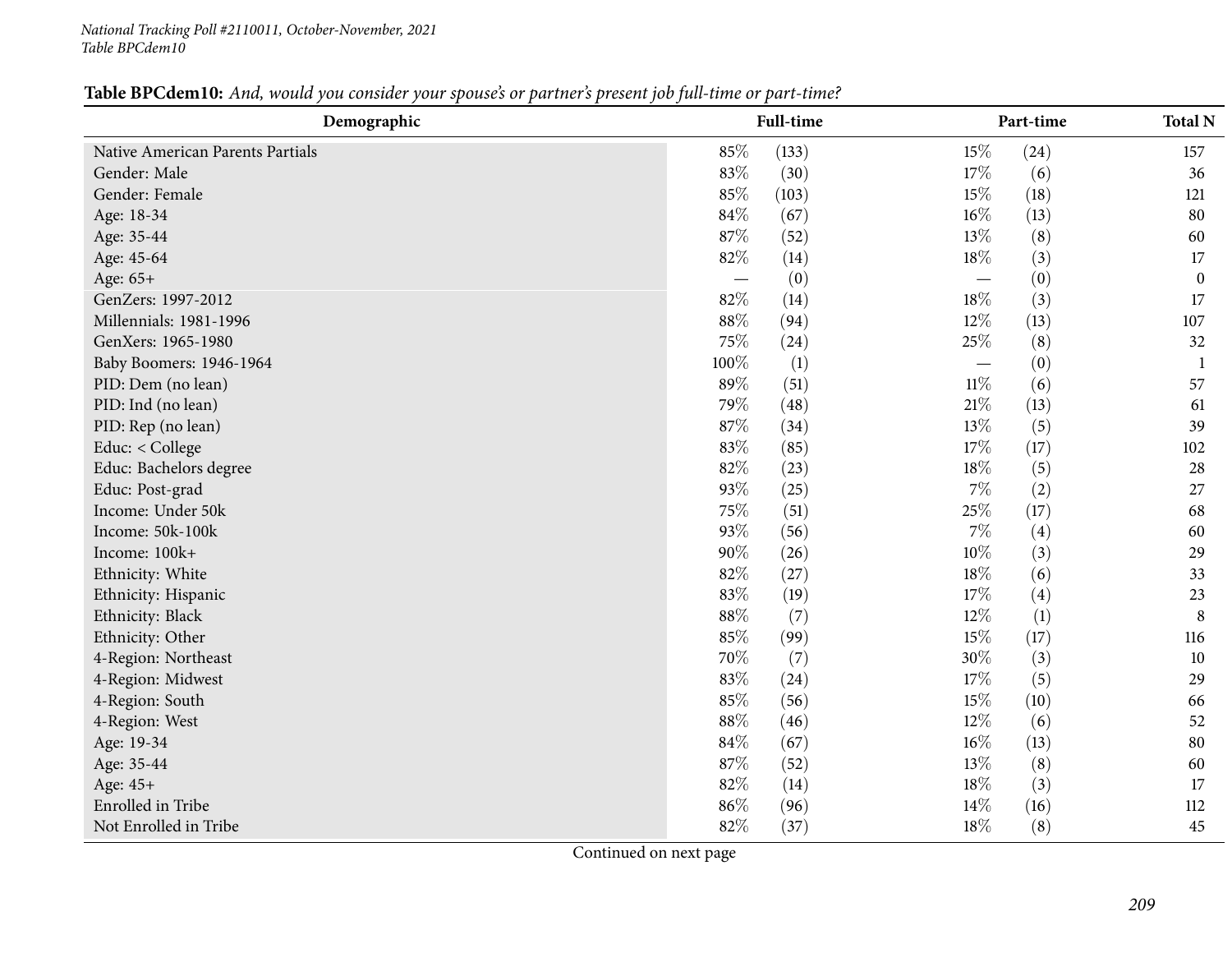*National Tracking Poll #2110011, October-November, 2021*
*Table BPCdem10*

**Table BPCdem10:** *And, would you consider your spouse's or partner's present job full-time or part-time?*

| Demographic | Full-time | | Part-time | | Total N |
|---|---|---|---|---|---|
| Native American Parents Partials | 85% | (133) | 15% | (24) | 157 |
| Gender: Male | 83% | (30) | 17% | (6) | 36 |
| Gender: Female | 85% | (103) | 15% | (18) | 121 |
| Age: 18-34 | 84% | (67) | 16% | (13) | 80 |
| Age: 35-44 | 87% | (52) | 13% | (8) | 60 |
| Age: 45-64 | 82% | (14) | 18% | (3) | 17 |
| Age: 65+ | — | (0) | — | (0) | 0 |
| GenZers: 1997-2012 | 82% | (14) | 18% | (3) | 17 |
| Millennials: 1981-1996 | 88% | (94) | 12% | (13) | 107 |
| GenXers: 1965-1980 | 75% | (24) | 25% | (8) | 32 |
| Baby Boomers: 1946-1964 | 100% | (1) | — | (0) | 1 |
| PID: Dem (no lean) | 89% | (51) | 11% | (6) | 57 |
| PID: Ind (no lean) | 79% | (48) | 21% | (13) | 61 |
| PID: Rep (no lean) | 87% | (34) | 13% | (5) | 39 |
| Educ: < College | 83% | (85) | 17% | (17) | 102 |
| Educ: Bachelors degree | 82% | (23) | 18% | (5) | 28 |
| Educ: Post-grad | 93% | (25) | 7% | (2) | 27 |
| Income: Under 50k | 75% | (51) | 25% | (17) | 68 |
| Income: 50k-100k | 93% | (56) | 7% | (4) | 60 |
| Income: 100k+ | 90% | (26) | 10% | (3) | 29 |
| Ethnicity: White | 82% | (27) | 18% | (6) | 33 |
| Ethnicity: Hispanic | 83% | (19) | 17% | (4) | 23 |
| Ethnicity: Black | 88% | (7) | 12% | (1) | 8 |
| Ethnicity: Other | 85% | (99) | 15% | (17) | 116 |
| 4-Region: Northeast | 70% | (7) | 30% | (3) | 10 |
| 4-Region: Midwest | 83% | (24) | 17% | (5) | 29 |
| 4-Region: South | 85% | (56) | 15% | (10) | 66 |
| 4-Region: West | 88% | (46) | 12% | (6) | 52 |
| Age: 19-34 | 84% | (67) | 16% | (13) | 80 |
| Age: 35-44 | 87% | (52) | 13% | (8) | 60 |
| Age: 45+ | 82% | (14) | 18% | (3) | 17 |
| Enrolled in Tribe | 86% | (96) | 14% | (16) | 112 |
| Not Enrolled in Tribe | 82% | (37) | 18% | (8) | 45 |

Continued on next page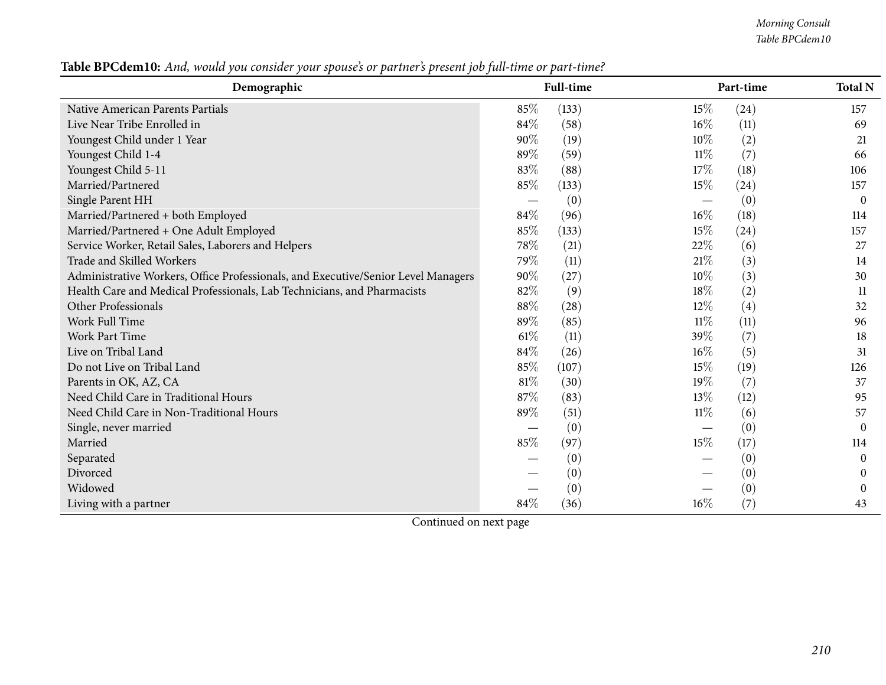**Table BPCdem10:** *And, would you consider your spouse's or partner's present job full-time or part-time?*

| Demographic | Full-time | | Part-time | | Total N |
|---|---|---|---|---|---|
| Native American Parents Partials | 85% | (133) | 15% | (24) | 157 |
| Live Near Tribe Enrolled in | 84% | (58) | 16% | (11) | 69 |
| Youngest Child under 1 Year | 90% | (19) | 10% | (2) | 21 |
| Youngest Child 1-4 | 89% | (59) | 11% | (7) | 66 |
| Youngest Child 5-11 | 83% | (88) | 17% | (18) | 106 |
| Married/Partnered | 85% | (133) | 15% | (24) | 157 |
| Single Parent HH | — | (0) | — | (0) | 0 |
| Married/Partnered + both Employed | 84% | (96) | 16% | (18) | 114 |
| Married/Partnered + One Adult Employed | 85% | (133) | 15% | (24) | 157 |
| Service Worker, Retail Sales, Laborers and Helpers | 78% | (21) | 22% | (6) | 27 |
| Trade and Skilled Workers | 79% | (11) | 21% | (3) | 14 |
| Administrative Workers, Office Professionals, and Executive/Senior Level Managers | 90% | (27) | 10% | (3) | 30 |
| Health Care and Medical Professionals, Lab Technicians, and Pharmacists | 82% | (9) | 18% | (2) | 11 |
| Other Professionals | 88% | (28) | 12% | (4) | 32 |
| Work Full Time | 89% | (85) | 11% | (11) | 96 |
| Work Part Time | 61% | (11) | 39% | (7) | 18 |
| Live on Tribal Land | 84% | (26) | 16% | (5) | 31 |
| Do not Live on Tribal Land | 85% | (107) | 15% | (19) | 126 |
| Parents in OK, AZ, CA | 81% | (30) | 19% | (7) | 37 |
| Need Child Care in Traditional Hours | 87% | (83) | 13% | (12) | 95 |
| Need Child Care in Non-Traditional Hours | 89% | (51) | 11% | (6) | 57 |
| Single, never married | — | (0) | — | (0) | 0 |
| Married | 85% | (97) | 15% | (17) | 114 |
| Separated | — | (0) | — | (0) | 0 |
| Divorced | — | (0) | — | (0) | 0 |
| Widowed | — | (0) | — | (0) | 0 |
| Living with a partner | 84% | (36) | 16% | (7) | 43 |

Continued on next page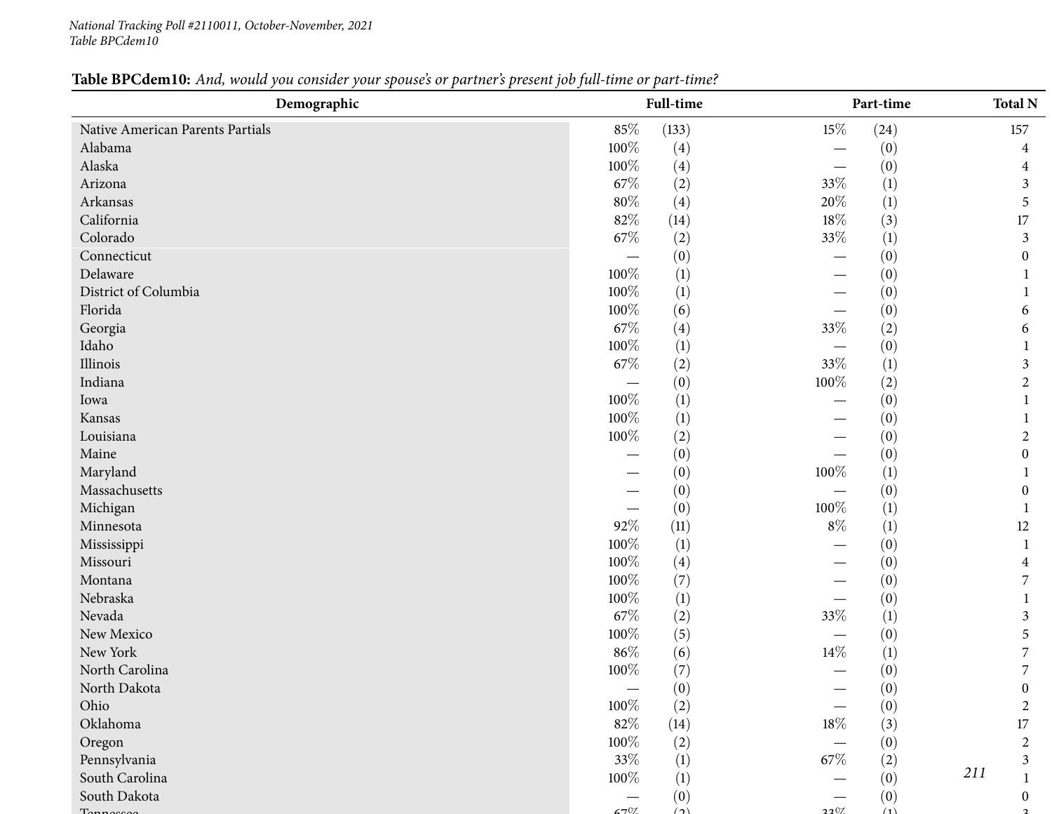**Table BPCdem10:** *And, would you consider your spouse's or partner's present job full-time or part-time?*

| Demographic | Full-time | | Part-time | | Total N |
|---|---|---|---|---|---|
| Native American Parents Partials | 85% | (133) | 15% | (24) | 157 |
| Alabama | 100% | (4) | — | (0) | 4 |
| Alaska | 100% | (4) | — | (0) | 4 |
| Arizona | 67% | (2) | 33% | (1) | 3 |
| Arkansas | 80% | (4) | 20% | (1) | 5 |
| California | 82% | (14) | 18% | (3) | 17 |
| Colorado | 67% | (2) | 33% | (1) | 3 |
| Connecticut | — | (0) | — | (0) | 0 |
| Delaware | 100% | (1) | — | (0) | 1 |
| District of Columbia | 100% | (1) | — | (0) | 1 |
| Florida | 100% | (6) | — | (0) | 6 |
| Georgia | 67% | (4) | 33% | (2) | 6 |
| Idaho | 100% | (1) | — | (0) | 1 |
| Illinois | 67% | (2) | 33% | (1) | 3 |
| Indiana | — | (0) | 100% | (2) | 2 |
| Iowa | 100% | (1) | — | (0) | 1 |
| Kansas | 100% | (1) | — | (0) | 1 |
| Louisiana | 100% | (2) | — | (0) | 2 |
| Maine | — | (0) | — | (0) | 0 |
| Maryland | — | (0) | 100% | (1) | 1 |
| Massachusetts | — | (0) | — | (0) | 0 |
| Michigan | — | (0) | 100% | (1) | 1 |
| Minnesota | 92% | (11) | 8% | (1) | 12 |
| Mississippi | 100% | (1) | — | (0) | 1 |
| Missouri | 100% | (4) | — | (0) | 4 |
| Montana | 100% | (7) | — | (0) | 7 |
| Nebraska | 100% | (1) | — | (0) | 1 |
| Nevada | 67% | (2) | 33% | (1) | 3 |
| New Mexico | 100% | (5) | — | (0) | 5 |
| New York | 86% | (6) | 14% | (1) | 7 |
| North Carolina | 100% | (7) | — | (0) | 7 |
| North Dakota | — | (0) | — | (0) | 0 |
| Ohio | 100% | (2) | — | (0) | 2 |
| Oklahoma | 82% | (14) | 18% | (3) | 17 |
| Oregon | 100% | (2) | — | (0) | 2 |
| Pennsylvania | 33% | (1) | 67% | (2) | 3 |
| South Carolina | 100% | (1) | — | (0) | 1 |
| South Dakota | — | (0) | — | (0) | 0 |
| Tennessee | 67% | (2) | 33% | (1) | 3 |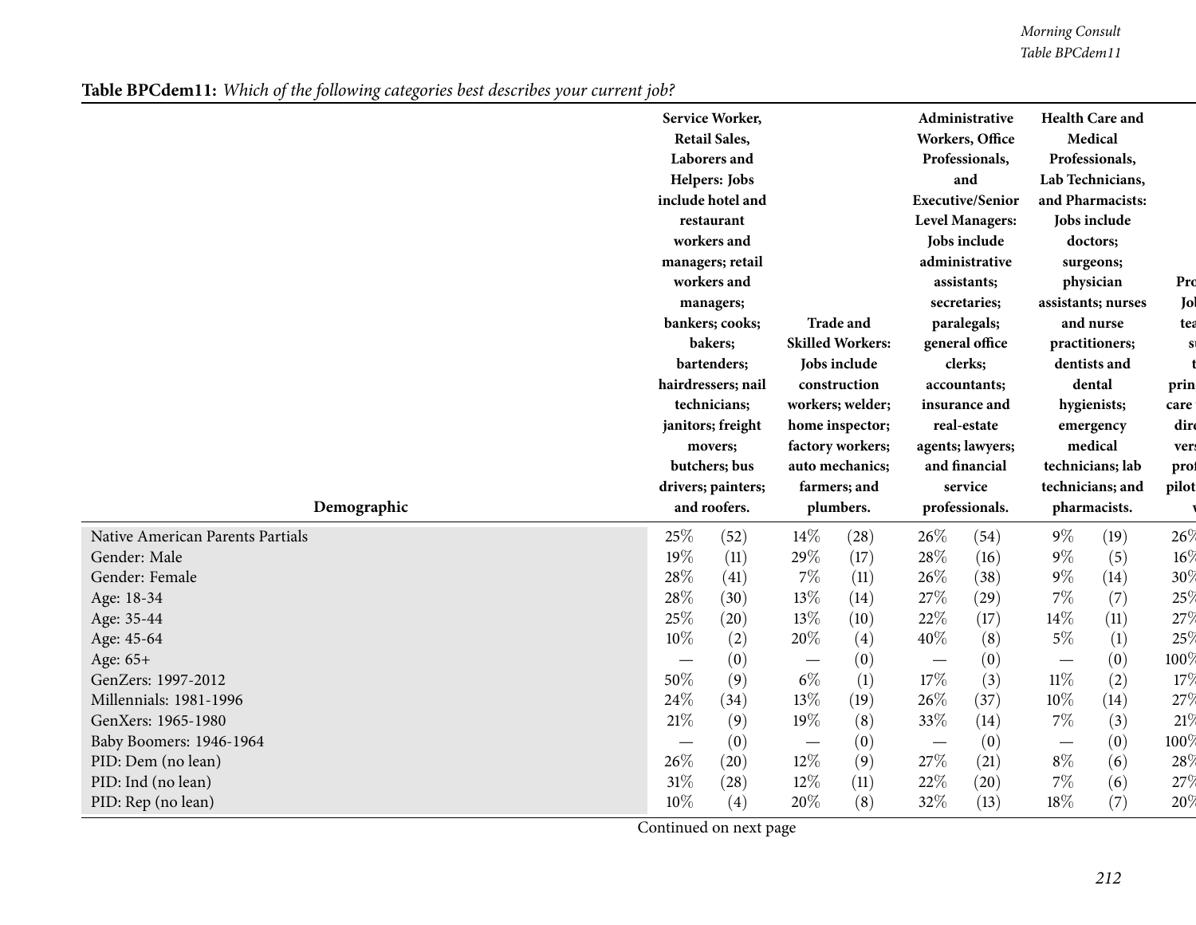**Table BPCdem11:** *Which of the following categories best describes your current job?*

| Demographic | Service Worker, Retail Sales, Laborers and Helpers: Jobs include hotel and restaurant workers and managers; retail workers and managers; bankers; cooks; bakers; bartenders; hairdressers; nail technicians; janitors; freight movers; butchers; bus drivers; painters; and roofers. | | Trade and Skilled Workers: Jobs include construction workers; welder; home inspector; factory workers; auto mechanics; farmers; and plumbers. | | Administrative Workers, Office Professionals, and Executive/Senior Level Managers: Jobs include administrative assistants; secretaries; paralegals; general office clerks; accountants; insurance and real-estate agents; lawyers; and financial service professionals. | | Health Care and Medical Professionals, Lab Technicians, and Pharmacists: Jobs include doctors; surgeons; physician assistants; nurses and nurse practitioners; dentists and dental hygienists; emergency medical technicians; lab technicians; and pharmacists. | | Pro... Jol... tea... su... t... prin... care... dir... vers... prof... pilot... v... |
|---|---|---|---|---|---|---|---|---|---|
| Native American Parents Partials | 25% | (52) | 14% | (28) | 26% | (54) | 9% | (19) | 26% |
| Gender: Male | 19% | (11) | 29% | (17) | 28% | (16) | 9% | (5) | 16% |
| Gender: Female | 28% | (41) | 7% | (11) | 26% | (38) | 9% | (14) | 30% |
| Age: 18-34 | 28% | (30) | 13% | (14) | 27% | (29) | 7% | (7) | 25% |
| Age: 35-44 | 25% | (20) | 13% | (10) | 22% | (17) | 14% | (11) | 27% |
| Age: 45-64 | 10% | (2) | 20% | (4) | 40% | (8) | 5% | (1) | 25% |
| Age: 65+ | — | (0) | — | (0) | — | (0) | — | (0) | 100% |
| GenZers: 1997-2012 | 50% | (9) | 6% | (1) | 17% | (3) | 11% | (2) | 17% |
| Millennials: 1981-1996 | 24% | (34) | 13% | (19) | 26% | (37) | 10% | (14) | 27% |
| GenXers: 1965-1980 | 21% | (9) | 19% | (8) | 33% | (14) | 7% | (3) | 21% |
| Baby Boomers: 1946-1964 | — | (0) | — | (0) | — | (0) | — | (0) | 100% |
| PID: Dem (no lean) | 26% | (20) | 12% | (9) | 27% | (21) | 8% | (6) | 28% |
| PID: Ind (no lean) | 31% | (28) | 12% | (11) | 22% | (20) | 7% | (6) | 27% |
| PID: Rep (no lean) | 10% | (4) | 20% | (8) | 32% | (13) | 18% | (7) | 20% |

Continued on next page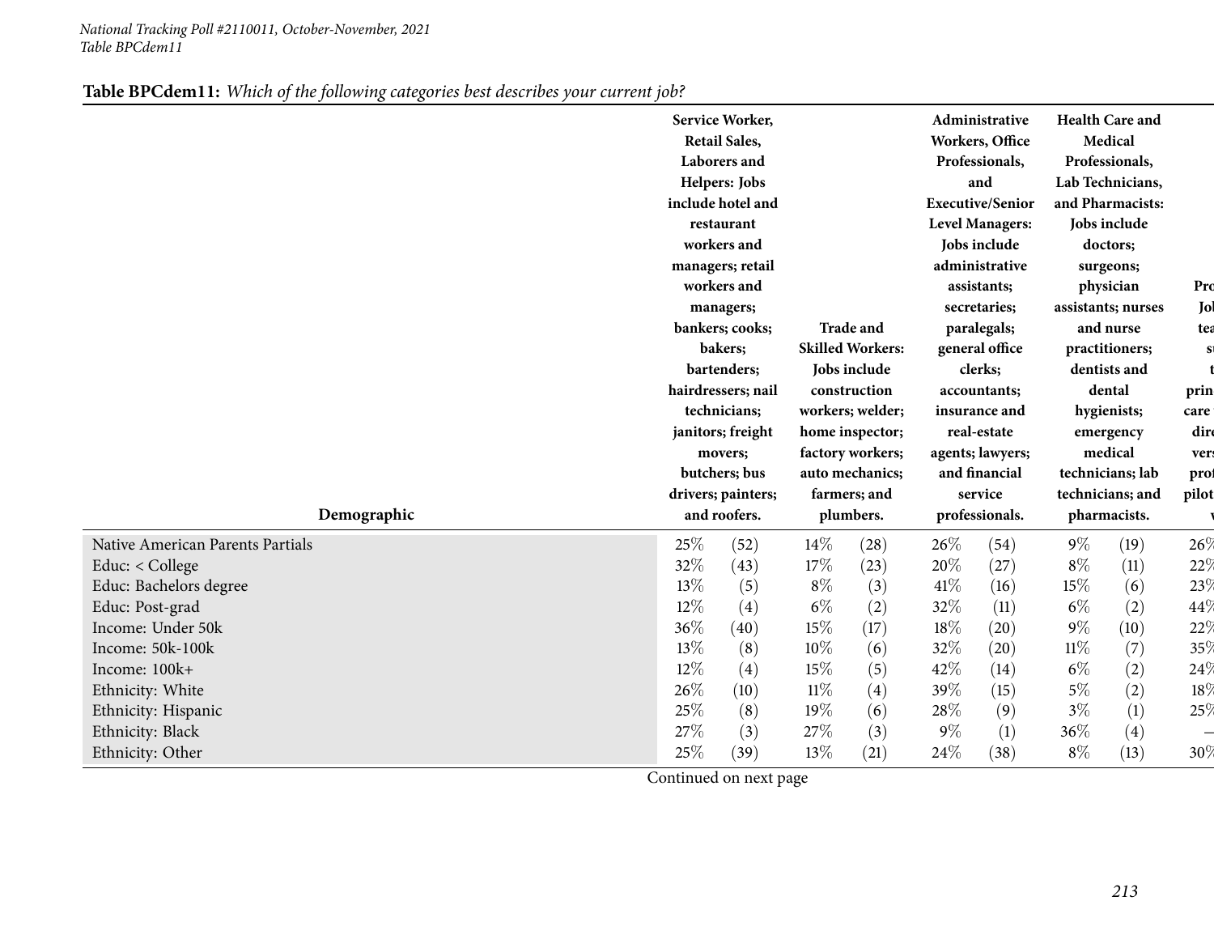**Table BPCdem11:** *Which of the following categories best describes your current job?*

| Demographic | Service Worker, Retail Sales, Laborers and Helpers: Jobs include hotel and restaurant workers and managers; retail workers and managers; bankers; cooks; bakers; bartenders; hairdressers; nail technicians; janitors; freight movers; butchers; bus drivers; painters; and roofers. | | Trade and Skilled Workers: Jobs include construction workers; welder; home inspector; factory workers; auto mechanics; farmers; and plumbers. | | Administrative Workers, Office Professionals, and Executive/Senior Level Managers: Jobs include administrative assistants; secretaries; paralegals; general office clerks; accountants; insurance and real-estate agents; lawyers; and financial service professionals. | | Health Care and Medical Professionals, Lab Technicians, and Pharmacists: Jobs include doctors; surgeons; physician assistants; nurses and nurse practitioners; dentists and dental hygienists; emergency medical technicians; lab technicians; and pharmacists. | | Pro Jol tea s t prin care dir vers prof pilot v |
|---|---|---|---|---|---|---|---|---|---|
| Native American Parents Partials | 25% | (52) | 14% | (28) | 26% | (54) | 9% | (19) | 26% |
| Educ: < College | 32% | (43) | 17% | (23) | 20% | (27) | 8% | (11) | 22% |
| Educ: Bachelors degree | 13% | (5) | 8% | (3) | 41% | (16) | 15% | (6) | 23% |
| Educ: Post-grad | 12% | (4) | 6% | (2) | 32% | (11) | 6% | (2) | 44% |
| Income: Under 50k | 36% | (40) | 15% | (17) | 18% | (20) | 9% | (10) | 22% |
| Income: 50k-100k | 13% | (8) | 10% | (6) | 32% | (20) | 11% | (7) | 35% |
| Income: 100k+ | 12% | (4) | 15% | (5) | 42% | (14) | 6% | (2) | 24% |
| Ethnicity: White | 26% | (10) | 11% | (4) | 39% | (15) | 5% | (2) | 18% |
| Ethnicity: Hispanic | 25% | (8) | 19% | (6) | 28% | (9) | 3% | (1) | 25% |
| Ethnicity: Black | 27% | (3) | 27% | (3) | 9% | (1) | 36% | (4) | – |
| Ethnicity: Other | 25% | (39) | 13% | (21) | 24% | (38) | 8% | (13) | 30% |

Continued on next page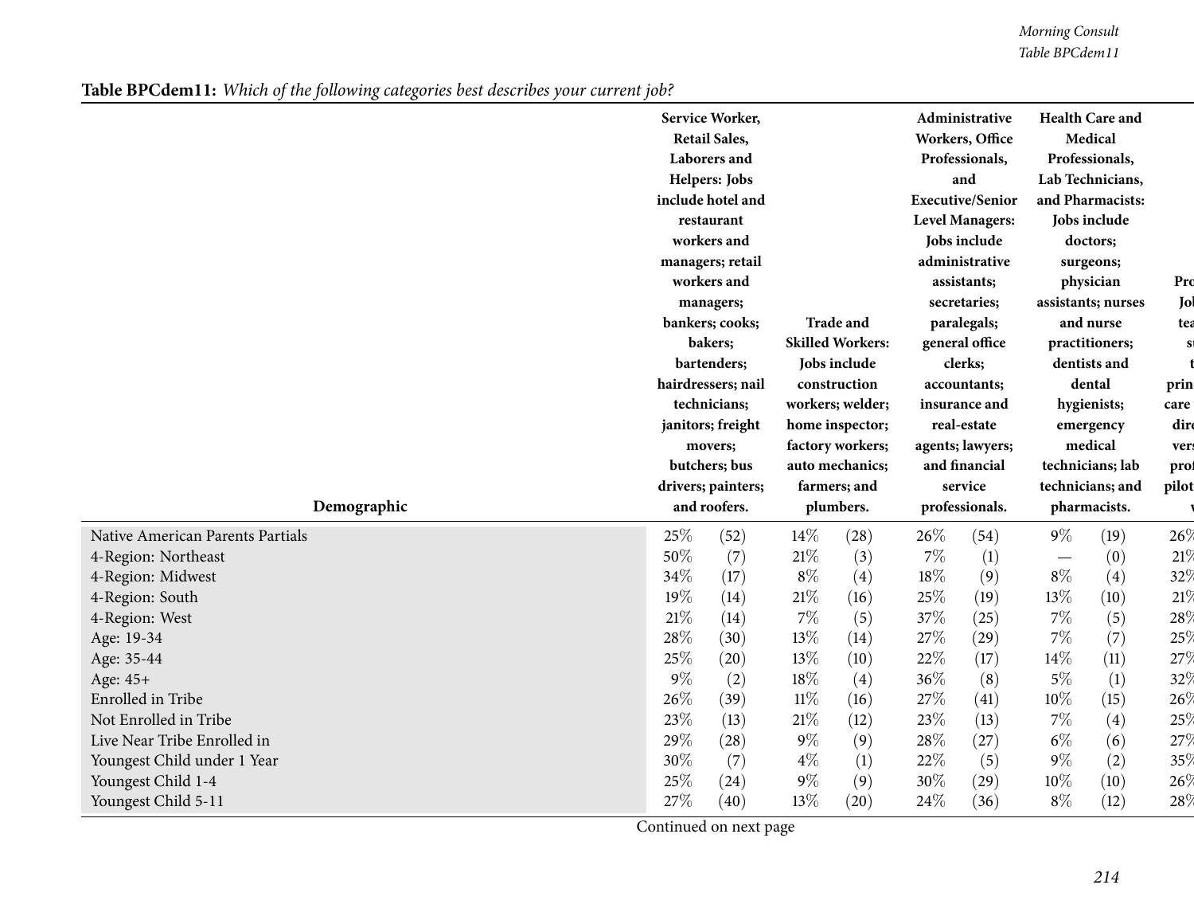**Table BPCdem11:** *Which of the following categories best describes your current job?*

| Demographic | Service Worker, Retail Sales, Laborers and Helpers: Jobs include hotel and restaurant workers and managers; retail workers and managers; bankers; cooks; bakers; bartenders; hairdressers; nail technicians; janitors; freight movers; butchers; bus drivers; painters; and roofers. | | Trade and Skilled Workers: Jobs include construction workers; welder; home inspector; factory workers; auto mechanics; farmers; and plumbers. | | Administrative Workers, Office Professionals, and Executive/Senior Level Managers: Jobs include administrative assistants; secretaries; paralegals; general office clerks; accountants; insurance and real-estate agents; lawyers; and financial service professionals. | | Health Care and Medical Professionals, Lab Technicians, and Pharmacists: Jobs include doctors; surgeons; physician assistants; nurses and nurse practitioners; dentists and dental hygienists; emergency medical technicians; lab technicians; and pharmacists. | | Pro Jol tea su t prin care dir vers prof pilot v |
|---|---|---|---|---|---|---|---|---|---|
| Native American Parents Partials | 25% | (52) | 14% | (28) | 26% | (54) | 9% | (19) | 26% |
| 4-Region: Northeast | 50% | (7) | 21% | (3) | 7% | (1) | — | (0) | 21% |
| 4-Region: Midwest | 34% | (17) | 8% | (4) | 18% | (9) | 8% | (4) | 32% |
| 4-Region: South | 19% | (14) | 21% | (16) | 25% | (19) | 13% | (10) | 21% |
| 4-Region: West | 21% | (14) | 7% | (5) | 37% | (25) | 7% | (5) | 28% |
| Age: 19-34 | 28% | (30) | 13% | (14) | 27% | (29) | 7% | (7) | 25% |
| Age: 35-44 | 25% | (20) | 13% | (10) | 22% | (17) | 14% | (11) | 27% |
| Age: 45+ | 9% | (2) | 18% | (4) | 36% | (8) | 5% | (1) | 32% |
| Enrolled in Tribe | 26% | (39) | 11% | (16) | 27% | (41) | 10% | (15) | 26% |
| Not Enrolled in Tribe | 23% | (13) | 21% | (12) | 23% | (13) | 7% | (4) | 25% |
| Live Near Tribe Enrolled in | 29% | (28) | 9% | (9) | 28% | (27) | 6% | (6) | 27% |
| Youngest Child under 1 Year | 30% | (7) | 4% | (1) | 22% | (5) | 9% | (2) | 35% |
| Youngest Child 1-4 | 25% | (24) | 9% | (9) | 30% | (29) | 10% | (10) | 26% |
| Youngest Child 5-11 | 27% | (40) | 13% | (20) | 24% | (36) | 8% | (12) | 28% |

Continued on next page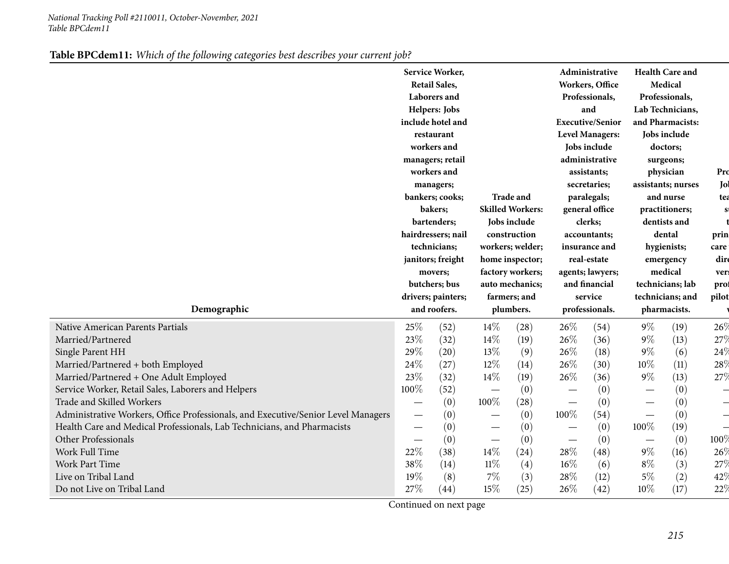**Table BPCdem11:** *Which of the following categories best describes your current job?*

| Demographic | Service Worker, Retail Sales, Laborers and Helpers: Jobs include hotel and restaurant workers and managers; retail workers and managers; bankers; cooks; bakers; bartenders; hairdressers; nail technicians; janitors; freight movers; butchers; bus drivers; painters; and roofers. | | Trade and Skilled Workers: Jobs include construction workers; welder; home inspector; factory workers; auto mechanics; farmers; and plumbers. | | Administrative Workers, Office Professionals, and Executive/Senior Level Managers: Jobs include administrative assistants; secretaries; paralegals; general office clerks; accountants; insurance and real-estate agents; lawyers; and financial service professionals. | | Health Care and Medical Professionals, Lab Technicians, and Pharmacists: Jobs include doctors; surgeons; physician assistants; nurses and nurse practitioners; dentists and dental hygienists; emergency medical technicians; lab technicians; and pharmacists. | | Pro... |
|---|---|---|---|---|---|---|---|---|---|
| Native American Parents Partials | 25% | (52) | 14% | (28) | 26% | (54) | 9% | (19) | 26% |
| Married/Partnered | 23% | (32) | 14% | (19) | 26% | (36) | 9% | (13) | 27% |
| Single Parent HH | 29% | (20) | 13% | (9) | 26% | (18) | 9% | (6) | 24% |
| Married/Partnered + both Employed | 24% | (27) | 12% | (14) | 26% | (30) | 10% | (11) | 28% |
| Married/Partnered + One Adult Employed | 23% | (32) | 14% | (19) | 26% | (36) | 9% | (13) | 27% |
| Service Worker, Retail Sales, Laborers and Helpers | 100% | (52) | — | (0) | — | (0) | — | (0) | — |
| Trade and Skilled Workers | — | (0) | 100% | (28) | — | (0) | — | (0) | — |
| Administrative Workers, Office Professionals, and Executive/Senior Level Managers | — | (0) | — | (0) | 100% | (54) | — | (0) | — |
| Health Care and Medical Professionals, Lab Technicians, and Pharmacists | — | (0) | — | (0) | — | (0) | 100% | (19) | — |
| Other Professionals | — | (0) | — | (0) | — | (0) | — | (0) | 100% |
| Work Full Time | 22% | (38) | 14% | (24) | 28% | (48) | 9% | (16) | 26% |
| Work Part Time | 38% | (14) | 11% | (4) | 16% | (6) | 8% | (3) | 27% |
| Live on Tribal Land | 19% | (8) | 7% | (3) | 28% | (12) | 5% | (2) | 42% |
| Do not Live on Tribal Land | 27% | (44) | 15% | (25) | 26% | (42) | 10% | (17) | 22% |

Continued on next page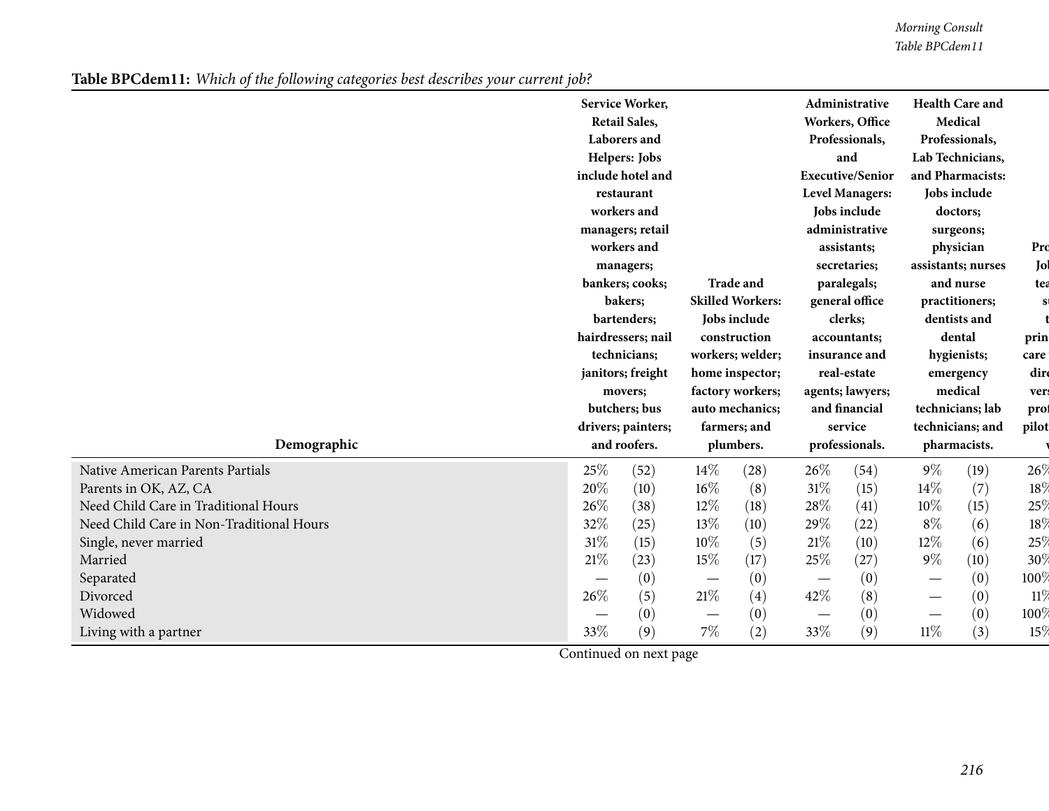**Table BPCdem11:** *Which of the following categories best describes your current job?*

| Demographic | Service Worker, Retail Sales, Laborers and Helpers: Jobs include hotel and restaurant workers and managers; retail workers and managers; bankers; cooks; bakers; bartenders; hairdressers; nail technicians; janitors; freight movers; butchers; bus drivers; painters; and roofers. | | Trade and Skilled Workers: Jobs include construction workers; welder; home inspector; factory workers; auto mechanics; farmers; and plumbers. | | Administrative Workers, Office Professionals, and Executive/Senior Level Managers: Jobs include administrative assistants; secretaries; paralegals; general office clerks; accountants; insurance and real-estate agents; lawyers; and financial service professionals. | | Health Care and Medical Professionals, Lab Technicians, and Pharmacists: Jobs include doctors; surgeons; physician assistants; nurses and nurse practitioners; dentists and dental hygienists; emergency medical technicians; lab technicians; and pharmacists. | | Pro Jol tea su t prin care dire vers prof pilot v |
|---|---|---|---|---|---|---|---|---|---|
| Native American Parents Partials | 25% | (52) | 14% | (28) | 26% | (54) | 9% | (19) | 26% |
| Parents in OK, AZ, CA | 20% | (10) | 16% | (8) | 31% | (15) | 14% | (7) | 18% |
| Need Child Care in Traditional Hours | 26% | (38) | 12% | (18) | 28% | (41) | 10% | (15) | 25% |
| Need Child Care in Non-Traditional Hours | 32% | (25) | 13% | (10) | 29% | (22) | 8% | (6) | 18% |
| Single, never married | 31% | (15) | 10% | (5) | 21% | (10) | 12% | (6) | 25% |
| Married | 21% | (23) | 15% | (17) | 25% | (27) | 9% | (10) | 30% |
| Separated | — | (0) | — | (0) | — | (0) | — | (0) | 100% |
| Divorced | 26% | (5) | 21% | (4) | 42% | (8) | — | (0) | 11% |
| Widowed | — | (0) | — | (0) | — | (0) | — | (0) | 100% |
| Living with a partner | 33% | (9) | 7% | (2) | 33% | (9) | 11% | (3) | 15% |

Continued on next page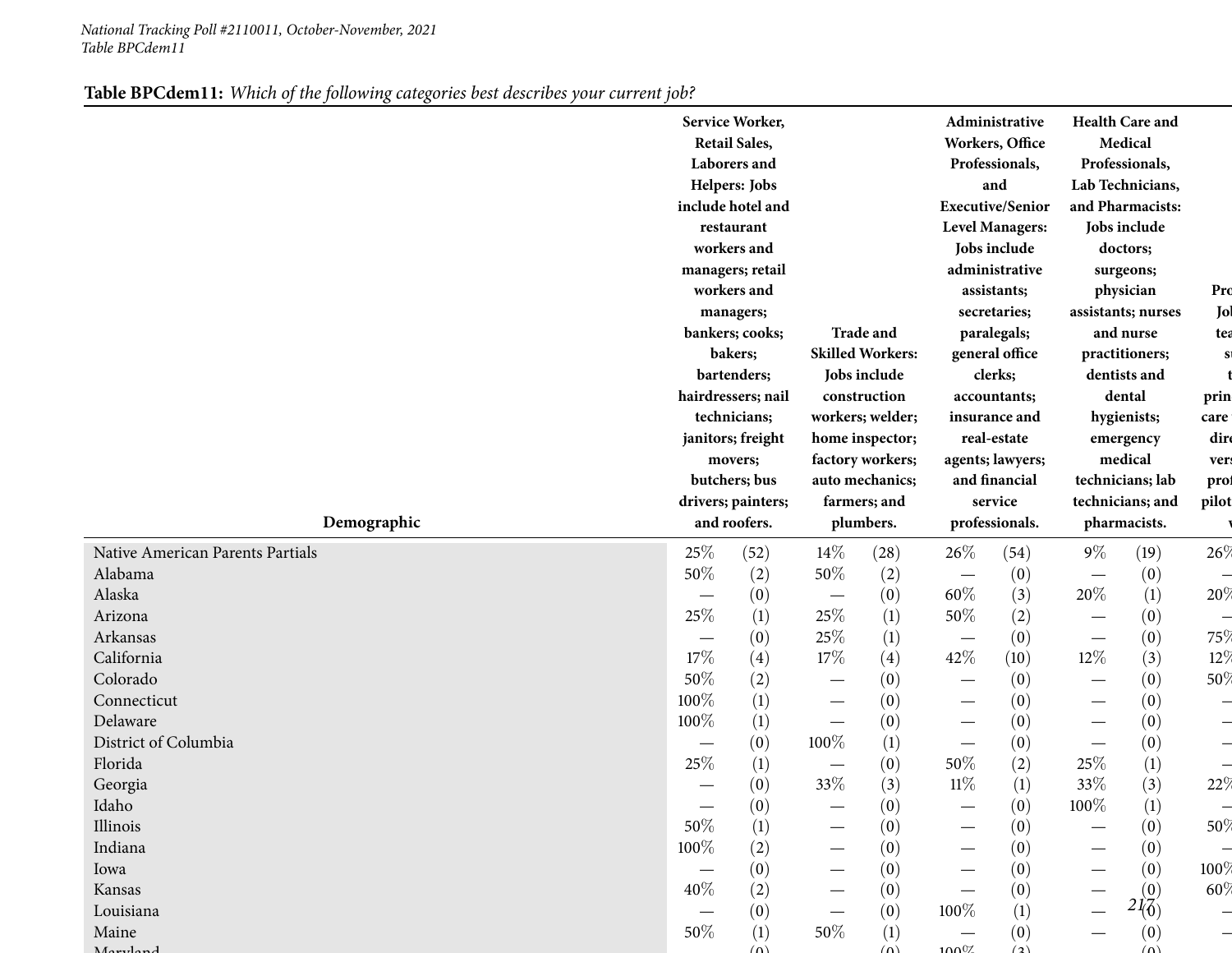**Table BPCdem11:** *Which of the following categories best describes your current job?*

| Demographic | Service Worker, Retail Sales, Laborers and Helpers: Jobs include hotel and restaurant workers and managers; retail workers and managers; bankers; cooks; bakers; bartenders; hairdressers; nail technicians; janitors; freight movers; butchers; bus drivers; painters; and roofers. | | Trade and Skilled Workers: Jobs include construction workers; welder; home inspector; factory workers; auto mechanics; farmers; and plumbers. | | Administrative Workers, Office Professionals, and Executive/Senior Level Managers: Jobs include administrative assistants; secretaries; paralegals; general office clerks; accountants; insurance and real-estate agents; lawyers; and financial service professionals. | | Health Care and Medical Professionals, Lab Technicians, and Pharmacists: Jobs include doctors; surgeons; physician assistants; nurses and nurse practitioners; dentists and dental hygienists; emergency medical technicians; lab technicians; and pharmacists. | | Pro... |
|---|---|---|---|---|---|---|---|---|---|
| Native American Parents Partials | 25% | (52) | 14% | (28) | 26% | (54) | 9% | (19) | 26% |
| Alabama | 50% | (2) | 50% | (2) | — | (0) | — | (0) | — |
| Alaska | — | (0) | — | (0) | 60% | (3) | 20% | (1) | 20% |
| Arizona | 25% | (1) | 25% | (1) | 50% | (2) | — | (0) | — |
| Arkansas | — | (0) | 25% | (1) | — | (0) | — | (0) | 75% |
| California | 17% | (4) | 17% | (4) | 42% | (10) | 12% | (3) | 12% |
| Colorado | 50% | (2) | — | (0) | — | (0) | — | (0) | 50% |
| Connecticut | 100% | (1) | — | (0) | — | (0) | — | (0) | — |
| Delaware | 100% | (1) | — | (0) | — | (0) | — | (0) | — |
| District of Columbia | — | (0) | 100% | (1) | — | (0) | — | (0) | — |
| Florida | 25% | (1) | — | (0) | 50% | (2) | 25% | (1) | — |
| Georgia | — | (0) | 33% | (3) | 11% | (1) | 33% | (3) | 22% |
| Idaho | — | (0) | — | (0) | — | (0) | 100% | (1) | — |
| Illinois | 50% | (1) | — | (0) | — | (0) | — | (0) | 50% |
| Indiana | 100% | (2) | — | (0) | — | (0) | — | (0) | — |
| Iowa | — | (0) | — | (0) | — | (0) | — | (0) | 100% |
| Kansas | 40% | (2) | — | (0) | — | (0) | — | (0) | 60% |
| Louisiana | — | (0) | — | (0) | 100% | (1) | — | (0) | — |
| Maine | 50% | (1) | 50% | (1) | — | (0) | — | (0) | — |
| Maryland | — | (0) | — | (0) | 100% | (3) | — | (0) | |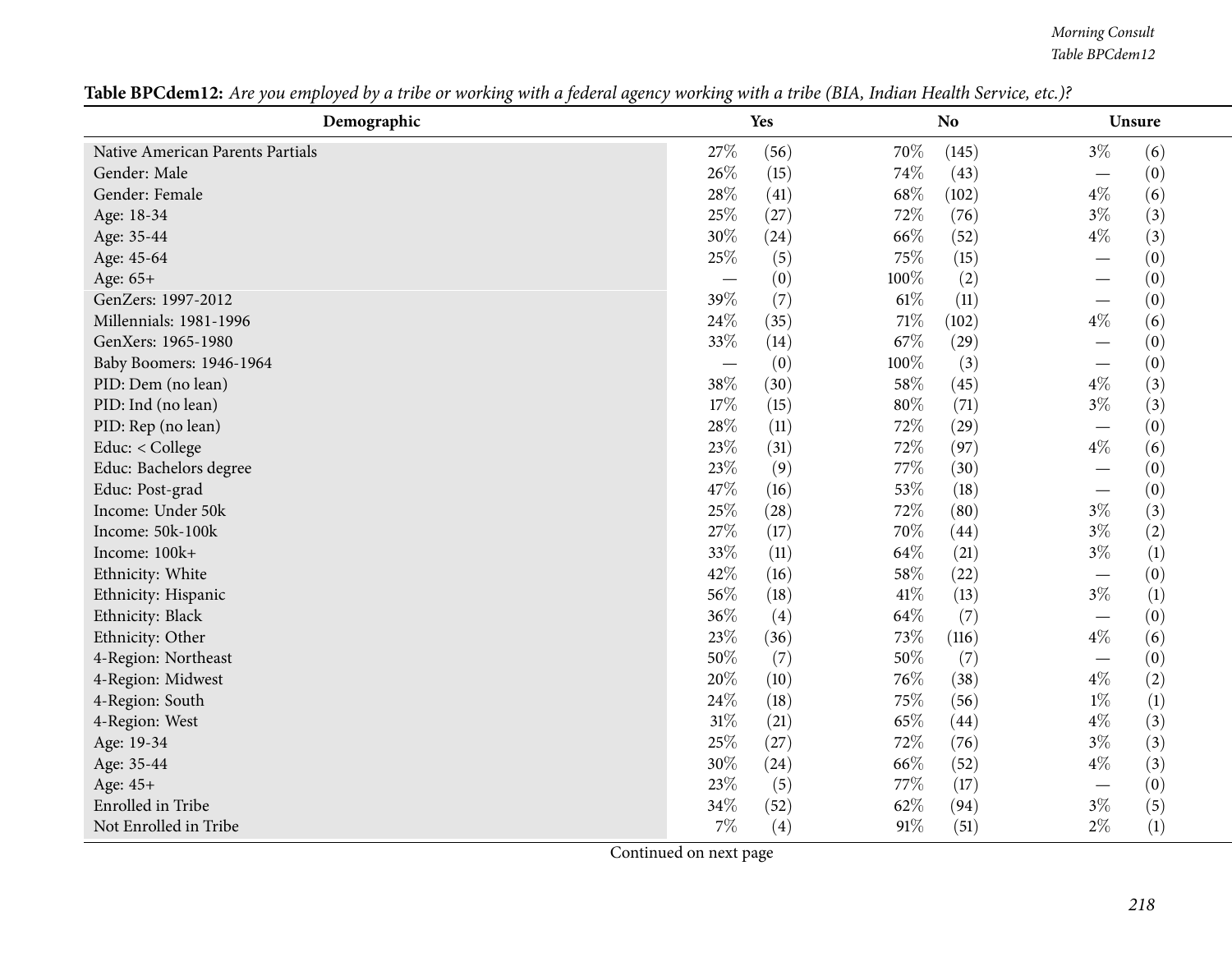**Table BPCdem12:** *Are you employed by a tribe or working with a federal agency working with a tribe (BIA, Indian Health Service, etc.)?*

| Demographic | Yes | | No | | Unsure | |
|---|---|---|---|---|---|---|
| Native American Parents Partials | 27% | (56) | 70% | (145) | 3% | (6) |
| Gender: Male | 26% | (15) | 74% | (43) | — | (0) |
| Gender: Female | 28% | (41) | 68% | (102) | 4% | (6) |
| Age: 18-34 | 25% | (27) | 72% | (76) | 3% | (3) |
| Age: 35-44 | 30% | (24) | 66% | (52) | 4% | (3) |
| Age: 45-64 | 25% | (5) | 75% | (15) | — | (0) |
| Age: 65+ | — | (0) | 100% | (2) | — | (0) |
| GenZers: 1997-2012 | 39% | (7) | 61% | (11) | — | (0) |
| Millennials: 1981-1996 | 24% | (35) | 71% | (102) | 4% | (6) |
| GenXers: 1965-1980 | 33% | (14) | 67% | (29) | — | (0) |
| Baby Boomers: 1946-1964 | — | (0) | 100% | (3) | — | (0) |
| PID: Dem (no lean) | 38% | (30) | 58% | (45) | 4% | (3) |
| PID: Ind (no lean) | 17% | (15) | 80% | (71) | 3% | (3) |
| PID: Rep (no lean) | 28% | (11) | 72% | (29) | — | (0) |
| Educ: < College | 23% | (31) | 72% | (97) | 4% | (6) |
| Educ: Bachelors degree | 23% | (9) | 77% | (30) | — | (0) |
| Educ: Post-grad | 47% | (16) | 53% | (18) | — | (0) |
| Income: Under 50k | 25% | (28) | 72% | (80) | 3% | (3) |
| Income: 50k-100k | 27% | (17) | 70% | (44) | 3% | (2) |
| Income: 100k+ | 33% | (11) | 64% | (21) | 3% | (1) |
| Ethnicity: White | 42% | (16) | 58% | (22) | — | (0) |
| Ethnicity: Hispanic | 56% | (18) | 41% | (13) | 3% | (1) |
| Ethnicity: Black | 36% | (4) | 64% | (7) | — | (0) |
| Ethnicity: Other | 23% | (36) | 73% | (116) | 4% | (6) |
| 4-Region: Northeast | 50% | (7) | 50% | (7) | — | (0) |
| 4-Region: Midwest | 20% | (10) | 76% | (38) | 4% | (2) |
| 4-Region: South | 24% | (18) | 75% | (56) | 1% | (1) |
| 4-Region: West | 31% | (21) | 65% | (44) | 4% | (3) |
| Age: 19-34 | 25% | (27) | 72% | (76) | 3% | (3) |
| Age: 35-44 | 30% | (24) | 66% | (52) | 4% | (3) |
| Age: 45+ | 23% | (5) | 77% | (17) | — | (0) |
| Enrolled in Tribe | 34% | (52) | 62% | (94) | 3% | (5) |
| Not Enrolled in Tribe | 7% | (4) | 91% | (51) | 2% | (1) |

Continued on next page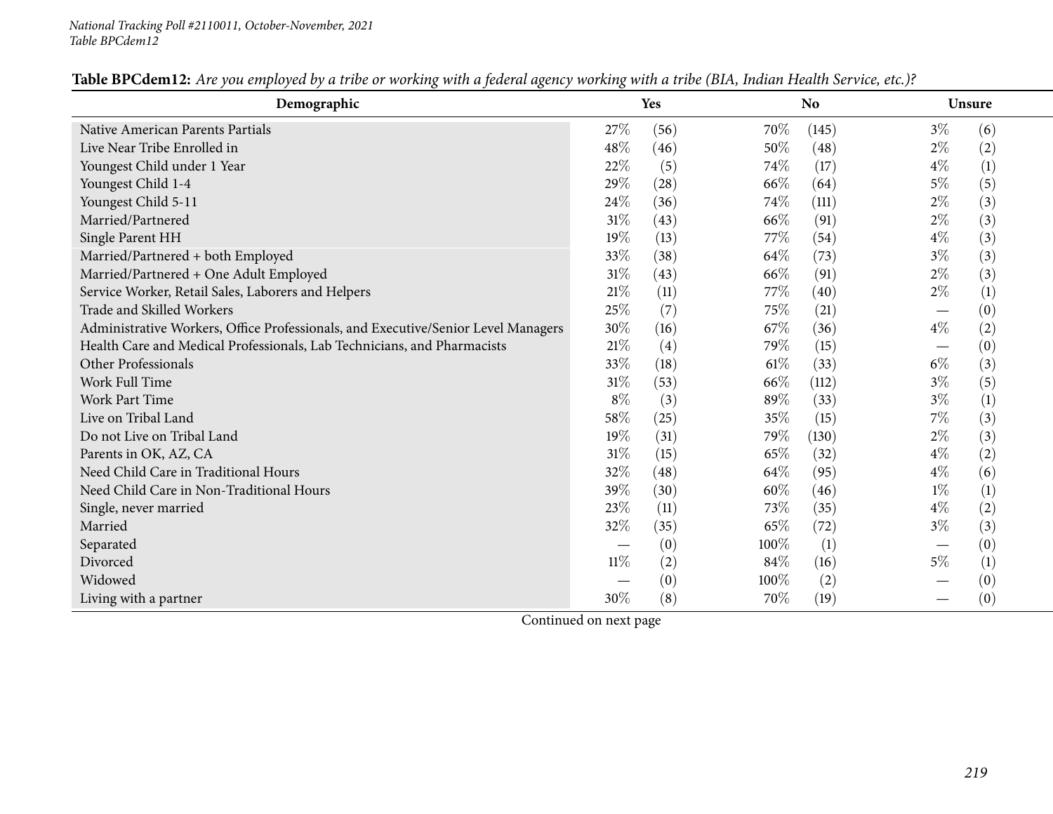*National Tracking Poll #2110011, October-November, 2021*
*Table BPCdem12*

**Table BPCdem12:** *Are you employed by a tribe or working with a federal agency working with a tribe (BIA, Indian Health Service, etc.)?*

| Demographic | Yes | | No | | Unsure | |
|---|---|---|---|---|---|---|
| Native American Parents Partials | 27% | (56) | 70% | (145) | 3% | (6) |
| Live Near Tribe Enrolled in | 48% | (46) | 50% | (48) | 2% | (2) |
| Youngest Child under 1 Year | 22% | (5) | 74% | (17) | 4% | (1) |
| Youngest Child 1-4 | 29% | (28) | 66% | (64) | 5% | (5) |
| Youngest Child 5-11 | 24% | (36) | 74% | (111) | 2% | (3) |
| Married/Partnered | 31% | (43) | 66% | (91) | 2% | (3) |
| Single Parent HH | 19% | (13) | 77% | (54) | 4% | (3) |
| Married/Partnered + both Employed | 33% | (38) | 64% | (73) | 3% | (3) |
| Married/Partnered + One Adult Employed | 31% | (43) | 66% | (91) | 2% | (3) |
| Service Worker, Retail Sales, Laborers and Helpers | 21% | (11) | 77% | (40) | 2% | (1) |
| Trade and Skilled Workers | 25% | (7) | 75% | (21) | — | (0) |
| Administrative Workers, Office Professionals, and Executive/Senior Level Managers | 30% | (16) | 67% | (36) | 4% | (2) |
| Health Care and Medical Professionals, Lab Technicians, and Pharmacists | 21% | (4) | 79% | (15) | — | (0) |
| Other Professionals | 33% | (18) | 61% | (33) | 6% | (3) |
| Work Full Time | 31% | (53) | 66% | (112) | 3% | (5) |
| Work Part Time | 8% | (3) | 89% | (33) | 3% | (1) |
| Live on Tribal Land | 58% | (25) | 35% | (15) | 7% | (3) |
| Do not Live on Tribal Land | 19% | (31) | 79% | (130) | 2% | (3) |
| Parents in OK, AZ, CA | 31% | (15) | 65% | (32) | 4% | (2) |
| Need Child Care in Traditional Hours | 32% | (48) | 64% | (95) | 4% | (6) |
| Need Child Care in Non-Traditional Hours | 39% | (30) | 60% | (46) | 1% | (1) |
| Single, never married | 23% | (11) | 73% | (35) | 4% | (2) |
| Married | 32% | (35) | 65% | (72) | 3% | (3) |
| Separated | — | (0) | 100% | (1) | — | (0) |
| Divorced | 11% | (2) | 84% | (16) | 5% | (1) |
| Widowed | — | (0) | 100% | (2) | — | (0) |
| Living with a partner | 30% | (8) | 70% | (19) | — | (0) |

Continued on next page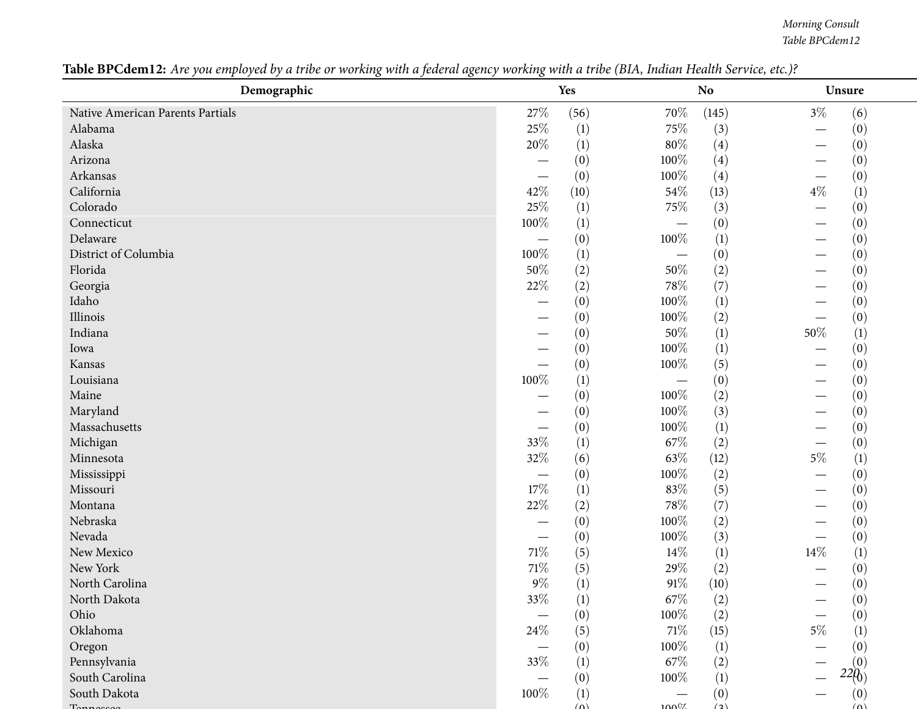**Table BPCdem12:** *Are you employed by a tribe or working with a federal agency working with a tribe (BIA, Indian Health Service, etc.)?*

| Demographic | Yes | | No | | Unsure | |
|---|---|---|---|---|---|---|
| Native American Parents Partials | 27% | (56) | 70% | (145) | 3% | (6) |
| Alabama | 25% | (1) | 75% | (3) | — | (0) |
| Alaska | 20% | (1) | 80% | (4) | — | (0) |
| Arizona | — | (0) | 100% | (4) | — | (0) |
| Arkansas | — | (0) | 100% | (4) | — | (0) |
| California | 42% | (10) | 54% | (13) | 4% | (1) |
| Colorado | 25% | (1) | 75% | (3) | — | (0) |
| Connecticut | 100% | (1) | — | (0) | — | (0) |
| Delaware | — | (0) | 100% | (1) | — | (0) |
| District of Columbia | 100% | (1) | — | (0) | — | (0) |
| Florida | 50% | (2) | 50% | (2) | — | (0) |
| Georgia | 22% | (2) | 78% | (7) | — | (0) |
| Idaho | — | (0) | 100% | (1) | — | (0) |
| Illinois | — | (0) | 100% | (2) | — | (0) |
| Indiana | — | (0) | 50% | (1) | 50% | (1) |
| Iowa | — | (0) | 100% | (1) | — | (0) |
| Kansas | — | (0) | 100% | (5) | — | (0) |
| Louisiana | 100% | (1) | — | (0) | — | (0) |
| Maine | — | (0) | 100% | (2) | — | (0) |
| Maryland | — | (0) | 100% | (3) | — | (0) |
| Massachusetts | — | (0) | 100% | (1) | — | (0) |
| Michigan | 33% | (1) | 67% | (2) | — | (0) |
| Minnesota | 32% | (6) | 63% | (12) | 5% | (1) |
| Mississippi | — | (0) | 100% | (2) | — | (0) |
| Missouri | 17% | (1) | 83% | (5) | — | (0) |
| Montana | 22% | (2) | 78% | (7) | — | (0) |
| Nebraska | — | (0) | 100% | (2) | — | (0) |
| Nevada | — | (0) | 100% | (3) | — | (0) |
| New Mexico | 71% | (5) | 14% | (1) | 14% | (1) |
| New York | 71% | (5) | 29% | (2) | — | (0) |
| North Carolina | 9% | (1) | 91% | (10) | — | (0) |
| North Dakota | 33% | (1) | 67% | (2) | — | (0) |
| Ohio | — | (0) | 100% | (2) | — | (0) |
| Oklahoma | 24% | (5) | 71% | (15) | 5% | (1) |
| Oregon | — | (0) | 100% | (1) | — | (0) |
| Pennsylvania | 33% | (1) | 67% | (2) | — | (0) |
| South Carolina | — | (0) | 100% | (1) | — | (0) |
| South Dakota | 100% | (1) | — | (0) | — | (0) |
| Tennessee | — | (0) | 100% | (3) | — | (0) |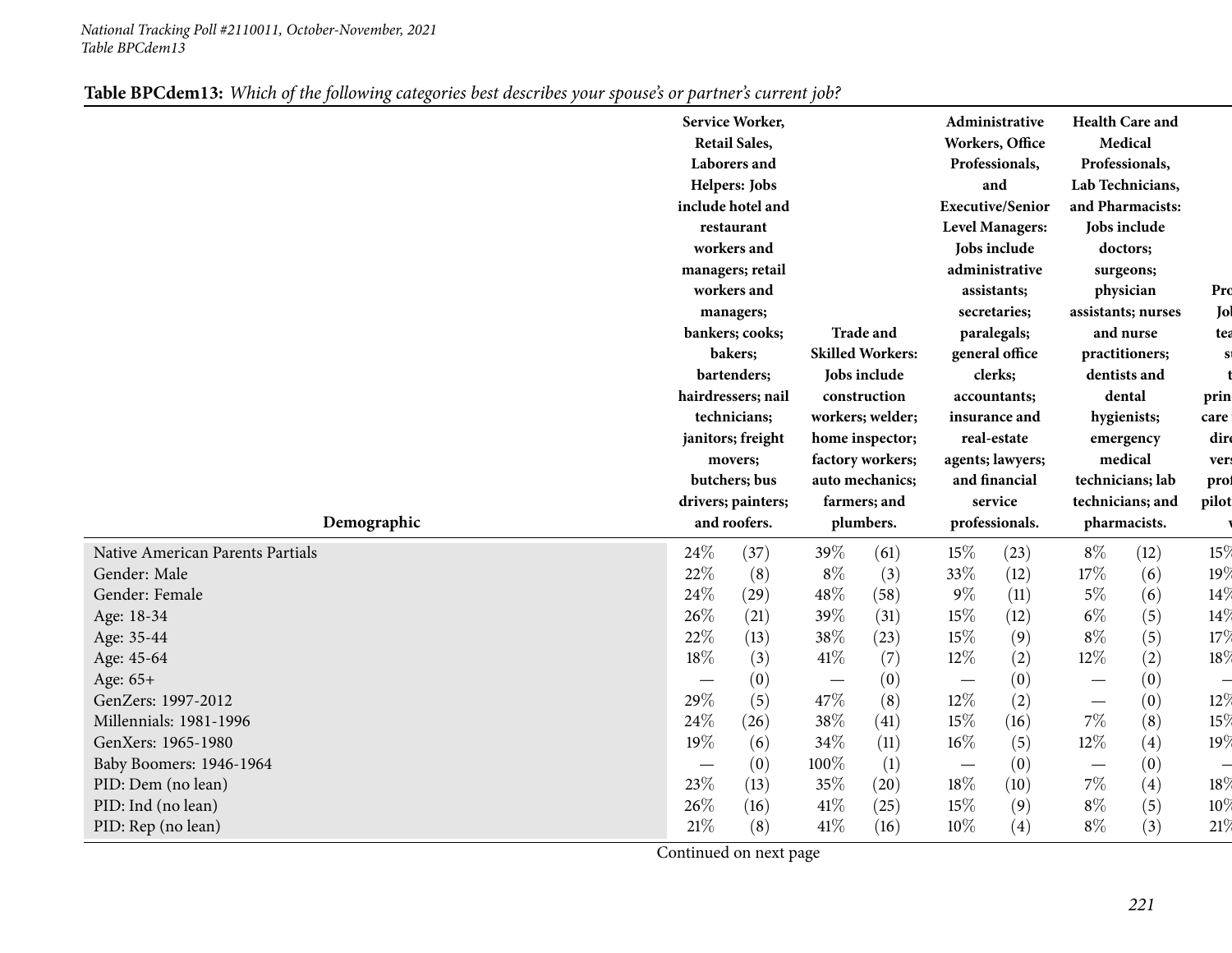**Table BPCdem13:** *Which of the following categories best describes your spouse's or partner's current job?*

| Demographic | Service Worker, Retail Sales, Laborers and Helpers: Jobs include hotel and restaurant workers and managers; retail workers and managers; bankers; cooks; bakers; bartenders; hairdressers; nail technicians; janitors; freight movers; butchers; bus drivers; painters; and roofers. | | Trade and Skilled Workers: Jobs include construction workers; welder; home inspector; factory workers; auto mechanics; farmers; and plumbers. | | Administrative Workers, Office Professionals, and Executive/Senior Level Managers: Jobs include administrative assistants; secretaries; paralegals; general office clerks; accountants; insurance and real-estate agents; lawyers; and financial service professionals. | | Health Care and Medical Professionals, Lab Technicians, and Pharmacists: Jobs include doctors; surgeons; physician assistants; nurses and nurse practitioners; dentists and dental hygienists; emergency medical technicians; lab technicians; and pharmacists. | | Pro Jo tea s t prin care dir ver prof pilot |
|---|---|---|---|---|---|---|---|---|---|
| Native American Parents Partials | 24% | (37) | 39% | (61) | 15% | (23) | 8% | (12) | 15% |
| Gender: Male | 22% | (8) | 8% | (3) | 33% | (12) | 17% | (6) | 19% |
| Gender: Female | 24% | (29) | 48% | (58) | 9% | (11) | 5% | (6) | 14% |
| Age: 18-34 | 26% | (21) | 39% | (31) | 15% | (12) | 6% | (5) | 14% |
| Age: 35-44 | 22% | (13) | 38% | (23) | 15% | (9) | 8% | (5) | 17% |
| Age: 45-64 | 18% | (3) | 41% | (7) | 12% | (2) | 12% | (2) | 18% |
| Age: 65+ | — | (0) | — | (0) | — | (0) | — | (0) | — |
| GenZers: 1997-2012 | 29% | (5) | 47% | (8) | 12% | (2) | — | (0) | 12% |
| Millennials: 1981-1996 | 24% | (26) | 38% | (41) | 15% | (16) | 7% | (8) | 15% |
| GenXers: 1965-1980 | 19% | (6) | 34% | (11) | 16% | (5) | 12% | (4) | 19% |
| Baby Boomers: 1946-1964 | — | (0) | 100% | (1) | — | (0) | — | (0) | — |
| PID: Dem (no lean) | 23% | (13) | 35% | (20) | 18% | (10) | 7% | (4) | 18% |
| PID: Ind (no lean) | 26% | (16) | 41% | (25) | 15% | (9) | 8% | (5) | 10% |
| PID: Rep (no lean) | 21% | (8) | 41% | (16) | 10% | (4) | 8% | (3) | 21% |

Continued on next page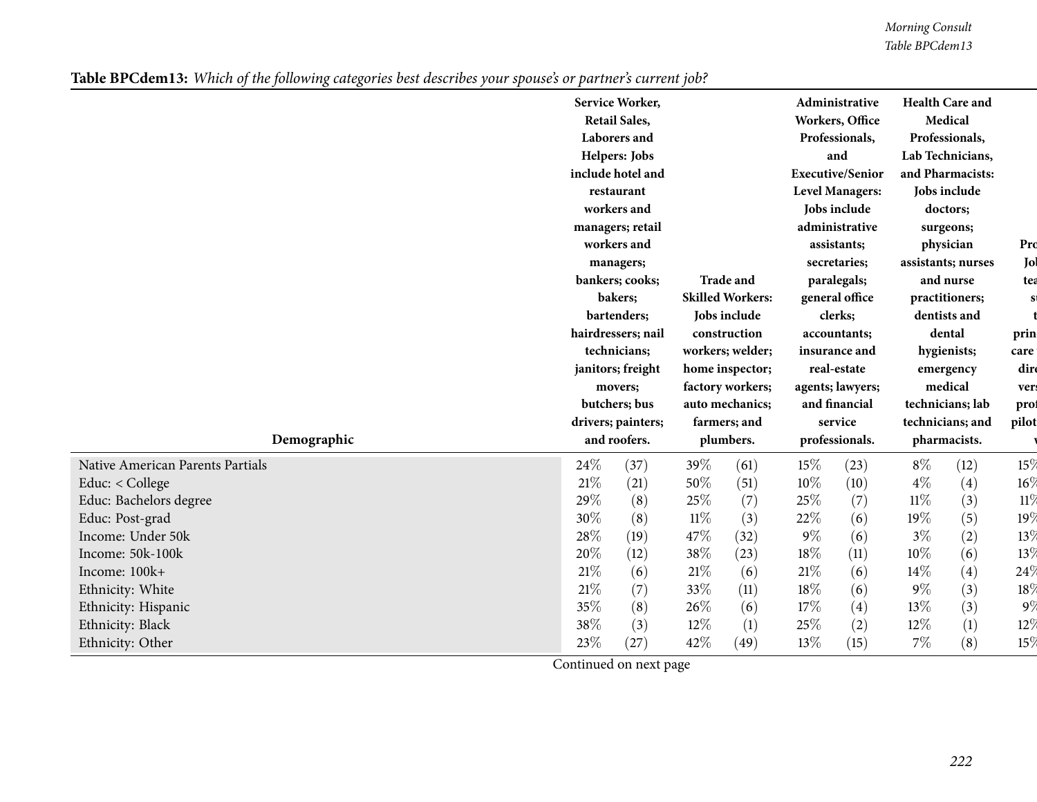**Table BPCdem13:** *Which of the following categories best describes your spouse's or partner's current job?*

| Demographic | Service Worker, Retail Sales, Laborers and Helpers: Jobs include hotel and restaurant workers and managers; retail workers and managers; bankers; cooks; bakers; bartenders; hairdressers; nail technicians; janitors; freight movers; butchers; bus drivers; painters; and roofers. | | Trade and Skilled Workers: Jobs include construction workers; welder; home inspector; factory workers; auto mechanics; farmers; and plumbers. | | Administrative Workers, Office Professionals, and Executive/Senior Level Managers: Jobs include administrative assistants; secretaries; paralegals; general office clerks; accountants; insurance and real-estate agents; lawyers; and financial service professionals. | | Health Care and Medical Professionals, Lab Technicians, and Pharmacists: Jobs include doctors; surgeons; physician assistants; nurses and nurse practitioners; dentists and dental hygienists; emergency medical technicians; lab technicians; and pharmacists. | | Pro Jol tea su t prin care dire vers prof pilot v |
|---|---|---|---|---|---|---|---|---|---|
| Native American Parents Partials | 24% | (37) | 39% | (61) | 15% | (23) | 8% | (12) | 15% |
| Educ: < College | 21% | (21) | 50% | (51) | 10% | (10) | 4% | (4) | 16% |
| Educ: Bachelors degree | 29% | (8) | 25% | (7) | 25% | (7) | 11% | (3) | 11% |
| Educ: Post-grad | 30% | (8) | 11% | (3) | 22% | (6) | 19% | (5) | 19% |
| Income: Under 50k | 28% | (19) | 47% | (32) | 9% | (6) | 3% | (2) | 13% |
| Income: 50k-100k | 20% | (12) | 38% | (23) | 18% | (11) | 10% | (6) | 13% |
| Income: 100k+ | 21% | (6) | 21% | (6) | 21% | (6) | 14% | (4) | 24% |
| Ethnicity: White | 21% | (7) | 33% | (11) | 18% | (6) | 9% | (3) | 18% |
| Ethnicity: Hispanic | 35% | (8) | 26% | (6) | 17% | (4) | 13% | (3) | 9% |
| Ethnicity: Black | 38% | (3) | 12% | (1) | 25% | (2) | 12% | (1) | 12% |
| Ethnicity: Other | 23% | (27) | 42% | (49) | 13% | (15) | 7% | (8) | 15% |

Continued on next page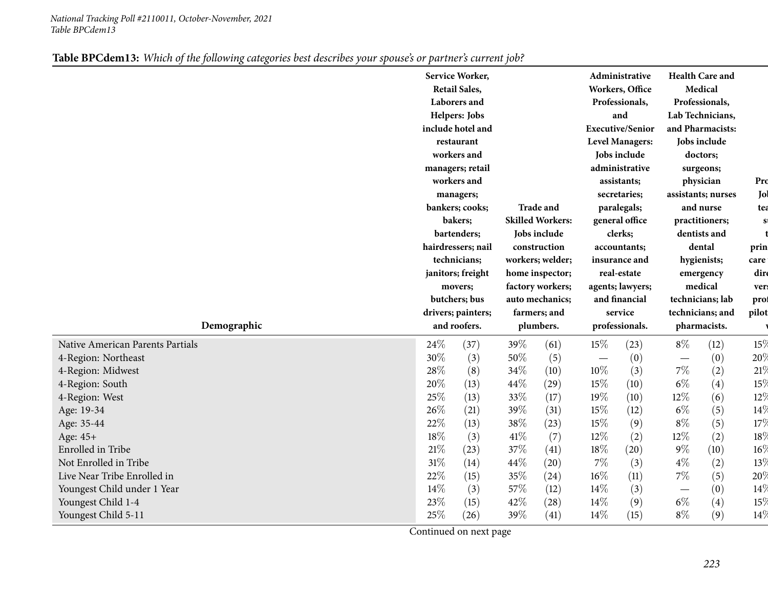**Table BPCdem13:** *Which of the following categories best describes your spouse's or partner's current job?*

| Demographic | Service Worker, Retail Sales, Laborers and Helpers: Jobs include hotel and restaurant workers and managers; retail workers and managers; bankers; cooks; bakers; bartenders; hairdressers; nail technicians; janitors; freight movers; butchers; bus drivers; painters; and roofers. | | Trade and Skilled Workers: Jobs include construction workers; welder; home inspector; factory workers; auto mechanics; farmers; and plumbers. | | Administrative Workers, Office Professionals, and Executive/Senior Level Managers: Jobs include administrative assistants; secretaries; paralegals; general office clerks; accountants; insurance and real-estate agents; lawyers; and financial service professionals. | | Health Care and Medical Professionals, Lab Technicians, and Pharmacists: Jobs include doctors; surgeons; physician assistants; nurses and nurse practitioners; dentists and dental hygienists; emergency medical technicians; lab technicians; and pharmacists. | | Pro... Jo... tea... s... t... prin... care... dir... ver... prof... pilot... v... |
|---|---|---|---|---|---|---|---|---|---|
| Native American Parents Partials | 24% | (37) | 39% | (61) | 15% | (23) | 8% | (12) | 15% |
| 4-Region: Northeast | 30% | (3) | 50% | (5) | — | (0) | — | (0) | 20% |
| 4-Region: Midwest | 28% | (8) | 34% | (10) | 10% | (3) | 7% | (2) | 21% |
| 4-Region: South | 20% | (13) | 44% | (29) | 15% | (10) | 6% | (4) | 15% |
| 4-Region: West | 25% | (13) | 33% | (17) | 19% | (10) | 12% | (6) | 12% |
| Age: 19-34 | 26% | (21) | 39% | (31) | 15% | (12) | 6% | (5) | 14% |
| Age: 35-44 | 22% | (13) | 38% | (23) | 15% | (9) | 8% | (5) | 17% |
| Age: 45+ | 18% | (3) | 41% | (7) | 12% | (2) | 12% | (2) | 18% |
| Enrolled in Tribe | 21% | (23) | 37% | (41) | 18% | (20) | 9% | (10) | 16% |
| Not Enrolled in Tribe | 31% | (14) | 44% | (20) | 7% | (3) | 4% | (2) | 13% |
| Live Near Tribe Enrolled in | 22% | (15) | 35% | (24) | 16% | (11) | 7% | (5) | 20% |
| Youngest Child under 1 Year | 14% | (3) | 57% | (12) | 14% | (3) | — | (0) | 14% |
| Youngest Child 1-4 | 23% | (15) | 42% | (28) | 14% | (9) | 6% | (4) | 15% |
| Youngest Child 5-11 | 25% | (26) | 39% | (41) | 14% | (15) | 8% | (9) | 14% |

Continued on next page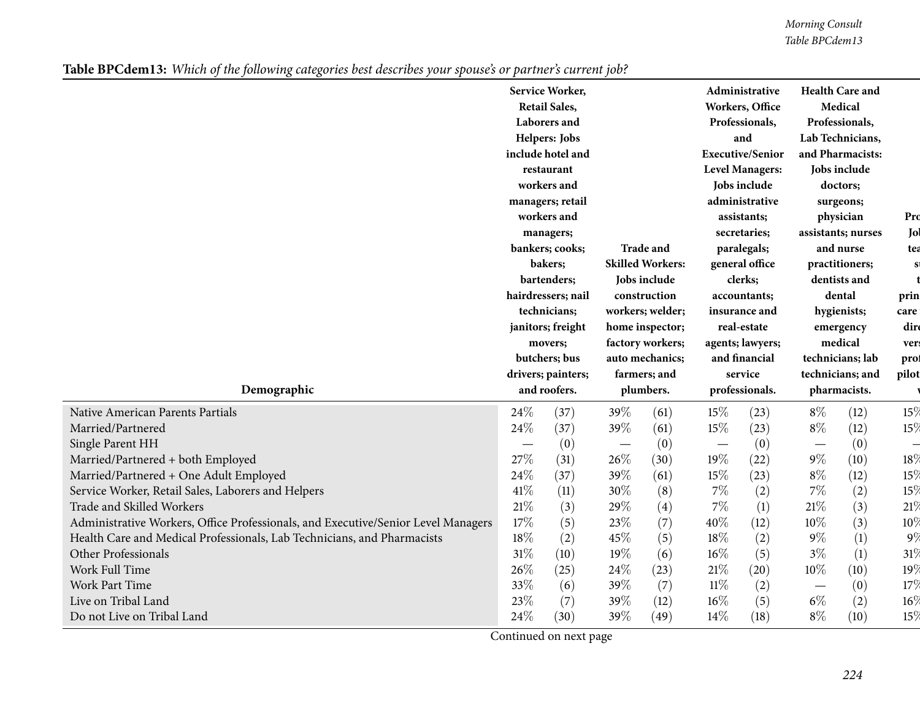**Table BPCdem13:** *Which of the following categories best describes your spouse's or partner's current job?*

| Demographic | Service Worker, Retail Sales, Laborers and Helpers: Jobs include hotel and restaurant workers and managers; retail workers and managers; bankers; cooks; bakers; bartenders; hairdressers; nail technicians; janitors; freight movers; butchers; bus drivers; painters; and roofers. | | Trade and Skilled Workers: Jobs include construction workers; welder; home inspector; factory workers; auto mechanics; farmers; and plumbers. | | Administrative Workers, Office Professionals, and Executive/Senior Level Managers: Jobs include administrative assistants; secretaries; paralegals; general office clerks; accountants; insurance and real-estate agents; lawyers; and financial service professionals. | | Health Care and Medical Professionals, Lab Technicians, and Pharmacists: Jobs include doctors; surgeons; physician assistants; nurses and nurse practitioners; dentists and dental hygienists; emergency medical technicians; lab technicians; and pharmacists. | | Pro Jol tea su t prin care dire vers prof pilot v |
|---|---|---|---|---|---|---|---|---|---|
| Native American Parents Partials | 24% | (37) | 39% | (61) | 15% | (23) | 8% | (12) | 15% |
| Married/Partnered | 24% | (37) | 39% | (61) | 15% | (23) | 8% | (12) | 15% |
| Single Parent HH | — | (0) | — | (0) | — | (0) | — | (0) | — |
| Married/Partnered + both Employed | 27% | (31) | 26% | (30) | 19% | (22) | 9% | (10) | 18% |
| Married/Partnered + One Adult Employed | 24% | (37) | 39% | (61) | 15% | (23) | 8% | (12) | 15% |
| Service Worker, Retail Sales, Laborers and Helpers | 41% | (11) | 30% | (8) | 7% | (2) | 7% | (2) | 15% |
| Trade and Skilled Workers | 21% | (3) | 29% | (4) | 7% | (1) | 21% | (3) | 21% |
| Administrative Workers, Office Professionals, and Executive/Senior Level Managers | 17% | (5) | 23% | (7) | 40% | (12) | 10% | (3) | 10% |
| Health Care and Medical Professionals, Lab Technicians, and Pharmacists | 18% | (2) | 45% | (5) | 18% | (2) | 9% | (1) | 9% |
| Other Professionals | 31% | (10) | 19% | (6) | 16% | (5) | 3% | (1) | 31% |
| Work Full Time | 26% | (25) | 24% | (23) | 21% | (20) | 10% | (10) | 19% |
| Work Part Time | 33% | (6) | 39% | (7) | 11% | (2) | — | (0) | 17% |
| Live on Tribal Land | 23% | (7) | 39% | (12) | 16% | (5) | 6% | (2) | 16% |
| Do not Live on Tribal Land | 24% | (30) | 39% | (49) | 14% | (18) | 8% | (10) | 15% |

Continued on next page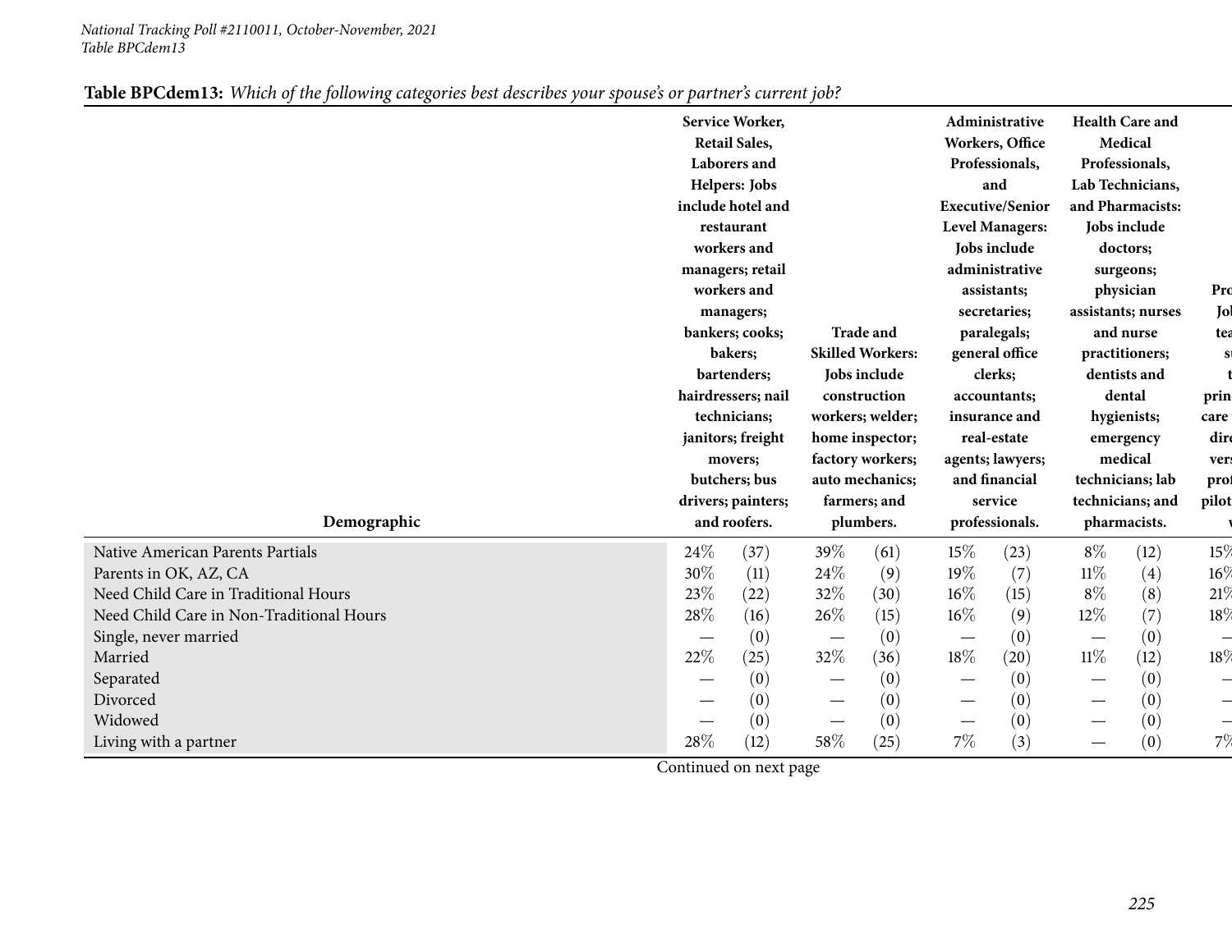*National Tracking Poll #2110011, October-November, 2021*
*Table BPCdem13*

**Table BPCdem13:** *Which of the following categories best describes your spouse's or partner's current job?*

| Demographic | Service Worker, Retail Sales, Laborers and Helpers: Jobs include hotel and restaurant workers and managers; retail workers and managers; bankers; cooks; bakers; bartenders; hairdressers; nail technicians; janitors; freight movers; butchers; bus drivers; painters; and roofers. | | Trade and Skilled Workers: Jobs include construction workers; welder; home inspector; factory workers; auto mechanics; farmers; and plumbers. | | Administrative Workers, Office Professionals, and Executive/Senior Level Managers: Jobs include administrative assistants; secretaries; paralegals; general office clerks; accountants; insurance and real-estate agents; lawyers; and financial service professionals. | | Health Care and Medical Professionals, Lab Technicians, and Pharmacists: Jobs include doctors; surgeons; physician assistants; nurses and nurse practitioners; dentists and dental hygienists; emergency medical technicians; lab technicians; and pharmacists. | | Pro Jol tea su t prin care dire vers prof pilot v |
|---|---|---|---|---|---|---|---|---|---|
| Native American Parents Partials | 24% | (37) | 39% | (61) | 15% | (23) | 8% | (12) | 15% |
| Parents in OK, AZ, CA | 30% | (11) | 24% | (9) | 19% | (7) | 11% | (4) | 16% |
| Need Child Care in Traditional Hours | 23% | (22) | 32% | (30) | 16% | (15) | 8% | (8) | 21% |
| Need Child Care in Non-Traditional Hours | 28% | (16) | 26% | (15) | 16% | (9) | 12% | (7) | 18% |
| Single, never married | — | (0) | — | (0) | — | (0) | — | (0) | — |
| Married | 22% | (25) | 32% | (36) | 18% | (20) | 11% | (12) | 18% |
| Separated | — | (0) | — | (0) | — | (0) | — | (0) | — |
| Divorced | — | (0) | — | (0) | — | (0) | — | (0) | — |
| Widowed | — | (0) | — | (0) | — | (0) | — | (0) | — |
| Living with a partner | 28% | (12) | 58% | (25) | 7% | (3) | — | (0) | 7% |

Continued on next page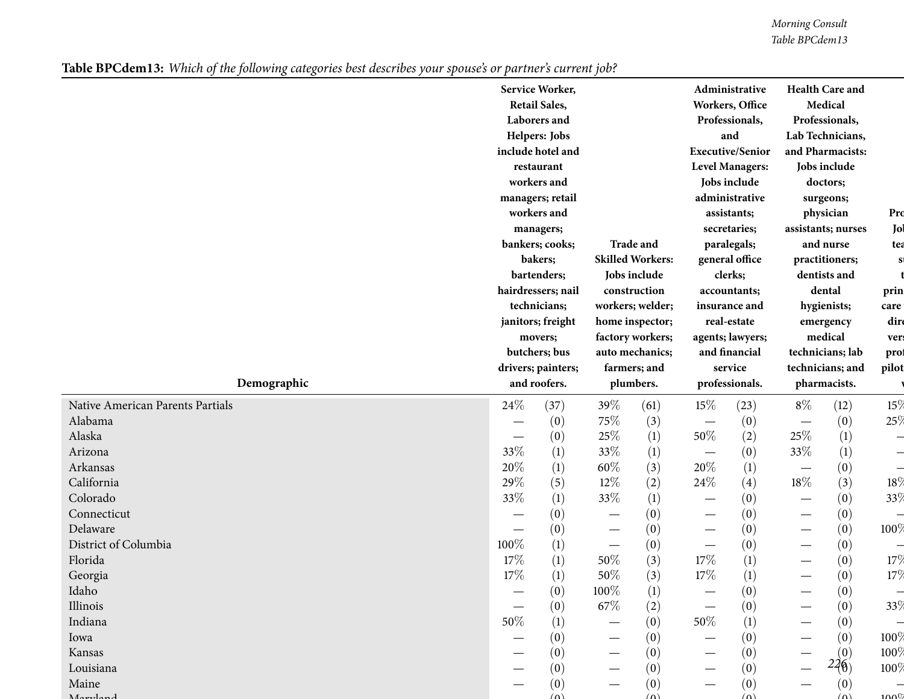**Table BPCdem13:** *Which of the following categories best describes your spouse's or partner's current job?*

| Demographic | Service Worker, Retail Sales, Laborers and Helpers: Jobs include hotel and restaurant workers and managers; retail workers and managers; bankers; cooks; bakers; bartenders; hairdressers; nail technicians; janitors; freight movers; butchers; bus drivers; painters; and roofers. | | Trade and Skilled Workers: Jobs include construction workers; welder; home inspector; factory workers; auto mechanics; farmers; and plumbers. | | Administrative Workers, Office Professionals, and Executive/Senior Level Managers: Jobs include administrative assistants; secretaries; paralegals; general office clerks; accountants; insurance and real-estate agents; lawyers; and financial service professionals. | | Health Care and Medical Professionals, Lab Technicians, and Pharmacists: Jobs include doctors; surgeons; physician assistants; nurses and nurse practitioners; dentists and dental hygienists; emergency medical technicians; lab technicians; and pharmacists. | | Pro... Jol... tea... su... t... prin... care... dire... vers... prof... pilot... w... |
|---|---|---|---|---|---|---|---|---|---|
| Native American Parents Partials | 24% | (37) | 39% | (61) | 15% | (23) | 8% | (12) | 15% |
| Alabama | — | (0) | 75% | (3) | — | (0) | — | (0) | 25% |
| Alaska | — | (0) | 25% | (1) | 50% | (2) | 25% | (1) | — |
| Arizona | 33% | (1) | 33% | (1) | — | (0) | 33% | (1) | — |
| Arkansas | 20% | (1) | 60% | (3) | 20% | (1) | — | (0) | — |
| California | 29% | (5) | 12% | (2) | 24% | (4) | 18% | (3) | 18% |
| Colorado | 33% | (1) | 33% | (1) | — | (0) | — | (0) | 33% |
| Connecticut | — | (0) | — | (0) | — | (0) | — | (0) | — |
| Delaware | — | (0) | — | (0) | — | (0) | — | (0) | 100% |
| District of Columbia | 100% | (1) | — | (0) | — | (0) | — | (0) | — |
| Florida | 17% | (1) | 50% | (3) | 17% | (1) | — | (0) | 17% |
| Georgia | 17% | (1) | 50% | (3) | 17% | (1) | — | (0) | 17% |
| Idaho | — | (0) | 100% | (1) | — | (0) | — | (0) | — |
| Illinois | — | (0) | 67% | (2) | — | (0) | — | (0) | 33% |
| Indiana | 50% | (1) | — | (0) | 50% | (1) | — | (0) | — |
| Iowa | — | (0) | — | (0) | — | (0) | — | (0) | 100% |
| Kansas | — | (0) | — | (0) | — | (0) | — | (0) | 100% |
| Louisiana | — | (0) | — | (0) | — | (0) | — | (0) | 100% |
| Maine | — | (0) | — | (0) | — | (0) | — | (0) | — |
| Maryland | — | (0) | — | (0) | — | (0) | — | (0) | 100% |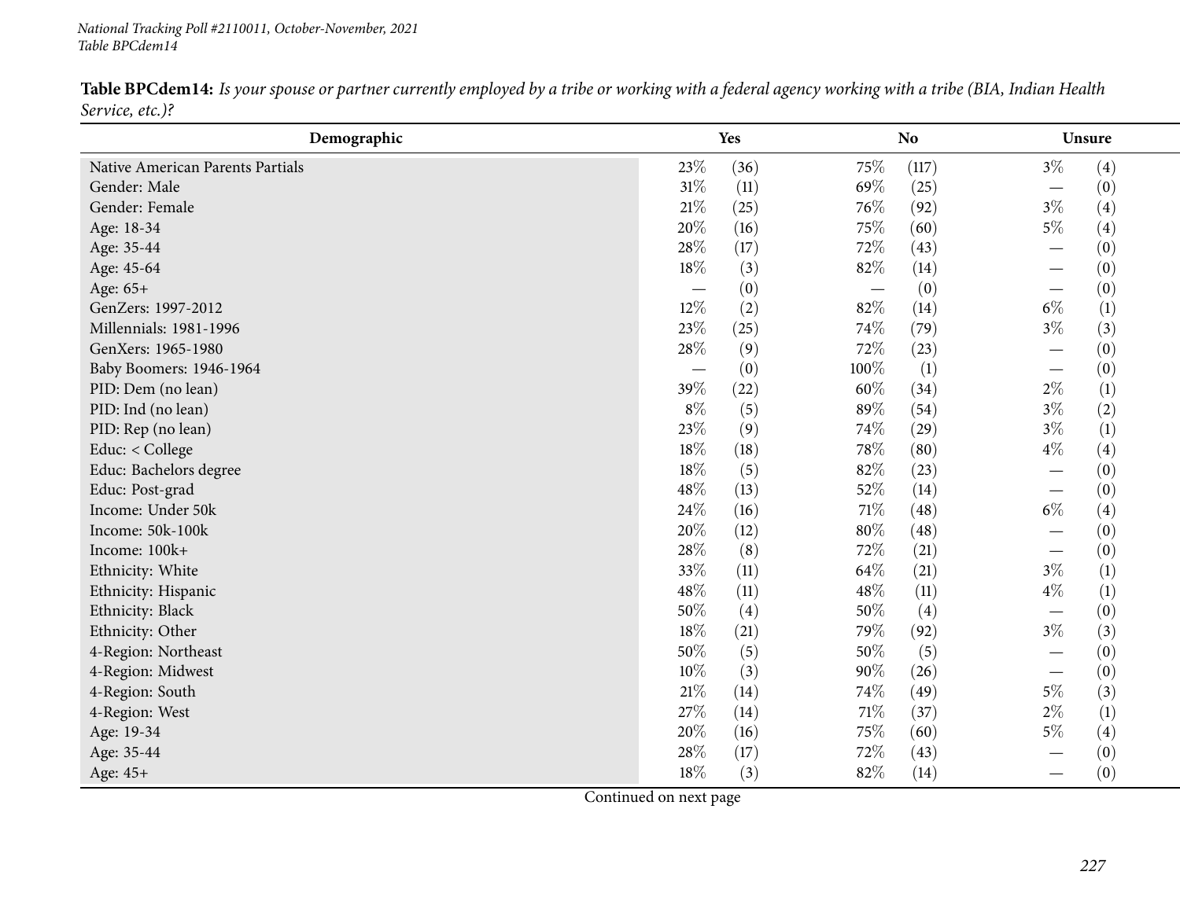**Table BPCdem14:** *Is your spouse or partner currently employed by a tribe or working with a federal agency working with a tribe (BIA, Indian Health Service, etc.)?*

| Demographic | Yes | | No | | Unsure | |
|---|---|---|---|---|---|---|
| Native American Parents Partials | 23% | (36) | 75% | (117) | 3% | (4) |
| Gender: Male | 31% | (11) | 69% | (25) | — | (0) |
| Gender: Female | 21% | (25) | 76% | (92) | 3% | (4) |
| Age: 18-34 | 20% | (16) | 75% | (60) | 5% | (4) |
| Age: 35-44 | 28% | (17) | 72% | (43) | — | (0) |
| Age: 45-64 | 18% | (3) | 82% | (14) | — | (0) |
| Age: 65+ | — | (0) | — | (0) | — | (0) |
| GenZers: 1997-2012 | 12% | (2) | 82% | (14) | 6% | (1) |
| Millennials: 1981-1996 | 23% | (25) | 74% | (79) | 3% | (3) |
| GenXers: 1965-1980 | 28% | (9) | 72% | (23) | — | (0) |
| Baby Boomers: 1946-1964 | — | (0) | 100% | (1) | — | (0) |
| PID: Dem (no lean) | 39% | (22) | 60% | (34) | 2% | (1) |
| PID: Ind (no lean) | 8% | (5) | 89% | (54) | 3% | (2) |
| PID: Rep (no lean) | 23% | (9) | 74% | (29) | 3% | (1) |
| Educ: < College | 18% | (18) | 78% | (80) | 4% | (4) |
| Educ: Bachelors degree | 18% | (5) | 82% | (23) | — | (0) |
| Educ: Post-grad | 48% | (13) | 52% | (14) | — | (0) |
| Income: Under 50k | 24% | (16) | 71% | (48) | 6% | (4) |
| Income: 50k-100k | 20% | (12) | 80% | (48) | — | (0) |
| Income: 100k+ | 28% | (8) | 72% | (21) | — | (0) |
| Ethnicity: White | 33% | (11) | 64% | (21) | 3% | (1) |
| Ethnicity: Hispanic | 48% | (11) | 48% | (11) | 4% | (1) |
| Ethnicity: Black | 50% | (4) | 50% | (4) | — | (0) |
| Ethnicity: Other | 18% | (21) | 79% | (92) | 3% | (3) |
| 4-Region: Northeast | 50% | (5) | 50% | (5) | — | (0) |
| 4-Region: Midwest | 10% | (3) | 90% | (26) | — | (0) |
| 4-Region: South | 21% | (14) | 74% | (49) | 5% | (3) |
| 4-Region: West | 27% | (14) | 71% | (37) | 2% | (1) |
| Age: 19-34 | 20% | (16) | 75% | (60) | 5% | (4) |
| Age: 35-44 | 28% | (17) | 72% | (43) | — | (0) |
| Age: 45+ | 18% | (3) | 82% | (14) | — | (0) |

Continued on next page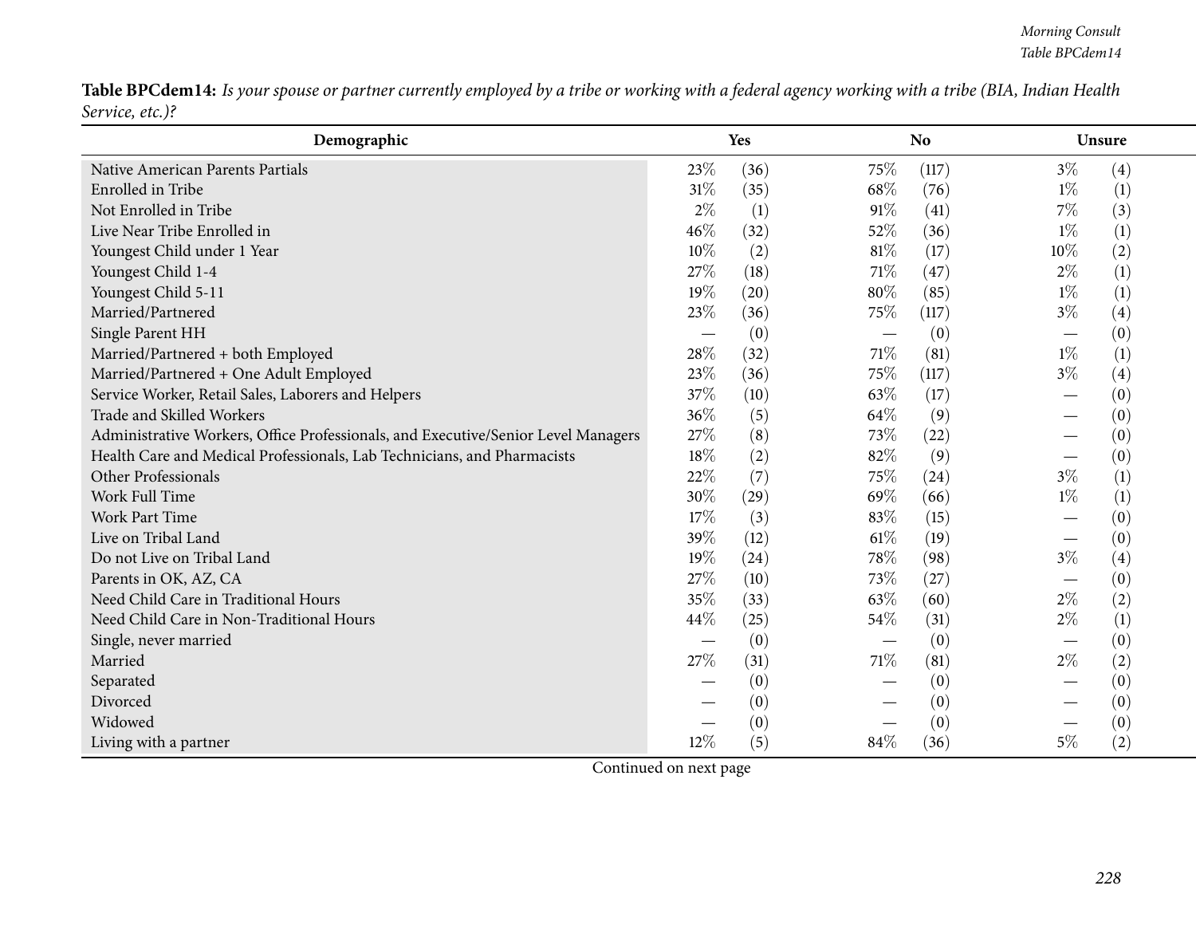**Table BPCdem14:** *Is your spouse or partner currently employed by a tribe or working with a federal agency working with a tribe (BIA, Indian Health Service, etc.)?*

| Demographic | Yes | | No | | Unsure | |
|---|---|---|---|---|---|---|
| Native American Parents Partials | 23% | (36) | 75% | (117) | 3% | (4) |
| Enrolled in Tribe | 31% | (35) | 68% | (76) | 1% | (1) |
| Not Enrolled in Tribe | 2% | (1) | 91% | (41) | 7% | (3) |
| Live Near Tribe Enrolled in | 46% | (32) | 52% | (36) | 1% | (1) |
| Youngest Child under 1 Year | 10% | (2) | 81% | (17) | 10% | (2) |
| Youngest Child 1-4 | 27% | (18) | 71% | (47) | 2% | (1) |
| Youngest Child 5-11 | 19% | (20) | 80% | (85) | 1% | (1) |
| Married/Partnered | 23% | (36) | 75% | (117) | 3% | (4) |
| Single Parent HH | — | (0) | — | (0) | — | (0) |
| Married/Partnered + both Employed | 28% | (32) | 71% | (81) | 1% | (1) |
| Married/Partnered + One Adult Employed | 23% | (36) | 75% | (117) | 3% | (4) |
| Service Worker, Retail Sales, Laborers and Helpers | 37% | (10) | 63% | (17) | — | (0) |
| Trade and Skilled Workers | 36% | (5) | 64% | (9) | — | (0) |
| Administrative Workers, Office Professionals, and Executive/Senior Level Managers | 27% | (8) | 73% | (22) | — | (0) |
| Health Care and Medical Professionals, Lab Technicians, and Pharmacists | 18% | (2) | 82% | (9) | — | (0) |
| Other Professionals | 22% | (7) | 75% | (24) | 3% | (1) |
| Work Full Time | 30% | (29) | 69% | (66) | 1% | (1) |
| Work Part Time | 17% | (3) | 83% | (15) | — | (0) |
| Live on Tribal Land | 39% | (12) | 61% | (19) | — | (0) |
| Do not Live on Tribal Land | 19% | (24) | 78% | (98) | 3% | (4) |
| Parents in OK, AZ, CA | 27% | (10) | 73% | (27) | — | (0) |
| Need Child Care in Traditional Hours | 35% | (33) | 63% | (60) | 2% | (2) |
| Need Child Care in Non-Traditional Hours | 44% | (25) | 54% | (31) | 2% | (1) |
| Single, never married | — | (0) | — | (0) | — | (0) |
| Married | 27% | (31) | 71% | (81) | 2% | (2) |
| Separated | — | (0) | — | (0) | — | (0) |
| Divorced | — | (0) | — | (0) | — | (0) |
| Widowed | — | (0) | — | (0) | — | (0) |
| Living with a partner | 12% | (5) | 84% | (36) | 5% | (2) |

Continued on next page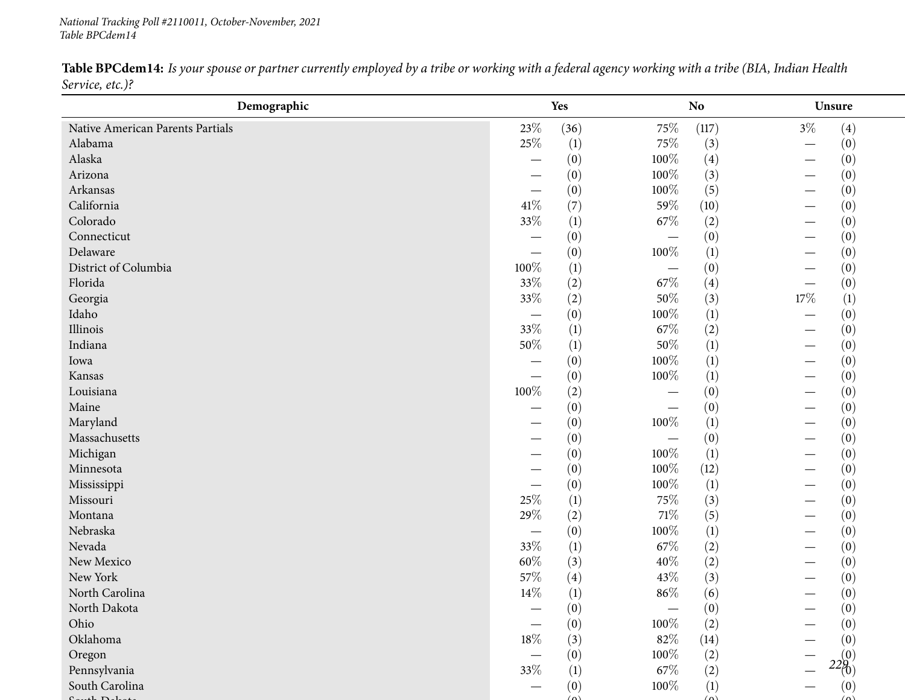National Tracking Poll #2110011, October-November, 2021
Table BPCdem14

**Table BPCdem14:** *Is your spouse or partner currently employed by a tribe or working with a federal agency working with a tribe (BIA, Indian Health Service, etc.)?*

| Demographic | Yes | | No | | Unsure | |
|---|---|---|---|---|---|---|
| Native American Parents Partials | 23% | (36) | 75% | (117) | 3% | (4) |
| Alabama | 25% | (1) | 75% | (3) | — | (0) |
| Alaska | — | (0) | 100% | (4) | — | (0) |
| Arizona | — | (0) | 100% | (3) | — | (0) |
| Arkansas | — | (0) | 100% | (5) | — | (0) |
| California | 41% | (7) | 59% | (10) | — | (0) |
| Colorado | 33% | (1) | 67% | (2) | — | (0) |
| Connecticut | — | (0) | — | (0) | — | (0) |
| Delaware | — | (0) | 100% | (1) | — | (0) |
| District of Columbia | 100% | (1) | — | (0) | — | (0) |
| Florida | 33% | (2) | 67% | (4) | — | (0) |
| Georgia | 33% | (2) | 50% | (3) | 17% | (1) |
| Idaho | — | (0) | 100% | (1) | — | (0) |
| Illinois | 33% | (1) | 67% | (2) | — | (0) |
| Indiana | 50% | (1) | 50% | (1) | — | (0) |
| Iowa | — | (0) | 100% | (1) | — | (0) |
| Kansas | — | (0) | 100% | (1) | — | (0) |
| Louisiana | 100% | (2) | — | (0) | — | (0) |
| Maine | — | (0) | — | (0) | — | (0) |
| Maryland | — | (0) | 100% | (1) | — | (0) |
| Massachusetts | — | (0) | — | (0) | — | (0) |
| Michigan | — | (0) | 100% | (1) | — | (0) |
| Minnesota | — | (0) | 100% | (12) | — | (0) |
| Mississippi | — | (0) | 100% | (1) | — | (0) |
| Missouri | 25% | (1) | 75% | (3) | — | (0) |
| Montana | 29% | (2) | 71% | (5) | — | (0) |
| Nebraska | — | (0) | 100% | (1) | — | (0) |
| Nevada | 33% | (1) | 67% | (2) | — | (0) |
| New Mexico | 60% | (3) | 40% | (2) | — | (0) |
| New York | 57% | (4) | 43% | (3) | — | (0) |
| North Carolina | 14% | (1) | 86% | (6) | — | (0) |
| North Dakota | — | (0) | — | (0) | — | (0) |
| Ohio | — | (0) | 100% | (2) | — | (0) |
| Oklahoma | 18% | (3) | 82% | (14) | — | (0) |
| Oregon | — | (0) | 100% | (2) | — | (0) |
| Pennsylvania | 33% | (1) | 67% | (2) | — | (0) |
| South Carolina | — | (0) | 100% | (1) | — | (0) |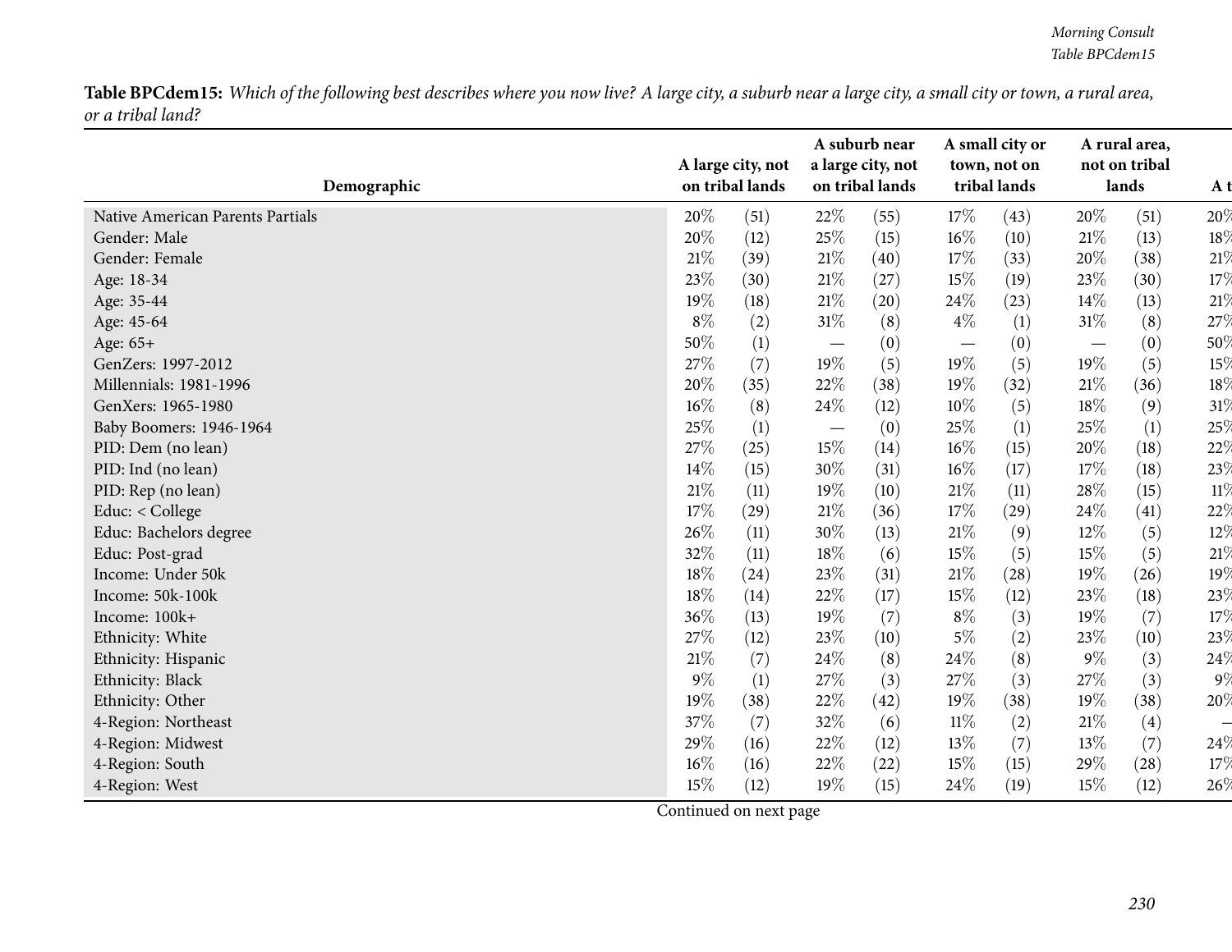**Table BPCdem15:** *Which of the following best describes where you now live? A large city, a suburb near a large city, a small city or town, a rural area, or a tribal land?*

| Demographic | A large city, not on tribal lands | | A suburb near a large city, not on tribal lands | | A small city or town, not on tribal lands | | A rural area, not on tribal lands | | A t |
|---|---|---|---|---|---|---|---|---|---|
| Native American Parents Partials | 20% | (51) | 22% | (55) | 17% | (43) | 20% | (51) | 20% |
| Gender: Male | 20% | (12) | 25% | (15) | 16% | (10) | 21% | (13) | 18% |
| Gender: Female | 21% | (39) | 21% | (40) | 17% | (33) | 20% | (38) | 21% |
| Age: 18-34 | 23% | (30) | 21% | (27) | 15% | (19) | 23% | (30) | 17% |
| Age: 35-44 | 19% | (18) | 21% | (20) | 24% | (23) | 14% | (13) | 21% |
| Age: 45-64 | 8% | (2) | 31% | (8) | 4% | (1) | 31% | (8) | 27% |
| Age: 65+ | 50% | (1) | — | (0) | — | (0) | — | (0) | 50% |
| GenZers: 1997-2012 | 27% | (7) | 19% | (5) | 19% | (5) | 19% | (5) | 15% |
| Millennials: 1981-1996 | 20% | (35) | 22% | (38) | 19% | (32) | 21% | (36) | 18% |
| GenXers: 1965-1980 | 16% | (8) | 24% | (12) | 10% | (5) | 18% | (9) | 31% |
| Baby Boomers: 1946-1964 | 25% | (1) | — | (0) | 25% | (1) | 25% | (1) | 25% |
| PID: Dem (no lean) | 27% | (25) | 15% | (14) | 16% | (15) | 20% | (18) | 22% |
| PID: Ind (no lean) | 14% | (15) | 30% | (31) | 16% | (17) | 17% | (18) | 23% |
| PID: Rep (no lean) | 21% | (11) | 19% | (10) | 21% | (11) | 28% | (15) | 11% |
| Educ: < College | 17% | (29) | 21% | (36) | 17% | (29) | 24% | (41) | 22% |
| Educ: Bachelors degree | 26% | (11) | 30% | (13) | 21% | (9) | 12% | (5) | 12% |
| Educ: Post-grad | 32% | (11) | 18% | (6) | 15% | (5) | 15% | (5) | 21% |
| Income: Under 50k | 18% | (24) | 23% | (31) | 21% | (28) | 19% | (26) | 19% |
| Income: 50k-100k | 18% | (14) | 22% | (17) | 15% | (12) | 23% | (18) | 23% |
| Income: 100k+ | 36% | (13) | 19% | (7) | 8% | (3) | 19% | (7) | 17% |
| Ethnicity: White | 27% | (12) | 23% | (10) | 5% | (2) | 23% | (10) | 23% |
| Ethnicity: Hispanic | 21% | (7) | 24% | (8) | 24% | (8) | 9% | (3) | 24% |
| Ethnicity: Black | 9% | (1) | 27% | (3) | 27% | (3) | 27% | (3) | 9% |
| Ethnicity: Other | 19% | (38) | 22% | (42) | 19% | (38) | 19% | (38) | 20% |
| 4-Region: Northeast | 37% | (7) | 32% | (6) | 11% | (2) | 21% | (4) | — |
| 4-Region: Midwest | 29% | (16) | 22% | (12) | 13% | (7) | 13% | (7) | 24% |
| 4-Region: South | 16% | (16) | 22% | (22) | 15% | (15) | 29% | (28) | 17% |
| 4-Region: West | 15% | (12) | 19% | (15) | 24% | (19) | 15% | (12) | 26% |

Continued on next page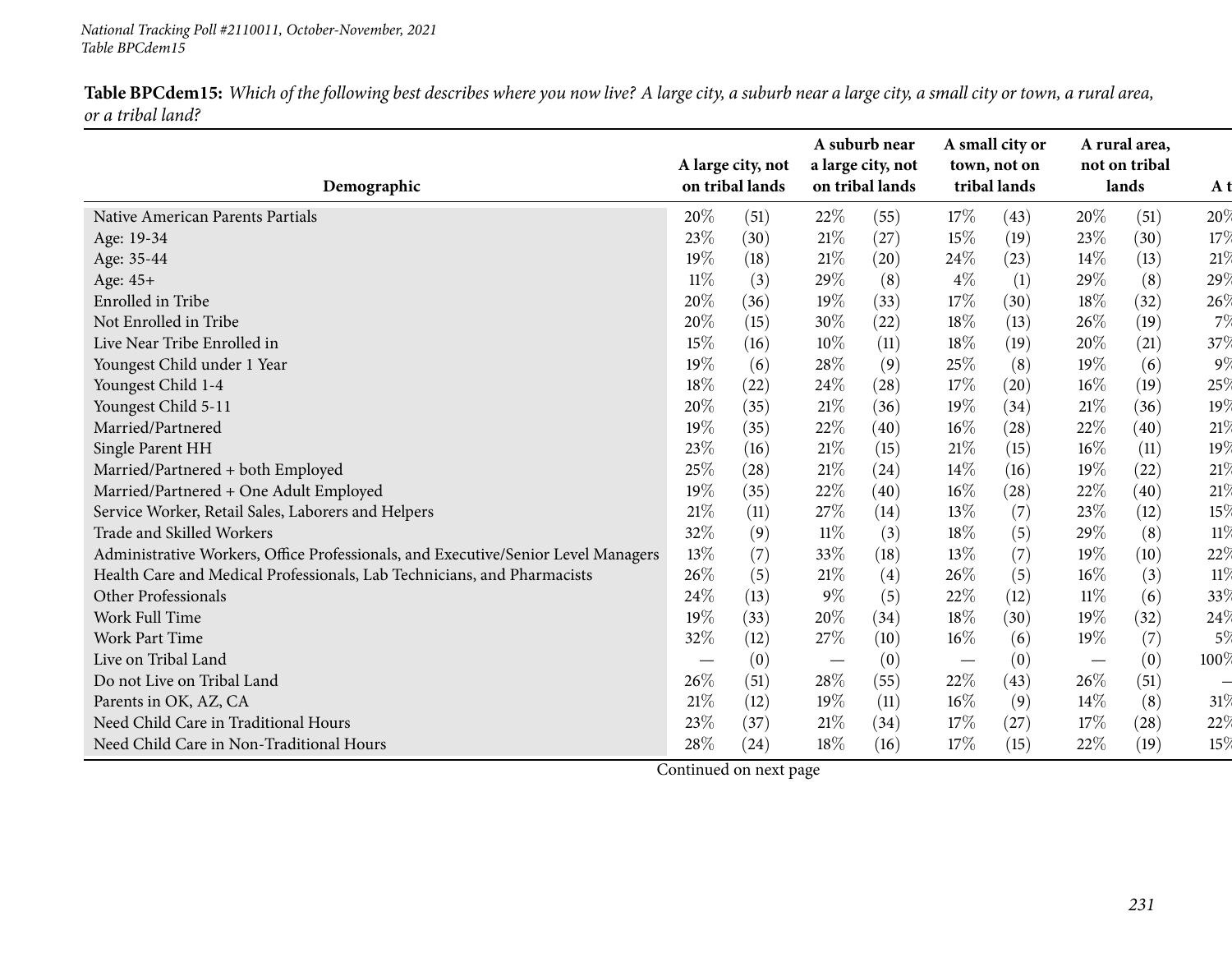**Table BPCdem15:** *Which of the following best describes where you now live? A large city, a suburb near a large city, a small city or town, a rural area, or a tribal land?*

| Demographic | A large city, not on tribal lands | | A suburb near a large city, not on tribal lands | | A small city or town, not on tribal lands | | A rural area, not on tribal lands | | A t |
|---|---|---|---|---|---|---|---|---|---|
| Native American Parents Partials | 20% | (51) | 22% | (55) | 17% | (43) | 20% | (51) | 20% |
| Age: 19-34 | 23% | (30) | 21% | (27) | 15% | (19) | 23% | (30) | 17% |
| Age: 35-44 | 19% | (18) | 21% | (20) | 24% | (23) | 14% | (13) | 21% |
| Age: 45+ | 11% | (3) | 29% | (8) | 4% | (1) | 29% | (8) | 29% |
| Enrolled in Tribe | 20% | (36) | 19% | (33) | 17% | (30) | 18% | (32) | 26% |
| Not Enrolled in Tribe | 20% | (15) | 30% | (22) | 18% | (13) | 26% | (19) | 7% |
| Live Near Tribe Enrolled in | 15% | (16) | 10% | (11) | 18% | (19) | 20% | (21) | 37% |
| Youngest Child under 1 Year | 19% | (6) | 28% | (9) | 25% | (8) | 19% | (6) | 9% |
| Youngest Child 1-4 | 18% | (22) | 24% | (28) | 17% | (20) | 16% | (19) | 25% |
| Youngest Child 5-11 | 20% | (35) | 21% | (36) | 19% | (34) | 21% | (36) | 19% |
| Married/Partnered | 19% | (35) | 22% | (40) | 16% | (28) | 22% | (40) | 21% |
| Single Parent HH | 23% | (16) | 21% | (15) | 21% | (15) | 16% | (11) | 19% |
| Married/Partnered + both Employed | 25% | (28) | 21% | (24) | 14% | (16) | 19% | (22) | 21% |
| Married/Partnered + One Adult Employed | 19% | (35) | 22% | (40) | 16% | (28) | 22% | (40) | 21% |
| Service Worker, Retail Sales, Laborers and Helpers | 21% | (11) | 27% | (14) | 13% | (7) | 23% | (12) | 15% |
| Trade and Skilled Workers | 32% | (9) | 11% | (3) | 18% | (5) | 29% | (8) | 11% |
| Administrative Workers, Office Professionals, and Executive/Senior Level Managers | 13% | (7) | 33% | (18) | 13% | (7) | 19% | (10) | 22% |
| Health Care and Medical Professionals, Lab Technicians, and Pharmacists | 26% | (5) | 21% | (4) | 26% | (5) | 16% | (3) | 11% |
| Other Professionals | 24% | (13) | 9% | (5) | 22% | (12) | 11% | (6) | 33% |
| Work Full Time | 19% | (33) | 20% | (34) | 18% | (30) | 19% | (32) | 24% |
| Work Part Time | 32% | (12) | 27% | (10) | 16% | (6) | 19% | (7) | 5% |
| Live on Tribal Land | — | (0) | — | (0) | — | (0) | — | (0) | 100% |
| Do not Live on Tribal Land | 26% | (51) | 28% | (55) | 22% | (43) | 26% | (51) | — |
| Parents in OK, AZ, CA | 21% | (12) | 19% | (11) | 16% | (9) | 14% | (8) | 31% |
| Need Child Care in Traditional Hours | 23% | (37) | 21% | (34) | 17% | (27) | 17% | (28) | 22% |
| Need Child Care in Non-Traditional Hours | 28% | (24) | 18% | (16) | 17% | (15) | 22% | (19) | 15% |

Continued on next page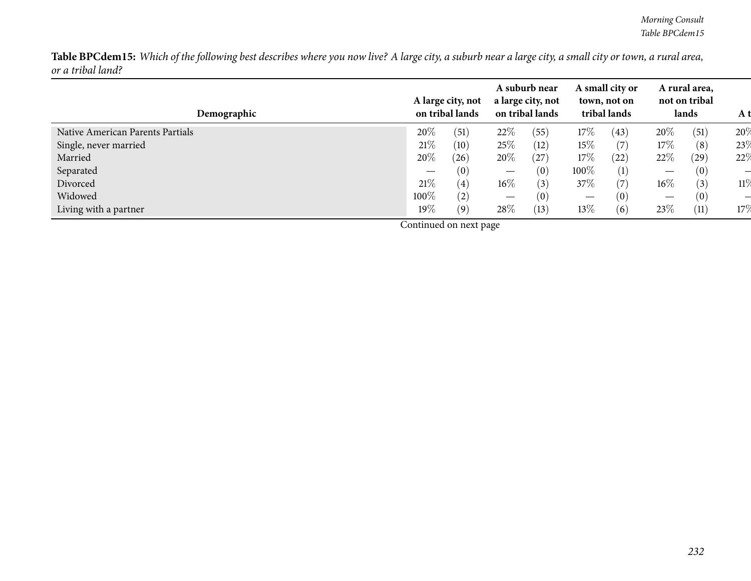**Table BPCdem15:** *Which of the following best describes where you now live? A large city, a suburb near a large city, a small city or town, a rural area, or a tribal land?*

| Demographic | A large city, not on tribal lands | | A suburb near a large city, not on tribal lands | | A small city or town, not on tribal lands | | A rural area, not on tribal lands | | A t |
|---|---|---|---|---|---|---|---|---|---|
| Native American Parents Partials | 20% | (51) | 22% | (55) | 17% | (43) | 20% | (51) | 20% |
| Single, never married | 21% | (10) | 25% | (12) | 15% | (7) | 17% | (8) | 23% |
| Married | 20% | (26) | 20% | (27) | 17% | (22) | 22% | (29) | 22% |
| Separated | — | (0) | — | (0) | 100% | (1) | — | (0) | — |
| Divorced | 21% | (4) | 16% | (3) | 37% | (7) | 16% | (3) | 11% |
| Widowed | 100% | (2) | — | (0) | — | (0) | — | (0) | — |
| Living with a partner | 19% | (9) | 28% | (13) | 13% | (6) | 23% | (11) | 17% |

Continued on next page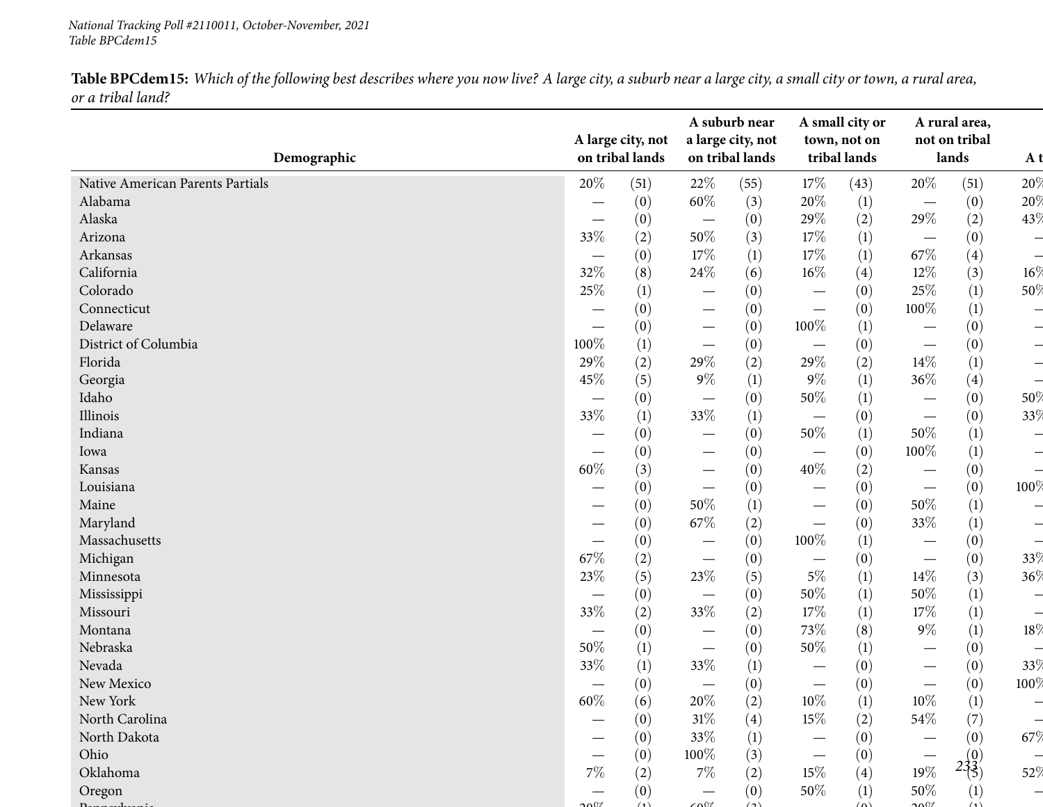## Table BPCdem15: *Which of the following best describes where you now live? A large city, a suburb near a large city, a small city or town, a rural area, or a tribal land?*

| Demographic | A large city, not on tribal lands | | A suburb near a large city, not on tribal lands | | A small city or town, not on tribal lands | | A rural area, not on tribal lands | | A t |
|---|---|---|---|---|---|---|---|---|---|
| Native American Parents Partials | 20% | (51) | 22% | (55) | 17% | (43) | 20% | (51) | 20% |
| Alabama | — | (0) | 60% | (3) | 20% | (1) | — | (0) | 20% |
| Alaska | — | (0) | — | (0) | 29% | (2) | 29% | (2) | 43% |
| Arizona | 33% | (2) | 50% | (3) | 17% | (1) | — | (0) | — |
| Arkansas | — | (0) | 17% | (1) | 17% | (1) | 67% | (4) | — |
| California | 32% | (8) | 24% | (6) | 16% | (4) | 12% | (3) | 16% |
| Colorado | 25% | (1) | — | (0) | — | (0) | 25% | (1) | 50% |
| Connecticut | — | (0) | — | (0) | — | (0) | 100% | (1) | — |
| Delaware | — | (0) | — | (0) | 100% | (1) | — | (0) | — |
| District of Columbia | 100% | (1) | — | (0) | — | (0) | — | (0) | — |
| Florida | 29% | (2) | 29% | (2) | 29% | (2) | 14% | (1) | — |
| Georgia | 45% | (5) | 9% | (1) | 9% | (1) | 36% | (4) | — |
| Idaho | — | (0) | — | (0) | 50% | (1) | — | (0) | 50% |
| Illinois | 33% | (1) | 33% | (1) | — | (0) | — | (0) | 33% |
| Indiana | — | (0) | — | (0) | 50% | (1) | 50% | (1) | — |
| Iowa | — | (0) | — | (0) | — | (0) | 100% | (1) | — |
| Kansas | 60% | (3) | — | (0) | 40% | (2) | — | (0) | — |
| Louisiana | — | (0) | — | (0) | — | (0) | — | (0) | 100% |
| Maine | — | (0) | 50% | (1) | — | (0) | 50% | (1) | — |
| Maryland | — | (0) | 67% | (2) | — | (0) | 33% | (1) | — |
| Massachusetts | — | (0) | — | (0) | 100% | (1) | — | (0) | — |
| Michigan | 67% | (2) | — | (0) | — | (0) | — | (0) | 33% |
| Minnesota | 23% | (5) | 23% | (5) | 5% | (1) | 14% | (3) | 36% |
| Mississippi | — | (0) | — | (0) | 50% | (1) | 50% | (1) | — |
| Missouri | 33% | (2) | 33% | (2) | 17% | (1) | 17% | (1) | — |
| Montana | — | (0) | — | (0) | 73% | (8) | 9% | (1) | 18% |
| Nebraska | 50% | (1) | — | (0) | 50% | (1) | — | (0) | — |
| Nevada | 33% | (1) | 33% | (1) | — | (0) | — | (0) | 33% |
| New Mexico | — | (0) | — | (0) | — | (0) | — | (0) | 100% |
| New York | 60% | (6) | 20% | (2) | 10% | (1) | 10% | (1) | — |
| North Carolina | — | (0) | 31% | (4) | 15% | (2) | 54% | (7) | — |
| North Dakota | — | (0) | 33% | (1) | — | (0) | — | (0) | 67% |
| Ohio | — | (0) | 100% | (3) | — | (0) | — | (0) | — |
| Oklahoma | 7% | (2) | 7% | (2) | 15% | (4) | 19% | (5) | 52% |
| Oregon | — | (0) | — | (0) | 50% | (1) | 50% | (1) | — |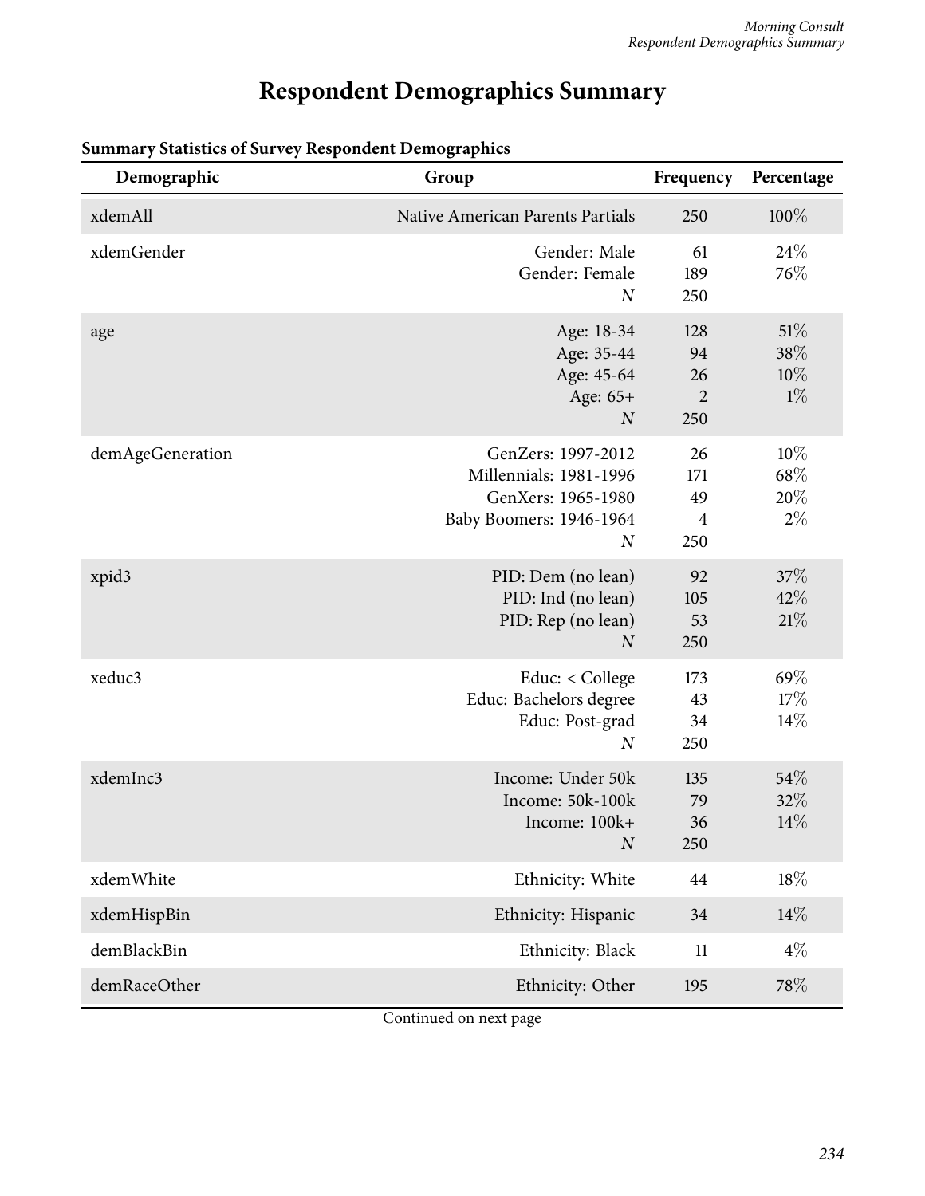# Respondent Demographics Summary

**Summary Statistics of Survey Respondent Demographics**

| Demographic | Group | Frequency | Percentage |
|---|---|---|---|
| xdemAll | Native American Parents Partials | 250 | 100% |
| xdemGender | Gender: Male | 61 | 24% |
| | Gender: Female | 189 | 76% |
| | *N* | 250 | |
| age | Age: 18-34 | 128 | 51% |
| | Age: 35-44 | 94 | 38% |
| | Age: 45-64 | 26 | 10% |
| | Age: 65+ | 2 | 1% |
| | *N* | 250 | |
| demAgeGeneration | GenZers: 1997-2012 | 26 | 10% |
| | Millennials: 1981-1996 | 171 | 68% |
| | GenXers: 1965-1980 | 49 | 20% |
| | Baby Boomers: 1946-1964 | 4 | 2% |
| | *N* | 250 | |
| xpid3 | PID: Dem (no lean) | 92 | 37% |
| | PID: Ind (no lean) | 105 | 42% |
| | PID: Rep (no lean) | 53 | 21% |
| | *N* | 250 | |
| xeduc3 | Educ: < College | 173 | 69% |
| | Educ: Bachelors degree | 43 | 17% |
| | Educ: Post-grad | 34 | 14% |
| | *N* | 250 | |
| xdemInc3 | Income: Under 50k | 135 | 54% |
| | Income: 50k-100k | 79 | 32% |
| | Income: 100k+ | 36 | 14% |
| | *N* | 250 | |
| xdemWhite | Ethnicity: White | 44 | 18% |
| xdemHispBin | Ethnicity: Hispanic | 34 | 14% |
| demBlackBin | Ethnicity: Black | 11 | 4% |
| demRaceOther | Ethnicity: Other | 195 | 78% |

Continued on next page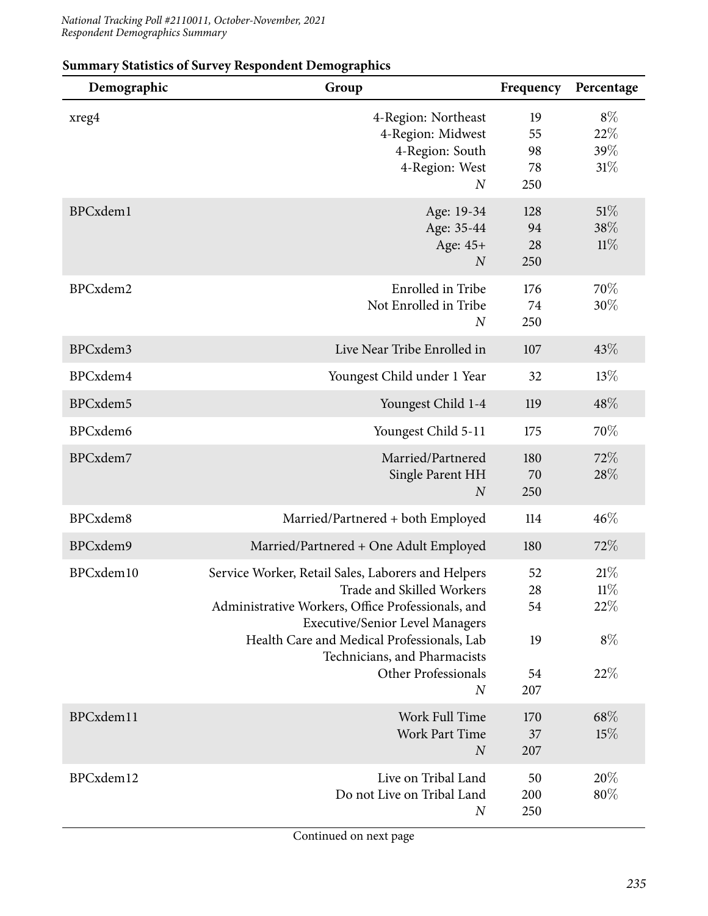**Summary Statistics of Survey Respondent Demographics**

| Demographic | Group | Frequency | Percentage |
|---|---|---|---|
| xreg4 | 4-Region: Northeast | 19 | 8% |
| | 4-Region: Midwest | 55 | 22% |
| | 4-Region: South | 98 | 39% |
| | 4-Region: West | 78 | 31% |
| | *N* | 250 | |
| BPCxdem1 | Age: 19-34 | 128 | 51% |
| | Age: 35-44 | 94 | 38% |
| | Age: 45+ | 28 | 11% |
| | *N* | 250 | |
| BPCxdem2 | Enrolled in Tribe | 176 | 70% |
| | Not Enrolled in Tribe | 74 | 30% |
| | *N* | 250 | |
| BPCxdem3 | Live Near Tribe Enrolled in | 107 | 43% |
| BPCxdem4 | Youngest Child under 1 Year | 32 | 13% |
| BPCxdem5 | Youngest Child 1-4 | 119 | 48% |
| BPCxdem6 | Youngest Child 5-11 | 175 | 70% |
| BPCxdem7 | Married/Partnered | 180 | 72% |
| | Single Parent HH | 70 | 28% |
| | *N* | 250 | |
| BPCxdem8 | Married/Partnered + both Employed | 114 | 46% |
| BPCxdem9 | Married/Partnered + One Adult Employed | 180 | 72% |
| BPCxdem10 | Service Worker, Retail Sales, Laborers and Helpers | 52 | 21% |
| | Trade and Skilled Workers | 28 | 11% |
| | Administrative Workers, Office Professionals, and Executive/Senior Level Managers | 54 | 22% |
| | Health Care and Medical Professionals, Lab Technicians, and Pharmacists | 19 | 8% |
| | Other Professionals | 54 | 22% |
| | *N* | 207 | |
| BPCxdem11 | Work Full Time | 170 | 68% |
| | Work Part Time | 37 | 15% |
| | *N* | 207 | |
| BPCxdem12 | Live on Tribal Land | 50 | 20% |
| | Do not Live on Tribal Land | 200 | 80% |
| | *N* | 250 | |

Continued on next page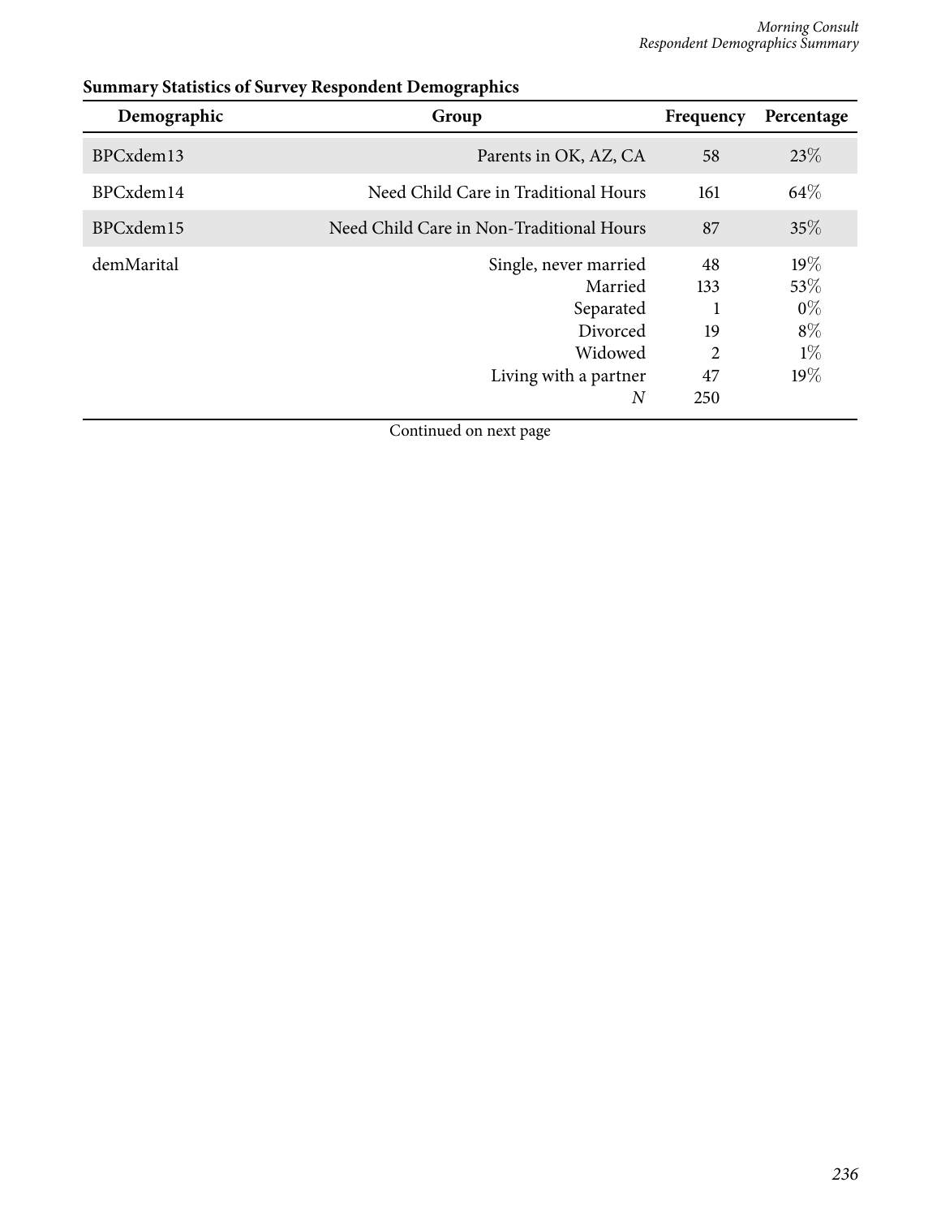**Summary Statistics of Survey Respondent Demographics**

| Demographic | Group | Frequency | Percentage |
|---|---|---|---|
| BPCxdem13 | Parents in OK, AZ, CA | 58 | 23% |
| BPCxdem14 | Need Child Care in Traditional Hours | 161 | 64% |
| BPCxdem15 | Need Child Care in Non-Traditional Hours | 87 | 35% |
| demMarital | Single, never married | 48 | 19% |
| | Married | 133 | 53% |
| | Separated | 1 | 0% |
| | Divorced | 19 | 8% |
| | Widowed | 2 | 1% |
| | Living with a partner | 47 | 19% |
| | *N* | 250 | |

Continued on next page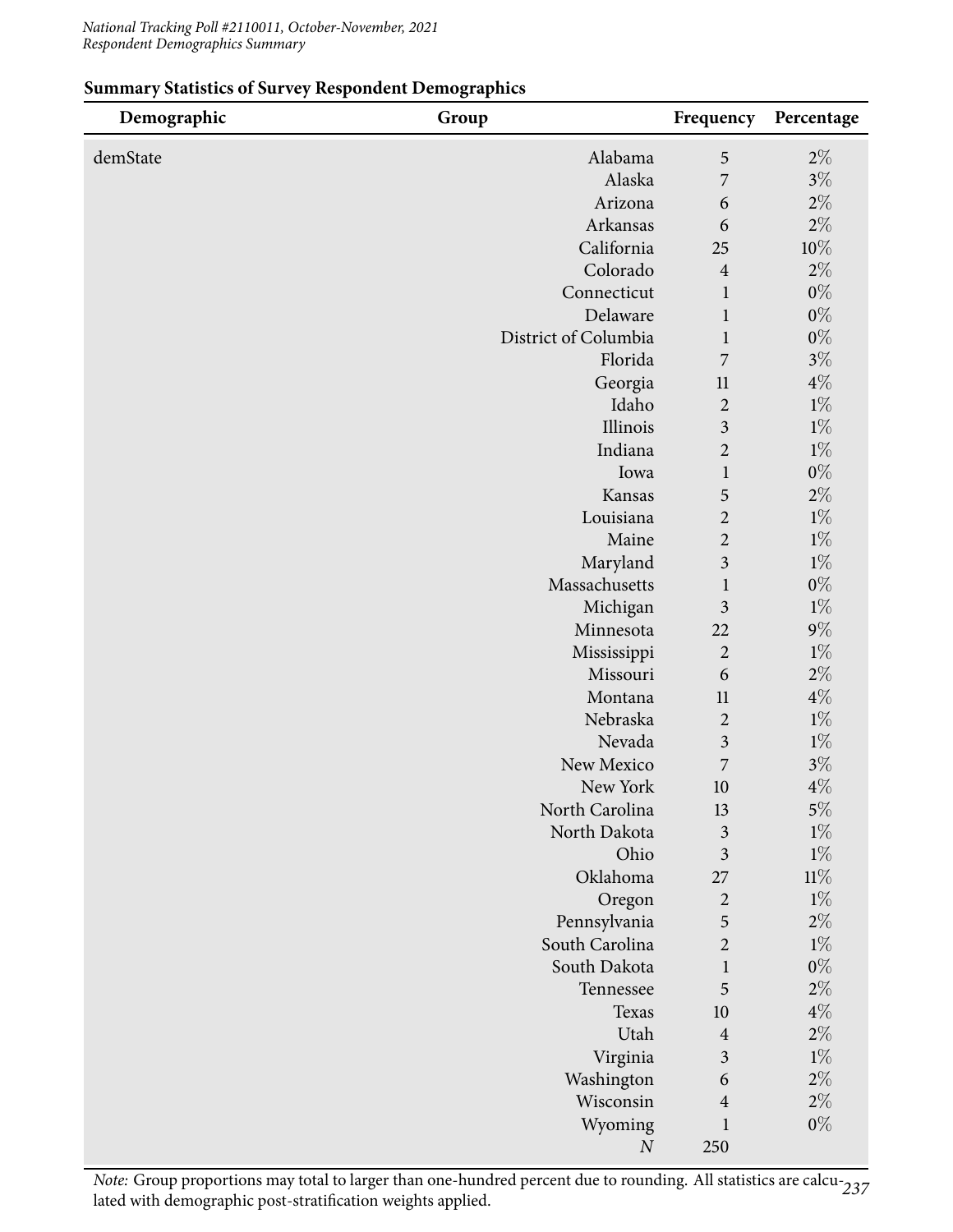**Summary Statistics of Survey Respondent Demographics**

| Demographic | Group | Frequency | Percentage |
|---|---|---|---|
| demState | Alabama | 5 | 2% |
| | Alaska | 7 | 3% |
| | Arizona | 6 | 2% |
| | Arkansas | 6 | 2% |
| | California | 25 | 10% |
| | Colorado | 4 | 2% |
| | Connecticut | 1 | 0% |
| | Delaware | 1 | 0% |
| | District of Columbia | 1 | 0% |
| | Florida | 7 | 3% |
| | Georgia | 11 | 4% |
| | Idaho | 2 | 1% |
| | Illinois | 3 | 1% |
| | Indiana | 2 | 1% |
| | Iowa | 1 | 0% |
| | Kansas | 5 | 2% |
| | Louisiana | 2 | 1% |
| | Maine | 2 | 1% |
| | Maryland | 3 | 1% |
| | Massachusetts | 1 | 0% |
| | Michigan | 3 | 1% |
| | Minnesota | 22 | 9% |
| | Mississippi | 2 | 1% |
| | Missouri | 6 | 2% |
| | Montana | 11 | 4% |
| | Nebraska | 2 | 1% |
| | Nevada | 3 | 1% |
| | New Mexico | 7 | 3% |
| | New York | 10 | 4% |
| | North Carolina | 13 | 5% |
| | North Dakota | 3 | 1% |
| | Ohio | 3 | 1% |
| | Oklahoma | 27 | 11% |
| | Oregon | 2 | 1% |
| | Pennsylvania | 5 | 2% |
| | South Carolina | 2 | 1% |
| | South Dakota | 1 | 0% |
| | Tennessee | 5 | 2% |
| | Texas | 10 | 4% |
| | Utah | 4 | 2% |
| | Virginia | 3 | 1% |
| | Washington | 6 | 2% |
| | Wisconsin | 4 | 2% |
| | Wyoming | 1 | 0% |
| | *N* | 250 | |

*Note:* Group proportions may total to larger than one-hundred percent due to rounding. All statistics are calculated with demographic post-stratification weights applied.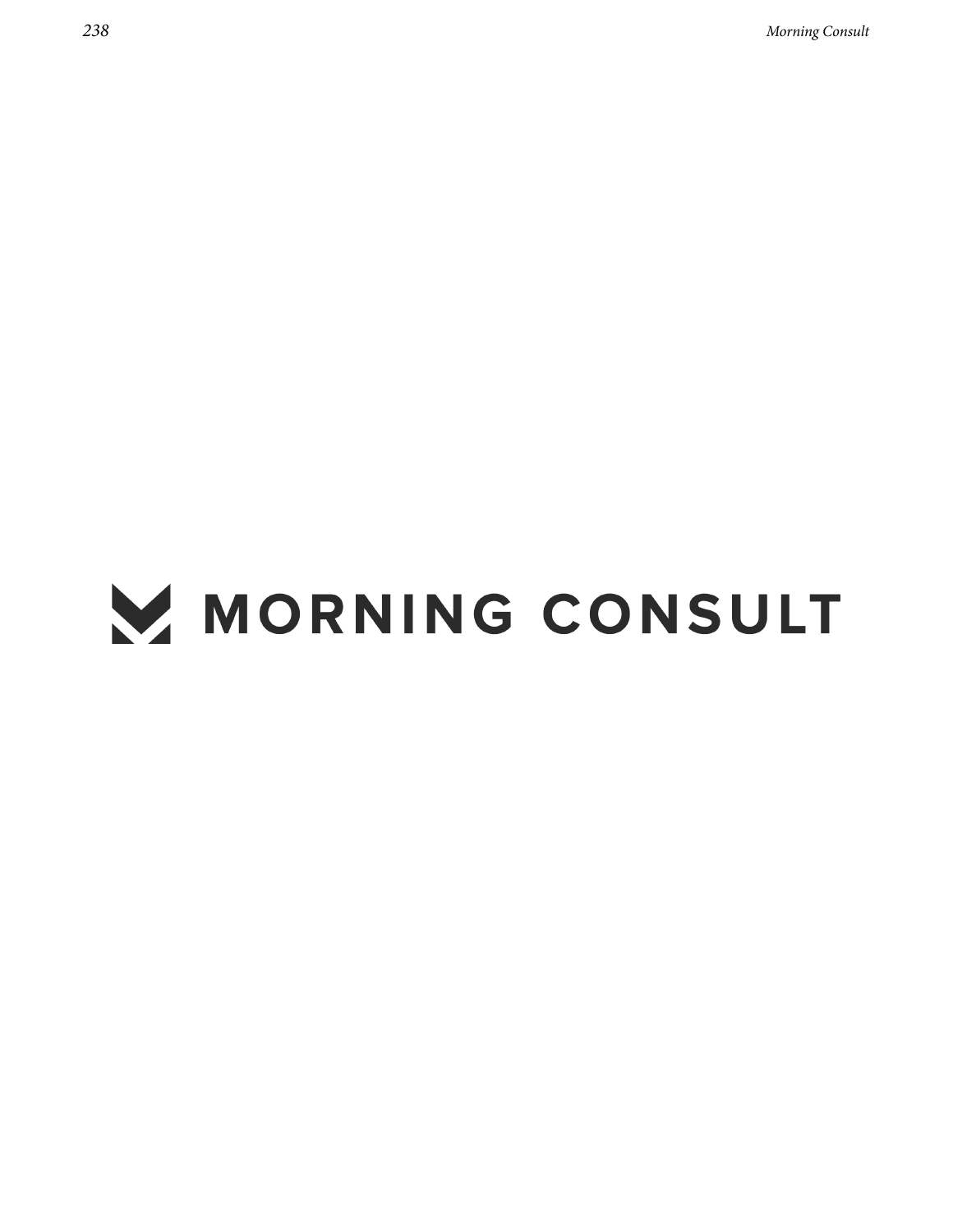MORNING CONSULT